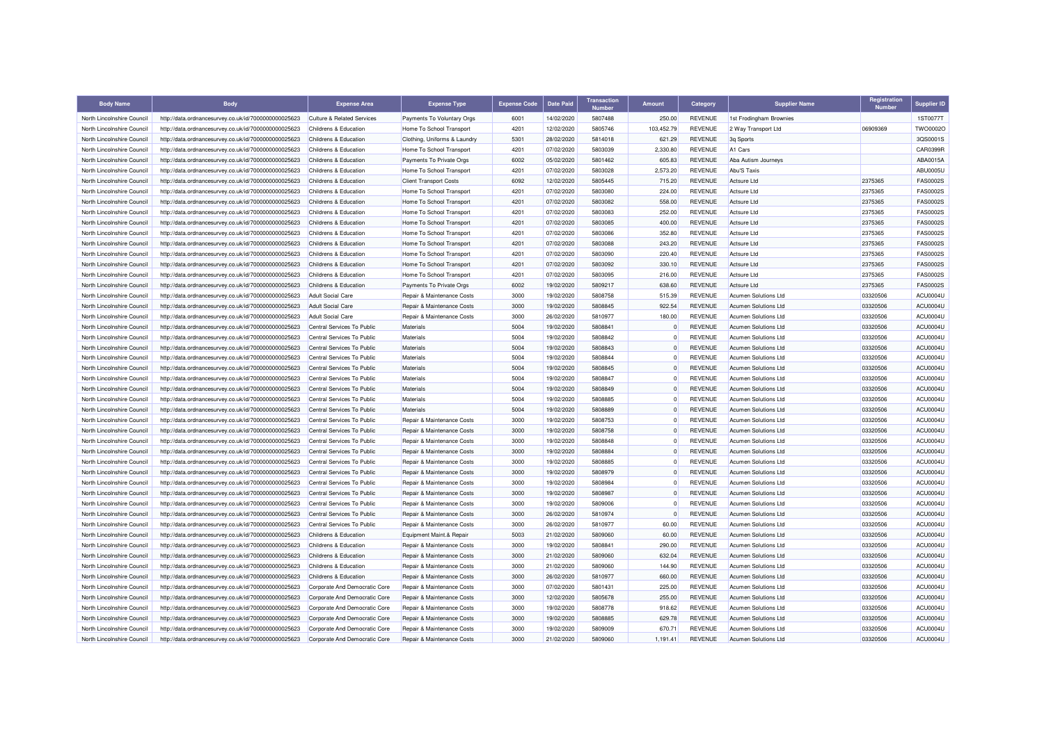| Body Name | Body | Expense Area | Expense Type | Expense Code | Date Paid | Transaction Number | Amount | Category | Supplier Name | Registration Number | Supplier ID |
|---|---|---|---|---|---|---|---|---|---|---|---|
| North Lincolnshire Council | http://data.ordnancesurvey.co.uk/id/7000000000025623 | Culture & Related Services | Payments To Voluntary Orgs | 6001 | 14/02/2020 | 5807488 | 250.00 | REVENUE | 1st Frodingham Brownies | | 1ST0077T |
| North Lincolnshire Council | http://data.ordnancesurvey.co.uk/id/7000000000025623 | Childrens & Education | Home To School Transport | 4201 | 12/02/2020 | 5805746 | 103,452.79 | REVENUE | 2 Way Transport Ltd | 06909369 | TWO0002O |
| North Lincolnshire Council | http://data.ordnancesurvey.co.uk/id/7000000000025623 | Childrens & Education | Clothing, Uniforms & Laundry | 5301 | 28/02/2020 | 5814018 | 621.29 | REVENUE | 3q Sports | | 3QS0001S |
| North Lincolnshire Council | http://data.ordnancesurvey.co.uk/id/7000000000025623 | Childrens & Education | Home To School Transport | 4201 | 07/02/2020 | 5803039 | 2,330.80 | REVENUE | A1 Cars | | CAR0399R |
| North Lincolnshire Council | http://data.ordnancesurvey.co.uk/id/7000000000025623 | Childrens & Education | Payments To Private Orgs | 6002 | 05/02/2020 | 5801462 | 605.83 | REVENUE | Aba Autism Journeys | | ABA0015A |
| North Lincolnshire Council | http://data.ordnancesurvey.co.uk/id/7000000000025623 | Childrens & Education | Home To School Transport | 4201 | 07/02/2020 | 5803028 | 2,573.20 | REVENUE | Abu'S Taxis | | ABU0005U |
| North Lincolnshire Council | http://data.ordnancesurvey.co.uk/id/7000000000025623 | Childrens & Education | Client Transport Costs | 6092 | 12/02/2020 | 5805445 | 715.20 | REVENUE | Actsure Ltd | 2375365 | FAS0002S |
| North Lincolnshire Council | http://data.ordnancesurvey.co.uk/id/7000000000025623 | Childrens & Education | Home To School Transport | 4201 | 07/02/2020 | 5803080 | 224.00 | REVENUE | Actsure Ltd | 2375365 | FAS0002S |
| North Lincolnshire Council | http://data.ordnancesurvey.co.uk/id/7000000000025623 | Childrens & Education | Home To School Transport | 4201 | 07/02/2020 | 5803082 | 558.00 | REVENUE | Actsure Ltd | 2375365 | FAS0002S |
| North Lincolnshire Council | http://data.ordnancesurvey.co.uk/id/7000000000025623 | Childrens & Education | Home To School Transport | 4201 | 07/02/2020 | 5803083 | 252.00 | REVENUE | Actsure Ltd | 2375365 | FAS0002S |
| North Lincolnshire Council | http://data.ordnancesurvey.co.uk/id/7000000000025623 | Childrens & Education | Home To School Transport | 4201 | 07/02/2020 | 5803085 | 400.00 | REVENUE | Actsure Ltd | 2375365 | FAS0002S |
| North Lincolnshire Council | http://data.ordnancesurvey.co.uk/id/7000000000025623 | Childrens & Education | Home To School Transport | 4201 | 07/02/2020 | 5803086 | 352.80 | REVENUE | Actsure Ltd | 2375365 | FAS0002S |
| North Lincolnshire Council | http://data.ordnancesurvey.co.uk/id/7000000000025623 | Childrens & Education | Home To School Transport | 4201 | 07/02/2020 | 5803088 | 243.20 | REVENUE | Actsure Ltd | 2375365 | FAS0002S |
| North Lincolnshire Council | http://data.ordnancesurvey.co.uk/id/7000000000025623 | Childrens & Education | Home To School Transport | 4201 | 07/02/2020 | 5803090 | 220.40 | REVENUE | Actsure Ltd | 2375365 | FAS0002S |
| North Lincolnshire Council | http://data.ordnancesurvey.co.uk/id/7000000000025623 | Childrens & Education | Home To School Transport | 4201 | 07/02/2020 | 5803092 | 330.10 | REVENUE | Actsure Ltd | 2375365 | FAS0002S |
| North Lincolnshire Council | http://data.ordnancesurvey.co.uk/id/7000000000025623 | Childrens & Education | Home To School Transport | 4201 | 07/02/2020 | 5803095 | 216.00 | REVENUE | Actsure Ltd | 2375365 | FAS0002S |
| North Lincolnshire Council | http://data.ordnancesurvey.co.uk/id/7000000000025623 | Childrens & Education | Payments To Private Orgs | 6002 | 19/02/2020 | 5809217 | 638.60 | REVENUE | Actsure Ltd | 2375365 | FAS0002S |
| North Lincolnshire Council | http://data.ordnancesurvey.co.uk/id/7000000000025623 | Adult Social Care | Repair & Maintenance Costs | 3000 | 19/02/2020 | 5808758 | 515.39 | REVENUE | Acumen Solutions Ltd | 03320506 | ACU0004U |
| North Lincolnshire Council | http://data.ordnancesurvey.co.uk/id/7000000000025623 | Adult Social Care | Repair & Maintenance Costs | 3000 | 19/02/2020 | 5808845 | 922.54 | REVENUE | Acumen Solutions Ltd | 03320506 | ACU0004U |
| North Lincolnshire Council | http://data.ordnancesurvey.co.uk/id/7000000000025623 | Adult Social Care | Repair & Maintenance Costs | 3000 | 26/02/2020 | 5810977 | 180.00 | REVENUE | Acumen Solutions Ltd | 03320506 | ACU0004U |
| North Lincolnshire Council | http://data.ordnancesurvey.co.uk/id/7000000000025623 | Central Services To Public | Materials | 5004 | 19/02/2020 | 5808841 | 0 | REVENUE | Acumen Solutions Ltd | 03320506 | ACU0004U |
| North Lincolnshire Council | http://data.ordnancesurvey.co.uk/id/7000000000025623 | Central Services To Public | Materials | 5004 | 19/02/2020 | 5808842 | 0 | REVENUE | Acumen Solutions Ltd | 03320506 | ACU0004U |
| North Lincolnshire Council | http://data.ordnancesurvey.co.uk/id/7000000000025623 | Central Services To Public | Materials | 5004 | 19/02/2020 | 5808843 | 0 | REVENUE | Acumen Solutions Ltd | 03320506 | ACU0004U |
| North Lincolnshire Council | http://data.ordnancesurvey.co.uk/id/7000000000025623 | Central Services To Public | Materials | 5004 | 19/02/2020 | 5808844 | 0 | REVENUE | Acumen Solutions Ltd | 03320506 | ACU0004U |
| North Lincolnshire Council | http://data.ordnancesurvey.co.uk/id/7000000000025623 | Central Services To Public | Materials | 5004 | 19/02/2020 | 5808845 | 0 | REVENUE | Acumen Solutions Ltd | 03320506 | ACU0004U |
| North Lincolnshire Council | http://data.ordnancesurvey.co.uk/id/7000000000025623 | Central Services To Public | Materials | 5004 | 19/02/2020 | 5808847 | 0 | REVENUE | Acumen Solutions Ltd | 03320506 | ACU0004U |
| North Lincolnshire Council | http://data.ordnancesurvey.co.uk/id/7000000000025623 | Central Services To Public | Materials | 5004 | 19/02/2020 | 5808849 | 0 | REVENUE | Acumen Solutions Ltd | 03320506 | ACU0004U |
| North Lincolnshire Council | http://data.ordnancesurvey.co.uk/id/7000000000025623 | Central Services To Public | Materials | 5004 | 19/02/2020 | 5808885 | 0 | REVENUE | Acumen Solutions Ltd | 03320506 | ACU0004U |
| North Lincolnshire Council | http://data.ordnancesurvey.co.uk/id/7000000000025623 | Central Services To Public | Materials | 5004 | 19/02/2020 | 5808889 | 0 | REVENUE | Acumen Solutions Ltd | 03320506 | ACU0004U |
| North Lincolnshire Council | http://data.ordnancesurvey.co.uk/id/7000000000025623 | Central Services To Public | Repair & Maintenance Costs | 3000 | 19/02/2020 | 5808753 | 0 | REVENUE | Acumen Solutions Ltd | 03320506 | ACU0004U |
| North Lincolnshire Council | http://data.ordnancesurvey.co.uk/id/7000000000025623 | Central Services To Public | Repair & Maintenance Costs | 3000 | 19/02/2020 | 5808758 | 0 | REVENUE | Acumen Solutions Ltd | 03320506 | ACU0004U |
| North Lincolnshire Council | http://data.ordnancesurvey.co.uk/id/7000000000025623 | Central Services To Public | Repair & Maintenance Costs | 3000 | 19/02/2020 | 5808848 | 0 | REVENUE | Acumen Solutions Ltd | 03320506 | ACU0004U |
| North Lincolnshire Council | http://data.ordnancesurvey.co.uk/id/7000000000025623 | Central Services To Public | Repair & Maintenance Costs | 3000 | 19/02/2020 | 5808884 | 0 | REVENUE | Acumen Solutions Ltd | 03320506 | ACU0004U |
| North Lincolnshire Council | http://data.ordnancesurvey.co.uk/id/7000000000025623 | Central Services To Public | Repair & Maintenance Costs | 3000 | 19/02/2020 | 5808885 | 0 | REVENUE | Acumen Solutions Ltd | 03320506 | ACU0004U |
| North Lincolnshire Council | http://data.ordnancesurvey.co.uk/id/7000000000025623 | Central Services To Public | Repair & Maintenance Costs | 3000 | 19/02/2020 | 5808979 | 0 | REVENUE | Acumen Solutions Ltd | 03320506 | ACU0004U |
| North Lincolnshire Council | http://data.ordnancesurvey.co.uk/id/7000000000025623 | Central Services To Public | Repair & Maintenance Costs | 3000 | 19/02/2020 | 5808984 | 0 | REVENUE | Acumen Solutions Ltd | 03320506 | ACU0004U |
| North Lincolnshire Council | http://data.ordnancesurvey.co.uk/id/7000000000025623 | Central Services To Public | Repair & Maintenance Costs | 3000 | 19/02/2020 | 5808987 | 0 | REVENUE | Acumen Solutions Ltd | 03320506 | ACU0004U |
| North Lincolnshire Council | http://data.ordnancesurvey.co.uk/id/7000000000025623 | Central Services To Public | Repair & Maintenance Costs | 3000 | 19/02/2020 | 5809006 | 0 | REVENUE | Acumen Solutions Ltd | 03320506 | ACU0004U |
| North Lincolnshire Council | http://data.ordnancesurvey.co.uk/id/7000000000025623 | Central Services To Public | Repair & Maintenance Costs | 3000 | 26/02/2020 | 5810974 | 0 | REVENUE | Acumen Solutions Ltd | 03320506 | ACU0004U |
| North Lincolnshire Council | http://data.ordnancesurvey.co.uk/id/7000000000025623 | Central Services To Public | Repair & Maintenance Costs | 3000 | 26/02/2020 | 5810977 | 60.00 | REVENUE | Acumen Solutions Ltd | 03320506 | ACU0004U |
| North Lincolnshire Council | http://data.ordnancesurvey.co.uk/id/7000000000025623 | Childrens & Education | Equipment Maint.& Repair | 5003 | 21/02/2020 | 5809060 | 60.00 | REVENUE | Acumen Solutions Ltd | 03320506 | ACU0004U |
| North Lincolnshire Council | http://data.ordnancesurvey.co.uk/id/7000000000025623 | Childrens & Education | Repair & Maintenance Costs | 3000 | 19/02/2020 | 5808841 | 290.00 | REVENUE | Acumen Solutions Ltd | 03320506 | ACU0004U |
| North Lincolnshire Council | http://data.ordnancesurvey.co.uk/id/7000000000025623 | Childrens & Education | Repair & Maintenance Costs | 3000 | 21/02/2020 | 5809060 | 632.04 | REVENUE | Acumen Solutions Ltd | 03320506 | ACU0004U |
| North Lincolnshire Council | http://data.ordnancesurvey.co.uk/id/7000000000025623 | Childrens & Education | Repair & Maintenance Costs | 3000 | 21/02/2020 | 5809060 | 144.90 | REVENUE | Acumen Solutions Ltd | 03320506 | ACU0004U |
| North Lincolnshire Council | http://data.ordnancesurvey.co.uk/id/7000000000025623 | Childrens & Education | Repair & Maintenance Costs | 3000 | 26/02/2020 | 5810977 | 660.00 | REVENUE | Acumen Solutions Ltd | 03320506 | ACU0004U |
| North Lincolnshire Council | http://data.ordnancesurvey.co.uk/id/7000000000025623 | Corporate And Democratic Core | Repair & Maintenance Costs | 3000 | 07/02/2020 | 5801431 | 225.00 | REVENUE | Acumen Solutions Ltd | 03320506 | ACU0004U |
| North Lincolnshire Council | http://data.ordnancesurvey.co.uk/id/7000000000025623 | Corporate And Democratic Core | Repair & Maintenance Costs | 3000 | 12/02/2020 | 5805678 | 255.00 | REVENUE | Acumen Solutions Ltd | 03320506 | ACU0004U |
| North Lincolnshire Council | http://data.ordnancesurvey.co.uk/id/7000000000025623 | Corporate And Democratic Core | Repair & Maintenance Costs | 3000 | 19/02/2020 | 5808778 | 918.62 | REVENUE | Acumen Solutions Ltd | 03320506 | ACU0004U |
| North Lincolnshire Council | http://data.ordnancesurvey.co.uk/id/7000000000025623 | Corporate And Democratic Core | Repair & Maintenance Costs | 3000 | 19/02/2020 | 5808885 | 629.78 | REVENUE | Acumen Solutions Ltd | 03320506 | ACU0004U |
| North Lincolnshire Council | http://data.ordnancesurvey.co.uk/id/7000000000025623 | Corporate And Democratic Core | Repair & Maintenance Costs | 3000 | 19/02/2020 | 5809009 | 670.71 | REVENUE | Acumen Solutions Ltd | 03320506 | ACU0004U |
| North Lincolnshire Council | http://data.ordnancesurvey.co.uk/id/7000000000025623 | Corporate And Democratic Core | Repair & Maintenance Costs | 3000 | 21/02/2020 | 5809060 | 1,191.41 | REVENUE | Acumen Solutions Ltd | 03320506 | ACU0004U |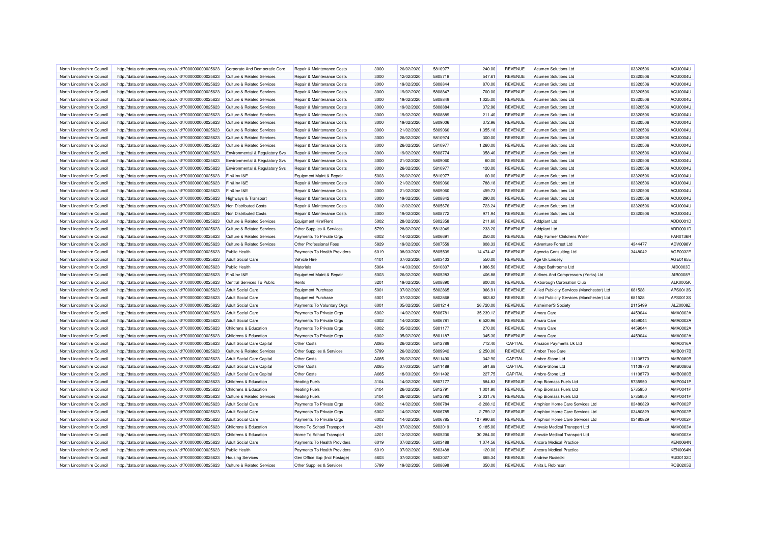| North Lincolnshire Council | http://data.ordnancesurvey.co.uk/id/7000000000025623 | Corporate And Democratic Core | Repair & Maintenance Costs | 3000 | 26/02/2020 | 5810977 | 240.00 | REVENUE | Acumen Solutions Ltd | 03320506 | ACU0004U |
|---|---|---|---|---|---|---|---|---|---|---|---|
| North Lincolnshire Council | http://data.ordnancesurvey.co.uk/id/7000000000025623 | Culture & Related Services | Repair & Maintenance Costs | 3000 | 12/02/2020 | 5805718 | 547.61 | REVENUE | Acumen Solutions Ltd | 03320506 | ACU0004U |
| North Lincolnshire Council | http://data.ordnancesurvey.co.uk/id/7000000000025623 | Culture & Related Services | Repair & Maintenance Costs | 3000 | 19/02/2020 | 5808844 | 870.00 | REVENUE | Acumen Solutions Ltd | 03320506 | ACU0004U |
| North Lincolnshire Council | http://data.ordnancesurvey.co.uk/id/7000000000025623 | Culture & Related Services | Repair & Maintenance Costs | 3000 | 19/02/2020 | 5808847 | 700.00 | REVENUE | Acumen Solutions Ltd | 03320506 | ACU0004U |
| North Lincolnshire Council | http://data.ordnancesurvey.co.uk/id/7000000000025623 | Culture & Related Services | Repair & Maintenance Costs | 3000 | 19/02/2020 | 5808849 | 1,025.00 | REVENUE | Acumen Solutions Ltd | 03320506 | ACU0004U |
| North Lincolnshire Council | http://data.ordnancesurvey.co.uk/id/7000000000025623 | Culture & Related Services | Repair & Maintenance Costs | 3000 | 19/02/2020 | 5808884 | 372.96 | REVENUE | Acumen Solutions Ltd | 03320506 | ACU0004U |
| North Lincolnshire Council | http://data.ordnancesurvey.co.uk/id/7000000000025623 | Culture & Related Services | Repair & Maintenance Costs | 3000 | 19/02/2020 | 5808889 | 211.40 | REVENUE | Acumen Solutions Ltd | 03320506 | ACU0004U |
| North Lincolnshire Council | http://data.ordnancesurvey.co.uk/id/7000000000025623 | Culture & Related Services | Repair & Maintenance Costs | 3000 | 19/02/2020 | 5809006 | 372.96 | REVENUE | Acumen Solutions Ltd | 03320506 | ACU0004U |
| North Lincolnshire Council | http://data.ordnancesurvey.co.uk/id/7000000000025623 | Culture & Related Services | Repair & Maintenance Costs | 3000 | 21/02/2020 | 5809060 | 1,355.18 | REVENUE | Acumen Solutions Ltd | 03320506 | ACU0004U |
| North Lincolnshire Council | http://data.ordnancesurvey.co.uk/id/7000000000025623 | Culture & Related Services | Repair & Maintenance Costs | 3000 | 26/02/2020 | 5810974 | 300.00 | REVENUE | Acumen Solutions Ltd | 03320506 | ACU0004U |
| North Lincolnshire Council | http://data.ordnancesurvey.co.uk/id/7000000000025623 | Culture & Related Services | Repair & Maintenance Costs | 3000 | 26/02/2020 | 5810977 | 1,260.00 | REVENUE | Acumen Solutions Ltd | 03320506 | ACU0004U |
| North Lincolnshire Council | http://data.ordnancesurvey.co.uk/id/7000000000025623 | Environmental & Regulatory Svs | Repair & Maintenance Costs | 3000 | 19/02/2020 | 5808774 | 358.40 | REVENUE | Acumen Solutions Ltd | 03320506 | ACU0004U |
| North Lincolnshire Council | http://data.ordnancesurvey.co.uk/id/7000000000025623 | Environmental & Regulatory Svs | Repair & Maintenance Costs | 3000 | 21/02/2020 | 5809060 | 60.00 | REVENUE | Acumen Solutions Ltd | 03320506 | ACU0004U |
| North Lincolnshire Council | http://data.ordnancesurvey.co.uk/id/7000000000025623 | Environmental & Regulatory Svs | Repair & Maintenance Costs | 3000 | 26/02/2020 | 5810977 | 120.00 | REVENUE | Acumen Solutions Ltd | 03320506 | ACU0004U |
| North Lincolnshire Council | http://data.ordnancesurvey.co.uk/id/7000000000025623 | Fin&Inv I&E | Equipment Maint.& Repair | 5003 | 26/02/2020 | 5810977 | 60.00 | REVENUE | Acumen Solutions Ltd | 03320506 | ACU0004U |
| North Lincolnshire Council | http://data.ordnancesurvey.co.uk/id/7000000000025623 | Fin&Inv I&E | Repair & Maintenance Costs | 3000 | 21/02/2020 | 5809060 | 788.18 | REVENUE | Acumen Solutions Ltd | 03320506 | ACU0004U |
| North Lincolnshire Council | http://data.ordnancesurvey.co.uk/id/7000000000025623 | Fin&Inv I&E | Repair & Maintenance Costs | 3000 | 21/02/2020 | 5809060 | 459.73 | REVENUE | Acumen Solutions Ltd | 03320506 | ACU0004U |
| North Lincolnshire Council | http://data.ordnancesurvey.co.uk/id/7000000000025623 | Highways & Transport | Repair & Maintenance Costs | 3000 | 19/02/2020 | 5808842 | 290.00 | REVENUE | Acumen Solutions Ltd | 03320506 | ACU0004U |
| North Lincolnshire Council | http://data.ordnancesurvey.co.uk/id/7000000000025623 | Non Distributed Costs | Repair & Maintenance Costs | 3000 | 12/02/2020 | 5805676 | 723.24 | REVENUE | Acumen Solutions Ltd | 03320506 | ACU0004U |
| North Lincolnshire Council | http://data.ordnancesurvey.co.uk/id/7000000000025623 | Non Distributed Costs | Repair & Maintenance Costs | 3000 | 19/02/2020 | 5808772 | 971.94 | REVENUE | Acumen Solutions Ltd | 03320506 | ACU0004U |
| North Lincolnshire Council | http://data.ordnancesurvey.co.uk/id/7000000000025623 | Culture & Related Services | Equipment Hire/Rent | 5002 | 28/02/2020 | 5802358 | 211.60 | REVENUE | Addplant Ltd | | ADD0001D |
| North Lincolnshire Council | http://data.ordnancesurvey.co.uk/id/7000000000025623 | Culture & Related Services | Other Supplies & Services | 5799 | 28/02/2020 | 5813049 | 233.20 | REVENUE | Addplant Ltd | | ADD0001D |
| North Lincolnshire Council | http://data.ordnancesurvey.co.uk/id/7000000000025623 | Culture & Related Services | Payments To Private Orgs | 6002 | 14/02/2020 | 5806691 | 250.00 | REVENUE | Addy Farmer Childrens Writer | | FAR0136R |
| North Lincolnshire Council | http://data.ordnancesurvey.co.uk/id/7000000000025623 | Culture & Related Services | Other Professional Fees | 5829 | 19/02/2020 | 5807559 | 808.33 | REVENUE | Adventure Forest Ltd | 4344477 | ADV0098V |
| North Lincolnshire Council | http://data.ordnancesurvey.co.uk/id/7000000000025623 | Public Health | Payments To Health Providers | 6019 | 08/03/2020 | 5805509 | 14,474.42 | REVENUE | Agencia Consulting Ltd | 3448042 | AGE0032E |
| North Lincolnshire Council | http://data.ordnancesurvey.co.uk/id/7000000000025623 | Adult Social Care | Vehicle Hire | 4101 | 07/02/2020 | 5803403 | 550.00 | REVENUE | Age Uk Lindsey | | AGE0165E |
| North Lincolnshire Council | http://data.ordnancesurvey.co.uk/id/7000000000025623 | Public Health | Materials | 5004 | 14/03/2020 | 5810807 | 1,986.50 | REVENUE | Aidapt Bathrooms Ltd | | AID0003D |
| North Lincolnshire Council | http://data.ordnancesurvey.co.uk/id/7000000000025623 | Fin&Inv I&E | Equipment Maint.& Repair | 5003 | 26/02/2020 | 5805283 | 406.88 | REVENUE | Airlines And Compressors (Yorks) Ltd | | AIR0008R |
| North Lincolnshire Council | http://data.ordnancesurvey.co.uk/id/7000000000025623 | Central Services To Public | Rents | 3201 | 19/02/2020 | 5808890 | 600.00 | REVENUE | Alkborough Coronation Club | | ALK0005K |
| North Lincolnshire Council | http://data.ordnancesurvey.co.uk/id/7000000000025623 | Adult Social Care | Equipment Purchase | 5001 | 07/02/2020 | 5802865 | 966.91 | REVENUE | Allied Publicity Services (Manchester) Ltd | 681528 | APS0013S |
| North Lincolnshire Council | http://data.ordnancesurvey.co.uk/id/7000000000025623 | Adult Social Care | Equipment Purchase | 5001 | 07/02/2020 | 5802868 | 863.82 | REVENUE | Allied Publicity Services (Manchester) Ltd | 681528 | APS0013S |
| North Lincolnshire Council | http://data.ordnancesurvey.co.uk/id/7000000000025623 | Adult Social Care | Payments To Voluntary Orgs | 6001 | 05/02/2020 | 5801214 | 26,720.00 | REVENUE | Alzheimer'S Society | 2115499 | ALZ0008Z |
| North Lincolnshire Council | http://data.ordnancesurvey.co.uk/id/7000000000025623 | Adult Social Care | Payments To Private Orgs | 6002 | 14/02/2020 | 5806781 | 35,239.12 | REVENUE | Amara Care | 4459044 | AMA0002A |
| North Lincolnshire Council | http://data.ordnancesurvey.co.uk/id/7000000000025623 | Adult Social Care | Payments To Private Orgs | 6002 | 14/02/2020 | 5806781 | 6,520.96 | REVENUE | Amara Care | 4459044 | AMA0002A |
| North Lincolnshire Council | http://data.ordnancesurvey.co.uk/id/7000000000025623 | Childrens & Education | Payments To Private Orgs | 6002 | 05/02/2020 | 5801177 | 270.00 | REVENUE | Amara Care | 4459044 | AMA0002A |
| North Lincolnshire Council | http://data.ordnancesurvey.co.uk/id/7000000000025623 | Childrens & Education | Payments To Private Orgs | 6002 | 05/02/2020 | 5801187 | 345.30 | REVENUE | Amara Care | 4459044 | AMA0002A |
| North Lincolnshire Council | http://data.ordnancesurvey.co.uk/id/7000000000025623 | Adult Social Care Capital | Other Costs | A085 | 26/02/2020 | 5812789 | 712.40 | CAPITAL | Amazon Payments Uk Ltd | | AMA0016A |
| North Lincolnshire Council | http://data.ordnancesurvey.co.uk/id/7000000000025623 | Culture & Related Services | Other Supplies & Services | 5799 | 26/02/2020 | 5809942 | 2,250.00 | REVENUE | Amber Tree Care | | AMB0017B |
| North Lincolnshire Council | http://data.ordnancesurvey.co.uk/id/7000000000025623 | Adult Social Care Capital | Other Costs | A085 | 26/02/2020 | 5811490 | 342.90 | CAPITAL | Ambre-Stone Ltd | 11108770 | AMB0080B |
| North Lincolnshire Council | http://data.ordnancesurvey.co.uk/id/7000000000025623 | Adult Social Care Capital | Other Costs | A085 | 07/03/2020 | 5811489 | 591.68 | CAPITAL | Ambre-Stone Ltd | 11108770 | AMB0080B |
| North Lincolnshire Council | http://data.ordnancesurvey.co.uk/id/7000000000025623 | Adult Social Care Capital | Other Costs | A085 | 18/03/2020 | 5811492 | 227.75 | CAPITAL | Ambre-Stone Ltd | 11108770 | AMB0080B |
| North Lincolnshire Council | http://data.ordnancesurvey.co.uk/id/7000000000025623 | Childrens & Education | Heating Fuels | 3104 | 14/02/2020 | 5807177 | 584.83 | REVENUE | Amp Biomass Fuels Ltd | 5735950 | AMP0041P |
| North Lincolnshire Council | http://data.ordnancesurvey.co.uk/id/7000000000025623 | Childrens & Education | Heating Fuels | 3104 | 26/02/2020 | 5812791 | 1,001.90 | REVENUE | Amp Biomass Fuels Ltd | 5735950 | AMP0041P |
| North Lincolnshire Council | http://data.ordnancesurvey.co.uk/id/7000000000025623 | Culture & Related Services | Heating Fuels | 3104 | 26/02/2020 | 5812790 | 2,031.76 | REVENUE | Amp Biomass Fuels Ltd | 5735950 | AMP0041P |
| North Lincolnshire Council | http://data.ordnancesurvey.co.uk/id/7000000000025623 | Adult Social Care | Payments To Private Orgs | 6002 | 14/02/2020 | 5806784 | -3,208.12 | REVENUE | Amphion Home Care Services Ltd | 03480829 | AMP0002P |
| North Lincolnshire Council | http://data.ordnancesurvey.co.uk/id/7000000000025623 | Adult Social Care | Payments To Private Orgs | 6002 | 14/02/2020 | 5806785 | 2,759.12 | REVENUE | Amphion Home Care Services Ltd | 03480829 | AMP0002P |
| North Lincolnshire Council | http://data.ordnancesurvey.co.uk/id/7000000000025623 | Adult Social Care | Payments To Private Orgs | 6002 | 14/02/2020 | 5806785 | 107,990.60 | REVENUE | Amphion Home Care Services Ltd | 03480829 | AMP0002P |
| North Lincolnshire Council | http://data.ordnancesurvey.co.uk/id/7000000000025623 | Childrens & Education | Home To School Transport | 4201 | 07/02/2020 | 5803019 | 9,185.00 | REVENUE | Amvale Medical Transport Ltd | | AMV0003V |
| North Lincolnshire Council | http://data.ordnancesurvey.co.uk/id/7000000000025623 | Childrens & Education | Home To School Transport | 4201 | 12/02/2020 | 5805236 | 30,284.00 | REVENUE | Amvale Medical Transport Ltd | | AMV0003V |
| North Lincolnshire Council | http://data.ordnancesurvey.co.uk/id/7000000000025623 | Adult Social Care | Payments To Health Providers | 6019 | 07/02/2020 | 5803488 | 1,074.56 | REVENUE | Ancora Medical Practice | | KEN0064N |
| North Lincolnshire Council | http://data.ordnancesurvey.co.uk/id/7000000000025623 | Public Health | Payments To Health Providers | 6019 | 07/02/2020 | 5803488 | 120.00 | REVENUE | Ancora Medical Practice | | KEN0064N |
| North Lincolnshire Council | http://data.ordnancesurvey.co.uk/id/7000000000025623 | Housing Services | Gen Office Exp (Incl Postage) | 5603 | 07/02/2020 | 5803027 | 665.34 | REVENUE | Andrew Rusiecki | | RUD0132D |
| North Lincolnshire Council | http://data.ordnancesurvey.co.uk/id/7000000000025623 | Culture & Related Services | Other Supplies & Services | 5799 | 19/02/2020 | 5808698 | 350.00 | REVENUE | Anita L Robinson | | ROB0205B |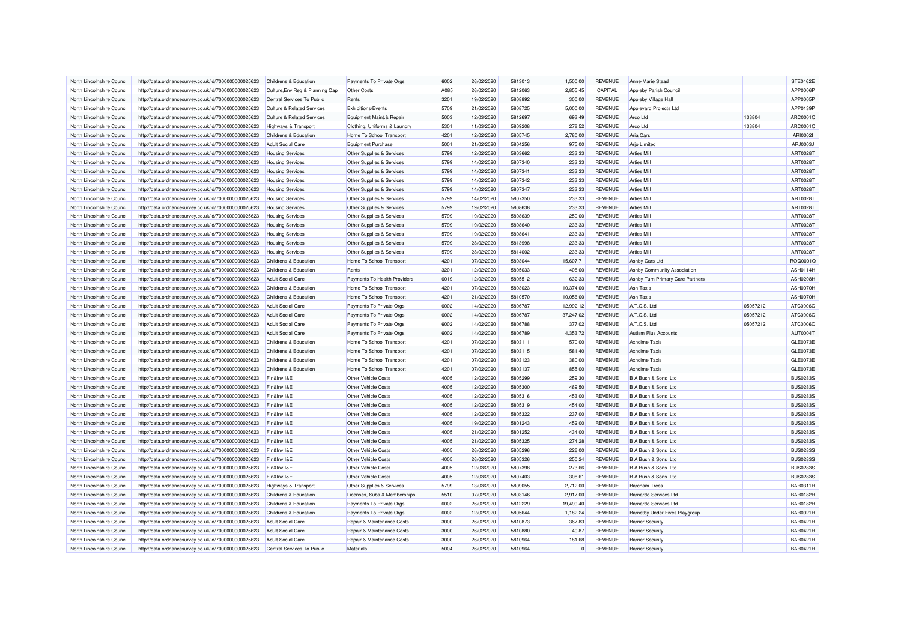| North Lincolnshire Council | http://data.ordnancesurvey.co.uk/id/7000000000025623 | Childrens & Education | Payments To Private Orgs | 6002 | 26/02/2020 | 5813013 | 1,500.00 | REVENUE | Anne-Marie Stead | | STE0462E |
|---|---|---|---|---|---|---|---|---|---|---|---|
| North Lincolnshire Council | http://data.ordnancesurvey.co.uk/id/7000000000025623 | Culture,Env,Reg & Planning Cap | Other Costs | A085 | 26/02/2020 | 5812063 | 2,855.45 | CAPITAL | Appleby Parish Council | | APP0006P |
| North Lincolnshire Council | http://data.ordnancesurvey.co.uk/id/7000000000025623 | Central Services To Public | Rents | 3201 | 19/02/2020 | 5808892 | 300.00 | REVENUE | Appleby Village Hall | | APP0005P |
| North Lincolnshire Council | http://data.ordnancesurvey.co.uk/id/7000000000025623 | Culture & Related Services | Exhibitions/Events | 5709 | 21/02/2020 | 5808725 | 5,000.00 | REVENUE | Appleyard Projects Ltd | | APP0139P |
| North Lincolnshire Council | http://data.ordnancesurvey.co.uk/id/7000000000025623 | Culture & Related Services | Equipment Maint.& Repair | 5003 | 12/03/2020 | 5812697 | 693.49 | REVENUE | Arco Ltd | 133804 | ARC0001C |
| North Lincolnshire Council | http://data.ordnancesurvey.co.uk/id/7000000000025623 | Highways & Transport | Clothing, Uniforms & Laundry | 5301 | 11/03/2020 | 5809208 | 278.52 | REVENUE | Arco Ltd | 133804 | ARC0001C |
| North Lincolnshire Council | http://data.ordnancesurvey.co.uk/id/7000000000025623 | Childrens & Education | Home To School Transport | 4201 | 12/02/2020 | 5805745 | 2,780.00 | REVENUE | Aria Cars | | ARI0002I |
| North Lincolnshire Council | http://data.ordnancesurvey.co.uk/id/7000000000025623 | Adult Social Care | Equipment Purchase | 5001 | 21/02/2020 | 5804256 | 975.00 | REVENUE | Arjo Limited | | ARJ0003J |
| North Lincolnshire Council | http://data.ordnancesurvey.co.uk/id/7000000000025623 | Housing Services | Other Supplies & Services | 5799 | 12/02/2020 | 5803662 | 233.33 | REVENUE | Arties Mill | | ART0028T |
| North Lincolnshire Council | http://data.ordnancesurvey.co.uk/id/7000000000025623 | Housing Services | Other Supplies & Services | 5799 | 14/02/2020 | 5807340 | 233.33 | REVENUE | Arties Mill | | ART0028T |
| North Lincolnshire Council | http://data.ordnancesurvey.co.uk/id/7000000000025623 | Housing Services | Other Supplies & Services | 5799 | 14/02/2020 | 5807341 | 233.33 | REVENUE | Arties Mill | | ART0028T |
| North Lincolnshire Council | http://data.ordnancesurvey.co.uk/id/7000000000025623 | Housing Services | Other Supplies & Services | 5799 | 14/02/2020 | 5807342 | 233.33 | REVENUE | Arties Mill | | ART0028T |
| North Lincolnshire Council | http://data.ordnancesurvey.co.uk/id/7000000000025623 | Housing Services | Other Supplies & Services | 5799 | 14/02/2020 | 5807347 | 233.33 | REVENUE | Arties Mill | | ART0028T |
| North Lincolnshire Council | http://data.ordnancesurvey.co.uk/id/7000000000025623 | Housing Services | Other Supplies & Services | 5799 | 14/02/2020 | 5807350 | 233.33 | REVENUE | Arties Mill | | ART0028T |
| North Lincolnshire Council | http://data.ordnancesurvey.co.uk/id/7000000000025623 | Housing Services | Other Supplies & Services | 5799 | 19/02/2020 | 5808638 | 233.33 | REVENUE | Arties Mill | | ART0028T |
| North Lincolnshire Council | http://data.ordnancesurvey.co.uk/id/7000000000025623 | Housing Services | Other Supplies & Services | 5799 | 19/02/2020 | 5808639 | 250.00 | REVENUE | Arties Mill | | ART0028T |
| North Lincolnshire Council | http://data.ordnancesurvey.co.uk/id/7000000000025623 | Housing Services | Other Supplies & Services | 5799 | 19/02/2020 | 5808640 | 233.33 | REVENUE | Arties Mill | | ART0028T |
| North Lincolnshire Council | http://data.ordnancesurvey.co.uk/id/7000000000025623 | Housing Services | Other Supplies & Services | 5799 | 19/02/2020 | 5808641 | 233.33 | REVENUE | Arties Mill | | ART0028T |
| North Lincolnshire Council | http://data.ordnancesurvey.co.uk/id/7000000000025623 | Housing Services | Other Supplies & Services | 5799 | 28/02/2020 | 5813998 | 233.33 | REVENUE | Arties Mill | | ART0028T |
| North Lincolnshire Council | http://data.ordnancesurvey.co.uk/id/7000000000025623 | Housing Services | Other Supplies & Services | 5799 | 28/02/2020 | 5814002 | 233.33 | REVENUE | Arties Mill | | ART0028T |
| North Lincolnshire Council | http://data.ordnancesurvey.co.uk/id/7000000000025623 | Childrens & Education | Home To School Transport | 4201 | 07/02/2020 | 5803044 | 15,607.71 | REVENUE | Ashby Cars Ltd | | ROQ0001Q |
| North Lincolnshire Council | http://data.ordnancesurvey.co.uk/id/7000000000025623 | Childrens & Education | Rents | 3201 | 12/02/2020 | 5805033 | 408.00 | REVENUE | Ashby Community Association | | ASH0114H |
| North Lincolnshire Council | http://data.ordnancesurvey.co.uk/id/7000000000025623 | Adult Social Care | Payments To Health Providers | 6019 | 12/02/2020 | 5805512 | 632.33 | REVENUE | Ashby Turn Primary Care Partners | | ASH0208H |
| North Lincolnshire Council | http://data.ordnancesurvey.co.uk/id/7000000000025623 | Childrens & Education | Home To School Transport | 4201 | 07/02/2020 | 5803023 | 10,374.00 | REVENUE | Ash Taxis | | ASH0070H |
| North Lincolnshire Council | http://data.ordnancesurvey.co.uk/id/7000000000025623 | Childrens & Education | Home To School Transport | 4201 | 21/02/2020 | 5810570 | 10,056.00 | REVENUE | Ash Taxis | | ASH0070H |
| North Lincolnshire Council | http://data.ordnancesurvey.co.uk/id/7000000000025623 | Adult Social Care | Payments To Private Orgs | 6002 | 14/02/2020 | 5806787 | 12,992.12 | REVENUE | A.T.C.S. Ltd | 05057212 | ATC0006C |
| North Lincolnshire Council | http://data.ordnancesurvey.co.uk/id/7000000000025623 | Adult Social Care | Payments To Private Orgs | 6002 | 14/02/2020 | 5806787 | 37,247.02 | REVENUE | A.T.C.S. Ltd | 05057212 | ATC0006C |
| North Lincolnshire Council | http://data.ordnancesurvey.co.uk/id/7000000000025623 | Adult Social Care | Payments To Private Orgs | 6002 | 14/02/2020 | 5806788 | 377.02 | REVENUE | A.T.C.S. Ltd | 05057212 | ATC0006C |
| North Lincolnshire Council | http://data.ordnancesurvey.co.uk/id/7000000000025623 | Adult Social Care | Payments To Private Orgs | 6002 | 14/02/2020 | 5806789 | 4,353.72 | REVENUE | Autism Plus Accounts | | AUT0004T |
| North Lincolnshire Council | http://data.ordnancesurvey.co.uk/id/7000000000025623 | Childrens & Education | Home To School Transport | 4201 | 07/02/2020 | 5803111 | 570.00 | REVENUE | Axholme Taxis | | GLE0073E |
| North Lincolnshire Council | http://data.ordnancesurvey.co.uk/id/7000000000025623 | Childrens & Education | Home To School Transport | 4201 | 07/02/2020 | 5803115 | 581.40 | REVENUE | Axholme Taxis | | GLE0073E |
| North Lincolnshire Council | http://data.ordnancesurvey.co.uk/id/7000000000025623 | Childrens & Education | Home To School Transport | 4201 | 07/02/2020 | 5803123 | 380.00 | REVENUE | Axholme Taxis | | GLE0073E |
| North Lincolnshire Council | http://data.ordnancesurvey.co.uk/id/7000000000025623 | Childrens & Education | Home To School Transport | 4201 | 07/02/2020 | 5803137 | 855.00 | REVENUE | Axholme Taxis | | GLE0073E |
| North Lincolnshire Council | http://data.ordnancesurvey.co.uk/id/7000000000025623 | Fin&Inv I&E | Other Vehicle Costs | 4005 | 12/02/2020 | 5805299 | 259.30 | REVENUE | B A Bush & Sons Ltd | | BUS0283S |
| North Lincolnshire Council | http://data.ordnancesurvey.co.uk/id/7000000000025623 | Fin&Inv I&E | Other Vehicle Costs | 4005 | 12/02/2020 | 5805300 | 469.50 | REVENUE | B A Bush & Sons Ltd | | BUS0283S |
| North Lincolnshire Council | http://data.ordnancesurvey.co.uk/id/7000000000025623 | Fin&Inv I&E | Other Vehicle Costs | 4005 | 12/02/2020 | 5805316 | 453.00 | REVENUE | B A Bush & Sons Ltd | | BUS0283S |
| North Lincolnshire Council | http://data.ordnancesurvey.co.uk/id/7000000000025623 | Fin&Inv I&E | Other Vehicle Costs | 4005 | 12/02/2020 | 5805319 | 454.00 | REVENUE | B A Bush & Sons Ltd | | BUS0283S |
| North Lincolnshire Council | http://data.ordnancesurvey.co.uk/id/7000000000025623 | Fin&Inv I&E | Other Vehicle Costs | 4005 | 12/02/2020 | 5805322 | 237.00 | REVENUE | B A Bush & Sons Ltd | | BUS0283S |
| North Lincolnshire Council | http://data.ordnancesurvey.co.uk/id/7000000000025623 | Fin&Inv I&E | Other Vehicle Costs | 4005 | 19/02/2020 | 5801243 | 452.00 | REVENUE | B A Bush & Sons Ltd | | BUS0283S |
| North Lincolnshire Council | http://data.ordnancesurvey.co.uk/id/7000000000025623 | Fin&Inv I&E | Other Vehicle Costs | 4005 | 21/02/2020 | 5801252 | 434.00 | REVENUE | B A Bush & Sons Ltd | | BUS0283S |
| North Lincolnshire Council | http://data.ordnancesurvey.co.uk/id/7000000000025623 | Fin&Inv I&E | Other Vehicle Costs | 4005 | 21/02/2020 | 5805325 | 274.28 | REVENUE | B A Bush & Sons Ltd | | BUS0283S |
| North Lincolnshire Council | http://data.ordnancesurvey.co.uk/id/7000000000025623 | Fin&Inv I&E | Other Vehicle Costs | 4005 | 26/02/2020 | 5805296 | 226.00 | REVENUE | B A Bush & Sons Ltd | | BUS0283S |
| North Lincolnshire Council | http://data.ordnancesurvey.co.uk/id/7000000000025623 | Fin&Inv I&E | Other Vehicle Costs | 4005 | 26/02/2020 | 5805326 | 250.24 | REVENUE | B A Bush & Sons Ltd | | BUS0283S |
| North Lincolnshire Council | http://data.ordnancesurvey.co.uk/id/7000000000025623 | Fin&Inv I&E | Other Vehicle Costs | 4005 | 12/03/2020 | 5807398 | 273.66 | REVENUE | B A Bush & Sons Ltd | | BUS0283S |
| North Lincolnshire Council | http://data.ordnancesurvey.co.uk/id/7000000000025623 | Fin&Inv I&E | Other Vehicle Costs | 4005 | 12/03/2020 | 5807403 | 308.61 | REVENUE | B A Bush & Sons Ltd | | BUS0283S |
| North Lincolnshire Council | http://data.ordnancesurvey.co.uk/id/7000000000025623 | Highways & Transport | Other Supplies & Services | 5799 | 13/03/2020 | 5809055 | 2,712.00 | REVENUE | Barcham Trees | | BAR0311R |
| North Lincolnshire Council | http://data.ordnancesurvey.co.uk/id/7000000000025623 | Childrens & Education | Licenses, Subs & Memberships | 5510 | 07/02/2020 | 5803146 | 2,917.00 | REVENUE | Barnardo Services Ltd | | BAR0182R |
| North Lincolnshire Council | http://data.ordnancesurvey.co.uk/id/7000000000025623 | Childrens & Education | Payments To Private Orgs | 6002 | 26/02/2020 | 5812229 | 19,499.40 | REVENUE | Barnardo Services Ltd | | BAR0182R |
| North Lincolnshire Council | http://data.ordnancesurvey.co.uk/id/7000000000025623 | Childrens & Education | Payments To Private Orgs | 6002 | 12/02/2020 | 5805644 | 1,182.24 | REVENUE | Barnetby Under Fives Playgroup | | BAR0021R |
| North Lincolnshire Council | http://data.ordnancesurvey.co.uk/id/7000000000025623 | Adult Social Care | Repair & Maintenance Costs | 3000 | 26/02/2020 | 5810873 | 367.83 | REVENUE | Barrier Security | | BAR0421R |
| North Lincolnshire Council | http://data.ordnancesurvey.co.uk/id/7000000000025623 | Adult Social Care | Repair & Maintenance Costs | 3000 | 26/02/2020 | 5810880 | 40.87 | REVENUE | Barrier Security | | BAR0421R |
| North Lincolnshire Council | http://data.ordnancesurvey.co.uk/id/7000000000025623 | Adult Social Care | Repair & Maintenance Costs | 3000 | 26/02/2020 | 5810964 | 181.68 | REVENUE | Barrier Security | | BAR0421R |
| North Lincolnshire Council | http://data.ordnancesurvey.co.uk/id/7000000000025623 | Central Services To Public | Materials | 5004 | 26/02/2020 | 5810964 | 0 | REVENUE | Barrier Security | | BAR0421R |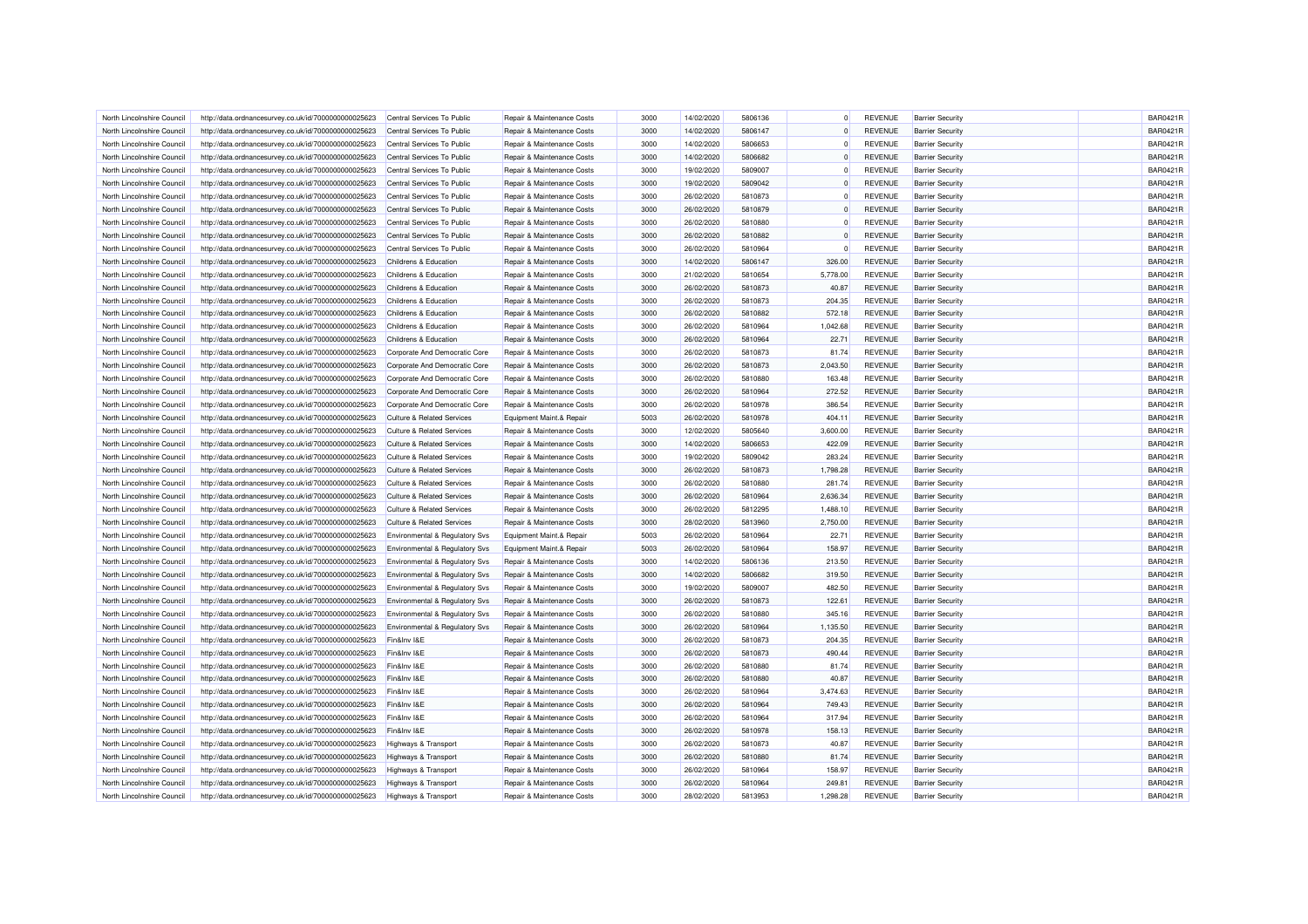| North Lincolnshire Council | http://data.ordnancesurvey.co.uk/id/7000000000025623 | Central Services To Public | Repair & Maintenance Costs | 3000 | 14/02/2020 | 5806136 | 0 | REVENUE | Barrier Security | | BAR0421R |
|---|---|---|---|---|---|---|---|---|---|---|---|
| North Lincolnshire Council | http://data.ordnancesurvey.co.uk/id/7000000000025623 | Central Services To Public | Repair & Maintenance Costs | 3000 | 14/02/2020 | 5806147 | 0 | REVENUE | Barrier Security | | BAR0421R |
| North Lincolnshire Council | http://data.ordnancesurvey.co.uk/id/7000000000025623 | Central Services To Public | Repair & Maintenance Costs | 3000 | 14/02/2020 | 5806653 | 0 | REVENUE | Barrier Security | | BAR0421R |
| North Lincolnshire Council | http://data.ordnancesurvey.co.uk/id/7000000000025623 | Central Services To Public | Repair & Maintenance Costs | 3000 | 14/02/2020 | 5806682 | 0 | REVENUE | Barrier Security | | BAR0421R |
| North Lincolnshire Council | http://data.ordnancesurvey.co.uk/id/7000000000025623 | Central Services To Public | Repair & Maintenance Costs | 3000 | 19/02/2020 | 5809007 | 0 | REVENUE | Barrier Security | | BAR0421R |
| North Lincolnshire Council | http://data.ordnancesurvey.co.uk/id/7000000000025623 | Central Services To Public | Repair & Maintenance Costs | 3000 | 19/02/2020 | 5809042 | 0 | REVENUE | Barrier Security | | BAR0421R |
| North Lincolnshire Council | http://data.ordnancesurvey.co.uk/id/7000000000025623 | Central Services To Public | Repair & Maintenance Costs | 3000 | 26/02/2020 | 5810873 | 0 | REVENUE | Barrier Security | | BAR0421R |
| North Lincolnshire Council | http://data.ordnancesurvey.co.uk/id/7000000000025623 | Central Services To Public | Repair & Maintenance Costs | 3000 | 26/02/2020 | 5810879 | 0 | REVENUE | Barrier Security | | BAR0421R |
| North Lincolnshire Council | http://data.ordnancesurvey.co.uk/id/7000000000025623 | Central Services To Public | Repair & Maintenance Costs | 3000 | 26/02/2020 | 5810880 | 0 | REVENUE | Barrier Security | | BAR0421R |
| North Lincolnshire Council | http://data.ordnancesurvey.co.uk/id/7000000000025623 | Central Services To Public | Repair & Maintenance Costs | 3000 | 26/02/2020 | 5810882 | 0 | REVENUE | Barrier Security | | BAR0421R |
| North Lincolnshire Council | http://data.ordnancesurvey.co.uk/id/7000000000025623 | Central Services To Public | Repair & Maintenance Costs | 3000 | 26/02/2020 | 5810964 | 0 | REVENUE | Barrier Security | | BAR0421R |
| North Lincolnshire Council | http://data.ordnancesurvey.co.uk/id/7000000000025623 | Childrens & Education | Repair & Maintenance Costs | 3000 | 14/02/2020 | 5806147 | 326.00 | REVENUE | Barrier Security | | BAR0421R |
| North Lincolnshire Council | http://data.ordnancesurvey.co.uk/id/7000000000025623 | Childrens & Education | Repair & Maintenance Costs | 3000 | 21/02/2020 | 5810654 | 5,778.00 | REVENUE | Barrier Security | | BAR0421R |
| North Lincolnshire Council | http://data.ordnancesurvey.co.uk/id/7000000000025623 | Childrens & Education | Repair & Maintenance Costs | 3000 | 26/02/2020 | 5810873 | 40.87 | REVENUE | Barrier Security | | BAR0421R |
| North Lincolnshire Council | http://data.ordnancesurvey.co.uk/id/7000000000025623 | Childrens & Education | Repair & Maintenance Costs | 3000 | 26/02/2020 | 5810873 | 204.35 | REVENUE | Barrier Security | | BAR0421R |
| North Lincolnshire Council | http://data.ordnancesurvey.co.uk/id/7000000000025623 | Childrens & Education | Repair & Maintenance Costs | 3000 | 26/02/2020 | 5810882 | 572.18 | REVENUE | Barrier Security | | BAR0421R |
| North Lincolnshire Council | http://data.ordnancesurvey.co.uk/id/7000000000025623 | Childrens & Education | Repair & Maintenance Costs | 3000 | 26/02/2020 | 5810964 | 1,042.68 | REVENUE | Barrier Security | | BAR0421R |
| North Lincolnshire Council | http://data.ordnancesurvey.co.uk/id/7000000000025623 | Childrens & Education | Repair & Maintenance Costs | 3000 | 26/02/2020 | 5810964 | 22.71 | REVENUE | Barrier Security | | BAR0421R |
| North Lincolnshire Council | http://data.ordnancesurvey.co.uk/id/7000000000025623 | Corporate And Democratic Core | Repair & Maintenance Costs | 3000 | 26/02/2020 | 5810873 | 81.74 | REVENUE | Barrier Security | | BAR0421R |
| North Lincolnshire Council | http://data.ordnancesurvey.co.uk/id/7000000000025623 | Corporate And Democratic Core | Repair & Maintenance Costs | 3000 | 26/02/2020 | 5810873 | 2,043.50 | REVENUE | Barrier Security | | BAR0421R |
| North Lincolnshire Council | http://data.ordnancesurvey.co.uk/id/7000000000025623 | Corporate And Democratic Core | Repair & Maintenance Costs | 3000 | 26/02/2020 | 5810880 | 163.48 | REVENUE | Barrier Security | | BAR0421R |
| North Lincolnshire Council | http://data.ordnancesurvey.co.uk/id/7000000000025623 | Corporate And Democratic Core | Repair & Maintenance Costs | 3000 | 26/02/2020 | 5810964 | 272.52 | REVENUE | Barrier Security | | BAR0421R |
| North Lincolnshire Council | http://data.ordnancesurvey.co.uk/id/7000000000025623 | Corporate And Democratic Core | Repair & Maintenance Costs | 3000 | 26/02/2020 | 5810978 | 386.54 | REVENUE | Barrier Security | | BAR0421R |
| North Lincolnshire Council | http://data.ordnancesurvey.co.uk/id/7000000000025623 | Culture & Related Services | Equipment Maint.& Repair | 5003 | 26/02/2020 | 5810978 | 404.11 | REVENUE | Barrier Security | | BAR0421R |
| North Lincolnshire Council | http://data.ordnancesurvey.co.uk/id/7000000000025623 | Culture & Related Services | Repair & Maintenance Costs | 3000 | 12/02/2020 | 5805640 | 3,600.00 | REVENUE | Barrier Security | | BAR0421R |
| North Lincolnshire Council | http://data.ordnancesurvey.co.uk/id/7000000000025623 | Culture & Related Services | Repair & Maintenance Costs | 3000 | 14/02/2020 | 5806653 | 422.09 | REVENUE | Barrier Security | | BAR0421R |
| North Lincolnshire Council | http://data.ordnancesurvey.co.uk/id/7000000000025623 | Culture & Related Services | Repair & Maintenance Costs | 3000 | 19/02/2020 | 5809042 | 283.24 | REVENUE | Barrier Security | | BAR0421R |
| North Lincolnshire Council | http://data.ordnancesurvey.co.uk/id/7000000000025623 | Culture & Related Services | Repair & Maintenance Costs | 3000 | 26/02/2020 | 5810873 | 1,798.28 | REVENUE | Barrier Security | | BAR0421R |
| North Lincolnshire Council | http://data.ordnancesurvey.co.uk/id/7000000000025623 | Culture & Related Services | Repair & Maintenance Costs | 3000 | 26/02/2020 | 5810880 | 281.74 | REVENUE | Barrier Security | | BAR0421R |
| North Lincolnshire Council | http://data.ordnancesurvey.co.uk/id/7000000000025623 | Culture & Related Services | Repair & Maintenance Costs | 3000 | 26/02/2020 | 5810964 | 2,636.34 | REVENUE | Barrier Security | | BAR0421R |
| North Lincolnshire Council | http://data.ordnancesurvey.co.uk/id/7000000000025623 | Culture & Related Services | Repair & Maintenance Costs | 3000 | 26/02/2020 | 5812295 | 1,488.10 | REVENUE | Barrier Security | | BAR0421R |
| North Lincolnshire Council | http://data.ordnancesurvey.co.uk/id/7000000000025623 | Culture & Related Services | Repair & Maintenance Costs | 3000 | 28/02/2020 | 5813960 | 2,750.00 | REVENUE | Barrier Security | | BAR0421R |
| North Lincolnshire Council | http://data.ordnancesurvey.co.uk/id/7000000000025623 | Environmental & Regulatory Svs | Equipment Maint.& Repair | 5003 | 26/02/2020 | 5810964 | 22.71 | REVENUE | Barrier Security | | BAR0421R |
| North Lincolnshire Council | http://data.ordnancesurvey.co.uk/id/7000000000025623 | Environmental & Regulatory Svs | Equipment Maint.& Repair | 5003 | 26/02/2020 | 5810964 | 158.97 | REVENUE | Barrier Security | | BAR0421R |
| North Lincolnshire Council | http://data.ordnancesurvey.co.uk/id/7000000000025623 | Environmental & Regulatory Svs | Repair & Maintenance Costs | 3000 | 14/02/2020 | 5806136 | 213.50 | REVENUE | Barrier Security | | BAR0421R |
| North Lincolnshire Council | http://data.ordnancesurvey.co.uk/id/7000000000025623 | Environmental & Regulatory Svs | Repair & Maintenance Costs | 3000 | 14/02/2020 | 5806682 | 319.50 | REVENUE | Barrier Security | | BAR0421R |
| North Lincolnshire Council | http://data.ordnancesurvey.co.uk/id/7000000000025623 | Environmental & Regulatory Svs | Repair & Maintenance Costs | 3000 | 19/02/2020 | 5809007 | 482.50 | REVENUE | Barrier Security | | BAR0421R |
| North Lincolnshire Council | http://data.ordnancesurvey.co.uk/id/7000000000025623 | Environmental & Regulatory Svs | Repair & Maintenance Costs | 3000 | 26/02/2020 | 5810873 | 122.61 | REVENUE | Barrier Security | | BAR0421R |
| North Lincolnshire Council | http://data.ordnancesurvey.co.uk/id/7000000000025623 | Environmental & Regulatory Svs | Repair & Maintenance Costs | 3000 | 26/02/2020 | 5810880 | 345.16 | REVENUE | Barrier Security | | BAR0421R |
| North Lincolnshire Council | http://data.ordnancesurvey.co.uk/id/7000000000025623 | Environmental & Regulatory Svs | Repair & Maintenance Costs | 3000 | 26/02/2020 | 5810964 | 1,135.50 | REVENUE | Barrier Security | | BAR0421R |
| North Lincolnshire Council | http://data.ordnancesurvey.co.uk/id/7000000000025623 | Fin&Inv I&E | Repair & Maintenance Costs | 3000 | 26/02/2020 | 5810873 | 204.35 | REVENUE | Barrier Security | | BAR0421R |
| North Lincolnshire Council | http://data.ordnancesurvey.co.uk/id/7000000000025623 | Fin&Inv I&E | Repair & Maintenance Costs | 3000 | 26/02/2020 | 5810873 | 490.44 | REVENUE | Barrier Security | | BAR0421R |
| North Lincolnshire Council | http://data.ordnancesurvey.co.uk/id/7000000000025623 | Fin&Inv I&E | Repair & Maintenance Costs | 3000 | 26/02/2020 | 5810880 | 81.74 | REVENUE | Barrier Security | | BAR0421R |
| North Lincolnshire Council | http://data.ordnancesurvey.co.uk/id/7000000000025623 | Fin&Inv I&E | Repair & Maintenance Costs | 3000 | 26/02/2020 | 5810880 | 40.87 | REVENUE | Barrier Security | | BAR0421R |
| North Lincolnshire Council | http://data.ordnancesurvey.co.uk/id/7000000000025623 | Fin&Inv I&E | Repair & Maintenance Costs | 3000 | 26/02/2020 | 5810964 | 3,474.63 | REVENUE | Barrier Security | | BAR0421R |
| North Lincolnshire Council | http://data.ordnancesurvey.co.uk/id/7000000000025623 | Fin&Inv I&E | Repair & Maintenance Costs | 3000 | 26/02/2020 | 5810964 | 749.43 | REVENUE | Barrier Security | | BAR0421R |
| North Lincolnshire Council | http://data.ordnancesurvey.co.uk/id/7000000000025623 | Fin&Inv I&E | Repair & Maintenance Costs | 3000 | 26/02/2020 | 5810964 | 317.94 | REVENUE | Barrier Security | | BAR0421R |
| North Lincolnshire Council | http://data.ordnancesurvey.co.uk/id/7000000000025623 | Fin&Inv I&E | Repair & Maintenance Costs | 3000 | 26/02/2020 | 5810978 | 158.13 | REVENUE | Barrier Security | | BAR0421R |
| North Lincolnshire Council | http://data.ordnancesurvey.co.uk/id/7000000000025623 | Highways & Transport | Repair & Maintenance Costs | 3000 | 26/02/2020 | 5810873 | 40.87 | REVENUE | Barrier Security | | BAR0421R |
| North Lincolnshire Council | http://data.ordnancesurvey.co.uk/id/7000000000025623 | Highways & Transport | Repair & Maintenance Costs | 3000 | 26/02/2020 | 5810880 | 81.74 | REVENUE | Barrier Security | | BAR0421R |
| North Lincolnshire Council | http://data.ordnancesurvey.co.uk/id/7000000000025623 | Highways & Transport | Repair & Maintenance Costs | 3000 | 26/02/2020 | 5810964 | 158.97 | REVENUE | Barrier Security | | BAR0421R |
| North Lincolnshire Council | http://data.ordnancesurvey.co.uk/id/7000000000025623 | Highways & Transport | Repair & Maintenance Costs | 3000 | 26/02/2020 | 5810964 | 249.81 | REVENUE | Barrier Security | | BAR0421R |
| North Lincolnshire Council | http://data.ordnancesurvey.co.uk/id/7000000000025623 | Highways & Transport | Repair & Maintenance Costs | 3000 | 28/02/2020 | 5813953 | 1,298.28 | REVENUE | Barrier Security | | BAR0421R |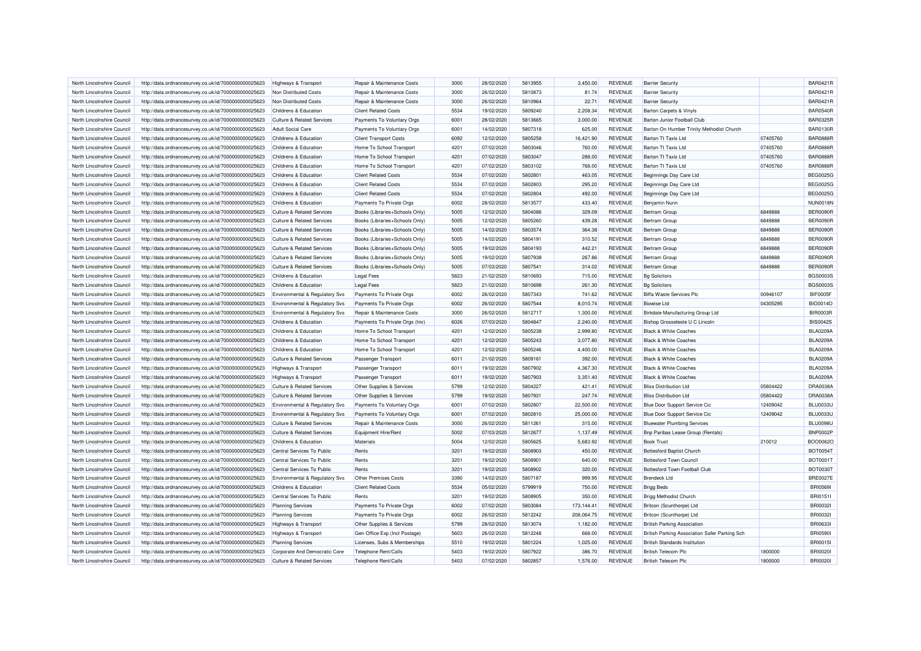| | | | | | | | | | | | |
|---|---|---|---|---|---|---|---|---|---|---|---|
| North Lincolnshire Council | http://data.ordnancesurvey.co.uk/id/7000000000025623 | Highways & Transport | Repair & Maintenance Costs | 3000 | 28/02/2020 | 5813955 | 3,450.00 | REVENUE | Barrier Security | | BAR0421R |
| North Lincolnshire Council | http://data.ordnancesurvey.co.uk/id/7000000000025623 | Non Distributed Costs | Repair & Maintenance Costs | 3000 | 26/02/2020 | 5810873 | 81.74 | REVENUE | Barrier Security | | BAR0421R |
| North Lincolnshire Council | http://data.ordnancesurvey.co.uk/id/7000000000025623 | Non Distributed Costs | Repair & Maintenance Costs | 3000 | 26/02/2020 | 5810964 | 22.71 | REVENUE | Barrier Security | | BAR0421R |
| North Lincolnshire Council | http://data.ordnancesurvey.co.uk/id/7000000000025623 | Childrens & Education | Client Related Costs | 5534 | 19/02/2020 | 5809240 | 2,208.34 | REVENUE | Barton Carpets & Vinyls | | BAR0540R |
| North Lincolnshire Council | http://data.ordnancesurvey.co.uk/id/7000000000025623 | Culture & Related Services | Payments To Voluntary Orgs | 6001 | 28/02/2020 | 5813665 | 3,000.00 | REVENUE | Barton Junior Football Club | | BAR0325R |
| North Lincolnshire Council | http://data.ordnancesurvey.co.uk/id/7000000000025623 | Adult Social Care | Payments To Voluntary Orgs | 6001 | 14/02/2020 | 5807318 | 625.00 | REVENUE | Barton On Humber Trinity Methodist Church | | BAR0130R |
| North Lincolnshire Council | http://data.ordnancesurvey.co.uk/id/7000000000025623 | Childrens & Education | Client Transport Costs | 6092 | 12/02/2020 | 5805258 | 16,421.90 | REVENUE | Barton Tt Taxis Ltd | 07405760 | BAR0888R |
| North Lincolnshire Council | http://data.ordnancesurvey.co.uk/id/7000000000025623 | Childrens & Education | Home To School Transport | 4201 | 07/02/2020 | 5803046 | 760.00 | REVENUE | Barton Tt Taxis Ltd | 07405760 | BAR0888R |
| North Lincolnshire Council | http://data.ordnancesurvey.co.uk/id/7000000000025623 | Childrens & Education | Home To School Transport | 4201 | 07/02/2020 | 5803047 | 288.00 | REVENUE | Barton Tt Taxis Ltd | 07405760 | BAR0888R |
| North Lincolnshire Council | http://data.ordnancesurvey.co.uk/id/7000000000025623 | Childrens & Education | Home To School Transport | 4201 | 07/02/2020 | 5803102 | 768.00 | REVENUE | Barton Tt Taxis Ltd | 07405760 | BAR0888R |
| North Lincolnshire Council | http://data.ordnancesurvey.co.uk/id/7000000000025623 | Childrens & Education | Client Related Costs | 5534 | 07/02/2020 | 5802801 | 463.05 | REVENUE | Beginnings Day Care Ltd | | BEG0025G |
| North Lincolnshire Council | http://data.ordnancesurvey.co.uk/id/7000000000025623 | Childrens & Education | Client Related Costs | 5534 | 07/02/2020 | 5802803 | 295.20 | REVENUE | Beginnings Day Care Ltd | | BEG0025G |
| North Lincolnshire Council | http://data.ordnancesurvey.co.uk/id/7000000000025623 | Childrens & Education | Client Related Costs | 5534 | 07/02/2020 | 5802804 | 492.00 | REVENUE | Beginnings Day Care Ltd | | BEG0025G |
| North Lincolnshire Council | http://data.ordnancesurvey.co.uk/id/7000000000025623 | Childrens & Education | Payments To Private Orgs | 6002 | 28/02/2020 | 5813577 | 433.40 | REVENUE | Benjamin Nunn | | NUN0018N |
| North Lincolnshire Council | http://data.ordnancesurvey.co.uk/id/7000000000025623 | Culture & Related Services | Books (Libraries+Schools Only) | 5005 | 12/02/2020 | 5804086 | 329.09 | REVENUE | Bertram Group | 6849888 | BER0090R |
| North Lincolnshire Council | http://data.ordnancesurvey.co.uk/id/7000000000025623 | Culture & Related Services | Books (Libraries+Schools Only) | 5005 | 12/02/2020 | 5805260 | 439.28 | REVENUE | Bertram Group | 6849888 | BER0090R |
| North Lincolnshire Council | http://data.ordnancesurvey.co.uk/id/7000000000025623 | Culture & Related Services | Books (Libraries+Schools Only) | 5005 | 14/02/2020 | 5803574 | 364.38 | REVENUE | Bertram Group | 6849888 | BER0090R |
| North Lincolnshire Council | http://data.ordnancesurvey.co.uk/id/7000000000025623 | Culture & Related Services | Books (Libraries+Schools Only) | 5005 | 14/02/2020 | 5804191 | 310.52 | REVENUE | Bertram Group | 6849888 | BER0090R |
| North Lincolnshire Council | http://data.ordnancesurvey.co.uk/id/7000000000025623 | Culture & Related Services | Books (Libraries+Schools Only) | 5005 | 19/02/2020 | 5804193 | 442.21 | REVENUE | Bertram Group | 6849888 | BER0090R |
| North Lincolnshire Council | http://data.ordnancesurvey.co.uk/id/7000000000025623 | Culture & Related Services | Books (Libraries+Schools Only) | 5005 | 19/02/2020 | 5807938 | 267.86 | REVENUE | Bertram Group | 6849888 | BER0090R |
| North Lincolnshire Council | http://data.ordnancesurvey.co.uk/id/7000000000025623 | Culture & Related Services | Books (Libraries+Schools Only) | 5005 | 07/03/2020 | 5807541 | 314.02 | REVENUE | Bertram Group | 6849888 | BER0090R |
| North Lincolnshire Council | http://data.ordnancesurvey.co.uk/id/7000000000025623 | Childrens & Education | Legal Fees | 5823 | 21/02/2020 | 5810693 | 715.00 | REVENUE | Bg Solicitors | | BGS0003S |
| North Lincolnshire Council | http://data.ordnancesurvey.co.uk/id/7000000000025623 | Childrens & Education | Legal Fees | 5823 | 21/02/2020 | 5810698 | 261.30 | REVENUE | Bg Solicitors | | BGS0003S |
| North Lincolnshire Council | http://data.ordnancesurvey.co.uk/id/7000000000025623 | Environmental & Regulatory Svs | Payments To Private Orgs | 6002 | 26/02/2020 | 5807343 | 741.62 | REVENUE | Biffa Waste Services Plc | 00946107 | BIF0005F |
| North Lincolnshire Council | http://data.ordnancesurvey.co.uk/id/7000000000025623 | Environmental & Regulatory Svs | Payments To Private Orgs | 6002 | 26/02/2020 | 5807544 | 8,010.74 | REVENUE | Biowise Ltd | 04305295 | BIO0014O |
| North Lincolnshire Council | http://data.ordnancesurvey.co.uk/id/7000000000025623 | Environmental & Regulatory Svs | Repair & Maintenance Costs | 3000 | 26/02/2020 | 5812717 | 1,300.00 | REVENUE | Birkdale Manufacturing Group Ltd | | BIR0003R |
| North Lincolnshire Council | http://data.ordnancesurvey.co.uk/id/7000000000025623 | Childrens & Education | Payments To Private Orgs (Inv) | 6026 | 07/03/2020 | 5804847 | 2,240.00 | REVENUE | Bishop Grosseteste U C Lincoln | | BIS0042S |
| North Lincolnshire Council | http://data.ordnancesurvey.co.uk/id/7000000000025623 | Childrens & Education | Home To School Transport | 4201 | 12/02/2020 | 5805238 | 2,999.80 | REVENUE | Black & White Coaches | | BLA0209A |
| North Lincolnshire Council | http://data.ordnancesurvey.co.uk/id/7000000000025623 | Childrens & Education | Home To School Transport | 4201 | 12/02/2020 | 5805243 | 3,077.80 | REVENUE | Black & White Coaches | | BLA0209A |
| North Lincolnshire Council | http://data.ordnancesurvey.co.uk/id/7000000000025623 | Childrens & Education | Home To School Transport | 4201 | 12/02/2020 | 5805246 | 4,400.00 | REVENUE | Black & White Coaches | | BLA0209A |
| North Lincolnshire Council | http://data.ordnancesurvey.co.uk/id/7000000000025623 | Culture & Related Services | Passenger Transport | 6011 | 21/02/2020 | 5809161 | 392.00 | REVENUE | Black & White Coaches | | BLA0209A |
| North Lincolnshire Council | http://data.ordnancesurvey.co.uk/id/7000000000025623 | Highways & Transport | Passenger Transport | 6011 | 19/02/2020 | 5807902 | 4,367.30 | REVENUE | Black & White Coaches | | BLA0209A |
| North Lincolnshire Council | http://data.ordnancesurvey.co.uk/id/7000000000025623 | Highways & Transport | Passenger Transport | 6011 | 19/02/2020 | 5807903 | 3,351.40 | REVENUE | Black & White Coaches | | BLA0209A |
| North Lincolnshire Council | http://data.ordnancesurvey.co.uk/id/7000000000025623 | Culture & Related Services | Other Supplies & Services | 5799 | 12/02/2020 | 5804227 | 421.41 | REVENUE | Bliss Distribution Ltd | 05804422 | DRA0038A |
| North Lincolnshire Council | http://data.ordnancesurvey.co.uk/id/7000000000025623 | Culture & Related Services | Other Supplies & Services | 5799 | 19/02/2020 | 5807931 | 247.74 | REVENUE | Bliss Distribution Ltd | 05804422 | DRA0038A |
| North Lincolnshire Council | http://data.ordnancesurvey.co.uk/id/7000000000025623 | Environmental & Regulatory Svs | Payments To Voluntary Orgs | 6001 | 07/02/2020 | 5802807 | 22,500.00 | REVENUE | Blue Door Support Service Cic | 12409042 | BLU0033U |
| North Lincolnshire Council | http://data.ordnancesurvey.co.uk/id/7000000000025623 | Environmental & Regulatory Svs | Payments To Voluntary Orgs | 6001 | 07/02/2020 | 5802810 | 25,000.00 | REVENUE | Blue Door Support Service Cic | 12409042 | BLU0033U |
| North Lincolnshire Council | http://data.ordnancesurvey.co.uk/id/7000000000025623 | Culture & Related Services | Repair & Maintenance Costs | 3000 | 26/02/2020 | 5811261 | 315.00 | REVENUE | Bluewater Plumbing Services | | BLU0098U |
| North Lincolnshire Council | http://data.ordnancesurvey.co.uk/id/7000000000025623 | Culture & Related Services | Equipment Hire/Rent | 5002 | 07/03/2020 | 5812677 | 1,137.49 | REVENUE | Bnp Paribas Lease Group (Rentals) | | BNP0002P |
| North Lincolnshire Council | http://data.ordnancesurvey.co.uk/id/7000000000025623 | Childrens & Education | Materials | 5004 | 12/02/2020 | 5805625 | 5,683.92 | REVENUE | Book Trust | 210012 | BOO0062O |
| North Lincolnshire Council | http://data.ordnancesurvey.co.uk/id/7000000000025623 | Central Services To Public | Rents | 3201 | 19/02/2020 | 5808903 | 450.00 | REVENUE | Bottesford Baptist Church | | BOT0054T |
| North Lincolnshire Council | http://data.ordnancesurvey.co.uk/id/7000000000025623 | Central Services To Public | Rents | 3201 | 19/02/2020 | 5808901 | 640.00 | REVENUE | Bottesford Town Council | | BOT0001T |
| North Lincolnshire Council | http://data.ordnancesurvey.co.uk/id/7000000000025623 | Central Services To Public | Rents | 3201 | 19/02/2020 | 5808902 | 320.00 | REVENUE | Bottesford Town Football Club | | BOT0030T |
| North Lincolnshire Council | http://data.ordnancesurvey.co.uk/id/7000000000025623 | Environmental & Regulatory Svs | Other Premises Costs | 3390 | 14/02/2020 | 5807187 | 999.95 | REVENUE | Brendeck Ltd | | BRE0027E |
| North Lincolnshire Council | http://data.ordnancesurvey.co.uk/id/7000000000025623 | Childrens & Education | Client Related Costs | 5534 | 05/02/2020 | 5799919 | 750.00 | REVENUE | Brigg Beds | | BRI0569I |
| North Lincolnshire Council | http://data.ordnancesurvey.co.uk/id/7000000000025623 | Central Services To Public | Rents | 3201 | 19/02/2020 | 5808905 | 350.00 | REVENUE | Brigg Methodist Church | | BRI0151I |
| North Lincolnshire Council | http://data.ordnancesurvey.co.uk/id/7000000000025623 | Planning Services | Payments To Private Orgs | 6002 | 07/02/2020 | 5803084 | 173,144.41 | REVENUE | Britcon (Scunthorpe) Ltd | | BRI0032I |
| North Lincolnshire Council | http://data.ordnancesurvey.co.uk/id/7000000000025623 | Planning Services | Payments To Private Orgs | 6002 | 26/02/2020 | 5812242 | 208,064.75 | REVENUE | Britcon (Scunthorpe) Ltd | | BRI0032I |
| North Lincolnshire Council | http://data.ordnancesurvey.co.uk/id/7000000000025623 | Highways & Transport | Other Supplies & Services | 5799 | 28/02/2020 | 5813074 | 1,182.00 | REVENUE | British Parking Association | | BRI0633I |
| North Lincolnshire Council | http://data.ordnancesurvey.co.uk/id/7000000000025623 | Highways & Transport | Gen Office Exp (Incl Postage) | 5603 | 26/02/2020 | 5812248 | 668.00 | REVENUE | British Parking Association Safer Parking Sch | | BRI0590I |
| North Lincolnshire Council | http://data.ordnancesurvey.co.uk/id/7000000000025623 | Planning Services | Licenses, Subs & Memberships | 5510 | 19/02/2020 | 5801224 | 1,025.00 | REVENUE | British Standards Institution | | BRI0015I |
| North Lincolnshire Council | http://data.ordnancesurvey.co.uk/id/7000000000025623 | Corporate And Democratic Core | Telephone Rent/Calls | 5403 | 19/02/2020 | 5807922 | 386.70 | REVENUE | British Telecom Plc | 1800000 | BRI0020I |
| North Lincolnshire Council | http://data.ordnancesurvey.co.uk/id/7000000000025623 | Culture & Related Services | Telephone Rent/Calls | 5403 | 07/02/2020 | 5802857 | 1,576.00 | REVENUE | British Telecom Plc | 1800000 | BRI0020I |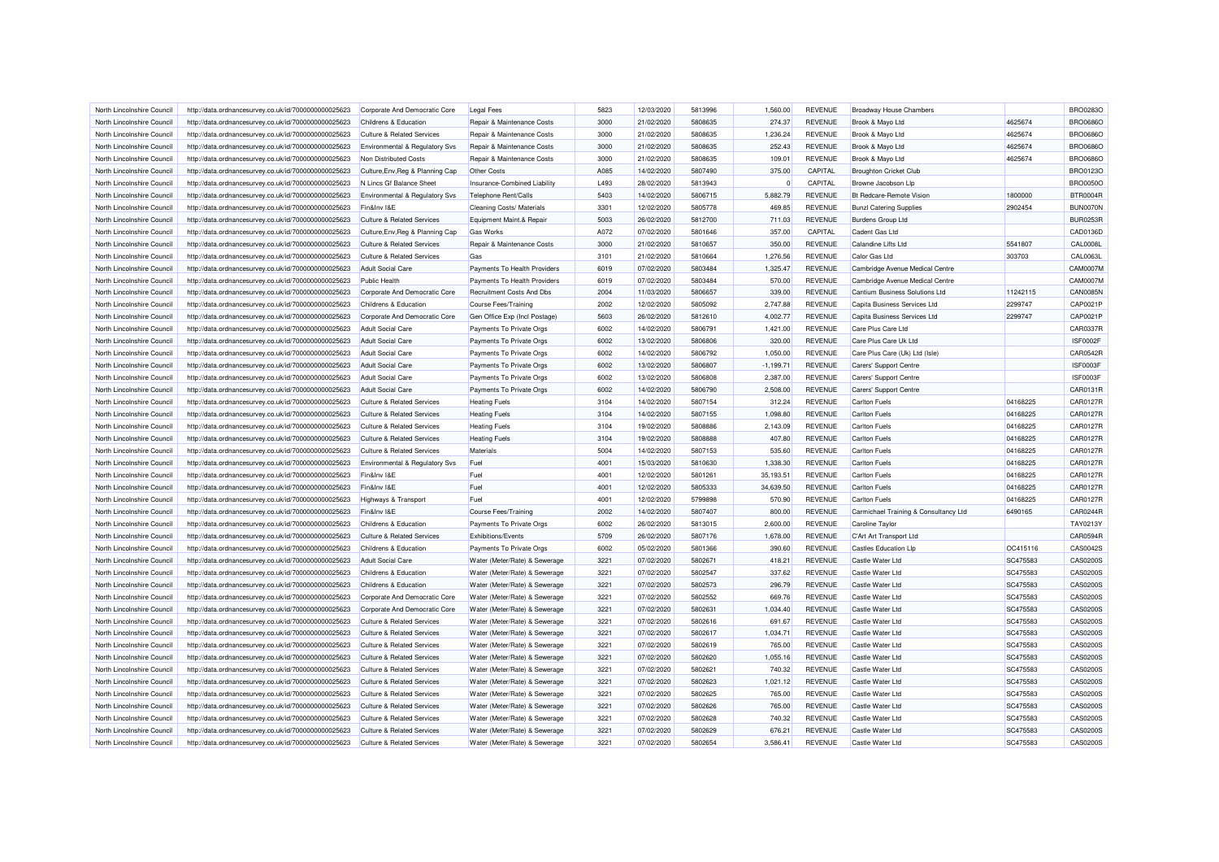| North Lincolnshire Council | http://data.ordnancesurvey.co.uk/id/7000000000025623 | Corporate And Democratic Core | Legal Fees | 5823 | 12/03/2020 | 5813996 | 1,560.00 | REVENUE | Broadway House Chambers | | BRO0283O |
|---|---|---|---|---|---|---|---|---|---|---|---|
| North Lincolnshire Council | http://data.ordnancesurvey.co.uk/id/7000000000025623 | Childrens & Education | Repair & Maintenance Costs | 3000 | 21/02/2020 | 5808635 | 274.37 | REVENUE | Brook & Mayo Ltd | 4625674 | BRO0686O |
| North Lincolnshire Council | http://data.ordnancesurvey.co.uk/id/7000000000025623 | Culture & Related Services | Repair & Maintenance Costs | 3000 | 21/02/2020 | 5808635 | 1,236.24 | REVENUE | Brook & Mayo Ltd | 4625674 | BRO0686O |
| North Lincolnshire Council | http://data.ordnancesurvey.co.uk/id/7000000000025623 | Environmental & Regulatory Svs | Repair & Maintenance Costs | 3000 | 21/02/2020 | 5808635 | 252.43 | REVENUE | Brook & Mayo Ltd | 4625674 | BRO0686O |
| North Lincolnshire Council | http://data.ordnancesurvey.co.uk/id/7000000000025623 | Non Distributed Costs | Repair & Maintenance Costs | 3000 | 21/02/2020 | 5808635 | 109.01 | REVENUE | Brook & Mayo Ltd | 4625674 | BRO0686O |
| North Lincolnshire Council | http://data.ordnancesurvey.co.uk/id/7000000000025623 | Culture,Env,Reg & Planning Cap | Other Costs | A085 | 14/02/2020 | 5807490 | 375.00 | CAPITAL | Broughton Cricket Club | | BRO0123O |
| North Lincolnshire Council | http://data.ordnancesurvey.co.uk/id/7000000000025623 | N Lincs Gf Balance Sheet | Insurance-Combined Liability | L493 | 28/02/2020 | 5813943 | 0 | CAPITAL | Browne Jacobson Llp | | BRO0050O |
| North Lincolnshire Council | http://data.ordnancesurvey.co.uk/id/7000000000025623 | Environmental & Regulatory Svs | Telephone Rent/Calls | 5403 | 14/02/2020 | 5806715 | 5,882.79 | REVENUE | Bt Redcare-Remote Vision | 1800000 | BTR0004R |
| North Lincolnshire Council | http://data.ordnancesurvey.co.uk/id/7000000000025623 | Fin&Inv I&E | Cleaning Costs/ Materials | 3301 | 12/02/2020 | 5805778 | 469.85 | REVENUE | Bunzl Catering Supplies | 2902454 | BUN0070N |
| North Lincolnshire Council | http://data.ordnancesurvey.co.uk/id/7000000000025623 | Culture & Related Services | Equipment Maint.& Repair | 5003 | 26/02/2020 | 5812700 | 711.03 | REVENUE | Burdens Group Ltd | | BUR0253R |
| North Lincolnshire Council | http://data.ordnancesurvey.co.uk/id/7000000000025623 | Culture,Env,Reg & Planning Cap | Gas Works | A072 | 07/02/2020 | 5801646 | 357.00 | CAPITAL | Cadent Gas Ltd | | CAD0136D |
| North Lincolnshire Council | http://data.ordnancesurvey.co.uk/id/7000000000025623 | Culture & Related Services | Repair & Maintenance Costs | 3000 | 21/02/2020 | 5810657 | 350.00 | REVENUE | Calandine Lifts Ltd | 5541807 | CAL0008L |
| North Lincolnshire Council | http://data.ordnancesurvey.co.uk/id/7000000000025623 | Culture & Related Services | Gas | 3101 | 21/02/2020 | 5810664 | 1,276.56 | REVENUE | Calor Gas Ltd | 303703 | CAL0063L |
| North Lincolnshire Council | http://data.ordnancesurvey.co.uk/id/7000000000025623 | Adult Social Care | Payments To Health Providers | 6019 | 07/02/2020 | 5803484 | 1,325.47 | REVENUE | Cambridge Avenue Medical Centre | | CAM0007M |
| North Lincolnshire Council | http://data.ordnancesurvey.co.uk/id/7000000000025623 | Public Health | Payments To Health Providers | 6019 | 07/02/2020 | 5803484 | 570.00 | REVENUE | Cambridge Avenue Medical Centre | | CAM0007M |
| North Lincolnshire Council | http://data.ordnancesurvey.co.uk/id/7000000000025623 | Corporate And Democratic Core | Recruitment Costs And Dbs | 2004 | 11/03/2020 | 5806657 | 339.00 | REVENUE | Cantium Business Solutions Ltd | 11242115 | CAN0085N |
| North Lincolnshire Council | http://data.ordnancesurvey.co.uk/id/7000000000025623 | Childrens & Education | Course Fees/Training | 2002 | 12/02/2020 | 5805092 | 2,747.88 | REVENUE | Capita Business Services Ltd | 2299747 | CAP0021P |
| North Lincolnshire Council | http://data.ordnancesurvey.co.uk/id/7000000000025623 | Corporate And Democratic Core | Gen Office Exp (Incl Postage) | 5603 | 26/02/2020 | 5812610 | 4,002.77 | REVENUE | Capita Business Services Ltd | 2299747 | CAP0021P |
| North Lincolnshire Council | http://data.ordnancesurvey.co.uk/id/7000000000025623 | Adult Social Care | Payments To Private Orgs | 6002 | 14/02/2020 | 5806791 | 1,421.00 | REVENUE | Care Plus Care Ltd | | CAR0337R |
| North Lincolnshire Council | http://data.ordnancesurvey.co.uk/id/7000000000025623 | Adult Social Care | Payments To Private Orgs | 6002 | 13/02/2020 | 5806806 | 320.00 | REVENUE | Care Plus Care Uk Ltd | | ISF0002F |
| North Lincolnshire Council | http://data.ordnancesurvey.co.uk/id/7000000000025623 | Adult Social Care | Payments To Private Orgs | 6002 | 14/02/2020 | 5806792 | 1,050.00 | REVENUE | Care Plus Care (Uk) Ltd (Isle) | | CAR0542R |
| North Lincolnshire Council | http://data.ordnancesurvey.co.uk/id/7000000000025623 | Adult Social Care | Payments To Private Orgs | 6002 | 13/02/2020 | 5806807 | -1,199.71 | REVENUE | Carers' Support Centre | | ISF0003F |
| North Lincolnshire Council | http://data.ordnancesurvey.co.uk/id/7000000000025623 | Adult Social Care | Payments To Private Orgs | 6002 | 13/02/2020 | 5806808 | 2,387.00 | REVENUE | Carers' Support Centre | | ISF0003F |
| North Lincolnshire Council | http://data.ordnancesurvey.co.uk/id/7000000000025623 | Adult Social Care | Payments To Private Orgs | 6002 | 14/02/2020 | 5806790 | 2,508.00 | REVENUE | Carers' Support Centre | | CAR0131R |
| North Lincolnshire Council | http://data.ordnancesurvey.co.uk/id/7000000000025623 | Culture & Related Services | Heating Fuels | 3104 | 14/02/2020 | 5807154 | 312.24 | REVENUE | Carlton Fuels | 04168225 | CAR0127R |
| North Lincolnshire Council | http://data.ordnancesurvey.co.uk/id/7000000000025623 | Culture & Related Services | Heating Fuels | 3104 | 14/02/2020 | 5807155 | 1,098.80 | REVENUE | Carlton Fuels | 04168225 | CAR0127R |
| North Lincolnshire Council | http://data.ordnancesurvey.co.uk/id/7000000000025623 | Culture & Related Services | Heating Fuels | 3104 | 19/02/2020 | 5808886 | 2,143.09 | REVENUE | Carlton Fuels | 04168225 | CAR0127R |
| North Lincolnshire Council | http://data.ordnancesurvey.co.uk/id/7000000000025623 | Culture & Related Services | Heating Fuels | 3104 | 19/02/2020 | 5808888 | 407.80 | REVENUE | Carlton Fuels | 04168225 | CAR0127R |
| North Lincolnshire Council | http://data.ordnancesurvey.co.uk/id/7000000000025623 | Culture & Related Services | Materials | 5004 | 14/02/2020 | 5807153 | 535.60 | REVENUE | Carlton Fuels | 04168225 | CAR0127R |
| North Lincolnshire Council | http://data.ordnancesurvey.co.uk/id/7000000000025623 | Environmental & Regulatory Svs | Fuel | 4001 | 15/03/2020 | 5810630 | 1,338.30 | REVENUE | Carlton Fuels | 04168225 | CAR0127R |
| North Lincolnshire Council | http://data.ordnancesurvey.co.uk/id/7000000000025623 | Fin&Inv I&E | Fuel | 4001 | 12/02/2020 | 5801261 | 35,193.51 | REVENUE | Carlton Fuels | 04168225 | CAR0127R |
| North Lincolnshire Council | http://data.ordnancesurvey.co.uk/id/7000000000025623 | Fin&Inv I&E | Fuel | 4001 | 12/02/2020 | 5805333 | 34,639.50 | REVENUE | Carlton Fuels | 04168225 | CAR0127R |
| North Lincolnshire Council | http://data.ordnancesurvey.co.uk/id/7000000000025623 | Highways & Transport | Fuel | 4001 | 12/02/2020 | 5799898 | 570.90 | REVENUE | Carlton Fuels | 04168225 | CAR0127R |
| North Lincolnshire Council | http://data.ordnancesurvey.co.uk/id/7000000000025623 | Fin&Inv I&E | Course Fees/Training | 2002 | 14/02/2020 | 5807407 | 800.00 | REVENUE | Carmichael Training & Consultancy Ltd | 6490165 | CAR0244R |
| North Lincolnshire Council | http://data.ordnancesurvey.co.uk/id/7000000000025623 | Childrens & Education | Payments To Private Orgs | 6002 | 26/02/2020 | 5813015 | 2,600.00 | REVENUE | Caroline Taylor | | TAY0213Y |
| North Lincolnshire Council | http://data.ordnancesurvey.co.uk/id/7000000000025623 | Culture & Related Services | Exhibitions/Events | 5709 | 26/02/2020 | 5807176 | 1,678.00 | REVENUE | C'Art Art Transport Ltd | | CAR0594R |
| North Lincolnshire Council | http://data.ordnancesurvey.co.uk/id/7000000000025623 | Childrens & Education | Payments To Private Orgs | 6002 | 05/02/2020 | 5801366 | 390.60 | REVENUE | Castles Education Llp | OC415116 | CAS0042S |
| North Lincolnshire Council | http://data.ordnancesurvey.co.uk/id/7000000000025623 | Adult Social Care | Water (Meter/Rate) & Sewerage | 3221 | 07/02/2020 | 5802671 | 418.21 | REVENUE | Castle Water Ltd | SC475583 | CAS0200S |
| North Lincolnshire Council | http://data.ordnancesurvey.co.uk/id/7000000000025623 | Childrens & Education | Water (Meter/Rate) & Sewerage | 3221 | 07/02/2020 | 5802547 | 337.62 | REVENUE | Castle Water Ltd | SC475583 | CAS0200S |
| North Lincolnshire Council | http://data.ordnancesurvey.co.uk/id/7000000000025623 | Childrens & Education | Water (Meter/Rate) & Sewerage | 3221 | 07/02/2020 | 5802573 | 296.79 | REVENUE | Castle Water Ltd | SC475583 | CAS0200S |
| North Lincolnshire Council | http://data.ordnancesurvey.co.uk/id/7000000000025623 | Corporate And Democratic Core | Water (Meter/Rate) & Sewerage | 3221 | 07/02/2020 | 5802552 | 669.76 | REVENUE | Castle Water Ltd | SC475583 | CAS0200S |
| North Lincolnshire Council | http://data.ordnancesurvey.co.uk/id/7000000000025623 | Corporate And Democratic Core | Water (Meter/Rate) & Sewerage | 3221 | 07/02/2020 | 5802631 | 1,034.40 | REVENUE | Castle Water Ltd | SC475583 | CAS0200S |
| North Lincolnshire Council | http://data.ordnancesurvey.co.uk/id/7000000000025623 | Culture & Related Services | Water (Meter/Rate) & Sewerage | 3221 | 07/02/2020 | 5802616 | 691.67 | REVENUE | Castle Water Ltd | SC475583 | CAS0200S |
| North Lincolnshire Council | http://data.ordnancesurvey.co.uk/id/7000000000025623 | Culture & Related Services | Water (Meter/Rate) & Sewerage | 3221 | 07/02/2020 | 5802617 | 1,034.71 | REVENUE | Castle Water Ltd | SC475583 | CAS0200S |
| North Lincolnshire Council | http://data.ordnancesurvey.co.uk/id/7000000000025623 | Culture & Related Services | Water (Meter/Rate) & Sewerage | 3221 | 07/02/2020 | 5802619 | 765.00 | REVENUE | Castle Water Ltd | SC475583 | CAS0200S |
| North Lincolnshire Council | http://data.ordnancesurvey.co.uk/id/7000000000025623 | Culture & Related Services | Water (Meter/Rate) & Sewerage | 3221 | 07/02/2020 | 5802620 | 1,055.16 | REVENUE | Castle Water Ltd | SC475583 | CAS0200S |
| North Lincolnshire Council | http://data.ordnancesurvey.co.uk/id/7000000000025623 | Culture & Related Services | Water (Meter/Rate) & Sewerage | 3221 | 07/02/2020 | 5802621 | 740.32 | REVENUE | Castle Water Ltd | SC475583 | CAS0200S |
| North Lincolnshire Council | http://data.ordnancesurvey.co.uk/id/7000000000025623 | Culture & Related Services | Water (Meter/Rate) & Sewerage | 3221 | 07/02/2020 | 5802623 | 1,021.12 | REVENUE | Castle Water Ltd | SC475583 | CAS0200S |
| North Lincolnshire Council | http://data.ordnancesurvey.co.uk/id/7000000000025623 | Culture & Related Services | Water (Meter/Rate) & Sewerage | 3221 | 07/02/2020 | 5802625 | 765.00 | REVENUE | Castle Water Ltd | SC475583 | CAS0200S |
| North Lincolnshire Council | http://data.ordnancesurvey.co.uk/id/7000000000025623 | Culture & Related Services | Water (Meter/Rate) & Sewerage | 3221 | 07/02/2020 | 5802626 | 765.00 | REVENUE | Castle Water Ltd | SC475583 | CAS0200S |
| North Lincolnshire Council | http://data.ordnancesurvey.co.uk/id/7000000000025623 | Culture & Related Services | Water (Meter/Rate) & Sewerage | 3221 | 07/02/2020 | 5802628 | 740.32 | REVENUE | Castle Water Ltd | SC475583 | CAS0200S |
| North Lincolnshire Council | http://data.ordnancesurvey.co.uk/id/7000000000025623 | Culture & Related Services | Water (Meter/Rate) & Sewerage | 3221 | 07/02/2020 | 5802629 | 676.21 | REVENUE | Castle Water Ltd | SC475583 | CAS0200S |
| North Lincolnshire Council | http://data.ordnancesurvey.co.uk/id/7000000000025623 | Culture & Related Services | Water (Meter/Rate) & Sewerage | 3221 | 07/02/2020 | 5802654 | 3,586.41 | REVENUE | Castle Water Ltd | SC475583 | CAS0200S |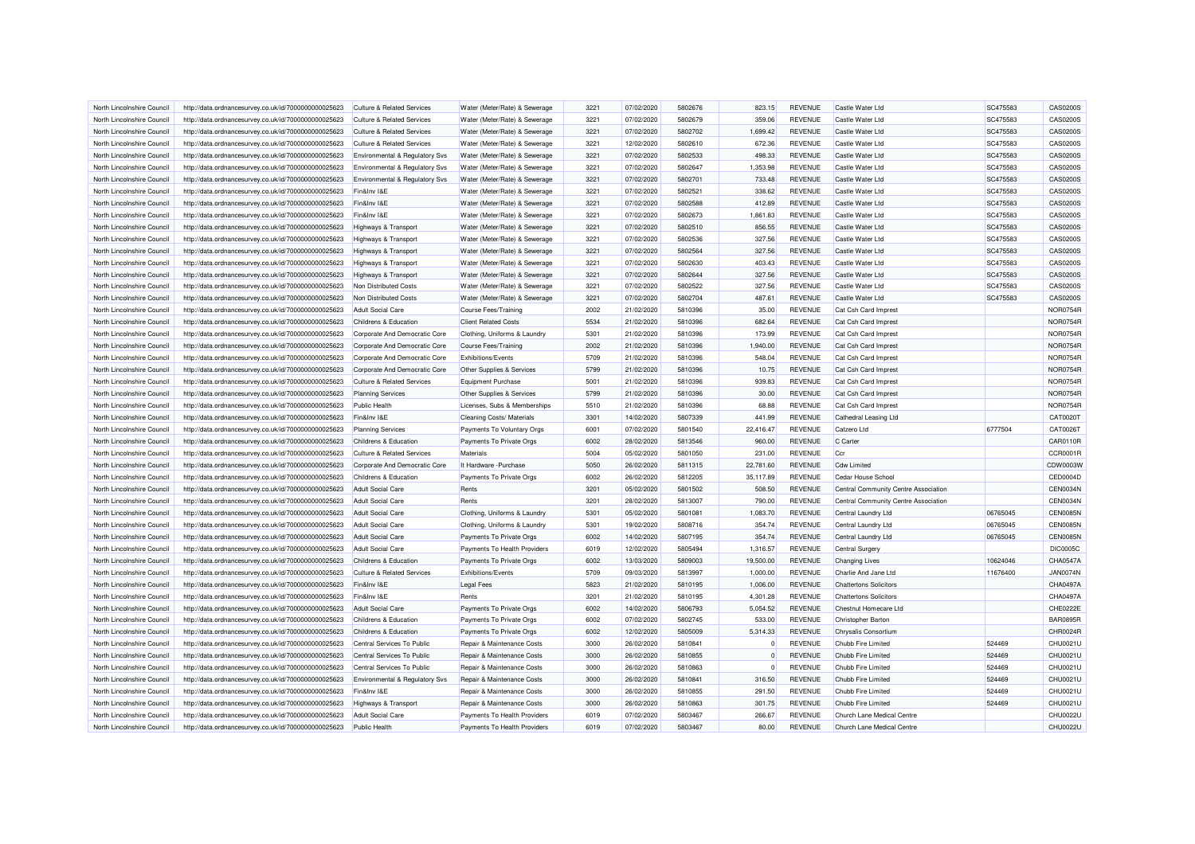| North Lincolnshire Council | http://data.ordnancesurvey.co.uk/id/7000000000025623 | Culture & Related Services | Water (Meter/Rate) & Sewerage | 3221 | 07/02/2020 | 5802676 | 823.15 | REVENUE | Castle Water Ltd | SC475583 | CAS0200S |
|---|---|---|---|---|---|---|---|---|---|---|---|
| North Lincolnshire Council | http://data.ordnancesurvey.co.uk/id/7000000000025623 | Culture & Related Services | Water (Meter/Rate) & Sewerage | 3221 | 07/02/2020 | 5802679 | 359.06 | REVENUE | Castle Water Ltd | SC475583 | CAS0200S |
| North Lincolnshire Council | http://data.ordnancesurvey.co.uk/id/7000000000025623 | Culture & Related Services | Water (Meter/Rate) & Sewerage | 3221 | 07/02/2020 | 5802702 | 1,699.42 | REVENUE | Castle Water Ltd | SC475583 | CAS0200S |
| North Lincolnshire Council | http://data.ordnancesurvey.co.uk/id/7000000000025623 | Culture & Related Services | Water (Meter/Rate) & Sewerage | 3221 | 12/02/2020 | 5802610 | 672.36 | REVENUE | Castle Water Ltd | SC475583 | CAS0200S |
| North Lincolnshire Council | http://data.ordnancesurvey.co.uk/id/7000000000025623 | Environmental & Regulatory Svs | Water (Meter/Rate) & Sewerage | 3221 | 07/02/2020 | 5802533 | 498.33 | REVENUE | Castle Water Ltd | SC475583 | CAS0200S |
| North Lincolnshire Council | http://data.ordnancesurvey.co.uk/id/7000000000025623 | Environmental & Regulatory Svs | Water (Meter/Rate) & Sewerage | 3221 | 07/02/2020 | 5802647 | 1,353.98 | REVENUE | Castle Water Ltd | SC475583 | CAS0200S |
| North Lincolnshire Council | http://data.ordnancesurvey.co.uk/id/7000000000025623 | Environmental & Regulatory Svs | Water (Meter/Rate) & Sewerage | 3221 | 07/02/2020 | 5802701 | 733.48 | REVENUE | Castle Water Ltd | SC475583 | CAS0200S |
| North Lincolnshire Council | http://data.ordnancesurvey.co.uk/id/7000000000025623 | Fin&Inv I&E | Water (Meter/Rate) & Sewerage | 3221 | 07/02/2020 | 5802521 | 338.62 | REVENUE | Castle Water Ltd | SC475583 | CAS0200S |
| North Lincolnshire Council | http://data.ordnancesurvey.co.uk/id/7000000000025623 | Fin&Inv I&E | Water (Meter/Rate) & Sewerage | 3221 | 07/02/2020 | 5802588 | 412.89 | REVENUE | Castle Water Ltd | SC475583 | CAS0200S |
| North Lincolnshire Council | http://data.ordnancesurvey.co.uk/id/7000000000025623 | Fin&Inv I&E | Water (Meter/Rate) & Sewerage | 3221 | 07/02/2020 | 5802673 | 1,861.83 | REVENUE | Castle Water Ltd | SC475583 | CAS0200S |
| North Lincolnshire Council | http://data.ordnancesurvey.co.uk/id/7000000000025623 | Highways & Transport | Water (Meter/Rate) & Sewerage | 3221 | 07/02/2020 | 5802510 | 856.55 | REVENUE | Castle Water Ltd | SC475583 | CAS0200S |
| North Lincolnshire Council | http://data.ordnancesurvey.co.uk/id/7000000000025623 | Highways & Transport | Water (Meter/Rate) & Sewerage | 3221 | 07/02/2020 | 5802536 | 327.56 | REVENUE | Castle Water Ltd | SC475583 | CAS0200S |
| North Lincolnshire Council | http://data.ordnancesurvey.co.uk/id/7000000000025623 | Highways & Transport | Water (Meter/Rate) & Sewerage | 3221 | 07/02/2020 | 5802564 | 327.56 | REVENUE | Castle Water Ltd | SC475583 | CAS0200S |
| North Lincolnshire Council | http://data.ordnancesurvey.co.uk/id/7000000000025623 | Highways & Transport | Water (Meter/Rate) & Sewerage | 3221 | 07/02/2020 | 5802630 | 403.43 | REVENUE | Castle Water Ltd | SC475583 | CAS0200S |
| North Lincolnshire Council | http://data.ordnancesurvey.co.uk/id/7000000000025623 | Highways & Transport | Water (Meter/Rate) & Sewerage | 3221 | 07/02/2020 | 5802644 | 327.56 | REVENUE | Castle Water Ltd | SC475583 | CAS0200S |
| North Lincolnshire Council | http://data.ordnancesurvey.co.uk/id/7000000000025623 | Non Distributed Costs | Water (Meter/Rate) & Sewerage | 3221 | 07/02/2020 | 5802522 | 327.56 | REVENUE | Castle Water Ltd | SC475583 | CAS0200S |
| North Lincolnshire Council | http://data.ordnancesurvey.co.uk/id/7000000000025623 | Non Distributed Costs | Water (Meter/Rate) & Sewerage | 3221 | 07/02/2020 | 5802704 | 487.61 | REVENUE | Castle Water Ltd | SC475583 | CAS0200S |
| North Lincolnshire Council | http://data.ordnancesurvey.co.uk/id/7000000000025623 | Adult Social Care | Course Fees/Training | 2002 | 21/02/2020 | 5810396 | 35.00 | REVENUE | Cat Csh Card Imprest | | NOR0754R |
| North Lincolnshire Council | http://data.ordnancesurvey.co.uk/id/7000000000025623 | Childrens & Education | Client Related Costs | 5534 | 21/02/2020 | 5810396 | 682.64 | REVENUE | Cat Csh Card Imprest | | NOR0754R |
| North Lincolnshire Council | http://data.ordnancesurvey.co.uk/id/7000000000025623 | Corporate And Democratic Core | Clothing, Uniforms & Laundry | 5301 | 21/02/2020 | 5810396 | 173.99 | REVENUE | Cat Csh Card Imprest | | NOR0754R |
| North Lincolnshire Council | http://data.ordnancesurvey.co.uk/id/7000000000025623 | Corporate And Democratic Core | Course Fees/Training | 2002 | 21/02/2020 | 5810396 | 1,940.00 | REVENUE | Cat Csh Card Imprest | | NOR0754R |
| North Lincolnshire Council | http://data.ordnancesurvey.co.uk/id/7000000000025623 | Corporate And Democratic Core | Exhibitions/Events | 5709 | 21/02/2020 | 5810396 | 548.04 | REVENUE | Cat Csh Card Imprest | | NOR0754R |
| North Lincolnshire Council | http://data.ordnancesurvey.co.uk/id/7000000000025623 | Corporate And Democratic Core | Other Supplies & Services | 5799 | 21/02/2020 | 5810396 | 10.75 | REVENUE | Cat Csh Card Imprest | | NOR0754R |
| North Lincolnshire Council | http://data.ordnancesurvey.co.uk/id/7000000000025623 | Culture & Related Services | Equipment Purchase | 5001 | 21/02/2020 | 5810396 | 939.83 | REVENUE | Cat Csh Card Imprest | | NOR0754R |
| North Lincolnshire Council | http://data.ordnancesurvey.co.uk/id/7000000000025623 | Planning Services | Other Supplies & Services | 5799 | 21/02/2020 | 5810396 | 30.00 | REVENUE | Cat Csh Card Imprest | | NOR0754R |
| North Lincolnshire Council | http://data.ordnancesurvey.co.uk/id/7000000000025623 | Public Health | Licenses, Subs & Memberships | 5510 | 21/02/2020 | 5810396 | 68.88 | REVENUE | Cat Csh Card Imprest | | NOR0754R |
| North Lincolnshire Council | http://data.ordnancesurvey.co.uk/id/7000000000025623 | Fin&Inv I&E | Cleaning Costs/ Materials | 3301 | 14/02/2020 | 5807339 | 441.99 | REVENUE | Cathedral Leasing Ltd | | CAT0020T |
| North Lincolnshire Council | http://data.ordnancesurvey.co.uk/id/7000000000025623 | Planning Services | Payments To Voluntary Orgs | 6001 | 07/02/2020 | 5801540 | 22,416.47 | REVENUE | Catzero Ltd | 6777504 | CAT0026T |
| North Lincolnshire Council | http://data.ordnancesurvey.co.uk/id/7000000000025623 | Childrens & Education | Payments To Private Orgs | 6002 | 28/02/2020 | 5813546 | 960.00 | REVENUE | C Carter | | CAR0110R |
| North Lincolnshire Council | http://data.ordnancesurvey.co.uk/id/7000000000025623 | Culture & Related Services | Materials | 5004 | 05/02/2020 | 5801050 | 231.00 | REVENUE | Ccr | | CCR0001R |
| North Lincolnshire Council | http://data.ordnancesurvey.co.uk/id/7000000000025623 | Corporate And Democratic Core | It Hardware -Purchase | 5050 | 26/02/2020 | 5811315 | 22,781.60 | REVENUE | Cdw Limited | | CDW0003W |
| North Lincolnshire Council | http://data.ordnancesurvey.co.uk/id/7000000000025623 | Childrens & Education | Payments To Private Orgs | 6002 | 26/02/2020 | 5812205 | 35,117.89 | REVENUE | Cedar House School | | CED0004D |
| North Lincolnshire Council | http://data.ordnancesurvey.co.uk/id/7000000000025623 | Adult Social Care | Rents | 3201 | 05/02/2020 | 5801502 | 508.50 | REVENUE | Central Community Centre Association | | CEN0034N |
| North Lincolnshire Council | http://data.ordnancesurvey.co.uk/id/7000000000025623 | Adult Social Care | Rents | 3201 | 28/02/2020 | 5813007 | 790.00 | REVENUE | Central Community Centre Association | | CEN0034N |
| North Lincolnshire Council | http://data.ordnancesurvey.co.uk/id/7000000000025623 | Adult Social Care | Clothing, Uniforms & Laundry | 5301 | 05/02/2020 | 5801081 | 1,083.70 | REVENUE | Central Laundry Ltd | 06765045 | CEN0085N |
| North Lincolnshire Council | http://data.ordnancesurvey.co.uk/id/7000000000025623 | Adult Social Care | Clothing, Uniforms & Laundry | 5301 | 19/02/2020 | 5808716 | 354.74 | REVENUE | Central Laundry Ltd | 06765045 | CEN0085N |
| North Lincolnshire Council | http://data.ordnancesurvey.co.uk/id/7000000000025623 | Adult Social Care | Payments To Private Orgs | 6002 | 14/02/2020 | 5807195 | 354.74 | REVENUE | Central Laundry Ltd | 06765045 | CEN0085N |
| North Lincolnshire Council | http://data.ordnancesurvey.co.uk/id/7000000000025623 | Adult Social Care | Payments To Health Providers | 6019 | 12/02/2020 | 5805494 | 1,316.57 | REVENUE | Central Surgery | | DIC0005C |
| North Lincolnshire Council | http://data.ordnancesurvey.co.uk/id/7000000000025623 | Childrens & Education | Payments To Private Orgs | 6002 | 13/03/2020 | 5809003 | 19,500.00 | REVENUE | Changing Lives | 10624046 | CHA0547A |
| North Lincolnshire Council | http://data.ordnancesurvey.co.uk/id/7000000000025623 | Culture & Related Services | Exhibitions/Events | 5709 | 09/03/2020 | 5813997 | 1,000.00 | REVENUE | Charlie And Jane Ltd | 11676400 | JAN0074N |
| North Lincolnshire Council | http://data.ordnancesurvey.co.uk/id/7000000000025623 | Fin&Inv I&E | Legal Fees | 5823 | 21/02/2020 | 5810195 | 1,006.00 | REVENUE | Chattertons Solicitors | | CHA0497A |
| North Lincolnshire Council | http://data.ordnancesurvey.co.uk/id/7000000000025623 | Fin&Inv I&E | Rents | 3201 | 21/02/2020 | 5810195 | 4,301.28 | REVENUE | Chattertons Solicitors | | CHA0497A |
| North Lincolnshire Council | http://data.ordnancesurvey.co.uk/id/7000000000025623 | Adult Social Care | Payments To Private Orgs | 6002 | 14/02/2020 | 5806793 | 5,054.52 | REVENUE | Chestnut Homecare Ltd | | CHE0222E |
| North Lincolnshire Council | http://data.ordnancesurvey.co.uk/id/7000000000025623 | Childrens & Education | Payments To Private Orgs | 6002 | 07/02/2020 | 5802745 | 533.00 | REVENUE | Christopher Barton | | BAR0895R |
| North Lincolnshire Council | http://data.ordnancesurvey.co.uk/id/7000000000025623 | Childrens & Education | Payments To Private Orgs | 6002 | 12/02/2020 | 5805009 | 5,314.33 | REVENUE | Chrysalis Consortium | | CHR0024R |
| North Lincolnshire Council | http://data.ordnancesurvey.co.uk/id/7000000000025623 | Central Services To Public | Repair & Maintenance Costs | 3000 | 26/02/2020 | 5810841 | 0 | REVENUE | Chubb Fire Limited | 524469 | CHU0021U |
| North Lincolnshire Council | http://data.ordnancesurvey.co.uk/id/7000000000025623 | Central Services To Public | Repair & Maintenance Costs | 3000 | 26/02/2020 | 5810855 | 0 | REVENUE | Chubb Fire Limited | 524469 | CHU0021U |
| North Lincolnshire Council | http://data.ordnancesurvey.co.uk/id/7000000000025623 | Central Services To Public | Repair & Maintenance Costs | 3000 | 26/02/2020 | 5810863 | 0 | REVENUE | Chubb Fire Limited | 524469 | CHU0021U |
| North Lincolnshire Council | http://data.ordnancesurvey.co.uk/id/7000000000025623 | Environmental & Regulatory Svs | Repair & Maintenance Costs | 3000 | 26/02/2020 | 5810841 | 316.50 | REVENUE | Chubb Fire Limited | 524469 | CHU0021U |
| North Lincolnshire Council | http://data.ordnancesurvey.co.uk/id/7000000000025623 | Fin&Inv I&E | Repair & Maintenance Costs | 3000 | 26/02/2020 | 5810855 | 291.50 | REVENUE | Chubb Fire Limited | 524469 | CHU0021U |
| North Lincolnshire Council | http://data.ordnancesurvey.co.uk/id/7000000000025623 | Highways & Transport | Repair & Maintenance Costs | 3000 | 26/02/2020 | 5810863 | 301.75 | REVENUE | Chubb Fire Limited | 524469 | CHU0021U |
| North Lincolnshire Council | http://data.ordnancesurvey.co.uk/id/7000000000025623 | Adult Social Care | Payments To Health Providers | 6019 | 07/02/2020 | 5803467 | 266.67 | REVENUE | Church Lane Medical Centre | | CHU0022U |
| North Lincolnshire Council | http://data.ordnancesurvey.co.uk/id/7000000000025623 | Public Health | Payments To Health Providers | 6019 | 07/02/2020 | 5803467 | 80.00 | REVENUE | Church Lane Medical Centre | | CHU0022U |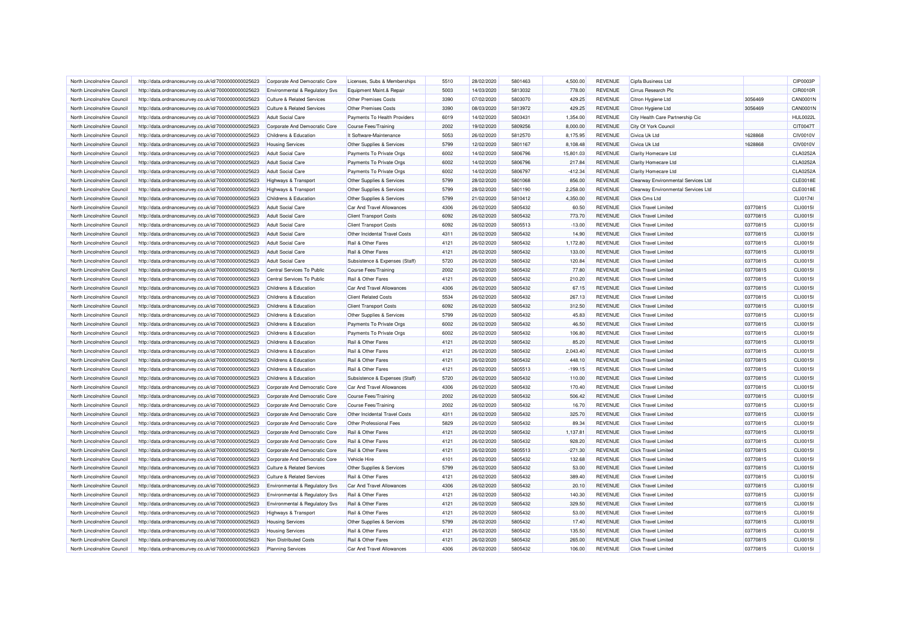| | | | | | | | | | | | |
|---|---|---|---|---|---|---|---|---|---|---|---|
| North Lincolnshire Council | http://data.ordnancesurvey.co.uk/id/7000000000025623 | Corporate And Democratic Core | Licenses, Subs & Memberships | 5510 | 28/02/2020 | 5801463 | 4,500.00 | REVENUE | Cipfa Business Ltd | | CIP0003P |
| North Lincolnshire Council | http://data.ordnancesurvey.co.uk/id/7000000000025623 | Environmental & Regulatory Svs | Equipment Maint.& Repair | 5003 | 14/03/2020 | 5813032 | 778.00 | REVENUE | Cirrus Research Plc | | CIR0010R |
| North Lincolnshire Council | http://data.ordnancesurvey.co.uk/id/7000000000025623 | Culture & Related Services | Other Premises Costs | 3390 | 07/02/2020 | 5803070 | 429.25 | REVENUE | Citron Hygiene Ltd | 3056469 | CAN0001N |
| North Lincolnshire Council | http://data.ordnancesurvey.co.uk/id/7000000000025623 | Culture & Related Services | Other Premises Costs | 3390 | 08/03/2020 | 5813972 | 429.25 | REVENUE | Citron Hygiene Ltd | 3056469 | CAN0001N |
| North Lincolnshire Council | http://data.ordnancesurvey.co.uk/id/7000000000025623 | Adult Social Care | Payments To Health Providers | 6019 | 14/02/2020 | 5803431 | 1,354.00 | REVENUE | City Health Care Partnership Cic | | HUL0022L |
| North Lincolnshire Council | http://data.ordnancesurvey.co.uk/id/7000000000025623 | Corporate And Democratic Core | Course Fees/Training | 2002 | 19/02/2020 | 5809256 | 8,000.00 | REVENUE | City Of York Council | | CIT0047T |
| North Lincolnshire Council | http://data.ordnancesurvey.co.uk/id/7000000000025623 | Childrens & Education | It Software-Maintenance | 5053 | 26/02/2020 | 5812570 | 8,175.95 | REVENUE | Civica Uk Ltd | 1628868 | CIV0010V |
| North Lincolnshire Council | http://data.ordnancesurvey.co.uk/id/7000000000025623 | Housing Services | Other Supplies & Services | 5799 | 12/02/2020 | 5801167 | 8,108.48 | REVENUE | Civica Uk Ltd | 1628868 | CIV0010V |
| North Lincolnshire Council | http://data.ordnancesurvey.co.uk/id/7000000000025623 | Adult Social Care | Payments To Private Orgs | 6002 | 14/02/2020 | 5806796 | 15,801.03 | REVENUE | Clarity Homecare Ltd | | CLA0252A |
| North Lincolnshire Council | http://data.ordnancesurvey.co.uk/id/7000000000025623 | Adult Social Care | Payments To Private Orgs | 6002 | 14/02/2020 | 5806796 | 217.84 | REVENUE | Clarity Homecare Ltd | | CLA0252A |
| North Lincolnshire Council | http://data.ordnancesurvey.co.uk/id/7000000000025623 | Adult Social Care | Payments To Private Orgs | 6002 | 14/02/2020 | 5806797 | -412.34 | REVENUE | Clarity Homecare Ltd | | CLA0252A |
| North Lincolnshire Council | http://data.ordnancesurvey.co.uk/id/7000000000025623 | Highways & Transport | Other Supplies & Services | 5799 | 28/02/2020 | 5801068 | 856.00 | REVENUE | Clearway Environmental Services Ltd | | CLE0018E |
| North Lincolnshire Council | http://data.ordnancesurvey.co.uk/id/7000000000025623 | Highways & Transport | Other Supplies & Services | 5799 | 28/02/2020 | 5801190 | 2,258.00 | REVENUE | Clearway Environmental Services Ltd | | CLE0018E |
| North Lincolnshire Council | http://data.ordnancesurvey.co.uk/id/7000000000025623 | Childrens & Education | Other Supplies & Services | 5799 | 21/02/2020 | 5810412 | 4,350.00 | REVENUE | Click Cms Ltd | | CLI0174I |
| North Lincolnshire Council | http://data.ordnancesurvey.co.uk/id/7000000000025623 | Adult Social Care | Car And Travel Allowances | 4306 | 26/02/2020 | 5805432 | 60.50 | REVENUE | Click Travel Limited | 03770815 | CLI0015I |
| North Lincolnshire Council | http://data.ordnancesurvey.co.uk/id/7000000000025623 | Adult Social Care | Client Transport Costs | 6092 | 26/02/2020 | 5805432 | 773.70 | REVENUE | Click Travel Limited | 03770815 | CLI0015I |
| North Lincolnshire Council | http://data.ordnancesurvey.co.uk/id/7000000000025623 | Adult Social Care | Client Transport Costs | 6092 | 26/02/2020 | 5805513 | -13.00 | REVENUE | Click Travel Limited | 03770815 | CLI0015I |
| North Lincolnshire Council | http://data.ordnancesurvey.co.uk/id/7000000000025623 | Adult Social Care | Other Incidental Travel Costs | 4311 | 26/02/2020 | 5805432 | 14.90 | REVENUE | Click Travel Limited | 03770815 | CLI0015I |
| North Lincolnshire Council | http://data.ordnancesurvey.co.uk/id/7000000000025623 | Adult Social Care | Rail & Other Fares | 4121 | 26/02/2020 | 5805432 | 1,172.80 | REVENUE | Click Travel Limited | 03770815 | CLI0015I |
| North Lincolnshire Council | http://data.ordnancesurvey.co.uk/id/7000000000025623 | Adult Social Care | Rail & Other Fares | 4121 | 26/02/2020 | 5805432 | 133.00 | REVENUE | Click Travel Limited | 03770815 | CLI0015I |
| North Lincolnshire Council | http://data.ordnancesurvey.co.uk/id/7000000000025623 | Adult Social Care | Subsistence & Expenses (Staff) | 5720 | 26/02/2020 | 5805432 | 120.84 | REVENUE | Click Travel Limited | 03770815 | CLI0015I |
| North Lincolnshire Council | http://data.ordnancesurvey.co.uk/id/7000000000025623 | Central Services To Public | Course Fees/Training | 2002 | 26/02/2020 | 5805432 | 77.80 | REVENUE | Click Travel Limited | 03770815 | CLI0015I |
| North Lincolnshire Council | http://data.ordnancesurvey.co.uk/id/7000000000025623 | Central Services To Public | Rail & Other Fares | 4121 | 26/02/2020 | 5805432 | 210.20 | REVENUE | Click Travel Limited | 03770815 | CLI0015I |
| North Lincolnshire Council | http://data.ordnancesurvey.co.uk/id/7000000000025623 | Childrens & Education | Car And Travel Allowances | 4306 | 26/02/2020 | 5805432 | 67.15 | REVENUE | Click Travel Limited | 03770815 | CLI0015I |
| North Lincolnshire Council | http://data.ordnancesurvey.co.uk/id/7000000000025623 | Childrens & Education | Client Related Costs | 5534 | 26/02/2020 | 5805432 | 267.13 | REVENUE | Click Travel Limited | 03770815 | CLI0015I |
| North Lincolnshire Council | http://data.ordnancesurvey.co.uk/id/7000000000025623 | Childrens & Education | Client Transport Costs | 6092 | 26/02/2020 | 5805432 | 312.50 | REVENUE | Click Travel Limited | 03770815 | CLI0015I |
| North Lincolnshire Council | http://data.ordnancesurvey.co.uk/id/7000000000025623 | Childrens & Education | Other Supplies & Services | 5799 | 26/02/2020 | 5805432 | 45.83 | REVENUE | Click Travel Limited | 03770815 | CLI0015I |
| North Lincolnshire Council | http://data.ordnancesurvey.co.uk/id/7000000000025623 | Childrens & Education | Payments To Private Orgs | 6002 | 26/02/2020 | 5805432 | 46.50 | REVENUE | Click Travel Limited | 03770815 | CLI0015I |
| North Lincolnshire Council | http://data.ordnancesurvey.co.uk/id/7000000000025623 | Childrens & Education | Payments To Private Orgs | 6002 | 26/02/2020 | 5805432 | 106.80 | REVENUE | Click Travel Limited | 03770815 | CLI0015I |
| North Lincolnshire Council | http://data.ordnancesurvey.co.uk/id/7000000000025623 | Childrens & Education | Rail & Other Fares | 4121 | 26/02/2020 | 5805432 | 85.20 | REVENUE | Click Travel Limited | 03770815 | CLI0015I |
| North Lincolnshire Council | http://data.ordnancesurvey.co.uk/id/7000000000025623 | Childrens & Education | Rail & Other Fares | 4121 | 26/02/2020 | 5805432 | 2,043.40 | REVENUE | Click Travel Limited | 03770815 | CLI0015I |
| North Lincolnshire Council | http://data.ordnancesurvey.co.uk/id/7000000000025623 | Childrens & Education | Rail & Other Fares | 4121 | 26/02/2020 | 5805432 | 448.10 | REVENUE | Click Travel Limited | 03770815 | CLI0015I |
| North Lincolnshire Council | http://data.ordnancesurvey.co.uk/id/7000000000025623 | Childrens & Education | Rail & Other Fares | 4121 | 26/02/2020 | 5805513 | -199.15 | REVENUE | Click Travel Limited | 03770815 | CLI0015I |
| North Lincolnshire Council | http://data.ordnancesurvey.co.uk/id/7000000000025623 | Childrens & Education | Subsistence & Expenses (Staff) | 5720 | 26/02/2020 | 5805432 | 110.00 | REVENUE | Click Travel Limited | 03770815 | CLI0015I |
| North Lincolnshire Council | http://data.ordnancesurvey.co.uk/id/7000000000025623 | Corporate And Democratic Core | Car And Travel Allowances | 4306 | 26/02/2020 | 5805432 | 170.40 | REVENUE | Click Travel Limited | 03770815 | CLI0015I |
| North Lincolnshire Council | http://data.ordnancesurvey.co.uk/id/7000000000025623 | Corporate And Democratic Core | Course Fees/Training | 2002 | 26/02/2020 | 5805432 | 506.42 | REVENUE | Click Travel Limited | 03770815 | CLI0015I |
| North Lincolnshire Council | http://data.ordnancesurvey.co.uk/id/7000000000025623 | Corporate And Democratic Core | Course Fees/Training | 2002 | 26/02/2020 | 5805432 | 16.70 | REVENUE | Click Travel Limited | 03770815 | CLI0015I |
| North Lincolnshire Council | http://data.ordnancesurvey.co.uk/id/7000000000025623 | Corporate And Democratic Core | Other Incidental Travel Costs | 4311 | 26/02/2020 | 5805432 | 325.70 | REVENUE | Click Travel Limited | 03770815 | CLI0015I |
| North Lincolnshire Council | http://data.ordnancesurvey.co.uk/id/7000000000025623 | Corporate And Democratic Core | Other Professional Fees | 5829 | 26/02/2020 | 5805432 | 89.34 | REVENUE | Click Travel Limited | 03770815 | CLI0015I |
| North Lincolnshire Council | http://data.ordnancesurvey.co.uk/id/7000000000025623 | Corporate And Democratic Core | Rail & Other Fares | 4121 | 26/02/2020 | 5805432 | 1,137.81 | REVENUE | Click Travel Limited | 03770815 | CLI0015I |
| North Lincolnshire Council | http://data.ordnancesurvey.co.uk/id/7000000000025623 | Corporate And Democratic Core | Rail & Other Fares | 4121 | 26/02/2020 | 5805432 | 928.20 | REVENUE | Click Travel Limited | 03770815 | CLI0015I |
| North Lincolnshire Council | http://data.ordnancesurvey.co.uk/id/7000000000025623 | Corporate And Democratic Core | Rail & Other Fares | 4121 | 26/02/2020 | 5805513 | -271.30 | REVENUE | Click Travel Limited | 03770815 | CLI0015I |
| North Lincolnshire Council | http://data.ordnancesurvey.co.uk/id/7000000000025623 | Corporate And Democratic Core | Vehicle Hire | 4101 | 26/02/2020 | 5805432 | 132.68 | REVENUE | Click Travel Limited | 03770815 | CLI0015I |
| North Lincolnshire Council | http://data.ordnancesurvey.co.uk/id/7000000000025623 | Culture & Related Services | Other Supplies & Services | 5799 | 26/02/2020 | 5805432 | 53.00 | REVENUE | Click Travel Limited | 03770815 | CLI0015I |
| North Lincolnshire Council | http://data.ordnancesurvey.co.uk/id/7000000000025623 | Culture & Related Services | Rail & Other Fares | 4121 | 26/02/2020 | 5805432 | 389.40 | REVENUE | Click Travel Limited | 03770815 | CLI0015I |
| North Lincolnshire Council | http://data.ordnancesurvey.co.uk/id/7000000000025623 | Environmental & Regulatory Svs | Car And Travel Allowances | 4306 | 26/02/2020 | 5805432 | 20.10 | REVENUE | Click Travel Limited | 03770815 | CLI0015I |
| North Lincolnshire Council | http://data.ordnancesurvey.co.uk/id/7000000000025623 | Environmental & Regulatory Svs | Rail & Other Fares | 4121 | 26/02/2020 | 5805432 | 140.30 | REVENUE | Click Travel Limited | 03770815 | CLI0015I |
| North Lincolnshire Council | http://data.ordnancesurvey.co.uk/id/7000000000025623 | Environmental & Regulatory Svs | Rail & Other Fares | 4121 | 26/02/2020 | 5805432 | 329.50 | REVENUE | Click Travel Limited | 03770815 | CLI0015I |
| North Lincolnshire Council | http://data.ordnancesurvey.co.uk/id/7000000000025623 | Highways & Transport | Rail & Other Fares | 4121 | 26/02/2020 | 5805432 | 53.00 | REVENUE | Click Travel Limited | 03770815 | CLI0015I |
| North Lincolnshire Council | http://data.ordnancesurvey.co.uk/id/7000000000025623 | Housing Services | Other Supplies & Services | 5799 | 26/02/2020 | 5805432 | 17.40 | REVENUE | Click Travel Limited | 03770815 | CLI0015I |
| North Lincolnshire Council | http://data.ordnancesurvey.co.uk/id/7000000000025623 | Housing Services | Rail & Other Fares | 4121 | 26/02/2020 | 5805432 | 135.50 | REVENUE | Click Travel Limited | 03770815 | CLI0015I |
| North Lincolnshire Council | http://data.ordnancesurvey.co.uk/id/7000000000025623 | Non Distributed Costs | Rail & Other Fares | 4121 | 26/02/2020 | 5805432 | 265.00 | REVENUE | Click Travel Limited | 03770815 | CLI0015I |
| North Lincolnshire Council | http://data.ordnancesurvey.co.uk/id/7000000000025623 | Planning Services | Car And Travel Allowances | 4306 | 26/02/2020 | 5805432 | 106.00 | REVENUE | Click Travel Limited | 03770815 | CLI0015I |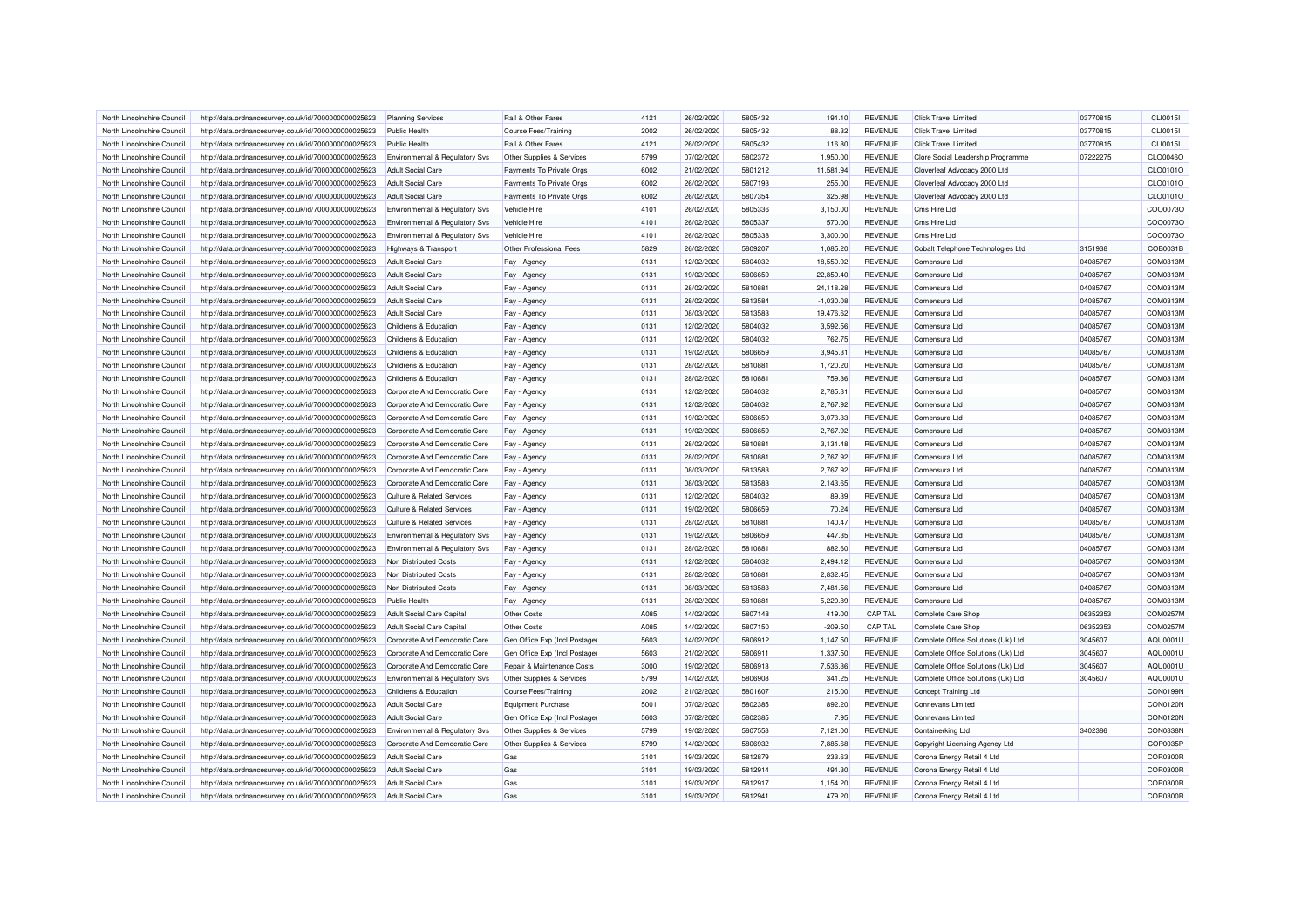| | | | | | | | | | | | | |
|---|---|---|---|---|---|---|---|---|---|---|---|---|
| North Lincolnshire Council | http://data.ordnancesurvey.co.uk/id/7000000000025623 | Planning Services | Rail & Other Fares | 4121 | 26/02/2020 | 5805432 | 191.10 | REVENUE | Click Travel Limited | 03770815 | CLI0015I |
| North Lincolnshire Council | http://data.ordnancesurvey.co.uk/id/7000000000025623 | Public Health | Course Fees/Training | 2002 | 26/02/2020 | 5805432 | 88.32 | REVENUE | Click Travel Limited | 03770815 | CLI0015I |
| North Lincolnshire Council | http://data.ordnancesurvey.co.uk/id/7000000000025623 | Public Health | Rail & Other Fares | 4121 | 26/02/2020 | 5805432 | 116.80 | REVENUE | Click Travel Limited | 03770815 | CLI0015I |
| North Lincolnshire Council | http://data.ordnancesurvey.co.uk/id/7000000000025623 | Environmental & Regulatory Svs | Other Supplies & Services | 5799 | 07/02/2020 | 5802372 | 1,950.00 | REVENUE | Clore Social Leadership Programme | 07222275 | CLO0046O |
| North Lincolnshire Council | http://data.ordnancesurvey.co.uk/id/7000000000025623 | Adult Social Care | Payments To Private Orgs | 6002 | 21/02/2020 | 5801212 | 11,581.94 | REVENUE | Cloverleaf Advocacy 2000 Ltd | | CLO0101O |
| North Lincolnshire Council | http://data.ordnancesurvey.co.uk/id/7000000000025623 | Adult Social Care | Payments To Private Orgs | 6002 | 26/02/2020 | 5807193 | 255.00 | REVENUE | Cloverleaf Advocacy 2000 Ltd | | CLO0101O |
| North Lincolnshire Council | http://data.ordnancesurvey.co.uk/id/7000000000025623 | Adult Social Care | Payments To Private Orgs | 6002 | 26/02/2020 | 5807354 | 325.98 | REVENUE | Cloverleaf Advocacy 2000 Ltd | | CLO0101O |
| North Lincolnshire Council | http://data.ordnancesurvey.co.uk/id/7000000000025623 | Environmental & Regulatory Svs | Vehicle Hire | 4101 | 26/02/2020 | 5805336 | 3,150.00 | REVENUE | Cms Hire Ltd | | COO0073O |
| North Lincolnshire Council | http://data.ordnancesurvey.co.uk/id/7000000000025623 | Environmental & Regulatory Svs | Vehicle Hire | 4101 | 26/02/2020 | 5805337 | 570.00 | REVENUE | Cms Hire Ltd | | COO0073O |
| North Lincolnshire Council | http://data.ordnancesurvey.co.uk/id/7000000000025623 | Environmental & Regulatory Svs | Vehicle Hire | 4101 | 26/02/2020 | 5805338 | 3,300.00 | REVENUE | Cms Hire Ltd | | COO0073O |
| North Lincolnshire Council | http://data.ordnancesurvey.co.uk/id/7000000000025623 | Highways & Transport | Other Professional Fees | 5829 | 26/02/2020 | 5809207 | 1,085.20 | REVENUE | Cobalt Telephone Technologies Ltd | 3151938 | COB0031B |
| North Lincolnshire Council | http://data.ordnancesurvey.co.uk/id/7000000000025623 | Adult Social Care | Pay - Agency | 0131 | 12/02/2020 | 5804032 | 18,550.92 | REVENUE | Comensura Ltd | 04085767 | COM0313M |
| North Lincolnshire Council | http://data.ordnancesurvey.co.uk/id/7000000000025623 | Adult Social Care | Pay - Agency | 0131 | 19/02/2020 | 5806659 | 22,859.40 | REVENUE | Comensura Ltd | 04085767 | COM0313M |
| North Lincolnshire Council | http://data.ordnancesurvey.co.uk/id/7000000000025623 | Adult Social Care | Pay - Agency | 0131 | 28/02/2020 | 5810881 | 24,118.28 | REVENUE | Comensura Ltd | 04085767 | COM0313M |
| North Lincolnshire Council | http://data.ordnancesurvey.co.uk/id/7000000000025623 | Adult Social Care | Pay - Agency | 0131 | 28/02/2020 | 5813584 | -1,030.08 | REVENUE | Comensura Ltd | 04085767 | COM0313M |
| North Lincolnshire Council | http://data.ordnancesurvey.co.uk/id/7000000000025623 | Adult Social Care | Pay - Agency | 0131 | 08/03/2020 | 5813583 | 19,476.62 | REVENUE | Comensura Ltd | 04085767 | COM0313M |
| North Lincolnshire Council | http://data.ordnancesurvey.co.uk/id/7000000000025623 | Childrens & Education | Pay - Agency | 0131 | 12/02/2020 | 5804032 | 3,592.56 | REVENUE | Comensura Ltd | 04085767 | COM0313M |
| North Lincolnshire Council | http://data.ordnancesurvey.co.uk/id/7000000000025623 | Childrens & Education | Pay - Agency | 0131 | 12/02/2020 | 5804032 | 762.75 | REVENUE | Comensura Ltd | 04085767 | COM0313M |
| North Lincolnshire Council | http://data.ordnancesurvey.co.uk/id/7000000000025623 | Childrens & Education | Pay - Agency | 0131 | 19/02/2020 | 5806659 | 3,945.31 | REVENUE | Comensura Ltd | 04085767 | COM0313M |
| North Lincolnshire Council | http://data.ordnancesurvey.co.uk/id/7000000000025623 | Childrens & Education | Pay - Agency | 0131 | 28/02/2020 | 5810881 | 1,720.20 | REVENUE | Comensura Ltd | 04085767 | COM0313M |
| North Lincolnshire Council | http://data.ordnancesurvey.co.uk/id/7000000000025623 | Childrens & Education | Pay - Agency | 0131 | 28/02/2020 | 5810881 | 759.36 | REVENUE | Comensura Ltd | 04085767 | COM0313M |
| North Lincolnshire Council | http://data.ordnancesurvey.co.uk/id/7000000000025623 | Corporate And Democratic Core | Pay - Agency | 0131 | 12/02/2020 | 5804032 | 2,785.31 | REVENUE | Comensura Ltd | 04085767 | COM0313M |
| North Lincolnshire Council | http://data.ordnancesurvey.co.uk/id/7000000000025623 | Corporate And Democratic Core | Pay - Agency | 0131 | 12/02/2020 | 5804032 | 2,767.92 | REVENUE | Comensura Ltd | 04085767 | COM0313M |
| North Lincolnshire Council | http://data.ordnancesurvey.co.uk/id/7000000000025623 | Corporate And Democratic Core | Pay - Agency | 0131 | 19/02/2020 | 5806659 | 3,073.33 | REVENUE | Comensura Ltd | 04085767 | COM0313M |
| North Lincolnshire Council | http://data.ordnancesurvey.co.uk/id/7000000000025623 | Corporate And Democratic Core | Pay - Agency | 0131 | 19/02/2020 | 5806659 | 2,767.92 | REVENUE | Comensura Ltd | 04085767 | COM0313M |
| North Lincolnshire Council | http://data.ordnancesurvey.co.uk/id/7000000000025623 | Corporate And Democratic Core | Pay - Agency | 0131 | 28/02/2020 | 5810881 | 3,131.48 | REVENUE | Comensura Ltd | 04085767 | COM0313M |
| North Lincolnshire Council | http://data.ordnancesurvey.co.uk/id/7000000000025623 | Corporate And Democratic Core | Pay - Agency | 0131 | 28/02/2020 | 5810881 | 2,767.92 | REVENUE | Comensura Ltd | 04085767 | COM0313M |
| North Lincolnshire Council | http://data.ordnancesurvey.co.uk/id/7000000000025623 | Corporate And Democratic Core | Pay - Agency | 0131 | 08/03/2020 | 5813583 | 2,767.92 | REVENUE | Comensura Ltd | 04085767 | COM0313M |
| North Lincolnshire Council | http://data.ordnancesurvey.co.uk/id/7000000000025623 | Corporate And Democratic Core | Pay - Agency | 0131 | 08/03/2020 | 5813583 | 2,143.65 | REVENUE | Comensura Ltd | 04085767 | COM0313M |
| North Lincolnshire Council | http://data.ordnancesurvey.co.uk/id/7000000000025623 | Culture & Related Services | Pay - Agency | 0131 | 12/02/2020 | 5804032 | 89.39 | REVENUE | Comensura Ltd | 04085767 | COM0313M |
| North Lincolnshire Council | http://data.ordnancesurvey.co.uk/id/7000000000025623 | Culture & Related Services | Pay - Agency | 0131 | 19/02/2020 | 5806659 | 70.24 | REVENUE | Comensura Ltd | 04085767 | COM0313M |
| North Lincolnshire Council | http://data.ordnancesurvey.co.uk/id/7000000000025623 | Culture & Related Services | Pay - Agency | 0131 | 28/02/2020 | 5810881 | 140.47 | REVENUE | Comensura Ltd | 04085767 | COM0313M |
| North Lincolnshire Council | http://data.ordnancesurvey.co.uk/id/7000000000025623 | Environmental & Regulatory Svs | Pay - Agency | 0131 | 19/02/2020 | 5806659 | 447.35 | REVENUE | Comensura Ltd | 04085767 | COM0313M |
| North Lincolnshire Council | http://data.ordnancesurvey.co.uk/id/7000000000025623 | Environmental & Regulatory Svs | Pay - Agency | 0131 | 28/02/2020 | 5810881 | 882.60 | REVENUE | Comensura Ltd | 04085767 | COM0313M |
| North Lincolnshire Council | http://data.ordnancesurvey.co.uk/id/7000000000025623 | Non Distributed Costs | Pay - Agency | 0131 | 12/02/2020 | 5804032 | 2,494.12 | REVENUE | Comensura Ltd | 04085767 | COM0313M |
| North Lincolnshire Council | http://data.ordnancesurvey.co.uk/id/7000000000025623 | Non Distributed Costs | Pay - Agency | 0131 | 28/02/2020 | 5810881 | 2,832.45 | REVENUE | Comensura Ltd | 04085767 | COM0313M |
| North Lincolnshire Council | http://data.ordnancesurvey.co.uk/id/7000000000025623 | Non Distributed Costs | Pay - Agency | 0131 | 08/03/2020 | 5813583 | 7,481.56 | REVENUE | Comensura Ltd | 04085767 | COM0313M |
| North Lincolnshire Council | http://data.ordnancesurvey.co.uk/id/7000000000025623 | Public Health | Pay - Agency | 0131 | 28/02/2020 | 5810881 | 5,220.89 | REVENUE | Comensura Ltd | 04085767 | COM0313M |
| North Lincolnshire Council | http://data.ordnancesurvey.co.uk/id/7000000000025623 | Adult Social Care Capital | Other Costs | A085 | 14/02/2020 | 5807148 | 419.00 | CAPITAL | Complete Care Shop | 06352353 | COM0257M |
| North Lincolnshire Council | http://data.ordnancesurvey.co.uk/id/7000000000025623 | Adult Social Care Capital | Other Costs | A085 | 14/02/2020 | 5807150 | -209.50 | CAPITAL | Complete Care Shop | 06352353 | COM0257M |
| North Lincolnshire Council | http://data.ordnancesurvey.co.uk/id/7000000000025623 | Corporate And Democratic Core | Gen Office Exp (Incl Postage) | 5603 | 14/02/2020 | 5806912 | 1,147.50 | REVENUE | Complete Office Solutions (Uk) Ltd | 3045607 | AQU0001U |
| North Lincolnshire Council | http://data.ordnancesurvey.co.uk/id/7000000000025623 | Corporate And Democratic Core | Gen Office Exp (Incl Postage) | 5603 | 21/02/2020 | 5806911 | 1,337.50 | REVENUE | Complete Office Solutions (Uk) Ltd | 3045607 | AQU0001U |
| North Lincolnshire Council | http://data.ordnancesurvey.co.uk/id/7000000000025623 | Corporate And Democratic Core | Repair & Maintenance Costs | 3000 | 19/02/2020 | 5806913 | 7,536.36 | REVENUE | Complete Office Solutions (Uk) Ltd | 3045607 | AQU0001U |
| North Lincolnshire Council | http://data.ordnancesurvey.co.uk/id/7000000000025623 | Environmental & Regulatory Svs | Other Supplies & Services | 5799 | 14/02/2020 | 5806908 | 341.25 | REVENUE | Complete Office Solutions (Uk) Ltd | 3045607 | AQU0001U |
| North Lincolnshire Council | http://data.ordnancesurvey.co.uk/id/7000000000025623 | Childrens & Education | Course Fees/Training | 2002 | 21/02/2020 | 5801607 | 215.00 | REVENUE | Concept Training Ltd | | CON0199N |
| North Lincolnshire Council | http://data.ordnancesurvey.co.uk/id/7000000000025623 | Adult Social Care | Equipment Purchase | 5001 | 07/02/2020 | 5802385 | 892.20 | REVENUE | Connevans Limited | | CON0120N |
| North Lincolnshire Council | http://data.ordnancesurvey.co.uk/id/7000000000025623 | Adult Social Care | Gen Office Exp (Incl Postage) | 5603 | 07/02/2020 | 5802385 | 7.95 | REVENUE | Connevans Limited | | CON0120N |
| North Lincolnshire Council | http://data.ordnancesurvey.co.uk/id/7000000000025623 | Environmental & Regulatory Svs | Other Supplies & Services | 5799 | 19/02/2020 | 5807553 | 7,121.00 | REVENUE | Containerking Ltd | 3402386 | CON0338N |
| North Lincolnshire Council | http://data.ordnancesurvey.co.uk/id/7000000000025623 | Corporate And Democratic Core | Other Supplies & Services | 5799 | 14/02/2020 | 5806932 | 7,885.68 | REVENUE | Copyright Licensing Agency Ltd | | COP0035P |
| North Lincolnshire Council | http://data.ordnancesurvey.co.uk/id/7000000000025623 | Adult Social Care | Gas | 3101 | 19/03/2020 | 5812879 | 233.63 | REVENUE | Corona Energy Retail 4 Ltd | | COR0300R |
| North Lincolnshire Council | http://data.ordnancesurvey.co.uk/id/7000000000025623 | Adult Social Care | Gas | 3101 | 19/03/2020 | 5812914 | 491.30 | REVENUE | Corona Energy Retail 4 Ltd | | COR0300R |
| North Lincolnshire Council | http://data.ordnancesurvey.co.uk/id/7000000000025623 | Adult Social Care | Gas | 3101 | 19/03/2020 | 5812917 | 1,154.20 | REVENUE | Corona Energy Retail 4 Ltd | | COR0300R |
| North Lincolnshire Council | http://data.ordnancesurvey.co.uk/id/7000000000025623 | Adult Social Care | Gas | 3101 | 19/03/2020 | 5812941 | 479.20 | REVENUE | Corona Energy Retail 4 Ltd | | COR0300R |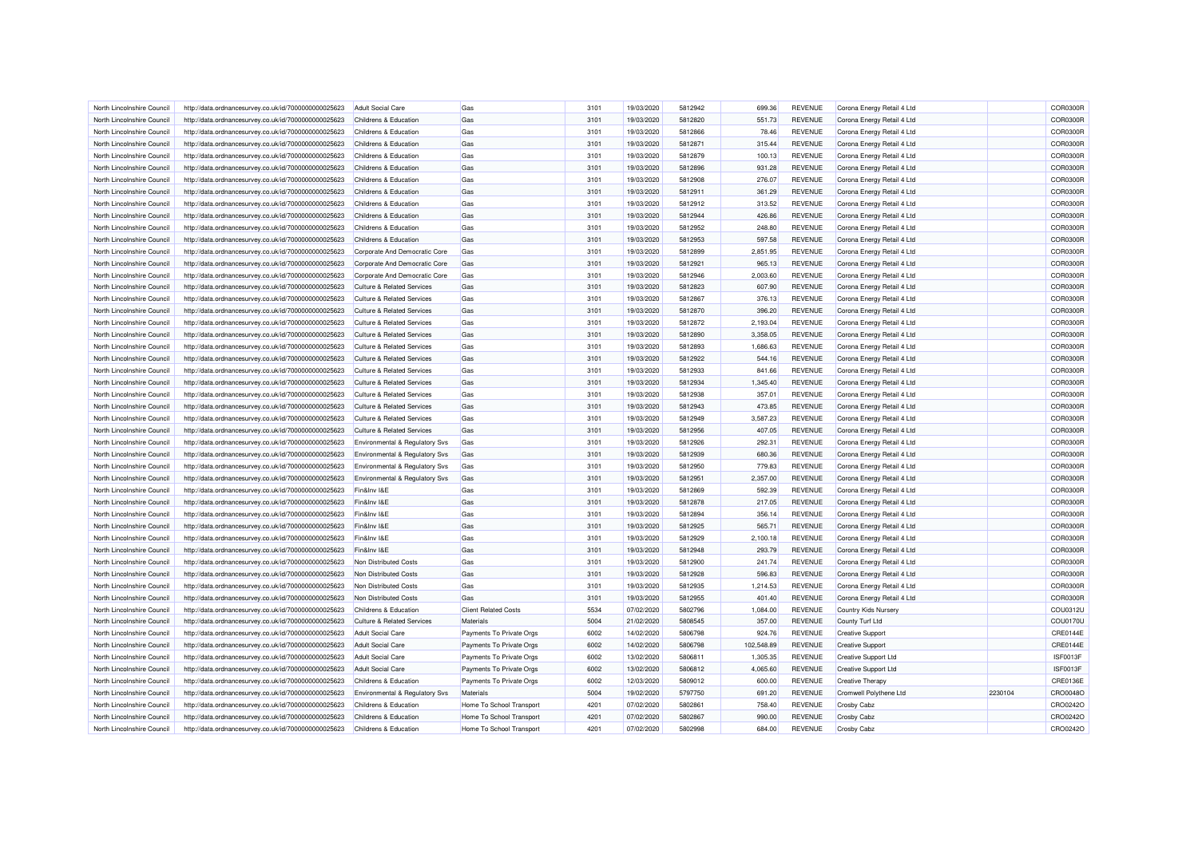| North Lincolnshire Council | http://data.ordnancesurvey.co.uk/id/7000000000025623 | Adult Social Care | Gas | 3101 | 19/03/2020 | 5812942 | 699.36 | REVENUE | Corona Energy Retail 4 Ltd | | COR0300R |
|---|---|---|---|---|---|---|---|---|---|---|---|
| North Lincolnshire Council | http://data.ordnancesurvey.co.uk/id/7000000000025623 | Childrens & Education | Gas | 3101 | 19/03/2020 | 5812820 | 551.73 | REVENUE | Corona Energy Retail 4 Ltd | | COR0300R |
| North Lincolnshire Council | http://data.ordnancesurvey.co.uk/id/7000000000025623 | Childrens & Education | Gas | 3101 | 19/03/2020 | 5812866 | 78.46 | REVENUE | Corona Energy Retail 4 Ltd | | COR0300R |
| North Lincolnshire Council | http://data.ordnancesurvey.co.uk/id/7000000000025623 | Childrens & Education | Gas | 3101 | 19/03/2020 | 5812871 | 315.44 | REVENUE | Corona Energy Retail 4 Ltd | | COR0300R |
| North Lincolnshire Council | http://data.ordnancesurvey.co.uk/id/7000000000025623 | Childrens & Education | Gas | 3101 | 19/03/2020 | 5812879 | 100.13 | REVENUE | Corona Energy Retail 4 Ltd | | COR0300R |
| North Lincolnshire Council | http://data.ordnancesurvey.co.uk/id/7000000000025623 | Childrens & Education | Gas | 3101 | 19/03/2020 | 5812896 | 931.28 | REVENUE | Corona Energy Retail 4 Ltd | | COR0300R |
| North Lincolnshire Council | http://data.ordnancesurvey.co.uk/id/7000000000025623 | Childrens & Education | Gas | 3101 | 19/03/2020 | 5812908 | 276.07 | REVENUE | Corona Energy Retail 4 Ltd | | COR0300R |
| North Lincolnshire Council | http://data.ordnancesurvey.co.uk/id/7000000000025623 | Childrens & Education | Gas | 3101 | 19/03/2020 | 5812911 | 361.29 | REVENUE | Corona Energy Retail 4 Ltd | | COR0300R |
| North Lincolnshire Council | http://data.ordnancesurvey.co.uk/id/7000000000025623 | Childrens & Education | Gas | 3101 | 19/03/2020 | 5812912 | 313.52 | REVENUE | Corona Energy Retail 4 Ltd | | COR0300R |
| North Lincolnshire Council | http://data.ordnancesurvey.co.uk/id/7000000000025623 | Childrens & Education | Gas | 3101 | 19/03/2020 | 5812944 | 426.86 | REVENUE | Corona Energy Retail 4 Ltd | | COR0300R |
| North Lincolnshire Council | http://data.ordnancesurvey.co.uk/id/7000000000025623 | Childrens & Education | Gas | 3101 | 19/03/2020 | 5812952 | 248.80 | REVENUE | Corona Energy Retail 4 Ltd | | COR0300R |
| North Lincolnshire Council | http://data.ordnancesurvey.co.uk/id/7000000000025623 | Childrens & Education | Gas | 3101 | 19/03/2020 | 5812953 | 597.58 | REVENUE | Corona Energy Retail 4 Ltd | | COR0300R |
| North Lincolnshire Council | http://data.ordnancesurvey.co.uk/id/7000000000025623 | Corporate And Democratic Core | Gas | 3101 | 19/03/2020 | 5812899 | 2,851.95 | REVENUE | Corona Energy Retail 4 Ltd | | COR0300R |
| North Lincolnshire Council | http://data.ordnancesurvey.co.uk/id/7000000000025623 | Corporate And Democratic Core | Gas | 3101 | 19/03/2020 | 5812921 | 965.13 | REVENUE | Corona Energy Retail 4 Ltd | | COR0300R |
| North Lincolnshire Council | http://data.ordnancesurvey.co.uk/id/7000000000025623 | Corporate And Democratic Core | Gas | 3101 | 19/03/2020 | 5812946 | 2,003.60 | REVENUE | Corona Energy Retail 4 Ltd | | COR0300R |
| North Lincolnshire Council | http://data.ordnancesurvey.co.uk/id/7000000000025623 | Culture & Related Services | Gas | 3101 | 19/03/2020 | 5812823 | 607.90 | REVENUE | Corona Energy Retail 4 Ltd | | COR0300R |
| North Lincolnshire Council | http://data.ordnancesurvey.co.uk/id/7000000000025623 | Culture & Related Services | Gas | 3101 | 19/03/2020 | 5812867 | 376.13 | REVENUE | Corona Energy Retail 4 Ltd | | COR0300R |
| North Lincolnshire Council | http://data.ordnancesurvey.co.uk/id/7000000000025623 | Culture & Related Services | Gas | 3101 | 19/03/2020 | 5812870 | 396.20 | REVENUE | Corona Energy Retail 4 Ltd | | COR0300R |
| North Lincolnshire Council | http://data.ordnancesurvey.co.uk/id/7000000000025623 | Culture & Related Services | Gas | 3101 | 19/03/2020 | 5812872 | 2,193.04 | REVENUE | Corona Energy Retail 4 Ltd | | COR0300R |
| North Lincolnshire Council | http://data.ordnancesurvey.co.uk/id/7000000000025623 | Culture & Related Services | Gas | 3101 | 19/03/2020 | 5812890 | 3,358.05 | REVENUE | Corona Energy Retail 4 Ltd | | COR0300R |
| North Lincolnshire Council | http://data.ordnancesurvey.co.uk/id/7000000000025623 | Culture & Related Services | Gas | 3101 | 19/03/2020 | 5812893 | 1,686.63 | REVENUE | Corona Energy Retail 4 Ltd | | COR0300R |
| North Lincolnshire Council | http://data.ordnancesurvey.co.uk/id/7000000000025623 | Culture & Related Services | Gas | 3101 | 19/03/2020 | 5812922 | 544.16 | REVENUE | Corona Energy Retail 4 Ltd | | COR0300R |
| North Lincolnshire Council | http://data.ordnancesurvey.co.uk/id/7000000000025623 | Culture & Related Services | Gas | 3101 | 19/03/2020 | 5812933 | 841.66 | REVENUE | Corona Energy Retail 4 Ltd | | COR0300R |
| North Lincolnshire Council | http://data.ordnancesurvey.co.uk/id/7000000000025623 | Culture & Related Services | Gas | 3101 | 19/03/2020 | 5812934 | 1,345.40 | REVENUE | Corona Energy Retail 4 Ltd | | COR0300R |
| North Lincolnshire Council | http://data.ordnancesurvey.co.uk/id/7000000000025623 | Culture & Related Services | Gas | 3101 | 19/03/2020 | 5812938 | 357.01 | REVENUE | Corona Energy Retail 4 Ltd | | COR0300R |
| North Lincolnshire Council | http://data.ordnancesurvey.co.uk/id/7000000000025623 | Culture & Related Services | Gas | 3101 | 19/03/2020 | 5812943 | 473.85 | REVENUE | Corona Energy Retail 4 Ltd | | COR0300R |
| North Lincolnshire Council | http://data.ordnancesurvey.co.uk/id/7000000000025623 | Culture & Related Services | Gas | 3101 | 19/03/2020 | 5812949 | 3,587.23 | REVENUE | Corona Energy Retail 4 Ltd | | COR0300R |
| North Lincolnshire Council | http://data.ordnancesurvey.co.uk/id/7000000000025623 | Culture & Related Services | Gas | 3101 | 19/03/2020 | 5812956 | 407.05 | REVENUE | Corona Energy Retail 4 Ltd | | COR0300R |
| North Lincolnshire Council | http://data.ordnancesurvey.co.uk/id/7000000000025623 | Environmental & Regulatory Svs | Gas | 3101 | 19/03/2020 | 5812926 | 292.31 | REVENUE | Corona Energy Retail 4 Ltd | | COR0300R |
| North Lincolnshire Council | http://data.ordnancesurvey.co.uk/id/7000000000025623 | Environmental & Regulatory Svs | Gas | 3101 | 19/03/2020 | 5812939 | 680.36 | REVENUE | Corona Energy Retail 4 Ltd | | COR0300R |
| North Lincolnshire Council | http://data.ordnancesurvey.co.uk/id/7000000000025623 | Environmental & Regulatory Svs | Gas | 3101 | 19/03/2020 | 5812950 | 779.83 | REVENUE | Corona Energy Retail 4 Ltd | | COR0300R |
| North Lincolnshire Council | http://data.ordnancesurvey.co.uk/id/7000000000025623 | Environmental & Regulatory Svs | Gas | 3101 | 19/03/2020 | 5812951 | 2,357.00 | REVENUE | Corona Energy Retail 4 Ltd | | COR0300R |
| North Lincolnshire Council | http://data.ordnancesurvey.co.uk/id/7000000000025623 | Fin&Inv I&E | Gas | 3101 | 19/03/2020 | 5812869 | 592.39 | REVENUE | Corona Energy Retail 4 Ltd | | COR0300R |
| North Lincolnshire Council | http://data.ordnancesurvey.co.uk/id/7000000000025623 | Fin&Inv I&E | Gas | 3101 | 19/03/2020 | 5812878 | 217.05 | REVENUE | Corona Energy Retail 4 Ltd | | COR0300R |
| North Lincolnshire Council | http://data.ordnancesurvey.co.uk/id/7000000000025623 | Fin&Inv I&E | Gas | 3101 | 19/03/2020 | 5812894 | 356.14 | REVENUE | Corona Energy Retail 4 Ltd | | COR0300R |
| North Lincolnshire Council | http://data.ordnancesurvey.co.uk/id/7000000000025623 | Fin&Inv I&E | Gas | 3101 | 19/03/2020 | 5812925 | 565.71 | REVENUE | Corona Energy Retail 4 Ltd | | COR0300R |
| North Lincolnshire Council | http://data.ordnancesurvey.co.uk/id/7000000000025623 | Fin&Inv I&E | Gas | 3101 | 19/03/2020 | 5812929 | 2,100.18 | REVENUE | Corona Energy Retail 4 Ltd | | COR0300R |
| North Lincolnshire Council | http://data.ordnancesurvey.co.uk/id/7000000000025623 | Fin&Inv I&E | Gas | 3101 | 19/03/2020 | 5812948 | 293.79 | REVENUE | Corona Energy Retail 4 Ltd | | COR0300R |
| North Lincolnshire Council | http://data.ordnancesurvey.co.uk/id/7000000000025623 | Non Distributed Costs | Gas | 3101 | 19/03/2020 | 5812900 | 241.74 | REVENUE | Corona Energy Retail 4 Ltd | | COR0300R |
| North Lincolnshire Council | http://data.ordnancesurvey.co.uk/id/7000000000025623 | Non Distributed Costs | Gas | 3101 | 19/03/2020 | 5812928 | 596.83 | REVENUE | Corona Energy Retail 4 Ltd | | COR0300R |
| North Lincolnshire Council | http://data.ordnancesurvey.co.uk/id/7000000000025623 | Non Distributed Costs | Gas | 3101 | 19/03/2020 | 5812935 | 1,214.53 | REVENUE | Corona Energy Retail 4 Ltd | | COR0300R |
| North Lincolnshire Council | http://data.ordnancesurvey.co.uk/id/7000000000025623 | Non Distributed Costs | Gas | 3101 | 19/03/2020 | 5812955 | 401.40 | REVENUE | Corona Energy Retail 4 Ltd | | COR0300R |
| North Lincolnshire Council | http://data.ordnancesurvey.co.uk/id/7000000000025623 | Childrens & Education | Client Related Costs | 5534 | 07/02/2020 | 5802796 | 1,084.00 | REVENUE | Country Kids Nursery | | COU0312U |
| North Lincolnshire Council | http://data.ordnancesurvey.co.uk/id/7000000000025623 | Culture & Related Services | Materials | 5004 | 21/02/2020 | 5808545 | 357.00 | REVENUE | County Turf Ltd | | COU0170U |
| North Lincolnshire Council | http://data.ordnancesurvey.co.uk/id/7000000000025623 | Adult Social Care | Payments To Private Orgs | 6002 | 14/02/2020 | 5806798 | 924.76 | REVENUE | Creative Support | | CRE0144E |
| North Lincolnshire Council | http://data.ordnancesurvey.co.uk/id/7000000000025623 | Adult Social Care | Payments To Private Orgs | 6002 | 14/02/2020 | 5806798 | 102,548.89 | REVENUE | Creative Support | | CRE0144E |
| North Lincolnshire Council | http://data.ordnancesurvey.co.uk/id/7000000000025623 | Adult Social Care | Payments To Private Orgs | 6002 | 13/02/2020 | 5806811 | 1,305.35 | REVENUE | Creative Support Ltd | | ISF0013F |
| North Lincolnshire Council | http://data.ordnancesurvey.co.uk/id/7000000000025623 | Adult Social Care | Payments To Private Orgs | 6002 | 13/02/2020 | 5806812 | 4,065.60 | REVENUE | Creative Support Ltd | | ISF0013F |
| North Lincolnshire Council | http://data.ordnancesurvey.co.uk/id/7000000000025623 | Childrens & Education | Payments To Private Orgs | 6002 | 12/03/2020 | 5809012 | 600.00 | REVENUE | Creative Therapy | | CRE0136E |
| North Lincolnshire Council | http://data.ordnancesurvey.co.uk/id/7000000000025623 | Environmental & Regulatory Svs | Materials | 5004 | 19/02/2020 | 5797750 | 691.20 | REVENUE | Cromwell Polythene Ltd | 2230104 | CRO0048O |
| North Lincolnshire Council | http://data.ordnancesurvey.co.uk/id/7000000000025623 | Childrens & Education | Home To School Transport | 4201 | 07/02/2020 | 5802861 | 758.40 | REVENUE | Crosby Cabz | | CRO0242O |
| North Lincolnshire Council | http://data.ordnancesurvey.co.uk/id/7000000000025623 | Childrens & Education | Home To School Transport | 4201 | 07/02/2020 | 5802867 | 990.00 | REVENUE | Crosby Cabz | | CRO0242O |
| North Lincolnshire Council | http://data.ordnancesurvey.co.uk/id/7000000000025623 | Childrens & Education | Home To School Transport | 4201 | 07/02/2020 | 5802998 | 684.00 | REVENUE | Crosby Cabz | | CRO0242O |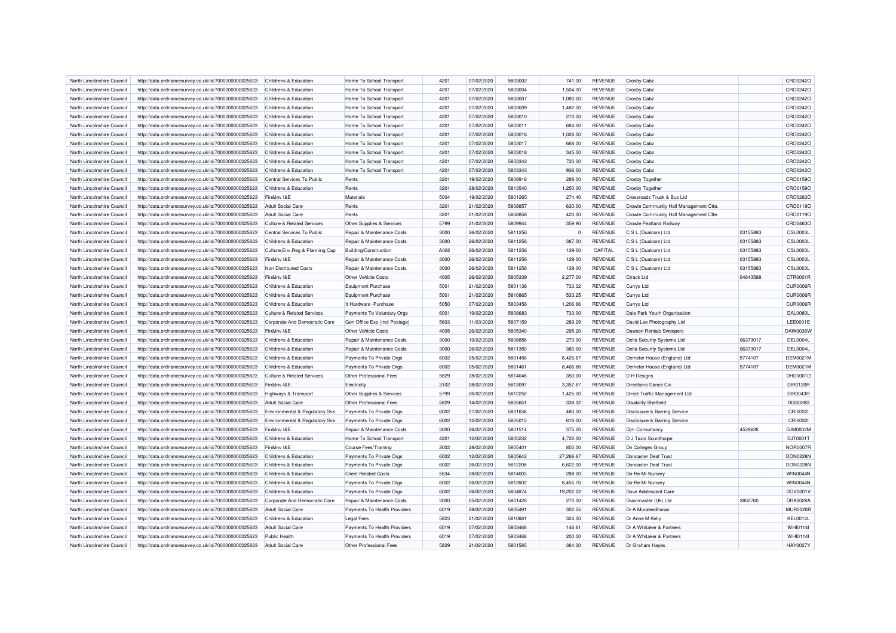| North Lincolnshire Council | http://data.ordnancesurvey.co.uk/id/7000000000025623 | Childrens & Education | Home To School Transport | 4201 | 07/02/2020 | 5803002 | 741.00 | REVENUE | Crosby Cabz | | CRO0242O |
|---|---|---|---|---|---|---|---|---|---|---|---|
| North Lincolnshire Council | http://data.ordnancesurvey.co.uk/id/7000000000025623 | Childrens & Education | Home To School Transport | 4201 | 07/02/2020 | 5803004 | 1,504.00 | REVENUE | Crosby Cabz | | CRO0242O |
| North Lincolnshire Council | http://data.ordnancesurvey.co.uk/id/7000000000025623 | Childrens & Education | Home To School Transport | 4201 | 07/02/2020 | 5803007 | 1,080.00 | REVENUE | Crosby Cabz | | CRO0242O |
| North Lincolnshire Council | http://data.ordnancesurvey.co.uk/id/7000000000025623 | Childrens & Education | Home To School Transport | 4201 | 07/02/2020 | 5803009 | 1,482.00 | REVENUE | Crosby Cabz | | CRO0242O |
| North Lincolnshire Council | http://data.ordnancesurvey.co.uk/id/7000000000025623 | Childrens & Education | Home To School Transport | 4201 | 07/02/2020 | 5803010 | 270.00 | REVENUE | Crosby Cabz | | CRO0242O |
| North Lincolnshire Council | http://data.ordnancesurvey.co.uk/id/7000000000025623 | Childrens & Education | Home To School Transport | 4201 | 07/02/2020 | 5803011 | 684.00 | REVENUE | Crosby Cabz | | CRO0242O |
| North Lincolnshire Council | http://data.ordnancesurvey.co.uk/id/7000000000025623 | Childrens & Education | Home To School Transport | 4201 | 07/02/2020 | 5803016 | 1,026.00 | REVENUE | Crosby Cabz | | CRO0242O |
| North Lincolnshire Council | http://data.ordnancesurvey.co.uk/id/7000000000025623 | Childrens & Education | Home To School Transport | 4201 | 07/02/2020 | 5803017 | 668.00 | REVENUE | Crosby Cabz | | CRO0242O |
| North Lincolnshire Council | http://data.ordnancesurvey.co.uk/id/7000000000025623 | Childrens & Education | Home To School Transport | 4201 | 07/02/2020 | 5803018 | 345.00 | REVENUE | Crosby Cabz | | CRO0242O |
| North Lincolnshire Council | http://data.ordnancesurvey.co.uk/id/7000000000025623 | Childrens & Education | Home To School Transport | 4201 | 07/02/2020 | 5803342 | 720.00 | REVENUE | Crosby Cabz | | CRO0242O |
| North Lincolnshire Council | http://data.ordnancesurvey.co.uk/id/7000000000025623 | Childrens & Education | Home To School Transport | 4201 | 07/02/2020 | 5803343 | 936.00 | REVENUE | Crosby Cabz | | CRO0242O |
| North Lincolnshire Council | http://data.ordnancesurvey.co.uk/id/7000000000025623 | Central Services To Public | Rents | 3201 | 19/02/2020 | 5808916 | 288.00 | REVENUE | Crosby Together | | CRO0159O |
| North Lincolnshire Council | http://data.ordnancesurvey.co.uk/id/7000000000025623 | Childrens & Education | Rents | 3201 | 28/02/2020 | 5813540 | 1,250.00 | REVENUE | Crosby Together | | CRO0159O |
| North Lincolnshire Council | http://data.ordnancesurvey.co.uk/id/7000000000025623 | Fin&Inv I&E | Materials | 5004 | 19/02/2020 | 5801265 | 274.40 | REVENUE | Crossroads Truck & Bus Ltd | | CRO0283O |
| North Lincolnshire Council | http://data.ordnancesurvey.co.uk/id/7000000000025623 | Adult Social Care | Rents | 3201 | 21/02/2020 | 5808857 | 630.00 | REVENUE | Crowle Community Hall Management Ctte. | | CRO0119O |
| North Lincolnshire Council | http://data.ordnancesurvey.co.uk/id/7000000000025623 | Adult Social Care | Rents | 3201 | 21/02/2020 | 5808858 | 420.00 | REVENUE | Crowle Community Hall Management Ctte. | | CRO0119O |
| North Lincolnshire Council | http://data.ordnancesurvey.co.uk/id/7000000000025623 | Culture & Related Services | Other Supplies & Services | 5799 | 21/02/2020 | 5809944 | 359.90 | REVENUE | Crowle Peatland Railway | | CRO0463O |
| North Lincolnshire Council | http://data.ordnancesurvey.co.uk/id/7000000000025623 | Central Services To Public | Repair & Maintenance Costs | 3000 | 26/02/2020 | 5811256 | 0 | REVENUE | C S L (Dualcom) Ltd | 03155883 | CSL0003L |
| North Lincolnshire Council | http://data.ordnancesurvey.co.uk/id/7000000000025623 | Childrens & Education | Repair & Maintenance Costs | 3000 | 26/02/2020 | 5811256 | 387.00 | REVENUE | C S L (Dualcom) Ltd | 03155883 | CSL0003L |
| North Lincolnshire Council | http://data.ordnancesurvey.co.uk/id/7000000000025623 | Culture,Env,Reg & Planning Cap | Building/Construction | A082 | 26/02/2020 | 5811256 | 129.00 | CAPITAL | C S L (Dualcom) Ltd | 03155883 | CSL0003L |
| North Lincolnshire Council | http://data.ordnancesurvey.co.uk/id/7000000000025623 | Fin&Inv I&E | Repair & Maintenance Costs | 3000 | 26/02/2020 | 5811256 | 129.00 | REVENUE | C S L (Dualcom) Ltd | 03155883 | CSL0003L |
| North Lincolnshire Council | http://data.ordnancesurvey.co.uk/id/7000000000025623 | Non Distributed Costs | Repair & Maintenance Costs | 3000 | 26/02/2020 | 5811256 | 129.00 | REVENUE | C S L (Dualcom) Ltd | 03155883 | CSL0003L |
| North Lincolnshire Council | http://data.ordnancesurvey.co.uk/id/7000000000025623 | Fin&Inv I&E | Other Vehicle Costs | 4005 | 26/02/2020 | 5805339 | 2,277.00 | REVENUE | Ctrack Ltd | 04643588 | CTR0001R |
| North Lincolnshire Council | http://data.ordnancesurvey.co.uk/id/7000000000025623 | Childrens & Education | Equipment Purchase | 5001 | 21/02/2020 | 5801138 | 733.32 | REVENUE | Currys Ltd | | CUR0006R |
| North Lincolnshire Council | http://data.ordnancesurvey.co.uk/id/7000000000025623 | Childrens & Education | Equipment Purchase | 5001 | 21/02/2020 | 5810865 | 533.25 | REVENUE | Currys Ltd | | CUR0006R |
| North Lincolnshire Council | http://data.ordnancesurvey.co.uk/id/7000000000025623 | Childrens & Education | It Hardware -Purchase | 5050 | 07/02/2020 | 5803458 | 1,206.66 | REVENUE | Currys Ltd | | CUR0006R |
| North Lincolnshire Council | http://data.ordnancesurvey.co.uk/id/7000000000025623 | Culture & Related Services | Payments To Voluntary Orgs | 6001 | 19/02/2020 | 5808683 | 733.00 | REVENUE | Dale Park Youth Organisation | | DAL0080L |
| North Lincolnshire Council | http://data.ordnancesurvey.co.uk/id/7000000000025623 | Corporate And Democratic Core | Gen Office Exp (Incl Postage) | 5603 | 11/03/2020 | 5807159 | 289.29 | REVENUE | David Lee Photography Ltd | | LEE0001E |
| North Lincolnshire Council | http://data.ordnancesurvey.co.uk/id/7000000000025623 | Fin&Inv I&E | Other Vehicle Costs | 4005 | 26/02/2020 | 5805340 | 295.20 | REVENUE | Dawson Rentals Sweepers | | DAW0036W |
| North Lincolnshire Council | http://data.ordnancesurvey.co.uk/id/7000000000025623 | Childrens & Education | Repair & Maintenance Costs | 3000 | 19/02/2020 | 5808856 | 270.00 | REVENUE | Delta Security Systems Ltd | 06373017 | DEL0004L |
| North Lincolnshire Council | http://data.ordnancesurvey.co.uk/id/7000000000025623 | Childrens & Education | Repair & Maintenance Costs | 3000 | 26/02/2020 | 5811350 | 380.00 | REVENUE | Delta Security Systems Ltd | 06373017 | DEL0004L |
| North Lincolnshire Council | http://data.ordnancesurvey.co.uk/id/7000000000025623 | Childrens & Education | Payments To Private Orgs | 6002 | 05/02/2020 | 5801456 | 8,426.67 | REVENUE | Demeter House (England) Ltd | 5774107 | DEM0021M |
| North Lincolnshire Council | http://data.ordnancesurvey.co.uk/id/7000000000025623 | Childrens & Education | Payments To Private Orgs | 6002 | 05/02/2020 | 5801461 | 8,466.66 | REVENUE | Demeter House (England) Ltd | 5774107 | DEM0021M |
| North Lincolnshire Council | http://data.ordnancesurvey.co.uk/id/7000000000025623 | Culture & Related Services | Other Professional Fees | 5829 | 28/02/2020 | 5814048 | 350.00 | REVENUE | D H Designs | | DHD0001D |
| North Lincolnshire Council | http://data.ordnancesurvey.co.uk/id/7000000000025623 | Fin&Inv I&E | Electricity | 3102 | 28/02/2020 | 5813097 | 3,357.67 | REVENUE | Directions Dance Cic | | DIR0120R |
| North Lincolnshire Council | http://data.ordnancesurvey.co.uk/id/7000000000025623 | Highways & Transport | Other Supplies & Services | 5799 | 26/02/2020 | 5812252 | 1,425.00 | REVENUE | Direct Traffic Management Ltd | | DIR0043R |
| North Lincolnshire Council | http://data.ordnancesurvey.co.uk/id/7000000000025623 | Adult Social Care | Other Professional Fees | 5829 | 14/02/2020 | 5805651 | 338.32 | REVENUE | Disability Sheffield | | DIS0026S |
| North Lincolnshire Council | http://data.ordnancesurvey.co.uk/id/7000000000025623 | Environmental & Regulatory Svs | Payments To Private Orgs | 6002 | 07/02/2020 | 5801638 | 480.00 | REVENUE | Disclosure & Barring Service | | CRI0032I |
| North Lincolnshire Council | http://data.ordnancesurvey.co.uk/id/7000000000025623 | Environmental & Regulatory Svs | Payments To Private Orgs | 6002 | 12/02/2020 | 5805015 | 616.00 | REVENUE | Disclosure & Barring Service | | CRI0032I |
| North Lincolnshire Council | http://data.ordnancesurvey.co.uk/id/7000000000025623 | Fin&Inv I&E | Repair & Maintenance Costs | 3000 | 26/02/2020 | 5801514 | 375.00 | REVENUE | Djm Consultancy | 4539626 | DJM0002M |
| North Lincolnshire Council | http://data.ordnancesurvey.co.uk/id/7000000000025623 | Childrens & Education | Home To School Transport | 4201 | 12/02/2020 | 5805232 | 4,722.00 | REVENUE | D J Taxis Scunthorpe | | DJT0001T |
| North Lincolnshire Council | http://data.ordnancesurvey.co.uk/id/7000000000025623 | Fin&Inv I&E | Course Fees/Training | 2002 | 28/02/2020 | 5805401 | 850.00 | REVENUE | Dn Colleges Group | | NOR0007R |
| North Lincolnshire Council | http://data.ordnancesurvey.co.uk/id/7000000000025623 | Childrens & Education | Payments To Private Orgs | 6002 | 12/02/2020 | 5805642 | 27,266.67 | REVENUE | Doncaster Deaf Trust | | DON0228N |
| North Lincolnshire Council | http://data.ordnancesurvey.co.uk/id/7000000000025623 | Childrens & Education | Payments To Private Orgs | 6002 | 26/02/2020 | 5812208 | 6,622.00 | REVENUE | Doncaster Deaf Trust | | DON0228N |
| North Lincolnshire Council | http://data.ordnancesurvey.co.uk/id/7000000000025623 | Childrens & Education | Client Related Costs | 5534 | 28/02/2020 | 5814003 | 288.00 | REVENUE | Do-Re-Mi Nursery | | WIN0044N |
| North Lincolnshire Council | http://data.ordnancesurvey.co.uk/id/7000000000025623 | Childrens & Education | Payments To Private Orgs | 6002 | 26/02/2020 | 5812602 | 8,455.70 | REVENUE | Do-Re-Mi Nursery | | WIN0044N |
| North Lincolnshire Council | http://data.ordnancesurvey.co.uk/id/7000000000025623 | Childrens & Education | Payments To Private Orgs | 6002 | 26/02/2020 | 5804874 | 19,202.02 | REVENUE | Dove Adolescent Care | | DOV0001V |
| North Lincolnshire Council | http://data.ordnancesurvey.co.uk/id/7000000000025623 | Corporate And Democratic Core | Repair & Maintenance Costs | 3000 | 05/02/2020 | 5801428 | 270.00 | REVENUE | Drainmaster (Uk) Ltd | 3802760 | DRA0028A |
| North Lincolnshire Council | http://data.ordnancesurvey.co.uk/id/7000000000025623 | Adult Social Care | Payments To Health Providers | 6019 | 28/02/2020 | 5805491 | 302.55 | REVENUE | Dr A Muraleedharan | | MUR0020R |
| North Lincolnshire Council | http://data.ordnancesurvey.co.uk/id/7000000000025623 | Childrens & Education | Legal Fees | 5823 | 21/02/2020 | 5810681 | 324.00 | REVENUE | Dr Anne M Kelly | | KEL0014L |
| North Lincolnshire Council | http://data.ordnancesurvey.co.uk/id/7000000000025623 | Adult Social Care | Payments To Health Providers | 6019 | 07/02/2020 | 5803468 | 146.61 | REVENUE | Dr A Whitaker & Partners | | WHI0114I |
| North Lincolnshire Council | http://data.ordnancesurvey.co.uk/id/7000000000025623 | Public Health | Payments To Health Providers | 6019 | 07/02/2020 | 5803468 | 200.00 | REVENUE | Dr A Whitaker & Partners | | WHI0114I |
| North Lincolnshire Council | http://data.ordnancesurvey.co.uk/id/7000000000025623 | Adult Social Care | Other Professional Fees | 5829 | 21/02/2020 | 5801585 | 364.00 | REVENUE | Dr Graham Hayes | | HAY0027Y |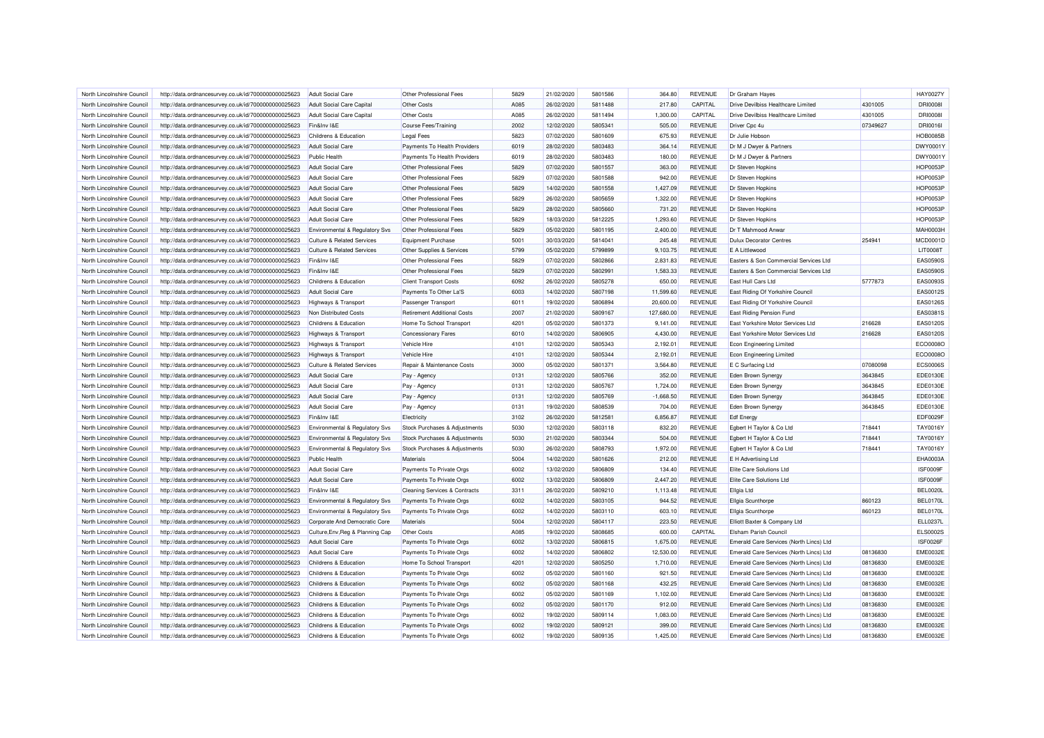| | | | | | | | | | | | | |
|---|---|---|---|---|---|---|---|---|---|---|---|---|
| North Lincolnshire Council | http://data.ordnancesurvey.co.uk/id/7000000000025623 | Adult Social Care | Other Professional Fees | 5829 | 21/02/2020 | 5801586 | 364.80 | REVENUE | Dr Graham Hayes | | HAY0027Y |
| North Lincolnshire Council | http://data.ordnancesurvey.co.uk/id/7000000000025623 | Adult Social Care Capital | Other Costs | A085 | 26/02/2020 | 5811488 | 217.80 | CAPITAL | Drive Devilbiss Healthcare Limited | 4301005 | DRI0008I |
| North Lincolnshire Council | http://data.ordnancesurvey.co.uk/id/7000000000025623 | Adult Social Care Capital | Other Costs | A085 | 26/02/2020 | 5811494 | 1,300.00 | CAPITAL | Drive Devilbiss Healthcare Limited | 4301005 | DRI0008I |
| North Lincolnshire Council | http://data.ordnancesurvey.co.uk/id/7000000000025623 | Fin&Inv I&E | Course Fees/Training | 2002 | 12/02/2020 | 5805341 | 505.00 | REVENUE | Driver Cpc 4u | 07349627 | DRI0016I |
| North Lincolnshire Council | http://data.ordnancesurvey.co.uk/id/7000000000025623 | Childrens & Education | Legal Fees | 5823 | 07/02/2020 | 5801609 | 675.93 | REVENUE | Dr Julie Hobson | | HOB0085B |
| North Lincolnshire Council | http://data.ordnancesurvey.co.uk/id/7000000000025623 | Adult Social Care | Payments To Health Providers | 6019 | 28/02/2020 | 5803483 | 364.14 | REVENUE | Dr M J Dwyer & Partners | | DWY0001Y |
| North Lincolnshire Council | http://data.ordnancesurvey.co.uk/id/7000000000025623 | Public Health | Payments To Health Providers | 6019 | 28/02/2020 | 5803483 | 180.00 | REVENUE | Dr M J Dwyer & Partners | | DWY0001Y |
| North Lincolnshire Council | http://data.ordnancesurvey.co.uk/id/7000000000025623 | Adult Social Care | Other Professional Fees | 5829 | 07/02/2020 | 5801557 | 363.00 | REVENUE | Dr Steven Hopkins | | HOP0053P |
| North Lincolnshire Council | http://data.ordnancesurvey.co.uk/id/7000000000025623 | Adult Social Care | Other Professional Fees | 5829 | 07/02/2020 | 5801588 | 942.00 | REVENUE | Dr Steven Hopkins | | HOP0053P |
| North Lincolnshire Council | http://data.ordnancesurvey.co.uk/id/7000000000025623 | Adult Social Care | Other Professional Fees | 5829 | 14/02/2020 | 5801558 | 1,427.09 | REVENUE | Dr Steven Hopkins | | HOP0053P |
| North Lincolnshire Council | http://data.ordnancesurvey.co.uk/id/7000000000025623 | Adult Social Care | Other Professional Fees | 5829 | 26/02/2020 | 5805659 | 1,322.00 | REVENUE | Dr Steven Hopkins | | HOP0053P |
| North Lincolnshire Council | http://data.ordnancesurvey.co.uk/id/7000000000025623 | Adult Social Care | Other Professional Fees | 5829 | 28/02/2020 | 5805660 | 731.20 | REVENUE | Dr Steven Hopkins | | HOP0053P |
| North Lincolnshire Council | http://data.ordnancesurvey.co.uk/id/7000000000025623 | Adult Social Care | Other Professional Fees | 5829 | 18/03/2020 | 5812225 | 1,293.60 | REVENUE | Dr Steven Hopkins | | HOP0053P |
| North Lincolnshire Council | http://data.ordnancesurvey.co.uk/id/7000000000025623 | Environmental & Regulatory Svs | Other Professional Fees | 5829 | 05/02/2020 | 5801195 | 2,400.00 | REVENUE | Dr T Mahmood Anwar | | MAH0003H |
| North Lincolnshire Council | http://data.ordnancesurvey.co.uk/id/7000000000025623 | Culture & Related Services | Equipment Purchase | 5001 | 30/03/2020 | 5814041 | 245.48 | REVENUE | Dulux Decorator Centres | 254941 | MCD0001D |
| North Lincolnshire Council | http://data.ordnancesurvey.co.uk/id/7000000000025623 | Culture & Related Services | Other Supplies & Services | 5799 | 05/02/2020 | 5799899 | 9,103.75 | REVENUE | E A Littlewood | | LIT0008T |
| North Lincolnshire Council | http://data.ordnancesurvey.co.uk/id/7000000000025623 | Fin&Inv I&E | Other Professional Fees | 5829 | 07/02/2020 | 5802866 | 2,831.83 | REVENUE | Easters & Son Commercial Services Ltd | | EAS0590S |
| North Lincolnshire Council | http://data.ordnancesurvey.co.uk/id/7000000000025623 | Fin&Inv I&E | Other Professional Fees | 5829 | 07/02/2020 | 5802991 | 1,583.33 | REVENUE | Easters & Son Commercial Services Ltd | | EAS0590S |
| North Lincolnshire Council | http://data.ordnancesurvey.co.uk/id/7000000000025623 | Childrens & Education | Client Transport Costs | 6092 | 26/02/2020 | 5805278 | 650.00 | REVENUE | East Hull Cars Ltd | 5777873 | EAS0093S |
| North Lincolnshire Council | http://data.ordnancesurvey.co.uk/id/7000000000025623 | Adult Social Care | Payments To Other La'S | 6003 | 14/02/2020 | 5807198 | 11,599.60 | REVENUE | East Riding Of Yorkshire Council | | EAS0012S |
| North Lincolnshire Council | http://data.ordnancesurvey.co.uk/id/7000000000025623 | Highways & Transport | Passenger Transport | 6011 | 19/02/2020 | 5806894 | 20,600.00 | REVENUE | East Riding Of Yorkshire Council | | EAS0126S |
| North Lincolnshire Council | http://data.ordnancesurvey.co.uk/id/7000000000025623 | Non Distributed Costs | Retirement Additional Costs | 2007 | 21/02/2020 | 5809167 | 127,680.00 | REVENUE | East Riding Pension Fund | | EAS0381S |
| North Lincolnshire Council | http://data.ordnancesurvey.co.uk/id/7000000000025623 | Childrens & Education | Home To School Transport | 4201 | 05/02/2020 | 5801373 | 9,141.00 | REVENUE | East Yorkshire Motor Services Ltd | 216628 | EAS0120S |
| North Lincolnshire Council | http://data.ordnancesurvey.co.uk/id/7000000000025623 | Highways & Transport | Concessionary Fares | 6010 | 14/02/2020 | 5806905 | 4,430.00 | REVENUE | East Yorkshire Motor Services Ltd | 216628 | EAS0120S |
| North Lincolnshire Council | http://data.ordnancesurvey.co.uk/id/7000000000025623 | Highways & Transport | Vehicle Hire | 4101 | 12/02/2020 | 5805343 | 2,192.01 | REVENUE | Econ Engineering Limited | | ECO0008O |
| North Lincolnshire Council | http://data.ordnancesurvey.co.uk/id/7000000000025623 | Highways & Transport | Vehicle Hire | 4101 | 12/02/2020 | 5805344 | 2,192.01 | REVENUE | Econ Engineering Limited | | ECO0008O |
| North Lincolnshire Council | http://data.ordnancesurvey.co.uk/id/7000000000025623 | Culture & Related Services | Repair & Maintenance Costs | 3000 | 05/02/2020 | 5801371 | 3,564.80 | REVENUE | E C Surfacing Ltd | 07080098 | ECS0006S |
| North Lincolnshire Council | http://data.ordnancesurvey.co.uk/id/7000000000025623 | Adult Social Care | Pay - Agency | 0131 | 12/02/2020 | 5805766 | 352.00 | REVENUE | Eden Brown Synergy | 3643845 | EDE0130E |
| North Lincolnshire Council | http://data.ordnancesurvey.co.uk/id/7000000000025623 | Adult Social Care | Pay - Agency | 0131 | 12/02/2020 | 5805767 | 1,724.00 | REVENUE | Eden Brown Synergy | 3643845 | EDE0130E |
| North Lincolnshire Council | http://data.ordnancesurvey.co.uk/id/7000000000025623 | Adult Social Care | Pay - Agency | 0131 | 12/02/2020 | 5805769 | -1,668.50 | REVENUE | Eden Brown Synergy | 3643845 | EDE0130E |
| North Lincolnshire Council | http://data.ordnancesurvey.co.uk/id/7000000000025623 | Adult Social Care | Pay - Agency | 0131 | 19/02/2020 | 5808539 | 704.00 | REVENUE | Eden Brown Synergy | 3643845 | EDE0130E |
| North Lincolnshire Council | http://data.ordnancesurvey.co.uk/id/7000000000025623 | Fin&Inv I&E | Electricity | 3102 | 26/02/2020 | 5812581 | 6,856.87 | REVENUE | Edf Energy | | EDF0029F |
| North Lincolnshire Council | http://data.ordnancesurvey.co.uk/id/7000000000025623 | Environmental & Regulatory Svs | Stock Purchases & Adjustments | 5030 | 12/02/2020 | 5803118 | 832.20 | REVENUE | Egbert H Taylor & Co Ltd | 718441 | TAY0016Y |
| North Lincolnshire Council | http://data.ordnancesurvey.co.uk/id/7000000000025623 | Environmental & Regulatory Svs | Stock Purchases & Adjustments | 5030 | 21/02/2020 | 5803344 | 504.00 | REVENUE | Egbert H Taylor & Co Ltd | 718441 | TAY0016Y |
| North Lincolnshire Council | http://data.ordnancesurvey.co.uk/id/7000000000025623 | Environmental & Regulatory Svs | Stock Purchases & Adjustments | 5030 | 26/02/2020 | 5808793 | 1,972.00 | REVENUE | Egbert H Taylor & Co Ltd | 718441 | TAY0016Y |
| North Lincolnshire Council | http://data.ordnancesurvey.co.uk/id/7000000000025623 | Public Health | Materials | 5004 | 14/02/2020 | 5801626 | 212.00 | REVENUE | E H Advertising Ltd | | EHA0003A |
| North Lincolnshire Council | http://data.ordnancesurvey.co.uk/id/7000000000025623 | Adult Social Care | Payments To Private Orgs | 6002 | 13/02/2020 | 5806809 | 134.40 | REVENUE | Elite Care Solutions Ltd | | ISF0009F |
| North Lincolnshire Council | http://data.ordnancesurvey.co.uk/id/7000000000025623 | Adult Social Care | Payments To Private Orgs | 6002 | 13/02/2020 | 5806809 | 2,447.20 | REVENUE | Elite Care Solutions Ltd | | ISF0009F |
| North Lincolnshire Council | http://data.ordnancesurvey.co.uk/id/7000000000025623 | Fin&Inv I&E | Cleaning Services & Contracts | 3311 | 26/02/2020 | 5809210 | 1,113.48 | REVENUE | Ellgia Ltd | | BEL0020L |
| North Lincolnshire Council | http://data.ordnancesurvey.co.uk/id/7000000000025623 | Environmental & Regulatory Svs | Payments To Private Orgs | 6002 | 14/02/2020 | 5803105 | 944.52 | REVENUE | Ellgia Scunthorpe | 860123 | BEL0170L |
| North Lincolnshire Council | http://data.ordnancesurvey.co.uk/id/7000000000025623 | Environmental & Regulatory Svs | Payments To Private Orgs | 6002 | 14/02/2020 | 5803110 | 603.10 | REVENUE | Ellgia Scunthorpe | 860123 | BEL0170L |
| North Lincolnshire Council | http://data.ordnancesurvey.co.uk/id/7000000000025623 | Corporate And Democratic Core | Materials | 5004 | 12/02/2020 | 5804117 | 223.50 | REVENUE | Elliott Baxter & Company Ltd | | ELL0237L |
| North Lincolnshire Council | http://data.ordnancesurvey.co.uk/id/7000000000025623 | Culture,Env,Reg & Planning Cap | Other Costs | A085 | 19/02/2020 | 5808685 | 600.00 | CAPITAL | Elsham Parish Council | | ELS0002S |
| North Lincolnshire Council | http://data.ordnancesurvey.co.uk/id/7000000000025623 | Adult Social Care | Payments To Private Orgs | 6002 | 13/02/2020 | 5806815 | 1,675.00 | REVENUE | Emerald Care Services (North Lincs) Ltd | | ISF0026F |
| North Lincolnshire Council | http://data.ordnancesurvey.co.uk/id/7000000000025623 | Adult Social Care | Payments To Private Orgs | 6002 | 14/02/2020 | 5806802 | 12,530.00 | REVENUE | Emerald Care Services (North Lincs) Ltd | 08136830 | EME0032E |
| North Lincolnshire Council | http://data.ordnancesurvey.co.uk/id/7000000000025623 | Childrens & Education | Home To School Transport | 4201 | 12/02/2020 | 5805250 | 1,710.00 | REVENUE | Emerald Care Services (North Lincs) Ltd | 08136830 | EME0032E |
| North Lincolnshire Council | http://data.ordnancesurvey.co.uk/id/7000000000025623 | Childrens & Education | Payments To Private Orgs | 6002 | 05/02/2020 | 5801160 | 921.50 | REVENUE | Emerald Care Services (North Lincs) Ltd | 08136830 | EME0032E |
| North Lincolnshire Council | http://data.ordnancesurvey.co.uk/id/7000000000025623 | Childrens & Education | Payments To Private Orgs | 6002 | 05/02/2020 | 5801168 | 432.25 | REVENUE | Emerald Care Services (North Lincs) Ltd | 08136830 | EME0032E |
| North Lincolnshire Council | http://data.ordnancesurvey.co.uk/id/7000000000025623 | Childrens & Education | Payments To Private Orgs | 6002 | 05/02/2020 | 5801169 | 1,102.00 | REVENUE | Emerald Care Services (North Lincs) Ltd | 08136830 | EME0032E |
| North Lincolnshire Council | http://data.ordnancesurvey.co.uk/id/7000000000025623 | Childrens & Education | Payments To Private Orgs | 6002 | 05/02/2020 | 5801170 | 912.00 | REVENUE | Emerald Care Services (North Lincs) Ltd | 08136830 | EME0032E |
| North Lincolnshire Council | http://data.ordnancesurvey.co.uk/id/7000000000025623 | Childrens & Education | Payments To Private Orgs | 6002 | 19/02/2020 | 5809114 | 1,083.00 | REVENUE | Emerald Care Services (North Lincs) Ltd | 08136830 | EME0032E |
| North Lincolnshire Council | http://data.ordnancesurvey.co.uk/id/7000000000025623 | Childrens & Education | Payments To Private Orgs | 6002 | 19/02/2020 | 5809121 | 399.00 | REVENUE | Emerald Care Services (North Lincs) Ltd | 08136830 | EME0032E |
| North Lincolnshire Council | http://data.ordnancesurvey.co.uk/id/7000000000025623 | Childrens & Education | Payments To Private Orgs | 6002 | 19/02/2020 | 5809135 | 1,425.00 | REVENUE | Emerald Care Services (North Lincs) Ltd | 08136830 | EME0032E |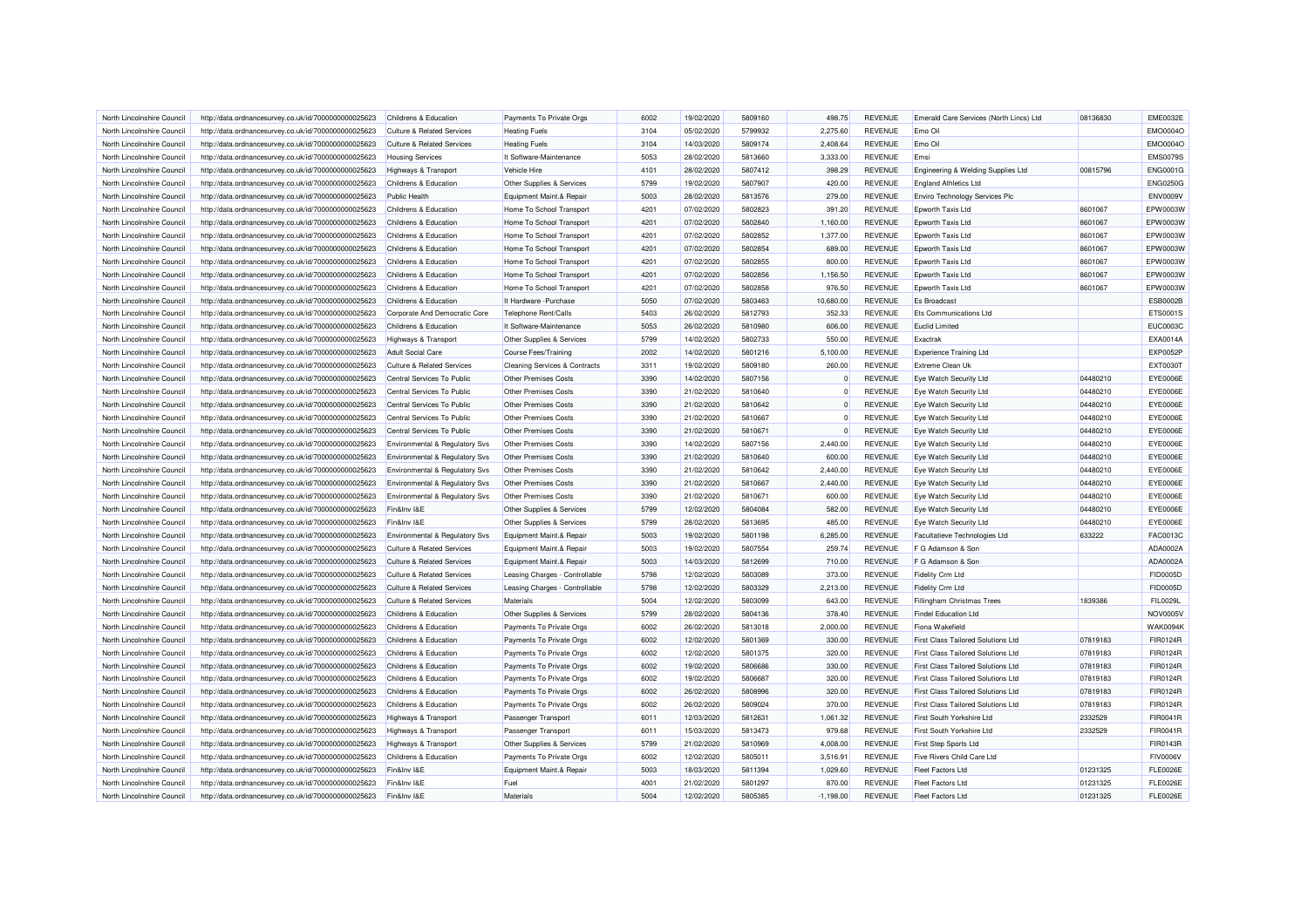| North Lincolnshire Council | http://data.ordnancesurvey.co.uk/id/7000000000025623 | Childrens & Education | Payments To Private Orgs | 6002 | 19/02/2020 | 5809160 | 498.75 | REVENUE | Emerald Care Services (North Lincs) Ltd | 08136830 | EME0032E |
|---|---|---|---|---|---|---|---|---|---|---|---|
| North Lincolnshire Council | http://data.ordnancesurvey.co.uk/id/7000000000025623 | Culture & Related Services | Heating Fuels | 3104 | 05/02/2020 | 5799932 | 2,275.60 | REVENUE | Emo Oil | | EMO0004O |
| North Lincolnshire Council | http://data.ordnancesurvey.co.uk/id/7000000000025623 | Culture & Related Services | Heating Fuels | 3104 | 14/03/2020 | 5809174 | 2,408.64 | REVENUE | Emo Oil | | EMO0004O |
| North Lincolnshire Council | http://data.ordnancesurvey.co.uk/id/7000000000025623 | Housing Services | It Software-Maintenance | 5053 | 28/02/2020 | 5813660 | 3,333.00 | REVENUE | Emsi | | EMS0079S |
| North Lincolnshire Council | http://data.ordnancesurvey.co.uk/id/7000000000025623 | Highways & Transport | Vehicle Hire | 4101 | 28/02/2020 | 5807412 | 398.29 | REVENUE | Engineering & Welding Supplies Ltd | 00815796 | ENG0001G |
| North Lincolnshire Council | http://data.ordnancesurvey.co.uk/id/7000000000025623 | Childrens & Education | Other Supplies & Services | 5799 | 19/02/2020 | 5807907 | 420.00 | REVENUE | England Athletics Ltd | | ENG0250G |
| North Lincolnshire Council | http://data.ordnancesurvey.co.uk/id/7000000000025623 | Public Health | Equipment Maint.& Repair | 5003 | 28/02/2020 | 5813576 | 279.00 | REVENUE | Enviro Technology Services Plc | | ENV0009V |
| North Lincolnshire Council | http://data.ordnancesurvey.co.uk/id/7000000000025623 | Childrens & Education | Home To School Transport | 4201 | 07/02/2020 | 5802823 | 391.20 | REVENUE | Epworth Taxis Ltd | 8601067 | EPW0003W |
| North Lincolnshire Council | http://data.ordnancesurvey.co.uk/id/7000000000025623 | Childrens & Education | Home To School Transport | 4201 | 07/02/2020 | 5802840 | 1,160.00 | REVENUE | Epworth Taxis Ltd | 8601067 | EPW0003W |
| North Lincolnshire Council | http://data.ordnancesurvey.co.uk/id/7000000000025623 | Childrens & Education | Home To School Transport | 4201 | 07/02/2020 | 5802852 | 1,377.00 | REVENUE | Epworth Taxis Ltd | 8601067 | EPW0003W |
| North Lincolnshire Council | http://data.ordnancesurvey.co.uk/id/7000000000025623 | Childrens & Education | Home To School Transport | 4201 | 07/02/2020 | 5802854 | 689.00 | REVENUE | Epworth Taxis Ltd | 8601067 | EPW0003W |
| North Lincolnshire Council | http://data.ordnancesurvey.co.uk/id/7000000000025623 | Childrens & Education | Home To School Transport | 4201 | 07/02/2020 | 5802855 | 800.00 | REVENUE | Epworth Taxis Ltd | 8601067 | EPW0003W |
| North Lincolnshire Council | http://data.ordnancesurvey.co.uk/id/7000000000025623 | Childrens & Education | Home To School Transport | 4201 | 07/02/2020 | 5802856 | 1,156.50 | REVENUE | Epworth Taxis Ltd | 8601067 | EPW0003W |
| North Lincolnshire Council | http://data.ordnancesurvey.co.uk/id/7000000000025623 | Childrens & Education | Home To School Transport | 4201 | 07/02/2020 | 5802858 | 976.50 | REVENUE | Epworth Taxis Ltd | 8601067 | EPW0003W |
| North Lincolnshire Council | http://data.ordnancesurvey.co.uk/id/7000000000025623 | Childrens & Education | It Hardware - Purchase | 5050 | 07/02/2020 | 5803463 | 10,680.00 | REVENUE | Es Broadcast | | ESB0002B |
| North Lincolnshire Council | http://data.ordnancesurvey.co.uk/id/7000000000025623 | Corporate And Democratic Core | Telephone Rent/Calls | 5403 | 26/02/2020 | 5812793 | 352.33 | REVENUE | Ets Communications Ltd | | ETS0001S |
| North Lincolnshire Council | http://data.ordnancesurvey.co.uk/id/7000000000025623 | Childrens & Education | It Software-Maintenance | 5053 | 26/02/2020 | 5810980 | 606.00 | REVENUE | Euclid Limited | | EUC0003C |
| North Lincolnshire Council | http://data.ordnancesurvey.co.uk/id/7000000000025623 | Highways & Transport | Other Supplies & Services | 5799 | 14/02/2020 | 5802733 | 550.00 | REVENUE | Exactrak | | EXA0014A |
| North Lincolnshire Council | http://data.ordnancesurvey.co.uk/id/7000000000025623 | Adult Social Care | Course Fees/Training | 2002 | 14/02/2020 | 5801216 | 5,100.00 | REVENUE | Experience Training Ltd | | EXP0052P |
| North Lincolnshire Council | http://data.ordnancesurvey.co.uk/id/7000000000025623 | Culture & Related Services | Cleaning Services & Contracts | 3311 | 19/02/2020 | 5809180 | 260.00 | REVENUE | Extreme Clean Uk | | EXT0030T |
| North Lincolnshire Council | http://data.ordnancesurvey.co.uk/id/7000000000025623 | Central Services To Public | Other Premises Costs | 3390 | 14/02/2020 | 5807156 | 0 | REVENUE | Eye Watch Security Ltd | 04480210 | EYE0006E |
| North Lincolnshire Council | http://data.ordnancesurvey.co.uk/id/7000000000025623 | Central Services To Public | Other Premises Costs | 3390 | 21/02/2020 | 5810640 | 0 | REVENUE | Eye Watch Security Ltd | 04480210 | EYE0006E |
| North Lincolnshire Council | http://data.ordnancesurvey.co.uk/id/7000000000025623 | Central Services To Public | Other Premises Costs | 3390 | 21/02/2020 | 5810642 | 0 | REVENUE | Eye Watch Security Ltd | 04480210 | EYE0006E |
| North Lincolnshire Council | http://data.ordnancesurvey.co.uk/id/7000000000025623 | Central Services To Public | Other Premises Costs | 3390 | 21/02/2020 | 5810667 | 0 | REVENUE | Eye Watch Security Ltd | 04480210 | EYE0006E |
| North Lincolnshire Council | http://data.ordnancesurvey.co.uk/id/7000000000025623 | Central Services To Public | Other Premises Costs | 3390 | 21/02/2020 | 5810671 | 0 | REVENUE | Eye Watch Security Ltd | 04480210 | EYE0006E |
| North Lincolnshire Council | http://data.ordnancesurvey.co.uk/id/7000000000025623 | Environmental & Regulatory Svs | Other Premises Costs | 3390 | 14/02/2020 | 5807156 | 2,440.00 | REVENUE | Eye Watch Security Ltd | 04480210 | EYE0006E |
| North Lincolnshire Council | http://data.ordnancesurvey.co.uk/id/7000000000025623 | Environmental & Regulatory Svs | Other Premises Costs | 3390 | 21/02/2020 | 5810640 | 600.00 | REVENUE | Eye Watch Security Ltd | 04480210 | EYE0006E |
| North Lincolnshire Council | http://data.ordnancesurvey.co.uk/id/7000000000025623 | Environmental & Regulatory Svs | Other Premises Costs | 3390 | 21/02/2020 | 5810642 | 2,440.00 | REVENUE | Eye Watch Security Ltd | 04480210 | EYE0006E |
| North Lincolnshire Council | http://data.ordnancesurvey.co.uk/id/7000000000025623 | Environmental & Regulatory Svs | Other Premises Costs | 3390 | 21/02/2020 | 5810667 | 2,440.00 | REVENUE | Eye Watch Security Ltd | 04480210 | EYE0006E |
| North Lincolnshire Council | http://data.ordnancesurvey.co.uk/id/7000000000025623 | Environmental & Regulatory Svs | Other Premises Costs | 3390 | 21/02/2020 | 5810671 | 600.00 | REVENUE | Eye Watch Security Ltd | 04480210 | EYE0006E |
| North Lincolnshire Council | http://data.ordnancesurvey.co.uk/id/7000000000025623 | Fin&Inv I&E | Other Supplies & Services | 5799 | 12/02/2020 | 5804084 | 582.00 | REVENUE | Eye Watch Security Ltd | 04480210 | EYE0006E |
| North Lincolnshire Council | http://data.ordnancesurvey.co.uk/id/7000000000025623 | Fin&Inv I&E | Other Supplies & Services | 5799 | 28/02/2020 | 5813695 | 485.00 | REVENUE | Eye Watch Security Ltd | 04480210 | EYE0006E |
| North Lincolnshire Council | http://data.ordnancesurvey.co.uk/id/7000000000025623 | Environmental & Regulatory Svs | Equipment Maint.& Repair | 5003 | 19/02/2020 | 5801198 | 6,285.00 | REVENUE | Facultatieve Technologies Ltd | 633222 | FAC0013C |
| North Lincolnshire Council | http://data.ordnancesurvey.co.uk/id/7000000000025623 | Culture & Related Services | Equipment Maint.& Repair | 5003 | 19/02/2020 | 5807554 | 259.74 | REVENUE | F G Adamson & Son | | ADA0002A |
| North Lincolnshire Council | http://data.ordnancesurvey.co.uk/id/7000000000025623 | Culture & Related Services | Equipment Maint.& Repair | 5003 | 14/03/2020 | 5812699 | 710.00 | REVENUE | F G Adamson & Son | | ADA0002A |
| North Lincolnshire Council | http://data.ordnancesurvey.co.uk/id/7000000000025623 | Culture & Related Services | Leasing Charges - Controllable | 5798 | 12/02/2020 | 5803089 | 373.00 | REVENUE | Fidelity Crm Ltd | | FID0005D |
| North Lincolnshire Council | http://data.ordnancesurvey.co.uk/id/7000000000025623 | Culture & Related Services | Leasing Charges - Controllable | 5798 | 12/02/2020 | 5803329 | 2,213.00 | REVENUE | Fidelity Crm Ltd | | FID0005D |
| North Lincolnshire Council | http://data.ordnancesurvey.co.uk/id/7000000000025623 | Culture & Related Services | Materials | 5004 | 12/02/2020 | 5803099 | 643.00 | REVENUE | Fillingham Christmas Trees | 1839386 | FIL0029L |
| North Lincolnshire Council | http://data.ordnancesurvey.co.uk/id/7000000000025623 | Childrens & Education | Other Supplies & Services | 5799 | 28/02/2020 | 5804136 | 378.40 | REVENUE | Findel Education Ltd | | NOV0005V |
| North Lincolnshire Council | http://data.ordnancesurvey.co.uk/id/7000000000025623 | Childrens & Education | Payments To Private Orgs | 6002 | 26/02/2020 | 5813018 | 2,000.00 | REVENUE | Fiona Wakefield | | WAK0094K |
| North Lincolnshire Council | http://data.ordnancesurvey.co.uk/id/7000000000025623 | Childrens & Education | Payments To Private Orgs | 6002 | 12/02/2020 | 5801369 | 330.00 | REVENUE | First Class Tailored Solutions Ltd | 07819183 | FIR0124R |
| North Lincolnshire Council | http://data.ordnancesurvey.co.uk/id/7000000000025623 | Childrens & Education | Payments To Private Orgs | 6002 | 12/02/2020 | 5801375 | 320.00 | REVENUE | First Class Tailored Solutions Ltd | 07819183 | FIR0124R |
| North Lincolnshire Council | http://data.ordnancesurvey.co.uk/id/7000000000025623 | Childrens & Education | Payments To Private Orgs | 6002 | 19/02/2020 | 5806686 | 330.00 | REVENUE | First Class Tailored Solutions Ltd | 07819183 | FIR0124R |
| North Lincolnshire Council | http://data.ordnancesurvey.co.uk/id/7000000000025623 | Childrens & Education | Payments To Private Orgs | 6002 | 19/02/2020 | 5806687 | 320.00 | REVENUE | First Class Tailored Solutions Ltd | 07819183 | FIR0124R |
| North Lincolnshire Council | http://data.ordnancesurvey.co.uk/id/7000000000025623 | Childrens & Education | Payments To Private Orgs | 6002 | 26/02/2020 | 5808996 | 320.00 | REVENUE | First Class Tailored Solutions Ltd | 07819183 | FIR0124R |
| North Lincolnshire Council | http://data.ordnancesurvey.co.uk/id/7000000000025623 | Childrens & Education | Payments To Private Orgs | 6002 | 26/02/2020 | 5809024 | 370.00 | REVENUE | First Class Tailored Solutions Ltd | 07819183 | FIR0124R |
| North Lincolnshire Council | http://data.ordnancesurvey.co.uk/id/7000000000025623 | Highways & Transport | Passenger Transport | 6011 | 12/03/2020 | 5812631 | 1,061.32 | REVENUE | First South Yorkshire Ltd | 2332529 | FIR0041R |
| North Lincolnshire Council | http://data.ordnancesurvey.co.uk/id/7000000000025623 | Highways & Transport | Passenger Transport | 6011 | 15/03/2020 | 5813473 | 979.68 | REVENUE | First South Yorkshire Ltd | 2332529 | FIR0041R |
| North Lincolnshire Council | http://data.ordnancesurvey.co.uk/id/7000000000025623 | Highways & Transport | Other Supplies & Services | 5799 | 21/02/2020 | 5810969 | 4,008.00 | REVENUE | First Step Sports Ltd | | FIR0143R |
| North Lincolnshire Council | http://data.ordnancesurvey.co.uk/id/7000000000025623 | Childrens & Education | Payments To Private Orgs | 6002 | 12/02/2020 | 5805011 | 3,516.91 | REVENUE | Five Rivers Child Care Ltd | | FIV0006V |
| North Lincolnshire Council | http://data.ordnancesurvey.co.uk/id/7000000000025623 | Fin&Inv I&E | Equipment Maint.& Repair | 5003 | 18/03/2020 | 5811394 | 1,029.60 | REVENUE | Fleet Factors Ltd | 01231325 | FLE0026E |
| North Lincolnshire Council | http://data.ordnancesurvey.co.uk/id/7000000000025623 | Fin&Inv I&E | Fuel | 4001 | 21/02/2020 | 5801297 | 870.00 | REVENUE | Fleet Factors Ltd | 01231325 | FLE0026E |
| North Lincolnshire Council | http://data.ordnancesurvey.co.uk/id/7000000000025623 | Fin&Inv I&E | Materials | 5004 | 12/02/2020 | 5805385 | -1,198.00 | REVENUE | Fleet Factors Ltd | 01231325 | FLE0026E |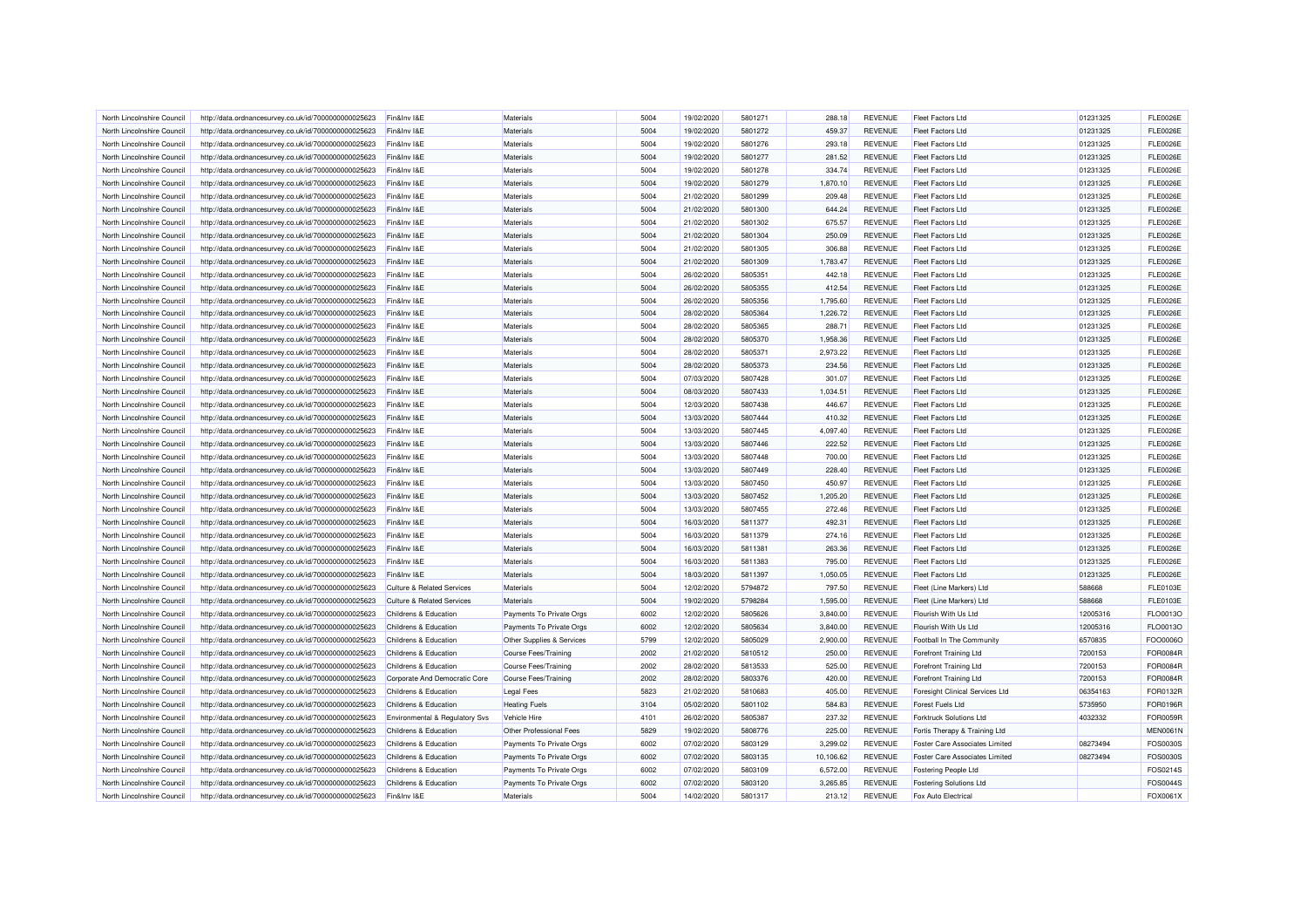| | | | | | | | | | | | |
|---|---|---|---|---|---|---|---|---|---|---|---|
| North Lincolnshire Council | http://data.ordnancesurvey.co.uk/id/7000000000025623 | Fin&Inv I&E | Materials | 5004 | 19/02/2020 | 5801271 | 288.18 | REVENUE | Fleet Factors Ltd | 01231325 | FLE0026E |
| North Lincolnshire Council | http://data.ordnancesurvey.co.uk/id/7000000000025623 | Fin&Inv I&E | Materials | 5004 | 19/02/2020 | 5801272 | 459.37 | REVENUE | Fleet Factors Ltd | 01231325 | FLE0026E |
| North Lincolnshire Council | http://data.ordnancesurvey.co.uk/id/7000000000025623 | Fin&Inv I&E | Materials | 5004 | 19/02/2020 | 5801276 | 293.18 | REVENUE | Fleet Factors Ltd | 01231325 | FLE0026E |
| North Lincolnshire Council | http://data.ordnancesurvey.co.uk/id/7000000000025623 | Fin&Inv I&E | Materials | 5004 | 19/02/2020 | 5801277 | 281.52 | REVENUE | Fleet Factors Ltd | 01231325 | FLE0026E |
| North Lincolnshire Council | http://data.ordnancesurvey.co.uk/id/7000000000025623 | Fin&Inv I&E | Materials | 5004 | 19/02/2020 | 5801278 | 334.74 | REVENUE | Fleet Factors Ltd | 01231325 | FLE0026E |
| North Lincolnshire Council | http://data.ordnancesurvey.co.uk/id/7000000000025623 | Fin&Inv I&E | Materials | 5004 | 19/02/2020 | 5801279 | 1,870.10 | REVENUE | Fleet Factors Ltd | 01231325 | FLE0026E |
| North Lincolnshire Council | http://data.ordnancesurvey.co.uk/id/7000000000025623 | Fin&Inv I&E | Materials | 5004 | 21/02/2020 | 5801299 | 209.48 | REVENUE | Fleet Factors Ltd | 01231325 | FLE0026E |
| North Lincolnshire Council | http://data.ordnancesurvey.co.uk/id/7000000000025623 | Fin&Inv I&E | Materials | 5004 | 21/02/2020 | 5801300 | 644.24 | REVENUE | Fleet Factors Ltd | 01231325 | FLE0026E |
| North Lincolnshire Council | http://data.ordnancesurvey.co.uk/id/7000000000025623 | Fin&Inv I&E | Materials | 5004 | 21/02/2020 | 5801302 | 675.57 | REVENUE | Fleet Factors Ltd | 01231325 | FLE0026E |
| North Lincolnshire Council | http://data.ordnancesurvey.co.uk/id/7000000000025623 | Fin&Inv I&E | Materials | 5004 | 21/02/2020 | 5801304 | 250.09 | REVENUE | Fleet Factors Ltd | 01231325 | FLE0026E |
| North Lincolnshire Council | http://data.ordnancesurvey.co.uk/id/7000000000025623 | Fin&Inv I&E | Materials | 5004 | 21/02/2020 | 5801305 | 306.88 | REVENUE | Fleet Factors Ltd | 01231325 | FLE0026E |
| North Lincolnshire Council | http://data.ordnancesurvey.co.uk/id/7000000000025623 | Fin&Inv I&E | Materials | 5004 | 21/02/2020 | 5801309 | 1,783.47 | REVENUE | Fleet Factors Ltd | 01231325 | FLE0026E |
| North Lincolnshire Council | http://data.ordnancesurvey.co.uk/id/7000000000025623 | Fin&Inv I&E | Materials | 5004 | 26/02/2020 | 5805351 | 442.18 | REVENUE | Fleet Factors Ltd | 01231325 | FLE0026E |
| North Lincolnshire Council | http://data.ordnancesurvey.co.uk/id/7000000000025623 | Fin&Inv I&E | Materials | 5004 | 26/02/2020 | 5805355 | 412.54 | REVENUE | Fleet Factors Ltd | 01231325 | FLE0026E |
| North Lincolnshire Council | http://data.ordnancesurvey.co.uk/id/7000000000025623 | Fin&Inv I&E | Materials | 5004 | 26/02/2020 | 5805356 | 1,795.60 | REVENUE | Fleet Factors Ltd | 01231325 | FLE0026E |
| North Lincolnshire Council | http://data.ordnancesurvey.co.uk/id/7000000000025623 | Fin&Inv I&E | Materials | 5004 | 28/02/2020 | 5805364 | 1,226.72 | REVENUE | Fleet Factors Ltd | 01231325 | FLE0026E |
| North Lincolnshire Council | http://data.ordnancesurvey.co.uk/id/7000000000025623 | Fin&Inv I&E | Materials | 5004 | 28/02/2020 | 5805365 | 288.71 | REVENUE | Fleet Factors Ltd | 01231325 | FLE0026E |
| North Lincolnshire Council | http://data.ordnancesurvey.co.uk/id/7000000000025623 | Fin&Inv I&E | Materials | 5004 | 28/02/2020 | 5805370 | 1,958.36 | REVENUE | Fleet Factors Ltd | 01231325 | FLE0026E |
| North Lincolnshire Council | http://data.ordnancesurvey.co.uk/id/7000000000025623 | Fin&Inv I&E | Materials | 5004 | 28/02/2020 | 5805371 | 2,973.22 | REVENUE | Fleet Factors Ltd | 01231325 | FLE0026E |
| North Lincolnshire Council | http://data.ordnancesurvey.co.uk/id/7000000000025623 | Fin&Inv I&E | Materials | 5004 | 28/02/2020 | 5805373 | 234.56 | REVENUE | Fleet Factors Ltd | 01231325 | FLE0026E |
| North Lincolnshire Council | http://data.ordnancesurvey.co.uk/id/7000000000025623 | Fin&Inv I&E | Materials | 5004 | 07/03/2020 | 5807428 | 301.07 | REVENUE | Fleet Factors Ltd | 01231325 | FLE0026E |
| North Lincolnshire Council | http://data.ordnancesurvey.co.uk/id/7000000000025623 | Fin&Inv I&E | Materials | 5004 | 08/03/2020 | 5807433 | 1,034.51 | REVENUE | Fleet Factors Ltd | 01231325 | FLE0026E |
| North Lincolnshire Council | http://data.ordnancesurvey.co.uk/id/7000000000025623 | Fin&Inv I&E | Materials | 5004 | 12/03/2020 | 5807438 | 446.67 | REVENUE | Fleet Factors Ltd | 01231325 | FLE0026E |
| North Lincolnshire Council | http://data.ordnancesurvey.co.uk/id/7000000000025623 | Fin&Inv I&E | Materials | 5004 | 13/03/2020 | 5807444 | 410.32 | REVENUE | Fleet Factors Ltd | 01231325 | FLE0026E |
| North Lincolnshire Council | http://data.ordnancesurvey.co.uk/id/7000000000025623 | Fin&Inv I&E | Materials | 5004 | 13/03/2020 | 5807445 | 4,097.40 | REVENUE | Fleet Factors Ltd | 01231325 | FLE0026E |
| North Lincolnshire Council | http://data.ordnancesurvey.co.uk/id/7000000000025623 | Fin&Inv I&E | Materials | 5004 | 13/03/2020 | 5807446 | 222.52 | REVENUE | Fleet Factors Ltd | 01231325 | FLE0026E |
| North Lincolnshire Council | http://data.ordnancesurvey.co.uk/id/7000000000025623 | Fin&Inv I&E | Materials | 5004 | 13/03/2020 | 5807448 | 700.00 | REVENUE | Fleet Factors Ltd | 01231325 | FLE0026E |
| North Lincolnshire Council | http://data.ordnancesurvey.co.uk/id/7000000000025623 | Fin&Inv I&E | Materials | 5004 | 13/03/2020 | 5807449 | 228.40 | REVENUE | Fleet Factors Ltd | 01231325 | FLE0026E |
| North Lincolnshire Council | http://data.ordnancesurvey.co.uk/id/7000000000025623 | Fin&Inv I&E | Materials | 5004 | 13/03/2020 | 5807450 | 450.97 | REVENUE | Fleet Factors Ltd | 01231325 | FLE0026E |
| North Lincolnshire Council | http://data.ordnancesurvey.co.uk/id/7000000000025623 | Fin&Inv I&E | Materials | 5004 | 13/03/2020 | 5807452 | 1,205.20 | REVENUE | Fleet Factors Ltd | 01231325 | FLE0026E |
| North Lincolnshire Council | http://data.ordnancesurvey.co.uk/id/7000000000025623 | Fin&Inv I&E | Materials | 5004 | 13/03/2020 | 5807455 | 272.46 | REVENUE | Fleet Factors Ltd | 01231325 | FLE0026E |
| North Lincolnshire Council | http://data.ordnancesurvey.co.uk/id/7000000000025623 | Fin&Inv I&E | Materials | 5004 | 16/03/2020 | 5811377 | 492.31 | REVENUE | Fleet Factors Ltd | 01231325 | FLE0026E |
| North Lincolnshire Council | http://data.ordnancesurvey.co.uk/id/7000000000025623 | Fin&Inv I&E | Materials | 5004 | 16/03/2020 | 5811379 | 274.16 | REVENUE | Fleet Factors Ltd | 01231325 | FLE0026E |
| North Lincolnshire Council | http://data.ordnancesurvey.co.uk/id/7000000000025623 | Fin&Inv I&E | Materials | 5004 | 16/03/2020 | 5811381 | 263.36 | REVENUE | Fleet Factors Ltd | 01231325 | FLE0026E |
| North Lincolnshire Council | http://data.ordnancesurvey.co.uk/id/7000000000025623 | Fin&Inv I&E | Materials | 5004 | 16/03/2020 | 5811383 | 795.00 | REVENUE | Fleet Factors Ltd | 01231325 | FLE0026E |
| North Lincolnshire Council | http://data.ordnancesurvey.co.uk/id/7000000000025623 | Fin&Inv I&E | Materials | 5004 | 18/03/2020 | 5811397 | 1,050.05 | REVENUE | Fleet Factors Ltd | 01231325 | FLE0026E |
| North Lincolnshire Council | http://data.ordnancesurvey.co.uk/id/7000000000025623 | Culture & Related Services | Materials | 5004 | 12/02/2020 | 5794872 | 797.50 | REVENUE | Fleet (Line Markers) Ltd | 588668 | FLE0103E |
| North Lincolnshire Council | http://data.ordnancesurvey.co.uk/id/7000000000025623 | Culture & Related Services | Materials | 5004 | 19/02/2020 | 5798284 | 1,595.00 | REVENUE | Fleet (Line Markers) Ltd | 588668 | FLE0103E |
| North Lincolnshire Council | http://data.ordnancesurvey.co.uk/id/7000000000025623 | Childrens & Education | Payments To Private Orgs | 6002 | 12/02/2020 | 5805626 | 3,840.00 | REVENUE | Flourish With Us Ltd | 12005316 | FLO0013O |
| North Lincolnshire Council | http://data.ordnancesurvey.co.uk/id/7000000000025623 | Childrens & Education | Payments To Private Orgs | 6002 | 12/02/2020 | 5805634 | 3,840.00 | REVENUE | Flourish With Us Ltd | 12005316 | FLO0013O |
| North Lincolnshire Council | http://data.ordnancesurvey.co.uk/id/7000000000025623 | Childrens & Education | Other Supplies & Services | 5799 | 12/02/2020 | 5805029 | 2,900.00 | REVENUE | Football In The Community | 6570835 | FOO0006O |
| North Lincolnshire Council | http://data.ordnancesurvey.co.uk/id/7000000000025623 | Childrens & Education | Course Fees/Training | 2002 | 21/02/2020 | 5810512 | 250.00 | REVENUE | Forefront Training Ltd | 7200153 | FOR0084R |
| North Lincolnshire Council | http://data.ordnancesurvey.co.uk/id/7000000000025623 | Childrens & Education | Course Fees/Training | 2002 | 28/02/2020 | 5813533 | 525.00 | REVENUE | Forefront Training Ltd | 7200153 | FOR0084R |
| North Lincolnshire Council | http://data.ordnancesurvey.co.uk/id/7000000000025623 | Corporate And Democratic Core | Course Fees/Training | 2002 | 28/02/2020 | 5803376 | 420.00 | REVENUE | Forefront Training Ltd | 7200153 | FOR0084R |
| North Lincolnshire Council | http://data.ordnancesurvey.co.uk/id/7000000000025623 | Childrens & Education | Legal Fees | 5823 | 21/02/2020 | 5810683 | 405.00 | REVENUE | Foresight Clinical Services Ltd | 06354163 | FOR0132R |
| North Lincolnshire Council | http://data.ordnancesurvey.co.uk/id/7000000000025623 | Childrens & Education | Heating Fuels | 3104 | 05/02/2020 | 5801102 | 584.83 | REVENUE | Forest Fuels Ltd | 5735950 | FOR0196R |
| North Lincolnshire Council | http://data.ordnancesurvey.co.uk/id/7000000000025623 | Environmental & Regulatory Svs | Vehicle Hire | 4101 | 26/02/2020 | 5805387 | 237.32 | REVENUE | Forktruck Solutions Ltd | 4032332 | FOR0059R |
| North Lincolnshire Council | http://data.ordnancesurvey.co.uk/id/7000000000025623 | Childrens & Education | Other Professional Fees | 5829 | 19/02/2020 | 5808776 | 225.00 | REVENUE | Fortis Therapy & Training Ltd | | MEN0061N |
| North Lincolnshire Council | http://data.ordnancesurvey.co.uk/id/7000000000025623 | Childrens & Education | Payments To Private Orgs | 6002 | 07/02/2020 | 5803129 | 3,299.02 | REVENUE | Foster Care Associates Limited | 08273494 | FOS0030S |
| North Lincolnshire Council | http://data.ordnancesurvey.co.uk/id/7000000000025623 | Childrens & Education | Payments To Private Orgs | 6002 | 07/02/2020 | 5803135 | 10,106.62 | REVENUE | Foster Care Associates Limited | 08273494 | FOS0030S |
| North Lincolnshire Council | http://data.ordnancesurvey.co.uk/id/7000000000025623 | Childrens & Education | Payments To Private Orgs | 6002 | 07/02/2020 | 5803109 | 6,572.00 | REVENUE | Fostering People Ltd | | FOS0214S |
| North Lincolnshire Council | http://data.ordnancesurvey.co.uk/id/7000000000025623 | Childrens & Education | Payments To Private Orgs | 6002 | 07/02/2020 | 5803120 | 3,265.85 | REVENUE | Fostering Solutions Ltd | | FOS0044S |
| North Lincolnshire Council | http://data.ordnancesurvey.co.uk/id/7000000000025623 | Fin&Inv I&E | Materials | 5004 | 14/02/2020 | 5801317 | 213.12 | REVENUE | Fox Auto Electrical | | FOX0061X |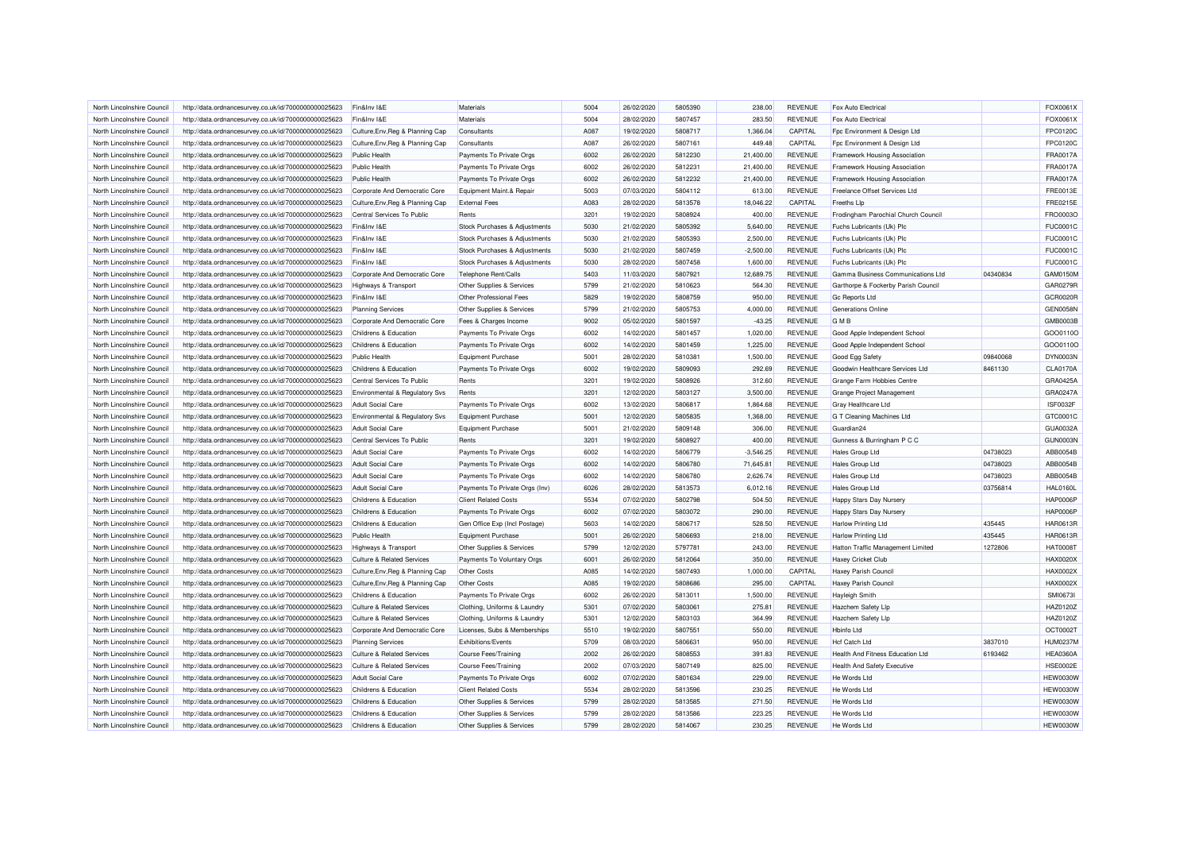| | | | | | | | | | | | | |
|---|---|---|---|---|---|---|---|---|---|---|---|---|
| North Lincolnshire Council | http://data.ordnancesurvey.co.uk/id/7000000000025623 | Fin&Inv I&E | Materials | 5004 | 26/02/2020 | 5805390 | 238.00 | REVENUE | Fox Auto Electrical | | FOX0061X |
| North Lincolnshire Council | http://data.ordnancesurvey.co.uk/id/7000000000025623 | Fin&Inv I&E | Materials | 5004 | 28/02/2020 | 5807457 | 283.50 | REVENUE | Fox Auto Electrical | | FOX0061X |
| North Lincolnshire Council | http://data.ordnancesurvey.co.uk/id/7000000000025623 | Culture,Env,Reg & Planning Cap | Consultants | A087 | 19/02/2020 | 5808717 | 1,366.04 | CAPITAL | Fpc Environment & Design Ltd | | FPC0120C |
| North Lincolnshire Council | http://data.ordnancesurvey.co.uk/id/7000000000025623 | Culture,Env,Reg & Planning Cap | Consultants | A087 | 26/02/2020 | 5807161 | 449.48 | CAPITAL | Fpc Environment & Design Ltd | | FPC0120C |
| North Lincolnshire Council | http://data.ordnancesurvey.co.uk/id/7000000000025623 | Public Health | Payments To Private Orgs | 6002 | 26/02/2020 | 5812230 | 21,400.00 | REVENUE | Framework Housing Association | | FRA0017A |
| North Lincolnshire Council | http://data.ordnancesurvey.co.uk/id/7000000000025623 | Public Health | Payments To Private Orgs | 6002 | 26/02/2020 | 5812231 | 21,400.00 | REVENUE | Framework Housing Association | | FRA0017A |
| North Lincolnshire Council | http://data.ordnancesurvey.co.uk/id/7000000000025623 | Public Health | Payments To Private Orgs | 6002 | 26/02/2020 | 5812232 | 21,400.00 | REVENUE | Framework Housing Association | | FRA0017A |
| North Lincolnshire Council | http://data.ordnancesurvey.co.uk/id/7000000000025623 | Corporate And Democratic Core | Equipment Maint.& Repair | 5003 | 07/03/2020 | 5804112 | 613.00 | REVENUE | Freelance Offset Services Ltd | | FRE0013E |
| North Lincolnshire Council | http://data.ordnancesurvey.co.uk/id/7000000000025623 | Culture,Env,Reg & Planning Cap | External Fees | A083 | 28/02/2020 | 5813578 | 18,046.22 | CAPITAL | Freeths Llp | | FRE0215E |
| North Lincolnshire Council | http://data.ordnancesurvey.co.uk/id/7000000000025623 | Central Services To Public | Rents | 3201 | 19/02/2020 | 5808924 | 400.00 | REVENUE | Frodingham Parochial Church Council | | FRO0003O |
| North Lincolnshire Council | http://data.ordnancesurvey.co.uk/id/7000000000025623 | Fin&Inv I&E | Stock Purchases & Adjustments | 5030 | 21/02/2020 | 5805392 | 5,640.00 | REVENUE | Fuchs Lubricants (Uk) Plc | | FUC0001C |
| North Lincolnshire Council | http://data.ordnancesurvey.co.uk/id/7000000000025623 | Fin&Inv I&E | Stock Purchases & Adjustments | 5030 | 21/02/2020 | 5805393 | 2,500.00 | REVENUE | Fuchs Lubricants (Uk) Plc | | FUC0001C |
| North Lincolnshire Council | http://data.ordnancesurvey.co.uk/id/7000000000025623 | Fin&Inv I&E | Stock Purchases & Adjustments | 5030 | 21/02/2020 | 5807459 | -2,500.00 | REVENUE | Fuchs Lubricants (Uk) Plc | | FUC0001C |
| North Lincolnshire Council | http://data.ordnancesurvey.co.uk/id/7000000000025623 | Fin&Inv I&E | Stock Purchases & Adjustments | 5030 | 28/02/2020 | 5807458 | 1,600.00 | REVENUE | Fuchs Lubricants (Uk) Plc | | FUC0001C |
| North Lincolnshire Council | http://data.ordnancesurvey.co.uk/id/7000000000025623 | Corporate And Democratic Core | Telephone Rent/Calls | 5403 | 11/03/2020 | 5807921 | 12,689.75 | REVENUE | Gamma Business Communications Ltd | 04340834 | GAM0150M |
| North Lincolnshire Council | http://data.ordnancesurvey.co.uk/id/7000000000025623 | Highways & Transport | Other Supplies & Services | 5799 | 21/02/2020 | 5810623 | 564.30 | REVENUE | Garthorpe & Fockerby Parish Council | | GAR0279R |
| North Lincolnshire Council | http://data.ordnancesurvey.co.uk/id/7000000000025623 | Fin&Inv I&E | Other Professional Fees | 5829 | 19/02/2020 | 5808759 | 950.00 | REVENUE | Gc Reports Ltd | | GCR0020R |
| North Lincolnshire Council | http://data.ordnancesurvey.co.uk/id/7000000000025623 | Planning Services | Other Supplies & Services | 5799 | 21/02/2020 | 5805753 | 4,000.00 | REVENUE | Generations Online | | GEN0058N |
| North Lincolnshire Council | http://data.ordnancesurvey.co.uk/id/7000000000025623 | Corporate And Democratic Core | Fees & Charges Income | 9002 | 05/02/2020 | 5801597 | -43.25 | REVENUE | G M B | | GMB0003B |
| North Lincolnshire Council | http://data.ordnancesurvey.co.uk/id/7000000000025623 | Childrens & Education | Payments To Private Orgs | 6002 | 14/02/2020 | 5801457 | 1,020.00 | REVENUE | Good Apple Independent School | | GOO0110O |
| North Lincolnshire Council | http://data.ordnancesurvey.co.uk/id/7000000000025623 | Childrens & Education | Payments To Private Orgs | 6002 | 14/02/2020 | 5801459 | 1,225.00 | REVENUE | Good Apple Independent School | | GOO0110O |
| North Lincolnshire Council | http://data.ordnancesurvey.co.uk/id/7000000000025623 | Public Health | Equipment Purchase | 5001 | 28/02/2020 | 5810381 | 1,500.00 | REVENUE | Good Egg Safety | 09840068 | DYN0003N |
| North Lincolnshire Council | http://data.ordnancesurvey.co.uk/id/7000000000025623 | Childrens & Education | Payments To Private Orgs | 6002 | 19/02/2020 | 5809093 | 292.69 | REVENUE | Goodwin Healthcare Services Ltd | 8461130 | CLA0170A |
| North Lincolnshire Council | http://data.ordnancesurvey.co.uk/id/7000000000025623 | Central Services To Public | Rents | 3201 | 19/02/2020 | 5808926 | 312.60 | REVENUE | Grange Farm Hobbies Centre | | GRA0425A |
| North Lincolnshire Council | http://data.ordnancesurvey.co.uk/id/7000000000025623 | Environmental & Regulatory Svs | Rents | 3201 | 12/02/2020 | 5803127 | 3,500.00 | REVENUE | Grange Project Management | | GRA0247A |
| North Lincolnshire Council | http://data.ordnancesurvey.co.uk/id/7000000000025623 | Adult Social Care | Payments To Private Orgs | 6002 | 13/02/2020 | 5806817 | 1,864.68 | REVENUE | Gray Healthcare Ltd | | ISF0032F |
| North Lincolnshire Council | http://data.ordnancesurvey.co.uk/id/7000000000025623 | Environmental & Regulatory Svs | Equipment Purchase | 5001 | 12/02/2020 | 5805835 | 1,368.00 | REVENUE | G T Cleaning Machines Ltd | | GTC0001C |
| North Lincolnshire Council | http://data.ordnancesurvey.co.uk/id/7000000000025623 | Adult Social Care | Equipment Purchase | 5001 | 21/02/2020 | 5809148 | 306.00 | REVENUE | Guardian24 | | GUA0032A |
| North Lincolnshire Council | http://data.ordnancesurvey.co.uk/id/7000000000025623 | Central Services To Public | Rents | 3201 | 19/02/2020 | 5808927 | 400.00 | REVENUE | Gunness & Burringham P C C | | GUN0003N |
| North Lincolnshire Council | http://data.ordnancesurvey.co.uk/id/7000000000025623 | Adult Social Care | Payments To Private Orgs | 6002 | 14/02/2020 | 5806779 | -3,546.25 | REVENUE | Hales Group Ltd | 04738023 | ABB0054B |
| North Lincolnshire Council | http://data.ordnancesurvey.co.uk/id/7000000000025623 | Adult Social Care | Payments To Private Orgs | 6002 | 14/02/2020 | 5806780 | 71,645.81 | REVENUE | Hales Group Ltd | 04738023 | ABB0054B |
| North Lincolnshire Council | http://data.ordnancesurvey.co.uk/id/7000000000025623 | Adult Social Care | Payments To Private Orgs | 6002 | 14/02/2020 | 5806780 | 2,626.74 | REVENUE | Hales Group Ltd | 04738023 | ABB0054B |
| North Lincolnshire Council | http://data.ordnancesurvey.co.uk/id/7000000000025623 | Adult Social Care | Payments To Private Orgs (Inv) | 6026 | 28/02/2020 | 5813573 | 6,012.16 | REVENUE | Hales Group Ltd | 03756814 | HAL0160L |
| North Lincolnshire Council | http://data.ordnancesurvey.co.uk/id/7000000000025623 | Childrens & Education | Client Related Costs | 5534 | 07/02/2020 | 5802798 | 504.50 | REVENUE | Happy Stars Day Nursery | | HAP0006P |
| North Lincolnshire Council | http://data.ordnancesurvey.co.uk/id/7000000000025623 | Childrens & Education | Payments To Private Orgs | 6002 | 07/02/2020 | 5803072 | 290.00 | REVENUE | Happy Stars Day Nursery | | HAP0006P |
| North Lincolnshire Council | http://data.ordnancesurvey.co.uk/id/7000000000025623 | Childrens & Education | Gen Office Exp (Incl Postage) | 5603 | 14/02/2020 | 5806717 | 528.50 | REVENUE | Harlow Printing Ltd | 435445 | HAR0613R |
| North Lincolnshire Council | http://data.ordnancesurvey.co.uk/id/7000000000025623 | Public Health | Equipment Purchase | 5001 | 26/02/2020 | 5806693 | 218.00 | REVENUE | Harlow Printing Ltd | 435445 | HAR0613R |
| North Lincolnshire Council | http://data.ordnancesurvey.co.uk/id/7000000000025623 | Highways & Transport | Other Supplies & Services | 5799 | 12/02/2020 | 5797781 | 243.00 | REVENUE | Hatton Traffic Management Limited | 1272806 | HAT0008T |
| North Lincolnshire Council | http://data.ordnancesurvey.co.uk/id/7000000000025623 | Culture & Related Services | Payments To Voluntary Orgs | 6001 | 26/02/2020 | 5812064 | 350.00 | REVENUE | Haxey Cricket Club | | HAX0020X |
| North Lincolnshire Council | http://data.ordnancesurvey.co.uk/id/7000000000025623 | Culture,Env,Reg & Planning Cap | Other Costs | A085 | 14/02/2020 | 5807493 | 1,000.00 | CAPITAL | Haxey Parish Council | | HAX0002X |
| North Lincolnshire Council | http://data.ordnancesurvey.co.uk/id/7000000000025623 | Culture,Env,Reg & Planning Cap | Other Costs | A085 | 19/02/2020 | 5808686 | 295.00 | CAPITAL | Haxey Parish Council | | HAX0002X |
| North Lincolnshire Council | http://data.ordnancesurvey.co.uk/id/7000000000025623 | Childrens & Education | Payments To Private Orgs | 6002 | 26/02/2020 | 5813011 | 1,500.00 | REVENUE | Hayleigh Smith | | SMI0673I |
| North Lincolnshire Council | http://data.ordnancesurvey.co.uk/id/7000000000025623 | Culture & Related Services | Clothing, Uniforms & Laundry | 5301 | 07/02/2020 | 5803061 | 275.81 | REVENUE | Hazchem Safety Llp | | HAZ0120Z |
| North Lincolnshire Council | http://data.ordnancesurvey.co.uk/id/7000000000025623 | Culture & Related Services | Clothing, Uniforms & Laundry | 5301 | 12/02/2020 | 5803103 | 364.99 | REVENUE | Hazchem Safety Llp | | HAZ0120Z |
| North Lincolnshire Council | http://data.ordnancesurvey.co.uk/id/7000000000025623 | Corporate And Democratic Core | Licenses, Subs & Memberships | 5510 | 19/02/2020 | 5807551 | 550.00 | REVENUE | Hbinfo Ltd | | OCT0002T |
| North Lincolnshire Council | http://data.ordnancesurvey.co.uk/id/7000000000025623 | Planning Services | Exhibitions/Events | 5709 | 08/03/2020 | 5806631 | 950.00 | REVENUE | Hcf Catch Ltd | 3837010 | HUM0237M |
| North Lincolnshire Council | http://data.ordnancesurvey.co.uk/id/7000000000025623 | Culture & Related Services | Course Fees/Training | 2002 | 26/02/2020 | 5808553 | 391.83 | REVENUE | Health And Fitness Education Ltd | 6193462 | HEA0360A |
| North Lincolnshire Council | http://data.ordnancesurvey.co.uk/id/7000000000025623 | Culture & Related Services | Course Fees/Training | 2002 | 07/03/2020 | 5807149 | 825.00 | REVENUE | Health And Safety Executive | | HSE0002E |
| North Lincolnshire Council | http://data.ordnancesurvey.co.uk/id/7000000000025623 | Adult Social Care | Payments To Private Orgs | 6002 | 07/02/2020 | 5801634 | 229.00 | REVENUE | He Words Ltd | | HEW0030W |
| North Lincolnshire Council | http://data.ordnancesurvey.co.uk/id/7000000000025623 | Childrens & Education | Client Related Costs | 5534 | 28/02/2020 | 5813596 | 230.25 | REVENUE | He Words Ltd | | HEW0030W |
| North Lincolnshire Council | http://data.ordnancesurvey.co.uk/id/7000000000025623 | Childrens & Education | Other Supplies & Services | 5799 | 28/02/2020 | 5813585 | 271.50 | REVENUE | He Words Ltd | | HEW0030W |
| North Lincolnshire Council | http://data.ordnancesurvey.co.uk/id/7000000000025623 | Childrens & Education | Other Supplies & Services | 5799 | 28/02/2020 | 5813586 | 223.25 | REVENUE | He Words Ltd | | HEW0030W |
| North Lincolnshire Council | http://data.ordnancesurvey.co.uk/id/7000000000025623 | Childrens & Education | Other Supplies & Services | 5799 | 28/02/2020 | 5814067 | 230.25 | REVENUE | He Words Ltd | | HEW0030W |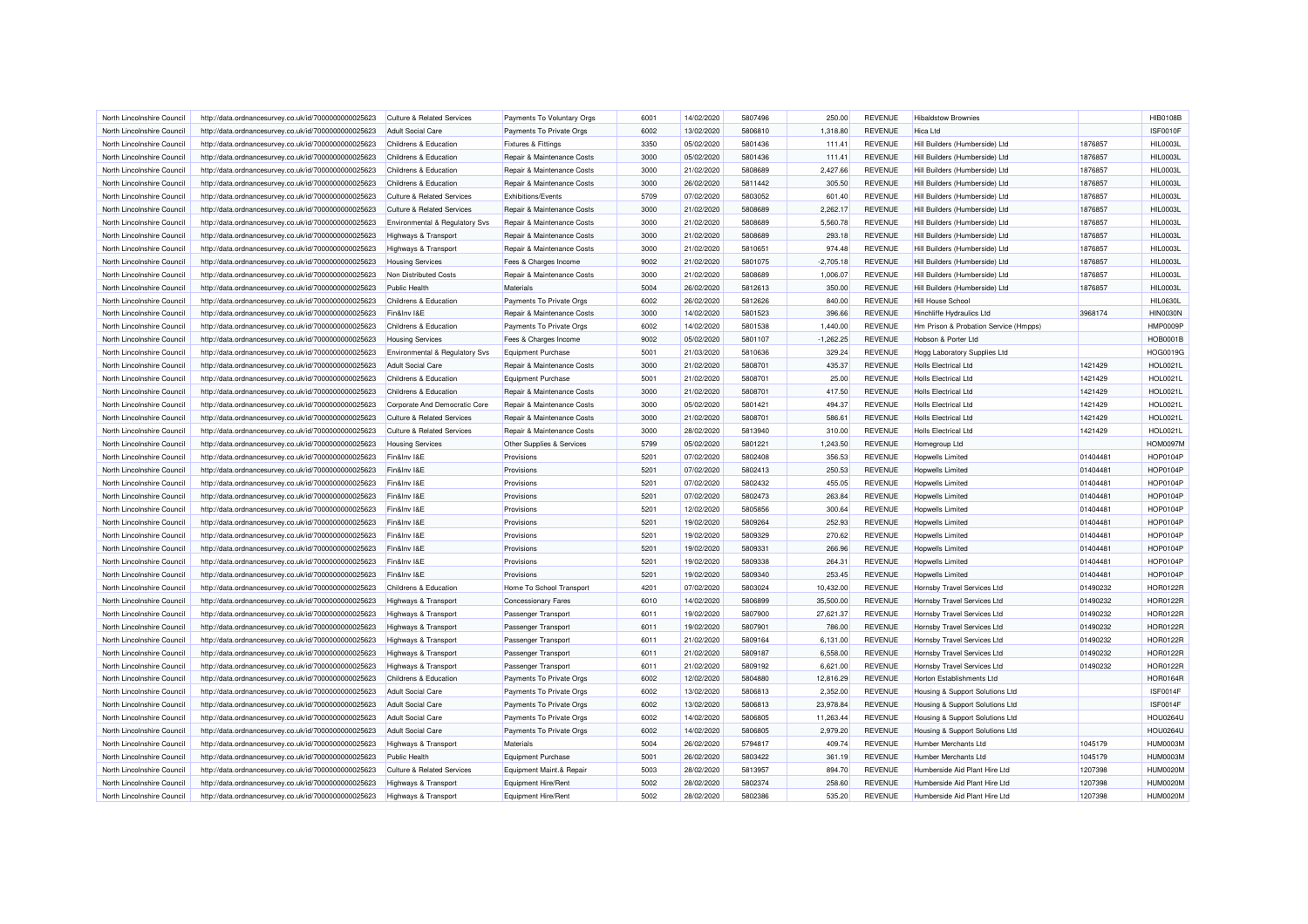| North Lincolnshire Council | http://data.ordnancesurvey.co.uk/id/7000000000025623 | Culture & Related Services | Payments To Voluntary Orgs | 6001 | 14/02/2020 | 5807496 | 250.00 | REVENUE | Hibaldstow Brownies | | HIB0108B |
|---|---|---|---|---|---|---|---|---|---|---|---|
| North Lincolnshire Council | http://data.ordnancesurvey.co.uk/id/7000000000025623 | Adult Social Care | Payments To Private Orgs | 6002 | 13/02/2020 | 5806810 | 1,318.80 | REVENUE | Hica Ltd | | ISF0010F |
| North Lincolnshire Council | http://data.ordnancesurvey.co.uk/id/7000000000025623 | Childrens & Education | Fixtures & Fittings | 3350 | 05/02/2020 | 5801436 | 111.41 | REVENUE | Hill Builders (Humberside) Ltd | 1876857 | HIL0003L |
| North Lincolnshire Council | http://data.ordnancesurvey.co.uk/id/7000000000025623 | Childrens & Education | Repair & Maintenance Costs | 3000 | 05/02/2020 | 5801436 | 111.41 | REVENUE | Hill Builders (Humberside) Ltd | 1876857 | HIL0003L |
| North Lincolnshire Council | http://data.ordnancesurvey.co.uk/id/7000000000025623 | Childrens & Education | Repair & Maintenance Costs | 3000 | 21/02/2020 | 5808689 | 2,427.66 | REVENUE | Hill Builders (Humberside) Ltd | 1876857 | HIL0003L |
| North Lincolnshire Council | http://data.ordnancesurvey.co.uk/id/7000000000025623 | Childrens & Education | Repair & Maintenance Costs | 3000 | 26/02/2020 | 5811442 | 305.50 | REVENUE | Hill Builders (Humberside) Ltd | 1876857 | HIL0003L |
| North Lincolnshire Council | http://data.ordnancesurvey.co.uk/id/7000000000025623 | Culture & Related Services | Exhibitions/Events | 5709 | 07/02/2020 | 5803052 | 601.40 | REVENUE | Hill Builders (Humberside) Ltd | 1876857 | HIL0003L |
| North Lincolnshire Council | http://data.ordnancesurvey.co.uk/id/7000000000025623 | Culture & Related Services | Repair & Maintenance Costs | 3000 | 21/02/2020 | 5808689 | 2,262.17 | REVENUE | Hill Builders (Humberside) Ltd | 1876857 | HIL0003L |
| North Lincolnshire Council | http://data.ordnancesurvey.co.uk/id/7000000000025623 | Environmental & Regulatory Svs | Repair & Maintenance Costs | 3000 | 21/02/2020 | 5808689 | 5,560.78 | REVENUE | Hill Builders (Humberside) Ltd | 1876857 | HIL0003L |
| North Lincolnshire Council | http://data.ordnancesurvey.co.uk/id/7000000000025623 | Highways & Transport | Repair & Maintenance Costs | 3000 | 21/02/2020 | 5808689 | 293.18 | REVENUE | Hill Builders (Humberside) Ltd | 1876857 | HIL0003L |
| North Lincolnshire Council | http://data.ordnancesurvey.co.uk/id/7000000000025623 | Highways & Transport | Repair & Maintenance Costs | 3000 | 21/02/2020 | 5810651 | 974.48 | REVENUE | Hill Builders (Humberside) Ltd | 1876857 | HIL0003L |
| North Lincolnshire Council | http://data.ordnancesurvey.co.uk/id/7000000000025623 | Housing Services | Fees & Charges Income | 9002 | 21/02/2020 | 5801075 | -2,705.18 | REVENUE | Hill Builders (Humberside) Ltd | 1876857 | HIL0003L |
| North Lincolnshire Council | http://data.ordnancesurvey.co.uk/id/7000000000025623 | Non Distributed Costs | Repair & Maintenance Costs | 3000 | 21/02/2020 | 5808689 | 1,006.07 | REVENUE | Hill Builders (Humberside) Ltd | 1876857 | HIL0003L |
| North Lincolnshire Council | http://data.ordnancesurvey.co.uk/id/7000000000025623 | Public Health | Materials | 5004 | 26/02/2020 | 5812613 | 350.00 | REVENUE | Hill Builders (Humberside) Ltd | 1876857 | HIL0003L |
| North Lincolnshire Council | http://data.ordnancesurvey.co.uk/id/7000000000025623 | Childrens & Education | Payments To Private Orgs | 6002 | 26/02/2020 | 5812626 | 840.00 | REVENUE | Hill House School | | HIL0630L |
| North Lincolnshire Council | http://data.ordnancesurvey.co.uk/id/7000000000025623 | Fin&Inv I&E | Repair & Maintenance Costs | 3000 | 14/02/2020 | 5801523 | 396.66 | REVENUE | Hinchliffe Hydraulics Ltd | 3968174 | HIN0030N |
| North Lincolnshire Council | http://data.ordnancesurvey.co.uk/id/7000000000025623 | Childrens & Education | Payments To Private Orgs | 6002 | 14/02/2020 | 5801538 | 1,440.00 | REVENUE | Hm Prison & Probation Service (Hmpps) | | HMP0009P |
| North Lincolnshire Council | http://data.ordnancesurvey.co.uk/id/7000000000025623 | Housing Services | Fees & Charges Income | 9002 | 05/02/2020 | 5801107 | -1,262.25 | REVENUE | Hobson & Porter Ltd | | HOB0001B |
| North Lincolnshire Council | http://data.ordnancesurvey.co.uk/id/7000000000025623 | Environmental & Regulatory Svs | Equipment Purchase | 5001 | 21/03/2020 | 5810636 | 329.24 | REVENUE | Hogg Laboratory Supplies Ltd | | HOG0019G |
| North Lincolnshire Council | http://data.ordnancesurvey.co.uk/id/7000000000025623 | Adult Social Care | Repair & Maintenance Costs | 3000 | 21/02/2020 | 5808701 | 435.37 | REVENUE | Holls Electrical Ltd | 1421429 | HOL0021L |
| North Lincolnshire Council | http://data.ordnancesurvey.co.uk/id/7000000000025623 | Childrens & Education | Equipment Purchase | 5001 | 21/02/2020 | 5808701 | 25.00 | REVENUE | Holls Electrical Ltd | 1421429 | HOL0021L |
| North Lincolnshire Council | http://data.ordnancesurvey.co.uk/id/7000000000025623 | Childrens & Education | Repair & Maintenance Costs | 3000 | 21/02/2020 | 5808701 | 417.50 | REVENUE | Holls Electrical Ltd | 1421429 | HOL0021L |
| North Lincolnshire Council | http://data.ordnancesurvey.co.uk/id/7000000000025623 | Corporate And Democratic Core | Repair & Maintenance Costs | 3000 | 05/02/2020 | 5801421 | 494.37 | REVENUE | Holls Electrical Ltd | 1421429 | HOL0021L |
| North Lincolnshire Council | http://data.ordnancesurvey.co.uk/id/7000000000025623 | Culture & Related Services | Repair & Maintenance Costs | 3000 | 21/02/2020 | 5808701 | 586.61 | REVENUE | Holls Electrical Ltd | 1421429 | HOL0021L |
| North Lincolnshire Council | http://data.ordnancesurvey.co.uk/id/7000000000025623 | Culture & Related Services | Repair & Maintenance Costs | 3000 | 28/02/2020 | 5813940 | 310.00 | REVENUE | Holls Electrical Ltd | 1421429 | HOL0021L |
| North Lincolnshire Council | http://data.ordnancesurvey.co.uk/id/7000000000025623 | Housing Services | Other Supplies & Services | 5799 | 05/02/2020 | 5801221 | 1,243.50 | REVENUE | Homegroup Ltd | | HOM0097M |
| North Lincolnshire Council | http://data.ordnancesurvey.co.uk/id/7000000000025623 | Fin&Inv I&E | Provisions | 5201 | 07/02/2020 | 5802408 | 356.53 | REVENUE | Hopwells Limited | 01404481 | HOP0104P |
| North Lincolnshire Council | http://data.ordnancesurvey.co.uk/id/7000000000025623 | Fin&Inv I&E | Provisions | 5201 | 07/02/2020 | 5802413 | 250.53 | REVENUE | Hopwells Limited | 01404481 | HOP0104P |
| North Lincolnshire Council | http://data.ordnancesurvey.co.uk/id/7000000000025623 | Fin&Inv I&E | Provisions | 5201 | 07/02/2020 | 5802432 | 455.05 | REVENUE | Hopwells Limited | 01404481 | HOP0104P |
| North Lincolnshire Council | http://data.ordnancesurvey.co.uk/id/7000000000025623 | Fin&Inv I&E | Provisions | 5201 | 07/02/2020 | 5802473 | 263.84 | REVENUE | Hopwells Limited | 01404481 | HOP0104P |
| North Lincolnshire Council | http://data.ordnancesurvey.co.uk/id/7000000000025623 | Fin&Inv I&E | Provisions | 5201 | 12/02/2020 | 5805856 | 300.64 | REVENUE | Hopwells Limited | 01404481 | HOP0104P |
| North Lincolnshire Council | http://data.ordnancesurvey.co.uk/id/7000000000025623 | Fin&Inv I&E | Provisions | 5201 | 19/02/2020 | 5809264 | 252.93 | REVENUE | Hopwells Limited | 01404481 | HOP0104P |
| North Lincolnshire Council | http://data.ordnancesurvey.co.uk/id/7000000000025623 | Fin&Inv I&E | Provisions | 5201 | 19/02/2020 | 5809329 | 270.62 | REVENUE | Hopwells Limited | 01404481 | HOP0104P |
| North Lincolnshire Council | http://data.ordnancesurvey.co.uk/id/7000000000025623 | Fin&Inv I&E | Provisions | 5201 | 19/02/2020 | 5809331 | 266.96 | REVENUE | Hopwells Limited | 01404481 | HOP0104P |
| North Lincolnshire Council | http://data.ordnancesurvey.co.uk/id/7000000000025623 | Fin&Inv I&E | Provisions | 5201 | 19/02/2020 | 5809338 | 264.31 | REVENUE | Hopwells Limited | 01404481 | HOP0104P |
| North Lincolnshire Council | http://data.ordnancesurvey.co.uk/id/7000000000025623 | Fin&Inv I&E | Provisions | 5201 | 19/02/2020 | 5809340 | 253.45 | REVENUE | Hopwells Limited | 01404481 | HOP0104P |
| North Lincolnshire Council | http://data.ordnancesurvey.co.uk/id/7000000000025623 | Childrens & Education | Home To School Transport | 4201 | 07/02/2020 | 5803024 | 10,432.00 | REVENUE | Hornsby Travel Services Ltd | 01490232 | HOR0122R |
| North Lincolnshire Council | http://data.ordnancesurvey.co.uk/id/7000000000025623 | Highways & Transport | Concessionary Fares | 6010 | 14/02/2020 | 5806899 | 35,500.00 | REVENUE | Hornsby Travel Services Ltd | 01490232 | HOR0122R |
| North Lincolnshire Council | http://data.ordnancesurvey.co.uk/id/7000000000025623 | Highways & Transport | Passenger Transport | 6011 | 19/02/2020 | 5807900 | 27,621.37 | REVENUE | Hornsby Travel Services Ltd | 01490232 | HOR0122R |
| North Lincolnshire Council | http://data.ordnancesurvey.co.uk/id/7000000000025623 | Highways & Transport | Passenger Transport | 6011 | 19/02/2020 | 5807901 | 786.00 | REVENUE | Hornsby Travel Services Ltd | 01490232 | HOR0122R |
| North Lincolnshire Council | http://data.ordnancesurvey.co.uk/id/7000000000025623 | Highways & Transport | Passenger Transport | 6011 | 21/02/2020 | 5809164 | 6,131.00 | REVENUE | Hornsby Travel Services Ltd | 01490232 | HOR0122R |
| North Lincolnshire Council | http://data.ordnancesurvey.co.uk/id/7000000000025623 | Highways & Transport | Passenger Transport | 6011 | 21/02/2020 | 5809187 | 6,558.00 | REVENUE | Hornsby Travel Services Ltd | 01490232 | HOR0122R |
| North Lincolnshire Council | http://data.ordnancesurvey.co.uk/id/7000000000025623 | Highways & Transport | Passenger Transport | 6011 | 21/02/2020 | 5809192 | 6,621.00 | REVENUE | Hornsby Travel Services Ltd | 01490232 | HOR0122R |
| North Lincolnshire Council | http://data.ordnancesurvey.co.uk/id/7000000000025623 | Childrens & Education | Payments To Private Orgs | 6002 | 12/02/2020 | 5804880 | 12,816.29 | REVENUE | Horton Establishments Ltd | | HOR0164R |
| North Lincolnshire Council | http://data.ordnancesurvey.co.uk/id/7000000000025623 | Adult Social Care | Payments To Private Orgs | 6002 | 13/02/2020 | 5806813 | 2,352.00 | REVENUE | Housing & Support Solutions Ltd | | ISF0014F |
| North Lincolnshire Council | http://data.ordnancesurvey.co.uk/id/7000000000025623 | Adult Social Care | Payments To Private Orgs | 6002 | 13/02/2020 | 5806813 | 23,978.84 | REVENUE | Housing & Support Solutions Ltd | | ISF0014F |
| North Lincolnshire Council | http://data.ordnancesurvey.co.uk/id/7000000000025623 | Adult Social Care | Payments To Private Orgs | 6002 | 14/02/2020 | 5806805 | 11,263.44 | REVENUE | Housing & Support Solutions Ltd | | HOU0264U |
| North Lincolnshire Council | http://data.ordnancesurvey.co.uk/id/7000000000025623 | Adult Social Care | Payments To Private Orgs | 6002 | 14/02/2020 | 5806805 | 2,979.20 | REVENUE | Housing & Support Solutions Ltd | | HOU0264U |
| North Lincolnshire Council | http://data.ordnancesurvey.co.uk/id/7000000000025623 | Highways & Transport | Materials | 5004 | 26/02/2020 | 5794817 | 409.74 | REVENUE | Humber Merchants Ltd | 1045179 | HUM0003M |
| North Lincolnshire Council | http://data.ordnancesurvey.co.uk/id/7000000000025623 | Public Health | Equipment Purchase | 5001 | 26/02/2020 | 5803422 | 361.19 | REVENUE | Humber Merchants Ltd | 1045179 | HUM0003M |
| North Lincolnshire Council | http://data.ordnancesurvey.co.uk/id/7000000000025623 | Culture & Related Services | Equipment Maint.& Repair | 5003 | 28/02/2020 | 5813957 | 894.70 | REVENUE | Humberside Aid Plant Hire Ltd | 1207398 | HUM0020M |
| North Lincolnshire Council | http://data.ordnancesurvey.co.uk/id/7000000000025623 | Highways & Transport | Equipment Hire/Rent | 5002 | 28/02/2020 | 5802374 | 258.60 | REVENUE | Humberside Aid Plant Hire Ltd | 1207398 | HUM0020M |
| North Lincolnshire Council | http://data.ordnancesurvey.co.uk/id/7000000000025623 | Highways & Transport | Equipment Hire/Rent | 5002 | 28/02/2020 | 5802386 | 535.20 | REVENUE | Humberside Aid Plant Hire Ltd | 1207398 | HUM0020M |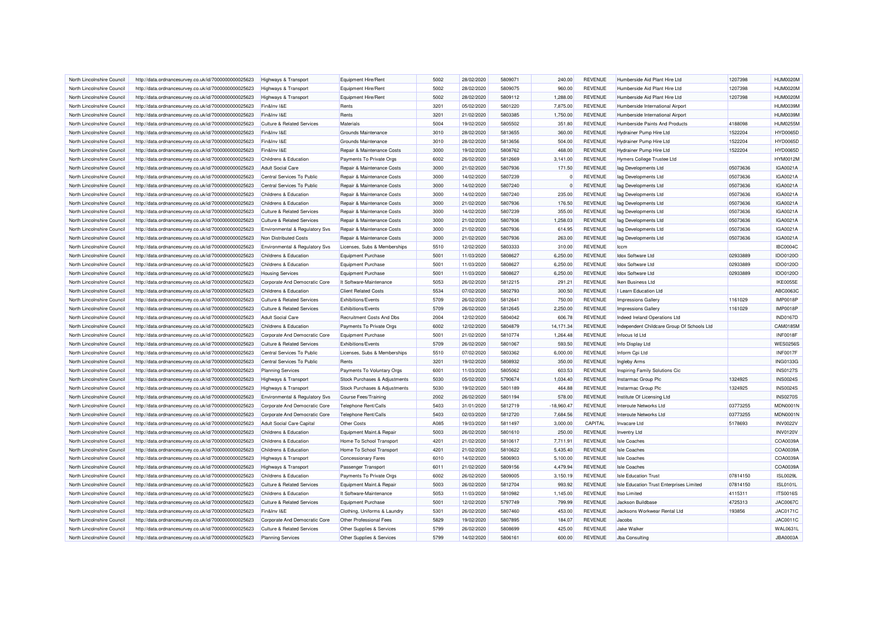| North Lincolnshire Council | http://data.ordnancesurvey.co.uk/id/7000000000025623 | Highways & Transport | Equipment Hire/Rent | 5002 | 28/02/2020 | 5809071 | 240.00 | REVENUE | Humberside Aid Plant Hire Ltd | 1207398 | HUM0020M |
|---|---|---|---|---|---|---|---|---|---|---|---|
| North Lincolnshire Council | http://data.ordnancesurvey.co.uk/id/7000000000025623 | Highways & Transport | Equipment Hire/Rent | 5002 | 28/02/2020 | 5809075 | 960.00 | REVENUE | Humberside Aid Plant Hire Ltd | 1207398 | HUM0020M |
| North Lincolnshire Council | http://data.ordnancesurvey.co.uk/id/7000000000025623 | Highways & Transport | Equipment Hire/Rent | 5002 | 28/02/2020 | 5809112 | 1,288.00 | REVENUE | Humberside Aid Plant Hire Ltd | 1207398 | HUM0020M |
| North Lincolnshire Council | http://data.ordnancesurvey.co.uk/id/7000000000025623 | Fin&Inv I&E | Rents | 3201 | 05/02/2020 | 5801220 | 7,875.00 | REVENUE | Humberside International Airport | | HUM0039M |
| North Lincolnshire Council | http://data.ordnancesurvey.co.uk/id/7000000000025623 | Fin&Inv I&E | Rents | 3201 | 21/02/2020 | 5803385 | 1,750.00 | REVENUE | Humberside International Airport | | HUM0039M |
| North Lincolnshire Council | http://data.ordnancesurvey.co.uk/id/7000000000025623 | Culture & Related Services | Materials | 5004 | 19/02/2020 | 5805502 | 351.80 | REVENUE | Humberside Paints And Products | 4188098 | HUM0255M |
| North Lincolnshire Council | http://data.ordnancesurvey.co.uk/id/7000000000025623 | Fin&Inv I&E | Grounds Maintenance | 3010 | 28/02/2020 | 5813655 | 360.00 | REVENUE | Hydrainer Pump Hire Ltd | 1522204 | HYD0065D |
| North Lincolnshire Council | http://data.ordnancesurvey.co.uk/id/7000000000025623 | Fin&Inv I&E | Grounds Maintenance | 3010 | 28/02/2020 | 5813656 | 504.00 | REVENUE | Hydrainer Pump Hire Ltd | 1522204 | HYD0065D |
| North Lincolnshire Council | http://data.ordnancesurvey.co.uk/id/7000000000025623 | Fin&Inv I&E | Repair & Maintenance Costs | 3000 | 19/02/2020 | 5808762 | 468.00 | REVENUE | Hydrainer Pump Hire Ltd | 1522204 | HYD0065D |
| North Lincolnshire Council | http://data.ordnancesurvey.co.uk/id/7000000000025623 | Childrens & Education | Payments To Private Orgs | 6002 | 26/02/2020 | 5812669 | 3,141.00 | REVENUE | Hymers College Trustee Ltd | | HYM0012M |
| North Lincolnshire Council | http://data.ordnancesurvey.co.uk/id/7000000000025623 | Adult Social Care | Repair & Maintenance Costs | 3000 | 21/02/2020 | 5807936 | 171.50 | REVENUE | Iag Developments Ltd | 05073636 | IGA0021A |
| North Lincolnshire Council | http://data.ordnancesurvey.co.uk/id/7000000000025623 | Central Services To Public | Repair & Maintenance Costs | 3000 | 14/02/2020 | 5807239 | 0 | REVENUE | Iag Developments Ltd | 05073636 | IGA0021A |
| North Lincolnshire Council | http://data.ordnancesurvey.co.uk/id/7000000000025623 | Central Services To Public | Repair & Maintenance Costs | 3000 | 14/02/2020 | 5807240 | 0 | REVENUE | Iag Developments Ltd | 05073636 | IGA0021A |
| North Lincolnshire Council | http://data.ordnancesurvey.co.uk/id/7000000000025623 | Childrens & Education | Repair & Maintenance Costs | 3000 | 14/02/2020 | 5807240 | 235.00 | REVENUE | Iag Developments Ltd | 05073636 | IGA0021A |
| North Lincolnshire Council | http://data.ordnancesurvey.co.uk/id/7000000000025623 | Childrens & Education | Repair & Maintenance Costs | 3000 | 21/02/2020 | 5807936 | 176.50 | REVENUE | Iag Developments Ltd | 05073636 | IGA0021A |
| North Lincolnshire Council | http://data.ordnancesurvey.co.uk/id/7000000000025623 | Culture & Related Services | Repair & Maintenance Costs | 3000 | 14/02/2020 | 5807239 | 355.00 | REVENUE | Iag Developments Ltd | 05073636 | IGA0021A |
| North Lincolnshire Council | http://data.ordnancesurvey.co.uk/id/7000000000025623 | Culture & Related Services | Repair & Maintenance Costs | 3000 | 21/02/2020 | 5807936 | 1,258.03 | REVENUE | Iag Developments Ltd | 05073636 | IGA0021A |
| North Lincolnshire Council | http://data.ordnancesurvey.co.uk/id/7000000000025623 | Environmental & Regulatory Svs | Repair & Maintenance Costs | 3000 | 21/02/2020 | 5807936 | 614.95 | REVENUE | Iag Developments Ltd | 05073636 | IGA0021A |
| North Lincolnshire Council | http://data.ordnancesurvey.co.uk/id/7000000000025623 | Non Distributed Costs | Repair & Maintenance Costs | 3000 | 21/02/2020 | 5807936 | 263.00 | REVENUE | Iag Developments Ltd | 05073636 | IGA0021A |
| North Lincolnshire Council | http://data.ordnancesurvey.co.uk/id/7000000000025623 | Environmental & Regulatory Svs | Licenses, Subs & Memberships | 5510 | 12/02/2020 | 5803333 | 310.00 | REVENUE | Iccm | | IBC0004C |
| North Lincolnshire Council | http://data.ordnancesurvey.co.uk/id/7000000000025623 | Childrens & Education | Equipment Purchase | 5001 | 11/03/2020 | 5808627 | 6,250.00 | REVENUE | Idox Software Ltd | 02933889 | IDO0120O |
| North Lincolnshire Council | http://data.ordnancesurvey.co.uk/id/7000000000025623 | Childrens & Education | Equipment Purchase | 5001 | 11/03/2020 | 5808627 | 6,250.00 | REVENUE | Idox Software Ltd | 02933889 | IDO0120O |
| North Lincolnshire Council | http://data.ordnancesurvey.co.uk/id/7000000000025623 | Housing Services | Equipment Purchase | 5001 | 11/03/2020 | 5808627 | 6,250.00 | REVENUE | Idox Software Ltd | 02933889 | IDO0120O |
| North Lincolnshire Council | http://data.ordnancesurvey.co.uk/id/7000000000025623 | Corporate And Democratic Core | It Software-Maintenance | 5053 | 26/02/2020 | 5812215 | 291.21 | REVENUE | Iken Business Ltd | | IKE0055E |
| North Lincolnshire Council | http://data.ordnancesurvey.co.uk/id/7000000000025623 | Childrens & Education | Client Related Costs | 5534 | 07/02/2020 | 5802793 | 300.50 | REVENUE | I Learn Education Ltd | | ABC0063C |
| North Lincolnshire Council | http://data.ordnancesurvey.co.uk/id/7000000000025623 | Culture & Related Services | Exhibitions/Events | 5709 | 26/02/2020 | 5812641 | 750.00 | REVENUE | Impressions Gallery | 1161029 | IMP0018P |
| North Lincolnshire Council | http://data.ordnancesurvey.co.uk/id/7000000000025623 | Culture & Related Services | Exhibitions/Events | 5709 | 26/02/2020 | 5812645 | 2,250.00 | REVENUE | Impressions Gallery | 1161029 | IMP0018P |
| North Lincolnshire Council | http://data.ordnancesurvey.co.uk/id/7000000000025623 | Adult Social Care | Recruitment Costs And Dbs | 2004 | 12/02/2020 | 5804042 | 606.78 | REVENUE | Indeed Ireland Operations Ltd | | IND0167D |
| North Lincolnshire Council | http://data.ordnancesurvey.co.uk/id/7000000000025623 | Childrens & Education | Payments To Private Orgs | 6002 | 12/02/2020 | 5804879 | 14,171.34 | REVENUE | Independent Childcare Group Of Schools Ltd | | CAM0185M |
| North Lincolnshire Council | http://data.ordnancesurvey.co.uk/id/7000000000025623 | Corporate And Democratic Core | Equipment Purchase | 5001 | 21/02/2020 | 5810774 | 1,264.48 | REVENUE | Infocus Id Ltd | | INF0018F |
| North Lincolnshire Council | http://data.ordnancesurvey.co.uk/id/7000000000025623 | Culture & Related Services | Exhibitions/Events | 5709 | 26/02/2020 | 5801067 | 593.50 | REVENUE | Info Display Ltd | | WES0256S |
| North Lincolnshire Council | http://data.ordnancesurvey.co.uk/id/7000000000025623 | Central Services To Public | Licenses, Subs & Memberships | 5510 | 07/02/2020 | 5803362 | 6,000.00 | REVENUE | Inform Cpi Ltd | | INF0017F |
| North Lincolnshire Council | http://data.ordnancesurvey.co.uk/id/7000000000025623 | Central Services To Public | Rents | 3201 | 19/02/2020 | 5808932 | 350.00 | REVENUE | Ingleby Arms | | ING0133G |
| North Lincolnshire Council | http://data.ordnancesurvey.co.uk/id/7000000000025623 | Planning Services | Payments To Voluntary Orgs | 6001 | 11/03/2020 | 5805062 | 603.53 | REVENUE | Inspiring Family Solutions Cic | | INS0127S |
| North Lincolnshire Council | http://data.ordnancesurvey.co.uk/id/7000000000025623 | Highways & Transport | Stock Purchases & Adjustments | 5030 | 05/02/2020 | 5790674 | 1,034.40 | REVENUE | Instarmac Group Plc | 1324925 | INS0024S |
| North Lincolnshire Council | http://data.ordnancesurvey.co.uk/id/7000000000025623 | Highways & Transport | Stock Purchases & Adjustments | 5030 | 19/02/2020 | 5801189 | 464.88 | REVENUE | Instarmac Group Plc | 1324925 | INS0024S |
| North Lincolnshire Council | http://data.ordnancesurvey.co.uk/id/7000000000025623 | Environmental & Regulatory Svs | Course Fees/Training | 2002 | 26/02/2020 | 5801194 | 578.00 | REVENUE | Institute Of Licensing Ltd | | INS0270S |
| North Lincolnshire Council | http://data.ordnancesurvey.co.uk/id/7000000000025623 | Corporate And Democratic Core | Telephone Rent/Calls | 5403 | 31/01/2020 | 5812719 | -18,960.47 | REVENUE | Interoute Networks Ltd | 03773255 | MDN0001N |
| North Lincolnshire Council | http://data.ordnancesurvey.co.uk/id/7000000000025623 | Corporate And Democratic Core | Telephone Rent/Calls | 5403 | 02/03/2020 | 5812720 | 7,684.56 | REVENUE | Interoute Networks Ltd | 03773255 | MDN0001N |
| North Lincolnshire Council | http://data.ordnancesurvey.co.uk/id/7000000000025623 | Adult Social Care Capital | Other Costs | A085 | 19/03/2020 | 5811497 | 3,000.00 | CAPITAL | Invacare Ltd | 5178693 | INV0022V |
| North Lincolnshire Council | http://data.ordnancesurvey.co.uk/id/7000000000025623 | Childrens & Education | Equipment Maint.& Repair | 5003 | 26/02/2020 | 5801610 | 250.00 | REVENUE | Inventry Ltd | | INV0120V |
| North Lincolnshire Council | http://data.ordnancesurvey.co.uk/id/7000000000025623 | Childrens & Education | Home To School Transport | 4201 | 21/02/2020 | 5810617 | 7,711.91 | REVENUE | Isle Coaches | | COA0039A |
| North Lincolnshire Council | http://data.ordnancesurvey.co.uk/id/7000000000025623 | Childrens & Education | Home To School Transport | 4201 | 21/02/2020 | 5810622 | 5,435.40 | REVENUE | Isle Coaches | | COA0039A |
| North Lincolnshire Council | http://data.ordnancesurvey.co.uk/id/7000000000025623 | Highways & Transport | Concessionary Fares | 6010 | 14/02/2020 | 5806903 | 5,100.00 | REVENUE | Isle Coaches | | COA0039A |
| North Lincolnshire Council | http://data.ordnancesurvey.co.uk/id/7000000000025623 | Highways & Transport | Passenger Transport | 6011 | 21/02/2020 | 5809156 | 4,479.94 | REVENUE | Isle Coaches | | COA0039A |
| North Lincolnshire Council | http://data.ordnancesurvey.co.uk/id/7000000000025623 | Childrens & Education | Payments To Private Orgs | 6002 | 26/02/2020 | 5809005 | 3,150.19 | REVENUE | Isle Education Trust | 07814150 | ISL0029L |
| North Lincolnshire Council | http://data.ordnancesurvey.co.uk/id/7000000000025623 | Culture & Related Services | Equipment Maint.& Repair | 5003 | 26/02/2020 | 5812704 | 993.92 | REVENUE | Isle Education Trust Enterprises Limited | 07814150 | ISL0101L |
| North Lincolnshire Council | http://data.ordnancesurvey.co.uk/id/7000000000025623 | Childrens & Education | It Software-Maintenance | 5053 | 11/03/2020 | 5810982 | 1,145.00 | REVENUE | Itso Limited | 4115311 | ITS0016S |
| North Lincolnshire Council | http://data.ordnancesurvey.co.uk/id/7000000000025623 | Culture & Related Services | Equipment Purchase | 5001 | 12/02/2020 | 5797749 | 799.99 | REVENUE | Jackson Buildbase | 4725313 | JAC0067C |
| North Lincolnshire Council | http://data.ordnancesurvey.co.uk/id/7000000000025623 | Fin&Inv I&E | Clothing, Uniforms & Laundry | 5301 | 26/02/2020 | 5807460 | 453.00 | REVENUE | Jacksons Workwear Rental Ltd | 193856 | JAC0171C |
| North Lincolnshire Council | http://data.ordnancesurvey.co.uk/id/7000000000025623 | Corporate And Democratic Core | Other Professional Fees | 5829 | 19/02/2020 | 5807895 | 184.07 | REVENUE | Jacobs | | JAC0011C |
| North Lincolnshire Council | http://data.ordnancesurvey.co.uk/id/7000000000025623 | Culture & Related Services | Other Supplies & Services | 5799 | 26/02/2020 | 5808699 | 425.00 | REVENUE | Jake Walker | | WAL0631L |
| North Lincolnshire Council | http://data.ordnancesurvey.co.uk/id/7000000000025623 | Planning Services | Other Supplies & Services | 5799 | 14/02/2020 | 5806161 | 600.00 | REVENUE | Jba Consulting | | JBA0003A |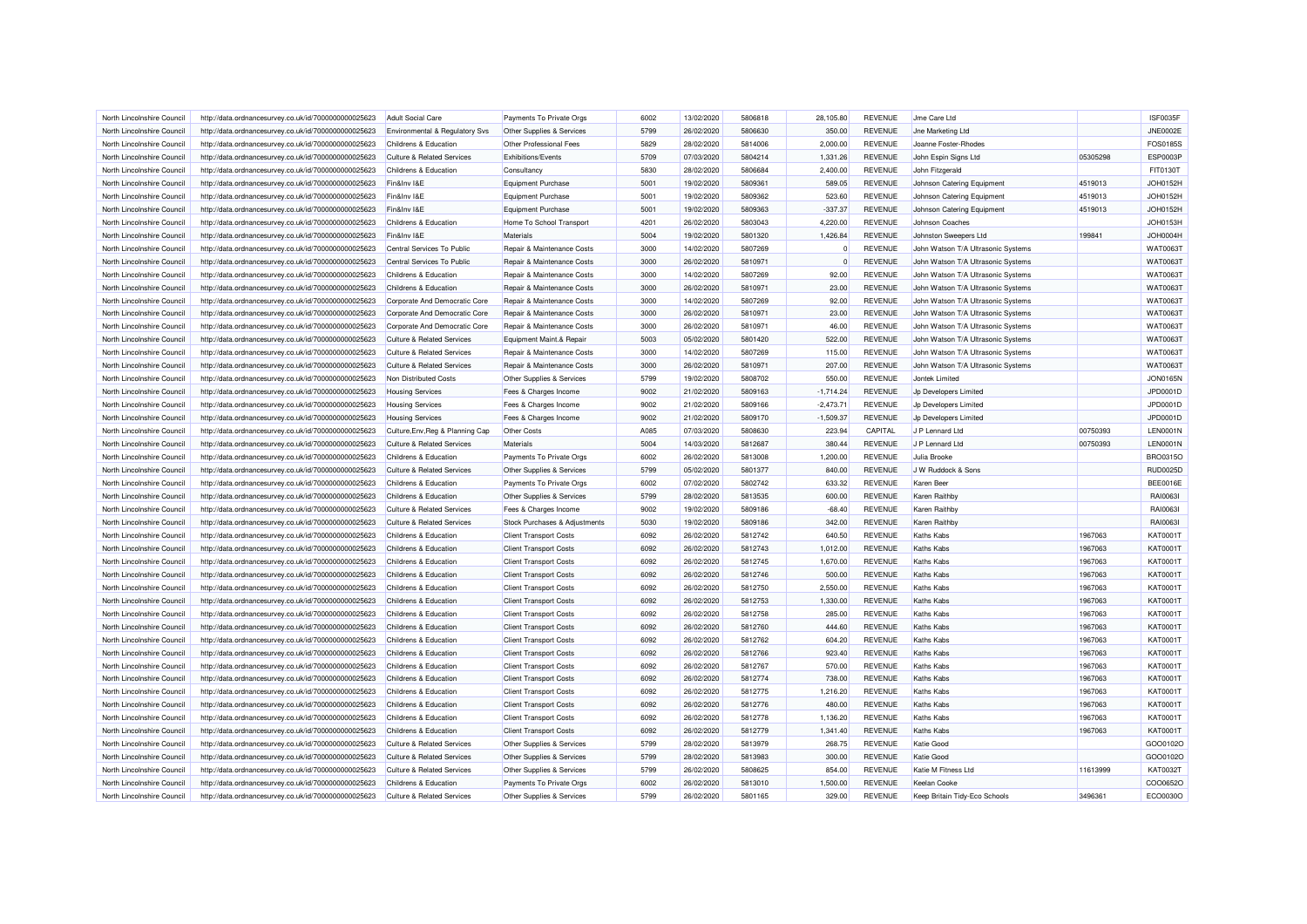| North Lincolnshire Council | http://data.ordnancesurvey.co.uk/id/7000000000025623 | Adult Social Care | Payments To Private Orgs | 6002 | 13/02/2020 | 5806818 | 28,105.80 | REVENUE | Jme Care Ltd | | ISF0035F |
|---|---|---|---|---|---|---|---|---|---|---|---|
| North Lincolnshire Council | http://data.ordnancesurvey.co.uk/id/7000000000025623 | Environmental & Regulatory Svs | Other Supplies & Services | 5799 | 26/02/2020 | 5806630 | 350.00 | REVENUE | Jne Marketing Ltd | | JNE0002E |
| North Lincolnshire Council | http://data.ordnancesurvey.co.uk/id/7000000000025623 | Childrens & Education | Other Professional Fees | 5829 | 28/02/2020 | 5814006 | 2,000.00 | REVENUE | Joanne Foster-Rhodes | | FOS0185S |
| North Lincolnshire Council | http://data.ordnancesurvey.co.uk/id/7000000000025623 | Culture & Related Services | Exhibitions/Events | 5709 | 07/03/2020 | 5804214 | 1,331.26 | REVENUE | John Espin Signs Ltd | 05305298 | ESP0003P |
| North Lincolnshire Council | http://data.ordnancesurvey.co.uk/id/7000000000025623 | Childrens & Education | Consultancy | 5830 | 28/02/2020 | 5806684 | 2,400.00 | REVENUE | John Fitzgerald | | FIT0130T |
| North Lincolnshire Council | http://data.ordnancesurvey.co.uk/id/7000000000025623 | Fin&Inv I&E | Equipment Purchase | 5001 | 19/02/2020 | 5809361 | 589.05 | REVENUE | Johnson Catering Equipment | 4519013 | JOH0152H |
| North Lincolnshire Council | http://data.ordnancesurvey.co.uk/id/7000000000025623 | Fin&Inv I&E | Equipment Purchase | 5001 | 19/02/2020 | 5809362 | 523.60 | REVENUE | Johnson Catering Equipment | 4519013 | JOH0152H |
| North Lincolnshire Council | http://data.ordnancesurvey.co.uk/id/7000000000025623 | Fin&Inv I&E | Equipment Purchase | 5001 | 19/02/2020 | 5809363 | -337.37 | REVENUE | Johnson Catering Equipment | 4519013 | JOH0152H |
| North Lincolnshire Council | http://data.ordnancesurvey.co.uk/id/7000000000025623 | Childrens & Education | Home To School Transport | 4201 | 26/02/2020 | 5803043 | 4,220.00 | REVENUE | Johnson Coaches | | JOH0153H |
| North Lincolnshire Council | http://data.ordnancesurvey.co.uk/id/7000000000025623 | Fin&Inv I&E | Materials | 5004 | 19/02/2020 | 5801320 | 1,426.84 | REVENUE | Johnston Sweepers Ltd | 199841 | JOH0004H |
| North Lincolnshire Council | http://data.ordnancesurvey.co.uk/id/7000000000025623 | Central Services To Public | Repair & Maintenance Costs | 3000 | 14/02/2020 | 5807269 | 0 | REVENUE | John Watson T/A Ultrasonic Systems | | WAT0063T |
| North Lincolnshire Council | http://data.ordnancesurvey.co.uk/id/7000000000025623 | Central Services To Public | Repair & Maintenance Costs | 3000 | 26/02/2020 | 5810971 | 0 | REVENUE | John Watson T/A Ultrasonic Systems | | WAT0063T |
| North Lincolnshire Council | http://data.ordnancesurvey.co.uk/id/7000000000025623 | Childrens & Education | Repair & Maintenance Costs | 3000 | 14/02/2020 | 5807269 | 92.00 | REVENUE | John Watson T/A Ultrasonic Systems | | WAT0063T |
| North Lincolnshire Council | http://data.ordnancesurvey.co.uk/id/7000000000025623 | Childrens & Education | Repair & Maintenance Costs | 3000 | 26/02/2020 | 5810971 | 23.00 | REVENUE | John Watson T/A Ultrasonic Systems | | WAT0063T |
| North Lincolnshire Council | http://data.ordnancesurvey.co.uk/id/7000000000025623 | Corporate And Democratic Core | Repair & Maintenance Costs | 3000 | 14/02/2020 | 5807269 | 92.00 | REVENUE | John Watson T/A Ultrasonic Systems | | WAT0063T |
| North Lincolnshire Council | http://data.ordnancesurvey.co.uk/id/7000000000025623 | Corporate And Democratic Core | Repair & Maintenance Costs | 3000 | 26/02/2020 | 5810971 | 23.00 | REVENUE | John Watson T/A Ultrasonic Systems | | WAT0063T |
| North Lincolnshire Council | http://data.ordnancesurvey.co.uk/id/7000000000025623 | Corporate And Democratic Core | Repair & Maintenance Costs | 3000 | 26/02/2020 | 5810971 | 46.00 | REVENUE | John Watson T/A Ultrasonic Systems | | WAT0063T |
| North Lincolnshire Council | http://data.ordnancesurvey.co.uk/id/7000000000025623 | Culture & Related Services | Equipment Maint.& Repair | 5003 | 05/02/2020 | 5801420 | 522.00 | REVENUE | John Watson T/A Ultrasonic Systems | | WAT0063T |
| North Lincolnshire Council | http://data.ordnancesurvey.co.uk/id/7000000000025623 | Culture & Related Services | Repair & Maintenance Costs | 3000 | 14/02/2020 | 5807269 | 115.00 | REVENUE | John Watson T/A Ultrasonic Systems | | WAT0063T |
| North Lincolnshire Council | http://data.ordnancesurvey.co.uk/id/7000000000025623 | Culture & Related Services | Repair & Maintenance Costs | 3000 | 26/02/2020 | 5810971 | 207.00 | REVENUE | John Watson T/A Ultrasonic Systems | | WAT0063T |
| North Lincolnshire Council | http://data.ordnancesurvey.co.uk/id/7000000000025623 | Non Distributed Costs | Other Supplies & Services | 5799 | 19/02/2020 | 5808702 | 550.00 | REVENUE | Jontek Limited | | JON0165N |
| North Lincolnshire Council | http://data.ordnancesurvey.co.uk/id/7000000000025623 | Housing Services | Fees & Charges Income | 9002 | 21/02/2020 | 5809163 | -1,714.24 | REVENUE | Jp Developers Limited | | JPD0001D |
| North Lincolnshire Council | http://data.ordnancesurvey.co.uk/id/7000000000025623 | Housing Services | Fees & Charges Income | 9002 | 21/02/2020 | 5809166 | -2,473.71 | REVENUE | Jp Developers Limited | | JPD0001D |
| North Lincolnshire Council | http://data.ordnancesurvey.co.uk/id/7000000000025623 | Housing Services | Fees & Charges Income | 9002 | 21/02/2020 | 5809170 | -1,509.37 | REVENUE | Jp Developers Limited | | JPD0001D |
| North Lincolnshire Council | http://data.ordnancesurvey.co.uk/id/7000000000025623 | Culture,Env,Reg & Planning Cap | Other Costs | A085 | 07/03/2020 | 5808630 | 223.94 | CAPITAL | J P Lennard Ltd | 00750393 | LEN0001N |
| North Lincolnshire Council | http://data.ordnancesurvey.co.uk/id/7000000000025623 | Culture & Related Services | Materials | 5004 | 14/03/2020 | 5812687 | 380.44 | REVENUE | J P Lennard Ltd | 00750393 | LEN0001N |
| North Lincolnshire Council | http://data.ordnancesurvey.co.uk/id/7000000000025623 | Childrens & Education | Payments To Private Orgs | 6002 | 26/02/2020 | 5813008 | 1,200.00 | REVENUE | Julia Brooke | | BRO0315O |
| North Lincolnshire Council | http://data.ordnancesurvey.co.uk/id/7000000000025623 | Culture & Related Services | Other Supplies & Services | 5799 | 05/02/2020 | 5801377 | 840.00 | REVENUE | J W Ruddock & Sons | | RUD0025D |
| North Lincolnshire Council | http://data.ordnancesurvey.co.uk/id/7000000000025623 | Childrens & Education | Payments To Private Orgs | 6002 | 07/02/2020 | 5802742 | 633.32 | REVENUE | Karen Beer | | BEE0016E |
| North Lincolnshire Council | http://data.ordnancesurvey.co.uk/id/7000000000025623 | Childrens & Education | Other Supplies & Services | 5799 | 28/02/2020 | 5813535 | 600.00 | REVENUE | Karen Raithby | | RAI0063I |
| North Lincolnshire Council | http://data.ordnancesurvey.co.uk/id/7000000000025623 | Culture & Related Services | Fees & Charges Income | 9002 | 19/02/2020 | 5809186 | -68.40 | REVENUE | Karen Raithby | | RAI0063I |
| North Lincolnshire Council | http://data.ordnancesurvey.co.uk/id/7000000000025623 | Culture & Related Services | Stock Purchases & Adjustments | 5030 | 19/02/2020 | 5809186 | 342.00 | REVENUE | Karen Raithby | | RAI0063I |
| North Lincolnshire Council | http://data.ordnancesurvey.co.uk/id/7000000000025623 | Childrens & Education | Client Transport Costs | 6092 | 26/02/2020 | 5812742 | 640.50 | REVENUE | Kaths Kabs | 1967063 | KAT0001T |
| North Lincolnshire Council | http://data.ordnancesurvey.co.uk/id/7000000000025623 | Childrens & Education | Client Transport Costs | 6092 | 26/02/2020 | 5812743 | 1,012.00 | REVENUE | Kaths Kabs | 1967063 | KAT0001T |
| North Lincolnshire Council | http://data.ordnancesurvey.co.uk/id/7000000000025623 | Childrens & Education | Client Transport Costs | 6092 | 26/02/2020 | 5812745 | 1,670.00 | REVENUE | Kaths Kabs | 1967063 | KAT0001T |
| North Lincolnshire Council | http://data.ordnancesurvey.co.uk/id/7000000000025623 | Childrens & Education | Client Transport Costs | 6092 | 26/02/2020 | 5812746 | 500.00 | REVENUE | Kaths Kabs | 1967063 | KAT0001T |
| North Lincolnshire Council | http://data.ordnancesurvey.co.uk/id/7000000000025623 | Childrens & Education | Client Transport Costs | 6092 | 26/02/2020 | 5812750 | 2,550.00 | REVENUE | Kaths Kabs | 1967063 | KAT0001T |
| North Lincolnshire Council | http://data.ordnancesurvey.co.uk/id/7000000000025623 | Childrens & Education | Client Transport Costs | 6092 | 26/02/2020 | 5812753 | 1,330.00 | REVENUE | Kaths Kabs | 1967063 | KAT0001T |
| North Lincolnshire Council | http://data.ordnancesurvey.co.uk/id/7000000000025623 | Childrens & Education | Client Transport Costs | 6092 | 26/02/2020 | 5812758 | 285.00 | REVENUE | Kaths Kabs | 1967063 | KAT0001T |
| North Lincolnshire Council | http://data.ordnancesurvey.co.uk/id/7000000000025623 | Childrens & Education | Client Transport Costs | 6092 | 26/02/2020 | 5812760 | 444.60 | REVENUE | Kaths Kabs | 1967063 | KAT0001T |
| North Lincolnshire Council | http://data.ordnancesurvey.co.uk/id/7000000000025623 | Childrens & Education | Client Transport Costs | 6092 | 26/02/2020 | 5812762 | 604.20 | REVENUE | Kaths Kabs | 1967063 | KAT0001T |
| North Lincolnshire Council | http://data.ordnancesurvey.co.uk/id/7000000000025623 | Childrens & Education | Client Transport Costs | 6092 | 26/02/2020 | 5812766 | 923.40 | REVENUE | Kaths Kabs | 1967063 | KAT0001T |
| North Lincolnshire Council | http://data.ordnancesurvey.co.uk/id/7000000000025623 | Childrens & Education | Client Transport Costs | 6092 | 26/02/2020 | 5812767 | 570.00 | REVENUE | Kaths Kabs | 1967063 | KAT0001T |
| North Lincolnshire Council | http://data.ordnancesurvey.co.uk/id/7000000000025623 | Childrens & Education | Client Transport Costs | 6092 | 26/02/2020 | 5812774 | 738.00 | REVENUE | Kaths Kabs | 1967063 | KAT0001T |
| North Lincolnshire Council | http://data.ordnancesurvey.co.uk/id/7000000000025623 | Childrens & Education | Client Transport Costs | 6092 | 26/02/2020 | 5812775 | 1,216.20 | REVENUE | Kaths Kabs | 1967063 | KAT0001T |
| North Lincolnshire Council | http://data.ordnancesurvey.co.uk/id/7000000000025623 | Childrens & Education | Client Transport Costs | 6092 | 26/02/2020 | 5812776 | 480.00 | REVENUE | Kaths Kabs | 1967063 | KAT0001T |
| North Lincolnshire Council | http://data.ordnancesurvey.co.uk/id/7000000000025623 | Childrens & Education | Client Transport Costs | 6092 | 26/02/2020 | 5812778 | 1,136.20 | REVENUE | Kaths Kabs | 1967063 | KAT0001T |
| North Lincolnshire Council | http://data.ordnancesurvey.co.uk/id/7000000000025623 | Childrens & Education | Client Transport Costs | 6092 | 26/02/2020 | 5812779 | 1,341.40 | REVENUE | Kaths Kabs | 1967063 | KAT0001T |
| North Lincolnshire Council | http://data.ordnancesurvey.co.uk/id/7000000000025623 | Culture & Related Services | Other Supplies & Services | 5799 | 28/02/2020 | 5813979 | 268.75 | REVENUE | Katie Good | | GOO0102O |
| North Lincolnshire Council | http://data.ordnancesurvey.co.uk/id/7000000000025623 | Culture & Related Services | Other Supplies & Services | 5799 | 28/02/2020 | 5813983 | 300.00 | REVENUE | Katie Good | | GOO0102O |
| North Lincolnshire Council | http://data.ordnancesurvey.co.uk/id/7000000000025623 | Culture & Related Services | Other Supplies & Services | 5799 | 26/02/2020 | 5808625 | 854.00 | REVENUE | Katie M Fitness Ltd | 11613999 | KAT0032T |
| North Lincolnshire Council | http://data.ordnancesurvey.co.uk/id/7000000000025623 | Childrens & Education | Payments To Private Orgs | 6002 | 26/02/2020 | 5813010 | 1,500.00 | REVENUE | Keelan Cooke | | COO0652O |
| North Lincolnshire Council | http://data.ordnancesurvey.co.uk/id/7000000000025623 | Culture & Related Services | Other Supplies & Services | 5799 | 26/02/2020 | 5801165 | 329.00 | REVENUE | Keep Britain Tidy-Eco Schools | 3496361 | ECO0030O |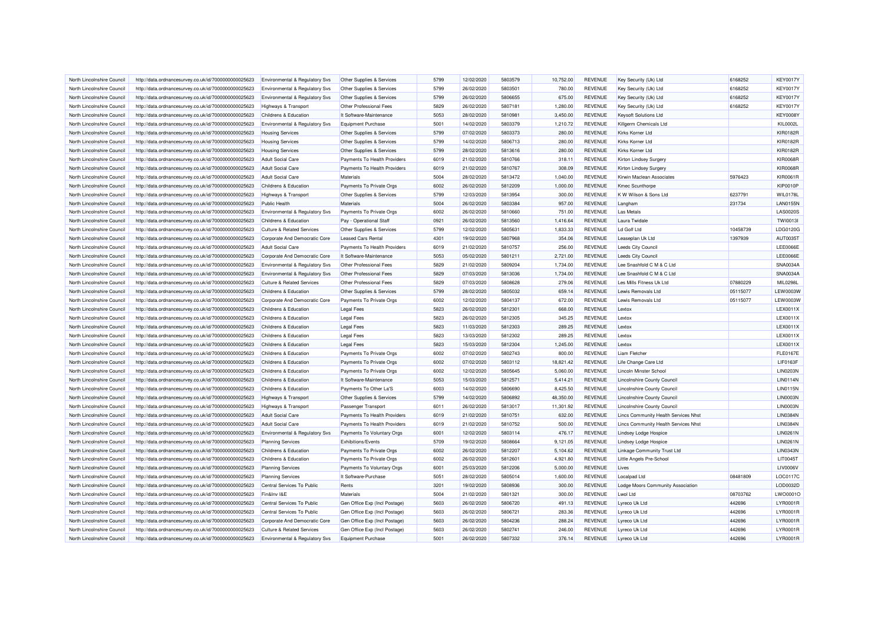| | | | | | | | | | | | |
|---|---|---|---|---|---|---|---|---|---|---|---|
| North Lincolnshire Council | http://data.ordnancesurvey.co.uk/id/7000000000025623 | Environmental & Regulatory Svs | Other Supplies & Services | 5799 | 12/02/2020 | 5803579 | 10,752.00 | REVENUE | Key Security (Uk) Ltd | 6168252 | KEY0017Y |
| North Lincolnshire Council | http://data.ordnancesurvey.co.uk/id/7000000000025623 | Environmental & Regulatory Svs | Other Supplies & Services | 5799 | 26/02/2020 | 5803501 | 780.00 | REVENUE | Key Security (Uk) Ltd | 6168252 | KEY0017Y |
| North Lincolnshire Council | http://data.ordnancesurvey.co.uk/id/7000000000025623 | Environmental & Regulatory Svs | Other Supplies & Services | 5799 | 26/02/2020 | 5806655 | 675.00 | REVENUE | Key Security (Uk) Ltd | 6168252 | KEY0017Y |
| North Lincolnshire Council | http://data.ordnancesurvey.co.uk/id/7000000000025623 | Highways & Transport | Other Professional Fees | 5829 | 26/02/2020 | 5807181 | 1,280.00 | REVENUE | Key Security (Uk) Ltd | 6168252 | KEY0017Y |
| North Lincolnshire Council | http://data.ordnancesurvey.co.uk/id/7000000000025623 | Childrens & Education | It Software-Maintenance | 5053 | 28/02/2020 | 5810981 | 3,450.00 | REVENUE | Keysoft Solutions Ltd | | KEY0008Y |
| North Lincolnshire Council | http://data.ordnancesurvey.co.uk/id/7000000000025623 | Environmental & Regulatory Svs | Equipment Purchase | 5001 | 14/02/2020 | 5803379 | 1,210.72 | REVENUE | Killgerm Chemicals Ltd | | KIL0002L |
| North Lincolnshire Council | http://data.ordnancesurvey.co.uk/id/7000000000025623 | Housing Services | Other Supplies & Services | 5799 | 07/02/2020 | 5803373 | 280.00 | REVENUE | Kirks Korner Ltd | | KIR0182R |
| North Lincolnshire Council | http://data.ordnancesurvey.co.uk/id/7000000000025623 | Housing Services | Other Supplies & Services | 5799 | 14/02/2020 | 5806713 | 280.00 | REVENUE | Kirks Korner Ltd | | KIR0182R |
| North Lincolnshire Council | http://data.ordnancesurvey.co.uk/id/7000000000025623 | Housing Services | Other Supplies & Services | 5799 | 28/02/2020 | 5813616 | 280.00 | REVENUE | Kirks Korner Ltd | | KIR0182R |
| North Lincolnshire Council | http://data.ordnancesurvey.co.uk/id/7000000000025623 | Adult Social Care | Payments To Health Providers | 6019 | 21/02/2020 | 5810766 | 318.11 | REVENUE | Kirton Lindsey Surgery | | KIR0068R |
| North Lincolnshire Council | http://data.ordnancesurvey.co.uk/id/7000000000025623 | Adult Social Care | Payments To Health Providers | 6019 | 21/02/2020 | 5810767 | 308.09 | REVENUE | Kirton Lindsey Surgery | | KIR0068R |
| North Lincolnshire Council | http://data.ordnancesurvey.co.uk/id/7000000000025623 | Adult Social Care | Materials | 5004 | 28/02/2020 | 5813472 | 1,040.00 | REVENUE | Kirwin Maclean Associates | 5976423 | KIR0061R |
| North Lincolnshire Council | http://data.ordnancesurvey.co.uk/id/7000000000025623 | Childrens & Education | Payments To Private Orgs | 6002 | 26/02/2020 | 5812209 | 1,000.00 | REVENUE | Kmec Scunthorpe | | KIP0010P |
| North Lincolnshire Council | http://data.ordnancesurvey.co.uk/id/7000000000025623 | Highways & Transport | Other Supplies & Services | 5799 | 12/03/2020 | 5813954 | 300.00 | REVENUE | K W Wilson & Sons Ltd | 6237791 | WIL0178L |
| North Lincolnshire Council | http://data.ordnancesurvey.co.uk/id/7000000000025623 | Public Health | Materials | 5004 | 26/02/2020 | 5803384 | 957.00 | REVENUE | Langham | 231734 | LAN0155N |
| North Lincolnshire Council | http://data.ordnancesurvey.co.uk/id/7000000000025623 | Environmental & Regulatory Svs | Payments To Private Orgs | 6002 | 26/02/2020 | 5810660 | 751.00 | REVENUE | Las Metals | | LAS0020S |
| North Lincolnshire Council | http://data.ordnancesurvey.co.uk/id/7000000000025623 | Childrens & Education | Pay - Operational Staff | 0921 | 26/02/2020 | 5813560 | 1,416.64 | REVENUE | Laura Twidale | | TWI0013I |
| North Lincolnshire Council | http://data.ordnancesurvey.co.uk/id/7000000000025623 | Culture & Related Services | Other Supplies & Services | 5799 | 12/02/2020 | 5805631 | 1,833.33 | REVENUE | Ld Golf Ltd | 10458739 | LDG0120G |
| North Lincolnshire Council | http://data.ordnancesurvey.co.uk/id/7000000000025623 | Corporate And Democratic Core | Leased Cars Rental | 4301 | 19/02/2020 | 5807968 | 354.06 | REVENUE | Leaseplan Uk Ltd | 1397939 | AUT0035T |
| North Lincolnshire Council | http://data.ordnancesurvey.co.uk/id/7000000000025623 | Adult Social Care | Payments To Health Providers | 6019 | 21/02/2020 | 5810757 | 256.00 | REVENUE | Leeds City Council | | LEE0066E |
| North Lincolnshire Council | http://data.ordnancesurvey.co.uk/id/7000000000025623 | Corporate And Democratic Core | It Software-Maintenance | 5053 | 05/02/2020 | 5801211 | 2,721.00 | REVENUE | Leeds City Council | | LEE0066E |
| North Lincolnshire Council | http://data.ordnancesurvey.co.uk/id/7000000000025623 | Environmental & Regulatory Svs | Other Professional Fees | 5829 | 21/02/2020 | 5809204 | 1,734.00 | REVENUE | Lee Snashfold C M & C Ltd | | SNA0034A |
| North Lincolnshire Council | http://data.ordnancesurvey.co.uk/id/7000000000025623 | Environmental & Regulatory Svs | Other Professional Fees | 5829 | 07/03/2020 | 5813036 | 1,734.00 | REVENUE | Lee Snashfold C M & C Ltd | | SNA0034A |
| North Lincolnshire Council | http://data.ordnancesurvey.co.uk/id/7000000000025623 | Culture & Related Services | Other Professional Fees | 5829 | 07/03/2020 | 5808628 | 279.06 | REVENUE | Les Mills Fitness Uk Ltd | 07880229 | MIL0298L |
| North Lincolnshire Council | http://data.ordnancesurvey.co.uk/id/7000000000025623 | Childrens & Education | Other Supplies & Services | 5799 | 28/02/2020 | 5805032 | 659.14 | REVENUE | Lewis Removals Ltd | 05115077 | LEW0003W |
| North Lincolnshire Council | http://data.ordnancesurvey.co.uk/id/7000000000025623 | Corporate And Democratic Core | Payments To Private Orgs | 6002 | 12/02/2020 | 5804137 | 672.00 | REVENUE | Lewis Removals Ltd | 05115077 | LEW0003W |
| North Lincolnshire Council | http://data.ordnancesurvey.co.uk/id/7000000000025623 | Childrens & Education | Legal Fees | 5823 | 26/02/2020 | 5812301 | 668.00 | REVENUE | Lextox | | LEX0011X |
| North Lincolnshire Council | http://data.ordnancesurvey.co.uk/id/7000000000025623 | Childrens & Education | Legal Fees | 5823 | 26/02/2020 | 5812305 | 345.25 | REVENUE | Lextox | | LEX0011X |
| North Lincolnshire Council | http://data.ordnancesurvey.co.uk/id/7000000000025623 | Childrens & Education | Legal Fees | 5823 | 11/03/2020 | 5812303 | 289.25 | REVENUE | Lextox | | LEX0011X |
| North Lincolnshire Council | http://data.ordnancesurvey.co.uk/id/7000000000025623 | Childrens & Education | Legal Fees | 5823 | 13/03/2020 | 5812302 | 289.25 | REVENUE | Lextox | | LEX0011X |
| North Lincolnshire Council | http://data.ordnancesurvey.co.uk/id/7000000000025623 | Childrens & Education | Legal Fees | 5823 | 15/03/2020 | 5812304 | 1,245.00 | REVENUE | Lextox | | LEX0011X |
| North Lincolnshire Council | http://data.ordnancesurvey.co.uk/id/7000000000025623 | Childrens & Education | Payments To Private Orgs | 6002 | 07/02/2020 | 5802743 | 800.00 | REVENUE | Liam Fletcher | | FLE0167E |
| North Lincolnshire Council | http://data.ordnancesurvey.co.uk/id/7000000000025623 | Childrens & Education | Payments To Private Orgs | 6002 | 07/02/2020 | 5803112 | 18,821.42 | REVENUE | Life Change Care Ltd | | LIF0163F |
| North Lincolnshire Council | http://data.ordnancesurvey.co.uk/id/7000000000025623 | Childrens & Education | Payments To Private Orgs | 6002 | 12/02/2020 | 5805645 | 5,060.00 | REVENUE | Lincoln Minster School | | LIN0203N |
| North Lincolnshire Council | http://data.ordnancesurvey.co.uk/id/7000000000025623 | Childrens & Education | It Software-Maintenance | 5053 | 15/03/2020 | 5812571 | 5,414.21 | REVENUE | Lincolnshire County Council | | LIN0114N |
| North Lincolnshire Council | http://data.ordnancesurvey.co.uk/id/7000000000025623 | Childrens & Education | Payments To Other La'S | 6003 | 14/02/2020 | 5806690 | 8,425.50 | REVENUE | Lincolnshire County Council | | LIN0115N |
| North Lincolnshire Council | http://data.ordnancesurvey.co.uk/id/7000000000025623 | Highways & Transport | Other Supplies & Services | 5799 | 14/02/2020 | 5806892 | 48,350.00 | REVENUE | Lincolnshire County Council | | LIN0003N |
| North Lincolnshire Council | http://data.ordnancesurvey.co.uk/id/7000000000025623 | Highways & Transport | Passenger Transport | 6011 | 26/02/2020 | 5813017 | 11,301.92 | REVENUE | Lincolnshire County Council | | LIN0003N |
| North Lincolnshire Council | http://data.ordnancesurvey.co.uk/id/7000000000025623 | Adult Social Care | Payments To Health Providers | 6019 | 21/02/2020 | 5810751 | 632.00 | REVENUE | Lincs Community Health Services Nhst | | LIN0384N |
| North Lincolnshire Council | http://data.ordnancesurvey.co.uk/id/7000000000025623 | Adult Social Care | Payments To Health Providers | 6019 | 21/02/2020 | 5810752 | 500.00 | REVENUE | Lincs Community Health Services Nhst | | LIN0384N |
| North Lincolnshire Council | http://data.ordnancesurvey.co.uk/id/7000000000025623 | Environmental & Regulatory Svs | Payments To Voluntary Orgs | 6001 | 12/02/2020 | 5803114 | 476.17 | REVENUE | Lindsey Lodge Hospice | | LIN0261N |
| North Lincolnshire Council | http://data.ordnancesurvey.co.uk/id/7000000000025623 | Planning Services | Exhibitions/Events | 5709 | 19/02/2020 | 5808664 | 9,121.05 | REVENUE | Lindsey Lodge Hospice | | LIN0261N |
| North Lincolnshire Council | http://data.ordnancesurvey.co.uk/id/7000000000025623 | Childrens & Education | Payments To Private Orgs | 6002 | 26/02/2020 | 5812207 | 5,104.62 | REVENUE | Linkage Community Trust Ltd | | LIN0343N |
| North Lincolnshire Council | http://data.ordnancesurvey.co.uk/id/7000000000025623 | Childrens & Education | Payments To Private Orgs | 6002 | 26/02/2020 | 5812601 | 4,921.80 | REVENUE | Little Angels Pre-School | | LIT0045T |
| North Lincolnshire Council | http://data.ordnancesurvey.co.uk/id/7000000000025623 | Planning Services | Payments To Voluntary Orgs | 6001 | 25/03/2020 | 5812206 | 5,000.00 | REVENUE | Lives | | LIV0006V |
| North Lincolnshire Council | http://data.ordnancesurvey.co.uk/id/7000000000025623 | Planning Services | It Software-Purchase | 5051 | 28/02/2020 | 5805014 | 1,600.00 | REVENUE | Localpad Ltd | 08481809 | LOC0117C |
| North Lincolnshire Council | http://data.ordnancesurvey.co.uk/id/7000000000025623 | Central Services To Public | Rents | 3201 | 19/02/2020 | 5808936 | 300.00 | REVENUE | Lodge Moors Community Association | | LOD0032D |
| North Lincolnshire Council | http://data.ordnancesurvey.co.uk/id/7000000000025623 | Fin&Inv I&E | Materials | 5004 | 21/02/2020 | 5801321 | 300.00 | REVENUE | Lwol Ltd | 08703762 | LWO0001O |
| North Lincolnshire Council | http://data.ordnancesurvey.co.uk/id/7000000000025623 | Central Services To Public | Gen Office Exp (Incl Postage) | 5603 | 26/02/2020 | 5806720 | 491.13 | REVENUE | Lyreco Uk Ltd | 442696 | LYR0001R |
| North Lincolnshire Council | http://data.ordnancesurvey.co.uk/id/7000000000025623 | Central Services To Public | Gen Office Exp (Incl Postage) | 5603 | 26/02/2020 | 5806721 | 283.36 | REVENUE | Lyreco Uk Ltd | 442696 | LYR0001R |
| North Lincolnshire Council | http://data.ordnancesurvey.co.uk/id/7000000000025623 | Corporate And Democratic Core | Gen Office Exp (Incl Postage) | 5603 | 26/02/2020 | 5804236 | 288.24 | REVENUE | Lyreco Uk Ltd | 442696 | LYR0001R |
| North Lincolnshire Council | http://data.ordnancesurvey.co.uk/id/7000000000025623 | Culture & Related Services | Gen Office Exp (Incl Postage) | 5603 | 26/02/2020 | 5802741 | 246.00 | REVENUE | Lyreco Uk Ltd | 442696 | LYR0001R |
| North Lincolnshire Council | http://data.ordnancesurvey.co.uk/id/7000000000025623 | Environmental & Regulatory Svs | Equipment Purchase | 5001 | 26/02/2020 | 5807332 | 376.14 | REVENUE | Lyreco Uk Ltd | 442696 | LYR0001R |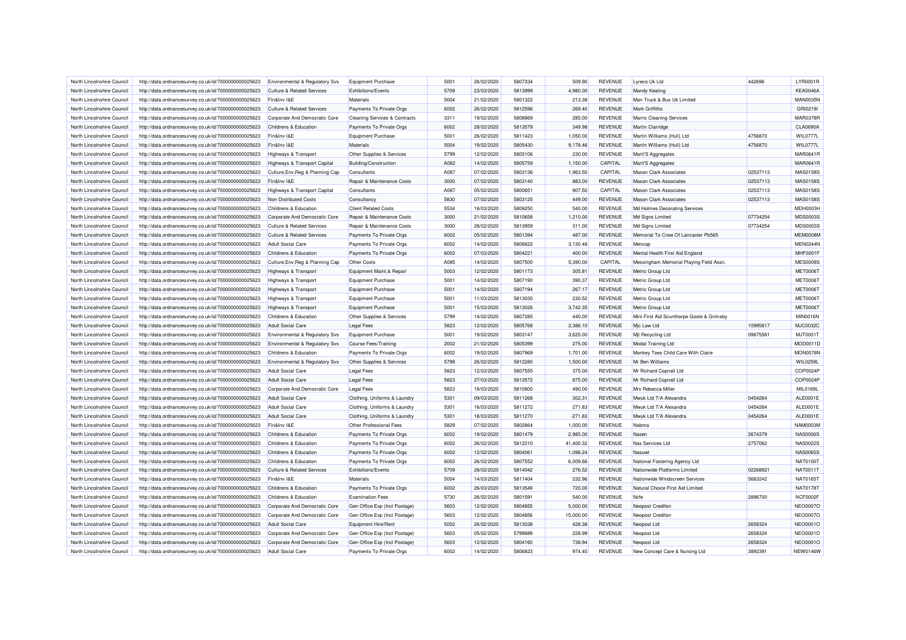| North Lincolnshire Council | http://data.ordnancesurvey.co.uk/id/7000000000025623 | Environmental & Regulatory Svs | Equipment Purchase | 5001 | 26/02/2020 | 5807334 | 509.90 | REVENUE | Lyreco Uk Ltd | 442696 | LYR0001R |
|---|---|---|---|---|---|---|---|---|---|---|---|
| North Lincolnshire Council | http://data.ordnancesurvey.co.uk/id/7000000000025623 | Culture & Related Services | Exhibitions/Events | 5709 | 23/03/2020 | 5813999 | 4,980.00 | REVENUE | Mandy Keating | | KEA0046A |
| North Lincolnshire Council | http://data.ordnancesurvey.co.uk/id/7000000000025623 | Fin&Inv I&E | Materials | 5004 | 21/02/2020 | 5801322 | 213.38 | REVENUE | Man Truck & Bus Uk Limited | | MAN0035N |
| North Lincolnshire Council | http://data.ordnancesurvey.co.uk/id/7000000000025623 | Culture & Related Services | Payments To Private Orgs | 6002 | 26/02/2020 | 5812596 | 269.40 | REVENUE | Mark Griffiths | | GRI0219I |
| North Lincolnshire Council | http://data.ordnancesurvey.co.uk/id/7000000000025623 | Corporate And Democratic Core | Cleaning Services & Contracts | 3311 | 19/02/2020 | 5808869 | 285.00 | REVENUE | Marris Cleaning Services | | MAR0378R |
| North Lincolnshire Council | http://data.ordnancesurvey.co.uk/id/7000000000025623 | Childrens & Education | Payments To Private Orgs | 6002 | 28/02/2020 | 5813579 | 349.98 | REVENUE | Martin Clarridge | | CLA0690A |
| North Lincolnshire Council | http://data.ordnancesurvey.co.uk/id/7000000000025623 | Fin&Inv I&E | Equipment Purchase | 5001 | 26/02/2020 | 5811423 | 1,050.00 | REVENUE | Martin Williams (Hull) Ltd | 4756870 | WIL0777L |
| North Lincolnshire Council | http://data.ordnancesurvey.co.uk/id/7000000000025623 | Fin&Inv I&E | Materials | 5004 | 19/02/2020 | 5805430 | 9,178.46 | REVENUE | Martin Williams (Hull) Ltd | 4756870 | WIL0777L |
| North Lincolnshire Council | http://data.ordnancesurvey.co.uk/id/7000000000025623 | Highways & Transport | Other Supplies & Services | 5799 | 12/02/2020 | 5805106 | 230.00 | REVENUE | Marti'S Aggregates | | MAR0641R |
| North Lincolnshire Council | http://data.ordnancesurvey.co.uk/id/7000000000025623 | Highways & Transport Capital | Building/Construction | A082 | 14/02/2020 | 5805759 | 1,150.00 | CAPITAL | Marti'S Aggregates | | MAR0641R |
| North Lincolnshire Council | http://data.ordnancesurvey.co.uk/id/7000000000025623 | Culture,Env,Reg & Planning Cap | Consultants | A087 | 07/02/2020 | 5803136 | 1,963.50 | CAPITAL | Mason Clark Associates | 02537113 | MAS0158S |
| North Lincolnshire Council | http://data.ordnancesurvey.co.uk/id/7000000000025623 | Fin&Inv I&E | Repair & Maintenance Costs | 3000 | 07/02/2020 | 5803140 | 883.00 | REVENUE | Mason Clark Associates | 02537113 | MAS0158S |
| North Lincolnshire Council | http://data.ordnancesurvey.co.uk/id/7000000000025623 | Highways & Transport Capital | Consultants | A087 | 05/02/2020 | 5800651 | 907.50 | CAPITAL | Mason Clark Associates | 02537113 | MAS0158S |
| North Lincolnshire Council | http://data.ordnancesurvey.co.uk/id/7000000000025623 | Non Distributed Costs | Consultancy | 5830 | 07/02/2020 | 5803125 | 449.00 | REVENUE | Mason Clark Associates | 02537113 | MAS0158S |
| North Lincolnshire Council | http://data.ordnancesurvey.co.uk/id/7000000000025623 | Childrens & Education | Client Related Costs | 5534 | 18/03/2020 | 5809250 | 540.00 | REVENUE | Md Holmes Decorating Services | | MDH0003H |
| North Lincolnshire Council | http://data.ordnancesurvey.co.uk/id/7000000000025623 | Corporate And Democratic Core | Repair & Maintenance Costs | 3000 | 21/02/2020 | 5810658 | 1,210.00 | REVENUE | Md Signs Limited | 07734254 | MDS0003S |
| North Lincolnshire Council | http://data.ordnancesurvey.co.uk/id/7000000000025623 | Culture & Related Services | Repair & Maintenance Costs | 3000 | 28/02/2020 | 5813959 | 311.00 | REVENUE | Md Signs Limited | 07734254 | MDS0003S |
| North Lincolnshire Council | http://data.ordnancesurvey.co.uk/id/7000000000025623 | Culture & Related Services | Payments To Private Orgs | 6002 | 05/02/2020 | 5801394 | 487.00 | REVENUE | Memorial To Crew Of Lancaster Pb565 | | MEM0008M |
| North Lincolnshire Council | http://data.ordnancesurvey.co.uk/id/7000000000025623 | Adult Social Care | Payments To Private Orgs | 6002 | 14/02/2020 | 5806822 | 3,130.48 | REVENUE | Mencap | | MEN0244N |
| North Lincolnshire Council | http://data.ordnancesurvey.co.uk/id/7000000000025623 | Childrens & Education | Payments To Private Orgs | 6002 | 07/03/2020 | 5804221 | 400.00 | REVENUE | Mental Health First Aid England | | MHF0001F |
| North Lincolnshire Council | http://data.ordnancesurvey.co.uk/id/7000000000025623 | Culture,Env,Reg & Planning Cap | Other Costs | A085 | 14/02/2020 | 5807500 | 5,390.00 | CAPITAL | Messingham Memorial Playing Field Assn. | | MES0009S |
| North Lincolnshire Council | http://data.ordnancesurvey.co.uk/id/7000000000025623 | Highways & Transport | Equipment Maint.& Repair | 5003 | 12/02/2020 | 5801173 | 305.81 | REVENUE | Metric Group Ltd | | MET0006T |
| North Lincolnshire Council | http://data.ordnancesurvey.co.uk/id/7000000000025623 | Highways & Transport | Equipment Purchase | 5001 | 14/02/2020 | 5807190 | 390.37 | REVENUE | Metric Group Ltd | | MET0006T |
| North Lincolnshire Council | http://data.ordnancesurvey.co.uk/id/7000000000025623 | Highways & Transport | Equipment Purchase | 5001 | 14/02/2020 | 5807194 | 267.17 | REVENUE | Metric Group Ltd | | MET0006T |
| North Lincolnshire Council | http://data.ordnancesurvey.co.uk/id/7000000000025623 | Highways & Transport | Equipment Purchase | 5001 | 11/03/2020 | 5813030 | 230.52 | REVENUE | Metric Group Ltd | | MET0006T |
| North Lincolnshire Council | http://data.ordnancesurvey.co.uk/id/7000000000025623 | Highways & Transport | Equipment Purchase | 5001 | 15/03/2020 | 5813026 | 3,742.35 | REVENUE | Metric Group Ltd | | MET0006T |
| North Lincolnshire Council | http://data.ordnancesurvey.co.uk/id/7000000000025623 | Childrens & Education | Other Supplies & Services | 5799 | 14/02/2020 | 5807285 | 440.00 | REVENUE | Mini First Aid Scunthorpe Goole & Grimsby | | MIN0016N |
| North Lincolnshire Council | http://data.ordnancesurvey.co.uk/id/7000000000025623 | Adult Social Care | Legal Fees | 5823 | 12/02/2020 | 5805768 | 2,386.10 | REVENUE | Mjc Law Ltd | 10995817 | MJC0032C |
| North Lincolnshire Council | http://data.ordnancesurvey.co.uk/id/7000000000025623 | Environmental & Regulatory Svs | Equipment Purchase | 5001 | 19/02/2020 | 5803147 | 3,625.00 | REVENUE | Mjt Recycling Ltd | 09875581 | MJT0001T |
| North Lincolnshire Council | http://data.ordnancesurvey.co.uk/id/7000000000025623 | Environmental & Regulatory Svs | Course Fees/Training | 2002 | 21/02/2020 | 5805399 | 275.00 | REVENUE | Modal Training Ltd | | MOD0011D |
| North Lincolnshire Council | http://data.ordnancesurvey.co.uk/id/7000000000025623 | Childrens & Education | Payments To Private Orgs | 6002 | 19/02/2020 | 5807969 | 1,701.00 | REVENUE | Monkey Toes Child Care With Claire | | MON0078N |
| North Lincolnshire Council | http://data.ordnancesurvey.co.uk/id/7000000000025623 | Environmental & Regulatory Svs | Other Supplies & Services | 5799 | 26/02/2020 | 5812280 | 1,500.00 | REVENUE | Mr Ben Williams | | WIL0259L |
| North Lincolnshire Council | http://data.ordnancesurvey.co.uk/id/7000000000025623 | Adult Social Care | Legal Fees | 5823 | 12/03/2020 | 5807555 | 375.00 | REVENUE | Mr Richard Copnall Ltd | | COP0024P |
| North Lincolnshire Council | http://data.ordnancesurvey.co.uk/id/7000000000025623 | Adult Social Care | Legal Fees | 5823 | 27/03/2020 | 5813572 | 875.00 | REVENUE | Mr Richard Copnall Ltd | | COP0024P |
| North Lincolnshire Council | http://data.ordnancesurvey.co.uk/id/7000000000025623 | Corporate And Democratic Core | Legal Fees | 5823 | 18/03/2020 | 5810800 | 490.00 | REVENUE | Mrs Rebecca Miller | | MIL0169L |
| North Lincolnshire Council | http://data.ordnancesurvey.co.uk/id/7000000000025623 | Adult Social Care | Clothing, Uniforms & Laundry | 5301 | 09/03/2020 | 5811268 | 302.31 | REVENUE | Mwuk Ltd T/A Alexandra | 0454264 | ALE0001E |
| North Lincolnshire Council | http://data.ordnancesurvey.co.uk/id/7000000000025623 | Adult Social Care | Clothing, Uniforms & Laundry | 5301 | 16/03/2020 | 5811272 | 271.83 | REVENUE | Mwuk Ltd T/A Alexandra | 0454264 | ALE0001E |
| North Lincolnshire Council | http://data.ordnancesurvey.co.uk/id/7000000000025623 | Adult Social Care | Clothing, Uniforms & Laundry | 5301 | 18/03/2020 | 5811270 | -271.83 | REVENUE | Mwuk Ltd T/A Alexandra | 0454264 | ALE0001E |
| North Lincolnshire Council | http://data.ordnancesurvey.co.uk/id/7000000000025623 | Fin&Inv I&E | Other Professional Fees | 5829 | 07/02/2020 | 5802864 | 1,000.00 | REVENUE | Nabma | | NAM0003M |
| North Lincolnshire Council | http://data.ordnancesurvey.co.uk/id/7000000000025623 | Childrens & Education | Payments To Private Orgs | 6002 | 19/02/2020 | 5801479 | 2,985.00 | REVENUE | Nasen | 2674379 | NAS0006S |
| North Lincolnshire Council | http://data.ordnancesurvey.co.uk/id/7000000000025623 | Childrens & Education | Payments To Private Orgs | 6002 | 26/02/2020 | 5812210 | 41,400.32 | REVENUE | Nas Services Ltd | 2757062 | NAS0022S |
| North Lincolnshire Council | http://data.ordnancesurvey.co.uk/id/7000000000025623 | Childrens & Education | Payments To Private Orgs | 6002 | 12/02/2020 | 5804061 | 1,098.24 | REVENUE | Nasuwt | | NAS0065S |
| North Lincolnshire Council | http://data.ordnancesurvey.co.uk/id/7000000000025623 | Childrens & Education | Payments To Private Orgs | 6002 | 26/02/2020 | 5807552 | 6,009.66 | REVENUE | National Fostering Agency Ltd | | NAT0100T |
| North Lincolnshire Council | http://data.ordnancesurvey.co.uk/id/7000000000025623 | Culture & Related Services | Exhibitions/Events | 5709 | 28/02/2020 | 5814042 | 276.52 | REVENUE | Nationwide Platforms Limited | 02268921 | NAT0511T |
| North Lincolnshire Council | http://data.ordnancesurvey.co.uk/id/7000000000025623 | Fin&Inv I&E | Materials | 5004 | 14/03/2020 | 5811404 | 232.96 | REVENUE | Nationwide Windscreen Services | 5683242 | NAT0165T |
| North Lincolnshire Council | http://data.ordnancesurvey.co.uk/id/7000000000025623 | Childrens & Education | Payments To Private Orgs | 6002 | 26/03/2020 | 5813549 | 720.00 | REVENUE | Natural Choice First Aid Limited | | NAT0178T |
| North Lincolnshire Council | http://data.ordnancesurvey.co.uk/id/7000000000025623 | Childrens & Education | Examination Fees | 5730 | 26/02/2020 | 5801591 | 540.00 | REVENUE | Ncfe | 2896700 | NCF0002F |
| North Lincolnshire Council | http://data.ordnancesurvey.co.uk/id/7000000000025623 | Corporate And Democratic Core | Gen Office Exp (Incl Postage) | 5603 | 12/02/2020 | 5804855 | 5,000.00 | REVENUE | Neopost Credifon | | NEO0007O |
| North Lincolnshire Council | http://data.ordnancesurvey.co.uk/id/7000000000025623 | Corporate And Democratic Core | Gen Office Exp (Incl Postage) | 5603 | 12/02/2020 | 5804856 | 15,000.00 | REVENUE | Neopost Credifon | | NEO0007O |
| North Lincolnshire Council | http://data.ordnancesurvey.co.uk/id/7000000000025623 | Adult Social Care | Equipment Hire/Rent | 5002 | 26/02/2020 | 5813038 | 428.38 | REVENUE | Neopost Ltd | 2658324 | NEO0001O |
| North Lincolnshire Council | http://data.ordnancesurvey.co.uk/id/7000000000025623 | Corporate And Democratic Core | Gen Office Exp (Incl Postage) | 5603 | 05/02/2020 | 5799889 | 228.99 | REVENUE | Neopost Ltd | 2658324 | NEO0001O |
| North Lincolnshire Council | http://data.ordnancesurvey.co.uk/id/7000000000025623 | Corporate And Democratic Core | Gen Office Exp (Incl Postage) | 5603 | 12/02/2020 | 5804160 | 738.94 | REVENUE | Neopost Ltd | 2658324 | NEO0001O |
| North Lincolnshire Council | http://data.ordnancesurvey.co.uk/id/7000000000025623 | Adult Social Care | Payments To Private Orgs | 6002 | 14/02/2020 | 5806823 | 974.40 | REVENUE | New Concept Care & Nursing Ltd | 3892391 | NEW0146W |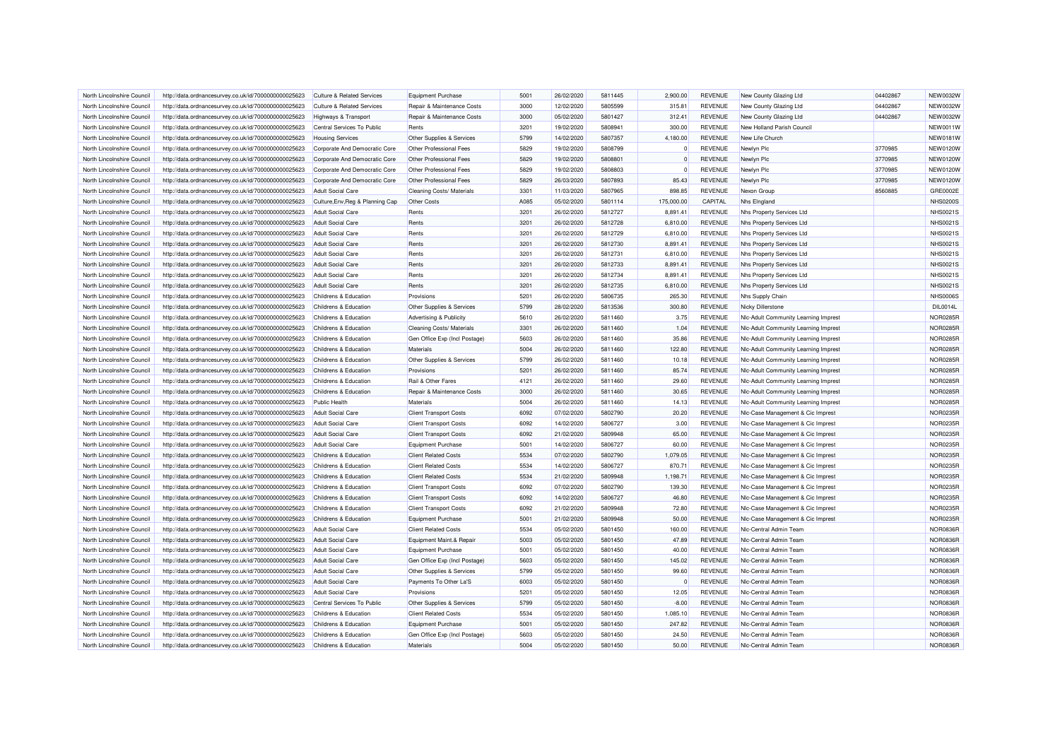| North Lincolnshire Council | http://data.ordnancesurvey.co.uk/id/7000000000025623 | Culture & Related Services | Equipment Purchase | 5001 | 26/02/2020 | 5811445 | 2,900.00 | REVENUE | New County Glazing Ltd | 04402867 | NEW0032W |
|---|---|---|---|---|---|---|---|---|---|---|---|
| North Lincolnshire Council | http://data.ordnancesurvey.co.uk/id/7000000000025623 | Culture & Related Services | Repair & Maintenance Costs | 3000 | 12/02/2020 | 5805599 | 315.81 | REVENUE | New County Glazing Ltd | 04402867 | NEW0032W |
| North Lincolnshire Council | http://data.ordnancesurvey.co.uk/id/7000000000025623 | Highways & Transport | Repair & Maintenance Costs | 3000 | 05/02/2020 | 5801427 | 312.41 | REVENUE | New County Glazing Ltd | 04402867 | NEW0032W |
| North Lincolnshire Council | http://data.ordnancesurvey.co.uk/id/7000000000025623 | Central Services To Public | Rents | 3201 | 19/02/2020 | 5808941 | 300.00 | REVENUE | New Holland Parish Council | | NEW0011W |
| North Lincolnshire Council | http://data.ordnancesurvey.co.uk/id/7000000000025623 | Housing Services | Other Supplies & Services | 5799 | 14/02/2020 | 5807357 | 4,180.00 | REVENUE | New Life Church | | NEW0181W |
| North Lincolnshire Council | http://data.ordnancesurvey.co.uk/id/7000000000025623 | Corporate And Democratic Core | Other Professional Fees | 5829 | 19/02/2020 | 5808799 | 0 | REVENUE | Newlyn Plc | 3770985 | NEW0120W |
| North Lincolnshire Council | http://data.ordnancesurvey.co.uk/id/7000000000025623 | Corporate And Democratic Core | Other Professional Fees | 5829 | 19/02/2020 | 5808801 | 0 | REVENUE | Newlyn Plc | 3770985 | NEW0120W |
| North Lincolnshire Council | http://data.ordnancesurvey.co.uk/id/7000000000025623 | Corporate And Democratic Core | Other Professional Fees | 5829 | 19/02/2020 | 5808803 | 0 | REVENUE | Newlyn Plc | 3770985 | NEW0120W |
| North Lincolnshire Council | http://data.ordnancesurvey.co.uk/id/7000000000025623 | Corporate And Democratic Core | Other Professional Fees | 5829 | 26/03/2020 | 5807893 | 85.43 | REVENUE | Newlyn Plc | 3770985 | NEW0120W |
| North Lincolnshire Council | http://data.ordnancesurvey.co.uk/id/7000000000025623 | Adult Social Care | Cleaning Costs/ Materials | 3301 | 11/03/2020 | 5807965 | 898.85 | REVENUE | Nexon Group | 8560885 | GRE0002E |
| North Lincolnshire Council | http://data.ordnancesurvey.co.uk/id/7000000000025623 | Culture,Env,Reg & Planning Cap | Other Costs | A085 | 05/02/2020 | 5801114 | 175,000.00 | CAPITAL | Nhs Elngland | | NHS0200S |
| North Lincolnshire Council | http://data.ordnancesurvey.co.uk/id/7000000000025623 | Adult Social Care | Rents | 3201 | 26/02/2020 | 5812727 | 8,891.41 | REVENUE | Nhs Property Services Ltd | | NHS0021S |
| North Lincolnshire Council | http://data.ordnancesurvey.co.uk/id/7000000000025623 | Adult Social Care | Rents | 3201 | 26/02/2020 | 5812728 | 6,810.00 | REVENUE | Nhs Property Services Ltd | | NHS0021S |
| North Lincolnshire Council | http://data.ordnancesurvey.co.uk/id/7000000000025623 | Adult Social Care | Rents | 3201 | 26/02/2020 | 5812729 | 6,810.00 | REVENUE | Nhs Property Services Ltd | | NHS0021S |
| North Lincolnshire Council | http://data.ordnancesurvey.co.uk/id/7000000000025623 | Adult Social Care | Rents | 3201 | 26/02/2020 | 5812730 | 8,891.41 | REVENUE | Nhs Property Services Ltd | | NHS0021S |
| North Lincolnshire Council | http://data.ordnancesurvey.co.uk/id/7000000000025623 | Adult Social Care | Rents | 3201 | 26/02/2020 | 5812731 | 6,810.00 | REVENUE | Nhs Property Services Ltd | | NHS0021S |
| North Lincolnshire Council | http://data.ordnancesurvey.co.uk/id/7000000000025623 | Adult Social Care | Rents | 3201 | 26/02/2020 | 5812733 | 8,891.41 | REVENUE | Nhs Property Services Ltd | | NHS0021S |
| North Lincolnshire Council | http://data.ordnancesurvey.co.uk/id/7000000000025623 | Adult Social Care | Rents | 3201 | 26/02/2020 | 5812734 | 8,891.41 | REVENUE | Nhs Property Services Ltd | | NHS0021S |
| North Lincolnshire Council | http://data.ordnancesurvey.co.uk/id/7000000000025623 | Adult Social Care | Rents | 3201 | 26/02/2020 | 5812735 | 6,810.00 | REVENUE | Nhs Property Services Ltd | | NHS0021S |
| North Lincolnshire Council | http://data.ordnancesurvey.co.uk/id/7000000000025623 | Childrens & Education | Provisions | 5201 | 26/02/2020 | 5806735 | 265.30 | REVENUE | Nhs Supply Chain | | NHS0006S |
| North Lincolnshire Council | http://data.ordnancesurvey.co.uk/id/7000000000025623 | Childrens & Education | Other Supplies & Services | 5799 | 28/02/2020 | 5813536 | 300.80 | REVENUE | Nicky Dillerstone | | DIL0014L |
| North Lincolnshire Council | http://data.ordnancesurvey.co.uk/id/7000000000025623 | Childrens & Education | Advertising & Publicity | 5610 | 26/02/2020 | 5811460 | 3.75 | REVENUE | Nlc-Adult Community Learning Imprest | | NOR0285R |
| North Lincolnshire Council | http://data.ordnancesurvey.co.uk/id/7000000000025623 | Childrens & Education | Cleaning Costs/ Materials | 3301 | 26/02/2020 | 5811460 | 1.04 | REVENUE | Nlc-Adult Community Learning Imprest | | NOR0285R |
| North Lincolnshire Council | http://data.ordnancesurvey.co.uk/id/7000000000025623 | Childrens & Education | Gen Office Exp (Incl Postage) | 5603 | 26/02/2020 | 5811460 | 35.86 | REVENUE | Nlc-Adult Community Learning Imprest | | NOR0285R |
| North Lincolnshire Council | http://data.ordnancesurvey.co.uk/id/7000000000025623 | Childrens & Education | Materials | 5004 | 26/02/2020 | 5811460 | 122.80 | REVENUE | Nlc-Adult Community Learning Imprest | | NOR0285R |
| North Lincolnshire Council | http://data.ordnancesurvey.co.uk/id/7000000000025623 | Childrens & Education | Other Supplies & Services | 5799 | 26/02/2020 | 5811460 | 10.18 | REVENUE | Nlc-Adult Community Learning Imprest | | NOR0285R |
| North Lincolnshire Council | http://data.ordnancesurvey.co.uk/id/7000000000025623 | Childrens & Education | Provisions | 5201 | 26/02/2020 | 5811460 | 85.74 | REVENUE | Nlc-Adult Community Learning Imprest | | NOR0285R |
| North Lincolnshire Council | http://data.ordnancesurvey.co.uk/id/7000000000025623 | Childrens & Education | Rail & Other Fares | 4121 | 26/02/2020 | 5811460 | 29.60 | REVENUE | Nlc-Adult Community Learning Imprest | | NOR0285R |
| North Lincolnshire Council | http://data.ordnancesurvey.co.uk/id/7000000000025623 | Childrens & Education | Repair & Maintenance Costs | 3000 | 26/02/2020 | 5811460 | 30.65 | REVENUE | Nlc-Adult Community Learning Imprest | | NOR0285R |
| North Lincolnshire Council | http://data.ordnancesurvey.co.uk/id/7000000000025623 | Public Health | Materials | 5004 | 26/02/2020 | 5811460 | 14.13 | REVENUE | Nlc-Adult Community Learning Imprest | | NOR0285R |
| North Lincolnshire Council | http://data.ordnancesurvey.co.uk/id/7000000000025623 | Adult Social Care | Client Transport Costs | 6092 | 07/02/2020 | 5802790 | 20.20 | REVENUE | Nlc-Case Management & Cic Imprest | | NOR0235R |
| North Lincolnshire Council | http://data.ordnancesurvey.co.uk/id/7000000000025623 | Adult Social Care | Client Transport Costs | 6092 | 14/02/2020 | 5806727 | 3.00 | REVENUE | Nlc-Case Management & Cic Imprest | | NOR0235R |
| North Lincolnshire Council | http://data.ordnancesurvey.co.uk/id/7000000000025623 | Adult Social Care | Client Transport Costs | 6092 | 21/02/2020 | 5809948 | 65.00 | REVENUE | Nlc-Case Management & Cic Imprest | | NOR0235R |
| North Lincolnshire Council | http://data.ordnancesurvey.co.uk/id/7000000000025623 | Adult Social Care | Equipment Purchase | 5001 | 14/02/2020 | 5806727 | 60.00 | REVENUE | Nlc-Case Management & Cic Imprest | | NOR0235R |
| North Lincolnshire Council | http://data.ordnancesurvey.co.uk/id/7000000000025623 | Childrens & Education | Client Related Costs | 5534 | 07/02/2020 | 5802790 | 1,079.05 | REVENUE | Nlc-Case Management & Cic Imprest | | NOR0235R |
| North Lincolnshire Council | http://data.ordnancesurvey.co.uk/id/7000000000025623 | Childrens & Education | Client Related Costs | 5534 | 14/02/2020 | 5806727 | 870.71 | REVENUE | Nlc-Case Management & Cic Imprest | | NOR0235R |
| North Lincolnshire Council | http://data.ordnancesurvey.co.uk/id/7000000000025623 | Childrens & Education | Client Related Costs | 5534 | 21/02/2020 | 5809948 | 1,198.71 | REVENUE | Nlc-Case Management & Cic Imprest | | NOR0235R |
| North Lincolnshire Council | http://data.ordnancesurvey.co.uk/id/7000000000025623 | Childrens & Education | Client Transport Costs | 6092 | 07/02/2020 | 5802790 | 139.30 | REVENUE | Nlc-Case Management & Cic Imprest | | NOR0235R |
| North Lincolnshire Council | http://data.ordnancesurvey.co.uk/id/7000000000025623 | Childrens & Education | Client Transport Costs | 6092 | 14/02/2020 | 5806727 | 46.80 | REVENUE | Nlc-Case Management & Cic Imprest | | NOR0235R |
| North Lincolnshire Council | http://data.ordnancesurvey.co.uk/id/7000000000025623 | Childrens & Education | Client Transport Costs | 6092 | 21/02/2020 | 5809948 | 72.80 | REVENUE | Nlc-Case Management & Cic Imprest | | NOR0235R |
| North Lincolnshire Council | http://data.ordnancesurvey.co.uk/id/7000000000025623 | Childrens & Education | Equipment Purchase | 5001 | 21/02/2020 | 5809948 | 50.00 | REVENUE | Nlc-Case Management & Cic Imprest | | NOR0235R |
| North Lincolnshire Council | http://data.ordnancesurvey.co.uk/id/7000000000025623 | Adult Social Care | Client Related Costs | 5534 | 05/02/2020 | 5801450 | 160.00 | REVENUE | Nlc-Central Admin Team | | NOR0836R |
| North Lincolnshire Council | http://data.ordnancesurvey.co.uk/id/7000000000025623 | Adult Social Care | Equipment Maint.& Repair | 5003 | 05/02/2020 | 5801450 | 47.89 | REVENUE | Nlc-Central Admin Team | | NOR0836R |
| North Lincolnshire Council | http://data.ordnancesurvey.co.uk/id/7000000000025623 | Adult Social Care | Equipment Purchase | 5001 | 05/02/2020 | 5801450 | 40.00 | REVENUE | Nlc-Central Admin Team | | NOR0836R |
| North Lincolnshire Council | http://data.ordnancesurvey.co.uk/id/7000000000025623 | Adult Social Care | Gen Office Exp (Incl Postage) | 5603 | 05/02/2020 | 5801450 | 145.02 | REVENUE | Nlc-Central Admin Team | | NOR0836R |
| North Lincolnshire Council | http://data.ordnancesurvey.co.uk/id/7000000000025623 | Adult Social Care | Other Supplies & Services | 5799 | 05/02/2020 | 5801450 | 99.60 | REVENUE | Nlc-Central Admin Team | | NOR0836R |
| North Lincolnshire Council | http://data.ordnancesurvey.co.uk/id/7000000000025623 | Adult Social Care | Payments To Other La'S | 6003 | 05/02/2020 | 5801450 | 0 | REVENUE | Nlc-Central Admin Team | | NOR0836R |
| North Lincolnshire Council | http://data.ordnancesurvey.co.uk/id/7000000000025623 | Adult Social Care | Provisions | 5201 | 05/02/2020 | 5801450 | 12.05 | REVENUE | Nlc-Central Admin Team | | NOR0836R |
| North Lincolnshire Council | http://data.ordnancesurvey.co.uk/id/7000000000025623 | Central Services To Public | Other Supplies & Services | 5799 | 05/02/2020 | 5801450 | -8.00 | REVENUE | Nlc-Central Admin Team | | NOR0836R |
| North Lincolnshire Council | http://data.ordnancesurvey.co.uk/id/7000000000025623 | Childrens & Education | Client Related Costs | 5534 | 05/02/2020 | 5801450 | 1,085.10 | REVENUE | Nlc-Central Admin Team | | NOR0836R |
| North Lincolnshire Council | http://data.ordnancesurvey.co.uk/id/7000000000025623 | Childrens & Education | Equipment Purchase | 5001 | 05/02/2020 | 5801450 | 247.82 | REVENUE | Nlc-Central Admin Team | | NOR0836R |
| North Lincolnshire Council | http://data.ordnancesurvey.co.uk/id/7000000000025623 | Childrens & Education | Gen Office Exp (Incl Postage) | 5603 | 05/02/2020 | 5801450 | 24.50 | REVENUE | Nlc-Central Admin Team | | NOR0836R |
| North Lincolnshire Council | http://data.ordnancesurvey.co.uk/id/7000000000025623 | Childrens & Education | Materials | 5004 | 05/02/2020 | 5801450 | 50.00 | REVENUE | Nlc-Central Admin Team | | NOR0836R |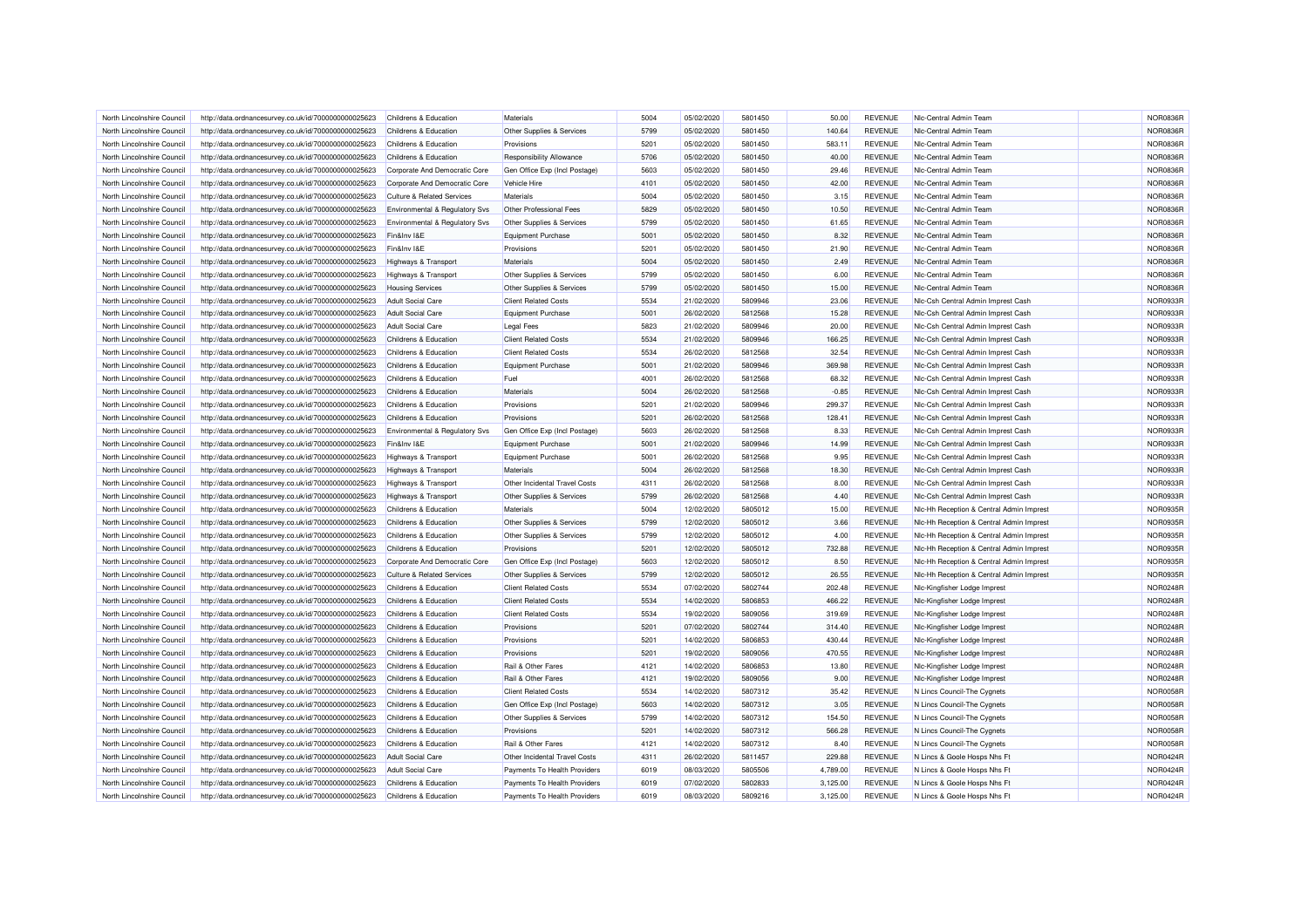| North Lincolnshire Council | http://data.ordnancesurvey.co.uk/id/7000000000025623 | Childrens & Education | Materials | 5004 | 05/02/2020 | 5801450 | 50.00 | REVENUE | Nlc-Central Admin Team | | NOR0836R |
|---|---|---|---|---|---|---|---|---|---|---|---|
| North Lincolnshire Council | http://data.ordnancesurvey.co.uk/id/7000000000025623 | Childrens & Education | Other Supplies & Services | 5799 | 05/02/2020 | 5801450 | 140.64 | REVENUE | Nlc-Central Admin Team | | NOR0836R |
| North Lincolnshire Council | http://data.ordnancesurvey.co.uk/id/7000000000025623 | Childrens & Education | Provisions | 5201 | 05/02/2020 | 5801450 | 583.11 | REVENUE | Nlc-Central Admin Team | | NOR0836R |
| North Lincolnshire Council | http://data.ordnancesurvey.co.uk/id/7000000000025623 | Childrens & Education | Responsibility Allowance | 5706 | 05/02/2020 | 5801450 | 40.00 | REVENUE | Nlc-Central Admin Team | | NOR0836R |
| North Lincolnshire Council | http://data.ordnancesurvey.co.uk/id/7000000000025623 | Corporate And Democratic Core | Gen Office Exp (Incl Postage) | 5603 | 05/02/2020 | 5801450 | 29.46 | REVENUE | Nlc-Central Admin Team | | NOR0836R |
| North Lincolnshire Council | http://data.ordnancesurvey.co.uk/id/7000000000025623 | Corporate And Democratic Core | Vehicle Hire | 4101 | 05/02/2020 | 5801450 | 42.00 | REVENUE | Nlc-Central Admin Team | | NOR0836R |
| North Lincolnshire Council | http://data.ordnancesurvey.co.uk/id/7000000000025623 | Culture & Related Services | Materials | 5004 | 05/02/2020 | 5801450 | 3.15 | REVENUE | Nlc-Central Admin Team | | NOR0836R |
| North Lincolnshire Council | http://data.ordnancesurvey.co.uk/id/7000000000025623 | Environmental & Regulatory Svs | Other Professional Fees | 5829 | 05/02/2020 | 5801450 | 10.50 | REVENUE | Nlc-Central Admin Team | | NOR0836R |
| North Lincolnshire Council | http://data.ordnancesurvey.co.uk/id/7000000000025623 | Environmental & Regulatory Svs | Other Supplies & Services | 5799 | 05/02/2020 | 5801450 | 61.65 | REVENUE | Nlc-Central Admin Team | | NOR0836R |
| North Lincolnshire Council | http://data.ordnancesurvey.co.uk/id/7000000000025623 | Fin&Inv I&E | Equipment Purchase | 5001 | 05/02/2020 | 5801450 | 8.32 | REVENUE | Nlc-Central Admin Team | | NOR0836R |
| North Lincolnshire Council | http://data.ordnancesurvey.co.uk/id/7000000000025623 | Fin&Inv I&E | Provisions | 5201 | 05/02/2020 | 5801450 | 21.90 | REVENUE | Nlc-Central Admin Team | | NOR0836R |
| North Lincolnshire Council | http://data.ordnancesurvey.co.uk/id/7000000000025623 | Highways & Transport | Materials | 5004 | 05/02/2020 | 5801450 | 2.49 | REVENUE | Nlc-Central Admin Team | | NOR0836R |
| North Lincolnshire Council | http://data.ordnancesurvey.co.uk/id/7000000000025623 | Highways & Transport | Other Supplies & Services | 5799 | 05/02/2020 | 5801450 | 6.00 | REVENUE | Nlc-Central Admin Team | | NOR0836R |
| North Lincolnshire Council | http://data.ordnancesurvey.co.uk/id/7000000000025623 | Housing Services | Other Supplies & Services | 5799 | 05/02/2020 | 5801450 | 15.00 | REVENUE | Nlc-Central Admin Team | | NOR0836R |
| North Lincolnshire Council | http://data.ordnancesurvey.co.uk/id/7000000000025623 | Adult Social Care | Client Related Costs | 5534 | 21/02/2020 | 5809946 | 23.06 | REVENUE | Nlc-Csh Central Admin Imprest Cash | | NOR0933R |
| North Lincolnshire Council | http://data.ordnancesurvey.co.uk/id/7000000000025623 | Adult Social Care | Equipment Purchase | 5001 | 26/02/2020 | 5812568 | 15.28 | REVENUE | Nlc-Csh Central Admin Imprest Cash | | NOR0933R |
| North Lincolnshire Council | http://data.ordnancesurvey.co.uk/id/7000000000025623 | Adult Social Care | Legal Fees | 5823 | 21/02/2020 | 5809946 | 20.00 | REVENUE | Nlc-Csh Central Admin Imprest Cash | | NOR0933R |
| North Lincolnshire Council | http://data.ordnancesurvey.co.uk/id/7000000000025623 | Childrens & Education | Client Related Costs | 5534 | 21/02/2020 | 5809946 | 166.25 | REVENUE | Nlc-Csh Central Admin Imprest Cash | | NOR0933R |
| North Lincolnshire Council | http://data.ordnancesurvey.co.uk/id/7000000000025623 | Childrens & Education | Client Related Costs | 5534 | 26/02/2020 | 5812568 | 32.54 | REVENUE | Nlc-Csh Central Admin Imprest Cash | | NOR0933R |
| North Lincolnshire Council | http://data.ordnancesurvey.co.uk/id/7000000000025623 | Childrens & Education | Equipment Purchase | 5001 | 21/02/2020 | 5809946 | 369.98 | REVENUE | Nlc-Csh Central Admin Imprest Cash | | NOR0933R |
| North Lincolnshire Council | http://data.ordnancesurvey.co.uk/id/7000000000025623 | Childrens & Education | Fuel | 4001 | 26/02/2020 | 5812568 | 68.32 | REVENUE | Nlc-Csh Central Admin Imprest Cash | | NOR0933R |
| North Lincolnshire Council | http://data.ordnancesurvey.co.uk/id/7000000000025623 | Childrens & Education | Materials | 5004 | 26/02/2020 | 5812568 | -0.85 | REVENUE | Nlc-Csh Central Admin Imprest Cash | | NOR0933R |
| North Lincolnshire Council | http://data.ordnancesurvey.co.uk/id/7000000000025623 | Childrens & Education | Provisions | 5201 | 21/02/2020 | 5809946 | 299.37 | REVENUE | Nlc-Csh Central Admin Imprest Cash | | NOR0933R |
| North Lincolnshire Council | http://data.ordnancesurvey.co.uk/id/7000000000025623 | Childrens & Education | Provisions | 5201 | 26/02/2020 | 5812568 | 128.41 | REVENUE | Nlc-Csh Central Admin Imprest Cash | | NOR0933R |
| North Lincolnshire Council | http://data.ordnancesurvey.co.uk/id/7000000000025623 | Environmental & Regulatory Svs | Gen Office Exp (Incl Postage) | 5603 | 26/02/2020 | 5812568 | 8.33 | REVENUE | Nlc-Csh Central Admin Imprest Cash | | NOR0933R |
| North Lincolnshire Council | http://data.ordnancesurvey.co.uk/id/7000000000025623 | Fin&Inv I&E | Equipment Purchase | 5001 | 21/02/2020 | 5809946 | 14.99 | REVENUE | Nlc-Csh Central Admin Imprest Cash | | NOR0933R |
| North Lincolnshire Council | http://data.ordnancesurvey.co.uk/id/7000000000025623 | Highways & Transport | Equipment Purchase | 5001 | 26/02/2020 | 5812568 | 9.95 | REVENUE | Nlc-Csh Central Admin Imprest Cash | | NOR0933R |
| North Lincolnshire Council | http://data.ordnancesurvey.co.uk/id/7000000000025623 | Highways & Transport | Materials | 5004 | 26/02/2020 | 5812568 | 18.30 | REVENUE | Nlc-Csh Central Admin Imprest Cash | | NOR0933R |
| North Lincolnshire Council | http://data.ordnancesurvey.co.uk/id/7000000000025623 | Highways & Transport | Other Incidental Travel Costs | 4311 | 26/02/2020 | 5812568 | 8.00 | REVENUE | Nlc-Csh Central Admin Imprest Cash | | NOR0933R |
| North Lincolnshire Council | http://data.ordnancesurvey.co.uk/id/7000000000025623 | Highways & Transport | Other Supplies & Services | 5799 | 26/02/2020 | 5812568 | 4.40 | REVENUE | Nlc-Csh Central Admin Imprest Cash | | NOR0933R |
| North Lincolnshire Council | http://data.ordnancesurvey.co.uk/id/7000000000025623 | Childrens & Education | Materials | 5004 | 12/02/2020 | 5805012 | 15.00 | REVENUE | Nlc-Hh Reception & Central Admin Imprest | | NOR0935R |
| North Lincolnshire Council | http://data.ordnancesurvey.co.uk/id/7000000000025623 | Childrens & Education | Other Supplies & Services | 5799 | 12/02/2020 | 5805012 | 3.66 | REVENUE | Nlc-Hh Reception & Central Admin Imprest | | NOR0935R |
| North Lincolnshire Council | http://data.ordnancesurvey.co.uk/id/7000000000025623 | Childrens & Education | Other Supplies & Services | 5799 | 12/02/2020 | 5805012 | 4.00 | REVENUE | Nlc-Hh Reception & Central Admin Imprest | | NOR0935R |
| North Lincolnshire Council | http://data.ordnancesurvey.co.uk/id/7000000000025623 | Childrens & Education | Provisions | 5201 | 12/02/2020 | 5805012 | 732.88 | REVENUE | Nlc-Hh Reception & Central Admin Imprest | | NOR0935R |
| North Lincolnshire Council | http://data.ordnancesurvey.co.uk/id/7000000000025623 | Corporate And Democratic Core | Gen Office Exp (Incl Postage) | 5603 | 12/02/2020 | 5805012 | 8.50 | REVENUE | Nlc-Hh Reception & Central Admin Imprest | | NOR0935R |
| North Lincolnshire Council | http://data.ordnancesurvey.co.uk/id/7000000000025623 | Culture & Related Services | Other Supplies & Services | 5799 | 12/02/2020 | 5805012 | 26.55 | REVENUE | Nlc-Hh Reception & Central Admin Imprest | | NOR0935R |
| North Lincolnshire Council | http://data.ordnancesurvey.co.uk/id/7000000000025623 | Childrens & Education | Client Related Costs | 5534 | 07/02/2020 | 5802744 | 202.48 | REVENUE | Nlc-Kingfisher Lodge Imprest | | NOR0248R |
| North Lincolnshire Council | http://data.ordnancesurvey.co.uk/id/7000000000025623 | Childrens & Education | Client Related Costs | 5534 | 14/02/2020 | 5806853 | 466.22 | REVENUE | Nlc-Kingfisher Lodge Imprest | | NOR0248R |
| North Lincolnshire Council | http://data.ordnancesurvey.co.uk/id/7000000000025623 | Childrens & Education | Client Related Costs | 5534 | 19/02/2020 | 5809056 | 319.69 | REVENUE | Nlc-Kingfisher Lodge Imprest | | NOR0248R |
| North Lincolnshire Council | http://data.ordnancesurvey.co.uk/id/7000000000025623 | Childrens & Education | Provisions | 5201 | 07/02/2020 | 5802744 | 314.40 | REVENUE | Nlc-Kingfisher Lodge Imprest | | NOR0248R |
| North Lincolnshire Council | http://data.ordnancesurvey.co.uk/id/7000000000025623 | Childrens & Education | Provisions | 5201 | 14/02/2020 | 5806853 | 430.44 | REVENUE | Nlc-Kingfisher Lodge Imprest | | NOR0248R |
| North Lincolnshire Council | http://data.ordnancesurvey.co.uk/id/7000000000025623 | Childrens & Education | Provisions | 5201 | 19/02/2020 | 5809056 | 470.55 | REVENUE | Nlc-Kingfisher Lodge Imprest | | NOR0248R |
| North Lincolnshire Council | http://data.ordnancesurvey.co.uk/id/7000000000025623 | Childrens & Education | Rail & Other Fares | 4121 | 14/02/2020 | 5806853 | 13.80 | REVENUE | Nlc-Kingfisher Lodge Imprest | | NOR0248R |
| North Lincolnshire Council | http://data.ordnancesurvey.co.uk/id/7000000000025623 | Childrens & Education | Rail & Other Fares | 4121 | 19/02/2020 | 5809056 | 9.00 | REVENUE | Nlc-Kingfisher Lodge Imprest | | NOR0248R |
| North Lincolnshire Council | http://data.ordnancesurvey.co.uk/id/7000000000025623 | Childrens & Education | Client Related Costs | 5534 | 14/02/2020 | 5807312 | 35.42 | REVENUE | N Lincs Council-The Cygnets | | NOR0058R |
| North Lincolnshire Council | http://data.ordnancesurvey.co.uk/id/7000000000025623 | Childrens & Education | Gen Office Exp (Incl Postage) | 5603 | 14/02/2020 | 5807312 | 3.05 | REVENUE | N Lincs Council-The Cygnets | | NOR0058R |
| North Lincolnshire Council | http://data.ordnancesurvey.co.uk/id/7000000000025623 | Childrens & Education | Other Supplies & Services | 5799 | 14/02/2020 | 5807312 | 154.50 | REVENUE | N Lincs Council-The Cygnets | | NOR0058R |
| North Lincolnshire Council | http://data.ordnancesurvey.co.uk/id/7000000000025623 | Childrens & Education | Provisions | 5201 | 14/02/2020 | 5807312 | 566.28 | REVENUE | N Lincs Council-The Cygnets | | NOR0058R |
| North Lincolnshire Council | http://data.ordnancesurvey.co.uk/id/7000000000025623 | Childrens & Education | Rail & Other Fares | 4121 | 14/02/2020 | 5807312 | 8.40 | REVENUE | N Lincs Council-The Cygnets | | NOR0058R |
| North Lincolnshire Council | http://data.ordnancesurvey.co.uk/id/7000000000025623 | Adult Social Care | Other Incidental Travel Costs | 4311 | 26/02/2020 | 5811457 | 229.88 | REVENUE | N Lincs & Goole Hosps Nhs Ft | | NOR0424R |
| North Lincolnshire Council | http://data.ordnancesurvey.co.uk/id/7000000000025623 | Adult Social Care | Payments To Health Providers | 6019 | 08/03/2020 | 5805506 | 4,789.00 | REVENUE | N Lincs & Goole Hosps Nhs Ft | | NOR0424R |
| North Lincolnshire Council | http://data.ordnancesurvey.co.uk/id/7000000000025623 | Childrens & Education | Payments To Health Providers | 6019 | 07/02/2020 | 5802833 | 3,125.00 | REVENUE | N Lincs & Goole Hosps Nhs Ft | | NOR0424R |
| North Lincolnshire Council | http://data.ordnancesurvey.co.uk/id/7000000000025623 | Childrens & Education | Payments To Health Providers | 6019 | 08/03/2020 | 5809216 | 3,125.00 | REVENUE | N Lincs & Goole Hosps Nhs Ft | | NOR0424R |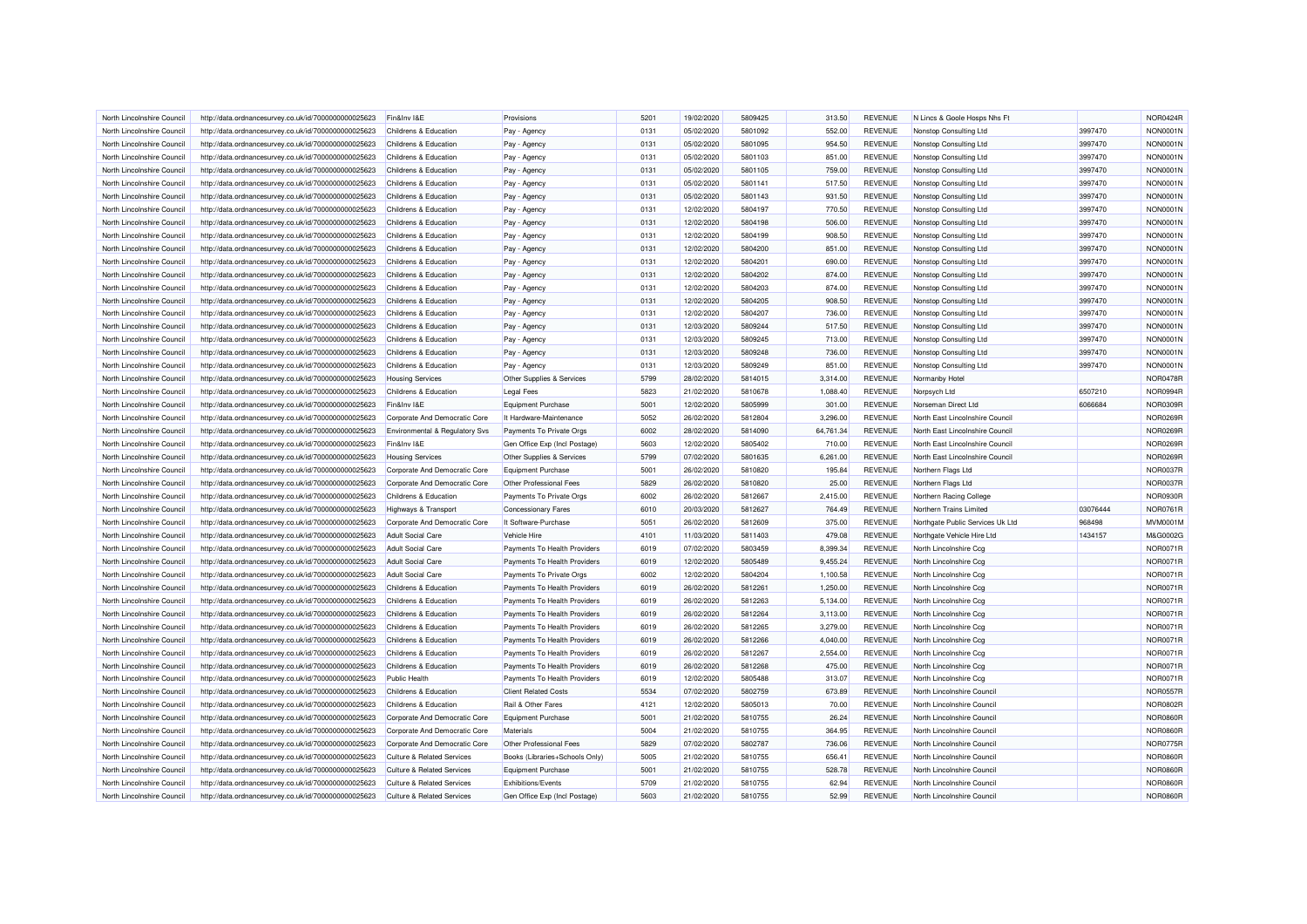| North Lincolnshire Council | http://data.ordnancesurvey.co.uk/id/7000000000025623 | Fin&Inv I&E | Provisions | 5201 | 19/02/2020 | 5809425 | 313.50 | REVENUE | N Lincs & Goole Hosps Nhs Ft | | NOR0424R |
|---|---|---|---|---|---|---|---|---|---|---|---|
| North Lincolnshire Council | http://data.ordnancesurvey.co.uk/id/7000000000025623 | Childrens & Education | Pay - Agency | 0131 | 05/02/2020 | 5801092 | 552.00 | REVENUE | Nonstop Consulting Ltd | 3997470 | NON0001N |
| North Lincolnshire Council | http://data.ordnancesurvey.co.uk/id/7000000000025623 | Childrens & Education | Pay - Agency | 0131 | 05/02/2020 | 5801095 | 954.50 | REVENUE | Nonstop Consulting Ltd | 3997470 | NON0001N |
| North Lincolnshire Council | http://data.ordnancesurvey.co.uk/id/7000000000025623 | Childrens & Education | Pay - Agency | 0131 | 05/02/2020 | 5801103 | 851.00 | REVENUE | Nonstop Consulting Ltd | 3997470 | NON0001N |
| North Lincolnshire Council | http://data.ordnancesurvey.co.uk/id/7000000000025623 | Childrens & Education | Pay - Agency | 0131 | 05/02/2020 | 5801105 | 759.00 | REVENUE | Nonstop Consulting Ltd | 3997470 | NON0001N |
| North Lincolnshire Council | http://data.ordnancesurvey.co.uk/id/7000000000025623 | Childrens & Education | Pay - Agency | 0131 | 05/02/2020 | 5801141 | 517.50 | REVENUE | Nonstop Consulting Ltd | 3997470 | NON0001N |
| North Lincolnshire Council | http://data.ordnancesurvey.co.uk/id/7000000000025623 | Childrens & Education | Pay - Agency | 0131 | 05/02/2020 | 5801143 | 931.50 | REVENUE | Nonstop Consulting Ltd | 3997470 | NON0001N |
| North Lincolnshire Council | http://data.ordnancesurvey.co.uk/id/7000000000025623 | Childrens & Education | Pay - Agency | 0131 | 12/02/2020 | 5804197 | 770.50 | REVENUE | Nonstop Consulting Ltd | 3997470 | NON0001N |
| North Lincolnshire Council | http://data.ordnancesurvey.co.uk/id/7000000000025623 | Childrens & Education | Pay - Agency | 0131 | 12/02/2020 | 5804198 | 506.00 | REVENUE | Nonstop Consulting Ltd | 3997470 | NON0001N |
| North Lincolnshire Council | http://data.ordnancesurvey.co.uk/id/7000000000025623 | Childrens & Education | Pay - Agency | 0131 | 12/02/2020 | 5804199 | 908.50 | REVENUE | Nonstop Consulting Ltd | 3997470 | NON0001N |
| North Lincolnshire Council | http://data.ordnancesurvey.co.uk/id/7000000000025623 | Childrens & Education | Pay - Agency | 0131 | 12/02/2020 | 5804200 | 851.00 | REVENUE | Nonstop Consulting Ltd | 3997470 | NON0001N |
| North Lincolnshire Council | http://data.ordnancesurvey.co.uk/id/7000000000025623 | Childrens & Education | Pay - Agency | 0131 | 12/02/2020 | 5804201 | 690.00 | REVENUE | Nonstop Consulting Ltd | 3997470 | NON0001N |
| North Lincolnshire Council | http://data.ordnancesurvey.co.uk/id/7000000000025623 | Childrens & Education | Pay - Agency | 0131 | 12/02/2020 | 5804202 | 874.00 | REVENUE | Nonstop Consulting Ltd | 3997470 | NON0001N |
| North Lincolnshire Council | http://data.ordnancesurvey.co.uk/id/7000000000025623 | Childrens & Education | Pay - Agency | 0131 | 12/02/2020 | 5804203 | 874.00 | REVENUE | Nonstop Consulting Ltd | 3997470 | NON0001N |
| North Lincolnshire Council | http://data.ordnancesurvey.co.uk/id/7000000000025623 | Childrens & Education | Pay - Agency | 0131 | 12/02/2020 | 5804205 | 908.50 | REVENUE | Nonstop Consulting Ltd | 3997470 | NON0001N |
| North Lincolnshire Council | http://data.ordnancesurvey.co.uk/id/7000000000025623 | Childrens & Education | Pay - Agency | 0131 | 12/02/2020 | 5804207 | 736.00 | REVENUE | Nonstop Consulting Ltd | 3997470 | NON0001N |
| North Lincolnshire Council | http://data.ordnancesurvey.co.uk/id/7000000000025623 | Childrens & Education | Pay - Agency | 0131 | 12/03/2020 | 5809244 | 517.50 | REVENUE | Nonstop Consulting Ltd | 3997470 | NON0001N |
| North Lincolnshire Council | http://data.ordnancesurvey.co.uk/id/7000000000025623 | Childrens & Education | Pay - Agency | 0131 | 12/03/2020 | 5809245 | 713.00 | REVENUE | Nonstop Consulting Ltd | 3997470 | NON0001N |
| North Lincolnshire Council | http://data.ordnancesurvey.co.uk/id/7000000000025623 | Childrens & Education | Pay - Agency | 0131 | 12/03/2020 | 5809248 | 736.00 | REVENUE | Nonstop Consulting Ltd | 3997470 | NON0001N |
| North Lincolnshire Council | http://data.ordnancesurvey.co.uk/id/7000000000025623 | Childrens & Education | Pay - Agency | 0131 | 12/03/2020 | 5809249 | 851.00 | REVENUE | Nonstop Consulting Ltd | 3997470 | NON0001N |
| North Lincolnshire Council | http://data.ordnancesurvey.co.uk/id/7000000000025623 | Housing Services | Other Supplies & Services | 5799 | 28/02/2020 | 5814015 | 3,314.00 | REVENUE | Normanby Hotel | | NOR0478R |
| North Lincolnshire Council | http://data.ordnancesurvey.co.uk/id/7000000000025623 | Childrens & Education | Legal Fees | 5823 | 21/02/2020 | 5810678 | 1,088.40 | REVENUE | Norpsych Ltd | 6507210 | NOR0994R |
| North Lincolnshire Council | http://data.ordnancesurvey.co.uk/id/7000000000025623 | Fin&Inv I&E | Equipment Purchase | 5001 | 12/02/2020 | 5805999 | 301.00 | REVENUE | Norseman Direct Ltd | 6066684 | NOR0309R |
| North Lincolnshire Council | http://data.ordnancesurvey.co.uk/id/7000000000025623 | Corporate And Democratic Core | It Hardware-Maintenance | 5052 | 26/02/2020 | 5812804 | 3,296.00 | REVENUE | North East Lincolnshire Council | | NOR0269R |
| North Lincolnshire Council | http://data.ordnancesurvey.co.uk/id/7000000000025623 | Environmental & Regulatory Svs | Payments To Private Orgs | 6002 | 28/02/2020 | 5814090 | 64,761.34 | REVENUE | North East Lincolnshire Council | | NOR0269R |
| North Lincolnshire Council | http://data.ordnancesurvey.co.uk/id/7000000000025623 | Fin&Inv I&E | Gen Office Exp (Incl Postage) | 5603 | 12/02/2020 | 5805402 | 710.00 | REVENUE | North East Lincolnshire Council | | NOR0269R |
| North Lincolnshire Council | http://data.ordnancesurvey.co.uk/id/7000000000025623 | Housing Services | Other Supplies & Services | 5799 | 07/02/2020 | 5801635 | 6,261.00 | REVENUE | North East Lincolnshire Council | | NOR0269R |
| North Lincolnshire Council | http://data.ordnancesurvey.co.uk/id/7000000000025623 | Corporate And Democratic Core | Equipment Purchase | 5001 | 26/02/2020 | 5810820 | 195.84 | REVENUE | Northern Flags Ltd | | NOR0037R |
| North Lincolnshire Council | http://data.ordnancesurvey.co.uk/id/7000000000025623 | Corporate And Democratic Core | Other Professional Fees | 5829 | 26/02/2020 | 5810820 | 25.00 | REVENUE | Northern Flags Ltd | | NOR0037R |
| North Lincolnshire Council | http://data.ordnancesurvey.co.uk/id/7000000000025623 | Childrens & Education | Payments To Private Orgs | 6002 | 26/02/2020 | 5812667 | 2,415.00 | REVENUE | Northern Racing College | | NOR0930R |
| North Lincolnshire Council | http://data.ordnancesurvey.co.uk/id/7000000000025623 | Highways & Transport | Concessionary Fares | 6010 | 20/03/2020 | 5812627 | 764.49 | REVENUE | Northern Trains Limited | 03076444 | NOR0761R |
| North Lincolnshire Council | http://data.ordnancesurvey.co.uk/id/7000000000025623 | Corporate And Democratic Core | It Software-Purchase | 5051 | 26/02/2020 | 5812609 | 375.00 | REVENUE | Northgate Public Services Uk Ltd | 968498 | MVM0001M |
| North Lincolnshire Council | http://data.ordnancesurvey.co.uk/id/7000000000025623 | Adult Social Care | Vehicle Hire | 4101 | 11/03/2020 | 5811403 | 479.08 | REVENUE | Northgate Vehicle Hire Ltd | 1434157 | M&G0002G |
| North Lincolnshire Council | http://data.ordnancesurvey.co.uk/id/7000000000025623 | Adult Social Care | Payments To Health Providers | 6019 | 07/02/2020 | 5803459 | 8,399.34 | REVENUE | North Lincolnshire Ccg | | NOR0071R |
| North Lincolnshire Council | http://data.ordnancesurvey.co.uk/id/7000000000025623 | Adult Social Care | Payments To Health Providers | 6019 | 12/02/2020 | 5805489 | 9,455.24 | REVENUE | North Lincolnshire Ccg | | NOR0071R |
| North Lincolnshire Council | http://data.ordnancesurvey.co.uk/id/7000000000025623 | Adult Social Care | Payments To Private Orgs | 6002 | 12/02/2020 | 5804204 | 1,100.58 | REVENUE | North Lincolnshire Ccg | | NOR0071R |
| North Lincolnshire Council | http://data.ordnancesurvey.co.uk/id/7000000000025623 | Childrens & Education | Payments To Health Providers | 6019 | 26/02/2020 | 5812261 | 1,250.00 | REVENUE | North Lincolnshire Ccg | | NOR0071R |
| North Lincolnshire Council | http://data.ordnancesurvey.co.uk/id/7000000000025623 | Childrens & Education | Payments To Health Providers | 6019 | 26/02/2020 | 5812263 | 5,134.00 | REVENUE | North Lincolnshire Ccg | | NOR0071R |
| North Lincolnshire Council | http://data.ordnancesurvey.co.uk/id/7000000000025623 | Childrens & Education | Payments To Health Providers | 6019 | 26/02/2020 | 5812264 | 3,113.00 | REVENUE | North Lincolnshire Ccg | | NOR0071R |
| North Lincolnshire Council | http://data.ordnancesurvey.co.uk/id/7000000000025623 | Childrens & Education | Payments To Health Providers | 6019 | 26/02/2020 | 5812265 | 3,279.00 | REVENUE | North Lincolnshire Ccg | | NOR0071R |
| North Lincolnshire Council | http://data.ordnancesurvey.co.uk/id/7000000000025623 | Childrens & Education | Payments To Health Providers | 6019 | 26/02/2020 | 5812266 | 4,040.00 | REVENUE | North Lincolnshire Ccg | | NOR0071R |
| North Lincolnshire Council | http://data.ordnancesurvey.co.uk/id/7000000000025623 | Childrens & Education | Payments To Health Providers | 6019 | 26/02/2020 | 5812267 | 2,554.00 | REVENUE | North Lincolnshire Ccg | | NOR0071R |
| North Lincolnshire Council | http://data.ordnancesurvey.co.uk/id/7000000000025623 | Childrens & Education | Payments To Health Providers | 6019 | 26/02/2020 | 5812268 | 475.00 | REVENUE | North Lincolnshire Ccg | | NOR0071R |
| North Lincolnshire Council | http://data.ordnancesurvey.co.uk/id/7000000000025623 | Public Health | Payments To Health Providers | 6019 | 12/02/2020 | 5805488 | 313.07 | REVENUE | North Lincolnshire Ccg | | NOR0071R |
| North Lincolnshire Council | http://data.ordnancesurvey.co.uk/id/7000000000025623 | Childrens & Education | Client Related Costs | 5534 | 07/02/2020 | 5802759 | 673.89 | REVENUE | North Lincolnshire Council | | NOR0557R |
| North Lincolnshire Council | http://data.ordnancesurvey.co.uk/id/7000000000025623 | Childrens & Education | Rail & Other Fares | 4121 | 12/02/2020 | 5805013 | 70.00 | REVENUE | North Lincolnshire Council | | NOR0802R |
| North Lincolnshire Council | http://data.ordnancesurvey.co.uk/id/7000000000025623 | Corporate And Democratic Core | Equipment Purchase | 5001 | 21/02/2020 | 5810755 | 26.24 | REVENUE | North Lincolnshire Council | | NOR0860R |
| North Lincolnshire Council | http://data.ordnancesurvey.co.uk/id/7000000000025623 | Corporate And Democratic Core | Materials | 5004 | 21/02/2020 | 5810755 | 364.95 | REVENUE | North Lincolnshire Council | | NOR0860R |
| North Lincolnshire Council | http://data.ordnancesurvey.co.uk/id/7000000000025623 | Corporate And Democratic Core | Other Professional Fees | 5829 | 07/02/2020 | 5802787 | 736.06 | REVENUE | North Lincolnshire Council | | NOR0775R |
| North Lincolnshire Council | http://data.ordnancesurvey.co.uk/id/7000000000025623 | Culture & Related Services | Books (Libraries+Schools Only) | 5005 | 21/02/2020 | 5810755 | 656.41 | REVENUE | North Lincolnshire Council | | NOR0860R |
| North Lincolnshire Council | http://data.ordnancesurvey.co.uk/id/7000000000025623 | Culture & Related Services | Equipment Purchase | 5001 | 21/02/2020 | 5810755 | 528.78 | REVENUE | North Lincolnshire Council | | NOR0860R |
| North Lincolnshire Council | http://data.ordnancesurvey.co.uk/id/7000000000025623 | Culture & Related Services | Exhibitions/Events | 5709 | 21/02/2020 | 5810755 | 62.94 | REVENUE | North Lincolnshire Council | | NOR0860R |
| North Lincolnshire Council | http://data.ordnancesurvey.co.uk/id/7000000000025623 | Culture & Related Services | Gen Office Exp (Incl Postage) | 5603 | 21/02/2020 | 5810755 | 52.99 | REVENUE | North Lincolnshire Council | | NOR0860R |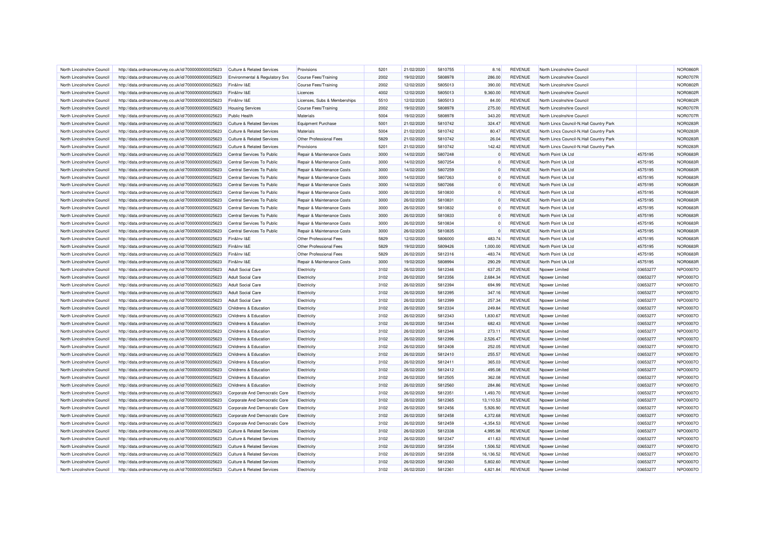| North Lincolnshire Council | http://data.ordnancesurvey.co.uk/id/7000000000025623 | Culture & Related Services | Provisions | 5201 | 21/02/2020 | 5810755 | 8.16 | REVENUE | North Lincolnshire Council | | NOR0860R |
|---|---|---|---|---|---|---|---|---|---|---|---|
| North Lincolnshire Council | http://data.ordnancesurvey.co.uk/id/7000000000025623 | Environmental & Regulatory Svs | Course Fees/Training | 2002 | 19/02/2020 | 5808978 | 286.00 | REVENUE | North Lincolnshire Council | | NOR0707R |
| North Lincolnshire Council | http://data.ordnancesurvey.co.uk/id/7000000000025623 | Fin&Inv I&E | Course Fees/Training | 2002 | 12/02/2020 | 5805013 | 390.00 | REVENUE | North Lincolnshire Council | | NOR0802R |
| North Lincolnshire Council | http://data.ordnancesurvey.co.uk/id/7000000000025623 | Fin&Inv I&E | Licences | 4002 | 12/02/2020 | 5805013 | 9,360.00 | REVENUE | North Lincolnshire Council | | NOR0802R |
| North Lincolnshire Council | http://data.ordnancesurvey.co.uk/id/7000000000025623 | Fin&Inv I&E | Licenses, Subs & Memberships | 5510 | 12/02/2020 | 5805013 | 84.00 | REVENUE | North Lincolnshire Council | | NOR0802R |
| North Lincolnshire Council | http://data.ordnancesurvey.co.uk/id/7000000000025623 | Housing Services | Course Fees/Training | 2002 | 19/02/2020 | 5808978 | 275.00 | REVENUE | North Lincolnshire Council | | NOR0707R |
| North Lincolnshire Council | http://data.ordnancesurvey.co.uk/id/7000000000025623 | Public Health | Materials | 5004 | 19/02/2020 | 5808978 | 343.20 | REVENUE | North Lincolnshire Council | | NOR0707R |
| North Lincolnshire Council | http://data.ordnancesurvey.co.uk/id/7000000000025623 | Culture & Related Services | Equipment Purchase | 5001 | 21/02/2020 | 5810742 | 324.47 | REVENUE | North Lincs Council-N.Hall Country Park | | NOR0283R |
| North Lincolnshire Council | http://data.ordnancesurvey.co.uk/id/7000000000025623 | Culture & Related Services | Materials | 5004 | 21/02/2020 | 5810742 | 80.47 | REVENUE | North Lincs Council-N.Hall Country Park | | NOR0283R |
| North Lincolnshire Council | http://data.ordnancesurvey.co.uk/id/7000000000025623 | Culture & Related Services | Other Professional Fees | 5829 | 21/02/2020 | 5810742 | 26.04 | REVENUE | North Lincs Council-N.Hall Country Park | | NOR0283R |
| North Lincolnshire Council | http://data.ordnancesurvey.co.uk/id/7000000000025623 | Culture & Related Services | Provisions | 5201 | 21/02/2020 | 5810742 | 142.42 | REVENUE | North Lincs Council-N.Hall Country Park | | NOR0283R |
| North Lincolnshire Council | http://data.ordnancesurvey.co.uk/id/7000000000025623 | Central Services To Public | Repair & Maintenance Costs | 3000 | 14/02/2020 | 5807248 | 0 | REVENUE | North Point Uk Ltd | 4575195 | NOR0683R |
| North Lincolnshire Council | http://data.ordnancesurvey.co.uk/id/7000000000025623 | Central Services To Public | Repair & Maintenance Costs | 3000 | 14/02/2020 | 5807254 | 0 | REVENUE | North Point Uk Ltd | 4575195 | NOR0683R |
| North Lincolnshire Council | http://data.ordnancesurvey.co.uk/id/7000000000025623 | Central Services To Public | Repair & Maintenance Costs | 3000 | 14/02/2020 | 5807259 | 0 | REVENUE | North Point Uk Ltd | 4575195 | NOR0683R |
| North Lincolnshire Council | http://data.ordnancesurvey.co.uk/id/7000000000025623 | Central Services To Public | Repair & Maintenance Costs | 3000 | 14/02/2020 | 5807263 | 0 | REVENUE | North Point Uk Ltd | 4575195 | NOR0683R |
| North Lincolnshire Council | http://data.ordnancesurvey.co.uk/id/7000000000025623 | Central Services To Public | Repair & Maintenance Costs | 3000 | 14/02/2020 | 5807266 | 0 | REVENUE | North Point Uk Ltd | 4575195 | NOR0683R |
| North Lincolnshire Council | http://data.ordnancesurvey.co.uk/id/7000000000025623 | Central Services To Public | Repair & Maintenance Costs | 3000 | 26/02/2020 | 5810830 | 0 | REVENUE | North Point Uk Ltd | 4575195 | NOR0683R |
| North Lincolnshire Council | http://data.ordnancesurvey.co.uk/id/7000000000025623 | Central Services To Public | Repair & Maintenance Costs | 3000 | 26/02/2020 | 5810831 | 0 | REVENUE | North Point Uk Ltd | 4575195 | NOR0683R |
| North Lincolnshire Council | http://data.ordnancesurvey.co.uk/id/7000000000025623 | Central Services To Public | Repair & Maintenance Costs | 3000 | 26/02/2020 | 5810832 | 0 | REVENUE | North Point Uk Ltd | 4575195 | NOR0683R |
| North Lincolnshire Council | http://data.ordnancesurvey.co.uk/id/7000000000025623 | Central Services To Public | Repair & Maintenance Costs | 3000 | 26/02/2020 | 5810833 | 0 | REVENUE | North Point Uk Ltd | 4575195 | NOR0683R |
| North Lincolnshire Council | http://data.ordnancesurvey.co.uk/id/7000000000025623 | Central Services To Public | Repair & Maintenance Costs | 3000 | 26/02/2020 | 5810834 | 0 | REVENUE | North Point Uk Ltd | 4575195 | NOR0683R |
| North Lincolnshire Council | http://data.ordnancesurvey.co.uk/id/7000000000025623 | Central Services To Public | Repair & Maintenance Costs | 3000 | 26/02/2020 | 5810835 | 0 | REVENUE | North Point Uk Ltd | 4575195 | NOR0683R |
| North Lincolnshire Council | http://data.ordnancesurvey.co.uk/id/7000000000025623 | Fin&Inv I&E | Other Professional Fees | 5829 | 12/02/2020 | 5806000 | 483.74 | REVENUE | North Point Uk Ltd | 4575195 | NOR0683R |
| North Lincolnshire Council | http://data.ordnancesurvey.co.uk/id/7000000000025623 | Fin&Inv I&E | Other Professional Fees | 5829 | 19/02/2020 | 5809426 | 1,000.00 | REVENUE | North Point Uk Ltd | 4575195 | NOR0683R |
| North Lincolnshire Council | http://data.ordnancesurvey.co.uk/id/7000000000025623 | Fin&Inv I&E | Other Professional Fees | 5829 | 26/02/2020 | 5812316 | -483.74 | REVENUE | North Point Uk Ltd | 4575195 | NOR0683R |
| North Lincolnshire Council | http://data.ordnancesurvey.co.uk/id/7000000000025623 | Fin&Inv I&E | Repair & Maintenance Costs | 3000 | 19/02/2020 | 5808994 | 290.29 | REVENUE | North Point Uk Ltd | 4575195 | NOR0683R |
| North Lincolnshire Council | http://data.ordnancesurvey.co.uk/id/7000000000025623 | Adult Social Care | Electricity | 3102 | 26/02/2020 | 5812346 | 637.25 | REVENUE | Npower Limited | 03653277 | NPO0007O |
| North Lincolnshire Council | http://data.ordnancesurvey.co.uk/id/7000000000025623 | Adult Social Care | Electricity | 3102 | 26/02/2020 | 5812356 | 2,684.34 | REVENUE | Npower Limited | 03653277 | NPO0007O |
| North Lincolnshire Council | http://data.ordnancesurvey.co.uk/id/7000000000025623 | Adult Social Care | Electricity | 3102 | 26/02/2020 | 5812394 | 694.99 | REVENUE | Npower Limited | 03653277 | NPO0007O |
| North Lincolnshire Council | http://data.ordnancesurvey.co.uk/id/7000000000025623 | Adult Social Care | Electricity | 3102 | 26/02/2020 | 5812395 | 347.16 | REVENUE | Npower Limited | 03653277 | NPO0007O |
| North Lincolnshire Council | http://data.ordnancesurvey.co.uk/id/7000000000025623 | Adult Social Care | Electricity | 3102 | 26/02/2020 | 5812399 | 257.34 | REVENUE | Npower Limited | 03653277 | NPO0007O |
| North Lincolnshire Council | http://data.ordnancesurvey.co.uk/id/7000000000025623 | Childrens & Education | Electricity | 3102 | 26/02/2020 | 5812334 | 249.84 | REVENUE | Npower Limited | 03653277 | NPO0007O |
| North Lincolnshire Council | http://data.ordnancesurvey.co.uk/id/7000000000025623 | Childrens & Education | Electricity | 3102 | 26/02/2020 | 5812343 | 1,830.67 | REVENUE | Npower Limited | 03653277 | NPO0007O |
| North Lincolnshire Council | http://data.ordnancesurvey.co.uk/id/7000000000025623 | Childrens & Education | Electricity | 3102 | 26/02/2020 | 5812344 | 682.43 | REVENUE | Npower Limited | 03653277 | NPO0007O |
| North Lincolnshire Council | http://data.ordnancesurvey.co.uk/id/7000000000025623 | Childrens & Education | Electricity | 3102 | 26/02/2020 | 5812346 | 273.11 | REVENUE | Npower Limited | 03653277 | NPO0007O |
| North Lincolnshire Council | http://data.ordnancesurvey.co.uk/id/7000000000025623 | Childrens & Education | Electricity | 3102 | 26/02/2020 | 5812396 | 2,526.47 | REVENUE | Npower Limited | 03653277 | NPO0007O |
| North Lincolnshire Council | http://data.ordnancesurvey.co.uk/id/7000000000025623 | Childrens & Education | Electricity | 3102 | 26/02/2020 | 5812408 | 252.05 | REVENUE | Npower Limited | 03653277 | NPO0007O |
| North Lincolnshire Council | http://data.ordnancesurvey.co.uk/id/7000000000025623 | Childrens & Education | Electricity | 3102 | 26/02/2020 | 5812410 | 255.57 | REVENUE | Npower Limited | 03653277 | NPO0007O |
| North Lincolnshire Council | http://data.ordnancesurvey.co.uk/id/7000000000025623 | Childrens & Education | Electricity | 3102 | 26/02/2020 | 5812411 | 365.03 | REVENUE | Npower Limited | 03653277 | NPO0007O |
| North Lincolnshire Council | http://data.ordnancesurvey.co.uk/id/7000000000025623 | Childrens & Education | Electricity | 3102 | 26/02/2020 | 5812412 | 495.08 | REVENUE | Npower Limited | 03653277 | NPO0007O |
| North Lincolnshire Council | http://data.ordnancesurvey.co.uk/id/7000000000025623 | Childrens & Education | Electricity | 3102 | 26/02/2020 | 5812505 | 362.08 | REVENUE | Npower Limited | 03653277 | NPO0007O |
| North Lincolnshire Council | http://data.ordnancesurvey.co.uk/id/7000000000025623 | Childrens & Education | Electricity | 3102 | 26/02/2020 | 5812560 | 284.86 | REVENUE | Npower Limited | 03653277 | NPO0007O |
| North Lincolnshire Council | http://data.ordnancesurvey.co.uk/id/7000000000025623 | Corporate And Democratic Core | Electricity | 3102 | 26/02/2020 | 5812351 | 1,493.70 | REVENUE | Npower Limited | 03653277 | NPO0007O |
| North Lincolnshire Council | http://data.ordnancesurvey.co.uk/id/7000000000025623 | Corporate And Democratic Core | Electricity | 3102 | 26/02/2020 | 5812365 | 13,110.53 | REVENUE | Npower Limited | 03653277 | NPO0007O |
| North Lincolnshire Council | http://data.ordnancesurvey.co.uk/id/7000000000025623 | Corporate And Democratic Core | Electricity | 3102 | 26/02/2020 | 5812456 | 5,926.90 | REVENUE | Npower Limited | 03653277 | NPO0007O |
| North Lincolnshire Council | http://data.ordnancesurvey.co.uk/id/7000000000025623 | Corporate And Democratic Core | Electricity | 3102 | 26/02/2020 | 5812458 | 4,372.68 | REVENUE | Npower Limited | 03653277 | NPO0007O |
| North Lincolnshire Council | http://data.ordnancesurvey.co.uk/id/7000000000025623 | Corporate And Democratic Core | Electricity | 3102 | 26/02/2020 | 5812459 | -4,354.53 | REVENUE | Npower Limited | 03653277 | NPO0007O |
| North Lincolnshire Council | http://data.ordnancesurvey.co.uk/id/7000000000025623 | Culture & Related Services | Electricity | 3102 | 26/02/2020 | 5812338 | 4,995.98 | REVENUE | Npower Limited | 03653277 | NPO0007O |
| North Lincolnshire Council | http://data.ordnancesurvey.co.uk/id/7000000000025623 | Culture & Related Services | Electricity | 3102 | 26/02/2020 | 5812347 | 411.63 | REVENUE | Npower Limited | 03653277 | NPO0007O |
| North Lincolnshire Council | http://data.ordnancesurvey.co.uk/id/7000000000025623 | Culture & Related Services | Electricity | 3102 | 26/02/2020 | 5812354 | 1,506.52 | REVENUE | Npower Limited | 03653277 | NPO0007O |
| North Lincolnshire Council | http://data.ordnancesurvey.co.uk/id/7000000000025623 | Culture & Related Services | Electricity | 3102 | 26/02/2020 | 5812358 | 16,136.52 | REVENUE | Npower Limited | 03653277 | NPO0007O |
| North Lincolnshire Council | http://data.ordnancesurvey.co.uk/id/7000000000025623 | Culture & Related Services | Electricity | 3102 | 26/02/2020 | 5812360 | 5,802.60 | REVENUE | Npower Limited | 03653277 | NPO0007O |
| North Lincolnshire Council | http://data.ordnancesurvey.co.uk/id/7000000000025623 | Culture & Related Services | Electricity | 3102 | 26/02/2020 | 5812361 | 4,821.84 | REVENUE | Npower Limited | 03653277 | NPO0007O |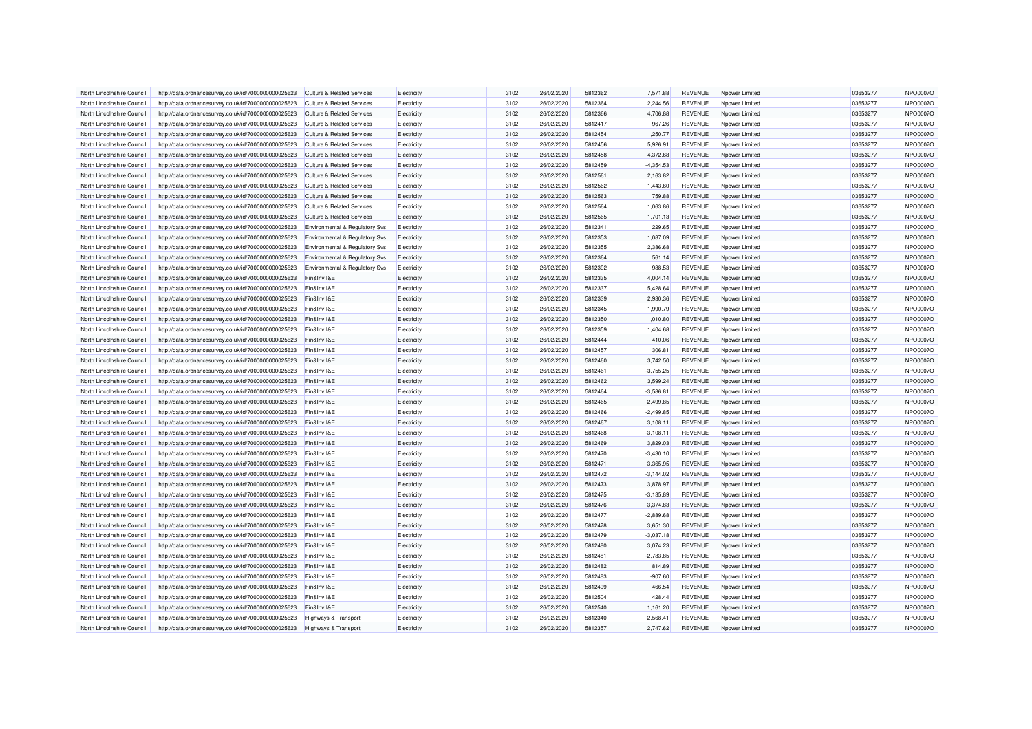| | | | | | | | | | | | |
|---|---|---|---|---|---|---|---|---|---|---|---|
| North Lincolnshire Council | http://data.ordnancesurvey.co.uk/id/7000000000025623 | Culture & Related Services | Electricity | 3102 | 26/02/2020 | 5812362 | 7,571.88 | REVENUE | Npower Limited | 03653277 | NPO0007O |
| North Lincolnshire Council | http://data.ordnancesurvey.co.uk/id/7000000000025623 | Culture & Related Services | Electricity | 3102 | 26/02/2020 | 5812364 | 2,244.56 | REVENUE | Npower Limited | 03653277 | NPO0007O |
| North Lincolnshire Council | http://data.ordnancesurvey.co.uk/id/7000000000025623 | Culture & Related Services | Electricity | 3102 | 26/02/2020 | 5812366 | 4,706.88 | REVENUE | Npower Limited | 03653277 | NPO0007O |
| North Lincolnshire Council | http://data.ordnancesurvey.co.uk/id/7000000000025623 | Culture & Related Services | Electricity | 3102 | 26/02/2020 | 5812417 | 967.26 | REVENUE | Npower Limited | 03653277 | NPO0007O |
| North Lincolnshire Council | http://data.ordnancesurvey.co.uk/id/7000000000025623 | Culture & Related Services | Electricity | 3102 | 26/02/2020 | 5812454 | 1,250.77 | REVENUE | Npower Limited | 03653277 | NPO0007O |
| North Lincolnshire Council | http://data.ordnancesurvey.co.uk/id/7000000000025623 | Culture & Related Services | Electricity | 3102 | 26/02/2020 | 5812456 | 5,926.91 | REVENUE | Npower Limited | 03653277 | NPO0007O |
| North Lincolnshire Council | http://data.ordnancesurvey.co.uk/id/7000000000025623 | Culture & Related Services | Electricity | 3102 | 26/02/2020 | 5812458 | 4,372.68 | REVENUE | Npower Limited | 03653277 | NPO0007O |
| North Lincolnshire Council | http://data.ordnancesurvey.co.uk/id/7000000000025623 | Culture & Related Services | Electricity | 3102 | 26/02/2020 | 5812459 | -4,354.53 | REVENUE | Npower Limited | 03653277 | NPO0007O |
| North Lincolnshire Council | http://data.ordnancesurvey.co.uk/id/7000000000025623 | Culture & Related Services | Electricity | 3102 | 26/02/2020 | 5812561 | 2,163.82 | REVENUE | Npower Limited | 03653277 | NPO0007O |
| North Lincolnshire Council | http://data.ordnancesurvey.co.uk/id/7000000000025623 | Culture & Related Services | Electricity | 3102 | 26/02/2020 | 5812562 | 1,443.60 | REVENUE | Npower Limited | 03653277 | NPO0007O |
| North Lincolnshire Council | http://data.ordnancesurvey.co.uk/id/7000000000025623 | Culture & Related Services | Electricity | 3102 | 26/02/2020 | 5812563 | 759.88 | REVENUE | Npower Limited | 03653277 | NPO0007O |
| North Lincolnshire Council | http://data.ordnancesurvey.co.uk/id/7000000000025623 | Culture & Related Services | Electricity | 3102 | 26/02/2020 | 5812564 | 1,063.86 | REVENUE | Npower Limited | 03653277 | NPO0007O |
| North Lincolnshire Council | http://data.ordnancesurvey.co.uk/id/7000000000025623 | Culture & Related Services | Electricity | 3102 | 26/02/2020 | 5812565 | 1,701.13 | REVENUE | Npower Limited | 03653277 | NPO0007O |
| North Lincolnshire Council | http://data.ordnancesurvey.co.uk/id/7000000000025623 | Environmental & Regulatory Svs | Electricity | 3102 | 26/02/2020 | 5812341 | 229.65 | REVENUE | Npower Limited | 03653277 | NPO0007O |
| North Lincolnshire Council | http://data.ordnancesurvey.co.uk/id/7000000000025623 | Environmental & Regulatory Svs | Electricity | 3102 | 26/02/2020 | 5812353 | 1,087.09 | REVENUE | Npower Limited | 03653277 | NPO0007O |
| North Lincolnshire Council | http://data.ordnancesurvey.co.uk/id/7000000000025623 | Environmental & Regulatory Svs | Electricity | 3102 | 26/02/2020 | 5812355 | 2,386.68 | REVENUE | Npower Limited | 03653277 | NPO0007O |
| North Lincolnshire Council | http://data.ordnancesurvey.co.uk/id/7000000000025623 | Environmental & Regulatory Svs | Electricity | 3102 | 26/02/2020 | 5812364 | 561.14 | REVENUE | Npower Limited | 03653277 | NPO0007O |
| North Lincolnshire Council | http://data.ordnancesurvey.co.uk/id/7000000000025623 | Environmental & Regulatory Svs | Electricity | 3102 | 26/02/2020 | 5812392 | 988.53 | REVENUE | Npower Limited | 03653277 | NPO0007O |
| North Lincolnshire Council | http://data.ordnancesurvey.co.uk/id/7000000000025623 | Fin&Inv I&E | Electricity | 3102 | 26/02/2020 | 5812335 | 4,004.14 | REVENUE | Npower Limited | 03653277 | NPO0007O |
| North Lincolnshire Council | http://data.ordnancesurvey.co.uk/id/7000000000025623 | Fin&Inv I&E | Electricity | 3102 | 26/02/2020 | 5812337 | 5,428.64 | REVENUE | Npower Limited | 03653277 | NPO0007O |
| North Lincolnshire Council | http://data.ordnancesurvey.co.uk/id/7000000000025623 | Fin&Inv I&E | Electricity | 3102 | 26/02/2020 | 5812339 | 2,930.36 | REVENUE | Npower Limited | 03653277 | NPO0007O |
| North Lincolnshire Council | http://data.ordnancesurvey.co.uk/id/7000000000025623 | Fin&Inv I&E | Electricity | 3102 | 26/02/2020 | 5812345 | 1,990.79 | REVENUE | Npower Limited | 03653277 | NPO0007O |
| North Lincolnshire Council | http://data.ordnancesurvey.co.uk/id/7000000000025623 | Fin&Inv I&E | Electricity | 3102 | 26/02/2020 | 5812350 | 1,010.80 | REVENUE | Npower Limited | 03653277 | NPO0007O |
| North Lincolnshire Council | http://data.ordnancesurvey.co.uk/id/7000000000025623 | Fin&Inv I&E | Electricity | 3102 | 26/02/2020 | 5812359 | 1,404.68 | REVENUE | Npower Limited | 03653277 | NPO0007O |
| North Lincolnshire Council | http://data.ordnancesurvey.co.uk/id/7000000000025623 | Fin&Inv I&E | Electricity | 3102 | 26/02/2020 | 5812444 | 410.06 | REVENUE | Npower Limited | 03653277 | NPO0007O |
| North Lincolnshire Council | http://data.ordnancesurvey.co.uk/id/7000000000025623 | Fin&Inv I&E | Electricity | 3102 | 26/02/2020 | 5812457 | 306.81 | REVENUE | Npower Limited | 03653277 | NPO0007O |
| North Lincolnshire Council | http://data.ordnancesurvey.co.uk/id/7000000000025623 | Fin&Inv I&E | Electricity | 3102 | 26/02/2020 | 5812460 | 3,742.50 | REVENUE | Npower Limited | 03653277 | NPO0007O |
| North Lincolnshire Council | http://data.ordnancesurvey.co.uk/id/7000000000025623 | Fin&Inv I&E | Electricity | 3102 | 26/02/2020 | 5812461 | -3,755.25 | REVENUE | Npower Limited | 03653277 | NPO0007O |
| North Lincolnshire Council | http://data.ordnancesurvey.co.uk/id/7000000000025623 | Fin&Inv I&E | Electricity | 3102 | 26/02/2020 | 5812462 | 3,599.24 | REVENUE | Npower Limited | 03653277 | NPO0007O |
| North Lincolnshire Council | http://data.ordnancesurvey.co.uk/id/7000000000025623 | Fin&Inv I&E | Electricity | 3102 | 26/02/2020 | 5812464 | -3,586.81 | REVENUE | Npower Limited | 03653277 | NPO0007O |
| North Lincolnshire Council | http://data.ordnancesurvey.co.uk/id/7000000000025623 | Fin&Inv I&E | Electricity | 3102 | 26/02/2020 | 5812465 | 2,499.85 | REVENUE | Npower Limited | 03653277 | NPO0007O |
| North Lincolnshire Council | http://data.ordnancesurvey.co.uk/id/7000000000025623 | Fin&Inv I&E | Electricity | 3102 | 26/02/2020 | 5812466 | -2,499.85 | REVENUE | Npower Limited | 03653277 | NPO0007O |
| North Lincolnshire Council | http://data.ordnancesurvey.co.uk/id/7000000000025623 | Fin&Inv I&E | Electricity | 3102 | 26/02/2020 | 5812467 | 3,108.11 | REVENUE | Npower Limited | 03653277 | NPO0007O |
| North Lincolnshire Council | http://data.ordnancesurvey.co.uk/id/7000000000025623 | Fin&Inv I&E | Electricity | 3102 | 26/02/2020 | 5812468 | -3,108.11 | REVENUE | Npower Limited | 03653277 | NPO0007O |
| North Lincolnshire Council | http://data.ordnancesurvey.co.uk/id/7000000000025623 | Fin&Inv I&E | Electricity | 3102 | 26/02/2020 | 5812469 | 3,629.03 | REVENUE | Npower Limited | 03653277 | NPO0007O |
| North Lincolnshire Council | http://data.ordnancesurvey.co.uk/id/7000000000025623 | Fin&Inv I&E | Electricity | 3102 | 26/02/2020 | 5812470 | -3,430.10 | REVENUE | Npower Limited | 03653277 | NPO0007O |
| North Lincolnshire Council | http://data.ordnancesurvey.co.uk/id/7000000000025623 | Fin&Inv I&E | Electricity | 3102 | 26/02/2020 | 5812471 | 3,365.95 | REVENUE | Npower Limited | 03653277 | NPO0007O |
| North Lincolnshire Council | http://data.ordnancesurvey.co.uk/id/7000000000025623 | Fin&Inv I&E | Electricity | 3102 | 26/02/2020 | 5812472 | -3,144.02 | REVENUE | Npower Limited | 03653277 | NPO0007O |
| North Lincolnshire Council | http://data.ordnancesurvey.co.uk/id/7000000000025623 | Fin&Inv I&E | Electricity | 3102 | 26/02/2020 | 5812473 | 3,878.97 | REVENUE | Npower Limited | 03653277 | NPO0007O |
| North Lincolnshire Council | http://data.ordnancesurvey.co.uk/id/7000000000025623 | Fin&Inv I&E | Electricity | 3102 | 26/02/2020 | 5812475 | -3,135.89 | REVENUE | Npower Limited | 03653277 | NPO0007O |
| North Lincolnshire Council | http://data.ordnancesurvey.co.uk/id/7000000000025623 | Fin&Inv I&E | Electricity | 3102 | 26/02/2020 | 5812476 | 3,374.83 | REVENUE | Npower Limited | 03653277 | NPO0007O |
| North Lincolnshire Council | http://data.ordnancesurvey.co.uk/id/7000000000025623 | Fin&Inv I&E | Electricity | 3102 | 26/02/2020 | 5812477 | -2,889.68 | REVENUE | Npower Limited | 03653277 | NPO0007O |
| North Lincolnshire Council | http://data.ordnancesurvey.co.uk/id/7000000000025623 | Fin&Inv I&E | Electricity | 3102 | 26/02/2020 | 5812478 | 3,651.30 | REVENUE | Npower Limited | 03653277 | NPO0007O |
| North Lincolnshire Council | http://data.ordnancesurvey.co.uk/id/7000000000025623 | Fin&Inv I&E | Electricity | 3102 | 26/02/2020 | 5812479 | -3,037.18 | REVENUE | Npower Limited | 03653277 | NPO0007O |
| North Lincolnshire Council | http://data.ordnancesurvey.co.uk/id/7000000000025623 | Fin&Inv I&E | Electricity | 3102 | 26/02/2020 | 5812480 | 3,074.23 | REVENUE | Npower Limited | 03653277 | NPO0007O |
| North Lincolnshire Council | http://data.ordnancesurvey.co.uk/id/7000000000025623 | Fin&Inv I&E | Electricity | 3102 | 26/02/2020 | 5812481 | -2,783.85 | REVENUE | Npower Limited | 03653277 | NPO0007O |
| North Lincolnshire Council | http://data.ordnancesurvey.co.uk/id/7000000000025623 | Fin&Inv I&E | Electricity | 3102 | 26/02/2020 | 5812482 | 814.89 | REVENUE | Npower Limited | 03653277 | NPO0007O |
| North Lincolnshire Council | http://data.ordnancesurvey.co.uk/id/7000000000025623 | Fin&Inv I&E | Electricity | 3102 | 26/02/2020 | 5812483 | -907.60 | REVENUE | Npower Limited | 03653277 | NPO0007O |
| North Lincolnshire Council | http://data.ordnancesurvey.co.uk/id/7000000000025623 | Fin&Inv I&E | Electricity | 3102 | 26/02/2020 | 5812499 | 466.54 | REVENUE | Npower Limited | 03653277 | NPO0007O |
| North Lincolnshire Council | http://data.ordnancesurvey.co.uk/id/7000000000025623 | Fin&Inv I&E | Electricity | 3102 | 26/02/2020 | 5812504 | 428.44 | REVENUE | Npower Limited | 03653277 | NPO0007O |
| North Lincolnshire Council | http://data.ordnancesurvey.co.uk/id/7000000000025623 | Fin&Inv I&E | Electricity | 3102 | 26/02/2020 | 5812540 | 1,161.20 | REVENUE | Npower Limited | 03653277 | NPO0007O |
| North Lincolnshire Council | http://data.ordnancesurvey.co.uk/id/7000000000025623 | Highways & Transport | Electricity | 3102 | 26/02/2020 | 5812340 | 2,568.41 | REVENUE | Npower Limited | 03653277 | NPO0007O |
| North Lincolnshire Council | http://data.ordnancesurvey.co.uk/id/7000000000025623 | Highways & Transport | Electricity | 3102 | 26/02/2020 | 5812357 | 2,747.62 | REVENUE | Npower Limited | 03653277 | NPO0007O |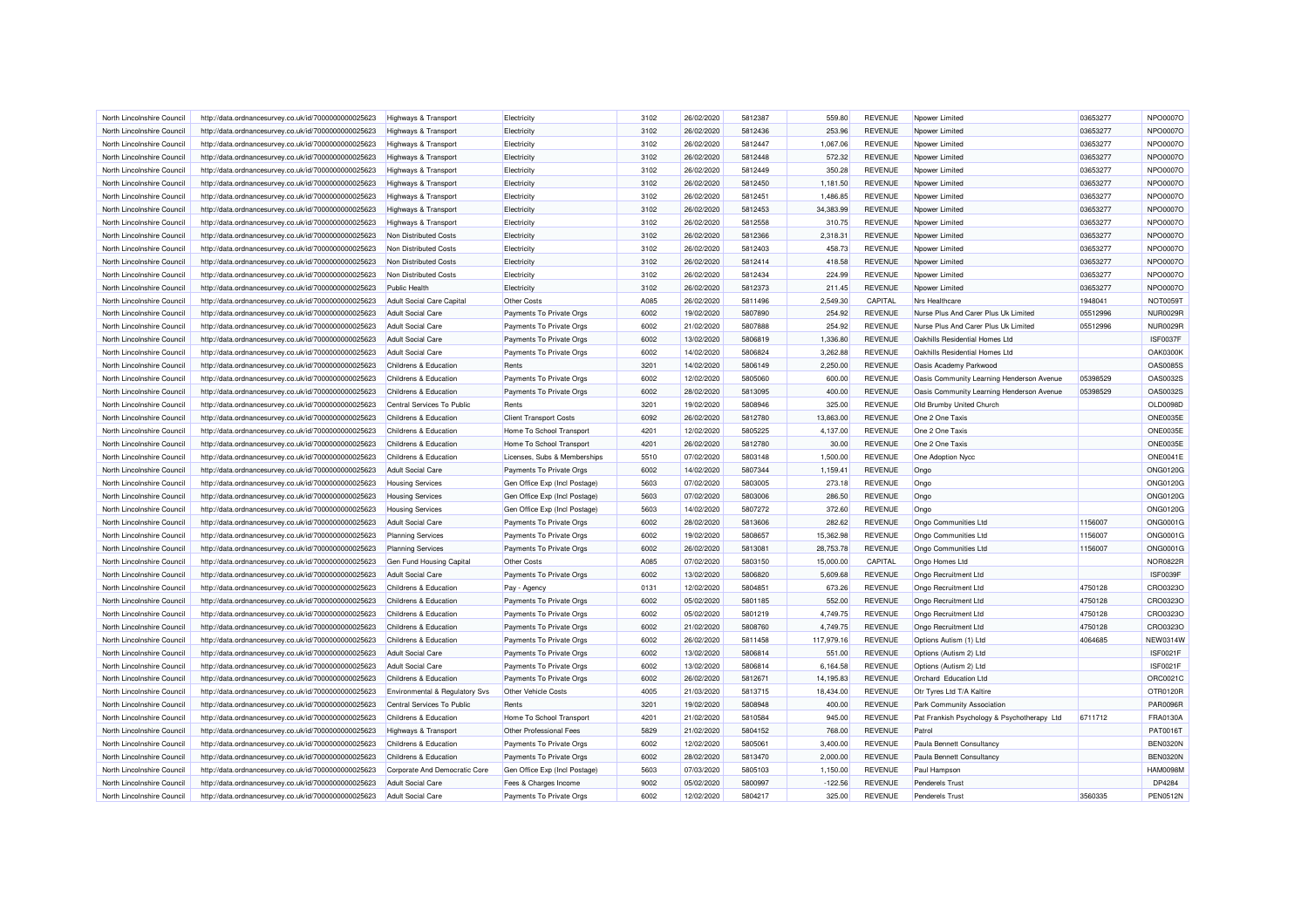| North Lincolnshire Council | http://data.ordnancesurvey.co.uk/id/7000000000025623 | Highways & Transport | Electricity | 3102 | 26/02/2020 | 5812387 | 559.80 | REVENUE | Npower Limited | 03653277 | NPO0007O |
|---|---|---|---|---|---|---|---|---|---|---|---|
| North Lincolnshire Council | http://data.ordnancesurvey.co.uk/id/7000000000025623 | Highways & Transport | Electricity | 3102 | 26/02/2020 | 5812436 | 253.96 | REVENUE | Npower Limited | 03653277 | NPO0007O |
| North Lincolnshire Council | http://data.ordnancesurvey.co.uk/id/7000000000025623 | Highways & Transport | Electricity | 3102 | 26/02/2020 | 5812447 | 1,067.06 | REVENUE | Npower Limited | 03653277 | NPO0007O |
| North Lincolnshire Council | http://data.ordnancesurvey.co.uk/id/7000000000025623 | Highways & Transport | Electricity | 3102 | 26/02/2020 | 5812448 | 572.32 | REVENUE | Npower Limited | 03653277 | NPO0007O |
| North Lincolnshire Council | http://data.ordnancesurvey.co.uk/id/7000000000025623 | Highways & Transport | Electricity | 3102 | 26/02/2020 | 5812449 | 350.28 | REVENUE | Npower Limited | 03653277 | NPO0007O |
| North Lincolnshire Council | http://data.ordnancesurvey.co.uk/id/7000000000025623 | Highways & Transport | Electricity | 3102 | 26/02/2020 | 5812450 | 1,181.50 | REVENUE | Npower Limited | 03653277 | NPO0007O |
| North Lincolnshire Council | http://data.ordnancesurvey.co.uk/id/7000000000025623 | Highways & Transport | Electricity | 3102 | 26/02/2020 | 5812451 | 1,486.85 | REVENUE | Npower Limited | 03653277 | NPO0007O |
| North Lincolnshire Council | http://data.ordnancesurvey.co.uk/id/7000000000025623 | Highways & Transport | Electricity | 3102 | 26/02/2020 | 5812453 | 34,383.99 | REVENUE | Npower Limited | 03653277 | NPO0007O |
| North Lincolnshire Council | http://data.ordnancesurvey.co.uk/id/7000000000025623 | Highways & Transport | Electricity | 3102 | 26/02/2020 | 5812558 | 310.75 | REVENUE | Npower Limited | 03653277 | NPO0007O |
| North Lincolnshire Council | http://data.ordnancesurvey.co.uk/id/7000000000025623 | Non Distributed Costs | Electricity | 3102 | 26/02/2020 | 5812366 | 2,318.31 | REVENUE | Npower Limited | 03653277 | NPO0007O |
| North Lincolnshire Council | http://data.ordnancesurvey.co.uk/id/7000000000025623 | Non Distributed Costs | Electricity | 3102 | 26/02/2020 | 5812403 | 458.73 | REVENUE | Npower Limited | 03653277 | NPO0007O |
| North Lincolnshire Council | http://data.ordnancesurvey.co.uk/id/7000000000025623 | Non Distributed Costs | Electricity | 3102 | 26/02/2020 | 5812414 | 418.58 | REVENUE | Npower Limited | 03653277 | NPO0007O |
| North Lincolnshire Council | http://data.ordnancesurvey.co.uk/id/7000000000025623 | Non Distributed Costs | Electricity | 3102 | 26/02/2020 | 5812434 | 224.99 | REVENUE | Npower Limited | 03653277 | NPO0007O |
| North Lincolnshire Council | http://data.ordnancesurvey.co.uk/id/7000000000025623 | Public Health | Electricity | 3102 | 26/02/2020 | 5812373 | 211.45 | REVENUE | Npower Limited | 03653277 | NPO0007O |
| North Lincolnshire Council | http://data.ordnancesurvey.co.uk/id/7000000000025623 | Adult Social Care Capital | Other Costs | A085 | 26/02/2020 | 5811496 | 2,549.30 | CAPITAL | Nrs Healthcare | 1948041 | NOT0059T |
| North Lincolnshire Council | http://data.ordnancesurvey.co.uk/id/7000000000025623 | Adult Social Care | Payments To Private Orgs | 6002 | 19/02/2020 | 5807890 | 254.92 | REVENUE | Nurse Plus And Carer Plus Uk Limited | 05512996 | NUR0029R |
| North Lincolnshire Council | http://data.ordnancesurvey.co.uk/id/7000000000025623 | Adult Social Care | Payments To Private Orgs | 6002 | 21/02/2020 | 5807888 | 254.92 | REVENUE | Nurse Plus And Carer Plus Uk Limited | 05512996 | NUR0029R |
| North Lincolnshire Council | http://data.ordnancesurvey.co.uk/id/7000000000025623 | Adult Social Care | Payments To Private Orgs | 6002 | 13/02/2020 | 5806819 | 1,336.80 | REVENUE | Oakhills Residential Homes Ltd | | ISF0037F |
| North Lincolnshire Council | http://data.ordnancesurvey.co.uk/id/7000000000025623 | Adult Social Care | Payments To Private Orgs | 6002 | 14/02/2020 | 5806824 | 3,262.88 | REVENUE | Oakhills Residential Homes Ltd | | OAK0300K |
| North Lincolnshire Council | http://data.ordnancesurvey.co.uk/id/7000000000025623 | Childrens & Education | Rents | 3201 | 14/02/2020 | 5806149 | 2,250.00 | REVENUE | Oasis Academy Parkwood | | OAS0085S |
| North Lincolnshire Council | http://data.ordnancesurvey.co.uk/id/7000000000025623 | Childrens & Education | Payments To Private Orgs | 6002 | 12/02/2020 | 5805060 | 600.00 | REVENUE | Oasis Community Learning Henderson Avenue | 05398529 | OAS0032S |
| North Lincolnshire Council | http://data.ordnancesurvey.co.uk/id/7000000000025623 | Childrens & Education | Payments To Private Orgs | 6002 | 28/02/2020 | 5813095 | 400.00 | REVENUE | Oasis Community Learning Henderson Avenue | 05398529 | OAS0032S |
| North Lincolnshire Council | http://data.ordnancesurvey.co.uk/id/7000000000025623 | Central Services To Public | Rents | 3201 | 19/02/2020 | 5808946 | 325.00 | REVENUE | Old Brumby United Church | | OLD0098D |
| North Lincolnshire Council | http://data.ordnancesurvey.co.uk/id/7000000000025623 | Childrens & Education | Client Transport Costs | 6092 | 26/02/2020 | 5812780 | 13,863.00 | REVENUE | One 2 One Taxis | | ONE0035E |
| North Lincolnshire Council | http://data.ordnancesurvey.co.uk/id/7000000000025623 | Childrens & Education | Home To School Transport | 4201 | 12/02/2020 | 5805225 | 4,137.00 | REVENUE | One 2 One Taxis | | ONE0035E |
| North Lincolnshire Council | http://data.ordnancesurvey.co.uk/id/7000000000025623 | Childrens & Education | Home To School Transport | 4201 | 26/02/2020 | 5812780 | 30.00 | REVENUE | One 2 One Taxis | | ONE0035E |
| North Lincolnshire Council | http://data.ordnancesurvey.co.uk/id/7000000000025623 | Childrens & Education | Licenses, Subs & Memberships | 5510 | 07/02/2020 | 5803148 | 1,500.00 | REVENUE | One Adoption Nycc | | ONE0041E |
| North Lincolnshire Council | http://data.ordnancesurvey.co.uk/id/7000000000025623 | Adult Social Care | Payments To Private Orgs | 6002 | 14/02/2020 | 5807344 | 1,159.41 | REVENUE | Ongo | | ONG0120G |
| North Lincolnshire Council | http://data.ordnancesurvey.co.uk/id/7000000000025623 | Housing Services | Gen Office Exp (Incl Postage) | 5603 | 07/02/2020 | 5803005 | 273.18 | REVENUE | Ongo | | ONG0120G |
| North Lincolnshire Council | http://data.ordnancesurvey.co.uk/id/7000000000025623 | Housing Services | Gen Office Exp (Incl Postage) | 5603 | 07/02/2020 | 5803006 | 286.50 | REVENUE | Ongo | | ONG0120G |
| North Lincolnshire Council | http://data.ordnancesurvey.co.uk/id/7000000000025623 | Housing Services | Gen Office Exp (Incl Postage) | 5603 | 14/02/2020 | 5807272 | 372.60 | REVENUE | Ongo | | ONG0120G |
| North Lincolnshire Council | http://data.ordnancesurvey.co.uk/id/7000000000025623 | Adult Social Care | Payments To Private Orgs | 6002 | 28/02/2020 | 5813606 | 282.62 | REVENUE | Ongo Communities Ltd | 1156007 | ONG0001G |
| North Lincolnshire Council | http://data.ordnancesurvey.co.uk/id/7000000000025623 | Planning Services | Payments To Private Orgs | 6002 | 19/02/2020 | 5808657 | 15,362.98 | REVENUE | Ongo Communities Ltd | 1156007 | ONG0001G |
| North Lincolnshire Council | http://data.ordnancesurvey.co.uk/id/7000000000025623 | Planning Services | Payments To Private Orgs | 6002 | 26/02/2020 | 5813081 | 28,753.78 | REVENUE | Ongo Communities Ltd | 1156007 | ONG0001G |
| North Lincolnshire Council | http://data.ordnancesurvey.co.uk/id/7000000000025623 | Gen Fund Housing Capital | Other Costs | A085 | 07/02/2020 | 5803150 | 15,000.00 | CAPITAL | Ongo Homes Ltd | | NOR0822R |
| North Lincolnshire Council | http://data.ordnancesurvey.co.uk/id/7000000000025623 | Adult Social Care | Payments To Private Orgs | 6002 | 13/02/2020 | 5806820 | 5,609.68 | REVENUE | Ongo Recruitment Ltd | | ISF0039F |
| North Lincolnshire Council | http://data.ordnancesurvey.co.uk/id/7000000000025623 | Childrens & Education | Pay - Agency | 0131 | 12/02/2020 | 5804851 | 673.26 | REVENUE | Ongo Recruitment Ltd | 4750128 | CRO0323O |
| North Lincolnshire Council | http://data.ordnancesurvey.co.uk/id/7000000000025623 | Childrens & Education | Payments To Private Orgs | 6002 | 05/02/2020 | 5801185 | 552.00 | REVENUE | Ongo Recruitment Ltd | 4750128 | CRO0323O |
| North Lincolnshire Council | http://data.ordnancesurvey.co.uk/id/7000000000025623 | Childrens & Education | Payments To Private Orgs | 6002 | 05/02/2020 | 5801219 | 4,749.75 | REVENUE | Ongo Recruitment Ltd | 4750128 | CRO0323O |
| North Lincolnshire Council | http://data.ordnancesurvey.co.uk/id/7000000000025623 | Childrens & Education | Payments To Private Orgs | 6002 | 21/02/2020 | 5808760 | 4,749.75 | REVENUE | Ongo Recruitment Ltd | 4750128 | CRO0323O |
| North Lincolnshire Council | http://data.ordnancesurvey.co.uk/id/7000000000025623 | Childrens & Education | Payments To Private Orgs | 6002 | 26/02/2020 | 5811458 | 117,979.16 | REVENUE | Options Autism (1) Ltd | 4064685 | NEW0314W |
| North Lincolnshire Council | http://data.ordnancesurvey.co.uk/id/7000000000025623 | Adult Social Care | Payments To Private Orgs | 6002 | 13/02/2020 | 5806814 | 551.00 | REVENUE | Options (Autism 2) Ltd | | ISF0021F |
| North Lincolnshire Council | http://data.ordnancesurvey.co.uk/id/7000000000025623 | Adult Social Care | Payments To Private Orgs | 6002 | 13/02/2020 | 5806814 | 6,164.58 | REVENUE | Options (Autism 2) Ltd | | ISF0021F |
| North Lincolnshire Council | http://data.ordnancesurvey.co.uk/id/7000000000025623 | Childrens & Education | Payments To Private Orgs | 6002 | 26/02/2020 | 5812671 | 14,195.83 | REVENUE | Orchard Education Ltd | | ORC0021C |
| North Lincolnshire Council | http://data.ordnancesurvey.co.uk/id/7000000000025623 | Environmental & Regulatory Svs | Other Vehicle Costs | 4005 | 21/03/2020 | 5813715 | 18,434.00 | REVENUE | Otr Tyres Ltd T/A Kaltire | | OTR0120R |
| North Lincolnshire Council | http://data.ordnancesurvey.co.uk/id/7000000000025623 | Central Services To Public | Rents | 3201 | 19/02/2020 | 5808948 | 400.00 | REVENUE | Park Community Association | | PAR0096R |
| North Lincolnshire Council | http://data.ordnancesurvey.co.uk/id/7000000000025623 | Childrens & Education | Home To School Transport | 4201 | 21/02/2020 | 5810584 | 945.00 | REVENUE | Pat Frankish Psychology & Psychotherapy Ltd | 6711712 | FRA0130A |
| North Lincolnshire Council | http://data.ordnancesurvey.co.uk/id/7000000000025623 | Highways & Transport | Other Professional Fees | 5829 | 21/02/2020 | 5804152 | 768.00 | REVENUE | Patrol | | PAT0016T |
| North Lincolnshire Council | http://data.ordnancesurvey.co.uk/id/7000000000025623 | Childrens & Education | Payments To Private Orgs | 6002 | 12/02/2020 | 5805061 | 3,400.00 | REVENUE | Paula Bennett Consultancy | | BEN0320N |
| North Lincolnshire Council | http://data.ordnancesurvey.co.uk/id/7000000000025623 | Childrens & Education | Payments To Private Orgs | 6002 | 28/02/2020 | 5813470 | 2,000.00 | REVENUE | Paula Bennett Consultancy | | BEN0320N |
| North Lincolnshire Council | http://data.ordnancesurvey.co.uk/id/7000000000025623 | Corporate And Democratic Core | Gen Office Exp (Incl Postage) | 5603 | 07/03/2020 | 5805103 | 1,150.00 | REVENUE | Paul Hampson | | HAM0098M |
| North Lincolnshire Council | http://data.ordnancesurvey.co.uk/id/7000000000025623 | Adult Social Care | Fees & Charges Income | 9002 | 05/02/2020 | 5800997 | -122.56 | REVENUE | Penderels Trust | | DP4284 |
| North Lincolnshire Council | http://data.ordnancesurvey.co.uk/id/7000000000025623 | Adult Social Care | Payments To Private Orgs | 6002 | 12/02/2020 | 5804217 | 325.00 | REVENUE | Penderels Trust | 3560335 | PEN0512N |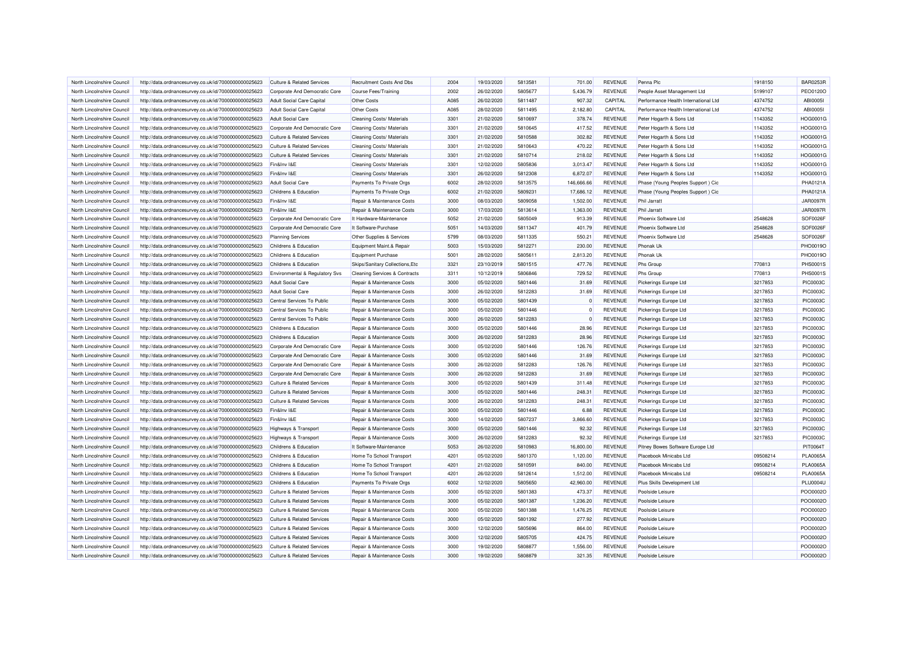| North Lincolnshire Council | http://data.ordnancesurvey.co.uk/id/7000000000025623 | Culture & Related Services | Recruitment Costs And Dbs | 2004 | 19/03/2020 | 5813581 | 701.00 | REVENUE | Penna Plc | 1918150 | BAR0253R |
|---|---|---|---|---|---|---|---|---|---|---|---|
| North Lincolnshire Council | http://data.ordnancesurvey.co.uk/id/7000000000025623 | Corporate And Democratic Core | Course Fees/Training | 2002 | 26/02/2020 | 5805677 | 5,436.79 | REVENUE | People Asset Management Ltd | 5199107 | PEO0120O |
| North Lincolnshire Council | http://data.ordnancesurvey.co.uk/id/7000000000025623 | Adult Social Care Capital | Other Costs | A085 | 26/02/2020 | 5811487 | 907.32 | CAPITAL | Performance Health International Ltd | 4374752 | ABI0005I |
| North Lincolnshire Council | http://data.ordnancesurvey.co.uk/id/7000000000025623 | Adult Social Care Capital | Other Costs | A085 | 28/02/2020 | 5811495 | 2,182.80 | CAPITAL | Performance Health International Ltd | 4374752 | ABI0005I |
| North Lincolnshire Council | http://data.ordnancesurvey.co.uk/id/7000000000025623 | Adult Social Care | Cleaning Costs/ Materials | 3301 | 21/02/2020 | 5810697 | 378.74 | REVENUE | Peter Hogarth & Sons Ltd | 1143352 | HOG0001G |
| North Lincolnshire Council | http://data.ordnancesurvey.co.uk/id/7000000000025623 | Corporate And Democratic Core | Cleaning Costs/ Materials | 3301 | 21/02/2020 | 5810645 | 417.52 | REVENUE | Peter Hogarth & Sons Ltd | 1143352 | HOG0001G |
| North Lincolnshire Council | http://data.ordnancesurvey.co.uk/id/7000000000025623 | Culture & Related Services | Cleaning Costs/ Materials | 3301 | 21/02/2020 | 5810588 | 302.82 | REVENUE | Peter Hogarth & Sons Ltd | 1143352 | HOG0001G |
| North Lincolnshire Council | http://data.ordnancesurvey.co.uk/id/7000000000025623 | Culture & Related Services | Cleaning Costs/ Materials | 3301 | 21/02/2020 | 5810643 | 470.22 | REVENUE | Peter Hogarth & Sons Ltd | 1143352 | HOG0001G |
| North Lincolnshire Council | http://data.ordnancesurvey.co.uk/id/7000000000025623 | Culture & Related Services | Cleaning Costs/ Materials | 3301 | 21/02/2020 | 5810714 | 218.02 | REVENUE | Peter Hogarth & Sons Ltd | 1143352 | HOG0001G |
| North Lincolnshire Council | http://data.ordnancesurvey.co.uk/id/7000000000025623 | Fin&Inv I&E | Cleaning Costs/ Materials | 3301 | 12/02/2020 | 5805836 | 3,013.47 | REVENUE | Peter Hogarth & Sons Ltd | 1143352 | HOG0001G |
| North Lincolnshire Council | http://data.ordnancesurvey.co.uk/id/7000000000025623 | Fin&Inv I&E | Cleaning Costs/ Materials | 3301 | 26/02/2020 | 5812308 | 6,872.07 | REVENUE | Peter Hogarth & Sons Ltd | 1143352 | HOG0001G |
| North Lincolnshire Council | http://data.ordnancesurvey.co.uk/id/7000000000025623 | Adult Social Care | Payments To Private Orgs | 6002 | 28/02/2020 | 5813575 | 146,666.66 | REVENUE | Phase (Young Peoples Support ) Cic | | PHA0121A |
| North Lincolnshire Council | http://data.ordnancesurvey.co.uk/id/7000000000025623 | Childrens & Education | Payments To Private Orgs | 6002 | 21/02/2020 | 5809231 | 17,686.12 | REVENUE | Phase (Young Peoples Support ) Cic | | PHA0121A |
| North Lincolnshire Council | http://data.ordnancesurvey.co.uk/id/7000000000025623 | Fin&Inv I&E | Repair & Maintenance Costs | 3000 | 08/03/2020 | 5809058 | 1,502.00 | REVENUE | Phil Jarratt | | JAR0097R |
| North Lincolnshire Council | http://data.ordnancesurvey.co.uk/id/7000000000025623 | Fin&Inv I&E | Repair & Maintenance Costs | 3000 | 17/03/2020 | 5813614 | 1,363.00 | REVENUE | Phil Jarratt | | JAR0097R |
| North Lincolnshire Council | http://data.ordnancesurvey.co.uk/id/7000000000025623 | Corporate And Democratic Core | It Hardware-Maintenance | 5052 | 21/02/2020 | 5805049 | 913.39 | REVENUE | Phoenix Software Ltd | 2548628 | SOF0026F |
| North Lincolnshire Council | http://data.ordnancesurvey.co.uk/id/7000000000025623 | Corporate And Democratic Core | It Software-Purchase | 5051 | 14/03/2020 | 5811347 | 401.79 | REVENUE | Phoenix Software Ltd | 2548628 | SOF0026F |
| North Lincolnshire Council | http://data.ordnancesurvey.co.uk/id/7000000000025623 | Planning Services | Other Supplies & Services | 5799 | 08/03/2020 | 5811335 | 550.21 | REVENUE | Phoenix Software Ltd | 2548628 | SOF0026F |
| North Lincolnshire Council | http://data.ordnancesurvey.co.uk/id/7000000000025623 | Childrens & Education | Equipment Maint.& Repair | 5003 | 15/03/2020 | 5812271 | 230.00 | REVENUE | Phonak Uk | | PHO0019O |
| North Lincolnshire Council | http://data.ordnancesurvey.co.uk/id/7000000000025623 | Childrens & Education | Equipment Purchase | 5001 | 28/02/2020 | 5805611 | 2,813.20 | REVENUE | Phonak Uk | | PHO0019O |
| North Lincolnshire Council | http://data.ordnancesurvey.co.uk/id/7000000000025623 | Childrens & Education | Skips/Sanitary Collections,Etc | 3321 | 23/10/2019 | 5801515 | 477.76 | REVENUE | Phs Group | 770813 | PHS0001S |
| North Lincolnshire Council | http://data.ordnancesurvey.co.uk/id/7000000000025623 | Environmental & Regulatory Svs | Cleaning Services & Contracts | 3311 | 10/12/2019 | 5806846 | 729.52 | REVENUE | Phs Group | 770813 | PHS0001S |
| North Lincolnshire Council | http://data.ordnancesurvey.co.uk/id/7000000000025623 | Adult Social Care | Repair & Maintenance Costs | 3000 | 05/02/2020 | 5801446 | 31.69 | REVENUE | Pickerings Europe Ltd | 3217853 | PIC0003C |
| North Lincolnshire Council | http://data.ordnancesurvey.co.uk/id/7000000000025623 | Adult Social Care | Repair & Maintenance Costs | 3000 | 26/02/2020 | 5812283 | 31.69 | REVENUE | Pickerings Europe Ltd | 3217853 | PIC0003C |
| North Lincolnshire Council | http://data.ordnancesurvey.co.uk/id/7000000000025623 | Central Services To Public | Repair & Maintenance Costs | 3000 | 05/02/2020 | 5801439 | 0 | REVENUE | Pickerings Europe Ltd | 3217853 | PIC0003C |
| North Lincolnshire Council | http://data.ordnancesurvey.co.uk/id/7000000000025623 | Central Services To Public | Repair & Maintenance Costs | 3000 | 05/02/2020 | 5801446 | 0 | REVENUE | Pickerings Europe Ltd | 3217853 | PIC0003C |
| North Lincolnshire Council | http://data.ordnancesurvey.co.uk/id/7000000000025623 | Central Services To Public | Repair & Maintenance Costs | 3000 | 26/02/2020 | 5812283 | 0 | REVENUE | Pickerings Europe Ltd | 3217853 | PIC0003C |
| North Lincolnshire Council | http://data.ordnancesurvey.co.uk/id/7000000000025623 | Childrens & Education | Repair & Maintenance Costs | 3000 | 05/02/2020 | 5801446 | 28.96 | REVENUE | Pickerings Europe Ltd | 3217853 | PIC0003C |
| North Lincolnshire Council | http://data.ordnancesurvey.co.uk/id/7000000000025623 | Childrens & Education | Repair & Maintenance Costs | 3000 | 26/02/2020 | 5812283 | 28.96 | REVENUE | Pickerings Europe Ltd | 3217853 | PIC0003C |
| North Lincolnshire Council | http://data.ordnancesurvey.co.uk/id/7000000000025623 | Corporate And Democratic Core | Repair & Maintenance Costs | 3000 | 05/02/2020 | 5801446 | 126.76 | REVENUE | Pickerings Europe Ltd | 3217853 | PIC0003C |
| North Lincolnshire Council | http://data.ordnancesurvey.co.uk/id/7000000000025623 | Corporate And Democratic Core | Repair & Maintenance Costs | 3000 | 05/02/2020 | 5801446 | 31.69 | REVENUE | Pickerings Europe Ltd | 3217853 | PIC0003C |
| North Lincolnshire Council | http://data.ordnancesurvey.co.uk/id/7000000000025623 | Corporate And Democratic Core | Repair & Maintenance Costs | 3000 | 26/02/2020 | 5812283 | 126.76 | REVENUE | Pickerings Europe Ltd | 3217853 | PIC0003C |
| North Lincolnshire Council | http://data.ordnancesurvey.co.uk/id/7000000000025623 | Corporate And Democratic Core | Repair & Maintenance Costs | 3000 | 26/02/2020 | 5812283 | 31.69 | REVENUE | Pickerings Europe Ltd | 3217853 | PIC0003C |
| North Lincolnshire Council | http://data.ordnancesurvey.co.uk/id/7000000000025623 | Culture & Related Services | Repair & Maintenance Costs | 3000 | 05/02/2020 | 5801439 | 311.48 | REVENUE | Pickerings Europe Ltd | 3217853 | PIC0003C |
| North Lincolnshire Council | http://data.ordnancesurvey.co.uk/id/7000000000025623 | Culture & Related Services | Repair & Maintenance Costs | 3000 | 05/02/2020 | 5801446 | 248.31 | REVENUE | Pickerings Europe Ltd | 3217853 | PIC0003C |
| North Lincolnshire Council | http://data.ordnancesurvey.co.uk/id/7000000000025623 | Culture & Related Services | Repair & Maintenance Costs | 3000 | 26/02/2020 | 5812283 | 248.31 | REVENUE | Pickerings Europe Ltd | 3217853 | PIC0003C |
| North Lincolnshire Council | http://data.ordnancesurvey.co.uk/id/7000000000025623 | Fin&Inv I&E | Repair & Maintenance Costs | 3000 | 05/02/2020 | 5801446 | 6.88 | REVENUE | Pickerings Europe Ltd | 3217853 | PIC0003C |
| North Lincolnshire Council | http://data.ordnancesurvey.co.uk/id/7000000000025623 | Fin&Inv I&E | Repair & Maintenance Costs | 3000 | 14/02/2020 | 5807237 | 3,866.60 | REVENUE | Pickerings Europe Ltd | 3217853 | PIC0003C |
| North Lincolnshire Council | http://data.ordnancesurvey.co.uk/id/7000000000025623 | Highways & Transport | Repair & Maintenance Costs | 3000 | 05/02/2020 | 5801446 | 92.32 | REVENUE | Pickerings Europe Ltd | 3217853 | PIC0003C |
| North Lincolnshire Council | http://data.ordnancesurvey.co.uk/id/7000000000025623 | Highways & Transport | Repair & Maintenance Costs | 3000 | 26/02/2020 | 5812283 | 92.32 | REVENUE | Pickerings Europe Ltd | 3217853 | PIC0003C |
| North Lincolnshire Council | http://data.ordnancesurvey.co.uk/id/7000000000025623 | Childrens & Education | It Software-Maintenance | 5053 | 26/02/2020 | 5810983 | 16,800.00 | REVENUE | Pitney Bowes Software Europe Ltd | | PIT0064T |
| North Lincolnshire Council | http://data.ordnancesurvey.co.uk/id/7000000000025623 | Childrens & Education | Home To School Transport | 4201 | 05/02/2020 | 5801370 | 1,120.00 | REVENUE | Placebook Minicabs Ltd | 09508214 | PLA0065A |
| North Lincolnshire Council | http://data.ordnancesurvey.co.uk/id/7000000000025623 | Childrens & Education | Home To School Transport | 4201 | 21/02/2020 | 5810591 | 840.00 | REVENUE | Placebook Minicabs Ltd | 09508214 | PLA0065A |
| North Lincolnshire Council | http://data.ordnancesurvey.co.uk/id/7000000000025623 | Childrens & Education | Home To School Transport | 4201 | 26/02/2020 | 5812614 | 1,512.00 | REVENUE | Placebook Minicabs Ltd | 09508214 | PLA0065A |
| North Lincolnshire Council | http://data.ordnancesurvey.co.uk/id/7000000000025623 | Childrens & Education | Payments To Private Orgs | 6002 | 12/02/2020 | 5805650 | 42,960.00 | REVENUE | Plus Skills Development Ltd | | PLU0004U |
| North Lincolnshire Council | http://data.ordnancesurvey.co.uk/id/7000000000025623 | Culture & Related Services | Repair & Maintenance Costs | 3000 | 05/02/2020 | 5801383 | 473.37 | REVENUE | Poolside Leisure | | POO0002O |
| North Lincolnshire Council | http://data.ordnancesurvey.co.uk/id/7000000000025623 | Culture & Related Services | Repair & Maintenance Costs | 3000 | 05/02/2020 | 5801387 | 1,236.20 | REVENUE | Poolside Leisure | | POO0002O |
| North Lincolnshire Council | http://data.ordnancesurvey.co.uk/id/7000000000025623 | Culture & Related Services | Repair & Maintenance Costs | 3000 | 05/02/2020 | 5801388 | 1,476.25 | REVENUE | Poolside Leisure | | POO0002O |
| North Lincolnshire Council | http://data.ordnancesurvey.co.uk/id/7000000000025623 | Culture & Related Services | Repair & Maintenance Costs | 3000 | 05/02/2020 | 5801392 | 277.92 | REVENUE | Poolside Leisure | | POO0002O |
| North Lincolnshire Council | http://data.ordnancesurvey.co.uk/id/7000000000025623 | Culture & Related Services | Repair & Maintenance Costs | 3000 | 12/02/2020 | 5805696 | 864.00 | REVENUE | Poolside Leisure | | POO0002O |
| North Lincolnshire Council | http://data.ordnancesurvey.co.uk/id/7000000000025623 | Culture & Related Services | Repair & Maintenance Costs | 3000 | 12/02/2020 | 5805705 | 424.75 | REVENUE | Poolside Leisure | | POO0002O |
| North Lincolnshire Council | http://data.ordnancesurvey.co.uk/id/7000000000025623 | Culture & Related Services | Repair & Maintenance Costs | 3000 | 19/02/2020 | 5808877 | 1,556.00 | REVENUE | Poolside Leisure | | POO0002O |
| North Lincolnshire Council | http://data.ordnancesurvey.co.uk/id/7000000000025623 | Culture & Related Services | Repair & Maintenance Costs | 3000 | 19/02/2020 | 5808879 | 321.35 | REVENUE | Poolside Leisure | | POO0002O |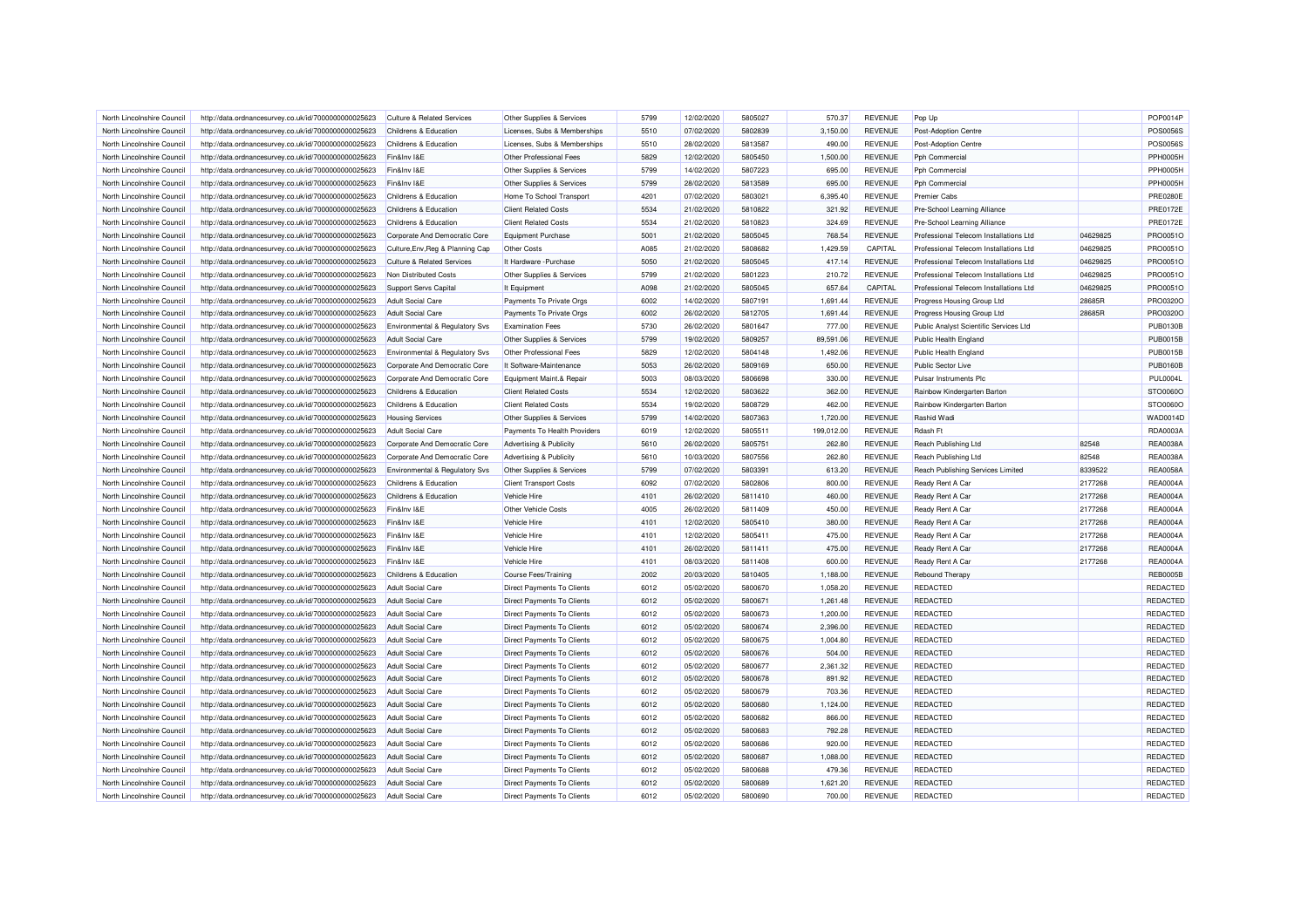| North Lincolnshire Council | http://data.ordnancesurvey.co.uk/id/7000000000025623 | Culture & Related Services | Other Supplies & Services | 5799 | 12/02/2020 | 5805027 | 570.37 | REVENUE | Pop Up | | POP0014P |
|---|---|---|---|---|---|---|---|---|---|---|---|
| North Lincolnshire Council | http://data.ordnancesurvey.co.uk/id/7000000000025623 | Childrens & Education | Licenses, Subs & Memberships | 5510 | 07/02/2020 | 5802839 | 3,150.00 | REVENUE | Post-Adoption Centre | | POS0056S |
| North Lincolnshire Council | http://data.ordnancesurvey.co.uk/id/7000000000025623 | Childrens & Education | Licenses, Subs & Memberships | 5510 | 28/02/2020 | 5813587 | 490.00 | REVENUE | Post-Adoption Centre | | POS0056S |
| North Lincolnshire Council | http://data.ordnancesurvey.co.uk/id/7000000000025623 | Fin&Inv I&E | Other Professional Fees | 5829 | 12/02/2020 | 5805450 | 1,500.00 | REVENUE | Pph Commercial | | PPH0005H |
| North Lincolnshire Council | http://data.ordnancesurvey.co.uk/id/7000000000025623 | Fin&Inv I&E | Other Supplies & Services | 5799 | 14/02/2020 | 5807223 | 695.00 | REVENUE | Pph Commercial | | PPH0005H |
| North Lincolnshire Council | http://data.ordnancesurvey.co.uk/id/7000000000025623 | Fin&Inv I&E | Other Supplies & Services | 5799 | 28/02/2020 | 5813589 | 695.00 | REVENUE | Pph Commercial | | PPH0005H |
| North Lincolnshire Council | http://data.ordnancesurvey.co.uk/id/7000000000025623 | Childrens & Education | Home To School Transport | 4201 | 07/02/2020 | 5803021 | 6,395.40 | REVENUE | Premier Cabs | | PRE0280E |
| North Lincolnshire Council | http://data.ordnancesurvey.co.uk/id/7000000000025623 | Childrens & Education | Client Related Costs | 5534 | 21/02/2020 | 5810822 | 321.92 | REVENUE | Pre-School Learning Alliance | | PRE0172E |
| North Lincolnshire Council | http://data.ordnancesurvey.co.uk/id/7000000000025623 | Childrens & Education | Client Related Costs | 5534 | 21/02/2020 | 5810823 | 324.69 | REVENUE | Pre-School Learning Alliance | | PRE0172E |
| North Lincolnshire Council | http://data.ordnancesurvey.co.uk/id/7000000000025623 | Corporate And Democratic Core | Equipment Purchase | 5001 | 21/02/2020 | 5805045 | 768.54 | REVENUE | Professional Telecom Installations Ltd | 04629825 | PRO0051O |
| North Lincolnshire Council | http://data.ordnancesurvey.co.uk/id/7000000000025623 | Culture,Env,Reg & Planning Cap | Other Costs | A085 | 21/02/2020 | 5808682 | 1,429.59 | CAPITAL | Professional Telecom Installations Ltd | 04629825 | PRO0051O |
| North Lincolnshire Council | http://data.ordnancesurvey.co.uk/id/7000000000025623 | Culture & Related Services | It Hardware - Purchase | 5050 | 21/02/2020 | 5805045 | 417.14 | REVENUE | Professional Telecom Installations Ltd | 04629825 | PRO0051O |
| North Lincolnshire Council | http://data.ordnancesurvey.co.uk/id/7000000000025623 | Non Distributed Costs | Other Supplies & Services | 5799 | 21/02/2020 | 5801223 | 210.72 | REVENUE | Professional Telecom Installations Ltd | 04629825 | PRO0051O |
| North Lincolnshire Council | http://data.ordnancesurvey.co.uk/id/7000000000025623 | Support Servs Capital | It Equipment | A098 | 21/02/2020 | 5805045 | 657.64 | CAPITAL | Professional Telecom Installations Ltd | 04629825 | PRO0051O |
| North Lincolnshire Council | http://data.ordnancesurvey.co.uk/id/7000000000025623 | Adult Social Care | Payments To Private Orgs | 6002 | 14/02/2020 | 5807191 | 1,691.44 | REVENUE | Progress Housing Group Ltd | 28685R | PRO0320O |
| North Lincolnshire Council | http://data.ordnancesurvey.co.uk/id/7000000000025623 | Adult Social Care | Payments To Private Orgs | 6002 | 26/02/2020 | 5812705 | 1,691.44 | REVENUE | Progress Housing Group Ltd | 28685R | PRO0320O |
| North Lincolnshire Council | http://data.ordnancesurvey.co.uk/id/7000000000025623 | Environmental & Regulatory Svs | Examination Fees | 5730 | 26/02/2020 | 5801647 | 777.00 | REVENUE | Public Analyst Scientific Services Ltd | | PUB0130B |
| North Lincolnshire Council | http://data.ordnancesurvey.co.uk/id/7000000000025623 | Adult Social Care | Other Supplies & Services | 5799 | 19/02/2020 | 5809257 | 89,591.06 | REVENUE | Public Health England | | PUB0015B |
| North Lincolnshire Council | http://data.ordnancesurvey.co.uk/id/7000000000025623 | Environmental & Regulatory Svs | Other Professional Fees | 5829 | 12/02/2020 | 5804148 | 1,492.06 | REVENUE | Public Health England | | PUB0015B |
| North Lincolnshire Council | http://data.ordnancesurvey.co.uk/id/7000000000025623 | Corporate And Democratic Core | It Software-Maintenance | 5053 | 26/02/2020 | 5809169 | 650.00 | REVENUE | Public Sector Live | | PUB0160B |
| North Lincolnshire Council | http://data.ordnancesurvey.co.uk/id/7000000000025623 | Corporate And Democratic Core | Equipment Maint.& Repair | 5003 | 08/03/2020 | 5806698 | 330.00 | REVENUE | Pulsar Instruments Plc | | PUL0004L |
| North Lincolnshire Council | http://data.ordnancesurvey.co.uk/id/7000000000025623 | Childrens & Education | Client Related Costs | 5534 | 12/02/2020 | 5803622 | 362.00 | REVENUE | Rainbow Kindergarten Barton | | STO0060O |
| North Lincolnshire Council | http://data.ordnancesurvey.co.uk/id/7000000000025623 | Childrens & Education | Client Related Costs | 5534 | 19/02/2020 | 5808729 | 462.00 | REVENUE | Rainbow Kindergarten Barton | | STO0060O |
| North Lincolnshire Council | http://data.ordnancesurvey.co.uk/id/7000000000025623 | Housing Services | Other Supplies & Services | 5799 | 14/02/2020 | 5807363 | 1,720.00 | REVENUE | Rashid Wadi | | WAD0014D |
| North Lincolnshire Council | http://data.ordnancesurvey.co.uk/id/7000000000025623 | Adult Social Care | Payments To Health Providers | 6019 | 12/02/2020 | 5805511 | 199,012.00 | REVENUE | Rdash Ft | | RDA0003A |
| North Lincolnshire Council | http://data.ordnancesurvey.co.uk/id/7000000000025623 | Corporate And Democratic Core | Advertising & Publicity | 5610 | 26/02/2020 | 5805751 | 262.80 | REVENUE | Reach Publishing Ltd | 82548 | REA0038A |
| North Lincolnshire Council | http://data.ordnancesurvey.co.uk/id/7000000000025623 | Corporate And Democratic Core | Advertising & Publicity | 5610 | 10/03/2020 | 5807556 | 262.80 | REVENUE | Reach Publishing Ltd | 82548 | REA0038A |
| North Lincolnshire Council | http://data.ordnancesurvey.co.uk/id/7000000000025623 | Environmental & Regulatory Svs | Other Supplies & Services | 5799 | 07/02/2020 | 5803391 | 613.20 | REVENUE | Reach Publishing Services Limited | 8339522 | REA0058A |
| North Lincolnshire Council | http://data.ordnancesurvey.co.uk/id/7000000000025623 | Childrens & Education | Client Transport Costs | 6092 | 07/02/2020 | 5802806 | 800.00 | REVENUE | Ready Rent A Car | 2177268 | REA0004A |
| North Lincolnshire Council | http://data.ordnancesurvey.co.uk/id/7000000000025623 | Childrens & Education | Vehicle Hire | 4101 | 26/02/2020 | 5811410 | 460.00 | REVENUE | Ready Rent A Car | 2177268 | REA0004A |
| North Lincolnshire Council | http://data.ordnancesurvey.co.uk/id/7000000000025623 | Fin&Inv I&E | Other Vehicle Costs | 4005 | 26/02/2020 | 5811409 | 450.00 | REVENUE | Ready Rent A Car | 2177268 | REA0004A |
| North Lincolnshire Council | http://data.ordnancesurvey.co.uk/id/7000000000025623 | Fin&Inv I&E | Vehicle Hire | 4101 | 12/02/2020 | 5805410 | 380.00 | REVENUE | Ready Rent A Car | 2177268 | REA0004A |
| North Lincolnshire Council | http://data.ordnancesurvey.co.uk/id/7000000000025623 | Fin&Inv I&E | Vehicle Hire | 4101 | 12/02/2020 | 5805411 | 475.00 | REVENUE | Ready Rent A Car | 2177268 | REA0004A |
| North Lincolnshire Council | http://data.ordnancesurvey.co.uk/id/7000000000025623 | Fin&Inv I&E | Vehicle Hire | 4101 | 26/02/2020 | 5811411 | 475.00 | REVENUE | Ready Rent A Car | 2177268 | REA0004A |
| North Lincolnshire Council | http://data.ordnancesurvey.co.uk/id/7000000000025623 | Fin&Inv I&E | Vehicle Hire | 4101 | 08/03/2020 | 5811408 | 600.00 | REVENUE | Ready Rent A Car | 2177268 | REA0004A |
| North Lincolnshire Council | http://data.ordnancesurvey.co.uk/id/7000000000025623 | Childrens & Education | Course Fees/Training | 2002 | 20/03/2020 | 5810405 | 1,188.00 | REVENUE | Rebound Therapy | | REB0005B |
| North Lincolnshire Council | http://data.ordnancesurvey.co.uk/id/7000000000025623 | Adult Social Care | Direct Payments To Clients | 6012 | 05/02/2020 | 5800670 | 1,058.20 | REVENUE | REDACTED | | REDACTED |
| North Lincolnshire Council | http://data.ordnancesurvey.co.uk/id/7000000000025623 | Adult Social Care | Direct Payments To Clients | 6012 | 05/02/2020 | 5800671 | 1,261.48 | REVENUE | REDACTED | | REDACTED |
| North Lincolnshire Council | http://data.ordnancesurvey.co.uk/id/7000000000025623 | Adult Social Care | Direct Payments To Clients | 6012 | 05/02/2020 | 5800673 | 1,200.00 | REVENUE | REDACTED | | REDACTED |
| North Lincolnshire Council | http://data.ordnancesurvey.co.uk/id/7000000000025623 | Adult Social Care | Direct Payments To Clients | 6012 | 05/02/2020 | 5800674 | 2,396.00 | REVENUE | REDACTED | | REDACTED |
| North Lincolnshire Council | http://data.ordnancesurvey.co.uk/id/7000000000025623 | Adult Social Care | Direct Payments To Clients | 6012 | 05/02/2020 | 5800675 | 1,004.80 | REVENUE | REDACTED | | REDACTED |
| North Lincolnshire Council | http://data.ordnancesurvey.co.uk/id/7000000000025623 | Adult Social Care | Direct Payments To Clients | 6012 | 05/02/2020 | 5800676 | 504.00 | REVENUE | REDACTED | | REDACTED |
| North Lincolnshire Council | http://data.ordnancesurvey.co.uk/id/7000000000025623 | Adult Social Care | Direct Payments To Clients | 6012 | 05/02/2020 | 5800677 | 2,361.32 | REVENUE | REDACTED | | REDACTED |
| North Lincolnshire Council | http://data.ordnancesurvey.co.uk/id/7000000000025623 | Adult Social Care | Direct Payments To Clients | 6012 | 05/02/2020 | 5800678 | 891.92 | REVENUE | REDACTED | | REDACTED |
| North Lincolnshire Council | http://data.ordnancesurvey.co.uk/id/7000000000025623 | Adult Social Care | Direct Payments To Clients | 6012 | 05/02/2020 | 5800679 | 703.36 | REVENUE | REDACTED | | REDACTED |
| North Lincolnshire Council | http://data.ordnancesurvey.co.uk/id/7000000000025623 | Adult Social Care | Direct Payments To Clients | 6012 | 05/02/2020 | 5800680 | 1,124.00 | REVENUE | REDACTED | | REDACTED |
| North Lincolnshire Council | http://data.ordnancesurvey.co.uk/id/7000000000025623 | Adult Social Care | Direct Payments To Clients | 6012 | 05/02/2020 | 5800682 | 866.00 | REVENUE | REDACTED | | REDACTED |
| North Lincolnshire Council | http://data.ordnancesurvey.co.uk/id/7000000000025623 | Adult Social Care | Direct Payments To Clients | 6012 | 05/02/2020 | 5800683 | 792.28 | REVENUE | REDACTED | | REDACTED |
| North Lincolnshire Council | http://data.ordnancesurvey.co.uk/id/7000000000025623 | Adult Social Care | Direct Payments To Clients | 6012 | 05/02/2020 | 5800686 | 920.00 | REVENUE | REDACTED | | REDACTED |
| North Lincolnshire Council | http://data.ordnancesurvey.co.uk/id/7000000000025623 | Adult Social Care | Direct Payments To Clients | 6012 | 05/02/2020 | 5800687 | 1,088.00 | REVENUE | REDACTED | | REDACTED |
| North Lincolnshire Council | http://data.ordnancesurvey.co.uk/id/7000000000025623 | Adult Social Care | Direct Payments To Clients | 6012 | 05/02/2020 | 5800688 | 479.36 | REVENUE | REDACTED | | REDACTED |
| North Lincolnshire Council | http://data.ordnancesurvey.co.uk/id/7000000000025623 | Adult Social Care | Direct Payments To Clients | 6012 | 05/02/2020 | 5800689 | 1,621.20 | REVENUE | REDACTED | | REDACTED |
| North Lincolnshire Council | http://data.ordnancesurvey.co.uk/id/7000000000025623 | Adult Social Care | Direct Payments To Clients | 6012 | 05/02/2020 | 5800690 | 700.00 | REVENUE | REDACTED | | REDACTED |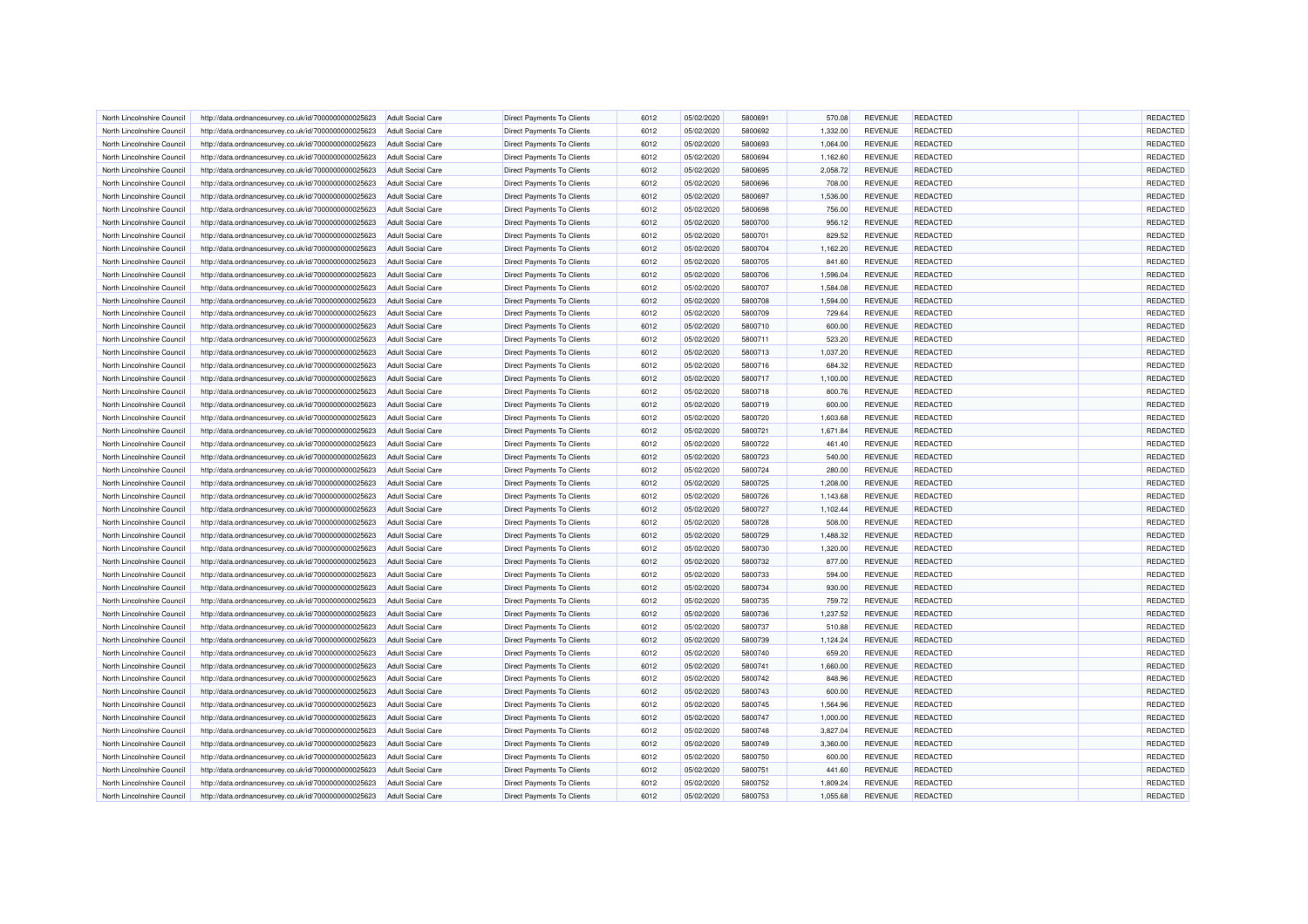| | | | | | | | | | | | |
|---|---|---|---|---|---|---|---|---|---|---|---|
| North Lincolnshire Council | http://data.ordnancesurvey.co.uk/id/7000000000025623 | Adult Social Care | Direct Payments To Clients | 6012 | 05/02/2020 | 5800691 | 570.08 | REVENUE | REDACTED | | REDACTED |
| North Lincolnshire Council | http://data.ordnancesurvey.co.uk/id/7000000000025623 | Adult Social Care | Direct Payments To Clients | 6012 | 05/02/2020 | 5800692 | 1,332.00 | REVENUE | REDACTED | | REDACTED |
| North Lincolnshire Council | http://data.ordnancesurvey.co.uk/id/7000000000025623 | Adult Social Care | Direct Payments To Clients | 6012 | 05/02/2020 | 5800693 | 1,064.00 | REVENUE | REDACTED | | REDACTED |
| North Lincolnshire Council | http://data.ordnancesurvey.co.uk/id/7000000000025623 | Adult Social Care | Direct Payments To Clients | 6012 | 05/02/2020 | 5800694 | 1,162.60 | REVENUE | REDACTED | | REDACTED |
| North Lincolnshire Council | http://data.ordnancesurvey.co.uk/id/7000000000025623 | Adult Social Care | Direct Payments To Clients | 6012 | 05/02/2020 | 5800695 | 2,058.72 | REVENUE | REDACTED | | REDACTED |
| North Lincolnshire Council | http://data.ordnancesurvey.co.uk/id/7000000000025623 | Adult Social Care | Direct Payments To Clients | 6012 | 05/02/2020 | 5800696 | 708.00 | REVENUE | REDACTED | | REDACTED |
| North Lincolnshire Council | http://data.ordnancesurvey.co.uk/id/7000000000025623 | Adult Social Care | Direct Payments To Clients | 6012 | 05/02/2020 | 5800697 | 1,536.00 | REVENUE | REDACTED | | REDACTED |
| North Lincolnshire Council | http://data.ordnancesurvey.co.uk/id/7000000000025623 | Adult Social Care | Direct Payments To Clients | 6012 | 05/02/2020 | 5800698 | 756.00 | REVENUE | REDACTED | | REDACTED |
| North Lincolnshire Council | http://data.ordnancesurvey.co.uk/id/7000000000025623 | Adult Social Care | Direct Payments To Clients | 6012 | 05/02/2020 | 5800700 | 956.12 | REVENUE | REDACTED | | REDACTED |
| North Lincolnshire Council | http://data.ordnancesurvey.co.uk/id/7000000000025623 | Adult Social Care | Direct Payments To Clients | 6012 | 05/02/2020 | 5800701 | 829.52 | REVENUE | REDACTED | | REDACTED |
| North Lincolnshire Council | http://data.ordnancesurvey.co.uk/id/7000000000025623 | Adult Social Care | Direct Payments To Clients | 6012 | 05/02/2020 | 5800704 | 1,162.20 | REVENUE | REDACTED | | REDACTED |
| North Lincolnshire Council | http://data.ordnancesurvey.co.uk/id/7000000000025623 | Adult Social Care | Direct Payments To Clients | 6012 | 05/02/2020 | 5800705 | 841.60 | REVENUE | REDACTED | | REDACTED |
| North Lincolnshire Council | http://data.ordnancesurvey.co.uk/id/7000000000025623 | Adult Social Care | Direct Payments To Clients | 6012 | 05/02/2020 | 5800706 | 1,596.04 | REVENUE | REDACTED | | REDACTED |
| North Lincolnshire Council | http://data.ordnancesurvey.co.uk/id/7000000000025623 | Adult Social Care | Direct Payments To Clients | 6012 | 05/02/2020 | 5800707 | 1,584.08 | REVENUE | REDACTED | | REDACTED |
| North Lincolnshire Council | http://data.ordnancesurvey.co.uk/id/7000000000025623 | Adult Social Care | Direct Payments To Clients | 6012 | 05/02/2020 | 5800708 | 1,594.00 | REVENUE | REDACTED | | REDACTED |
| North Lincolnshire Council | http://data.ordnancesurvey.co.uk/id/7000000000025623 | Adult Social Care | Direct Payments To Clients | 6012 | 05/02/2020 | 5800709 | 729.64 | REVENUE | REDACTED | | REDACTED |
| North Lincolnshire Council | http://data.ordnancesurvey.co.uk/id/7000000000025623 | Adult Social Care | Direct Payments To Clients | 6012 | 05/02/2020 | 5800710 | 600.00 | REVENUE | REDACTED | | REDACTED |
| North Lincolnshire Council | http://data.ordnancesurvey.co.uk/id/7000000000025623 | Adult Social Care | Direct Payments To Clients | 6012 | 05/02/2020 | 5800711 | 523.20 | REVENUE | REDACTED | | REDACTED |
| North Lincolnshire Council | http://data.ordnancesurvey.co.uk/id/7000000000025623 | Adult Social Care | Direct Payments To Clients | 6012 | 05/02/2020 | 5800713 | 1,037.20 | REVENUE | REDACTED | | REDACTED |
| North Lincolnshire Council | http://data.ordnancesurvey.co.uk/id/7000000000025623 | Adult Social Care | Direct Payments To Clients | 6012 | 05/02/2020 | 5800716 | 684.32 | REVENUE | REDACTED | | REDACTED |
| North Lincolnshire Council | http://data.ordnancesurvey.co.uk/id/7000000000025623 | Adult Social Care | Direct Payments To Clients | 6012 | 05/02/2020 | 5800717 | 1,100.00 | REVENUE | REDACTED | | REDACTED |
| North Lincolnshire Council | http://data.ordnancesurvey.co.uk/id/7000000000025623 | Adult Social Care | Direct Payments To Clients | 6012 | 05/02/2020 | 5800718 | 800.76 | REVENUE | REDACTED | | REDACTED |
| North Lincolnshire Council | http://data.ordnancesurvey.co.uk/id/7000000000025623 | Adult Social Care | Direct Payments To Clients | 6012 | 05/02/2020 | 5800719 | 600.00 | REVENUE | REDACTED | | REDACTED |
| North Lincolnshire Council | http://data.ordnancesurvey.co.uk/id/7000000000025623 | Adult Social Care | Direct Payments To Clients | 6012 | 05/02/2020 | 5800720 | 1,603.68 | REVENUE | REDACTED | | REDACTED |
| North Lincolnshire Council | http://data.ordnancesurvey.co.uk/id/7000000000025623 | Adult Social Care | Direct Payments To Clients | 6012 | 05/02/2020 | 5800721 | 1,671.84 | REVENUE | REDACTED | | REDACTED |
| North Lincolnshire Council | http://data.ordnancesurvey.co.uk/id/7000000000025623 | Adult Social Care | Direct Payments To Clients | 6012 | 05/02/2020 | 5800722 | 461.40 | REVENUE | REDACTED | | REDACTED |
| North Lincolnshire Council | http://data.ordnancesurvey.co.uk/id/7000000000025623 | Adult Social Care | Direct Payments To Clients | 6012 | 05/02/2020 | 5800723 | 540.00 | REVENUE | REDACTED | | REDACTED |
| North Lincolnshire Council | http://data.ordnancesurvey.co.uk/id/7000000000025623 | Adult Social Care | Direct Payments To Clients | 6012 | 05/02/2020 | 5800724 | 280.00 | REVENUE | REDACTED | | REDACTED |
| North Lincolnshire Council | http://data.ordnancesurvey.co.uk/id/7000000000025623 | Adult Social Care | Direct Payments To Clients | 6012 | 05/02/2020 | 5800725 | 1,208.00 | REVENUE | REDACTED | | REDACTED |
| North Lincolnshire Council | http://data.ordnancesurvey.co.uk/id/7000000000025623 | Adult Social Care | Direct Payments To Clients | 6012 | 05/02/2020 | 5800726 | 1,143.68 | REVENUE | REDACTED | | REDACTED |
| North Lincolnshire Council | http://data.ordnancesurvey.co.uk/id/7000000000025623 | Adult Social Care | Direct Payments To Clients | 6012 | 05/02/2020 | 5800727 | 1,102.44 | REVENUE | REDACTED | | REDACTED |
| North Lincolnshire Council | http://data.ordnancesurvey.co.uk/id/7000000000025623 | Adult Social Care | Direct Payments To Clients | 6012 | 05/02/2020 | 5800728 | 508.00 | REVENUE | REDACTED | | REDACTED |
| North Lincolnshire Council | http://data.ordnancesurvey.co.uk/id/7000000000025623 | Adult Social Care | Direct Payments To Clients | 6012 | 05/02/2020 | 5800729 | 1,488.32 | REVENUE | REDACTED | | REDACTED |
| North Lincolnshire Council | http://data.ordnancesurvey.co.uk/id/7000000000025623 | Adult Social Care | Direct Payments To Clients | 6012 | 05/02/2020 | 5800730 | 1,320.00 | REVENUE | REDACTED | | REDACTED |
| North Lincolnshire Council | http://data.ordnancesurvey.co.uk/id/7000000000025623 | Adult Social Care | Direct Payments To Clients | 6012 | 05/02/2020 | 5800732 | 877.00 | REVENUE | REDACTED | | REDACTED |
| North Lincolnshire Council | http://data.ordnancesurvey.co.uk/id/7000000000025623 | Adult Social Care | Direct Payments To Clients | 6012 | 05/02/2020 | 5800733 | 594.00 | REVENUE | REDACTED | | REDACTED |
| North Lincolnshire Council | http://data.ordnancesurvey.co.uk/id/7000000000025623 | Adult Social Care | Direct Payments To Clients | 6012 | 05/02/2020 | 5800734 | 930.00 | REVENUE | REDACTED | | REDACTED |
| North Lincolnshire Council | http://data.ordnancesurvey.co.uk/id/7000000000025623 | Adult Social Care | Direct Payments To Clients | 6012 | 05/02/2020 | 5800735 | 759.72 | REVENUE | REDACTED | | REDACTED |
| North Lincolnshire Council | http://data.ordnancesurvey.co.uk/id/7000000000025623 | Adult Social Care | Direct Payments To Clients | 6012 | 05/02/2020 | 5800736 | 1,237.52 | REVENUE | REDACTED | | REDACTED |
| North Lincolnshire Council | http://data.ordnancesurvey.co.uk/id/7000000000025623 | Adult Social Care | Direct Payments To Clients | 6012 | 05/02/2020 | 5800737 | 510.88 | REVENUE | REDACTED | | REDACTED |
| North Lincolnshire Council | http://data.ordnancesurvey.co.uk/id/7000000000025623 | Adult Social Care | Direct Payments To Clients | 6012 | 05/02/2020 | 5800739 | 1,124.24 | REVENUE | REDACTED | | REDACTED |
| North Lincolnshire Council | http://data.ordnancesurvey.co.uk/id/7000000000025623 | Adult Social Care | Direct Payments To Clients | 6012 | 05/02/2020 | 5800740 | 659.20 | REVENUE | REDACTED | | REDACTED |
| North Lincolnshire Council | http://data.ordnancesurvey.co.uk/id/7000000000025623 | Adult Social Care | Direct Payments To Clients | 6012 | 05/02/2020 | 5800741 | 1,660.00 | REVENUE | REDACTED | | REDACTED |
| North Lincolnshire Council | http://data.ordnancesurvey.co.uk/id/7000000000025623 | Adult Social Care | Direct Payments To Clients | 6012 | 05/02/2020 | 5800742 | 848.96 | REVENUE | REDACTED | | REDACTED |
| North Lincolnshire Council | http://data.ordnancesurvey.co.uk/id/7000000000025623 | Adult Social Care | Direct Payments To Clients | 6012 | 05/02/2020 | 5800743 | 600.00 | REVENUE | REDACTED | | REDACTED |
| North Lincolnshire Council | http://data.ordnancesurvey.co.uk/id/7000000000025623 | Adult Social Care | Direct Payments To Clients | 6012 | 05/02/2020 | 5800745 | 1,564.96 | REVENUE | REDACTED | | REDACTED |
| North Lincolnshire Council | http://data.ordnancesurvey.co.uk/id/7000000000025623 | Adult Social Care | Direct Payments To Clients | 6012 | 05/02/2020 | 5800747 | 1,000.00 | REVENUE | REDACTED | | REDACTED |
| North Lincolnshire Council | http://data.ordnancesurvey.co.uk/id/7000000000025623 | Adult Social Care | Direct Payments To Clients | 6012 | 05/02/2020 | 5800748 | 3,827.04 | REVENUE | REDACTED | | REDACTED |
| North Lincolnshire Council | http://data.ordnancesurvey.co.uk/id/7000000000025623 | Adult Social Care | Direct Payments To Clients | 6012 | 05/02/2020 | 5800749 | 3,360.00 | REVENUE | REDACTED | | REDACTED |
| North Lincolnshire Council | http://data.ordnancesurvey.co.uk/id/7000000000025623 | Adult Social Care | Direct Payments To Clients | 6012 | 05/02/2020 | 5800750 | 600.00 | REVENUE | REDACTED | | REDACTED |
| North Lincolnshire Council | http://data.ordnancesurvey.co.uk/id/7000000000025623 | Adult Social Care | Direct Payments To Clients | 6012 | 05/02/2020 | 5800751 | 441.60 | REVENUE | REDACTED | | REDACTED |
| North Lincolnshire Council | http://data.ordnancesurvey.co.uk/id/7000000000025623 | Adult Social Care | Direct Payments To Clients | 6012 | 05/02/2020 | 5800752 | 1,809.24 | REVENUE | REDACTED | | REDACTED |
| North Lincolnshire Council | http://data.ordnancesurvey.co.uk/id/7000000000025623 | Adult Social Care | Direct Payments To Clients | 6012 | 05/02/2020 | 5800753 | 1,055.68 | REVENUE | REDACTED | | REDACTED |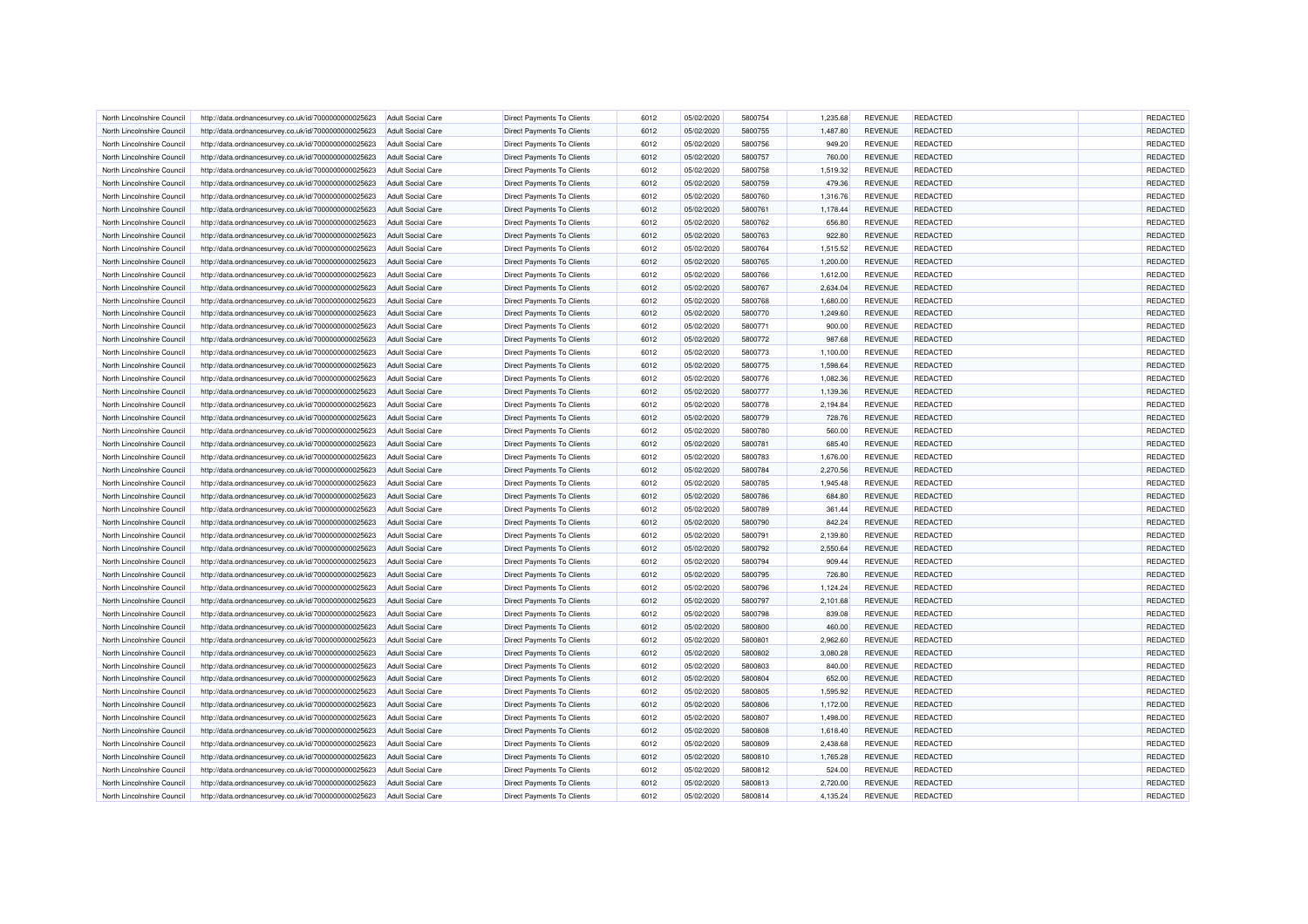| | | | | | | | | | | | |
|---|---|---|---|---|---|---|---|---|---|---|---|
| North Lincolnshire Council | http://data.ordnancesurvey.co.uk/id/7000000000025623 | Adult Social Care | Direct Payments To Clients | 6012 | 05/02/2020 | 5800754 | 1,235.68 | REVENUE | REDACTED | | REDACTED |
| North Lincolnshire Council | http://data.ordnancesurvey.co.uk/id/7000000000025623 | Adult Social Care | Direct Payments To Clients | 6012 | 05/02/2020 | 5800755 | 1,487.80 | REVENUE | REDACTED | | REDACTED |
| North Lincolnshire Council | http://data.ordnancesurvey.co.uk/id/7000000000025623 | Adult Social Care | Direct Payments To Clients | 6012 | 05/02/2020 | 5800756 | 949.20 | REVENUE | REDACTED | | REDACTED |
| North Lincolnshire Council | http://data.ordnancesurvey.co.uk/id/7000000000025623 | Adult Social Care | Direct Payments To Clients | 6012 | 05/02/2020 | 5800757 | 760.00 | REVENUE | REDACTED | | REDACTED |
| North Lincolnshire Council | http://data.ordnancesurvey.co.uk/id/7000000000025623 | Adult Social Care | Direct Payments To Clients | 6012 | 05/02/2020 | 5800758 | 1,519.32 | REVENUE | REDACTED | | REDACTED |
| North Lincolnshire Council | http://data.ordnancesurvey.co.uk/id/7000000000025623 | Adult Social Care | Direct Payments To Clients | 6012 | 05/02/2020 | 5800759 | 479.36 | REVENUE | REDACTED | | REDACTED |
| North Lincolnshire Council | http://data.ordnancesurvey.co.uk/id/7000000000025623 | Adult Social Care | Direct Payments To Clients | 6012 | 05/02/2020 | 5800760 | 1,316.76 | REVENUE | REDACTED | | REDACTED |
| North Lincolnshire Council | http://data.ordnancesurvey.co.uk/id/7000000000025623 | Adult Social Care | Direct Payments To Clients | 6012 | 05/02/2020 | 5800761 | 1,178.44 | REVENUE | REDACTED | | REDACTED |
| North Lincolnshire Council | http://data.ordnancesurvey.co.uk/id/7000000000025623 | Adult Social Care | Direct Payments To Clients | 6012 | 05/02/2020 | 5800762 | 656.80 | REVENUE | REDACTED | | REDACTED |
| North Lincolnshire Council | http://data.ordnancesurvey.co.uk/id/7000000000025623 | Adult Social Care | Direct Payments To Clients | 6012 | 05/02/2020 | 5800763 | 922.80 | REVENUE | REDACTED | | REDACTED |
| North Lincolnshire Council | http://data.ordnancesurvey.co.uk/id/7000000000025623 | Adult Social Care | Direct Payments To Clients | 6012 | 05/02/2020 | 5800764 | 1,515.52 | REVENUE | REDACTED | | REDACTED |
| North Lincolnshire Council | http://data.ordnancesurvey.co.uk/id/7000000000025623 | Adult Social Care | Direct Payments To Clients | 6012 | 05/02/2020 | 5800765 | 1,200.00 | REVENUE | REDACTED | | REDACTED |
| North Lincolnshire Council | http://data.ordnancesurvey.co.uk/id/7000000000025623 | Adult Social Care | Direct Payments To Clients | 6012 | 05/02/2020 | 5800766 | 1,612.00 | REVENUE | REDACTED | | REDACTED |
| North Lincolnshire Council | http://data.ordnancesurvey.co.uk/id/7000000000025623 | Adult Social Care | Direct Payments To Clients | 6012 | 05/02/2020 | 5800767 | 2,634.04 | REVENUE | REDACTED | | REDACTED |
| North Lincolnshire Council | http://data.ordnancesurvey.co.uk/id/7000000000025623 | Adult Social Care | Direct Payments To Clients | 6012 | 05/02/2020 | 5800768 | 1,680.00 | REVENUE | REDACTED | | REDACTED |
| North Lincolnshire Council | http://data.ordnancesurvey.co.uk/id/7000000000025623 | Adult Social Care | Direct Payments To Clients | 6012 | 05/02/2020 | 5800770 | 1,249.60 | REVENUE | REDACTED | | REDACTED |
| North Lincolnshire Council | http://data.ordnancesurvey.co.uk/id/7000000000025623 | Adult Social Care | Direct Payments To Clients | 6012 | 05/02/2020 | 5800771 | 900.00 | REVENUE | REDACTED | | REDACTED |
| North Lincolnshire Council | http://data.ordnancesurvey.co.uk/id/7000000000025623 | Adult Social Care | Direct Payments To Clients | 6012 | 05/02/2020 | 5800772 | 987.68 | REVENUE | REDACTED | | REDACTED |
| North Lincolnshire Council | http://data.ordnancesurvey.co.uk/id/7000000000025623 | Adult Social Care | Direct Payments To Clients | 6012 | 05/02/2020 | 5800773 | 1,100.00 | REVENUE | REDACTED | | REDACTED |
| North Lincolnshire Council | http://data.ordnancesurvey.co.uk/id/7000000000025623 | Adult Social Care | Direct Payments To Clients | 6012 | 05/02/2020 | 5800775 | 1,598.64 | REVENUE | REDACTED | | REDACTED |
| North Lincolnshire Council | http://data.ordnancesurvey.co.uk/id/7000000000025623 | Adult Social Care | Direct Payments To Clients | 6012 | 05/02/2020 | 5800776 | 1,082.36 | REVENUE | REDACTED | | REDACTED |
| North Lincolnshire Council | http://data.ordnancesurvey.co.uk/id/7000000000025623 | Adult Social Care | Direct Payments To Clients | 6012 | 05/02/2020 | 5800777 | 1,139.36 | REVENUE | REDACTED | | REDACTED |
| North Lincolnshire Council | http://data.ordnancesurvey.co.uk/id/7000000000025623 | Adult Social Care | Direct Payments To Clients | 6012 | 05/02/2020 | 5800778 | 2,194.84 | REVENUE | REDACTED | | REDACTED |
| North Lincolnshire Council | http://data.ordnancesurvey.co.uk/id/7000000000025623 | Adult Social Care | Direct Payments To Clients | 6012 | 05/02/2020 | 5800779 | 728.76 | REVENUE | REDACTED | | REDACTED |
| North Lincolnshire Council | http://data.ordnancesurvey.co.uk/id/7000000000025623 | Adult Social Care | Direct Payments To Clients | 6012 | 05/02/2020 | 5800780 | 560.00 | REVENUE | REDACTED | | REDACTED |
| North Lincolnshire Council | http://data.ordnancesurvey.co.uk/id/7000000000025623 | Adult Social Care | Direct Payments To Clients | 6012 | 05/02/2020 | 5800781 | 685.40 | REVENUE | REDACTED | | REDACTED |
| North Lincolnshire Council | http://data.ordnancesurvey.co.uk/id/7000000000025623 | Adult Social Care | Direct Payments To Clients | 6012 | 05/02/2020 | 5800783 | 1,676.00 | REVENUE | REDACTED | | REDACTED |
| North Lincolnshire Council | http://data.ordnancesurvey.co.uk/id/7000000000025623 | Adult Social Care | Direct Payments To Clients | 6012 | 05/02/2020 | 5800784 | 2,270.56 | REVENUE | REDACTED | | REDACTED |
| North Lincolnshire Council | http://data.ordnancesurvey.co.uk/id/7000000000025623 | Adult Social Care | Direct Payments To Clients | 6012 | 05/02/2020 | 5800785 | 1,945.48 | REVENUE | REDACTED | | REDACTED |
| North Lincolnshire Council | http://data.ordnancesurvey.co.uk/id/7000000000025623 | Adult Social Care | Direct Payments To Clients | 6012 | 05/02/2020 | 5800786 | 684.80 | REVENUE | REDACTED | | REDACTED |
| North Lincolnshire Council | http://data.ordnancesurvey.co.uk/id/7000000000025623 | Adult Social Care | Direct Payments To Clients | 6012 | 05/02/2020 | 5800789 | 361.44 | REVENUE | REDACTED | | REDACTED |
| North Lincolnshire Council | http://data.ordnancesurvey.co.uk/id/7000000000025623 | Adult Social Care | Direct Payments To Clients | 6012 | 05/02/2020 | 5800790 | 842.24 | REVENUE | REDACTED | | REDACTED |
| North Lincolnshire Council | http://data.ordnancesurvey.co.uk/id/7000000000025623 | Adult Social Care | Direct Payments To Clients | 6012 | 05/02/2020 | 5800791 | 2,139.80 | REVENUE | REDACTED | | REDACTED |
| North Lincolnshire Council | http://data.ordnancesurvey.co.uk/id/7000000000025623 | Adult Social Care | Direct Payments To Clients | 6012 | 05/02/2020 | 5800792 | 2,550.64 | REVENUE | REDACTED | | REDACTED |
| North Lincolnshire Council | http://data.ordnancesurvey.co.uk/id/7000000000025623 | Adult Social Care | Direct Payments To Clients | 6012 | 05/02/2020 | 5800794 | 909.44 | REVENUE | REDACTED | | REDACTED |
| North Lincolnshire Council | http://data.ordnancesurvey.co.uk/id/7000000000025623 | Adult Social Care | Direct Payments To Clients | 6012 | 05/02/2020 | 5800795 | 726.80 | REVENUE | REDACTED | | REDACTED |
| North Lincolnshire Council | http://data.ordnancesurvey.co.uk/id/7000000000025623 | Adult Social Care | Direct Payments To Clients | 6012 | 05/02/2020 | 5800796 | 1,124.24 | REVENUE | REDACTED | | REDACTED |
| North Lincolnshire Council | http://data.ordnancesurvey.co.uk/id/7000000000025623 | Adult Social Care | Direct Payments To Clients | 6012 | 05/02/2020 | 5800797 | 2,101.68 | REVENUE | REDACTED | | REDACTED |
| North Lincolnshire Council | http://data.ordnancesurvey.co.uk/id/7000000000025623 | Adult Social Care | Direct Payments To Clients | 6012 | 05/02/2020 | 5800798 | 839.08 | REVENUE | REDACTED | | REDACTED |
| North Lincolnshire Council | http://data.ordnancesurvey.co.uk/id/7000000000025623 | Adult Social Care | Direct Payments To Clients | 6012 | 05/02/2020 | 5800800 | 460.00 | REVENUE | REDACTED | | REDACTED |
| North Lincolnshire Council | http://data.ordnancesurvey.co.uk/id/7000000000025623 | Adult Social Care | Direct Payments To Clients | 6012 | 05/02/2020 | 5800801 | 2,962.60 | REVENUE | REDACTED | | REDACTED |
| North Lincolnshire Council | http://data.ordnancesurvey.co.uk/id/7000000000025623 | Adult Social Care | Direct Payments To Clients | 6012 | 05/02/2020 | 5800802 | 3,080.28 | REVENUE | REDACTED | | REDACTED |
| North Lincolnshire Council | http://data.ordnancesurvey.co.uk/id/7000000000025623 | Adult Social Care | Direct Payments To Clients | 6012 | 05/02/2020 | 5800803 | 840.00 | REVENUE | REDACTED | | REDACTED |
| North Lincolnshire Council | http://data.ordnancesurvey.co.uk/id/7000000000025623 | Adult Social Care | Direct Payments To Clients | 6012 | 05/02/2020 | 5800804 | 652.00 | REVENUE | REDACTED | | REDACTED |
| North Lincolnshire Council | http://data.ordnancesurvey.co.uk/id/7000000000025623 | Adult Social Care | Direct Payments To Clients | 6012 | 05/02/2020 | 5800805 | 1,595.92 | REVENUE | REDACTED | | REDACTED |
| North Lincolnshire Council | http://data.ordnancesurvey.co.uk/id/7000000000025623 | Adult Social Care | Direct Payments To Clients | 6012 | 05/02/2020 | 5800806 | 1,172.00 | REVENUE | REDACTED | | REDACTED |
| North Lincolnshire Council | http://data.ordnancesurvey.co.uk/id/7000000000025623 | Adult Social Care | Direct Payments To Clients | 6012 | 05/02/2020 | 5800807 | 1,498.00 | REVENUE | REDACTED | | REDACTED |
| North Lincolnshire Council | http://data.ordnancesurvey.co.uk/id/7000000000025623 | Adult Social Care | Direct Payments To Clients | 6012 | 05/02/2020 | 5800808 | 1,618.40 | REVENUE | REDACTED | | REDACTED |
| North Lincolnshire Council | http://data.ordnancesurvey.co.uk/id/7000000000025623 | Adult Social Care | Direct Payments To Clients | 6012 | 05/02/2020 | 5800809 | 2,438.68 | REVENUE | REDACTED | | REDACTED |
| North Lincolnshire Council | http://data.ordnancesurvey.co.uk/id/7000000000025623 | Adult Social Care | Direct Payments To Clients | 6012 | 05/02/2020 | 5800810 | 1,765.28 | REVENUE | REDACTED | | REDACTED |
| North Lincolnshire Council | http://data.ordnancesurvey.co.uk/id/7000000000025623 | Adult Social Care | Direct Payments To Clients | 6012 | 05/02/2020 | 5800812 | 524.00 | REVENUE | REDACTED | | REDACTED |
| North Lincolnshire Council | http://data.ordnancesurvey.co.uk/id/7000000000025623 | Adult Social Care | Direct Payments To Clients | 6012 | 05/02/2020 | 5800813 | 2,720.00 | REVENUE | REDACTED | | REDACTED |
| North Lincolnshire Council | http://data.ordnancesurvey.co.uk/id/7000000000025623 | Adult Social Care | Direct Payments To Clients | 6012 | 05/02/2020 | 5800814 | 4,135.24 | REVENUE | REDACTED | | REDACTED |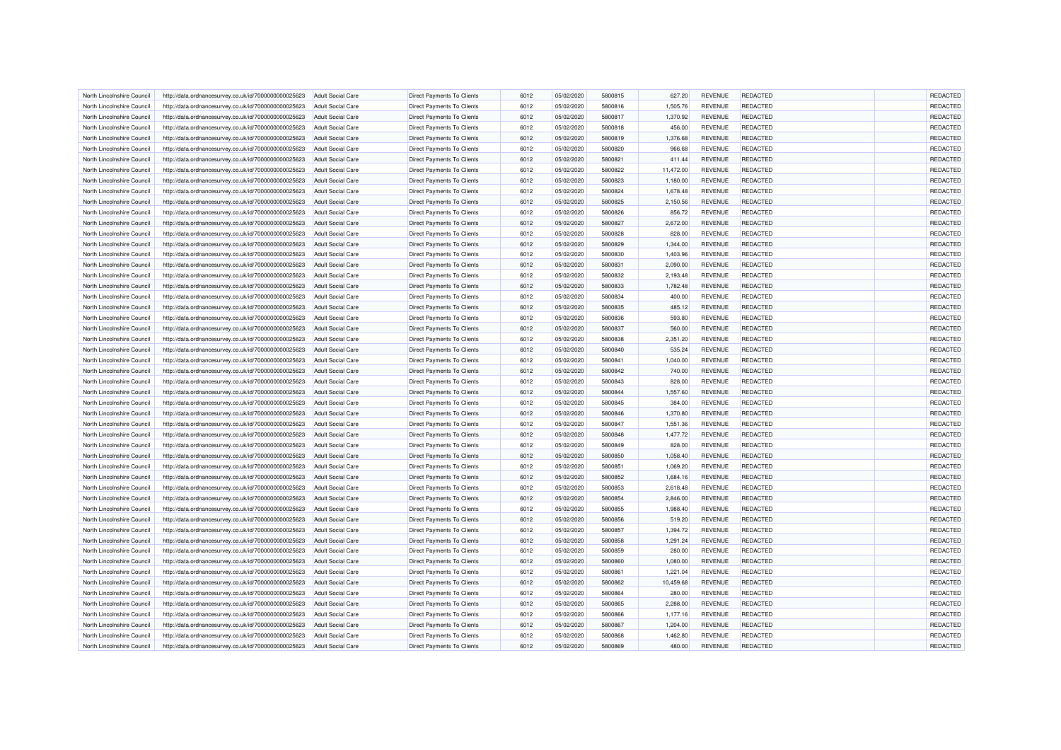| | | | | | | | | | | | |
|---|---|---|---|---|---|---|---|---|---|---|---|
| North Lincolnshire Council | http://data.ordnancesurvey.co.uk/id/7000000000025623 | Adult Social Care | Direct Payments To Clients | 6012 | 05/02/2020 | 5800815 | 627.20 | REVENUE | REDACTED | | REDACTED |
| North Lincolnshire Council | http://data.ordnancesurvey.co.uk/id/7000000000025623 | Adult Social Care | Direct Payments To Clients | 6012 | 05/02/2020 | 5800816 | 1,505.76 | REVENUE | REDACTED | | REDACTED |
| North Lincolnshire Council | http://data.ordnancesurvey.co.uk/id/7000000000025623 | Adult Social Care | Direct Payments To Clients | 6012 | 05/02/2020 | 5800817 | 1,370.92 | REVENUE | REDACTED | | REDACTED |
| North Lincolnshire Council | http://data.ordnancesurvey.co.uk/id/7000000000025623 | Adult Social Care | Direct Payments To Clients | 6012 | 05/02/2020 | 5800818 | 456.00 | REVENUE | REDACTED | | REDACTED |
| North Lincolnshire Council | http://data.ordnancesurvey.co.uk/id/7000000000025623 | Adult Social Care | Direct Payments To Clients | 6012 | 05/02/2020 | 5800819 | 1,376.68 | REVENUE | REDACTED | | REDACTED |
| North Lincolnshire Council | http://data.ordnancesurvey.co.uk/id/7000000000025623 | Adult Social Care | Direct Payments To Clients | 6012 | 05/02/2020 | 5800820 | 966.68 | REVENUE | REDACTED | | REDACTED |
| North Lincolnshire Council | http://data.ordnancesurvey.co.uk/id/7000000000025623 | Adult Social Care | Direct Payments To Clients | 6012 | 05/02/2020 | 5800821 | 411.44 | REVENUE | REDACTED | | REDACTED |
| North Lincolnshire Council | http://data.ordnancesurvey.co.uk/id/7000000000025623 | Adult Social Care | Direct Payments To Clients | 6012 | 05/02/2020 | 5800822 | 11,472.00 | REVENUE | REDACTED | | REDACTED |
| North Lincolnshire Council | http://data.ordnancesurvey.co.uk/id/7000000000025623 | Adult Social Care | Direct Payments To Clients | 6012 | 05/02/2020 | 5800823 | 1,180.00 | REVENUE | REDACTED | | REDACTED |
| North Lincolnshire Council | http://data.ordnancesurvey.co.uk/id/7000000000025623 | Adult Social Care | Direct Payments To Clients | 6012 | 05/02/2020 | 5800824 | 1,678.48 | REVENUE | REDACTED | | REDACTED |
| North Lincolnshire Council | http://data.ordnancesurvey.co.uk/id/7000000000025623 | Adult Social Care | Direct Payments To Clients | 6012 | 05/02/2020 | 5800825 | 2,150.56 | REVENUE | REDACTED | | REDACTED |
| North Lincolnshire Council | http://data.ordnancesurvey.co.uk/id/7000000000025623 | Adult Social Care | Direct Payments To Clients | 6012 | 05/02/2020 | 5800826 | 856.72 | REVENUE | REDACTED | | REDACTED |
| North Lincolnshire Council | http://data.ordnancesurvey.co.uk/id/7000000000025623 | Adult Social Care | Direct Payments To Clients | 6012 | 05/02/2020 | 5800827 | 2,672.00 | REVENUE | REDACTED | | REDACTED |
| North Lincolnshire Council | http://data.ordnancesurvey.co.uk/id/7000000000025623 | Adult Social Care | Direct Payments To Clients | 6012 | 05/02/2020 | 5800828 | 828.00 | REVENUE | REDACTED | | REDACTED |
| North Lincolnshire Council | http://data.ordnancesurvey.co.uk/id/7000000000025623 | Adult Social Care | Direct Payments To Clients | 6012 | 05/02/2020 | 5800829 | 1,344.00 | REVENUE | REDACTED | | REDACTED |
| North Lincolnshire Council | http://data.ordnancesurvey.co.uk/id/7000000000025623 | Adult Social Care | Direct Payments To Clients | 6012 | 05/02/2020 | 5800830 | 1,403.96 | REVENUE | REDACTED | | REDACTED |
| North Lincolnshire Council | http://data.ordnancesurvey.co.uk/id/7000000000025623 | Adult Social Care | Direct Payments To Clients | 6012 | 05/02/2020 | 5800831 | 2,090.00 | REVENUE | REDACTED | | REDACTED |
| North Lincolnshire Council | http://data.ordnancesurvey.co.uk/id/7000000000025623 | Adult Social Care | Direct Payments To Clients | 6012 | 05/02/2020 | 5800832 | 2,193.48 | REVENUE | REDACTED | | REDACTED |
| North Lincolnshire Council | http://data.ordnancesurvey.co.uk/id/7000000000025623 | Adult Social Care | Direct Payments To Clients | 6012 | 05/02/2020 | 5800833 | 1,782.48 | REVENUE | REDACTED | | REDACTED |
| North Lincolnshire Council | http://data.ordnancesurvey.co.uk/id/7000000000025623 | Adult Social Care | Direct Payments To Clients | 6012 | 05/02/2020 | 5800834 | 400.00 | REVENUE | REDACTED | | REDACTED |
| North Lincolnshire Council | http://data.ordnancesurvey.co.uk/id/7000000000025623 | Adult Social Care | Direct Payments To Clients | 6012 | 05/02/2020 | 5800835 | 485.12 | REVENUE | REDACTED | | REDACTED |
| North Lincolnshire Council | http://data.ordnancesurvey.co.uk/id/7000000000025623 | Adult Social Care | Direct Payments To Clients | 6012 | 05/02/2020 | 5800836 | 593.80 | REVENUE | REDACTED | | REDACTED |
| North Lincolnshire Council | http://data.ordnancesurvey.co.uk/id/7000000000025623 | Adult Social Care | Direct Payments To Clients | 6012 | 05/02/2020 | 5800837 | 560.00 | REVENUE | REDACTED | | REDACTED |
| North Lincolnshire Council | http://data.ordnancesurvey.co.uk/id/7000000000025623 | Adult Social Care | Direct Payments To Clients | 6012 | 05/02/2020 | 5800838 | 2,351.20 | REVENUE | REDACTED | | REDACTED |
| North Lincolnshire Council | http://data.ordnancesurvey.co.uk/id/7000000000025623 | Adult Social Care | Direct Payments To Clients | 6012 | 05/02/2020 | 5800840 | 535.24 | REVENUE | REDACTED | | REDACTED |
| North Lincolnshire Council | http://data.ordnancesurvey.co.uk/id/7000000000025623 | Adult Social Care | Direct Payments To Clients | 6012 | 05/02/2020 | 5800841 | 1,040.00 | REVENUE | REDACTED | | REDACTED |
| North Lincolnshire Council | http://data.ordnancesurvey.co.uk/id/7000000000025623 | Adult Social Care | Direct Payments To Clients | 6012 | 05/02/2020 | 5800842 | 740.00 | REVENUE | REDACTED | | REDACTED |
| North Lincolnshire Council | http://data.ordnancesurvey.co.uk/id/7000000000025623 | Adult Social Care | Direct Payments To Clients | 6012 | 05/02/2020 | 5800843 | 828.00 | REVENUE | REDACTED | | REDACTED |
| North Lincolnshire Council | http://data.ordnancesurvey.co.uk/id/7000000000025623 | Adult Social Care | Direct Payments To Clients | 6012 | 05/02/2020 | 5800844 | 1,557.60 | REVENUE | REDACTED | | REDACTED |
| North Lincolnshire Council | http://data.ordnancesurvey.co.uk/id/7000000000025623 | Adult Social Care | Direct Payments To Clients | 6012 | 05/02/2020 | 5800845 | 384.00 | REVENUE | REDACTED | | REDACTED |
| North Lincolnshire Council | http://data.ordnancesurvey.co.uk/id/7000000000025623 | Adult Social Care | Direct Payments To Clients | 6012 | 05/02/2020 | 5800846 | 1,370.80 | REVENUE | REDACTED | | REDACTED |
| North Lincolnshire Council | http://data.ordnancesurvey.co.uk/id/7000000000025623 | Adult Social Care | Direct Payments To Clients | 6012 | 05/02/2020 | 5800847 | 1,551.36 | REVENUE | REDACTED | | REDACTED |
| North Lincolnshire Council | http://data.ordnancesurvey.co.uk/id/7000000000025623 | Adult Social Care | Direct Payments To Clients | 6012 | 05/02/2020 | 5800848 | 1,477.72 | REVENUE | REDACTED | | REDACTED |
| North Lincolnshire Council | http://data.ordnancesurvey.co.uk/id/7000000000025623 | Adult Social Care | Direct Payments To Clients | 6012 | 05/02/2020 | 5800849 | 828.00 | REVENUE | REDACTED | | REDACTED |
| North Lincolnshire Council | http://data.ordnancesurvey.co.uk/id/7000000000025623 | Adult Social Care | Direct Payments To Clients | 6012 | 05/02/2020 | 5800850 | 1,058.40 | REVENUE | REDACTED | | REDACTED |
| North Lincolnshire Council | http://data.ordnancesurvey.co.uk/id/7000000000025623 | Adult Social Care | Direct Payments To Clients | 6012 | 05/02/2020 | 5800851 | 1,069.20 | REVENUE | REDACTED | | REDACTED |
| North Lincolnshire Council | http://data.ordnancesurvey.co.uk/id/7000000000025623 | Adult Social Care | Direct Payments To Clients | 6012 | 05/02/2020 | 5800852 | 1,684.16 | REVENUE | REDACTED | | REDACTED |
| North Lincolnshire Council | http://data.ordnancesurvey.co.uk/id/7000000000025623 | Adult Social Care | Direct Payments To Clients | 6012 | 05/02/2020 | 5800853 | 2,618.48 | REVENUE | REDACTED | | REDACTED |
| North Lincolnshire Council | http://data.ordnancesurvey.co.uk/id/7000000000025623 | Adult Social Care | Direct Payments To Clients | 6012 | 05/02/2020 | 5800854 | 2,846.00 | REVENUE | REDACTED | | REDACTED |
| North Lincolnshire Council | http://data.ordnancesurvey.co.uk/id/7000000000025623 | Adult Social Care | Direct Payments To Clients | 6012 | 05/02/2020 | 5800855 | 1,988.40 | REVENUE | REDACTED | | REDACTED |
| North Lincolnshire Council | http://data.ordnancesurvey.co.uk/id/7000000000025623 | Adult Social Care | Direct Payments To Clients | 6012 | 05/02/2020 | 5800856 | 519.20 | REVENUE | REDACTED | | REDACTED |
| North Lincolnshire Council | http://data.ordnancesurvey.co.uk/id/7000000000025623 | Adult Social Care | Direct Payments To Clients | 6012 | 05/02/2020 | 5800857 | 1,394.72 | REVENUE | REDACTED | | REDACTED |
| North Lincolnshire Council | http://data.ordnancesurvey.co.uk/id/7000000000025623 | Adult Social Care | Direct Payments To Clients | 6012 | 05/02/2020 | 5800858 | 1,291.24 | REVENUE | REDACTED | | REDACTED |
| North Lincolnshire Council | http://data.ordnancesurvey.co.uk/id/7000000000025623 | Adult Social Care | Direct Payments To Clients | 6012 | 05/02/2020 | 5800859 | 280.00 | REVENUE | REDACTED | | REDACTED |
| North Lincolnshire Council | http://data.ordnancesurvey.co.uk/id/7000000000025623 | Adult Social Care | Direct Payments To Clients | 6012 | 05/02/2020 | 5800860 | 1,080.00 | REVENUE | REDACTED | | REDACTED |
| North Lincolnshire Council | http://data.ordnancesurvey.co.uk/id/7000000000025623 | Adult Social Care | Direct Payments To Clients | 6012 | 05/02/2020 | 5800861 | 1,221.04 | REVENUE | REDACTED | | REDACTED |
| North Lincolnshire Council | http://data.ordnancesurvey.co.uk/id/7000000000025623 | Adult Social Care | Direct Payments To Clients | 6012 | 05/02/2020 | 5800862 | 10,459.68 | REVENUE | REDACTED | | REDACTED |
| North Lincolnshire Council | http://data.ordnancesurvey.co.uk/id/7000000000025623 | Adult Social Care | Direct Payments To Clients | 6012 | 05/02/2020 | 5800864 | 280.00 | REVENUE | REDACTED | | REDACTED |
| North Lincolnshire Council | http://data.ordnancesurvey.co.uk/id/7000000000025623 | Adult Social Care | Direct Payments To Clients | 6012 | 05/02/2020 | 5800865 | 2,288.00 | REVENUE | REDACTED | | REDACTED |
| North Lincolnshire Council | http://data.ordnancesurvey.co.uk/id/7000000000025623 | Adult Social Care | Direct Payments To Clients | 6012 | 05/02/2020 | 5800866 | 1,177.16 | REVENUE | REDACTED | | REDACTED |
| North Lincolnshire Council | http://data.ordnancesurvey.co.uk/id/7000000000025623 | Adult Social Care | Direct Payments To Clients | 6012 | 05/02/2020 | 5800867 | 1,204.00 | REVENUE | REDACTED | | REDACTED |
| North Lincolnshire Council | http://data.ordnancesurvey.co.uk/id/7000000000025623 | Adult Social Care | Direct Payments To Clients | 6012 | 05/02/2020 | 5800868 | 1,462.80 | REVENUE | REDACTED | | REDACTED |
| North Lincolnshire Council | http://data.ordnancesurvey.co.uk/id/7000000000025623 | Adult Social Care | Direct Payments To Clients | 6012 | 05/02/2020 | 5800869 | 480.00 | REVENUE | REDACTED | | REDACTED |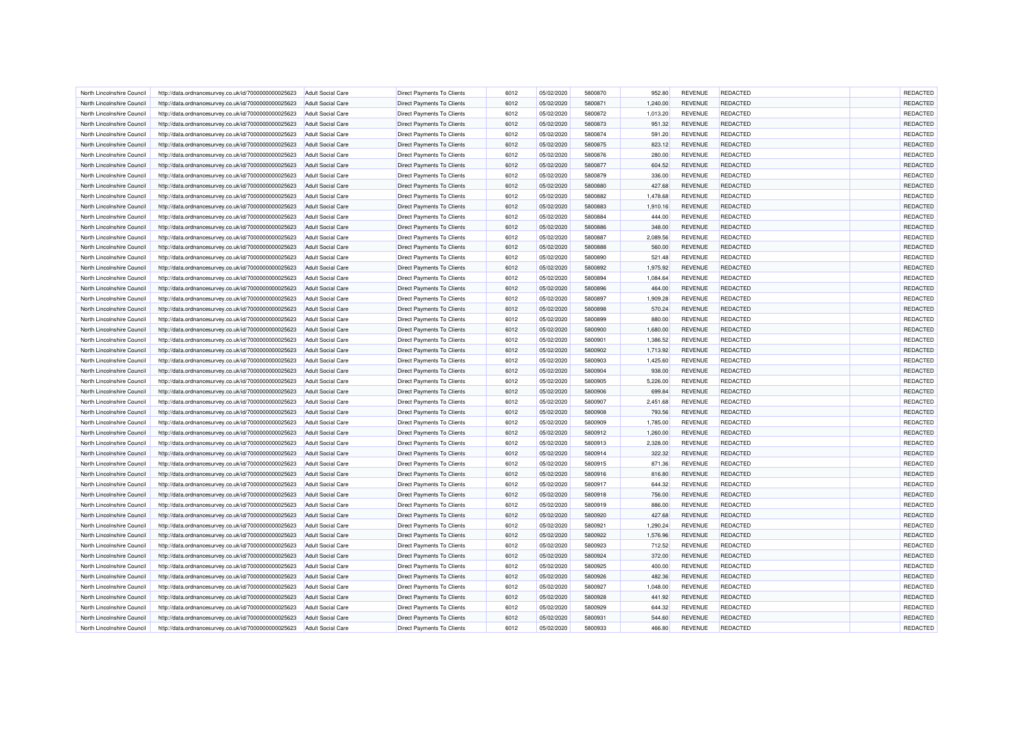| | | | | | | | | | | | |
|---|---|---|---|---|---|---|---|---|---|---|---|
| North Lincolnshire Council | http://data.ordnancesurvey.co.uk/id/7000000000025623 | Adult Social Care | Direct Payments To Clients | 6012 | 05/02/2020 | 5800870 | 952.80 | REVENUE | REDACTED | | REDACTED |
| North Lincolnshire Council | http://data.ordnancesurvey.co.uk/id/7000000000025623 | Adult Social Care | Direct Payments To Clients | 6012 | 05/02/2020 | 5800871 | 1,240.00 | REVENUE | REDACTED | | REDACTED |
| North Lincolnshire Council | http://data.ordnancesurvey.co.uk/id/7000000000025623 | Adult Social Care | Direct Payments To Clients | 6012 | 05/02/2020 | 5800872 | 1,013.20 | REVENUE | REDACTED | | REDACTED |
| North Lincolnshire Council | http://data.ordnancesurvey.co.uk/id/7000000000025623 | Adult Social Care | Direct Payments To Clients | 6012 | 05/02/2020 | 5800873 | 951.32 | REVENUE | REDACTED | | REDACTED |
| North Lincolnshire Council | http://data.ordnancesurvey.co.uk/id/7000000000025623 | Adult Social Care | Direct Payments To Clients | 6012 | 05/02/2020 | 5800874 | 591.20 | REVENUE | REDACTED | | REDACTED |
| North Lincolnshire Council | http://data.ordnancesurvey.co.uk/id/7000000000025623 | Adult Social Care | Direct Payments To Clients | 6012 | 05/02/2020 | 5800875 | 823.12 | REVENUE | REDACTED | | REDACTED |
| North Lincolnshire Council | http://data.ordnancesurvey.co.uk/id/7000000000025623 | Adult Social Care | Direct Payments To Clients | 6012 | 05/02/2020 | 5800876 | 280.00 | REVENUE | REDACTED | | REDACTED |
| North Lincolnshire Council | http://data.ordnancesurvey.co.uk/id/7000000000025623 | Adult Social Care | Direct Payments To Clients | 6012 | 05/02/2020 | 5800877 | 604.52 | REVENUE | REDACTED | | REDACTED |
| North Lincolnshire Council | http://data.ordnancesurvey.co.uk/id/7000000000025623 | Adult Social Care | Direct Payments To Clients | 6012 | 05/02/2020 | 5800879 | 336.00 | REVENUE | REDACTED | | REDACTED |
| North Lincolnshire Council | http://data.ordnancesurvey.co.uk/id/7000000000025623 | Adult Social Care | Direct Payments To Clients | 6012 | 05/02/2020 | 5800880 | 427.68 | REVENUE | REDACTED | | REDACTED |
| North Lincolnshire Council | http://data.ordnancesurvey.co.uk/id/7000000000025623 | Adult Social Care | Direct Payments To Clients | 6012 | 05/02/2020 | 5800882 | 1,478.68 | REVENUE | REDACTED | | REDACTED |
| North Lincolnshire Council | http://data.ordnancesurvey.co.uk/id/7000000000025623 | Adult Social Care | Direct Payments To Clients | 6012 | 05/02/2020 | 5800883 | 1,910.16 | REVENUE | REDACTED | | REDACTED |
| North Lincolnshire Council | http://data.ordnancesurvey.co.uk/id/7000000000025623 | Adult Social Care | Direct Payments To Clients | 6012 | 05/02/2020 | 5800884 | 444.00 | REVENUE | REDACTED | | REDACTED |
| North Lincolnshire Council | http://data.ordnancesurvey.co.uk/id/7000000000025623 | Adult Social Care | Direct Payments To Clients | 6012 | 05/02/2020 | 5800886 | 348.00 | REVENUE | REDACTED | | REDACTED |
| North Lincolnshire Council | http://data.ordnancesurvey.co.uk/id/7000000000025623 | Adult Social Care | Direct Payments To Clients | 6012 | 05/02/2020 | 5800887 | 2,089.56 | REVENUE | REDACTED | | REDACTED |
| North Lincolnshire Council | http://data.ordnancesurvey.co.uk/id/7000000000025623 | Adult Social Care | Direct Payments To Clients | 6012 | 05/02/2020 | 5800888 | 560.00 | REVENUE | REDACTED | | REDACTED |
| North Lincolnshire Council | http://data.ordnancesurvey.co.uk/id/7000000000025623 | Adult Social Care | Direct Payments To Clients | 6012 | 05/02/2020 | 5800890 | 521.48 | REVENUE | REDACTED | | REDACTED |
| North Lincolnshire Council | http://data.ordnancesurvey.co.uk/id/7000000000025623 | Adult Social Care | Direct Payments To Clients | 6012 | 05/02/2020 | 5800892 | 1,975.92 | REVENUE | REDACTED | | REDACTED |
| North Lincolnshire Council | http://data.ordnancesurvey.co.uk/id/7000000000025623 | Adult Social Care | Direct Payments To Clients | 6012 | 05/02/2020 | 5800894 | 1,084.64 | REVENUE | REDACTED | | REDACTED |
| North Lincolnshire Council | http://data.ordnancesurvey.co.uk/id/7000000000025623 | Adult Social Care | Direct Payments To Clients | 6012 | 05/02/2020 | 5800896 | 464.00 | REVENUE | REDACTED | | REDACTED |
| North Lincolnshire Council | http://data.ordnancesurvey.co.uk/id/7000000000025623 | Adult Social Care | Direct Payments To Clients | 6012 | 05/02/2020 | 5800897 | 1,909.28 | REVENUE | REDACTED | | REDACTED |
| North Lincolnshire Council | http://data.ordnancesurvey.co.uk/id/7000000000025623 | Adult Social Care | Direct Payments To Clients | 6012 | 05/02/2020 | 5800898 | 570.24 | REVENUE | REDACTED | | REDACTED |
| North Lincolnshire Council | http://data.ordnancesurvey.co.uk/id/7000000000025623 | Adult Social Care | Direct Payments To Clients | 6012 | 05/02/2020 | 5800899 | 880.00 | REVENUE | REDACTED | | REDACTED |
| North Lincolnshire Council | http://data.ordnancesurvey.co.uk/id/7000000000025623 | Adult Social Care | Direct Payments To Clients | 6012 | 05/02/2020 | 5800900 | 1,680.00 | REVENUE | REDACTED | | REDACTED |
| North Lincolnshire Council | http://data.ordnancesurvey.co.uk/id/7000000000025623 | Adult Social Care | Direct Payments To Clients | 6012 | 05/02/2020 | 5800901 | 1,386.52 | REVENUE | REDACTED | | REDACTED |
| North Lincolnshire Council | http://data.ordnancesurvey.co.uk/id/7000000000025623 | Adult Social Care | Direct Payments To Clients | 6012 | 05/02/2020 | 5800902 | 1,713.92 | REVENUE | REDACTED | | REDACTED |
| North Lincolnshire Council | http://data.ordnancesurvey.co.uk/id/7000000000025623 | Adult Social Care | Direct Payments To Clients | 6012 | 05/02/2020 | 5800903 | 1,425.60 | REVENUE | REDACTED | | REDACTED |
| North Lincolnshire Council | http://data.ordnancesurvey.co.uk/id/7000000000025623 | Adult Social Care | Direct Payments To Clients | 6012 | 05/02/2020 | 5800904 | 938.00 | REVENUE | REDACTED | | REDACTED |
| North Lincolnshire Council | http://data.ordnancesurvey.co.uk/id/7000000000025623 | Adult Social Care | Direct Payments To Clients | 6012 | 05/02/2020 | 5800905 | 5,226.00 | REVENUE | REDACTED | | REDACTED |
| North Lincolnshire Council | http://data.ordnancesurvey.co.uk/id/7000000000025623 | Adult Social Care | Direct Payments To Clients | 6012 | 05/02/2020 | 5800906 | 699.84 | REVENUE | REDACTED | | REDACTED |
| North Lincolnshire Council | http://data.ordnancesurvey.co.uk/id/7000000000025623 | Adult Social Care | Direct Payments To Clients | 6012 | 05/02/2020 | 5800907 | 2,451.68 | REVENUE | REDACTED | | REDACTED |
| North Lincolnshire Council | http://data.ordnancesurvey.co.uk/id/7000000000025623 | Adult Social Care | Direct Payments To Clients | 6012 | 05/02/2020 | 5800908 | 793.56 | REVENUE | REDACTED | | REDACTED |
| North Lincolnshire Council | http://data.ordnancesurvey.co.uk/id/7000000000025623 | Adult Social Care | Direct Payments To Clients | 6012 | 05/02/2020 | 5800909 | 1,785.00 | REVENUE | REDACTED | | REDACTED |
| North Lincolnshire Council | http://data.ordnancesurvey.co.uk/id/7000000000025623 | Adult Social Care | Direct Payments To Clients | 6012 | 05/02/2020 | 5800912 | 1,260.00 | REVENUE | REDACTED | | REDACTED |
| North Lincolnshire Council | http://data.ordnancesurvey.co.uk/id/7000000000025623 | Adult Social Care | Direct Payments To Clients | 6012 | 05/02/2020 | 5800913 | 2,328.00 | REVENUE | REDACTED | | REDACTED |
| North Lincolnshire Council | http://data.ordnancesurvey.co.uk/id/7000000000025623 | Adult Social Care | Direct Payments To Clients | 6012 | 05/02/2020 | 5800914 | 322.32 | REVENUE | REDACTED | | REDACTED |
| North Lincolnshire Council | http://data.ordnancesurvey.co.uk/id/7000000000025623 | Adult Social Care | Direct Payments To Clients | 6012 | 05/02/2020 | 5800915 | 871.36 | REVENUE | REDACTED | | REDACTED |
| North Lincolnshire Council | http://data.ordnancesurvey.co.uk/id/7000000000025623 | Adult Social Care | Direct Payments To Clients | 6012 | 05/02/2020 | 5800916 | 816.80 | REVENUE | REDACTED | | REDACTED |
| North Lincolnshire Council | http://data.ordnancesurvey.co.uk/id/7000000000025623 | Adult Social Care | Direct Payments To Clients | 6012 | 05/02/2020 | 5800917 | 644.32 | REVENUE | REDACTED | | REDACTED |
| North Lincolnshire Council | http://data.ordnancesurvey.co.uk/id/7000000000025623 | Adult Social Care | Direct Payments To Clients | 6012 | 05/02/2020 | 5800918 | 756.00 | REVENUE | REDACTED | | REDACTED |
| North Lincolnshire Council | http://data.ordnancesurvey.co.uk/id/7000000000025623 | Adult Social Care | Direct Payments To Clients | 6012 | 05/02/2020 | 5800919 | 886.00 | REVENUE | REDACTED | | REDACTED |
| North Lincolnshire Council | http://data.ordnancesurvey.co.uk/id/7000000000025623 | Adult Social Care | Direct Payments To Clients | 6012 | 05/02/2020 | 5800920 | 427.68 | REVENUE | REDACTED | | REDACTED |
| North Lincolnshire Council | http://data.ordnancesurvey.co.uk/id/7000000000025623 | Adult Social Care | Direct Payments To Clients | 6012 | 05/02/2020 | 5800921 | 1,290.24 | REVENUE | REDACTED | | REDACTED |
| North Lincolnshire Council | http://data.ordnancesurvey.co.uk/id/7000000000025623 | Adult Social Care | Direct Payments To Clients | 6012 | 05/02/2020 | 5800922 | 1,576.96 | REVENUE | REDACTED | | REDACTED |
| North Lincolnshire Council | http://data.ordnancesurvey.co.uk/id/7000000000025623 | Adult Social Care | Direct Payments To Clients | 6012 | 05/02/2020 | 5800923 | 712.52 | REVENUE | REDACTED | | REDACTED |
| North Lincolnshire Council | http://data.ordnancesurvey.co.uk/id/7000000000025623 | Adult Social Care | Direct Payments To Clients | 6012 | 05/02/2020 | 5800924 | 372.00 | REVENUE | REDACTED | | REDACTED |
| North Lincolnshire Council | http://data.ordnancesurvey.co.uk/id/7000000000025623 | Adult Social Care | Direct Payments To Clients | 6012 | 05/02/2020 | 5800925 | 400.00 | REVENUE | REDACTED | | REDACTED |
| North Lincolnshire Council | http://data.ordnancesurvey.co.uk/id/7000000000025623 | Adult Social Care | Direct Payments To Clients | 6012 | 05/02/2020 | 5800926 | 482.36 | REVENUE | REDACTED | | REDACTED |
| North Lincolnshire Council | http://data.ordnancesurvey.co.uk/id/7000000000025623 | Adult Social Care | Direct Payments To Clients | 6012 | 05/02/2020 | 5800927 | 1,048.00 | REVENUE | REDACTED | | REDACTED |
| North Lincolnshire Council | http://data.ordnancesurvey.co.uk/id/7000000000025623 | Adult Social Care | Direct Payments To Clients | 6012 | 05/02/2020 | 5800928 | 441.92 | REVENUE | REDACTED | | REDACTED |
| North Lincolnshire Council | http://data.ordnancesurvey.co.uk/id/7000000000025623 | Adult Social Care | Direct Payments To Clients | 6012 | 05/02/2020 | 5800929 | 644.32 | REVENUE | REDACTED | | REDACTED |
| North Lincolnshire Council | http://data.ordnancesurvey.co.uk/id/7000000000025623 | Adult Social Care | Direct Payments To Clients | 6012 | 05/02/2020 | 5800931 | 544.60 | REVENUE | REDACTED | | REDACTED |
| North Lincolnshire Council | http://data.ordnancesurvey.co.uk/id/7000000000025623 | Adult Social Care | Direct Payments To Clients | 6012 | 05/02/2020 | 5800933 | 466.80 | REVENUE | REDACTED | | REDACTED |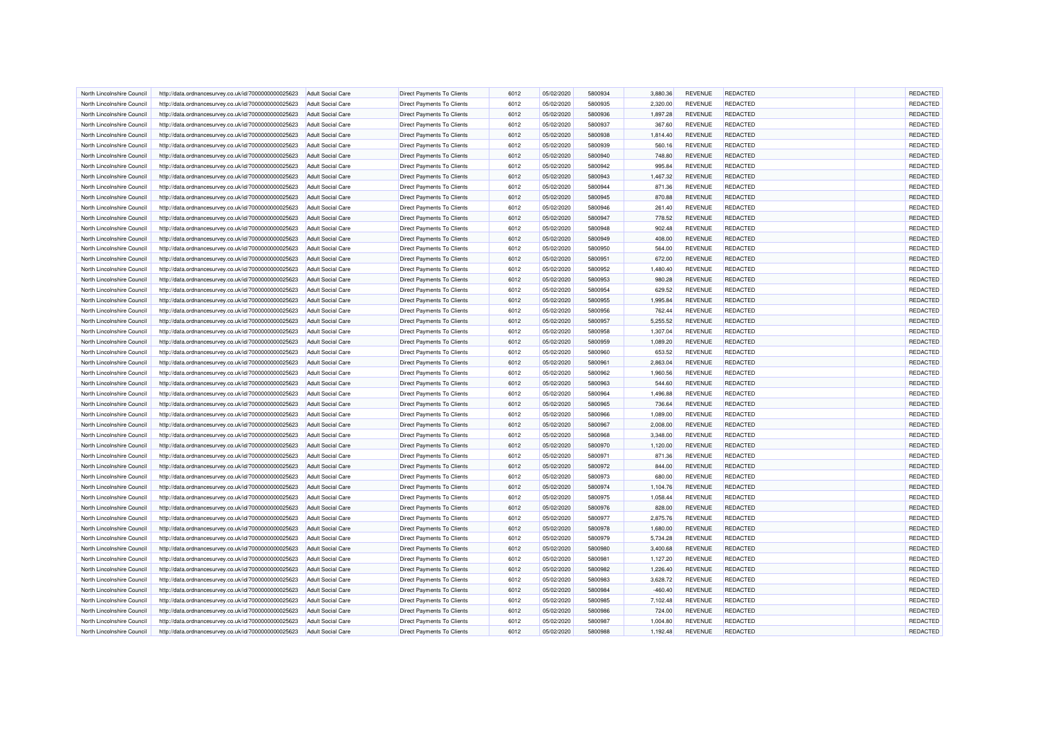| | | | | | | | | | | | | |
|---|---|---|---|---|---|---|---|---|---|---|---|---|
| North Lincolnshire Council | http://data.ordnancesurvey.co.uk/id/7000000000025623 | Adult Social Care | Direct Payments To Clients | 6012 | 05/02/2020 | 5800934 | 3,880.36 | REVENUE | REDACTED | | REDACTED |
| North Lincolnshire Council | http://data.ordnancesurvey.co.uk/id/7000000000025623 | Adult Social Care | Direct Payments To Clients | 6012 | 05/02/2020 | 5800935 | 2,320.00 | REVENUE | REDACTED | | REDACTED |
| North Lincolnshire Council | http://data.ordnancesurvey.co.uk/id/7000000000025623 | Adult Social Care | Direct Payments To Clients | 6012 | 05/02/2020 | 5800936 | 1,897.28 | REVENUE | REDACTED | | REDACTED |
| North Lincolnshire Council | http://data.ordnancesurvey.co.uk/id/7000000000025623 | Adult Social Care | Direct Payments To Clients | 6012 | 05/02/2020 | 5800937 | 367.60 | REVENUE | REDACTED | | REDACTED |
| North Lincolnshire Council | http://data.ordnancesurvey.co.uk/id/7000000000025623 | Adult Social Care | Direct Payments To Clients | 6012 | 05/02/2020 | 5800938 | 1,814.40 | REVENUE | REDACTED | | REDACTED |
| North Lincolnshire Council | http://data.ordnancesurvey.co.uk/id/7000000000025623 | Adult Social Care | Direct Payments To Clients | 6012 | 05/02/2020 | 5800939 | 560.16 | REVENUE | REDACTED | | REDACTED |
| North Lincolnshire Council | http://data.ordnancesurvey.co.uk/id/7000000000025623 | Adult Social Care | Direct Payments To Clients | 6012 | 05/02/2020 | 5800940 | 748.80 | REVENUE | REDACTED | | REDACTED |
| North Lincolnshire Council | http://data.ordnancesurvey.co.uk/id/7000000000025623 | Adult Social Care | Direct Payments To Clients | 6012 | 05/02/2020 | 5800942 | 995.84 | REVENUE | REDACTED | | REDACTED |
| North Lincolnshire Council | http://data.ordnancesurvey.co.uk/id/7000000000025623 | Adult Social Care | Direct Payments To Clients | 6012 | 05/02/2020 | 5800943 | 1,467.32 | REVENUE | REDACTED | | REDACTED |
| North Lincolnshire Council | http://data.ordnancesurvey.co.uk/id/7000000000025623 | Adult Social Care | Direct Payments To Clients | 6012 | 05/02/2020 | 5800944 | 871.36 | REVENUE | REDACTED | | REDACTED |
| North Lincolnshire Council | http://data.ordnancesurvey.co.uk/id/7000000000025623 | Adult Social Care | Direct Payments To Clients | 6012 | 05/02/2020 | 5800945 | 870.88 | REVENUE | REDACTED | | REDACTED |
| North Lincolnshire Council | http://data.ordnancesurvey.co.uk/id/7000000000025623 | Adult Social Care | Direct Payments To Clients | 6012 | 05/02/2020 | 5800946 | 261.40 | REVENUE | REDACTED | | REDACTED |
| North Lincolnshire Council | http://data.ordnancesurvey.co.uk/id/7000000000025623 | Adult Social Care | Direct Payments To Clients | 6012 | 05/02/2020 | 5800947 | 778.52 | REVENUE | REDACTED | | REDACTED |
| North Lincolnshire Council | http://data.ordnancesurvey.co.uk/id/7000000000025623 | Adult Social Care | Direct Payments To Clients | 6012 | 05/02/2020 | 5800948 | 902.48 | REVENUE | REDACTED | | REDACTED |
| North Lincolnshire Council | http://data.ordnancesurvey.co.uk/id/7000000000025623 | Adult Social Care | Direct Payments To Clients | 6012 | 05/02/2020 | 5800949 | 408.00 | REVENUE | REDACTED | | REDACTED |
| North Lincolnshire Council | http://data.ordnancesurvey.co.uk/id/7000000000025623 | Adult Social Care | Direct Payments To Clients | 6012 | 05/02/2020 | 5800950 | 564.00 | REVENUE | REDACTED | | REDACTED |
| North Lincolnshire Council | http://data.ordnancesurvey.co.uk/id/7000000000025623 | Adult Social Care | Direct Payments To Clients | 6012 | 05/02/2020 | 5800951 | 672.00 | REVENUE | REDACTED | | REDACTED |
| North Lincolnshire Council | http://data.ordnancesurvey.co.uk/id/7000000000025623 | Adult Social Care | Direct Payments To Clients | 6012 | 05/02/2020 | 5800952 | 1,480.40 | REVENUE | REDACTED | | REDACTED |
| North Lincolnshire Council | http://data.ordnancesurvey.co.uk/id/7000000000025623 | Adult Social Care | Direct Payments To Clients | 6012 | 05/02/2020 | 5800953 | 980.28 | REVENUE | REDACTED | | REDACTED |
| North Lincolnshire Council | http://data.ordnancesurvey.co.uk/id/7000000000025623 | Adult Social Care | Direct Payments To Clients | 6012 | 05/02/2020 | 5800954 | 629.52 | REVENUE | REDACTED | | REDACTED |
| North Lincolnshire Council | http://data.ordnancesurvey.co.uk/id/7000000000025623 | Adult Social Care | Direct Payments To Clients | 6012 | 05/02/2020 | 5800955 | 1,995.84 | REVENUE | REDACTED | | REDACTED |
| North Lincolnshire Council | http://data.ordnancesurvey.co.uk/id/7000000000025623 | Adult Social Care | Direct Payments To Clients | 6012 | 05/02/2020 | 5800956 | 762.44 | REVENUE | REDACTED | | REDACTED |
| North Lincolnshire Council | http://data.ordnancesurvey.co.uk/id/7000000000025623 | Adult Social Care | Direct Payments To Clients | 6012 | 05/02/2020 | 5800957 | 5,255.52 | REVENUE | REDACTED | | REDACTED |
| North Lincolnshire Council | http://data.ordnancesurvey.co.uk/id/7000000000025623 | Adult Social Care | Direct Payments To Clients | 6012 | 05/02/2020 | 5800958 | 1,307.04 | REVENUE | REDACTED | | REDACTED |
| North Lincolnshire Council | http://data.ordnancesurvey.co.uk/id/7000000000025623 | Adult Social Care | Direct Payments To Clients | 6012 | 05/02/2020 | 5800959 | 1,089.20 | REVENUE | REDACTED | | REDACTED |
| North Lincolnshire Council | http://data.ordnancesurvey.co.uk/id/7000000000025623 | Adult Social Care | Direct Payments To Clients | 6012 | 05/02/2020 | 5800960 | 653.52 | REVENUE | REDACTED | | REDACTED |
| North Lincolnshire Council | http://data.ordnancesurvey.co.uk/id/7000000000025623 | Adult Social Care | Direct Payments To Clients | 6012 | 05/02/2020 | 5800961 | 2,863.04 | REVENUE | REDACTED | | REDACTED |
| North Lincolnshire Council | http://data.ordnancesurvey.co.uk/id/7000000000025623 | Adult Social Care | Direct Payments To Clients | 6012 | 05/02/2020 | 5800962 | 1,960.56 | REVENUE | REDACTED | | REDACTED |
| North Lincolnshire Council | http://data.ordnancesurvey.co.uk/id/7000000000025623 | Adult Social Care | Direct Payments To Clients | 6012 | 05/02/2020 | 5800963 | 544.60 | REVENUE | REDACTED | | REDACTED |
| North Lincolnshire Council | http://data.ordnancesurvey.co.uk/id/7000000000025623 | Adult Social Care | Direct Payments To Clients | 6012 | 05/02/2020 | 5800964 | 1,496.88 | REVENUE | REDACTED | | REDACTED |
| North Lincolnshire Council | http://data.ordnancesurvey.co.uk/id/7000000000025623 | Adult Social Care | Direct Payments To Clients | 6012 | 05/02/2020 | 5800965 | 736.64 | REVENUE | REDACTED | | REDACTED |
| North Lincolnshire Council | http://data.ordnancesurvey.co.uk/id/7000000000025623 | Adult Social Care | Direct Payments To Clients | 6012 | 05/02/2020 | 5800966 | 1,089.00 | REVENUE | REDACTED | | REDACTED |
| North Lincolnshire Council | http://data.ordnancesurvey.co.uk/id/7000000000025623 | Adult Social Care | Direct Payments To Clients | 6012 | 05/02/2020 | 5800967 | 2,008.00 | REVENUE | REDACTED | | REDACTED |
| North Lincolnshire Council | http://data.ordnancesurvey.co.uk/id/7000000000025623 | Adult Social Care | Direct Payments To Clients | 6012 | 05/02/2020 | 5800968 | 3,348.00 | REVENUE | REDACTED | | REDACTED |
| North Lincolnshire Council | http://data.ordnancesurvey.co.uk/id/7000000000025623 | Adult Social Care | Direct Payments To Clients | 6012 | 05/02/2020 | 5800970 | 1,120.00 | REVENUE | REDACTED | | REDACTED |
| North Lincolnshire Council | http://data.ordnancesurvey.co.uk/id/7000000000025623 | Adult Social Care | Direct Payments To Clients | 6012 | 05/02/2020 | 5800971 | 871.36 | REVENUE | REDACTED | | REDACTED |
| North Lincolnshire Council | http://data.ordnancesurvey.co.uk/id/7000000000025623 | Adult Social Care | Direct Payments To Clients | 6012 | 05/02/2020 | 5800972 | 844.00 | REVENUE | REDACTED | | REDACTED |
| North Lincolnshire Council | http://data.ordnancesurvey.co.uk/id/7000000000025623 | Adult Social Care | Direct Payments To Clients | 6012 | 05/02/2020 | 5800973 | 680.00 | REVENUE | REDACTED | | REDACTED |
| North Lincolnshire Council | http://data.ordnancesurvey.co.uk/id/7000000000025623 | Adult Social Care | Direct Payments To Clients | 6012 | 05/02/2020 | 5800974 | 1,104.76 | REVENUE | REDACTED | | REDACTED |
| North Lincolnshire Council | http://data.ordnancesurvey.co.uk/id/7000000000025623 | Adult Social Care | Direct Payments To Clients | 6012 | 05/02/2020 | 5800975 | 1,058.44 | REVENUE | REDACTED | | REDACTED |
| North Lincolnshire Council | http://data.ordnancesurvey.co.uk/id/7000000000025623 | Adult Social Care | Direct Payments To Clients | 6012 | 05/02/2020 | 5800976 | 828.00 | REVENUE | REDACTED | | REDACTED |
| North Lincolnshire Council | http://data.ordnancesurvey.co.uk/id/7000000000025623 | Adult Social Care | Direct Payments To Clients | 6012 | 05/02/2020 | 5800977 | 2,875.76 | REVENUE | REDACTED | | REDACTED |
| North Lincolnshire Council | http://data.ordnancesurvey.co.uk/id/7000000000025623 | Adult Social Care | Direct Payments To Clients | 6012 | 05/02/2020 | 5800978 | 1,680.00 | REVENUE | REDACTED | | REDACTED |
| North Lincolnshire Council | http://data.ordnancesurvey.co.uk/id/7000000000025623 | Adult Social Care | Direct Payments To Clients | 6012 | 05/02/2020 | 5800979 | 5,734.28 | REVENUE | REDACTED | | REDACTED |
| North Lincolnshire Council | http://data.ordnancesurvey.co.uk/id/7000000000025623 | Adult Social Care | Direct Payments To Clients | 6012 | 05/02/2020 | 5800980 | 3,400.68 | REVENUE | REDACTED | | REDACTED |
| North Lincolnshire Council | http://data.ordnancesurvey.co.uk/id/7000000000025623 | Adult Social Care | Direct Payments To Clients | 6012 | 05/02/2020 | 5800981 | 1,127.20 | REVENUE | REDACTED | | REDACTED |
| North Lincolnshire Council | http://data.ordnancesurvey.co.uk/id/7000000000025623 | Adult Social Care | Direct Payments To Clients | 6012 | 05/02/2020 | 5800982 | 1,226.40 | REVENUE | REDACTED | | REDACTED |
| North Lincolnshire Council | http://data.ordnancesurvey.co.uk/id/7000000000025623 | Adult Social Care | Direct Payments To Clients | 6012 | 05/02/2020 | 5800983 | 3,628.72 | REVENUE | REDACTED | | REDACTED |
| North Lincolnshire Council | http://data.ordnancesurvey.co.uk/id/7000000000025623 | Adult Social Care | Direct Payments To Clients | 6012 | 05/02/2020 | 5800984 | -460.40 | REVENUE | REDACTED | | REDACTED |
| North Lincolnshire Council | http://data.ordnancesurvey.co.uk/id/7000000000025623 | Adult Social Care | Direct Payments To Clients | 6012 | 05/02/2020 | 5800985 | 7,102.48 | REVENUE | REDACTED | | REDACTED |
| North Lincolnshire Council | http://data.ordnancesurvey.co.uk/id/7000000000025623 | Adult Social Care | Direct Payments To Clients | 6012 | 05/02/2020 | 5800986 | 724.00 | REVENUE | REDACTED | | REDACTED |
| North Lincolnshire Council | http://data.ordnancesurvey.co.uk/id/7000000000025623 | Adult Social Care | Direct Payments To Clients | 6012 | 05/02/2020 | 5800987 | 1,004.80 | REVENUE | REDACTED | | REDACTED |
| North Lincolnshire Council | http://data.ordnancesurvey.co.uk/id/7000000000025623 | Adult Social Care | Direct Payments To Clients | 6012 | 05/02/2020 | 5800988 | 1,192.48 | REVENUE | REDACTED | | REDACTED |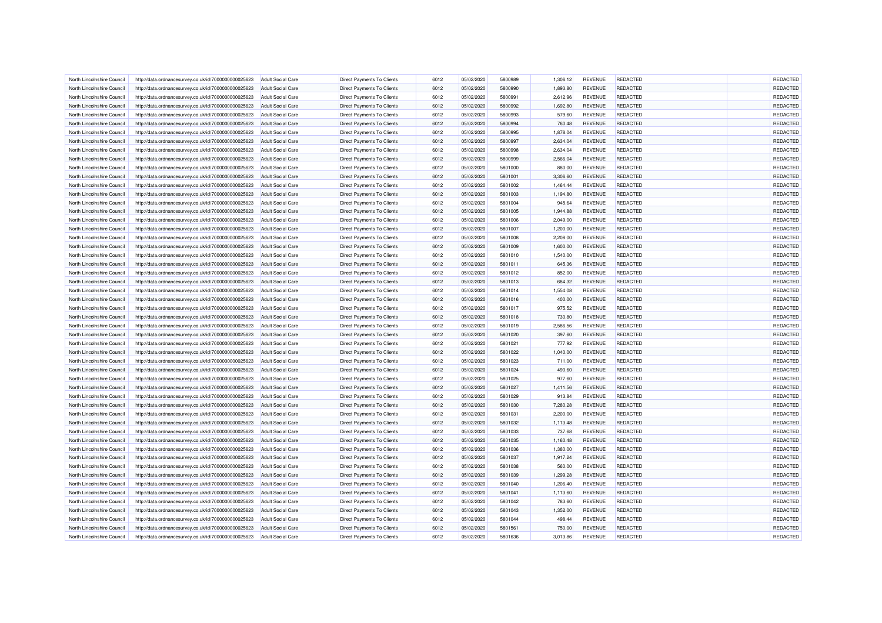| | | | | | | | | | | | |
|---|---|---|---|---|---|---|---|---|---|---|---|
| North Lincolnshire Council | http://data.ordnancesurvey.co.uk/id/7000000000025623 | Adult Social Care | Direct Payments To Clients | 6012 | 05/02/2020 | 5800989 | 1,306.12 | REVENUE | REDACTED | | REDACTED |
| North Lincolnshire Council | http://data.ordnancesurvey.co.uk/id/7000000000025623 | Adult Social Care | Direct Payments To Clients | 6012 | 05/02/2020 | 5800990 | 1,893.80 | REVENUE | REDACTED | | REDACTED |
| North Lincolnshire Council | http://data.ordnancesurvey.co.uk/id/7000000000025623 | Adult Social Care | Direct Payments To Clients | 6012 | 05/02/2020 | 5800991 | 2,612.96 | REVENUE | REDACTED | | REDACTED |
| North Lincolnshire Council | http://data.ordnancesurvey.co.uk/id/7000000000025623 | Adult Social Care | Direct Payments To Clients | 6012 | 05/02/2020 | 5800992 | 1,692.80 | REVENUE | REDACTED | | REDACTED |
| North Lincolnshire Council | http://data.ordnancesurvey.co.uk/id/7000000000025623 | Adult Social Care | Direct Payments To Clients | 6012 | 05/02/2020 | 5800993 | 579.60 | REVENUE | REDACTED | | REDACTED |
| North Lincolnshire Council | http://data.ordnancesurvey.co.uk/id/7000000000025623 | Adult Social Care | Direct Payments To Clients | 6012 | 05/02/2020 | 5800994 | 760.48 | REVENUE | REDACTED | | REDACTED |
| North Lincolnshire Council | http://data.ordnancesurvey.co.uk/id/7000000000025623 | Adult Social Care | Direct Payments To Clients | 6012 | 05/02/2020 | 5800995 | 1,878.04 | REVENUE | REDACTED | | REDACTED |
| North Lincolnshire Council | http://data.ordnancesurvey.co.uk/id/7000000000025623 | Adult Social Care | Direct Payments To Clients | 6012 | 05/02/2020 | 5800997 | 2,634.04 | REVENUE | REDACTED | | REDACTED |
| North Lincolnshire Council | http://data.ordnancesurvey.co.uk/id/7000000000025623 | Adult Social Care | Direct Payments To Clients | 6012 | 05/02/2020 | 5800998 | 2,634.04 | REVENUE | REDACTED | | REDACTED |
| North Lincolnshire Council | http://data.ordnancesurvey.co.uk/id/7000000000025623 | Adult Social Care | Direct Payments To Clients | 6012 | 05/02/2020 | 5800999 | 2,566.04 | REVENUE | REDACTED | | REDACTED |
| North Lincolnshire Council | http://data.ordnancesurvey.co.uk/id/7000000000025623 | Adult Social Care | Direct Payments To Clients | 6012 | 05/02/2020 | 5801000 | 880.00 | REVENUE | REDACTED | | REDACTED |
| North Lincolnshire Council | http://data.ordnancesurvey.co.uk/id/7000000000025623 | Adult Social Care | Direct Payments To Clients | 6012 | 05/02/2020 | 5801001 | 3,306.60 | REVENUE | REDACTED | | REDACTED |
| North Lincolnshire Council | http://data.ordnancesurvey.co.uk/id/7000000000025623 | Adult Social Care | Direct Payments To Clients | 6012 | 05/02/2020 | 5801002 | 1,464.44 | REVENUE | REDACTED | | REDACTED |
| North Lincolnshire Council | http://data.ordnancesurvey.co.uk/id/7000000000025623 | Adult Social Care | Direct Payments To Clients | 6012 | 05/02/2020 | 5801003 | 1,194.80 | REVENUE | REDACTED | | REDACTED |
| North Lincolnshire Council | http://data.ordnancesurvey.co.uk/id/7000000000025623 | Adult Social Care | Direct Payments To Clients | 6012 | 05/02/2020 | 5801004 | 945.64 | REVENUE | REDACTED | | REDACTED |
| North Lincolnshire Council | http://data.ordnancesurvey.co.uk/id/7000000000025623 | Adult Social Care | Direct Payments To Clients | 6012 | 05/02/2020 | 5801005 | 1,944.88 | REVENUE | REDACTED | | REDACTED |
| North Lincolnshire Council | http://data.ordnancesurvey.co.uk/id/7000000000025623 | Adult Social Care | Direct Payments To Clients | 6012 | 05/02/2020 | 5801006 | 2,049.00 | REVENUE | REDACTED | | REDACTED |
| North Lincolnshire Council | http://data.ordnancesurvey.co.uk/id/7000000000025623 | Adult Social Care | Direct Payments To Clients | 6012 | 05/02/2020 | 5801007 | 1,200.00 | REVENUE | REDACTED | | REDACTED |
| North Lincolnshire Council | http://data.ordnancesurvey.co.uk/id/7000000000025623 | Adult Social Care | Direct Payments To Clients | 6012 | 05/02/2020 | 5801008 | 2,208.00 | REVENUE | REDACTED | | REDACTED |
| North Lincolnshire Council | http://data.ordnancesurvey.co.uk/id/7000000000025623 | Adult Social Care | Direct Payments To Clients | 6012 | 05/02/2020 | 5801009 | 1,600.00 | REVENUE | REDACTED | | REDACTED |
| North Lincolnshire Council | http://data.ordnancesurvey.co.uk/id/7000000000025623 | Adult Social Care | Direct Payments To Clients | 6012 | 05/02/2020 | 5801010 | 1,540.00 | REVENUE | REDACTED | | REDACTED |
| North Lincolnshire Council | http://data.ordnancesurvey.co.uk/id/7000000000025623 | Adult Social Care | Direct Payments To Clients | 6012 | 05/02/2020 | 5801011 | 645.36 | REVENUE | REDACTED | | REDACTED |
| North Lincolnshire Council | http://data.ordnancesurvey.co.uk/id/7000000000025623 | Adult Social Care | Direct Payments To Clients | 6012 | 05/02/2020 | 5801012 | 852.00 | REVENUE | REDACTED | | REDACTED |
| North Lincolnshire Council | http://data.ordnancesurvey.co.uk/id/7000000000025623 | Adult Social Care | Direct Payments To Clients | 6012 | 05/02/2020 | 5801013 | 684.32 | REVENUE | REDACTED | | REDACTED |
| North Lincolnshire Council | http://data.ordnancesurvey.co.uk/id/7000000000025623 | Adult Social Care | Direct Payments To Clients | 6012 | 05/02/2020 | 5801014 | 1,554.08 | REVENUE | REDACTED | | REDACTED |
| North Lincolnshire Council | http://data.ordnancesurvey.co.uk/id/7000000000025623 | Adult Social Care | Direct Payments To Clients | 6012 | 05/02/2020 | 5801016 | 400.00 | REVENUE | REDACTED | | REDACTED |
| North Lincolnshire Council | http://data.ordnancesurvey.co.uk/id/7000000000025623 | Adult Social Care | Direct Payments To Clients | 6012 | 05/02/2020 | 5801017 | 975.52 | REVENUE | REDACTED | | REDACTED |
| North Lincolnshire Council | http://data.ordnancesurvey.co.uk/id/7000000000025623 | Adult Social Care | Direct Payments To Clients | 6012 | 05/02/2020 | 5801018 | 730.80 | REVENUE | REDACTED | | REDACTED |
| North Lincolnshire Council | http://data.ordnancesurvey.co.uk/id/7000000000025623 | Adult Social Care | Direct Payments To Clients | 6012 | 05/02/2020 | 5801019 | 2,586.56 | REVENUE | REDACTED | | REDACTED |
| North Lincolnshire Council | http://data.ordnancesurvey.co.uk/id/7000000000025623 | Adult Social Care | Direct Payments To Clients | 6012 | 05/02/2020 | 5801020 | 397.60 | REVENUE | REDACTED | | REDACTED |
| North Lincolnshire Council | http://data.ordnancesurvey.co.uk/id/7000000000025623 | Adult Social Care | Direct Payments To Clients | 6012 | 05/02/2020 | 5801021 | 777.92 | REVENUE | REDACTED | | REDACTED |
| North Lincolnshire Council | http://data.ordnancesurvey.co.uk/id/7000000000025623 | Adult Social Care | Direct Payments To Clients | 6012 | 05/02/2020 | 5801022 | 1,040.00 | REVENUE | REDACTED | | REDACTED |
| North Lincolnshire Council | http://data.ordnancesurvey.co.uk/id/7000000000025623 | Adult Social Care | Direct Payments To Clients | 6012 | 05/02/2020 | 5801023 | 711.00 | REVENUE | REDACTED | | REDACTED |
| North Lincolnshire Council | http://data.ordnancesurvey.co.uk/id/7000000000025623 | Adult Social Care | Direct Payments To Clients | 6012 | 05/02/2020 | 5801024 | 490.60 | REVENUE | REDACTED | | REDACTED |
| North Lincolnshire Council | http://data.ordnancesurvey.co.uk/id/7000000000025623 | Adult Social Care | Direct Payments To Clients | 6012 | 05/02/2020 | 5801025 | 977.60 | REVENUE | REDACTED | | REDACTED |
| North Lincolnshire Council | http://data.ordnancesurvey.co.uk/id/7000000000025623 | Adult Social Care | Direct Payments To Clients | 6012 | 05/02/2020 | 5801027 | 1,411.56 | REVENUE | REDACTED | | REDACTED |
| North Lincolnshire Council | http://data.ordnancesurvey.co.uk/id/7000000000025623 | Adult Social Care | Direct Payments To Clients | 6012 | 05/02/2020 | 5801029 | 913.84 | REVENUE | REDACTED | | REDACTED |
| North Lincolnshire Council | http://data.ordnancesurvey.co.uk/id/7000000000025623 | Adult Social Care | Direct Payments To Clients | 6012 | 05/02/2020 | 5801030 | 7,280.28 | REVENUE | REDACTED | | REDACTED |
| North Lincolnshire Council | http://data.ordnancesurvey.co.uk/id/7000000000025623 | Adult Social Care | Direct Payments To Clients | 6012 | 05/02/2020 | 5801031 | 2,200.00 | REVENUE | REDACTED | | REDACTED |
| North Lincolnshire Council | http://data.ordnancesurvey.co.uk/id/7000000000025623 | Adult Social Care | Direct Payments To Clients | 6012 | 05/02/2020 | 5801032 | 1,113.48 | REVENUE | REDACTED | | REDACTED |
| North Lincolnshire Council | http://data.ordnancesurvey.co.uk/id/7000000000025623 | Adult Social Care | Direct Payments To Clients | 6012 | 05/02/2020 | 5801033 | 737.68 | REVENUE | REDACTED | | REDACTED |
| North Lincolnshire Council | http://data.ordnancesurvey.co.uk/id/7000000000025623 | Adult Social Care | Direct Payments To Clients | 6012 | 05/02/2020 | 5801035 | 1,160.48 | REVENUE | REDACTED | | REDACTED |
| North Lincolnshire Council | http://data.ordnancesurvey.co.uk/id/7000000000025623 | Adult Social Care | Direct Payments To Clients | 6012 | 05/02/2020 | 5801036 | 1,380.00 | REVENUE | REDACTED | | REDACTED |
| North Lincolnshire Council | http://data.ordnancesurvey.co.uk/id/7000000000025623 | Adult Social Care | Direct Payments To Clients | 6012 | 05/02/2020 | 5801037 | 1,917.24 | REVENUE | REDACTED | | REDACTED |
| North Lincolnshire Council | http://data.ordnancesurvey.co.uk/id/7000000000025623 | Adult Social Care | Direct Payments To Clients | 6012 | 05/02/2020 | 5801038 | 560.00 | REVENUE | REDACTED | | REDACTED |
| North Lincolnshire Council | http://data.ordnancesurvey.co.uk/id/7000000000025623 | Adult Social Care | Direct Payments To Clients | 6012 | 05/02/2020 | 5801039 | 1,299.28 | REVENUE | REDACTED | | REDACTED |
| North Lincolnshire Council | http://data.ordnancesurvey.co.uk/id/7000000000025623 | Adult Social Care | Direct Payments To Clients | 6012 | 05/02/2020 | 5801040 | 1,206.40 | REVENUE | REDACTED | | REDACTED |
| North Lincolnshire Council | http://data.ordnancesurvey.co.uk/id/7000000000025623 | Adult Social Care | Direct Payments To Clients | 6012 | 05/02/2020 | 5801041 | 1,113.60 | REVENUE | REDACTED | | REDACTED |
| North Lincolnshire Council | http://data.ordnancesurvey.co.uk/id/7000000000025623 | Adult Social Care | Direct Payments To Clients | 6012 | 05/02/2020 | 5801042 | 783.60 | REVENUE | REDACTED | | REDACTED |
| North Lincolnshire Council | http://data.ordnancesurvey.co.uk/id/7000000000025623 | Adult Social Care | Direct Payments To Clients | 6012 | 05/02/2020 | 5801043 | 1,352.00 | REVENUE | REDACTED | | REDACTED |
| North Lincolnshire Council | http://data.ordnancesurvey.co.uk/id/7000000000025623 | Adult Social Care | Direct Payments To Clients | 6012 | 05/02/2020 | 5801044 | 498.44 | REVENUE | REDACTED | | REDACTED |
| North Lincolnshire Council | http://data.ordnancesurvey.co.uk/id/7000000000025623 | Adult Social Care | Direct Payments To Clients | 6012 | 05/02/2020 | 5801561 | 750.00 | REVENUE | REDACTED | | REDACTED |
| North Lincolnshire Council | http://data.ordnancesurvey.co.uk/id/7000000000025623 | Adult Social Care | Direct Payments To Clients | 6012 | 05/02/2020 | 5801636 | 3,013.86 | REVENUE | REDACTED | | REDACTED |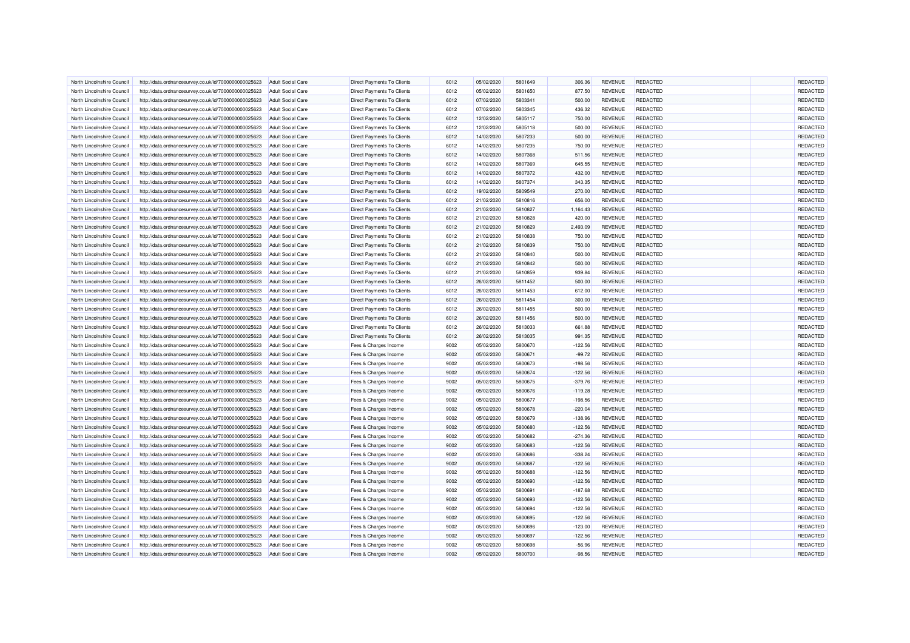| North Lincolnshire Council | http://data.ordnancesurvey.co.uk/id/7000000000025623 | Adult Social Care | Direct Payments To Clients | 6012 | 05/02/2020 | 5801649 | 306.36 | REVENUE | REDACTED | | REDACTED |
|---|---|---|---|---|---|---|---|---|---|---|---|
| North Lincolnshire Council | http://data.ordnancesurvey.co.uk/id/7000000000025623 | Adult Social Care | Direct Payments To Clients | 6012 | 05/02/2020 | 5801650 | 877.50 | REVENUE | REDACTED | | REDACTED |
| North Lincolnshire Council | http://data.ordnancesurvey.co.uk/id/7000000000025623 | Adult Social Care | Direct Payments To Clients | 6012 | 07/02/2020 | 5803341 | 500.00 | REVENUE | REDACTED | | REDACTED |
| North Lincolnshire Council | http://data.ordnancesurvey.co.uk/id/7000000000025623 | Adult Social Care | Direct Payments To Clients | 6012 | 07/02/2020 | 5803345 | 436.32 | REVENUE | REDACTED | | REDACTED |
| North Lincolnshire Council | http://data.ordnancesurvey.co.uk/id/7000000000025623 | Adult Social Care | Direct Payments To Clients | 6012 | 12/02/2020 | 5805117 | 750.00 | REVENUE | REDACTED | | REDACTED |
| North Lincolnshire Council | http://data.ordnancesurvey.co.uk/id/7000000000025623 | Adult Social Care | Direct Payments To Clients | 6012 | 12/02/2020 | 5805118 | 500.00 | REVENUE | REDACTED | | REDACTED |
| North Lincolnshire Council | http://data.ordnancesurvey.co.uk/id/7000000000025623 | Adult Social Care | Direct Payments To Clients | 6012 | 14/02/2020 | 5807233 | 500.00 | REVENUE | REDACTED | | REDACTED |
| North Lincolnshire Council | http://data.ordnancesurvey.co.uk/id/7000000000025623 | Adult Social Care | Direct Payments To Clients | 6012 | 14/02/2020 | 5807235 | 750.00 | REVENUE | REDACTED | | REDACTED |
| North Lincolnshire Council | http://data.ordnancesurvey.co.uk/id/7000000000025623 | Adult Social Care | Direct Payments To Clients | 6012 | 14/02/2020 | 5807368 | 511.56 | REVENUE | REDACTED | | REDACTED |
| North Lincolnshire Council | http://data.ordnancesurvey.co.uk/id/7000000000025623 | Adult Social Care | Direct Payments To Clients | 6012 | 14/02/2020 | 5807369 | 645.55 | REVENUE | REDACTED | | REDACTED |
| North Lincolnshire Council | http://data.ordnancesurvey.co.uk/id/7000000000025623 | Adult Social Care | Direct Payments To Clients | 6012 | 14/02/2020 | 5807372 | 432.00 | REVENUE | REDACTED | | REDACTED |
| North Lincolnshire Council | http://data.ordnancesurvey.co.uk/id/7000000000025623 | Adult Social Care | Direct Payments To Clients | 6012 | 14/02/2020 | 5807374 | 343.35 | REVENUE | REDACTED | | REDACTED |
| North Lincolnshire Council | http://data.ordnancesurvey.co.uk/id/7000000000025623 | Adult Social Care | Direct Payments To Clients | 6012 | 19/02/2020 | 5809549 | 270.00 | REVENUE | REDACTED | | REDACTED |
| North Lincolnshire Council | http://data.ordnancesurvey.co.uk/id/7000000000025623 | Adult Social Care | Direct Payments To Clients | 6012 | 21/02/2020 | 5810816 | 656.00 | REVENUE | REDACTED | | REDACTED |
| North Lincolnshire Council | http://data.ordnancesurvey.co.uk/id/7000000000025623 | Adult Social Care | Direct Payments To Clients | 6012 | 21/02/2020 | 5810827 | 1,164.43 | REVENUE | REDACTED | | REDACTED |
| North Lincolnshire Council | http://data.ordnancesurvey.co.uk/id/7000000000025623 | Adult Social Care | Direct Payments To Clients | 6012 | 21/02/2020 | 5810828 | 420.00 | REVENUE | REDACTED | | REDACTED |
| North Lincolnshire Council | http://data.ordnancesurvey.co.uk/id/7000000000025623 | Adult Social Care | Direct Payments To Clients | 6012 | 21/02/2020 | 5810829 | 2,493.09 | REVENUE | REDACTED | | REDACTED |
| North Lincolnshire Council | http://data.ordnancesurvey.co.uk/id/7000000000025623 | Adult Social Care | Direct Payments To Clients | 6012 | 21/02/2020 | 5810838 | 750.00 | REVENUE | REDACTED | | REDACTED |
| North Lincolnshire Council | http://data.ordnancesurvey.co.uk/id/7000000000025623 | Adult Social Care | Direct Payments To Clients | 6012 | 21/02/2020 | 5810839 | 750.00 | REVENUE | REDACTED | | REDACTED |
| North Lincolnshire Council | http://data.ordnancesurvey.co.uk/id/7000000000025623 | Adult Social Care | Direct Payments To Clients | 6012 | 21/02/2020 | 5810840 | 500.00 | REVENUE | REDACTED | | REDACTED |
| North Lincolnshire Council | http://data.ordnancesurvey.co.uk/id/7000000000025623 | Adult Social Care | Direct Payments To Clients | 6012 | 21/02/2020 | 5810842 | 500.00 | REVENUE | REDACTED | | REDACTED |
| North Lincolnshire Council | http://data.ordnancesurvey.co.uk/id/7000000000025623 | Adult Social Care | Direct Payments To Clients | 6012 | 21/02/2020 | 5810859 | 939.84 | REVENUE | REDACTED | | REDACTED |
| North Lincolnshire Council | http://data.ordnancesurvey.co.uk/id/7000000000025623 | Adult Social Care | Direct Payments To Clients | 6012 | 26/02/2020 | 5811452 | 500.00 | REVENUE | REDACTED | | REDACTED |
| North Lincolnshire Council | http://data.ordnancesurvey.co.uk/id/7000000000025623 | Adult Social Care | Direct Payments To Clients | 6012 | 26/02/2020 | 5811453 | 612.00 | REVENUE | REDACTED | | REDACTED |
| North Lincolnshire Council | http://data.ordnancesurvey.co.uk/id/7000000000025623 | Adult Social Care | Direct Payments To Clients | 6012 | 26/02/2020 | 5811454 | 300.00 | REVENUE | REDACTED | | REDACTED |
| North Lincolnshire Council | http://data.ordnancesurvey.co.uk/id/7000000000025623 | Adult Social Care | Direct Payments To Clients | 6012 | 26/02/2020 | 5811455 | 500.00 | REVENUE | REDACTED | | REDACTED |
| North Lincolnshire Council | http://data.ordnancesurvey.co.uk/id/7000000000025623 | Adult Social Care | Direct Payments To Clients | 6012 | 26/02/2020 | 5811456 | 500.00 | REVENUE | REDACTED | | REDACTED |
| North Lincolnshire Council | http://data.ordnancesurvey.co.uk/id/7000000000025623 | Adult Social Care | Direct Payments To Clients | 6012 | 26/02/2020 | 5813033 | 661.88 | REVENUE | REDACTED | | REDACTED |
| North Lincolnshire Council | http://data.ordnancesurvey.co.uk/id/7000000000025623 | Adult Social Care | Direct Payments To Clients | 6012 | 26/02/2020 | 5813035 | 991.35 | REVENUE | REDACTED | | REDACTED |
| North Lincolnshire Council | http://data.ordnancesurvey.co.uk/id/7000000000025623 | Adult Social Care | Fees & Charges Income | 9002 | 05/02/2020 | 5800670 | -122.56 | REVENUE | REDACTED | | REDACTED |
| North Lincolnshire Council | http://data.ordnancesurvey.co.uk/id/7000000000025623 | Adult Social Care | Fees & Charges Income | 9002 | 05/02/2020 | 5800671 | -99.72 | REVENUE | REDACTED | | REDACTED |
| North Lincolnshire Council | http://data.ordnancesurvey.co.uk/id/7000000000025623 | Adult Social Care | Fees & Charges Income | 9002 | 05/02/2020 | 5800673 | -198.56 | REVENUE | REDACTED | | REDACTED |
| North Lincolnshire Council | http://data.ordnancesurvey.co.uk/id/7000000000025623 | Adult Social Care | Fees & Charges Income | 9002 | 05/02/2020 | 5800674 | -122.56 | REVENUE | REDACTED | | REDACTED |
| North Lincolnshire Council | http://data.ordnancesurvey.co.uk/id/7000000000025623 | Adult Social Care | Fees & Charges Income | 9002 | 05/02/2020 | 5800675 | -379.76 | REVENUE | REDACTED | | REDACTED |
| North Lincolnshire Council | http://data.ordnancesurvey.co.uk/id/7000000000025623 | Adult Social Care | Fees & Charges Income | 9002 | 05/02/2020 | 5800676 | -119.28 | REVENUE | REDACTED | | REDACTED |
| North Lincolnshire Council | http://data.ordnancesurvey.co.uk/id/7000000000025623 | Adult Social Care | Fees & Charges Income | 9002 | 05/02/2020 | 5800677 | -198.56 | REVENUE | REDACTED | | REDACTED |
| North Lincolnshire Council | http://data.ordnancesurvey.co.uk/id/7000000000025623 | Adult Social Care | Fees & Charges Income | 9002 | 05/02/2020 | 5800678 | -220.04 | REVENUE | REDACTED | | REDACTED |
| North Lincolnshire Council | http://data.ordnancesurvey.co.uk/id/7000000000025623 | Adult Social Care | Fees & Charges Income | 9002 | 05/02/2020 | 5800679 | -138.96 | REVENUE | REDACTED | | REDACTED |
| North Lincolnshire Council | http://data.ordnancesurvey.co.uk/id/7000000000025623 | Adult Social Care | Fees & Charges Income | 9002 | 05/02/2020 | 5800680 | -122.56 | REVENUE | REDACTED | | REDACTED |
| North Lincolnshire Council | http://data.ordnancesurvey.co.uk/id/7000000000025623 | Adult Social Care | Fees & Charges Income | 9002 | 05/02/2020 | 5800682 | -274.36 | REVENUE | REDACTED | | REDACTED |
| North Lincolnshire Council | http://data.ordnancesurvey.co.uk/id/7000000000025623 | Adult Social Care | Fees & Charges Income | 9002 | 05/02/2020 | 5800683 | -122.56 | REVENUE | REDACTED | | REDACTED |
| North Lincolnshire Council | http://data.ordnancesurvey.co.uk/id/7000000000025623 | Adult Social Care | Fees & Charges Income | 9002 | 05/02/2020 | 5800686 | -338.24 | REVENUE | REDACTED | | REDACTED |
| North Lincolnshire Council | http://data.ordnancesurvey.co.uk/id/7000000000025623 | Adult Social Care | Fees & Charges Income | 9002 | 05/02/2020 | 5800687 | -122.56 | REVENUE | REDACTED | | REDACTED |
| North Lincolnshire Council | http://data.ordnancesurvey.co.uk/id/7000000000025623 | Adult Social Care | Fees & Charges Income | 9002 | 05/02/2020 | 5800688 | -122.56 | REVENUE | REDACTED | | REDACTED |
| North Lincolnshire Council | http://data.ordnancesurvey.co.uk/id/7000000000025623 | Adult Social Care | Fees & Charges Income | 9002 | 05/02/2020 | 5800690 | -122.56 | REVENUE | REDACTED | | REDACTED |
| North Lincolnshire Council | http://data.ordnancesurvey.co.uk/id/7000000000025623 | Adult Social Care | Fees & Charges Income | 9002 | 05/02/2020 | 5800691 | -187.68 | REVENUE | REDACTED | | REDACTED |
| North Lincolnshire Council | http://data.ordnancesurvey.co.uk/id/7000000000025623 | Adult Social Care | Fees & Charges Income | 9002 | 05/02/2020 | 5800693 | -122.56 | REVENUE | REDACTED | | REDACTED |
| North Lincolnshire Council | http://data.ordnancesurvey.co.uk/id/7000000000025623 | Adult Social Care | Fees & Charges Income | 9002 | 05/02/2020 | 5800694 | -122.56 | REVENUE | REDACTED | | REDACTED |
| North Lincolnshire Council | http://data.ordnancesurvey.co.uk/id/7000000000025623 | Adult Social Care | Fees & Charges Income | 9002 | 05/02/2020 | 5800695 | -122.56 | REVENUE | REDACTED | | REDACTED |
| North Lincolnshire Council | http://data.ordnancesurvey.co.uk/id/7000000000025623 | Adult Social Care | Fees & Charges Income | 9002 | 05/02/2020 | 5800696 | -123.00 | REVENUE | REDACTED | | REDACTED |
| North Lincolnshire Council | http://data.ordnancesurvey.co.uk/id/7000000000025623 | Adult Social Care | Fees & Charges Income | 9002 | 05/02/2020 | 5800697 | -122.56 | REVENUE | REDACTED | | REDACTED |
| North Lincolnshire Council | http://data.ordnancesurvey.co.uk/id/7000000000025623 | Adult Social Care | Fees & Charges Income | 9002 | 05/02/2020 | 5800698 | -56.96 | REVENUE | REDACTED | | REDACTED |
| North Lincolnshire Council | http://data.ordnancesurvey.co.uk/id/7000000000025623 | Adult Social Care | Fees & Charges Income | 9002 | 05/02/2020 | 5800700 | -98.56 | REVENUE | REDACTED | | REDACTED |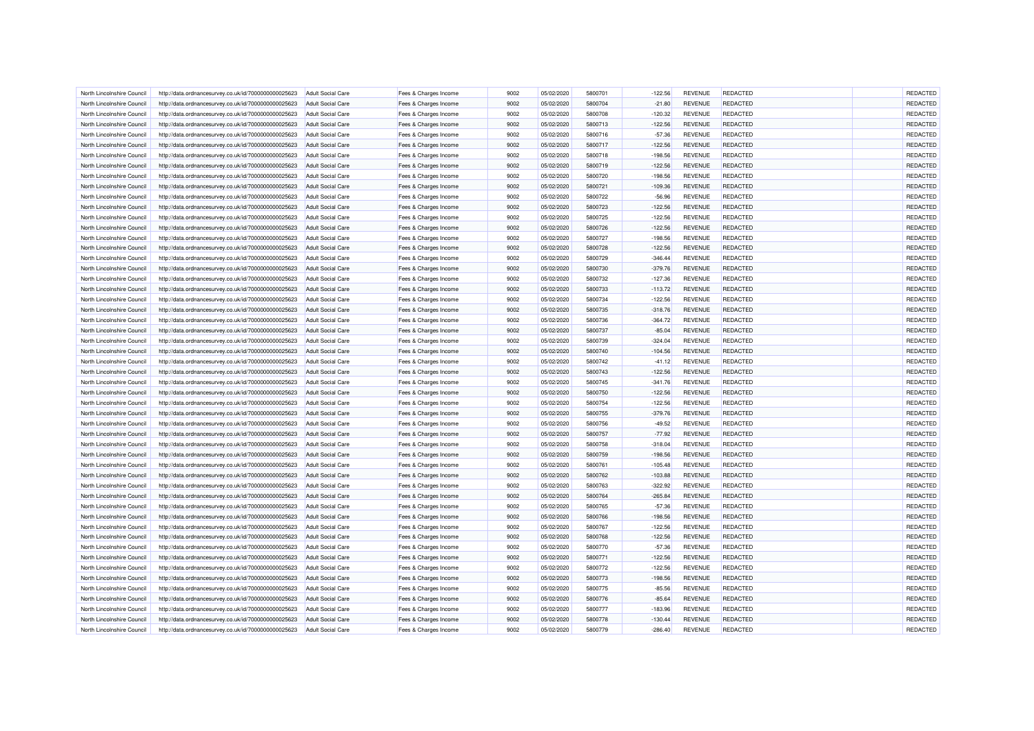| North Lincolnshire Council | http://data.ordnancesurvey.co.uk/id/7000000000025623 | Adult Social Care | Fees & Charges Income | 9002 | 05/02/2020 | 5800701 | -122.56 | REVENUE | REDACTED | | REDACTED |
|---|---|---|---|---|---|---|---|---|---|---|---|
| North Lincolnshire Council | http://data.ordnancesurvey.co.uk/id/7000000000025623 | Adult Social Care | Fees & Charges Income | 9002 | 05/02/2020 | 5800704 | -21.80 | REVENUE | REDACTED | | REDACTED |
| North Lincolnshire Council | http://data.ordnancesurvey.co.uk/id/7000000000025623 | Adult Social Care | Fees & Charges Income | 9002 | 05/02/2020 | 5800708 | -120.32 | REVENUE | REDACTED | | REDACTED |
| North Lincolnshire Council | http://data.ordnancesurvey.co.uk/id/7000000000025623 | Adult Social Care | Fees & Charges Income | 9002 | 05/02/2020 | 5800713 | -122.56 | REVENUE | REDACTED | | REDACTED |
| North Lincolnshire Council | http://data.ordnancesurvey.co.uk/id/7000000000025623 | Adult Social Care | Fees & Charges Income | 9002 | 05/02/2020 | 5800716 | -57.36 | REVENUE | REDACTED | | REDACTED |
| North Lincolnshire Council | http://data.ordnancesurvey.co.uk/id/7000000000025623 | Adult Social Care | Fees & Charges Income | 9002 | 05/02/2020 | 5800717 | -122.56 | REVENUE | REDACTED | | REDACTED |
| North Lincolnshire Council | http://data.ordnancesurvey.co.uk/id/7000000000025623 | Adult Social Care | Fees & Charges Income | 9002 | 05/02/2020 | 5800718 | -198.56 | REVENUE | REDACTED | | REDACTED |
| North Lincolnshire Council | http://data.ordnancesurvey.co.uk/id/7000000000025623 | Adult Social Care | Fees & Charges Income | 9002 | 05/02/2020 | 5800719 | -122.56 | REVENUE | REDACTED | | REDACTED |
| North Lincolnshire Council | http://data.ordnancesurvey.co.uk/id/7000000000025623 | Adult Social Care | Fees & Charges Income | 9002 | 05/02/2020 | 5800720 | -198.56 | REVENUE | REDACTED | | REDACTED |
| North Lincolnshire Council | http://data.ordnancesurvey.co.uk/id/7000000000025623 | Adult Social Care | Fees & Charges Income | 9002 | 05/02/2020 | 5800721 | -109.36 | REVENUE | REDACTED | | REDACTED |
| North Lincolnshire Council | http://data.ordnancesurvey.co.uk/id/7000000000025623 | Adult Social Care | Fees & Charges Income | 9002 | 05/02/2020 | 5800722 | -56.96 | REVENUE | REDACTED | | REDACTED |
| North Lincolnshire Council | http://data.ordnancesurvey.co.uk/id/7000000000025623 | Adult Social Care | Fees & Charges Income | 9002 | 05/02/2020 | 5800723 | -122.56 | REVENUE | REDACTED | | REDACTED |
| North Lincolnshire Council | http://data.ordnancesurvey.co.uk/id/7000000000025623 | Adult Social Care | Fees & Charges Income | 9002 | 05/02/2020 | 5800725 | -122.56 | REVENUE | REDACTED | | REDACTED |
| North Lincolnshire Council | http://data.ordnancesurvey.co.uk/id/7000000000025623 | Adult Social Care | Fees & Charges Income | 9002 | 05/02/2020 | 5800726 | -122.56 | REVENUE | REDACTED | | REDACTED |
| North Lincolnshire Council | http://data.ordnancesurvey.co.uk/id/7000000000025623 | Adult Social Care | Fees & Charges Income | 9002 | 05/02/2020 | 5800727 | -198.56 | REVENUE | REDACTED | | REDACTED |
| North Lincolnshire Council | http://data.ordnancesurvey.co.uk/id/7000000000025623 | Adult Social Care | Fees & Charges Income | 9002 | 05/02/2020 | 5800728 | -122.56 | REVENUE | REDACTED | | REDACTED |
| North Lincolnshire Council | http://data.ordnancesurvey.co.uk/id/7000000000025623 | Adult Social Care | Fees & Charges Income | 9002 | 05/02/2020 | 5800729 | -346.44 | REVENUE | REDACTED | | REDACTED |
| North Lincolnshire Council | http://data.ordnancesurvey.co.uk/id/7000000000025623 | Adult Social Care | Fees & Charges Income | 9002 | 05/02/2020 | 5800730 | -379.76 | REVENUE | REDACTED | | REDACTED |
| North Lincolnshire Council | http://data.ordnancesurvey.co.uk/id/7000000000025623 | Adult Social Care | Fees & Charges Income | 9002 | 05/02/2020 | 5800732 | -127.36 | REVENUE | REDACTED | | REDACTED |
| North Lincolnshire Council | http://data.ordnancesurvey.co.uk/id/7000000000025623 | Adult Social Care | Fees & Charges Income | 9002 | 05/02/2020 | 5800733 | -113.72 | REVENUE | REDACTED | | REDACTED |
| North Lincolnshire Council | http://data.ordnancesurvey.co.uk/id/7000000000025623 | Adult Social Care | Fees & Charges Income | 9002 | 05/02/2020 | 5800734 | -122.56 | REVENUE | REDACTED | | REDACTED |
| North Lincolnshire Council | http://data.ordnancesurvey.co.uk/id/7000000000025623 | Adult Social Care | Fees & Charges Income | 9002 | 05/02/2020 | 5800735 | -318.76 | REVENUE | REDACTED | | REDACTED |
| North Lincolnshire Council | http://data.ordnancesurvey.co.uk/id/7000000000025623 | Adult Social Care | Fees & Charges Income | 9002 | 05/02/2020 | 5800736 | -364.72 | REVENUE | REDACTED | | REDACTED |
| North Lincolnshire Council | http://data.ordnancesurvey.co.uk/id/7000000000025623 | Adult Social Care | Fees & Charges Income | 9002 | 05/02/2020 | 5800737 | -85.04 | REVENUE | REDACTED | | REDACTED |
| North Lincolnshire Council | http://data.ordnancesurvey.co.uk/id/7000000000025623 | Adult Social Care | Fees & Charges Income | 9002 | 05/02/2020 | 5800739 | -324.04 | REVENUE | REDACTED | | REDACTED |
| North Lincolnshire Council | http://data.ordnancesurvey.co.uk/id/7000000000025623 | Adult Social Care | Fees & Charges Income | 9002 | 05/02/2020 | 5800740 | -104.56 | REVENUE | REDACTED | | REDACTED |
| North Lincolnshire Council | http://data.ordnancesurvey.co.uk/id/7000000000025623 | Adult Social Care | Fees & Charges Income | 9002 | 05/02/2020 | 5800742 | -41.12 | REVENUE | REDACTED | | REDACTED |
| North Lincolnshire Council | http://data.ordnancesurvey.co.uk/id/7000000000025623 | Adult Social Care | Fees & Charges Income | 9002 | 05/02/2020 | 5800743 | -122.56 | REVENUE | REDACTED | | REDACTED |
| North Lincolnshire Council | http://data.ordnancesurvey.co.uk/id/7000000000025623 | Adult Social Care | Fees & Charges Income | 9002 | 05/02/2020 | 5800745 | -341.76 | REVENUE | REDACTED | | REDACTED |
| North Lincolnshire Council | http://data.ordnancesurvey.co.uk/id/7000000000025623 | Adult Social Care | Fees & Charges Income | 9002 | 05/02/2020 | 5800750 | -122.56 | REVENUE | REDACTED | | REDACTED |
| North Lincolnshire Council | http://data.ordnancesurvey.co.uk/id/7000000000025623 | Adult Social Care | Fees & Charges Income | 9002 | 05/02/2020 | 5800754 | -122.56 | REVENUE | REDACTED | | REDACTED |
| North Lincolnshire Council | http://data.ordnancesurvey.co.uk/id/7000000000025623 | Adult Social Care | Fees & Charges Income | 9002 | 05/02/2020 | 5800755 | -379.76 | REVENUE | REDACTED | | REDACTED |
| North Lincolnshire Council | http://data.ordnancesurvey.co.uk/id/7000000000025623 | Adult Social Care | Fees & Charges Income | 9002 | 05/02/2020 | 5800756 | -49.52 | REVENUE | REDACTED | | REDACTED |
| North Lincolnshire Council | http://data.ordnancesurvey.co.uk/id/7000000000025623 | Adult Social Care | Fees & Charges Income | 9002 | 05/02/2020 | 5800757 | -77.92 | REVENUE | REDACTED | | REDACTED |
| North Lincolnshire Council | http://data.ordnancesurvey.co.uk/id/7000000000025623 | Adult Social Care | Fees & Charges Income | 9002 | 05/02/2020 | 5800758 | -318.04 | REVENUE | REDACTED | | REDACTED |
| North Lincolnshire Council | http://data.ordnancesurvey.co.uk/id/7000000000025623 | Adult Social Care | Fees & Charges Income | 9002 | 05/02/2020 | 5800759 | -198.56 | REVENUE | REDACTED | | REDACTED |
| North Lincolnshire Council | http://data.ordnancesurvey.co.uk/id/7000000000025623 | Adult Social Care | Fees & Charges Income | 9002 | 05/02/2020 | 5800761 | -105.48 | REVENUE | REDACTED | | REDACTED |
| North Lincolnshire Council | http://data.ordnancesurvey.co.uk/id/7000000000025623 | Adult Social Care | Fees & Charges Income | 9002 | 05/02/2020 | 5800762 | -103.88 | REVENUE | REDACTED | | REDACTED |
| North Lincolnshire Council | http://data.ordnancesurvey.co.uk/id/7000000000025623 | Adult Social Care | Fees & Charges Income | 9002 | 05/02/2020 | 5800763 | -322.92 | REVENUE | REDACTED | | REDACTED |
| North Lincolnshire Council | http://data.ordnancesurvey.co.uk/id/7000000000025623 | Adult Social Care | Fees & Charges Income | 9002 | 05/02/2020 | 5800764 | -265.84 | REVENUE | REDACTED | | REDACTED |
| North Lincolnshire Council | http://data.ordnancesurvey.co.uk/id/7000000000025623 | Adult Social Care | Fees & Charges Income | 9002 | 05/02/2020 | 5800765 | -57.36 | REVENUE | REDACTED | | REDACTED |
| North Lincolnshire Council | http://data.ordnancesurvey.co.uk/id/7000000000025623 | Adult Social Care | Fees & Charges Income | 9002 | 05/02/2020 | 5800766 | -198.56 | REVENUE | REDACTED | | REDACTED |
| North Lincolnshire Council | http://data.ordnancesurvey.co.uk/id/7000000000025623 | Adult Social Care | Fees & Charges Income | 9002 | 05/02/2020 | 5800767 | -122.56 | REVENUE | REDACTED | | REDACTED |
| North Lincolnshire Council | http://data.ordnancesurvey.co.uk/id/7000000000025623 | Adult Social Care | Fees & Charges Income | 9002 | 05/02/2020 | 5800768 | -122.56 | REVENUE | REDACTED | | REDACTED |
| North Lincolnshire Council | http://data.ordnancesurvey.co.uk/id/7000000000025623 | Adult Social Care | Fees & Charges Income | 9002 | 05/02/2020 | 5800770 | -57.36 | REVENUE | REDACTED | | REDACTED |
| North Lincolnshire Council | http://data.ordnancesurvey.co.uk/id/7000000000025623 | Adult Social Care | Fees & Charges Income | 9002 | 05/02/2020 | 5800771 | -122.56 | REVENUE | REDACTED | | REDACTED |
| North Lincolnshire Council | http://data.ordnancesurvey.co.uk/id/7000000000025623 | Adult Social Care | Fees & Charges Income | 9002 | 05/02/2020 | 5800772 | -122.56 | REVENUE | REDACTED | | REDACTED |
| North Lincolnshire Council | http://data.ordnancesurvey.co.uk/id/7000000000025623 | Adult Social Care | Fees & Charges Income | 9002 | 05/02/2020 | 5800773 | -198.56 | REVENUE | REDACTED | | REDACTED |
| North Lincolnshire Council | http://data.ordnancesurvey.co.uk/id/7000000000025623 | Adult Social Care | Fees & Charges Income | 9002 | 05/02/2020 | 5800775 | -85.56 | REVENUE | REDACTED | | REDACTED |
| North Lincolnshire Council | http://data.ordnancesurvey.co.uk/id/7000000000025623 | Adult Social Care | Fees & Charges Income | 9002 | 05/02/2020 | 5800776 | -85.64 | REVENUE | REDACTED | | REDACTED |
| North Lincolnshire Council | http://data.ordnancesurvey.co.uk/id/7000000000025623 | Adult Social Care | Fees & Charges Income | 9002 | 05/02/2020 | 5800777 | -183.96 | REVENUE | REDACTED | | REDACTED |
| North Lincolnshire Council | http://data.ordnancesurvey.co.uk/id/7000000000025623 | Adult Social Care | Fees & Charges Income | 9002 | 05/02/2020 | 5800778 | -130.44 | REVENUE | REDACTED | | REDACTED |
| North Lincolnshire Council | http://data.ordnancesurvey.co.uk/id/7000000000025623 | Adult Social Care | Fees & Charges Income | 9002 | 05/02/2020 | 5800779 | -286.40 | REVENUE | REDACTED | | REDACTED |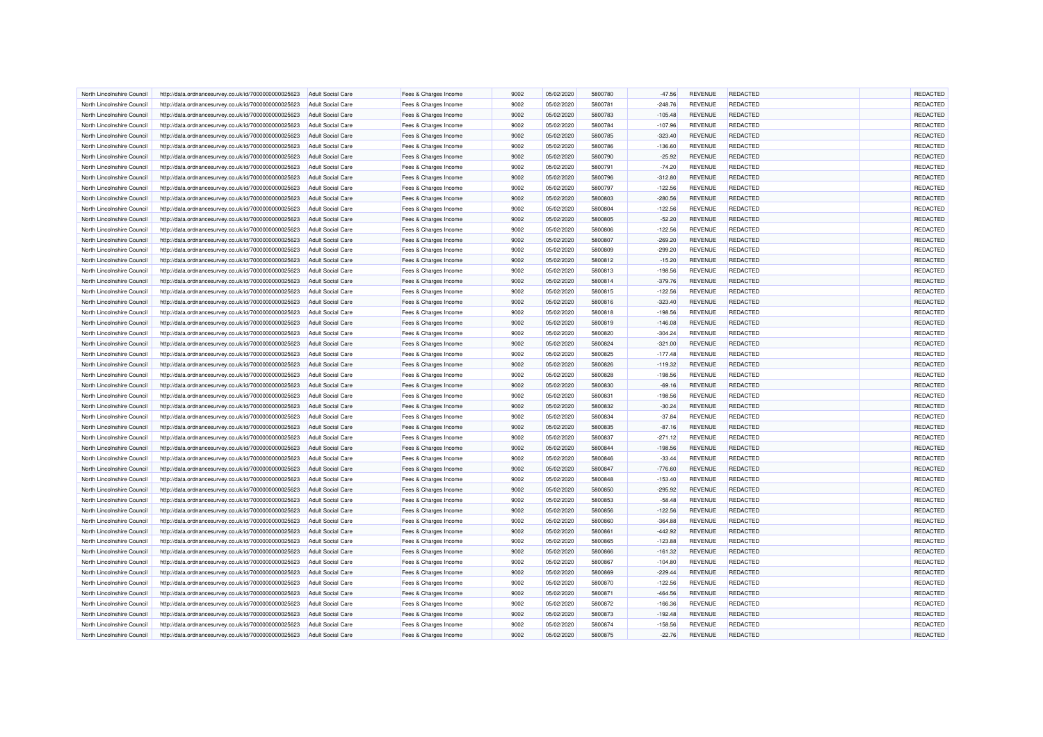| North Lincolnshire Council | http://data.ordnancesurvey.co.uk/id/7000000000025623 | Adult Social Care | Fees & Charges Income | 9002 | 05/02/2020 | 5800780 | -47.56 | REVENUE | REDACTED | | REDACTED |
|---|---|---|---|---|---|---|---|---|---|---|---|
| North Lincolnshire Council | http://data.ordnancesurvey.co.uk/id/7000000000025623 | Adult Social Care | Fees & Charges Income | 9002 | 05/02/2020 | 5800781 | -248.76 | REVENUE | REDACTED | | REDACTED |
| North Lincolnshire Council | http://data.ordnancesurvey.co.uk/id/7000000000025623 | Adult Social Care | Fees & Charges Income | 9002 | 05/02/2020 | 5800783 | -105.48 | REVENUE | REDACTED | | REDACTED |
| North Lincolnshire Council | http://data.ordnancesurvey.co.uk/id/7000000000025623 | Adult Social Care | Fees & Charges Income | 9002 | 05/02/2020 | 5800784 | -107.96 | REVENUE | REDACTED | | REDACTED |
| North Lincolnshire Council | http://data.ordnancesurvey.co.uk/id/7000000000025623 | Adult Social Care | Fees & Charges Income | 9002 | 05/02/2020 | 5800785 | -323.40 | REVENUE | REDACTED | | REDACTED |
| North Lincolnshire Council | http://data.ordnancesurvey.co.uk/id/7000000000025623 | Adult Social Care | Fees & Charges Income | 9002 | 05/02/2020 | 5800786 | -136.60 | REVENUE | REDACTED | | REDACTED |
| North Lincolnshire Council | http://data.ordnancesurvey.co.uk/id/7000000000025623 | Adult Social Care | Fees & Charges Income | 9002 | 05/02/2020 | 5800790 | -25.92 | REVENUE | REDACTED | | REDACTED |
| North Lincolnshire Council | http://data.ordnancesurvey.co.uk/id/7000000000025623 | Adult Social Care | Fees & Charges Income | 9002 | 05/02/2020 | 5800791 | -74.20 | REVENUE | REDACTED | | REDACTED |
| North Lincolnshire Council | http://data.ordnancesurvey.co.uk/id/7000000000025623 | Adult Social Care | Fees & Charges Income | 9002 | 05/02/2020 | 5800796 | -312.80 | REVENUE | REDACTED | | REDACTED |
| North Lincolnshire Council | http://data.ordnancesurvey.co.uk/id/7000000000025623 | Adult Social Care | Fees & Charges Income | 9002 | 05/02/2020 | 5800797 | -122.56 | REVENUE | REDACTED | | REDACTED |
| North Lincolnshire Council | http://data.ordnancesurvey.co.uk/id/7000000000025623 | Adult Social Care | Fees & Charges Income | 9002 | 05/02/2020 | 5800803 | -280.56 | REVENUE | REDACTED | | REDACTED |
| North Lincolnshire Council | http://data.ordnancesurvey.co.uk/id/7000000000025623 | Adult Social Care | Fees & Charges Income | 9002 | 05/02/2020 | 5800804 | -122.56 | REVENUE | REDACTED | | REDACTED |
| North Lincolnshire Council | http://data.ordnancesurvey.co.uk/id/7000000000025623 | Adult Social Care | Fees & Charges Income | 9002 | 05/02/2020 | 5800805 | -52.20 | REVENUE | REDACTED | | REDACTED |
| North Lincolnshire Council | http://data.ordnancesurvey.co.uk/id/7000000000025623 | Adult Social Care | Fees & Charges Income | 9002 | 05/02/2020 | 5800806 | -122.56 | REVENUE | REDACTED | | REDACTED |
| North Lincolnshire Council | http://data.ordnancesurvey.co.uk/id/7000000000025623 | Adult Social Care | Fees & Charges Income | 9002 | 05/02/2020 | 5800807 | -269.20 | REVENUE | REDACTED | | REDACTED |
| North Lincolnshire Council | http://data.ordnancesurvey.co.uk/id/7000000000025623 | Adult Social Care | Fees & Charges Income | 9002 | 05/02/2020 | 5800809 | -299.20 | REVENUE | REDACTED | | REDACTED |
| North Lincolnshire Council | http://data.ordnancesurvey.co.uk/id/7000000000025623 | Adult Social Care | Fees & Charges Income | 9002 | 05/02/2020 | 5800812 | -15.20 | REVENUE | REDACTED | | REDACTED |
| North Lincolnshire Council | http://data.ordnancesurvey.co.uk/id/7000000000025623 | Adult Social Care | Fees & Charges Income | 9002 | 05/02/2020 | 5800813 | -198.56 | REVENUE | REDACTED | | REDACTED |
| North Lincolnshire Council | http://data.ordnancesurvey.co.uk/id/7000000000025623 | Adult Social Care | Fees & Charges Income | 9002 | 05/02/2020 | 5800814 | -379.76 | REVENUE | REDACTED | | REDACTED |
| North Lincolnshire Council | http://data.ordnancesurvey.co.uk/id/7000000000025623 | Adult Social Care | Fees & Charges Income | 9002 | 05/02/2020 | 5800815 | -122.56 | REVENUE | REDACTED | | REDACTED |
| North Lincolnshire Council | http://data.ordnancesurvey.co.uk/id/7000000000025623 | Adult Social Care | Fees & Charges Income | 9002 | 05/02/2020 | 5800816 | -323.40 | REVENUE | REDACTED | | REDACTED |
| North Lincolnshire Council | http://data.ordnancesurvey.co.uk/id/7000000000025623 | Adult Social Care | Fees & Charges Income | 9002 | 05/02/2020 | 5800818 | -198.56 | REVENUE | REDACTED | | REDACTED |
| North Lincolnshire Council | http://data.ordnancesurvey.co.uk/id/7000000000025623 | Adult Social Care | Fees & Charges Income | 9002 | 05/02/2020 | 5800819 | -146.08 | REVENUE | REDACTED | | REDACTED |
| North Lincolnshire Council | http://data.ordnancesurvey.co.uk/id/7000000000025623 | Adult Social Care | Fees & Charges Income | 9002 | 05/02/2020 | 5800820 | -304.24 | REVENUE | REDACTED | | REDACTED |
| North Lincolnshire Council | http://data.ordnancesurvey.co.uk/id/7000000000025623 | Adult Social Care | Fees & Charges Income | 9002 | 05/02/2020 | 5800824 | -321.00 | REVENUE | REDACTED | | REDACTED |
| North Lincolnshire Council | http://data.ordnancesurvey.co.uk/id/7000000000025623 | Adult Social Care | Fees & Charges Income | 9002 | 05/02/2020 | 5800825 | -177.48 | REVENUE | REDACTED | | REDACTED |
| North Lincolnshire Council | http://data.ordnancesurvey.co.uk/id/7000000000025623 | Adult Social Care | Fees & Charges Income | 9002 | 05/02/2020 | 5800826 | -119.32 | REVENUE | REDACTED | | REDACTED |
| North Lincolnshire Council | http://data.ordnancesurvey.co.uk/id/7000000000025623 | Adult Social Care | Fees & Charges Income | 9002 | 05/02/2020 | 5800828 | -198.56 | REVENUE | REDACTED | | REDACTED |
| North Lincolnshire Council | http://data.ordnancesurvey.co.uk/id/7000000000025623 | Adult Social Care | Fees & Charges Income | 9002 | 05/02/2020 | 5800830 | -69.16 | REVENUE | REDACTED | | REDACTED |
| North Lincolnshire Council | http://data.ordnancesurvey.co.uk/id/7000000000025623 | Adult Social Care | Fees & Charges Income | 9002 | 05/02/2020 | 5800831 | -198.56 | REVENUE | REDACTED | | REDACTED |
| North Lincolnshire Council | http://data.ordnancesurvey.co.uk/id/7000000000025623 | Adult Social Care | Fees & Charges Income | 9002 | 05/02/2020 | 5800832 | -30.24 | REVENUE | REDACTED | | REDACTED |
| North Lincolnshire Council | http://data.ordnancesurvey.co.uk/id/7000000000025623 | Adult Social Care | Fees & Charges Income | 9002 | 05/02/2020 | 5800834 | -37.84 | REVENUE | REDACTED | | REDACTED |
| North Lincolnshire Council | http://data.ordnancesurvey.co.uk/id/7000000000025623 | Adult Social Care | Fees & Charges Income | 9002 | 05/02/2020 | 5800835 | -87.16 | REVENUE | REDACTED | | REDACTED |
| North Lincolnshire Council | http://data.ordnancesurvey.co.uk/id/7000000000025623 | Adult Social Care | Fees & Charges Income | 9002 | 05/02/2020 | 5800837 | -271.12 | REVENUE | REDACTED | | REDACTED |
| North Lincolnshire Council | http://data.ordnancesurvey.co.uk/id/7000000000025623 | Adult Social Care | Fees & Charges Income | 9002 | 05/02/2020 | 5800844 | -198.56 | REVENUE | REDACTED | | REDACTED |
| North Lincolnshire Council | http://data.ordnancesurvey.co.uk/id/7000000000025623 | Adult Social Care | Fees & Charges Income | 9002 | 05/02/2020 | 5800846 | -33.44 | REVENUE | REDACTED | | REDACTED |
| North Lincolnshire Council | http://data.ordnancesurvey.co.uk/id/7000000000025623 | Adult Social Care | Fees & Charges Income | 9002 | 05/02/2020 | 5800847 | -776.60 | REVENUE | REDACTED | | REDACTED |
| North Lincolnshire Council | http://data.ordnancesurvey.co.uk/id/7000000000025623 | Adult Social Care | Fees & Charges Income | 9002 | 05/02/2020 | 5800848 | -153.40 | REVENUE | REDACTED | | REDACTED |
| North Lincolnshire Council | http://data.ordnancesurvey.co.uk/id/7000000000025623 | Adult Social Care | Fees & Charges Income | 9002 | 05/02/2020 | 5800850 | -295.92 | REVENUE | REDACTED | | REDACTED |
| North Lincolnshire Council | http://data.ordnancesurvey.co.uk/id/7000000000025623 | Adult Social Care | Fees & Charges Income | 9002 | 05/02/2020 | 5800853 | -58.48 | REVENUE | REDACTED | | REDACTED |
| North Lincolnshire Council | http://data.ordnancesurvey.co.uk/id/7000000000025623 | Adult Social Care | Fees & Charges Income | 9002 | 05/02/2020 | 5800856 | -122.56 | REVENUE | REDACTED | | REDACTED |
| North Lincolnshire Council | http://data.ordnancesurvey.co.uk/id/7000000000025623 | Adult Social Care | Fees & Charges Income | 9002 | 05/02/2020 | 5800860 | -364.88 | REVENUE | REDACTED | | REDACTED |
| North Lincolnshire Council | http://data.ordnancesurvey.co.uk/id/7000000000025623 | Adult Social Care | Fees & Charges Income | 9002 | 05/02/2020 | 5800861 | -442.92 | REVENUE | REDACTED | | REDACTED |
| North Lincolnshire Council | http://data.ordnancesurvey.co.uk/id/7000000000025623 | Adult Social Care | Fees & Charges Income | 9002 | 05/02/2020 | 5800865 | -123.88 | REVENUE | REDACTED | | REDACTED |
| North Lincolnshire Council | http://data.ordnancesurvey.co.uk/id/7000000000025623 | Adult Social Care | Fees & Charges Income | 9002 | 05/02/2020 | 5800866 | -161.32 | REVENUE | REDACTED | | REDACTED |
| North Lincolnshire Council | http://data.ordnancesurvey.co.uk/id/7000000000025623 | Adult Social Care | Fees & Charges Income | 9002 | 05/02/2020 | 5800867 | -104.80 | REVENUE | REDACTED | | REDACTED |
| North Lincolnshire Council | http://data.ordnancesurvey.co.uk/id/7000000000025623 | Adult Social Care | Fees & Charges Income | 9002 | 05/02/2020 | 5800869 | -229.44 | REVENUE | REDACTED | | REDACTED |
| North Lincolnshire Council | http://data.ordnancesurvey.co.uk/id/7000000000025623 | Adult Social Care | Fees & Charges Income | 9002 | 05/02/2020 | 5800870 | -122.56 | REVENUE | REDACTED | | REDACTED |
| North Lincolnshire Council | http://data.ordnancesurvey.co.uk/id/7000000000025623 | Adult Social Care | Fees & Charges Income | 9002 | 05/02/2020 | 5800871 | -464.56 | REVENUE | REDACTED | | REDACTED |
| North Lincolnshire Council | http://data.ordnancesurvey.co.uk/id/7000000000025623 | Adult Social Care | Fees & Charges Income | 9002 | 05/02/2020 | 5800872 | -166.36 | REVENUE | REDACTED | | REDACTED |
| North Lincolnshire Council | http://data.ordnancesurvey.co.uk/id/7000000000025623 | Adult Social Care | Fees & Charges Income | 9002 | 05/02/2020 | 5800873 | -192.48 | REVENUE | REDACTED | | REDACTED |
| North Lincolnshire Council | http://data.ordnancesurvey.co.uk/id/7000000000025623 | Adult Social Care | Fees & Charges Income | 9002 | 05/02/2020 | 5800874 | -158.56 | REVENUE | REDACTED | | REDACTED |
| North Lincolnshire Council | http://data.ordnancesurvey.co.uk/id/7000000000025623 | Adult Social Care | Fees & Charges Income | 9002 | 05/02/2020 | 5800875 | -22.76 | REVENUE | REDACTED | | REDACTED |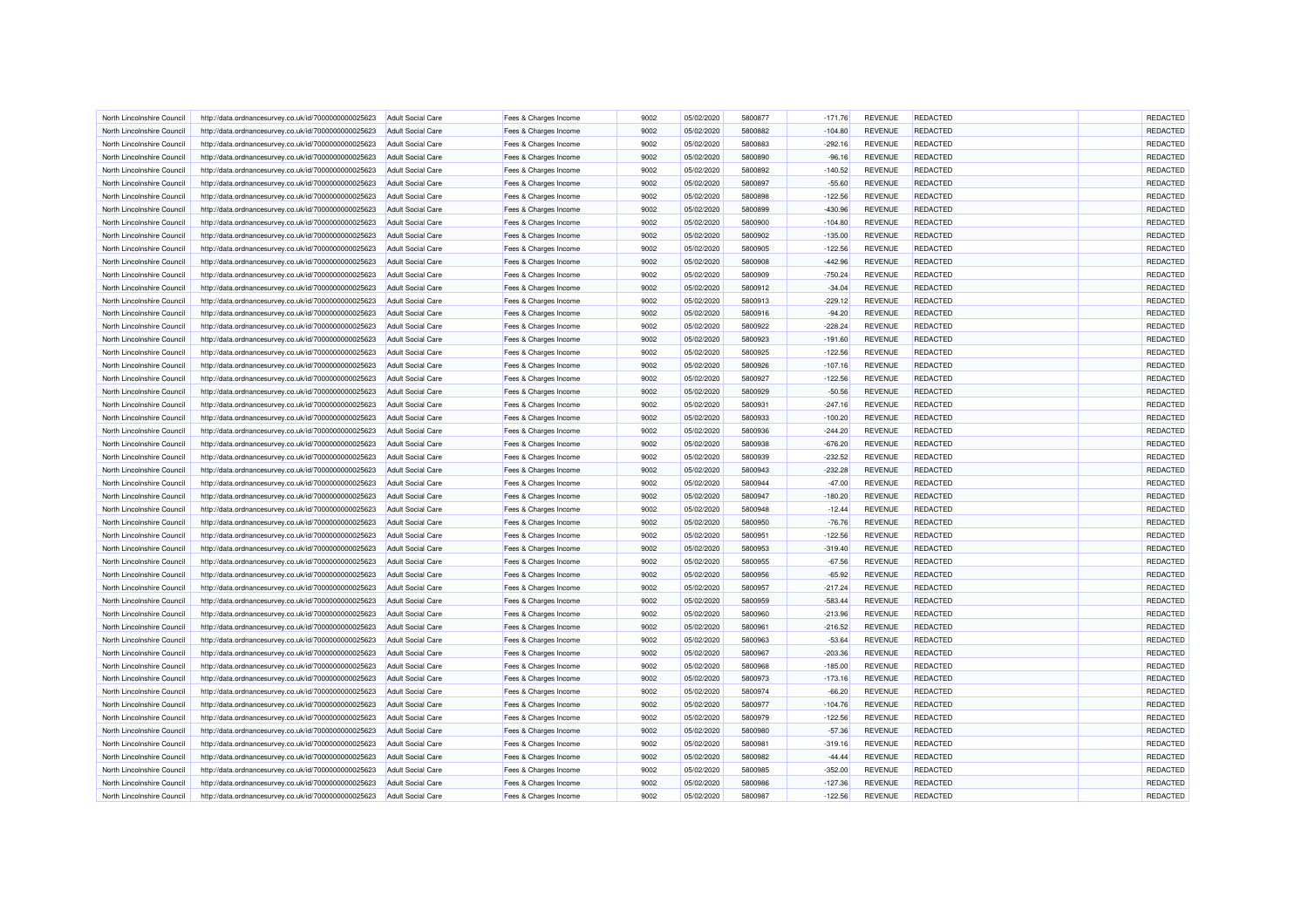| North Lincolnshire Council | http://data.ordnancesurvey.co.uk/id/7000000000025623 | Adult Social Care | Fees & Charges Income | 9002 | 05/02/2020 | 5800877 | -171.76 | REVENUE | REDACTED | | REDACTED |
|---|---|---|---|---|---|---|---|---|---|---|---|
| North Lincolnshire Council | http://data.ordnancesurvey.co.uk/id/7000000000025623 | Adult Social Care | Fees & Charges Income | 9002 | 05/02/2020 | 5800882 | -104.80 | REVENUE | REDACTED | | REDACTED |
| North Lincolnshire Council | http://data.ordnancesurvey.co.uk/id/7000000000025623 | Adult Social Care | Fees & Charges Income | 9002 | 05/02/2020 | 5800883 | -292.16 | REVENUE | REDACTED | | REDACTED |
| North Lincolnshire Council | http://data.ordnancesurvey.co.uk/id/7000000000025623 | Adult Social Care | Fees & Charges Income | 9002 | 05/02/2020 | 5800890 | -96.16 | REVENUE | REDACTED | | REDACTED |
| North Lincolnshire Council | http://data.ordnancesurvey.co.uk/id/7000000000025623 | Adult Social Care | Fees & Charges Income | 9002 | 05/02/2020 | 5800892 | -140.52 | REVENUE | REDACTED | | REDACTED |
| North Lincolnshire Council | http://data.ordnancesurvey.co.uk/id/7000000000025623 | Adult Social Care | Fees & Charges Income | 9002 | 05/02/2020 | 5800897 | -55.60 | REVENUE | REDACTED | | REDACTED |
| North Lincolnshire Council | http://data.ordnancesurvey.co.uk/id/7000000000025623 | Adult Social Care | Fees & Charges Income | 9002 | 05/02/2020 | 5800898 | -122.56 | REVENUE | REDACTED | | REDACTED |
| North Lincolnshire Council | http://data.ordnancesurvey.co.uk/id/7000000000025623 | Adult Social Care | Fees & Charges Income | 9002 | 05/02/2020 | 5800899 | -430.96 | REVENUE | REDACTED | | REDACTED |
| North Lincolnshire Council | http://data.ordnancesurvey.co.uk/id/7000000000025623 | Adult Social Care | Fees & Charges Income | 9002 | 05/02/2020 | 5800900 | -104.80 | REVENUE | REDACTED | | REDACTED |
| North Lincolnshire Council | http://data.ordnancesurvey.co.uk/id/7000000000025623 | Adult Social Care | Fees & Charges Income | 9002 | 05/02/2020 | 5800902 | -135.00 | REVENUE | REDACTED | | REDACTED |
| North Lincolnshire Council | http://data.ordnancesurvey.co.uk/id/7000000000025623 | Adult Social Care | Fees & Charges Income | 9002 | 05/02/2020 | 5800905 | -122.56 | REVENUE | REDACTED | | REDACTED |
| North Lincolnshire Council | http://data.ordnancesurvey.co.uk/id/7000000000025623 | Adult Social Care | Fees & Charges Income | 9002 | 05/02/2020 | 5800908 | -442.96 | REVENUE | REDACTED | | REDACTED |
| North Lincolnshire Council | http://data.ordnancesurvey.co.uk/id/7000000000025623 | Adult Social Care | Fees & Charges Income | 9002 | 05/02/2020 | 5800909 | -750.24 | REVENUE | REDACTED | | REDACTED |
| North Lincolnshire Council | http://data.ordnancesurvey.co.uk/id/7000000000025623 | Adult Social Care | Fees & Charges Income | 9002 | 05/02/2020 | 5800912 | -34.04 | REVENUE | REDACTED | | REDACTED |
| North Lincolnshire Council | http://data.ordnancesurvey.co.uk/id/7000000000025623 | Adult Social Care | Fees & Charges Income | 9002 | 05/02/2020 | 5800913 | -229.12 | REVENUE | REDACTED | | REDACTED |
| North Lincolnshire Council | http://data.ordnancesurvey.co.uk/id/7000000000025623 | Adult Social Care | Fees & Charges Income | 9002 | 05/02/2020 | 5800916 | -94.20 | REVENUE | REDACTED | | REDACTED |
| North Lincolnshire Council | http://data.ordnancesurvey.co.uk/id/7000000000025623 | Adult Social Care | Fees & Charges Income | 9002 | 05/02/2020 | 5800922 | -228.24 | REVENUE | REDACTED | | REDACTED |
| North Lincolnshire Council | http://data.ordnancesurvey.co.uk/id/7000000000025623 | Adult Social Care | Fees & Charges Income | 9002 | 05/02/2020 | 5800923 | -191.60 | REVENUE | REDACTED | | REDACTED |
| North Lincolnshire Council | http://data.ordnancesurvey.co.uk/id/7000000000025623 | Adult Social Care | Fees & Charges Income | 9002 | 05/02/2020 | 5800925 | -122.56 | REVENUE | REDACTED | | REDACTED |
| North Lincolnshire Council | http://data.ordnancesurvey.co.uk/id/7000000000025623 | Adult Social Care | Fees & Charges Income | 9002 | 05/02/2020 | 5800926 | -107.16 | REVENUE | REDACTED | | REDACTED |
| North Lincolnshire Council | http://data.ordnancesurvey.co.uk/id/7000000000025623 | Adult Social Care | Fees & Charges Income | 9002 | 05/02/2020 | 5800927 | -122.56 | REVENUE | REDACTED | | REDACTED |
| North Lincolnshire Council | http://data.ordnancesurvey.co.uk/id/7000000000025623 | Adult Social Care | Fees & Charges Income | 9002 | 05/02/2020 | 5800929 | -50.56 | REVENUE | REDACTED | | REDACTED |
| North Lincolnshire Council | http://data.ordnancesurvey.co.uk/id/7000000000025623 | Adult Social Care | Fees & Charges Income | 9002 | 05/02/2020 | 5800931 | -247.16 | REVENUE | REDACTED | | REDACTED |
| North Lincolnshire Council | http://data.ordnancesurvey.co.uk/id/7000000000025623 | Adult Social Care | Fees & Charges Income | 9002 | 05/02/2020 | 5800933 | -100.20 | REVENUE | REDACTED | | REDACTED |
| North Lincolnshire Council | http://data.ordnancesurvey.co.uk/id/7000000000025623 | Adult Social Care | Fees & Charges Income | 9002 | 05/02/2020 | 5800936 | -244.20 | REVENUE | REDACTED | | REDACTED |
| North Lincolnshire Council | http://data.ordnancesurvey.co.uk/id/7000000000025623 | Adult Social Care | Fees & Charges Income | 9002 | 05/02/2020 | 5800938 | -676.20 | REVENUE | REDACTED | | REDACTED |
| North Lincolnshire Council | http://data.ordnancesurvey.co.uk/id/7000000000025623 | Adult Social Care | Fees & Charges Income | 9002 | 05/02/2020 | 5800939 | -232.52 | REVENUE | REDACTED | | REDACTED |
| North Lincolnshire Council | http://data.ordnancesurvey.co.uk/id/7000000000025623 | Adult Social Care | Fees & Charges Income | 9002 | 05/02/2020 | 5800943 | -232.28 | REVENUE | REDACTED | | REDACTED |
| North Lincolnshire Council | http://data.ordnancesurvey.co.uk/id/7000000000025623 | Adult Social Care | Fees & Charges Income | 9002 | 05/02/2020 | 5800944 | -47.00 | REVENUE | REDACTED | | REDACTED |
| North Lincolnshire Council | http://data.ordnancesurvey.co.uk/id/7000000000025623 | Adult Social Care | Fees & Charges Income | 9002 | 05/02/2020 | 5800947 | -180.20 | REVENUE | REDACTED | | REDACTED |
| North Lincolnshire Council | http://data.ordnancesurvey.co.uk/id/7000000000025623 | Adult Social Care | Fees & Charges Income | 9002 | 05/02/2020 | 5800948 | -12.44 | REVENUE | REDACTED | | REDACTED |
| North Lincolnshire Council | http://data.ordnancesurvey.co.uk/id/7000000000025623 | Adult Social Care | Fees & Charges Income | 9002 | 05/02/2020 | 5800950 | -76.76 | REVENUE | REDACTED | | REDACTED |
| North Lincolnshire Council | http://data.ordnancesurvey.co.uk/id/7000000000025623 | Adult Social Care | Fees & Charges Income | 9002 | 05/02/2020 | 5800951 | -122.56 | REVENUE | REDACTED | | REDACTED |
| North Lincolnshire Council | http://data.ordnancesurvey.co.uk/id/7000000000025623 | Adult Social Care | Fees & Charges Income | 9002 | 05/02/2020 | 5800953 | -319.40 | REVENUE | REDACTED | | REDACTED |
| North Lincolnshire Council | http://data.ordnancesurvey.co.uk/id/7000000000025623 | Adult Social Care | Fees & Charges Income | 9002 | 05/02/2020 | 5800955 | -67.56 | REVENUE | REDACTED | | REDACTED |
| North Lincolnshire Council | http://data.ordnancesurvey.co.uk/id/7000000000025623 | Adult Social Care | Fees & Charges Income | 9002 | 05/02/2020 | 5800956 | -65.92 | REVENUE | REDACTED | | REDACTED |
| North Lincolnshire Council | http://data.ordnancesurvey.co.uk/id/7000000000025623 | Adult Social Care | Fees & Charges Income | 9002 | 05/02/2020 | 5800957 | -217.24 | REVENUE | REDACTED | | REDACTED |
| North Lincolnshire Council | http://data.ordnancesurvey.co.uk/id/7000000000025623 | Adult Social Care | Fees & Charges Income | 9002 | 05/02/2020 | 5800959 | -583.44 | REVENUE | REDACTED | | REDACTED |
| North Lincolnshire Council | http://data.ordnancesurvey.co.uk/id/7000000000025623 | Adult Social Care | Fees & Charges Income | 9002 | 05/02/2020 | 5800960 | -213.96 | REVENUE | REDACTED | | REDACTED |
| North Lincolnshire Council | http://data.ordnancesurvey.co.uk/id/7000000000025623 | Adult Social Care | Fees & Charges Income | 9002 | 05/02/2020 | 5800961 | -216.52 | REVENUE | REDACTED | | REDACTED |
| North Lincolnshire Council | http://data.ordnancesurvey.co.uk/id/7000000000025623 | Adult Social Care | Fees & Charges Income | 9002 | 05/02/2020 | 5800963 | -53.64 | REVENUE | REDACTED | | REDACTED |
| North Lincolnshire Council | http://data.ordnancesurvey.co.uk/id/7000000000025623 | Adult Social Care | Fees & Charges Income | 9002 | 05/02/2020 | 5800967 | -203.36 | REVENUE | REDACTED | | REDACTED |
| North Lincolnshire Council | http://data.ordnancesurvey.co.uk/id/7000000000025623 | Adult Social Care | Fees & Charges Income | 9002 | 05/02/2020 | 5800968 | -185.00 | REVENUE | REDACTED | | REDACTED |
| North Lincolnshire Council | http://data.ordnancesurvey.co.uk/id/7000000000025623 | Adult Social Care | Fees & Charges Income | 9002 | 05/02/2020 | 5800973 | -173.16 | REVENUE | REDACTED | | REDACTED |
| North Lincolnshire Council | http://data.ordnancesurvey.co.uk/id/7000000000025623 | Adult Social Care | Fees & Charges Income | 9002 | 05/02/2020 | 5800974 | -66.20 | REVENUE | REDACTED | | REDACTED |
| North Lincolnshire Council | http://data.ordnancesurvey.co.uk/id/7000000000025623 | Adult Social Care | Fees & Charges Income | 9002 | 05/02/2020 | 5800977 | -104.76 | REVENUE | REDACTED | | REDACTED |
| North Lincolnshire Council | http://data.ordnancesurvey.co.uk/id/7000000000025623 | Adult Social Care | Fees & Charges Income | 9002 | 05/02/2020 | 5800979 | -122.56 | REVENUE | REDACTED | | REDACTED |
| North Lincolnshire Council | http://data.ordnancesurvey.co.uk/id/7000000000025623 | Adult Social Care | Fees & Charges Income | 9002 | 05/02/2020 | 5800980 | -57.36 | REVENUE | REDACTED | | REDACTED |
| North Lincolnshire Council | http://data.ordnancesurvey.co.uk/id/7000000000025623 | Adult Social Care | Fees & Charges Income | 9002 | 05/02/2020 | 5800981 | -319.16 | REVENUE | REDACTED | | REDACTED |
| North Lincolnshire Council | http://data.ordnancesurvey.co.uk/id/7000000000025623 | Adult Social Care | Fees & Charges Income | 9002 | 05/02/2020 | 5800982 | -44.44 | REVENUE | REDACTED | | REDACTED |
| North Lincolnshire Council | http://data.ordnancesurvey.co.uk/id/7000000000025623 | Adult Social Care | Fees & Charges Income | 9002 | 05/02/2020 | 5800985 | -352.00 | REVENUE | REDACTED | | REDACTED |
| North Lincolnshire Council | http://data.ordnancesurvey.co.uk/id/7000000000025623 | Adult Social Care | Fees & Charges Income | 9002 | 05/02/2020 | 5800986 | -127.36 | REVENUE | REDACTED | | REDACTED |
| North Lincolnshire Council | http://data.ordnancesurvey.co.uk/id/7000000000025623 | Adult Social Care | Fees & Charges Income | 9002 | 05/02/2020 | 5800987 | -122.56 | REVENUE | REDACTED | | REDACTED |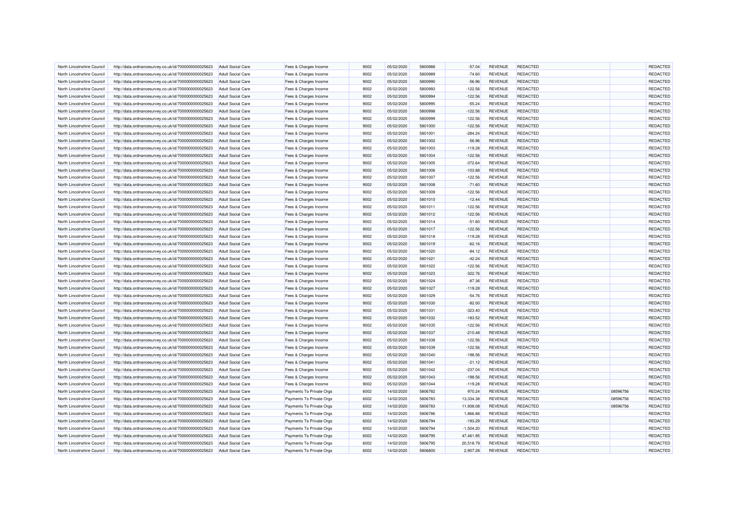| | | | | | | | | | | | |
|---|---|---|---|---|---|---|---|---|---|---|---|
| North Lincolnshire Council | http://data.ordnancesurvey.co.uk/id/7000000000025623 | Adult Social Care | Fees & Charges Income | 9002 | 05/02/2020 | 5800988 | -57.04 | REVENUE | REDACTED | | REDACTED |
| North Lincolnshire Council | http://data.ordnancesurvey.co.uk/id/7000000000025623 | Adult Social Care | Fees & Charges Income | 9002 | 05/02/2020 | 5800989 | -74.60 | REVENUE | REDACTED | | REDACTED |
| North Lincolnshire Council | http://data.ordnancesurvey.co.uk/id/7000000000025623 | Adult Social Care | Fees & Charges Income | 9002 | 05/02/2020 | 5800990 | -56.96 | REVENUE | REDACTED | | REDACTED |
| North Lincolnshire Council | http://data.ordnancesurvey.co.uk/id/7000000000025623 | Adult Social Care | Fees & Charges Income | 9002 | 05/02/2020 | 5800993 | -122.56 | REVENUE | REDACTED | | REDACTED |
| North Lincolnshire Council | http://data.ordnancesurvey.co.uk/id/7000000000025623 | Adult Social Care | Fees & Charges Income | 9002 | 05/02/2020 | 5800994 | -122.56 | REVENUE | REDACTED | | REDACTED |
| North Lincolnshire Council | http://data.ordnancesurvey.co.uk/id/7000000000025623 | Adult Social Care | Fees & Charges Income | 9002 | 05/02/2020 | 5800995 | -55.24 | REVENUE | REDACTED | | REDACTED |
| North Lincolnshire Council | http://data.ordnancesurvey.co.uk/id/7000000000025623 | Adult Social Care | Fees & Charges Income | 9002 | 05/02/2020 | 5800998 | -122.56 | REVENUE | REDACTED | | REDACTED |
| North Lincolnshire Council | http://data.ordnancesurvey.co.uk/id/7000000000025623 | Adult Social Care | Fees & Charges Income | 9002 | 05/02/2020 | 5800999 | -122.56 | REVENUE | REDACTED | | REDACTED |
| North Lincolnshire Council | http://data.ordnancesurvey.co.uk/id/7000000000025623 | Adult Social Care | Fees & Charges Income | 9002 | 05/02/2020 | 5801000 | -122.56 | REVENUE | REDACTED | | REDACTED |
| North Lincolnshire Council | http://data.ordnancesurvey.co.uk/id/7000000000025623 | Adult Social Care | Fees & Charges Income | 9002 | 05/02/2020 | 5801001 | -284.24 | REVENUE | REDACTED | | REDACTED |
| North Lincolnshire Council | http://data.ordnancesurvey.co.uk/id/7000000000025623 | Adult Social Care | Fees & Charges Income | 9002 | 05/02/2020 | 5801002 | -56.96 | REVENUE | REDACTED | | REDACTED |
| North Lincolnshire Council | http://data.ordnancesurvey.co.uk/id/7000000000025623 | Adult Social Care | Fees & Charges Income | 9002 | 05/02/2020 | 5801003 | -119.28 | REVENUE | REDACTED | | REDACTED |
| North Lincolnshire Council | http://data.ordnancesurvey.co.uk/id/7000000000025623 | Adult Social Care | Fees & Charges Income | 9002 | 05/02/2020 | 5801004 | -122.56 | REVENUE | REDACTED | | REDACTED |
| North Lincolnshire Council | http://data.ordnancesurvey.co.uk/id/7000000000025623 | Adult Social Care | Fees & Charges Income | 9002 | 05/02/2020 | 5801005 | -372.64 | REVENUE | REDACTED | | REDACTED |
| North Lincolnshire Council | http://data.ordnancesurvey.co.uk/id/7000000000025623 | Adult Social Care | Fees & Charges Income | 9002 | 05/02/2020 | 5801006 | -103.88 | REVENUE | REDACTED | | REDACTED |
| North Lincolnshire Council | http://data.ordnancesurvey.co.uk/id/7000000000025623 | Adult Social Care | Fees & Charges Income | 9002 | 05/02/2020 | 5801007 | -122.56 | REVENUE | REDACTED | | REDACTED |
| North Lincolnshire Council | http://data.ordnancesurvey.co.uk/id/7000000000025623 | Adult Social Care | Fees & Charges Income | 9002 | 05/02/2020 | 5801008 | -71.60 | REVENUE | REDACTED | | REDACTED |
| North Lincolnshire Council | http://data.ordnancesurvey.co.uk/id/7000000000025623 | Adult Social Care | Fees & Charges Income | 9002 | 05/02/2020 | 5801009 | -122.56 | REVENUE | REDACTED | | REDACTED |
| North Lincolnshire Council | http://data.ordnancesurvey.co.uk/id/7000000000025623 | Adult Social Care | Fees & Charges Income | 9002 | 05/02/2020 | 5801010 | -12.44 | REVENUE | REDACTED | | REDACTED |
| North Lincolnshire Council | http://data.ordnancesurvey.co.uk/id/7000000000025623 | Adult Social Care | Fees & Charges Income | 9002 | 05/02/2020 | 5801011 | -122.56 | REVENUE | REDACTED | | REDACTED |
| North Lincolnshire Council | http://data.ordnancesurvey.co.uk/id/7000000000025623 | Adult Social Care | Fees & Charges Income | 9002 | 05/02/2020 | 5801012 | -122.56 | REVENUE | REDACTED | | REDACTED |
| North Lincolnshire Council | http://data.ordnancesurvey.co.uk/id/7000000000025623 | Adult Social Care | Fees & Charges Income | 9002 | 05/02/2020 | 5801014 | -51.60 | REVENUE | REDACTED | | REDACTED |
| North Lincolnshire Council | http://data.ordnancesurvey.co.uk/id/7000000000025623 | Adult Social Care | Fees & Charges Income | 9002 | 05/02/2020 | 5801017 | -122.56 | REVENUE | REDACTED | | REDACTED |
| North Lincolnshire Council | http://data.ordnancesurvey.co.uk/id/7000000000025623 | Adult Social Care | Fees & Charges Income | 9002 | 05/02/2020 | 5801018 | -119.28 | REVENUE | REDACTED | | REDACTED |
| North Lincolnshire Council | http://data.ordnancesurvey.co.uk/id/7000000000025623 | Adult Social Care | Fees & Charges Income | 9002 | 05/02/2020 | 5801019 | -62.16 | REVENUE | REDACTED | | REDACTED |
| North Lincolnshire Council | http://data.ordnancesurvey.co.uk/id/7000000000025623 | Adult Social Care | Fees & Charges Income | 9002 | 05/02/2020 | 5801020 | -84.12 | REVENUE | REDACTED | | REDACTED |
| North Lincolnshire Council | http://data.ordnancesurvey.co.uk/id/7000000000025623 | Adult Social Care | Fees & Charges Income | 9002 | 05/02/2020 | 5801021 | -42.24 | REVENUE | REDACTED | | REDACTED |
| North Lincolnshire Council | http://data.ordnancesurvey.co.uk/id/7000000000025623 | Adult Social Care | Fees & Charges Income | 9002 | 05/02/2020 | 5801022 | -122.56 | REVENUE | REDACTED | | REDACTED |
| North Lincolnshire Council | http://data.ordnancesurvey.co.uk/id/7000000000025623 | Adult Social Care | Fees & Charges Income | 9002 | 05/02/2020 | 5801023 | -322.76 | REVENUE | REDACTED | | REDACTED |
| North Lincolnshire Council | http://data.ordnancesurvey.co.uk/id/7000000000025623 | Adult Social Care | Fees & Charges Income | 9002 | 05/02/2020 | 5801024 | -87.36 | REVENUE | REDACTED | | REDACTED |
| North Lincolnshire Council | http://data.ordnancesurvey.co.uk/id/7000000000025623 | Adult Social Care | Fees & Charges Income | 9002 | 05/02/2020 | 5801027 | -119.28 | REVENUE | REDACTED | | REDACTED |
| North Lincolnshire Council | http://data.ordnancesurvey.co.uk/id/7000000000025623 | Adult Social Care | Fees & Charges Income | 9002 | 05/02/2020 | 5801029 | -54.76 | REVENUE | REDACTED | | REDACTED |
| North Lincolnshire Council | http://data.ordnancesurvey.co.uk/id/7000000000025623 | Adult Social Care | Fees & Charges Income | 9002 | 05/02/2020 | 5801030 | -82.00 | REVENUE | REDACTED | | REDACTED |
| North Lincolnshire Council | http://data.ordnancesurvey.co.uk/id/7000000000025623 | Adult Social Care | Fees & Charges Income | 9002 | 05/02/2020 | 5801031 | -323.40 | REVENUE | REDACTED | | REDACTED |
| North Lincolnshire Council | http://data.ordnancesurvey.co.uk/id/7000000000025623 | Adult Social Care | Fees & Charges Income | 9002 | 05/02/2020 | 5801032 | -183.52 | REVENUE | REDACTED | | REDACTED |
| North Lincolnshire Council | http://data.ordnancesurvey.co.uk/id/7000000000025623 | Adult Social Care | Fees & Charges Income | 9002 | 05/02/2020 | 5801035 | -122.56 | REVENUE | REDACTED | | REDACTED |
| North Lincolnshire Council | http://data.ordnancesurvey.co.uk/id/7000000000025623 | Adult Social Care | Fees & Charges Income | 9002 | 05/02/2020 | 5801037 | -210.48 | REVENUE | REDACTED | | REDACTED |
| North Lincolnshire Council | http://data.ordnancesurvey.co.uk/id/7000000000025623 | Adult Social Care | Fees & Charges Income | 9002 | 05/02/2020 | 5801038 | -122.56 | REVENUE | REDACTED | | REDACTED |
| North Lincolnshire Council | http://data.ordnancesurvey.co.uk/id/7000000000025623 | Adult Social Care | Fees & Charges Income | 9002 | 05/02/2020 | 5801039 | -122.56 | REVENUE | REDACTED | | REDACTED |
| North Lincolnshire Council | http://data.ordnancesurvey.co.uk/id/7000000000025623 | Adult Social Care | Fees & Charges Income | 9002 | 05/02/2020 | 5801040 | -198.56 | REVENUE | REDACTED | | REDACTED |
| North Lincolnshire Council | http://data.ordnancesurvey.co.uk/id/7000000000025623 | Adult Social Care | Fees & Charges Income | 9002 | 05/02/2020 | 5801041 | -21.12 | REVENUE | REDACTED | | REDACTED |
| North Lincolnshire Council | http://data.ordnancesurvey.co.uk/id/7000000000025623 | Adult Social Care | Fees & Charges Income | 9002 | 05/02/2020 | 5801042 | -237.04 | REVENUE | REDACTED | | REDACTED |
| North Lincolnshire Council | http://data.ordnancesurvey.co.uk/id/7000000000025623 | Adult Social Care | Fees & Charges Income | 9002 | 05/02/2020 | 5801043 | -198.56 | REVENUE | REDACTED | | REDACTED |
| North Lincolnshire Council | http://data.ordnancesurvey.co.uk/id/7000000000025623 | Adult Social Care | Fees & Charges Income | 9002 | 05/02/2020 | 5801044 | -119.28 | REVENUE | REDACTED | | REDACTED |
| North Lincolnshire Council | http://data.ordnancesurvey.co.uk/id/7000000000025623 | Adult Social Care | Payments To Private Orgs | 6002 | 14/02/2020 | 5806782 | 970.24 | REVENUE | REDACTED | 08596756 | REDACTED |
| North Lincolnshire Council | http://data.ordnancesurvey.co.uk/id/7000000000025623 | Adult Social Care | Payments To Private Orgs | 6002 | 14/02/2020 | 5806783 | 13,334.38 | REVENUE | REDACTED | 08596756 | REDACTED |
| North Lincolnshire Council | http://data.ordnancesurvey.co.uk/id/7000000000025623 | Adult Social Care | Payments To Private Orgs | 6002 | 14/02/2020 | 5806783 | 11,938.08 | REVENUE | REDACTED | 08596756 | REDACTED |
| North Lincolnshire Council | http://data.ordnancesurvey.co.uk/id/7000000000025623 | Adult Social Care | Payments To Private Orgs | 6002 | 14/02/2020 | 5806786 | 1,866.88 | REVENUE | REDACTED | | REDACTED |
| North Lincolnshire Council | http://data.ordnancesurvey.co.uk/id/7000000000025623 | Adult Social Care | Payments To Private Orgs | 6002 | 14/02/2020 | 5806794 | -193.29 | REVENUE | REDACTED | | REDACTED |
| North Lincolnshire Council | http://data.ordnancesurvey.co.uk/id/7000000000025623 | Adult Social Care | Payments To Private Orgs | 6002 | 14/02/2020 | 5806794 | -1,504.20 | REVENUE | REDACTED | | REDACTED |
| North Lincolnshire Council | http://data.ordnancesurvey.co.uk/id/7000000000025623 | Adult Social Care | Payments To Private Orgs | 6002 | 14/02/2020 | 5806795 | 47,461.95 | REVENUE | REDACTED | | REDACTED |
| North Lincolnshire Council | http://data.ordnancesurvey.co.uk/id/7000000000025623 | Adult Social Care | Payments To Private Orgs | 6002 | 14/02/2020 | 5806795 | 20,518.79 | REVENUE | REDACTED | | REDACTED |
| North Lincolnshire Council | http://data.ordnancesurvey.co.uk/id/7000000000025623 | Adult Social Care | Payments To Private Orgs | 6002 | 14/02/2020 | 5806800 | 2,907.28 | REVENUE | REDACTED | | REDACTED |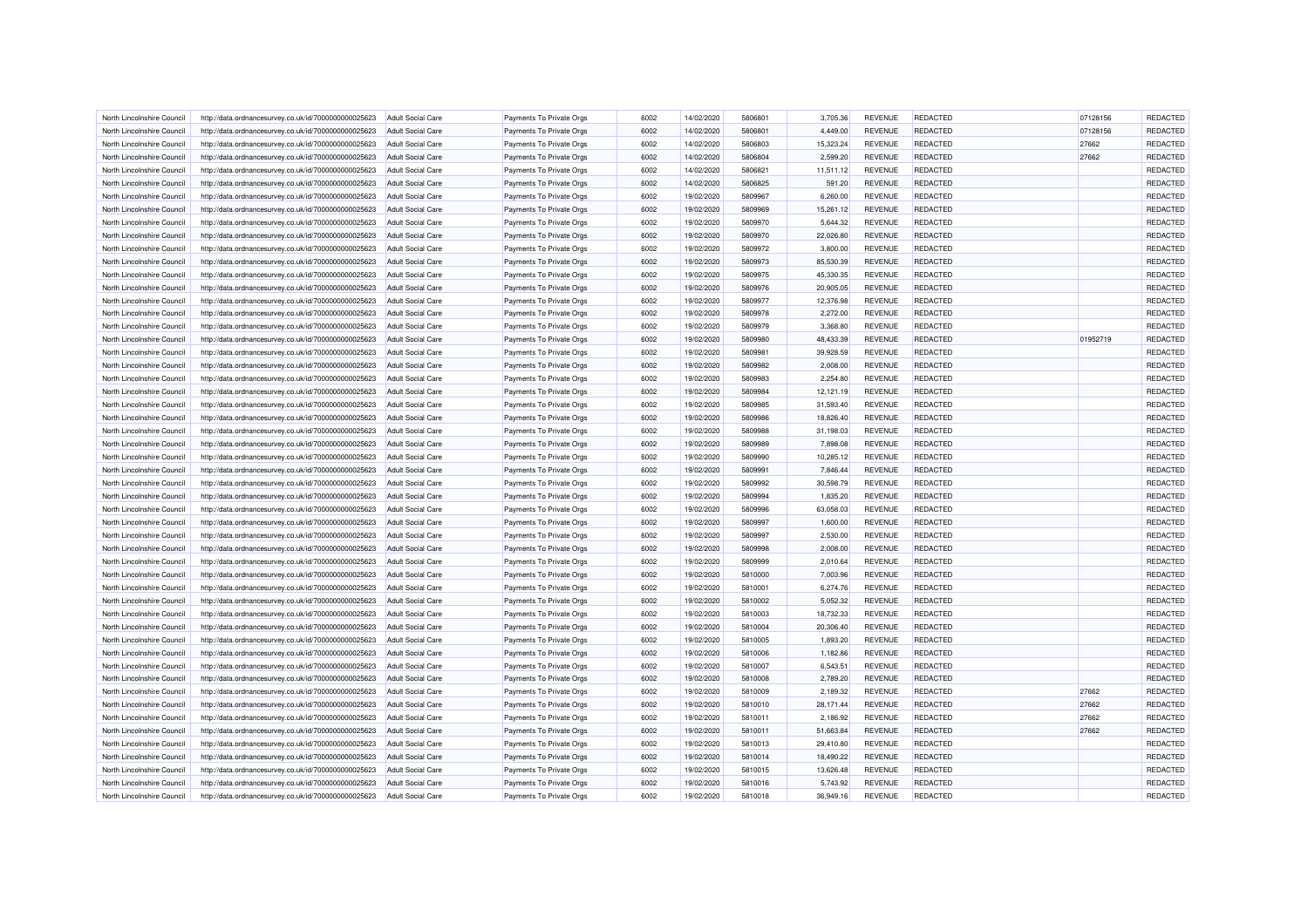| | | | | | | | | | | | |
|---|---|---|---|---|---|---|---|---|---|---|---|
| North Lincolnshire Council | http://data.ordnancesurvey.co.uk/id/7000000000025623 | Adult Social Care | Payments To Private Orgs | 6002 | 14/02/2020 | 5806801 | 3,705.36 | REVENUE | REDACTED | 07128156 | REDACTED |
| North Lincolnshire Council | http://data.ordnancesurvey.co.uk/id/7000000000025623 | Adult Social Care | Payments To Private Orgs | 6002 | 14/02/2020 | 5806801 | 4,449.00 | REVENUE | REDACTED | 07128156 | REDACTED |
| North Lincolnshire Council | http://data.ordnancesurvey.co.uk/id/7000000000025623 | Adult Social Care | Payments To Private Orgs | 6002 | 14/02/2020 | 5806803 | 15,323.24 | REVENUE | REDACTED | 27662 | REDACTED |
| North Lincolnshire Council | http://data.ordnancesurvey.co.uk/id/7000000000025623 | Adult Social Care | Payments To Private Orgs | 6002 | 14/02/2020 | 5806804 | 2,599.20 | REVENUE | REDACTED | 27662 | REDACTED |
| North Lincolnshire Council | http://data.ordnancesurvey.co.uk/id/7000000000025623 | Adult Social Care | Payments To Private Orgs | 6002 | 14/02/2020 | 5806821 | 11,511.12 | REVENUE | REDACTED | | REDACTED |
| North Lincolnshire Council | http://data.ordnancesurvey.co.uk/id/7000000000025623 | Adult Social Care | Payments To Private Orgs | 6002 | 14/02/2020 | 5806825 | 591.20 | REVENUE | REDACTED | | REDACTED |
| North Lincolnshire Council | http://data.ordnancesurvey.co.uk/id/7000000000025623 | Adult Social Care | Payments To Private Orgs | 6002 | 19/02/2020 | 5809967 | 6,260.00 | REVENUE | REDACTED | | REDACTED |
| North Lincolnshire Council | http://data.ordnancesurvey.co.uk/id/7000000000025623 | Adult Social Care | Payments To Private Orgs | 6002 | 19/02/2020 | 5809969 | 15,261.12 | REVENUE | REDACTED | | REDACTED |
| North Lincolnshire Council | http://data.ordnancesurvey.co.uk/id/7000000000025623 | Adult Social Care | Payments To Private Orgs | 6002 | 19/02/2020 | 5809970 | 5,644.32 | REVENUE | REDACTED | | REDACTED |
| North Lincolnshire Council | http://data.ordnancesurvey.co.uk/id/7000000000025623 | Adult Social Care | Payments To Private Orgs | 6002 | 19/02/2020 | 5809970 | 22,026.80 | REVENUE | REDACTED | | REDACTED |
| North Lincolnshire Council | http://data.ordnancesurvey.co.uk/id/7000000000025623 | Adult Social Care | Payments To Private Orgs | 6002 | 19/02/2020 | 5809972 | 3,800.00 | REVENUE | REDACTED | | REDACTED |
| North Lincolnshire Council | http://data.ordnancesurvey.co.uk/id/7000000000025623 | Adult Social Care | Payments To Private Orgs | 6002 | 19/02/2020 | 5809973 | 85,530.39 | REVENUE | REDACTED | | REDACTED |
| North Lincolnshire Council | http://data.ordnancesurvey.co.uk/id/7000000000025623 | Adult Social Care | Payments To Private Orgs | 6002 | 19/02/2020 | 5809975 | 45,330.35 | REVENUE | REDACTED | | REDACTED |
| North Lincolnshire Council | http://data.ordnancesurvey.co.uk/id/7000000000025623 | Adult Social Care | Payments To Private Orgs | 6002 | 19/02/2020 | 5809976 | 20,905.05 | REVENUE | REDACTED | | REDACTED |
| North Lincolnshire Council | http://data.ordnancesurvey.co.uk/id/7000000000025623 | Adult Social Care | Payments To Private Orgs | 6002 | 19/02/2020 | 5809977 | 12,376.98 | REVENUE | REDACTED | | REDACTED |
| North Lincolnshire Council | http://data.ordnancesurvey.co.uk/id/7000000000025623 | Adult Social Care | Payments To Private Orgs | 6002 | 19/02/2020 | 5809978 | 2,272.00 | REVENUE | REDACTED | | REDACTED |
| North Lincolnshire Council | http://data.ordnancesurvey.co.uk/id/7000000000025623 | Adult Social Care | Payments To Private Orgs | 6002 | 19/02/2020 | 5809979 | 3,368.80 | REVENUE | REDACTED | | REDACTED |
| North Lincolnshire Council | http://data.ordnancesurvey.co.uk/id/7000000000025623 | Adult Social Care | Payments To Private Orgs | 6002 | 19/02/2020 | 5809980 | 48,433.39 | REVENUE | REDACTED | 01952719 | REDACTED |
| North Lincolnshire Council | http://data.ordnancesurvey.co.uk/id/7000000000025623 | Adult Social Care | Payments To Private Orgs | 6002 | 19/02/2020 | 5809981 | 39,928.59 | REVENUE | REDACTED | | REDACTED |
| North Lincolnshire Council | http://data.ordnancesurvey.co.uk/id/7000000000025623 | Adult Social Care | Payments To Private Orgs | 6002 | 19/02/2020 | 5809982 | 2,008.00 | REVENUE | REDACTED | | REDACTED |
| North Lincolnshire Council | http://data.ordnancesurvey.co.uk/id/7000000000025623 | Adult Social Care | Payments To Private Orgs | 6002 | 19/02/2020 | 5809983 | 2,254.80 | REVENUE | REDACTED | | REDACTED |
| North Lincolnshire Council | http://data.ordnancesurvey.co.uk/id/7000000000025623 | Adult Social Care | Payments To Private Orgs | 6002 | 19/02/2020 | 5809984 | 12,121.19 | REVENUE | REDACTED | | REDACTED |
| North Lincolnshire Council | http://data.ordnancesurvey.co.uk/id/7000000000025623 | Adult Social Care | Payments To Private Orgs | 6002 | 19/02/2020 | 5809985 | 31,593.40 | REVENUE | REDACTED | | REDACTED |
| North Lincolnshire Council | http://data.ordnancesurvey.co.uk/id/7000000000025623 | Adult Social Care | Payments To Private Orgs | 6002 | 19/02/2020 | 5809986 | 18,826.40 | REVENUE | REDACTED | | REDACTED |
| North Lincolnshire Council | http://data.ordnancesurvey.co.uk/id/7000000000025623 | Adult Social Care | Payments To Private Orgs | 6002 | 19/02/2020 | 5809988 | 31,198.03 | REVENUE | REDACTED | | REDACTED |
| North Lincolnshire Council | http://data.ordnancesurvey.co.uk/id/7000000000025623 | Adult Social Care | Payments To Private Orgs | 6002 | 19/02/2020 | 5809989 | 7,898.08 | REVENUE | REDACTED | | REDACTED |
| North Lincolnshire Council | http://data.ordnancesurvey.co.uk/id/7000000000025623 | Adult Social Care | Payments To Private Orgs | 6002 | 19/02/2020 | 5809990 | 10,285.12 | REVENUE | REDACTED | | REDACTED |
| North Lincolnshire Council | http://data.ordnancesurvey.co.uk/id/7000000000025623 | Adult Social Care | Payments To Private Orgs | 6002 | 19/02/2020 | 5809991 | 7,846.44 | REVENUE | REDACTED | | REDACTED |
| North Lincolnshire Council | http://data.ordnancesurvey.co.uk/id/7000000000025623 | Adult Social Care | Payments To Private Orgs | 6002 | 19/02/2020 | 5809992 | 30,598.79 | REVENUE | REDACTED | | REDACTED |
| North Lincolnshire Council | http://data.ordnancesurvey.co.uk/id/7000000000025623 | Adult Social Care | Payments To Private Orgs | 6002 | 19/02/2020 | 5809994 | 1,835.20 | REVENUE | REDACTED | | REDACTED |
| North Lincolnshire Council | http://data.ordnancesurvey.co.uk/id/7000000000025623 | Adult Social Care | Payments To Private Orgs | 6002 | 19/02/2020 | 5809996 | 63,058.03 | REVENUE | REDACTED | | REDACTED |
| North Lincolnshire Council | http://data.ordnancesurvey.co.uk/id/7000000000025623 | Adult Social Care | Payments To Private Orgs | 6002 | 19/02/2020 | 5809997 | 1,600.00 | REVENUE | REDACTED | | REDACTED |
| North Lincolnshire Council | http://data.ordnancesurvey.co.uk/id/7000000000025623 | Adult Social Care | Payments To Private Orgs | 6002 | 19/02/2020 | 5809997 | 2,530.00 | REVENUE | REDACTED | | REDACTED |
| North Lincolnshire Council | http://data.ordnancesurvey.co.uk/id/7000000000025623 | Adult Social Care | Payments To Private Orgs | 6002 | 19/02/2020 | 5809998 | 2,008.00 | REVENUE | REDACTED | | REDACTED |
| North Lincolnshire Council | http://data.ordnancesurvey.co.uk/id/7000000000025623 | Adult Social Care | Payments To Private Orgs | 6002 | 19/02/2020 | 5809999 | 2,010.64 | REVENUE | REDACTED | | REDACTED |
| North Lincolnshire Council | http://data.ordnancesurvey.co.uk/id/7000000000025623 | Adult Social Care | Payments To Private Orgs | 6002 | 19/02/2020 | 5810000 | 7,003.96 | REVENUE | REDACTED | | REDACTED |
| North Lincolnshire Council | http://data.ordnancesurvey.co.uk/id/7000000000025623 | Adult Social Care | Payments To Private Orgs | 6002 | 19/02/2020 | 5810001 | 6,274.76 | REVENUE | REDACTED | | REDACTED |
| North Lincolnshire Council | http://data.ordnancesurvey.co.uk/id/7000000000025623 | Adult Social Care | Payments To Private Orgs | 6002 | 19/02/2020 | 5810002 | 5,052.32 | REVENUE | REDACTED | | REDACTED |
| North Lincolnshire Council | http://data.ordnancesurvey.co.uk/id/7000000000025623 | Adult Social Care | Payments To Private Orgs | 6002 | 19/02/2020 | 5810003 | 18,732.33 | REVENUE | REDACTED | | REDACTED |
| North Lincolnshire Council | http://data.ordnancesurvey.co.uk/id/7000000000025623 | Adult Social Care | Payments To Private Orgs | 6002 | 19/02/2020 | 5810004 | 20,306.40 | REVENUE | REDACTED | | REDACTED |
| North Lincolnshire Council | http://data.ordnancesurvey.co.uk/id/7000000000025623 | Adult Social Care | Payments To Private Orgs | 6002 | 19/02/2020 | 5810005 | 1,893.20 | REVENUE | REDACTED | | REDACTED |
| North Lincolnshire Council | http://data.ordnancesurvey.co.uk/id/7000000000025623 | Adult Social Care | Payments To Private Orgs | 6002 | 19/02/2020 | 5810006 | 1,182.86 | REVENUE | REDACTED | | REDACTED |
| North Lincolnshire Council | http://data.ordnancesurvey.co.uk/id/7000000000025623 | Adult Social Care | Payments To Private Orgs | 6002 | 19/02/2020 | 5810007 | 6,543.51 | REVENUE | REDACTED | | REDACTED |
| North Lincolnshire Council | http://data.ordnancesurvey.co.uk/id/7000000000025623 | Adult Social Care | Payments To Private Orgs | 6002 | 19/02/2020 | 5810008 | 2,789.20 | REVENUE | REDACTED | | REDACTED |
| North Lincolnshire Council | http://data.ordnancesurvey.co.uk/id/7000000000025623 | Adult Social Care | Payments To Private Orgs | 6002 | 19/02/2020 | 5810009 | 2,189.32 | REVENUE | REDACTED | 27662 | REDACTED |
| North Lincolnshire Council | http://data.ordnancesurvey.co.uk/id/7000000000025623 | Adult Social Care | Payments To Private Orgs | 6002 | 19/02/2020 | 5810010 | 28,171.44 | REVENUE | REDACTED | 27662 | REDACTED |
| North Lincolnshire Council | http://data.ordnancesurvey.co.uk/id/7000000000025623 | Adult Social Care | Payments To Private Orgs | 6002 | 19/02/2020 | 5810011 | 2,186.92 | REVENUE | REDACTED | 27662 | REDACTED |
| North Lincolnshire Council | http://data.ordnancesurvey.co.uk/id/7000000000025623 | Adult Social Care | Payments To Private Orgs | 6002 | 19/02/2020 | 5810011 | 51,663.84 | REVENUE | REDACTED | 27662 | REDACTED |
| North Lincolnshire Council | http://data.ordnancesurvey.co.uk/id/7000000000025623 | Adult Social Care | Payments To Private Orgs | 6002 | 19/02/2020 | 5810013 | 29,410.80 | REVENUE | REDACTED | | REDACTED |
| North Lincolnshire Council | http://data.ordnancesurvey.co.uk/id/7000000000025623 | Adult Social Care | Payments To Private Orgs | 6002 | 19/02/2020 | 5810014 | 18,490.22 | REVENUE | REDACTED | | REDACTED |
| North Lincolnshire Council | http://data.ordnancesurvey.co.uk/id/7000000000025623 | Adult Social Care | Payments To Private Orgs | 6002 | 19/02/2020 | 5810015 | 13,626.48 | REVENUE | REDACTED | | REDACTED |
| North Lincolnshire Council | http://data.ordnancesurvey.co.uk/id/7000000000025623 | Adult Social Care | Payments To Private Orgs | 6002 | 19/02/2020 | 5810016 | 5,743.92 | REVENUE | REDACTED | | REDACTED |
| North Lincolnshire Council | http://data.ordnancesurvey.co.uk/id/7000000000025623 | Adult Social Care | Payments To Private Orgs | 6002 | 19/02/2020 | 5810018 | 36,949.16 | REVENUE | REDACTED | | REDACTED |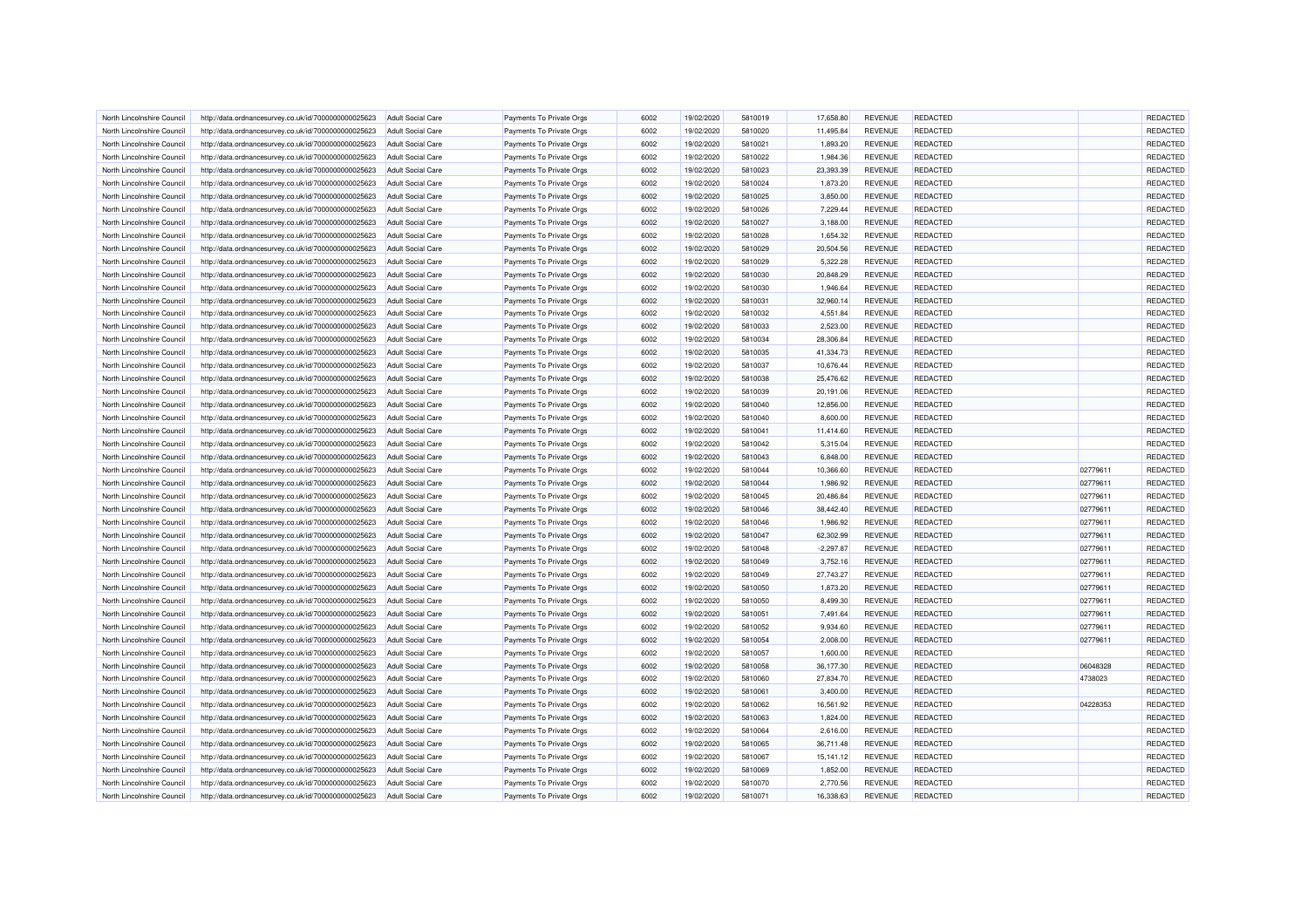| | | | | | | | | | | | | |
|---|---|---|---|---|---|---|---|---|---|---|---|---|
| North Lincolnshire Council | http://data.ordnancesurvey.co.uk/id/7000000000025623 | Adult Social Care | Payments To Private Orgs | 6002 | 19/02/2020 | 5810019 | 17,658.80 | REVENUE | REDACTED | | REDACTED |
| North Lincolnshire Council | http://data.ordnancesurvey.co.uk/id/7000000000025623 | Adult Social Care | Payments To Private Orgs | 6002 | 19/02/2020 | 5810020 | 11,495.84 | REVENUE | REDACTED | | REDACTED |
| North Lincolnshire Council | http://data.ordnancesurvey.co.uk/id/7000000000025623 | Adult Social Care | Payments To Private Orgs | 6002 | 19/02/2020 | 5810021 | 1,893.20 | REVENUE | REDACTED | | REDACTED |
| North Lincolnshire Council | http://data.ordnancesurvey.co.uk/id/7000000000025623 | Adult Social Care | Payments To Private Orgs | 6002 | 19/02/2020 | 5810022 | 1,984.36 | REVENUE | REDACTED | | REDACTED |
| North Lincolnshire Council | http://data.ordnancesurvey.co.uk/id/7000000000025623 | Adult Social Care | Payments To Private Orgs | 6002 | 19/02/2020 | 5810023 | 23,393.39 | REVENUE | REDACTED | | REDACTED |
| North Lincolnshire Council | http://data.ordnancesurvey.co.uk/id/7000000000025623 | Adult Social Care | Payments To Private Orgs | 6002 | 19/02/2020 | 5810024 | 1,873.20 | REVENUE | REDACTED | | REDACTED |
| North Lincolnshire Council | http://data.ordnancesurvey.co.uk/id/7000000000025623 | Adult Social Care | Payments To Private Orgs | 6002 | 19/02/2020 | 5810025 | 3,850.00 | REVENUE | REDACTED | | REDACTED |
| North Lincolnshire Council | http://data.ordnancesurvey.co.uk/id/7000000000025623 | Adult Social Care | Payments To Private Orgs | 6002 | 19/02/2020 | 5810026 | 7,229.44 | REVENUE | REDACTED | | REDACTED |
| North Lincolnshire Council | http://data.ordnancesurvey.co.uk/id/7000000000025623 | Adult Social Care | Payments To Private Orgs | 6002 | 19/02/2020 | 5810027 | 3,188.00 | REVENUE | REDACTED | | REDACTED |
| North Lincolnshire Council | http://data.ordnancesurvey.co.uk/id/7000000000025623 | Adult Social Care | Payments To Private Orgs | 6002 | 19/02/2020 | 5810028 | 1,654.32 | REVENUE | REDACTED | | REDACTED |
| North Lincolnshire Council | http://data.ordnancesurvey.co.uk/id/7000000000025623 | Adult Social Care | Payments To Private Orgs | 6002 | 19/02/2020 | 5810029 | 20,504.56 | REVENUE | REDACTED | | REDACTED |
| North Lincolnshire Council | http://data.ordnancesurvey.co.uk/id/7000000000025623 | Adult Social Care | Payments To Private Orgs | 6002 | 19/02/2020 | 5810029 | 5,322.28 | REVENUE | REDACTED | | REDACTED |
| North Lincolnshire Council | http://data.ordnancesurvey.co.uk/id/7000000000025623 | Adult Social Care | Payments To Private Orgs | 6002 | 19/02/2020 | 5810030 | 20,848.29 | REVENUE | REDACTED | | REDACTED |
| North Lincolnshire Council | http://data.ordnancesurvey.co.uk/id/7000000000025623 | Adult Social Care | Payments To Private Orgs | 6002 | 19/02/2020 | 5810030 | 1,946.64 | REVENUE | REDACTED | | REDACTED |
| North Lincolnshire Council | http://data.ordnancesurvey.co.uk/id/7000000000025623 | Adult Social Care | Payments To Private Orgs | 6002 | 19/02/2020 | 5810031 | 32,960.14 | REVENUE | REDACTED | | REDACTED |
| North Lincolnshire Council | http://data.ordnancesurvey.co.uk/id/7000000000025623 | Adult Social Care | Payments To Private Orgs | 6002 | 19/02/2020 | 5810032 | 4,551.84 | REVENUE | REDACTED | | REDACTED |
| North Lincolnshire Council | http://data.ordnancesurvey.co.uk/id/7000000000025623 | Adult Social Care | Payments To Private Orgs | 6002 | 19/02/2020 | 5810033 | 2,523.00 | REVENUE | REDACTED | | REDACTED |
| North Lincolnshire Council | http://data.ordnancesurvey.co.uk/id/7000000000025623 | Adult Social Care | Payments To Private Orgs | 6002 | 19/02/2020 | 5810034 | 28,306.84 | REVENUE | REDACTED | | REDACTED |
| North Lincolnshire Council | http://data.ordnancesurvey.co.uk/id/7000000000025623 | Adult Social Care | Payments To Private Orgs | 6002 | 19/02/2020 | 5810035 | 41,334.73 | REVENUE | REDACTED | | REDACTED |
| North Lincolnshire Council | http://data.ordnancesurvey.co.uk/id/7000000000025623 | Adult Social Care | Payments To Private Orgs | 6002 | 19/02/2020 | 5810037 | 10,676.44 | REVENUE | REDACTED | | REDACTED |
| North Lincolnshire Council | http://data.ordnancesurvey.co.uk/id/7000000000025623 | Adult Social Care | Payments To Private Orgs | 6002 | 19/02/2020 | 5810038 | 25,476.62 | REVENUE | REDACTED | | REDACTED |
| North Lincolnshire Council | http://data.ordnancesurvey.co.uk/id/7000000000025623 | Adult Social Care | Payments To Private Orgs | 6002 | 19/02/2020 | 5810039 | 20,191.06 | REVENUE | REDACTED | | REDACTED |
| North Lincolnshire Council | http://data.ordnancesurvey.co.uk/id/7000000000025623 | Adult Social Care | Payments To Private Orgs | 6002 | 19/02/2020 | 5810040 | 12,856.00 | REVENUE | REDACTED | | REDACTED |
| North Lincolnshire Council | http://data.ordnancesurvey.co.uk/id/7000000000025623 | Adult Social Care | Payments To Private Orgs | 6002 | 19/02/2020 | 5810040 | 8,600.00 | REVENUE | REDACTED | | REDACTED |
| North Lincolnshire Council | http://data.ordnancesurvey.co.uk/id/7000000000025623 | Adult Social Care | Payments To Private Orgs | 6002 | 19/02/2020 | 5810041 | 11,414.60 | REVENUE | REDACTED | | REDACTED |
| North Lincolnshire Council | http://data.ordnancesurvey.co.uk/id/7000000000025623 | Adult Social Care | Payments To Private Orgs | 6002 | 19/02/2020 | 5810042 | 5,315.04 | REVENUE | REDACTED | | REDACTED |
| North Lincolnshire Council | http://data.ordnancesurvey.co.uk/id/7000000000025623 | Adult Social Care | Payments To Private Orgs | 6002 | 19/02/2020 | 5810043 | 6,848.00 | REVENUE | REDACTED | | REDACTED |
| North Lincolnshire Council | http://data.ordnancesurvey.co.uk/id/7000000000025623 | Adult Social Care | Payments To Private Orgs | 6002 | 19/02/2020 | 5810044 | 10,366.60 | REVENUE | REDACTED | 02779611 | REDACTED |
| North Lincolnshire Council | http://data.ordnancesurvey.co.uk/id/7000000000025623 | Adult Social Care | Payments To Private Orgs | 6002 | 19/02/2020 | 5810044 | 1,986.92 | REVENUE | REDACTED | 02779611 | REDACTED |
| North Lincolnshire Council | http://data.ordnancesurvey.co.uk/id/7000000000025623 | Adult Social Care | Payments To Private Orgs | 6002 | 19/02/2020 | 5810045 | 20,486.84 | REVENUE | REDACTED | 02779611 | REDACTED |
| North Lincolnshire Council | http://data.ordnancesurvey.co.uk/id/7000000000025623 | Adult Social Care | Payments To Private Orgs | 6002 | 19/02/2020 | 5810046 | 38,442.40 | REVENUE | REDACTED | 02779611 | REDACTED |
| North Lincolnshire Council | http://data.ordnancesurvey.co.uk/id/7000000000025623 | Adult Social Care | Payments To Private Orgs | 6002 | 19/02/2020 | 5810046 | 1,986.92 | REVENUE | REDACTED | 02779611 | REDACTED |
| North Lincolnshire Council | http://data.ordnancesurvey.co.uk/id/7000000000025623 | Adult Social Care | Payments To Private Orgs | 6002 | 19/02/2020 | 5810047 | 62,302.99 | REVENUE | REDACTED | 02779611 | REDACTED |
| North Lincolnshire Council | http://data.ordnancesurvey.co.uk/id/7000000000025623 | Adult Social Care | Payments To Private Orgs | 6002 | 19/02/2020 | 5810048 | -2,297.87 | REVENUE | REDACTED | 02779611 | REDACTED |
| North Lincolnshire Council | http://data.ordnancesurvey.co.uk/id/7000000000025623 | Adult Social Care | Payments To Private Orgs | 6002 | 19/02/2020 | 5810049 | 3,752.16 | REVENUE | REDACTED | 02779611 | REDACTED |
| North Lincolnshire Council | http://data.ordnancesurvey.co.uk/id/7000000000025623 | Adult Social Care | Payments To Private Orgs | 6002 | 19/02/2020 | 5810049 | 27,743.27 | REVENUE | REDACTED | 02779611 | REDACTED |
| North Lincolnshire Council | http://data.ordnancesurvey.co.uk/id/7000000000025623 | Adult Social Care | Payments To Private Orgs | 6002 | 19/02/2020 | 5810050 | 1,873.20 | REVENUE | REDACTED | 02779611 | REDACTED |
| North Lincolnshire Council | http://data.ordnancesurvey.co.uk/id/7000000000025623 | Adult Social Care | Payments To Private Orgs | 6002 | 19/02/2020 | 5810050 | 8,499.30 | REVENUE | REDACTED | 02779611 | REDACTED |
| North Lincolnshire Council | http://data.ordnancesurvey.co.uk/id/7000000000025623 | Adult Social Care | Payments To Private Orgs | 6002 | 19/02/2020 | 5810051 | 7,491.64 | REVENUE | REDACTED | 02779611 | REDACTED |
| North Lincolnshire Council | http://data.ordnancesurvey.co.uk/id/7000000000025623 | Adult Social Care | Payments To Private Orgs | 6002 | 19/02/2020 | 5810052 | 9,934.60 | REVENUE | REDACTED | 02779611 | REDACTED |
| North Lincolnshire Council | http://data.ordnancesurvey.co.uk/id/7000000000025623 | Adult Social Care | Payments To Private Orgs | 6002 | 19/02/2020 | 5810054 | 2,008.00 | REVENUE | REDACTED | 02779611 | REDACTED |
| North Lincolnshire Council | http://data.ordnancesurvey.co.uk/id/7000000000025623 | Adult Social Care | Payments To Private Orgs | 6002 | 19/02/2020 | 5810057 | 1,600.00 | REVENUE | REDACTED | | REDACTED |
| North Lincolnshire Council | http://data.ordnancesurvey.co.uk/id/7000000000025623 | Adult Social Care | Payments To Private Orgs | 6002 | 19/02/2020 | 5810058 | 36,177.30 | REVENUE | REDACTED | 06048328 | REDACTED |
| North Lincolnshire Council | http://data.ordnancesurvey.co.uk/id/7000000000025623 | Adult Social Care | Payments To Private Orgs | 6002 | 19/02/2020 | 5810060 | 27,834.70 | REVENUE | REDACTED | 4738023 | REDACTED |
| North Lincolnshire Council | http://data.ordnancesurvey.co.uk/id/7000000000025623 | Adult Social Care | Payments To Private Orgs | 6002 | 19/02/2020 | 5810061 | 3,400.00 | REVENUE | REDACTED | | REDACTED |
| North Lincolnshire Council | http://data.ordnancesurvey.co.uk/id/7000000000025623 | Adult Social Care | Payments To Private Orgs | 6002 | 19/02/2020 | 5810062 | 16,561.92 | REVENUE | REDACTED | 04228353 | REDACTED |
| North Lincolnshire Council | http://data.ordnancesurvey.co.uk/id/7000000000025623 | Adult Social Care | Payments To Private Orgs | 6002 | 19/02/2020 | 5810063 | 1,824.00 | REVENUE | REDACTED | | REDACTED |
| North Lincolnshire Council | http://data.ordnancesurvey.co.uk/id/7000000000025623 | Adult Social Care | Payments To Private Orgs | 6002 | 19/02/2020 | 5810064 | 2,616.00 | REVENUE | REDACTED | | REDACTED |
| North Lincolnshire Council | http://data.ordnancesurvey.co.uk/id/7000000000025623 | Adult Social Care | Payments To Private Orgs | 6002 | 19/02/2020 | 5810065 | 36,711.48 | REVENUE | REDACTED | | REDACTED |
| North Lincolnshire Council | http://data.ordnancesurvey.co.uk/id/7000000000025623 | Adult Social Care | Payments To Private Orgs | 6002 | 19/02/2020 | 5810067 | 15,141.12 | REVENUE | REDACTED | | REDACTED |
| North Lincolnshire Council | http://data.ordnancesurvey.co.uk/id/7000000000025623 | Adult Social Care | Payments To Private Orgs | 6002 | 19/02/2020 | 5810069 | 1,852.00 | REVENUE | REDACTED | | REDACTED |
| North Lincolnshire Council | http://data.ordnancesurvey.co.uk/id/7000000000025623 | Adult Social Care | Payments To Private Orgs | 6002 | 19/02/2020 | 5810070 | 2,770.56 | REVENUE | REDACTED | | REDACTED |
| North Lincolnshire Council | http://data.ordnancesurvey.co.uk/id/7000000000025623 | Adult Social Care | Payments To Private Orgs | 6002 | 19/02/2020 | 5810071 | 16,338.63 | REVENUE | REDACTED | | REDACTED |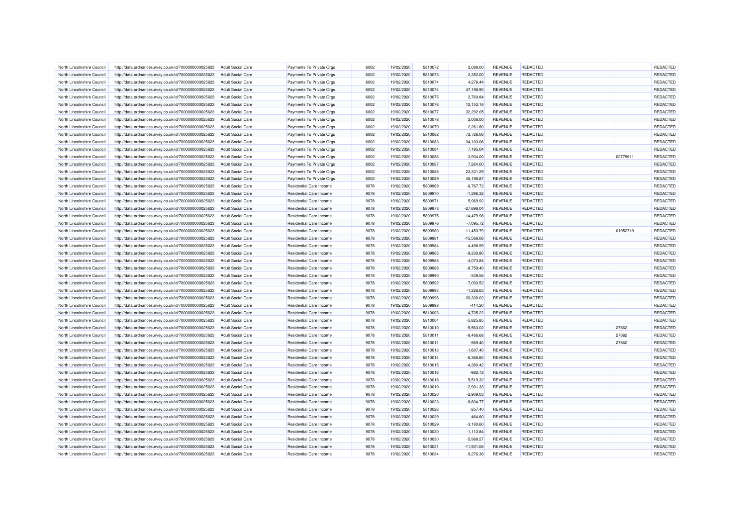| | | | | | | | | | | | |
|---|---|---|---|---|---|---|---|---|---|---|---|
| North Lincolnshire Council | http://data.ordnancesurvey.co.uk/id/7000000000025623 | Adult Social Care | Payments To Private Orgs | 6002 | 19/02/2020 | 5810072 | 2,088.00 | REVENUE | REDACTED | | REDACTED |
| North Lincolnshire Council | http://data.ordnancesurvey.co.uk/id/7000000000025623 | Adult Social Care | Payments To Private Orgs | 6002 | 19/02/2020 | 5810073 | 2,352.00 | REVENUE | REDACTED | | REDACTED |
| North Lincolnshire Council | http://data.ordnancesurvey.co.uk/id/7000000000025623 | Adult Social Care | Payments To Private Orgs | 6002 | 19/02/2020 | 5810074 | 4,276.44 | REVENUE | REDACTED | | REDACTED |
| North Lincolnshire Council | http://data.ordnancesurvey.co.uk/id/7000000000025623 | Adult Social Care | Payments To Private Orgs | 6002 | 19/02/2020 | 5810074 | 47,198.90 | REVENUE | REDACTED | | REDACTED |
| North Lincolnshire Council | http://data.ordnancesurvey.co.uk/id/7000000000025623 | Adult Social Care | Payments To Private Orgs | 6002 | 19/02/2020 | 5810075 | 2,760.84 | REVENUE | REDACTED | | REDACTED |
| North Lincolnshire Council | http://data.ordnancesurvey.co.uk/id/7000000000025623 | Adult Social Care | Payments To Private Orgs | 6002 | 19/02/2020 | 5810076 | 12,153.16 | REVENUE | REDACTED | | REDACTED |
| North Lincolnshire Council | http://data.ordnancesurvey.co.uk/id/7000000000025623 | Adult Social Care | Payments To Private Orgs | 6002 | 19/02/2020 | 5810077 | 32,292.05 | REVENUE | REDACTED | | REDACTED |
| North Lincolnshire Council | http://data.ordnancesurvey.co.uk/id/7000000000025623 | Adult Social Care | Payments To Private Orgs | 6002 | 19/02/2020 | 5810078 | 2,008.00 | REVENUE | REDACTED | | REDACTED |
| North Lincolnshire Council | http://data.ordnancesurvey.co.uk/id/7000000000025623 | Adult Social Care | Payments To Private Orgs | 6002 | 19/02/2020 | 5810079 | 2,261.80 | REVENUE | REDACTED | | REDACTED |
| North Lincolnshire Council | http://data.ordnancesurvey.co.uk/id/7000000000025623 | Adult Social Care | Payments To Private Orgs | 6002 | 19/02/2020 | 5810082 | 72,726.06 | REVENUE | REDACTED | | REDACTED |
| North Lincolnshire Council | http://data.ordnancesurvey.co.uk/id/7000000000025623 | Adult Social Care | Payments To Private Orgs | 6002 | 19/02/2020 | 5810083 | 34,103.06 | REVENUE | REDACTED | | REDACTED |
| North Lincolnshire Council | http://data.ordnancesurvey.co.uk/id/7000000000025623 | Adult Social Care | Payments To Private Orgs | 6002 | 19/02/2020 | 5810084 | 7,195.04 | REVENUE | REDACTED | | REDACTED |
| North Lincolnshire Council | http://data.ordnancesurvey.co.uk/id/7000000000025623 | Adult Social Care | Payments To Private Orgs | 6002 | 19/02/2020 | 5810086 | 3,934.00 | REVENUE | REDACTED | 02779611 | REDACTED |
| North Lincolnshire Council | http://data.ordnancesurvey.co.uk/id/7000000000025623 | Adult Social Care | Payments To Private Orgs | 6002 | 19/02/2020 | 5810087 | 7,264.00 | REVENUE | REDACTED | | REDACTED |
| North Lincolnshire Council | http://data.ordnancesurvey.co.uk/id/7000000000025623 | Adult Social Care | Payments To Private Orgs | 6002 | 19/02/2020 | 5810088 | 23,331.29 | REVENUE | REDACTED | | REDACTED |
| North Lincolnshire Council | http://data.ordnancesurvey.co.uk/id/7000000000025623 | Adult Social Care | Payments To Private Orgs | 6002 | 19/02/2020 | 5810089 | 45,198.87 | REVENUE | REDACTED | | REDACTED |
| North Lincolnshire Council | http://data.ordnancesurvey.co.uk/id/7000000000025623 | Adult Social Care | Residential Care Income | 9078 | 19/02/2020 | 5809969 | -6,767.72 | REVENUE | REDACTED | | REDACTED |
| North Lincolnshire Council | http://data.ordnancesurvey.co.uk/id/7000000000025623 | Adult Social Care | Residential Care Income | 9078 | 19/02/2020 | 5809970 | -1,296.32 | REVENUE | REDACTED | | REDACTED |
| North Lincolnshire Council | http://data.ordnancesurvey.co.uk/id/7000000000025623 | Adult Social Care | Residential Care Income | 9078 | 19/02/2020 | 5809971 | 5,969.92 | REVENUE | REDACTED | | REDACTED |
| North Lincolnshire Council | http://data.ordnancesurvey.co.uk/id/7000000000025623 | Adult Social Care | Residential Care Income | 9078 | 19/02/2020 | 5809973 | -27,698.04 | REVENUE | REDACTED | | REDACTED |
| North Lincolnshire Council | http://data.ordnancesurvey.co.uk/id/7000000000025623 | Adult Social Care | Residential Care Income | 9078 | 19/02/2020 | 5809975 | -14,479.98 | REVENUE | REDACTED | | REDACTED |
| North Lincolnshire Council | http://data.ordnancesurvey.co.uk/id/7000000000025623 | Adult Social Care | Residential Care Income | 9078 | 19/02/2020 | 5809976 | -7,095.72 | REVENUE | REDACTED | | REDACTED |
| North Lincolnshire Council | http://data.ordnancesurvey.co.uk/id/7000000000025623 | Adult Social Care | Residential Care Income | 9078 | 19/02/2020 | 5809980 | -11,453.79 | REVENUE | REDACTED | 01952719 | REDACTED |
| North Lincolnshire Council | http://data.ordnancesurvey.co.uk/id/7000000000025623 | Adult Social Care | Residential Care Income | 9078 | 19/02/2020 | 5809981 | -15,568.06 | REVENUE | REDACTED | | REDACTED |
| North Lincolnshire Council | http://data.ordnancesurvey.co.uk/id/7000000000025623 | Adult Social Care | Residential Care Income | 9078 | 19/02/2020 | 5809984 | -4,498.99 | REVENUE | REDACTED | | REDACTED |
| North Lincolnshire Council | http://data.ordnancesurvey.co.uk/id/7000000000025623 | Adult Social Care | Residential Care Income | 9078 | 19/02/2020 | 5809985 | -9,230.80 | REVENUE | REDACTED | | REDACTED |
| North Lincolnshire Council | http://data.ordnancesurvey.co.uk/id/7000000000025623 | Adult Social Care | Residential Care Income | 9078 | 19/02/2020 | 5809986 | -4,073.84 | REVENUE | REDACTED | | REDACTED |
| North Lincolnshire Council | http://data.ordnancesurvey.co.uk/id/7000000000025623 | Adult Social Care | Residential Care Income | 9078 | 19/02/2020 | 5809988 | -8,759.40 | REVENUE | REDACTED | | REDACTED |
| North Lincolnshire Council | http://data.ordnancesurvey.co.uk/id/7000000000025623 | Adult Social Care | Residential Care Income | 9078 | 19/02/2020 | 5809990 | -339.56 | REVENUE | REDACTED | | REDACTED |
| North Lincolnshire Council | http://data.ordnancesurvey.co.uk/id/7000000000025623 | Adult Social Care | Residential Care Income | 9078 | 19/02/2020 | 5809992 | -7,093.52 | REVENUE | REDACTED | | REDACTED |
| North Lincolnshire Council | http://data.ordnancesurvey.co.uk/id/7000000000025623 | Adult Social Care | Residential Care Income | 9078 | 19/02/2020 | 5809993 | -1,228.63 | REVENUE | REDACTED | | REDACTED |
| North Lincolnshire Council | http://data.ordnancesurvey.co.uk/id/7000000000025623 | Adult Social Care | Residential Care Income | 9078 | 19/02/2020 | 5809996 | -20,330.02 | REVENUE | REDACTED | | REDACTED |
| North Lincolnshire Council | http://data.ordnancesurvey.co.uk/id/7000000000025623 | Adult Social Care | Residential Care Income | 9078 | 19/02/2020 | 5809998 | -414.20 | REVENUE | REDACTED | | REDACTED |
| North Lincolnshire Council | http://data.ordnancesurvey.co.uk/id/7000000000025623 | Adult Social Care | Residential Care Income | 9078 | 19/02/2020 | 5810003 | -4,735.22 | REVENUE | REDACTED | | REDACTED |
| North Lincolnshire Council | http://data.ordnancesurvey.co.uk/id/7000000000025623 | Adult Social Care | Residential Care Income | 9078 | 19/02/2020 | 5810004 | -5,825.85 | REVENUE | REDACTED | | REDACTED |
| North Lincolnshire Council | http://data.ordnancesurvey.co.uk/id/7000000000025623 | Adult Social Care | Residential Care Income | 9078 | 19/02/2020 | 5810010 | -5,563.02 | REVENUE | REDACTED | 27662 | REDACTED |
| North Lincolnshire Council | http://data.ordnancesurvey.co.uk/id/7000000000025623 | Adult Social Care | Residential Care Income | 9078 | 19/02/2020 | 5810011 | -8,466.68 | REVENUE | REDACTED | 27662 | REDACTED |
| North Lincolnshire Council | http://data.ordnancesurvey.co.uk/id/7000000000025623 | Adult Social Care | Residential Care Income | 9078 | 19/02/2020 | 5810011 | -569.40 | REVENUE | REDACTED | 27662 | REDACTED |
| North Lincolnshire Council | http://data.ordnancesurvey.co.uk/id/7000000000025623 | Adult Social Care | Residential Care Income | 9078 | 19/02/2020 | 5810013 | -1,607.40 | REVENUE | REDACTED | | REDACTED |
| North Lincolnshire Council | http://data.ordnancesurvey.co.uk/id/7000000000025623 | Adult Social Care | Residential Care Income | 9078 | 19/02/2020 | 5810014 | -6,366.60 | REVENUE | REDACTED | | REDACTED |
| North Lincolnshire Council | http://data.ordnancesurvey.co.uk/id/7000000000025623 | Adult Social Care | Residential Care Income | 9078 | 19/02/2020 | 5810015 | -4,380.42 | REVENUE | REDACTED | | REDACTED |
| North Lincolnshire Council | http://data.ordnancesurvey.co.uk/id/7000000000025623 | Adult Social Care | Residential Care Income | 9078 | 19/02/2020 | 5810016 | -982.72 | REVENUE | REDACTED | | REDACTED |
| North Lincolnshire Council | http://data.ordnancesurvey.co.uk/id/7000000000025623 | Adult Social Care | Residential Care Income | 9078 | 19/02/2020 | 5810018 | -5,519.32 | REVENUE | REDACTED | | REDACTED |
| North Lincolnshire Council | http://data.ordnancesurvey.co.uk/id/7000000000025623 | Adult Social Care | Residential Care Income | 9078 | 19/02/2020 | 5810019 | -2,901.33 | REVENUE | REDACTED | | REDACTED |
| North Lincolnshire Council | http://data.ordnancesurvey.co.uk/id/7000000000025623 | Adult Social Care | Residential Care Income | 9078 | 19/02/2020 | 5810020 | -2,909.03 | REVENUE | REDACTED | | REDACTED |
| North Lincolnshire Council | http://data.ordnancesurvey.co.uk/id/7000000000025623 | Adult Social Care | Residential Care Income | 9078 | 19/02/2020 | 5810023 | -8,834.77 | REVENUE | REDACTED | | REDACTED |
| North Lincolnshire Council | http://data.ordnancesurvey.co.uk/id/7000000000025623 | Adult Social Care | Residential Care Income | 9078 | 19/02/2020 | 5810026 | -257.40 | REVENUE | REDACTED | | REDACTED |
| North Lincolnshire Council | http://data.ordnancesurvey.co.uk/id/7000000000025623 | Adult Social Care | Residential Care Income | 9078 | 19/02/2020 | 5810029 | -464.60 | REVENUE | REDACTED | | REDACTED |
| North Lincolnshire Council | http://data.ordnancesurvey.co.uk/id/7000000000025623 | Adult Social Care | Residential Care Income | 9078 | 19/02/2020 | 5810029 | -3,180.60 | REVENUE | REDACTED | | REDACTED |
| North Lincolnshire Council | http://data.ordnancesurvey.co.uk/id/7000000000025623 | Adult Social Care | Residential Care Income | 9078 | 19/02/2020 | 5810030 | -1,112.84 | REVENUE | REDACTED | | REDACTED |
| North Lincolnshire Council | http://data.ordnancesurvey.co.uk/id/7000000000025623 | Adult Social Care | Residential Care Income | 9078 | 19/02/2020 | 5810030 | -5,988.27 | REVENUE | REDACTED | | REDACTED |
| North Lincolnshire Council | http://data.ordnancesurvey.co.uk/id/7000000000025623 | Adult Social Care | Residential Care Income | 9078 | 19/02/2020 | 5810031 | -11,931.06 | REVENUE | REDACTED | | REDACTED |
| North Lincolnshire Council | http://data.ordnancesurvey.co.uk/id/7000000000025623 | Adult Social Care | Residential Care Income | 9078 | 19/02/2020 | 5810034 | -9,276.36 | REVENUE | REDACTED | | REDACTED |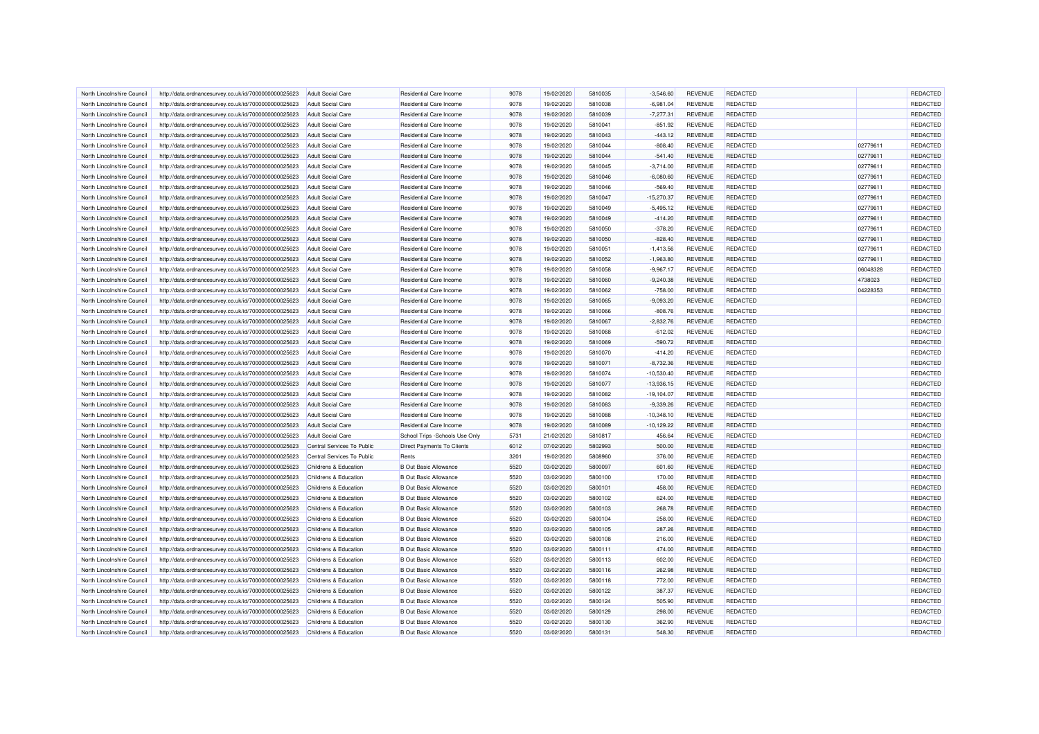| North Lincolnshire Council | http://data.ordnancesurvey.co.uk/id/7000000000025623 | Adult Social Care | Residential Care Income | 9078 | 19/02/2020 | 5810035 | -3,546.60 | REVENUE | REDACTED | | REDACTED |
|---|---|---|---|---|---|---|---|---|---|---|---|
| North Lincolnshire Council | http://data.ordnancesurvey.co.uk/id/7000000000025623 | Adult Social Care | Residential Care Income | 9078 | 19/02/2020 | 5810038 | -6,981.04 | REVENUE | REDACTED | | REDACTED |
| North Lincolnshire Council | http://data.ordnancesurvey.co.uk/id/7000000000025623 | Adult Social Care | Residential Care Income | 9078 | 19/02/2020 | 5810039 | -7,277.31 | REVENUE | REDACTED | | REDACTED |
| North Lincolnshire Council | http://data.ordnancesurvey.co.uk/id/7000000000025623 | Adult Social Care | Residential Care Income | 9078 | 19/02/2020 | 5810041 | -851.92 | REVENUE | REDACTED | | REDACTED |
| North Lincolnshire Council | http://data.ordnancesurvey.co.uk/id/7000000000025623 | Adult Social Care | Residential Care Income | 9078 | 19/02/2020 | 5810043 | -443.12 | REVENUE | REDACTED | | REDACTED |
| North Lincolnshire Council | http://data.ordnancesurvey.co.uk/id/7000000000025623 | Adult Social Care | Residential Care Income | 9078 | 19/02/2020 | 5810044 | -808.40 | REVENUE | REDACTED | 02779611 | REDACTED |
| North Lincolnshire Council | http://data.ordnancesurvey.co.uk/id/7000000000025623 | Adult Social Care | Residential Care Income | 9078 | 19/02/2020 | 5810044 | -541.40 | REVENUE | REDACTED | 02779611 | REDACTED |
| North Lincolnshire Council | http://data.ordnancesurvey.co.uk/id/7000000000025623 | Adult Social Care | Residential Care Income | 9078 | 19/02/2020 | 5810045 | -3,714.00 | REVENUE | REDACTED | 02779611 | REDACTED |
| North Lincolnshire Council | http://data.ordnancesurvey.co.uk/id/7000000000025623 | Adult Social Care | Residential Care Income | 9078 | 19/02/2020 | 5810046 | -6,080.60 | REVENUE | REDACTED | 02779611 | REDACTED |
| North Lincolnshire Council | http://data.ordnancesurvey.co.uk/id/7000000000025623 | Adult Social Care | Residential Care Income | 9078 | 19/02/2020 | 5810046 | -569.40 | REVENUE | REDACTED | 02779611 | REDACTED |
| North Lincolnshire Council | http://data.ordnancesurvey.co.uk/id/7000000000025623 | Adult Social Care | Residential Care Income | 9078 | 19/02/2020 | 5810047 | -15,270.37 | REVENUE | REDACTED | 02779611 | REDACTED |
| North Lincolnshire Council | http://data.ordnancesurvey.co.uk/id/7000000000025623 | Adult Social Care | Residential Care Income | 9078 | 19/02/2020 | 5810049 | -5,495.12 | REVENUE | REDACTED | 02779611 | REDACTED |
| North Lincolnshire Council | http://data.ordnancesurvey.co.uk/id/7000000000025623 | Adult Social Care | Residential Care Income | 9078 | 19/02/2020 | 5810049 | -414.20 | REVENUE | REDACTED | 02779611 | REDACTED |
| North Lincolnshire Council | http://data.ordnancesurvey.co.uk/id/7000000000025623 | Adult Social Care | Residential Care Income | 9078 | 19/02/2020 | 5810050 | -378.20 | REVENUE | REDACTED | 02779611 | REDACTED |
| North Lincolnshire Council | http://data.ordnancesurvey.co.uk/id/7000000000025623 | Adult Social Care | Residential Care Income | 9078 | 19/02/2020 | 5810050 | -828.40 | REVENUE | REDACTED | 02779611 | REDACTED |
| North Lincolnshire Council | http://data.ordnancesurvey.co.uk/id/7000000000025623 | Adult Social Care | Residential Care Income | 9078 | 19/02/2020 | 5810051 | -1,413.56 | REVENUE | REDACTED | 02779611 | REDACTED |
| North Lincolnshire Council | http://data.ordnancesurvey.co.uk/id/7000000000025623 | Adult Social Care | Residential Care Income | 9078 | 19/02/2020 | 5810052 | -1,963.80 | REVENUE | REDACTED | 02779611 | REDACTED |
| North Lincolnshire Council | http://data.ordnancesurvey.co.uk/id/7000000000025623 | Adult Social Care | Residential Care Income | 9078 | 19/02/2020 | 5810058 | -9,967.17 | REVENUE | REDACTED | 06048328 | REDACTED |
| North Lincolnshire Council | http://data.ordnancesurvey.co.uk/id/7000000000025623 | Adult Social Care | Residential Care Income | 9078 | 19/02/2020 | 5810060 | -9,240.38 | REVENUE | REDACTED | 4738023 | REDACTED |
| North Lincolnshire Council | http://data.ordnancesurvey.co.uk/id/7000000000025623 | Adult Social Care | Residential Care Income | 9078 | 19/02/2020 | 5810062 | -758.00 | REVENUE | REDACTED | 04228353 | REDACTED |
| North Lincolnshire Council | http://data.ordnancesurvey.co.uk/id/7000000000025623 | Adult Social Care | Residential Care Income | 9078 | 19/02/2020 | 5810065 | -9,093.20 | REVENUE | REDACTED | | REDACTED |
| North Lincolnshire Council | http://data.ordnancesurvey.co.uk/id/7000000000025623 | Adult Social Care | Residential Care Income | 9078 | 19/02/2020 | 5810066 | -808.76 | REVENUE | REDACTED | | REDACTED |
| North Lincolnshire Council | http://data.ordnancesurvey.co.uk/id/7000000000025623 | Adult Social Care | Residential Care Income | 9078 | 19/02/2020 | 5810067 | -2,832.76 | REVENUE | REDACTED | | REDACTED |
| North Lincolnshire Council | http://data.ordnancesurvey.co.uk/id/7000000000025623 | Adult Social Care | Residential Care Income | 9078 | 19/02/2020 | 5810068 | -612.02 | REVENUE | REDACTED | | REDACTED |
| North Lincolnshire Council | http://data.ordnancesurvey.co.uk/id/7000000000025623 | Adult Social Care | Residential Care Income | 9078 | 19/02/2020 | 5810069 | -590.72 | REVENUE | REDACTED | | REDACTED |
| North Lincolnshire Council | http://data.ordnancesurvey.co.uk/id/7000000000025623 | Adult Social Care | Residential Care Income | 9078 | 19/02/2020 | 5810070 | -414.20 | REVENUE | REDACTED | | REDACTED |
| North Lincolnshire Council | http://data.ordnancesurvey.co.uk/id/7000000000025623 | Adult Social Care | Residential Care Income | 9078 | 19/02/2020 | 5810071 | -8,732.36 | REVENUE | REDACTED | | REDACTED |
| North Lincolnshire Council | http://data.ordnancesurvey.co.uk/id/7000000000025623 | Adult Social Care | Residential Care Income | 9078 | 19/02/2020 | 5810074 | -10,530.40 | REVENUE | REDACTED | | REDACTED |
| North Lincolnshire Council | http://data.ordnancesurvey.co.uk/id/7000000000025623 | Adult Social Care | Residential Care Income | 9078 | 19/02/2020 | 5810077 | -13,936.15 | REVENUE | REDACTED | | REDACTED |
| North Lincolnshire Council | http://data.ordnancesurvey.co.uk/id/7000000000025623 | Adult Social Care | Residential Care Income | 9078 | 19/02/2020 | 5810082 | -19,104.07 | REVENUE | REDACTED | | REDACTED |
| North Lincolnshire Council | http://data.ordnancesurvey.co.uk/id/7000000000025623 | Adult Social Care | Residential Care Income | 9078 | 19/02/2020 | 5810083 | -9,339.26 | REVENUE | REDACTED | | REDACTED |
| North Lincolnshire Council | http://data.ordnancesurvey.co.uk/id/7000000000025623 | Adult Social Care | Residential Care Income | 9078 | 19/02/2020 | 5810088 | -10,348.10 | REVENUE | REDACTED | | REDACTED |
| North Lincolnshire Council | http://data.ordnancesurvey.co.uk/id/7000000000025623 | Adult Social Care | Residential Care Income | 9078 | 19/02/2020 | 5810089 | -10,129.22 | REVENUE | REDACTED | | REDACTED |
| North Lincolnshire Council | http://data.ordnancesurvey.co.uk/id/7000000000025623 | Adult Social Care | School Trips -Schools Use Only | 5731 | 21/02/2020 | 5810817 | 456.64 | REVENUE | REDACTED | | REDACTED |
| North Lincolnshire Council | http://data.ordnancesurvey.co.uk/id/7000000000025623 | Central Services To Public | Direct Payments To Clients | 6012 | 07/02/2020 | 5802993 | 500.00 | REVENUE | REDACTED | | REDACTED |
| North Lincolnshire Council | http://data.ordnancesurvey.co.uk/id/7000000000025623 | Central Services To Public | Rents | 3201 | 19/02/2020 | 5808960 | 376.00 | REVENUE | REDACTED | | REDACTED |
| North Lincolnshire Council | http://data.ordnancesurvey.co.uk/id/7000000000025623 | Childrens & Education | B Out Basic Allowance | 5520 | 03/02/2020 | 5800097 | 601.60 | REVENUE | REDACTED | | REDACTED |
| North Lincolnshire Council | http://data.ordnancesurvey.co.uk/id/7000000000025623 | Childrens & Education | B Out Basic Allowance | 5520 | 03/02/2020 | 5800100 | 170.00 | REVENUE | REDACTED | | REDACTED |
| North Lincolnshire Council | http://data.ordnancesurvey.co.uk/id/7000000000025623 | Childrens & Education | B Out Basic Allowance | 5520 | 03/02/2020 | 5800101 | 458.00 | REVENUE | REDACTED | | REDACTED |
| North Lincolnshire Council | http://data.ordnancesurvey.co.uk/id/7000000000025623 | Childrens & Education | B Out Basic Allowance | 5520 | 03/02/2020 | 5800102 | 624.00 | REVENUE | REDACTED | | REDACTED |
| North Lincolnshire Council | http://data.ordnancesurvey.co.uk/id/7000000000025623 | Childrens & Education | B Out Basic Allowance | 5520 | 03/02/2020 | 5800103 | 268.78 | REVENUE | REDACTED | | REDACTED |
| North Lincolnshire Council | http://data.ordnancesurvey.co.uk/id/7000000000025623 | Childrens & Education | B Out Basic Allowance | 5520 | 03/02/2020 | 5800104 | 258.00 | REVENUE | REDACTED | | REDACTED |
| North Lincolnshire Council | http://data.ordnancesurvey.co.uk/id/7000000000025623 | Childrens & Education | B Out Basic Allowance | 5520 | 03/02/2020 | 5800105 | 287.26 | REVENUE | REDACTED | | REDACTED |
| North Lincolnshire Council | http://data.ordnancesurvey.co.uk/id/7000000000025623 | Childrens & Education | B Out Basic Allowance | 5520 | 03/02/2020 | 5800108 | 216.00 | REVENUE | REDACTED | | REDACTED |
| North Lincolnshire Council | http://data.ordnancesurvey.co.uk/id/7000000000025623 | Childrens & Education | B Out Basic Allowance | 5520 | 03/02/2020 | 5800111 | 474.00 | REVENUE | REDACTED | | REDACTED |
| North Lincolnshire Council | http://data.ordnancesurvey.co.uk/id/7000000000025623 | Childrens & Education | B Out Basic Allowance | 5520 | 03/02/2020 | 5800113 | 602.00 | REVENUE | REDACTED | | REDACTED |
| North Lincolnshire Council | http://data.ordnancesurvey.co.uk/id/7000000000025623 | Childrens & Education | B Out Basic Allowance | 5520 | 03/02/2020 | 5800116 | 262.98 | REVENUE | REDACTED | | REDACTED |
| North Lincolnshire Council | http://data.ordnancesurvey.co.uk/id/7000000000025623 | Childrens & Education | B Out Basic Allowance | 5520 | 03/02/2020 | 5800118 | 772.00 | REVENUE | REDACTED | | REDACTED |
| North Lincolnshire Council | http://data.ordnancesurvey.co.uk/id/7000000000025623 | Childrens & Education | B Out Basic Allowance | 5520 | 03/02/2020 | 5800122 | 387.37 | REVENUE | REDACTED | | REDACTED |
| North Lincolnshire Council | http://data.ordnancesurvey.co.uk/id/7000000000025623 | Childrens & Education | B Out Basic Allowance | 5520 | 03/02/2020 | 5800124 | 505.90 | REVENUE | REDACTED | | REDACTED |
| North Lincolnshire Council | http://data.ordnancesurvey.co.uk/id/7000000000025623 | Childrens & Education | B Out Basic Allowance | 5520 | 03/02/2020 | 5800129 | 298.00 | REVENUE | REDACTED | | REDACTED |
| North Lincolnshire Council | http://data.ordnancesurvey.co.uk/id/7000000000025623 | Childrens & Education | B Out Basic Allowance | 5520 | 03/02/2020 | 5800130 | 362.90 | REVENUE | REDACTED | | REDACTED |
| North Lincolnshire Council | http://data.ordnancesurvey.co.uk/id/7000000000025623 | Childrens & Education | B Out Basic Allowance | 5520 | 03/02/2020 | 5800131 | 548.30 | REVENUE | REDACTED | | REDACTED |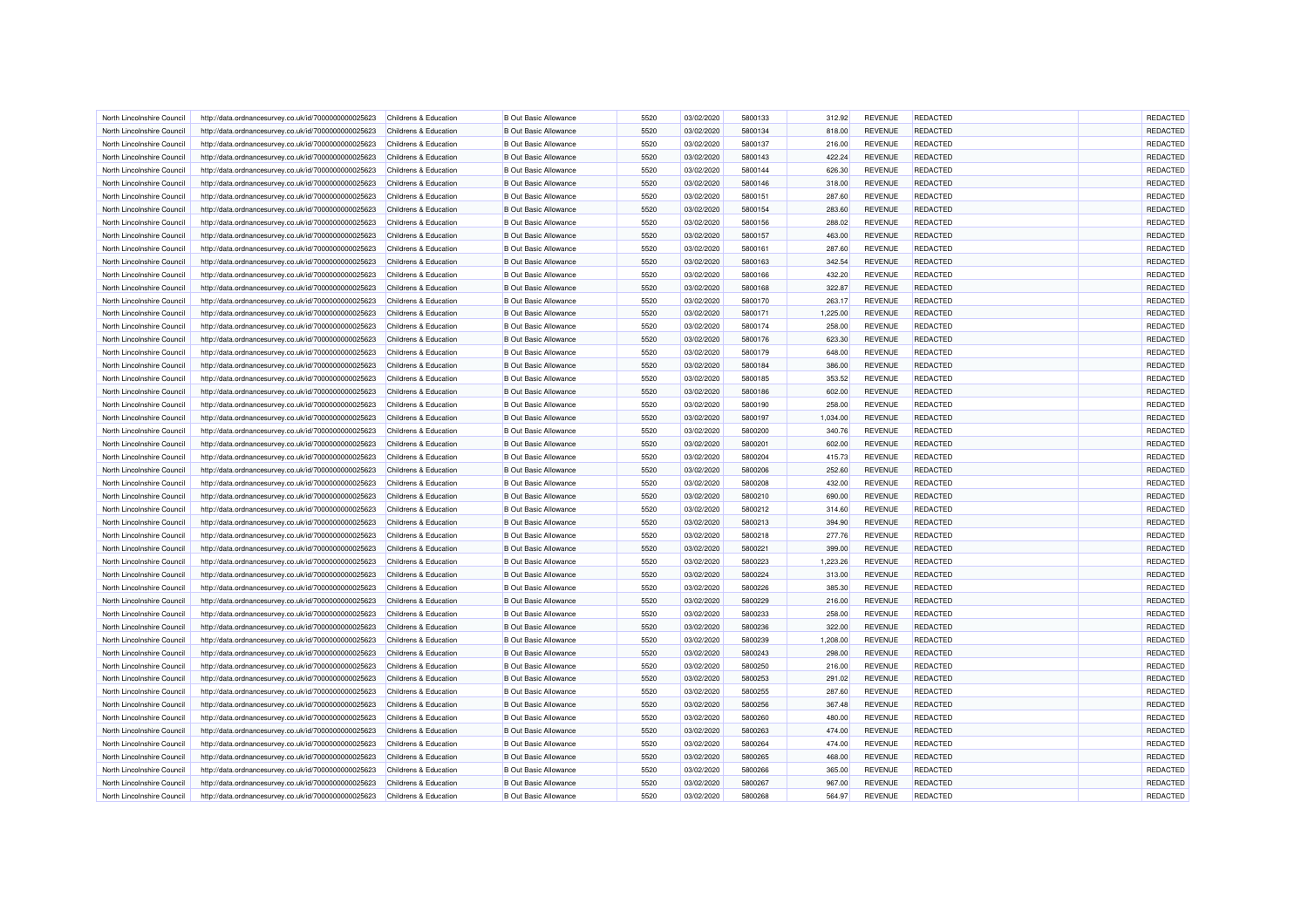| | | | | | | | | | | | | |
|---|---|---|---|---|---|---|---|---|---|---|---|---|
| North Lincolnshire Council | http://data.ordnancesurvey.co.uk/id/7000000000025623 | Childrens & Education | B Out Basic Allowance | 5520 | 03/02/2020 | 5800133 | 312.92 | REVENUE | REDACTED | | REDACTED |
| North Lincolnshire Council | http://data.ordnancesurvey.co.uk/id/7000000000025623 | Childrens & Education | B Out Basic Allowance | 5520 | 03/02/2020 | 5800134 | 818.00 | REVENUE | REDACTED | | REDACTED |
| North Lincolnshire Council | http://data.ordnancesurvey.co.uk/id/7000000000025623 | Childrens & Education | B Out Basic Allowance | 5520 | 03/02/2020 | 5800137 | 216.00 | REVENUE | REDACTED | | REDACTED |
| North Lincolnshire Council | http://data.ordnancesurvey.co.uk/id/7000000000025623 | Childrens & Education | B Out Basic Allowance | 5520 | 03/02/2020 | 5800143 | 422.24 | REVENUE | REDACTED | | REDACTED |
| North Lincolnshire Council | http://data.ordnancesurvey.co.uk/id/7000000000025623 | Childrens & Education | B Out Basic Allowance | 5520 | 03/02/2020 | 5800144 | 626.30 | REVENUE | REDACTED | | REDACTED |
| North Lincolnshire Council | http://data.ordnancesurvey.co.uk/id/7000000000025623 | Childrens & Education | B Out Basic Allowance | 5520 | 03/02/2020 | 5800146 | 318.00 | REVENUE | REDACTED | | REDACTED |
| North Lincolnshire Council | http://data.ordnancesurvey.co.uk/id/7000000000025623 | Childrens & Education | B Out Basic Allowance | 5520 | 03/02/2020 | 5800151 | 287.60 | REVENUE | REDACTED | | REDACTED |
| North Lincolnshire Council | http://data.ordnancesurvey.co.uk/id/7000000000025623 | Childrens & Education | B Out Basic Allowance | 5520 | 03/02/2020 | 5800154 | 283.60 | REVENUE | REDACTED | | REDACTED |
| North Lincolnshire Council | http://data.ordnancesurvey.co.uk/id/7000000000025623 | Childrens & Education | B Out Basic Allowance | 5520 | 03/02/2020 | 5800156 | 288.02 | REVENUE | REDACTED | | REDACTED |
| North Lincolnshire Council | http://data.ordnancesurvey.co.uk/id/7000000000025623 | Childrens & Education | B Out Basic Allowance | 5520 | 03/02/2020 | 5800157 | 463.00 | REVENUE | REDACTED | | REDACTED |
| North Lincolnshire Council | http://data.ordnancesurvey.co.uk/id/7000000000025623 | Childrens & Education | B Out Basic Allowance | 5520 | 03/02/2020 | 5800161 | 287.60 | REVENUE | REDACTED | | REDACTED |
| North Lincolnshire Council | http://data.ordnancesurvey.co.uk/id/7000000000025623 | Childrens & Education | B Out Basic Allowance | 5520 | 03/02/2020 | 5800163 | 342.54 | REVENUE | REDACTED | | REDACTED |
| North Lincolnshire Council | http://data.ordnancesurvey.co.uk/id/7000000000025623 | Childrens & Education | B Out Basic Allowance | 5520 | 03/02/2020 | 5800166 | 432.20 | REVENUE | REDACTED | | REDACTED |
| North Lincolnshire Council | http://data.ordnancesurvey.co.uk/id/7000000000025623 | Childrens & Education | B Out Basic Allowance | 5520 | 03/02/2020 | 5800168 | 322.87 | REVENUE | REDACTED | | REDACTED |
| North Lincolnshire Council | http://data.ordnancesurvey.co.uk/id/7000000000025623 | Childrens & Education | B Out Basic Allowance | 5520 | 03/02/2020 | 5800170 | 263.17 | REVENUE | REDACTED | | REDACTED |
| North Lincolnshire Council | http://data.ordnancesurvey.co.uk/id/7000000000025623 | Childrens & Education | B Out Basic Allowance | 5520 | 03/02/2020 | 5800171 | 1,225.00 | REVENUE | REDACTED | | REDACTED |
| North Lincolnshire Council | http://data.ordnancesurvey.co.uk/id/7000000000025623 | Childrens & Education | B Out Basic Allowance | 5520 | 03/02/2020 | 5800174 | 258.00 | REVENUE | REDACTED | | REDACTED |
| North Lincolnshire Council | http://data.ordnancesurvey.co.uk/id/7000000000025623 | Childrens & Education | B Out Basic Allowance | 5520 | 03/02/2020 | 5800176 | 623.30 | REVENUE | REDACTED | | REDACTED |
| North Lincolnshire Council | http://data.ordnancesurvey.co.uk/id/7000000000025623 | Childrens & Education | B Out Basic Allowance | 5520 | 03/02/2020 | 5800179 | 648.00 | REVENUE | REDACTED | | REDACTED |
| North Lincolnshire Council | http://data.ordnancesurvey.co.uk/id/7000000000025623 | Childrens & Education | B Out Basic Allowance | 5520 | 03/02/2020 | 5800184 | 386.00 | REVENUE | REDACTED | | REDACTED |
| North Lincolnshire Council | http://data.ordnancesurvey.co.uk/id/7000000000025623 | Childrens & Education | B Out Basic Allowance | 5520 | 03/02/2020 | 5800185 | 353.52 | REVENUE | REDACTED | | REDACTED |
| North Lincolnshire Council | http://data.ordnancesurvey.co.uk/id/7000000000025623 | Childrens & Education | B Out Basic Allowance | 5520 | 03/02/2020 | 5800186 | 602.00 | REVENUE | REDACTED | | REDACTED |
| North Lincolnshire Council | http://data.ordnancesurvey.co.uk/id/7000000000025623 | Childrens & Education | B Out Basic Allowance | 5520 | 03/02/2020 | 5800190 | 258.00 | REVENUE | REDACTED | | REDACTED |
| North Lincolnshire Council | http://data.ordnancesurvey.co.uk/id/7000000000025623 | Childrens & Education | B Out Basic Allowance | 5520 | 03/02/2020 | 5800197 | 1,034.00 | REVENUE | REDACTED | | REDACTED |
| North Lincolnshire Council | http://data.ordnancesurvey.co.uk/id/7000000000025623 | Childrens & Education | B Out Basic Allowance | 5520 | 03/02/2020 | 5800200 | 340.76 | REVENUE | REDACTED | | REDACTED |
| North Lincolnshire Council | http://data.ordnancesurvey.co.uk/id/7000000000025623 | Childrens & Education | B Out Basic Allowance | 5520 | 03/02/2020 | 5800201 | 602.00 | REVENUE | REDACTED | | REDACTED |
| North Lincolnshire Council | http://data.ordnancesurvey.co.uk/id/7000000000025623 | Childrens & Education | B Out Basic Allowance | 5520 | 03/02/2020 | 5800204 | 415.73 | REVENUE | REDACTED | | REDACTED |
| North Lincolnshire Council | http://data.ordnancesurvey.co.uk/id/7000000000025623 | Childrens & Education | B Out Basic Allowance | 5520 | 03/02/2020 | 5800206 | 252.60 | REVENUE | REDACTED | | REDACTED |
| North Lincolnshire Council | http://data.ordnancesurvey.co.uk/id/7000000000025623 | Childrens & Education | B Out Basic Allowance | 5520 | 03/02/2020 | 5800208 | 432.00 | REVENUE | REDACTED | | REDACTED |
| North Lincolnshire Council | http://data.ordnancesurvey.co.uk/id/7000000000025623 | Childrens & Education | B Out Basic Allowance | 5520 | 03/02/2020 | 5800210 | 690.00 | REVENUE | REDACTED | | REDACTED |
| North Lincolnshire Council | http://data.ordnancesurvey.co.uk/id/7000000000025623 | Childrens & Education | B Out Basic Allowance | 5520 | 03/02/2020 | 5800212 | 314.60 | REVENUE | REDACTED | | REDACTED |
| North Lincolnshire Council | http://data.ordnancesurvey.co.uk/id/7000000000025623 | Childrens & Education | B Out Basic Allowance | 5520 | 03/02/2020 | 5800213 | 394.90 | REVENUE | REDACTED | | REDACTED |
| North Lincolnshire Council | http://data.ordnancesurvey.co.uk/id/7000000000025623 | Childrens & Education | B Out Basic Allowance | 5520 | 03/02/2020 | 5800218 | 277.76 | REVENUE | REDACTED | | REDACTED |
| North Lincolnshire Council | http://data.ordnancesurvey.co.uk/id/7000000000025623 | Childrens & Education | B Out Basic Allowance | 5520 | 03/02/2020 | 5800221 | 399.00 | REVENUE | REDACTED | | REDACTED |
| North Lincolnshire Council | http://data.ordnancesurvey.co.uk/id/7000000000025623 | Childrens & Education | B Out Basic Allowance | 5520 | 03/02/2020 | 5800223 | 1,223.26 | REVENUE | REDACTED | | REDACTED |
| North Lincolnshire Council | http://data.ordnancesurvey.co.uk/id/7000000000025623 | Childrens & Education | B Out Basic Allowance | 5520 | 03/02/2020 | 5800224 | 313.00 | REVENUE | REDACTED | | REDACTED |
| North Lincolnshire Council | http://data.ordnancesurvey.co.uk/id/7000000000025623 | Childrens & Education | B Out Basic Allowance | 5520 | 03/02/2020 | 5800226 | 385.30 | REVENUE | REDACTED | | REDACTED |
| North Lincolnshire Council | http://data.ordnancesurvey.co.uk/id/7000000000025623 | Childrens & Education | B Out Basic Allowance | 5520 | 03/02/2020 | 5800229 | 216.00 | REVENUE | REDACTED | | REDACTED |
| North Lincolnshire Council | http://data.ordnancesurvey.co.uk/id/7000000000025623 | Childrens & Education | B Out Basic Allowance | 5520 | 03/02/2020 | 5800233 | 258.00 | REVENUE | REDACTED | | REDACTED |
| North Lincolnshire Council | http://data.ordnancesurvey.co.uk/id/7000000000025623 | Childrens & Education | B Out Basic Allowance | 5520 | 03/02/2020 | 5800236 | 322.00 | REVENUE | REDACTED | | REDACTED |
| North Lincolnshire Council | http://data.ordnancesurvey.co.uk/id/7000000000025623 | Childrens & Education | B Out Basic Allowance | 5520 | 03/02/2020 | 5800239 | 1,208.00 | REVENUE | REDACTED | | REDACTED |
| North Lincolnshire Council | http://data.ordnancesurvey.co.uk/id/7000000000025623 | Childrens & Education | B Out Basic Allowance | 5520 | 03/02/2020 | 5800243 | 298.00 | REVENUE | REDACTED | | REDACTED |
| North Lincolnshire Council | http://data.ordnancesurvey.co.uk/id/7000000000025623 | Childrens & Education | B Out Basic Allowance | 5520 | 03/02/2020 | 5800250 | 216.00 | REVENUE | REDACTED | | REDACTED |
| North Lincolnshire Council | http://data.ordnancesurvey.co.uk/id/7000000000025623 | Childrens & Education | B Out Basic Allowance | 5520 | 03/02/2020 | 5800253 | 291.02 | REVENUE | REDACTED | | REDACTED |
| North Lincolnshire Council | http://data.ordnancesurvey.co.uk/id/7000000000025623 | Childrens & Education | B Out Basic Allowance | 5520 | 03/02/2020 | 5800255 | 287.60 | REVENUE | REDACTED | | REDACTED |
| North Lincolnshire Council | http://data.ordnancesurvey.co.uk/id/7000000000025623 | Childrens & Education | B Out Basic Allowance | 5520 | 03/02/2020 | 5800256 | 367.48 | REVENUE | REDACTED | | REDACTED |
| North Lincolnshire Council | http://data.ordnancesurvey.co.uk/id/7000000000025623 | Childrens & Education | B Out Basic Allowance | 5520 | 03/02/2020 | 5800260 | 480.00 | REVENUE | REDACTED | | REDACTED |
| North Lincolnshire Council | http://data.ordnancesurvey.co.uk/id/7000000000025623 | Childrens & Education | B Out Basic Allowance | 5520 | 03/02/2020 | 5800263 | 474.00 | REVENUE | REDACTED | | REDACTED |
| North Lincolnshire Council | http://data.ordnancesurvey.co.uk/id/7000000000025623 | Childrens & Education | B Out Basic Allowance | 5520 | 03/02/2020 | 5800264 | 474.00 | REVENUE | REDACTED | | REDACTED |
| North Lincolnshire Council | http://data.ordnancesurvey.co.uk/id/7000000000025623 | Childrens & Education | B Out Basic Allowance | 5520 | 03/02/2020 | 5800265 | 468.00 | REVENUE | REDACTED | | REDACTED |
| North Lincolnshire Council | http://data.ordnancesurvey.co.uk/id/7000000000025623 | Childrens & Education | B Out Basic Allowance | 5520 | 03/02/2020 | 5800266 | 365.00 | REVENUE | REDACTED | | REDACTED |
| North Lincolnshire Council | http://data.ordnancesurvey.co.uk/id/7000000000025623 | Childrens & Education | B Out Basic Allowance | 5520 | 03/02/2020 | 5800267 | 967.00 | REVENUE | REDACTED | | REDACTED |
| North Lincolnshire Council | http://data.ordnancesurvey.co.uk/id/7000000000025623 | Childrens & Education | B Out Basic Allowance | 5520 | 03/02/2020 | 5800268 | 564.97 | REVENUE | REDACTED | | REDACTED |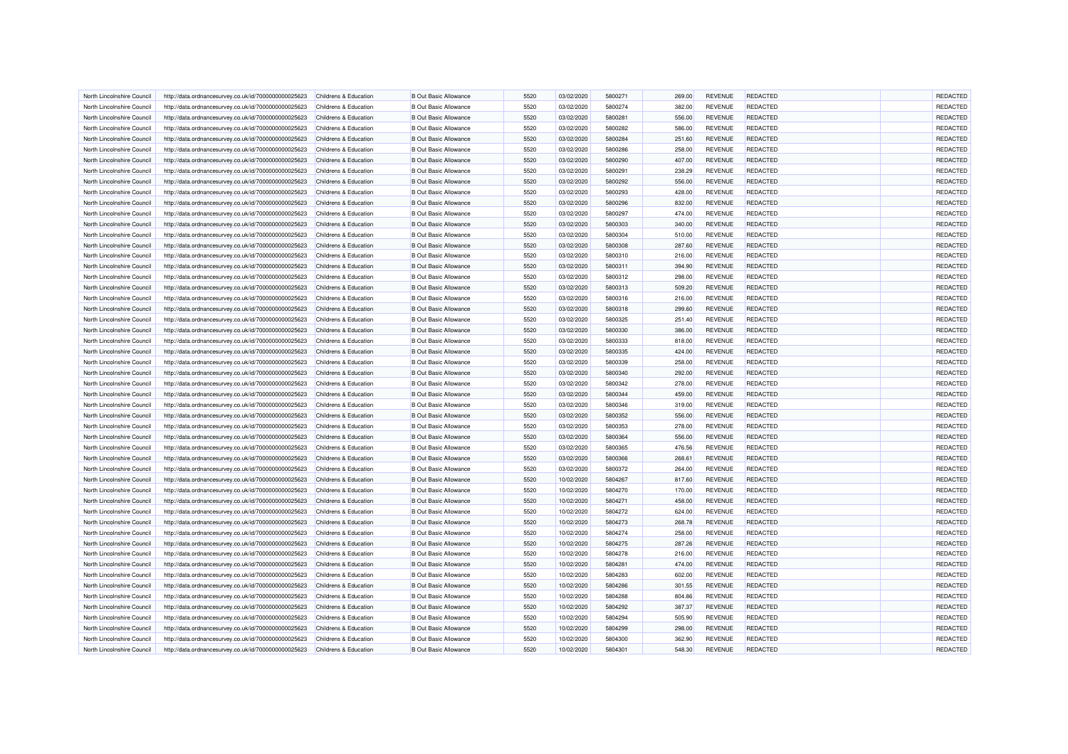| North Lincolnshire Council | http://data.ordnancesurvey.co.uk/id/7000000000025623 | Childrens & Education | B Out Basic Allowance | 5520 | 03/02/2020 | 5800271 | 269.00 | REVENUE | REDACTED | | REDACTED |
|---|---|---|---|---|---|---|---|---|---|---|---|
| North Lincolnshire Council | http://data.ordnancesurvey.co.uk/id/7000000000025623 | Childrens & Education | B Out Basic Allowance | 5520 | 03/02/2020 | 5800274 | 382.00 | REVENUE | REDACTED | | REDACTED |
| North Lincolnshire Council | http://data.ordnancesurvey.co.uk/id/7000000000025623 | Childrens & Education | B Out Basic Allowance | 5520 | 03/02/2020 | 5800281 | 556.00 | REVENUE | REDACTED | | REDACTED |
| North Lincolnshire Council | http://data.ordnancesurvey.co.uk/id/7000000000025623 | Childrens & Education | B Out Basic Allowance | 5520 | 03/02/2020 | 5800282 | 586.00 | REVENUE | REDACTED | | REDACTED |
| North Lincolnshire Council | http://data.ordnancesurvey.co.uk/id/7000000000025623 | Childrens & Education | B Out Basic Allowance | 5520 | 03/02/2020 | 5800284 | 251.60 | REVENUE | REDACTED | | REDACTED |
| North Lincolnshire Council | http://data.ordnancesurvey.co.uk/id/7000000000025623 | Childrens & Education | B Out Basic Allowance | 5520 | 03/02/2020 | 5800286 | 258.00 | REVENUE | REDACTED | | REDACTED |
| North Lincolnshire Council | http://data.ordnancesurvey.co.uk/id/7000000000025623 | Childrens & Education | B Out Basic Allowance | 5520 | 03/02/2020 | 5800290 | 407.00 | REVENUE | REDACTED | | REDACTED |
| North Lincolnshire Council | http://data.ordnancesurvey.co.uk/id/7000000000025623 | Childrens & Education | B Out Basic Allowance | 5520 | 03/02/2020 | 5800291 | 238.29 | REVENUE | REDACTED | | REDACTED |
| North Lincolnshire Council | http://data.ordnancesurvey.co.uk/id/7000000000025623 | Childrens & Education | B Out Basic Allowance | 5520 | 03/02/2020 | 5800292 | 556.00 | REVENUE | REDACTED | | REDACTED |
| North Lincolnshire Council | http://data.ordnancesurvey.co.uk/id/7000000000025623 | Childrens & Education | B Out Basic Allowance | 5520 | 03/02/2020 | 5800293 | 428.00 | REVENUE | REDACTED | | REDACTED |
| North Lincolnshire Council | http://data.ordnancesurvey.co.uk/id/7000000000025623 | Childrens & Education | B Out Basic Allowance | 5520 | 03/02/2020 | 5800296 | 832.00 | REVENUE | REDACTED | | REDACTED |
| North Lincolnshire Council | http://data.ordnancesurvey.co.uk/id/7000000000025623 | Childrens & Education | B Out Basic Allowance | 5520 | 03/02/2020 | 5800297 | 474.00 | REVENUE | REDACTED | | REDACTED |
| North Lincolnshire Council | http://data.ordnancesurvey.co.uk/id/7000000000025623 | Childrens & Education | B Out Basic Allowance | 5520 | 03/02/2020 | 5800303 | 340.00 | REVENUE | REDACTED | | REDACTED |
| North Lincolnshire Council | http://data.ordnancesurvey.co.uk/id/7000000000025623 | Childrens & Education | B Out Basic Allowance | 5520 | 03/02/2020 | 5800304 | 510.00 | REVENUE | REDACTED | | REDACTED |
| North Lincolnshire Council | http://data.ordnancesurvey.co.uk/id/7000000000025623 | Childrens & Education | B Out Basic Allowance | 5520 | 03/02/2020 | 5800308 | 287.60 | REVENUE | REDACTED | | REDACTED |
| North Lincolnshire Council | http://data.ordnancesurvey.co.uk/id/7000000000025623 | Childrens & Education | B Out Basic Allowance | 5520 | 03/02/2020 | 5800310 | 216.00 | REVENUE | REDACTED | | REDACTED |
| North Lincolnshire Council | http://data.ordnancesurvey.co.uk/id/7000000000025623 | Childrens & Education | B Out Basic Allowance | 5520 | 03/02/2020 | 5800311 | 394.90 | REVENUE | REDACTED | | REDACTED |
| North Lincolnshire Council | http://data.ordnancesurvey.co.uk/id/7000000000025623 | Childrens & Education | B Out Basic Allowance | 5520 | 03/02/2020 | 5800312 | 298.00 | REVENUE | REDACTED | | REDACTED |
| North Lincolnshire Council | http://data.ordnancesurvey.co.uk/id/7000000000025623 | Childrens & Education | B Out Basic Allowance | 5520 | 03/02/2020 | 5800313 | 509.20 | REVENUE | REDACTED | | REDACTED |
| North Lincolnshire Council | http://data.ordnancesurvey.co.uk/id/7000000000025623 | Childrens & Education | B Out Basic Allowance | 5520 | 03/02/2020 | 5800316 | 216.00 | REVENUE | REDACTED | | REDACTED |
| North Lincolnshire Council | http://data.ordnancesurvey.co.uk/id/7000000000025623 | Childrens & Education | B Out Basic Allowance | 5520 | 03/02/2020 | 5800318 | 299.60 | REVENUE | REDACTED | | REDACTED |
| North Lincolnshire Council | http://data.ordnancesurvey.co.uk/id/7000000000025623 | Childrens & Education | B Out Basic Allowance | 5520 | 03/02/2020 | 5800325 | 251.40 | REVENUE | REDACTED | | REDACTED |
| North Lincolnshire Council | http://data.ordnancesurvey.co.uk/id/7000000000025623 | Childrens & Education | B Out Basic Allowance | 5520 | 03/02/2020 | 5800330 | 386.00 | REVENUE | REDACTED | | REDACTED |
| North Lincolnshire Council | http://data.ordnancesurvey.co.uk/id/7000000000025623 | Childrens & Education | B Out Basic Allowance | 5520 | 03/02/2020 | 5800333 | 818.00 | REVENUE | REDACTED | | REDACTED |
| North Lincolnshire Council | http://data.ordnancesurvey.co.uk/id/7000000000025623 | Childrens & Education | B Out Basic Allowance | 5520 | 03/02/2020 | 5800335 | 424.00 | REVENUE | REDACTED | | REDACTED |
| North Lincolnshire Council | http://data.ordnancesurvey.co.uk/id/7000000000025623 | Childrens & Education | B Out Basic Allowance | 5520 | 03/02/2020 | 5800339 | 258.00 | REVENUE | REDACTED | | REDACTED |
| North Lincolnshire Council | http://data.ordnancesurvey.co.uk/id/7000000000025623 | Childrens & Education | B Out Basic Allowance | 5520 | 03/02/2020 | 5800340 | 292.00 | REVENUE | REDACTED | | REDACTED |
| North Lincolnshire Council | http://data.ordnancesurvey.co.uk/id/7000000000025623 | Childrens & Education | B Out Basic Allowance | 5520 | 03/02/2020 | 5800342 | 278.00 | REVENUE | REDACTED | | REDACTED |
| North Lincolnshire Council | http://data.ordnancesurvey.co.uk/id/7000000000025623 | Childrens & Education | B Out Basic Allowance | 5520 | 03/02/2020 | 5800344 | 459.00 | REVENUE | REDACTED | | REDACTED |
| North Lincolnshire Council | http://data.ordnancesurvey.co.uk/id/7000000000025623 | Childrens & Education | B Out Basic Allowance | 5520 | 03/02/2020 | 5800346 | 319.00 | REVENUE | REDACTED | | REDACTED |
| North Lincolnshire Council | http://data.ordnancesurvey.co.uk/id/7000000000025623 | Childrens & Education | B Out Basic Allowance | 5520 | 03/02/2020 | 5800352 | 556.00 | REVENUE | REDACTED | | REDACTED |
| North Lincolnshire Council | http://data.ordnancesurvey.co.uk/id/7000000000025623 | Childrens & Education | B Out Basic Allowance | 5520 | 03/02/2020 | 5800353 | 278.00 | REVENUE | REDACTED | | REDACTED |
| North Lincolnshire Council | http://data.ordnancesurvey.co.uk/id/7000000000025623 | Childrens & Education | B Out Basic Allowance | 5520 | 03/02/2020 | 5800364 | 556.00 | REVENUE | REDACTED | | REDACTED |
| North Lincolnshire Council | http://data.ordnancesurvey.co.uk/id/7000000000025623 | Childrens & Education | B Out Basic Allowance | 5520 | 03/02/2020 | 5800365 | 476.56 | REVENUE | REDACTED | | REDACTED |
| North Lincolnshire Council | http://data.ordnancesurvey.co.uk/id/7000000000025623 | Childrens & Education | B Out Basic Allowance | 5520 | 03/02/2020 | 5800366 | 268.61 | REVENUE | REDACTED | | REDACTED |
| North Lincolnshire Council | http://data.ordnancesurvey.co.uk/id/7000000000025623 | Childrens & Education | B Out Basic Allowance | 5520 | 03/02/2020 | 5800372 | 264.00 | REVENUE | REDACTED | | REDACTED |
| North Lincolnshire Council | http://data.ordnancesurvey.co.uk/id/7000000000025623 | Childrens & Education | B Out Basic Allowance | 5520 | 10/02/2020 | 5804267 | 817.60 | REVENUE | REDACTED | | REDACTED |
| North Lincolnshire Council | http://data.ordnancesurvey.co.uk/id/7000000000025623 | Childrens & Education | B Out Basic Allowance | 5520 | 10/02/2020 | 5804270 | 170.00 | REVENUE | REDACTED | | REDACTED |
| North Lincolnshire Council | http://data.ordnancesurvey.co.uk/id/7000000000025623 | Childrens & Education | B Out Basic Allowance | 5520 | 10/02/2020 | 5804271 | 458.00 | REVENUE | REDACTED | | REDACTED |
| North Lincolnshire Council | http://data.ordnancesurvey.co.uk/id/7000000000025623 | Childrens & Education | B Out Basic Allowance | 5520 | 10/02/2020 | 5804272 | 624.00 | REVENUE | REDACTED | | REDACTED |
| North Lincolnshire Council | http://data.ordnancesurvey.co.uk/id/7000000000025623 | Childrens & Education | B Out Basic Allowance | 5520 | 10/02/2020 | 5804273 | 268.78 | REVENUE | REDACTED | | REDACTED |
| North Lincolnshire Council | http://data.ordnancesurvey.co.uk/id/7000000000025623 | Childrens & Education | B Out Basic Allowance | 5520 | 10/02/2020 | 5804274 | 258.00 | REVENUE | REDACTED | | REDACTED |
| North Lincolnshire Council | http://data.ordnancesurvey.co.uk/id/7000000000025623 | Childrens & Education | B Out Basic Allowance | 5520 | 10/02/2020 | 5804275 | 287.26 | REVENUE | REDACTED | | REDACTED |
| North Lincolnshire Council | http://data.ordnancesurvey.co.uk/id/7000000000025623 | Childrens & Education | B Out Basic Allowance | 5520 | 10/02/2020 | 5804278 | 216.00 | REVENUE | REDACTED | | REDACTED |
| North Lincolnshire Council | http://data.ordnancesurvey.co.uk/id/7000000000025623 | Childrens & Education | B Out Basic Allowance | 5520 | 10/02/2020 | 5804281 | 474.00 | REVENUE | REDACTED | | REDACTED |
| North Lincolnshire Council | http://data.ordnancesurvey.co.uk/id/7000000000025623 | Childrens & Education | B Out Basic Allowance | 5520 | 10/02/2020 | 5804283 | 602.00 | REVENUE | REDACTED | | REDACTED |
| North Lincolnshire Council | http://data.ordnancesurvey.co.uk/id/7000000000025623 | Childrens & Education | B Out Basic Allowance | 5520 | 10/02/2020 | 5804286 | 301.55 | REVENUE | REDACTED | | REDACTED |
| North Lincolnshire Council | http://data.ordnancesurvey.co.uk/id/7000000000025623 | Childrens & Education | B Out Basic Allowance | 5520 | 10/02/2020 | 5804288 | 804.86 | REVENUE | REDACTED | | REDACTED |
| North Lincolnshire Council | http://data.ordnancesurvey.co.uk/id/7000000000025623 | Childrens & Education | B Out Basic Allowance | 5520 | 10/02/2020 | 5804292 | 387.37 | REVENUE | REDACTED | | REDACTED |
| North Lincolnshire Council | http://data.ordnancesurvey.co.uk/id/7000000000025623 | Childrens & Education | B Out Basic Allowance | 5520 | 10/02/2020 | 5804294 | 505.90 | REVENUE | REDACTED | | REDACTED |
| North Lincolnshire Council | http://data.ordnancesurvey.co.uk/id/7000000000025623 | Childrens & Education | B Out Basic Allowance | 5520 | 10/02/2020 | 5804299 | 298.00 | REVENUE | REDACTED | | REDACTED |
| North Lincolnshire Council | http://data.ordnancesurvey.co.uk/id/7000000000025623 | Childrens & Education | B Out Basic Allowance | 5520 | 10/02/2020 | 5804300 | 362.90 | REVENUE | REDACTED | | REDACTED |
| North Lincolnshire Council | http://data.ordnancesurvey.co.uk/id/7000000000025623 | Childrens & Education | B Out Basic Allowance | 5520 | 10/02/2020 | 5804301 | 548.30 | REVENUE | REDACTED | | REDACTED |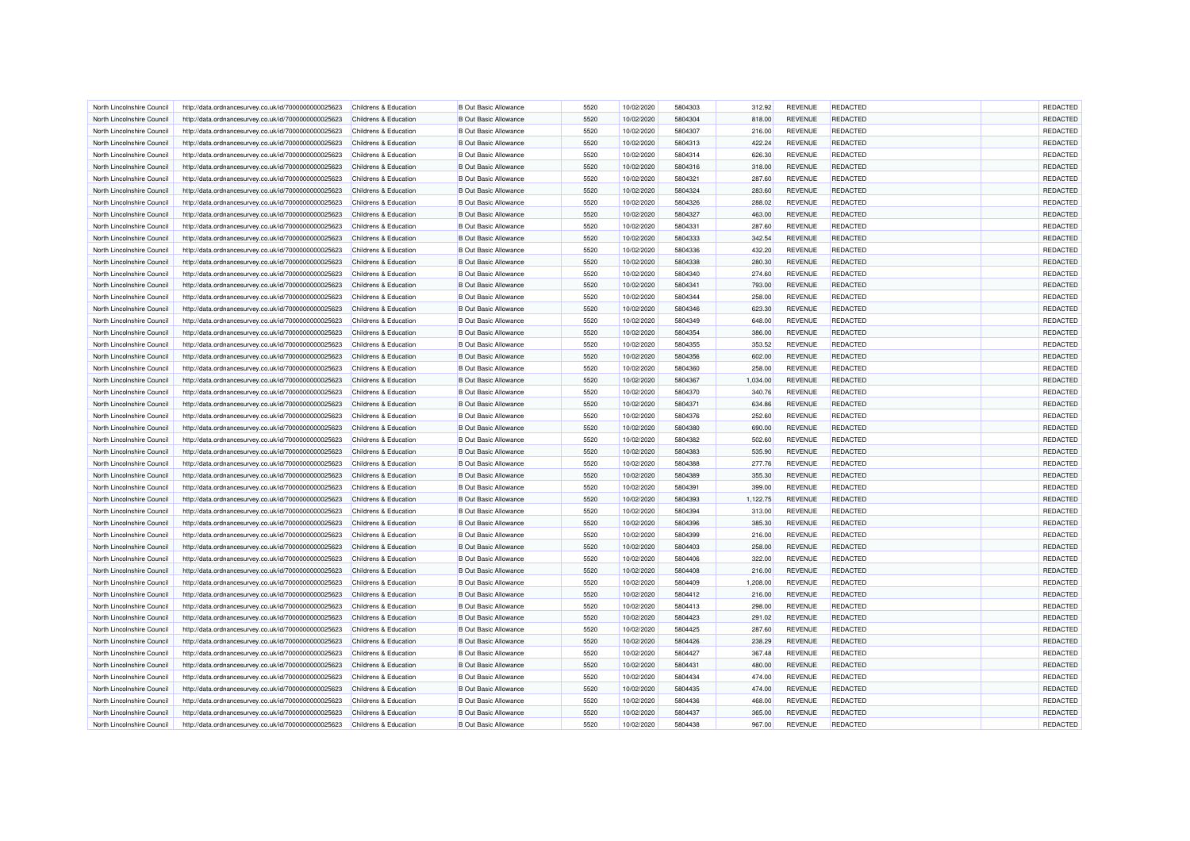| | | | | | | | | | | | |
|---|---|---|---|---|---|---|---|---|---|---|---|
| North Lincolnshire Council | http://data.ordnancesurvey.co.uk/id/7000000000025623 | Childrens & Education | B Out Basic Allowance | 5520 | 10/02/2020 | 5804303 | 312.92 | REVENUE | REDACTED | | REDACTED |
| North Lincolnshire Council | http://data.ordnancesurvey.co.uk/id/7000000000025623 | Childrens & Education | B Out Basic Allowance | 5520 | 10/02/2020 | 5804304 | 818.00 | REVENUE | REDACTED | | REDACTED |
| North Lincolnshire Council | http://data.ordnancesurvey.co.uk/id/7000000000025623 | Childrens & Education | B Out Basic Allowance | 5520 | 10/02/2020 | 5804307 | 216.00 | REVENUE | REDACTED | | REDACTED |
| North Lincolnshire Council | http://data.ordnancesurvey.co.uk/id/7000000000025623 | Childrens & Education | B Out Basic Allowance | 5520 | 10/02/2020 | 5804313 | 422.24 | REVENUE | REDACTED | | REDACTED |
| North Lincolnshire Council | http://data.ordnancesurvey.co.uk/id/7000000000025623 | Childrens & Education | B Out Basic Allowance | 5520 | 10/02/2020 | 5804314 | 626.30 | REVENUE | REDACTED | | REDACTED |
| North Lincolnshire Council | http://data.ordnancesurvey.co.uk/id/7000000000025623 | Childrens & Education | B Out Basic Allowance | 5520 | 10/02/2020 | 5804316 | 318.00 | REVENUE | REDACTED | | REDACTED |
| North Lincolnshire Council | http://data.ordnancesurvey.co.uk/id/7000000000025623 | Childrens & Education | B Out Basic Allowance | 5520 | 10/02/2020 | 5804321 | 287.60 | REVENUE | REDACTED | | REDACTED |
| North Lincolnshire Council | http://data.ordnancesurvey.co.uk/id/7000000000025623 | Childrens & Education | B Out Basic Allowance | 5520 | 10/02/2020 | 5804324 | 283.60 | REVENUE | REDACTED | | REDACTED |
| North Lincolnshire Council | http://data.ordnancesurvey.co.uk/id/7000000000025623 | Childrens & Education | B Out Basic Allowance | 5520 | 10/02/2020 | 5804326 | 288.02 | REVENUE | REDACTED | | REDACTED |
| North Lincolnshire Council | http://data.ordnancesurvey.co.uk/id/7000000000025623 | Childrens & Education | B Out Basic Allowance | 5520 | 10/02/2020 | 5804327 | 463.00 | REVENUE | REDACTED | | REDACTED |
| North Lincolnshire Council | http://data.ordnancesurvey.co.uk/id/7000000000025623 | Childrens & Education | B Out Basic Allowance | 5520 | 10/02/2020 | 5804331 | 287.60 | REVENUE | REDACTED | | REDACTED |
| North Lincolnshire Council | http://data.ordnancesurvey.co.uk/id/7000000000025623 | Childrens & Education | B Out Basic Allowance | 5520 | 10/02/2020 | 5804333 | 342.54 | REVENUE | REDACTED | | REDACTED |
| North Lincolnshire Council | http://data.ordnancesurvey.co.uk/id/7000000000025623 | Childrens & Education | B Out Basic Allowance | 5520 | 10/02/2020 | 5804336 | 432.20 | REVENUE | REDACTED | | REDACTED |
| North Lincolnshire Council | http://data.ordnancesurvey.co.uk/id/7000000000025623 | Childrens & Education | B Out Basic Allowance | 5520 | 10/02/2020 | 5804338 | 280.30 | REVENUE | REDACTED | | REDACTED |
| North Lincolnshire Council | http://data.ordnancesurvey.co.uk/id/7000000000025623 | Childrens & Education | B Out Basic Allowance | 5520 | 10/02/2020 | 5804340 | 274.60 | REVENUE | REDACTED | | REDACTED |
| North Lincolnshire Council | http://data.ordnancesurvey.co.uk/id/7000000000025623 | Childrens & Education | B Out Basic Allowance | 5520 | 10/02/2020 | 5804341 | 793.00 | REVENUE | REDACTED | | REDACTED |
| North Lincolnshire Council | http://data.ordnancesurvey.co.uk/id/7000000000025623 | Childrens & Education | B Out Basic Allowance | 5520 | 10/02/2020 | 5804344 | 258.00 | REVENUE | REDACTED | | REDACTED |
| North Lincolnshire Council | http://data.ordnancesurvey.co.uk/id/7000000000025623 | Childrens & Education | B Out Basic Allowance | 5520 | 10/02/2020 | 5804346 | 623.30 | REVENUE | REDACTED | | REDACTED |
| North Lincolnshire Council | http://data.ordnancesurvey.co.uk/id/7000000000025623 | Childrens & Education | B Out Basic Allowance | 5520 | 10/02/2020 | 5804349 | 648.00 | REVENUE | REDACTED | | REDACTED |
| North Lincolnshire Council | http://data.ordnancesurvey.co.uk/id/7000000000025623 | Childrens & Education | B Out Basic Allowance | 5520 | 10/02/2020 | 5804354 | 386.00 | REVENUE | REDACTED | | REDACTED |
| North Lincolnshire Council | http://data.ordnancesurvey.co.uk/id/7000000000025623 | Childrens & Education | B Out Basic Allowance | 5520 | 10/02/2020 | 5804355 | 353.52 | REVENUE | REDACTED | | REDACTED |
| North Lincolnshire Council | http://data.ordnancesurvey.co.uk/id/7000000000025623 | Childrens & Education | B Out Basic Allowance | 5520 | 10/02/2020 | 5804356 | 602.00 | REVENUE | REDACTED | | REDACTED |
| North Lincolnshire Council | http://data.ordnancesurvey.co.uk/id/7000000000025623 | Childrens & Education | B Out Basic Allowance | 5520 | 10/02/2020 | 5804360 | 258.00 | REVENUE | REDACTED | | REDACTED |
| North Lincolnshire Council | http://data.ordnancesurvey.co.uk/id/7000000000025623 | Childrens & Education | B Out Basic Allowance | 5520 | 10/02/2020 | 5804367 | 1,034.00 | REVENUE | REDACTED | | REDACTED |
| North Lincolnshire Council | http://data.ordnancesurvey.co.uk/id/7000000000025623 | Childrens & Education | B Out Basic Allowance | 5520 | 10/02/2020 | 5804370 | 340.76 | REVENUE | REDACTED | | REDACTED |
| North Lincolnshire Council | http://data.ordnancesurvey.co.uk/id/7000000000025623 | Childrens & Education | B Out Basic Allowance | 5520 | 10/02/2020 | 5804371 | 634.86 | REVENUE | REDACTED | | REDACTED |
| North Lincolnshire Council | http://data.ordnancesurvey.co.uk/id/7000000000025623 | Childrens & Education | B Out Basic Allowance | 5520 | 10/02/2020 | 5804376 | 252.60 | REVENUE | REDACTED | | REDACTED |
| North Lincolnshire Council | http://data.ordnancesurvey.co.uk/id/7000000000025623 | Childrens & Education | B Out Basic Allowance | 5520 | 10/02/2020 | 5804380 | 690.00 | REVENUE | REDACTED | | REDACTED |
| North Lincolnshire Council | http://data.ordnancesurvey.co.uk/id/7000000000025623 | Childrens & Education | B Out Basic Allowance | 5520 | 10/02/2020 | 5804382 | 502.60 | REVENUE | REDACTED | | REDACTED |
| North Lincolnshire Council | http://data.ordnancesurvey.co.uk/id/7000000000025623 | Childrens & Education | B Out Basic Allowance | 5520 | 10/02/2020 | 5804383 | 535.90 | REVENUE | REDACTED | | REDACTED |
| North Lincolnshire Council | http://data.ordnancesurvey.co.uk/id/7000000000025623 | Childrens & Education | B Out Basic Allowance | 5520 | 10/02/2020 | 5804388 | 277.76 | REVENUE | REDACTED | | REDACTED |
| North Lincolnshire Council | http://data.ordnancesurvey.co.uk/id/7000000000025623 | Childrens & Education | B Out Basic Allowance | 5520 | 10/02/2020 | 5804389 | 355.30 | REVENUE | REDACTED | | REDACTED |
| North Lincolnshire Council | http://data.ordnancesurvey.co.uk/id/7000000000025623 | Childrens & Education | B Out Basic Allowance | 5520 | 10/02/2020 | 5804391 | 399.00 | REVENUE | REDACTED | | REDACTED |
| North Lincolnshire Council | http://data.ordnancesurvey.co.uk/id/7000000000025623 | Childrens & Education | B Out Basic Allowance | 5520 | 10/02/2020 | 5804393 | 1,122.75 | REVENUE | REDACTED | | REDACTED |
| North Lincolnshire Council | http://data.ordnancesurvey.co.uk/id/7000000000025623 | Childrens & Education | B Out Basic Allowance | 5520 | 10/02/2020 | 5804394 | 313.00 | REVENUE | REDACTED | | REDACTED |
| North Lincolnshire Council | http://data.ordnancesurvey.co.uk/id/7000000000025623 | Childrens & Education | B Out Basic Allowance | 5520 | 10/02/2020 | 5804396 | 385.30 | REVENUE | REDACTED | | REDACTED |
| North Lincolnshire Council | http://data.ordnancesurvey.co.uk/id/7000000000025623 | Childrens & Education | B Out Basic Allowance | 5520 | 10/02/2020 | 5804399 | 216.00 | REVENUE | REDACTED | | REDACTED |
| North Lincolnshire Council | http://data.ordnancesurvey.co.uk/id/7000000000025623 | Childrens & Education | B Out Basic Allowance | 5520 | 10/02/2020 | 5804403 | 258.00 | REVENUE | REDACTED | | REDACTED |
| North Lincolnshire Council | http://data.ordnancesurvey.co.uk/id/7000000000025623 | Childrens & Education | B Out Basic Allowance | 5520 | 10/02/2020 | 5804406 | 322.00 | REVENUE | REDACTED | | REDACTED |
| North Lincolnshire Council | http://data.ordnancesurvey.co.uk/id/7000000000025623 | Childrens & Education | B Out Basic Allowance | 5520 | 10/02/2020 | 5804408 | 216.00 | REVENUE | REDACTED | | REDACTED |
| North Lincolnshire Council | http://data.ordnancesurvey.co.uk/id/7000000000025623 | Childrens & Education | B Out Basic Allowance | 5520 | 10/02/2020 | 5804409 | 1,208.00 | REVENUE | REDACTED | | REDACTED |
| North Lincolnshire Council | http://data.ordnancesurvey.co.uk/id/7000000000025623 | Childrens & Education | B Out Basic Allowance | 5520 | 10/02/2020 | 5804412 | 216.00 | REVENUE | REDACTED | | REDACTED |
| North Lincolnshire Council | http://data.ordnancesurvey.co.uk/id/7000000000025623 | Childrens & Education | B Out Basic Allowance | 5520 | 10/02/2020 | 5804413 | 298.00 | REVENUE | REDACTED | | REDACTED |
| North Lincolnshire Council | http://data.ordnancesurvey.co.uk/id/7000000000025623 | Childrens & Education | B Out Basic Allowance | 5520 | 10/02/2020 | 5804423 | 291.02 | REVENUE | REDACTED | | REDACTED |
| North Lincolnshire Council | http://data.ordnancesurvey.co.uk/id/7000000000025623 | Childrens & Education | B Out Basic Allowance | 5520 | 10/02/2020 | 5804425 | 287.60 | REVENUE | REDACTED | | REDACTED |
| North Lincolnshire Council | http://data.ordnancesurvey.co.uk/id/7000000000025623 | Childrens & Education | B Out Basic Allowance | 5520 | 10/02/2020 | 5804426 | 238.29 | REVENUE | REDACTED | | REDACTED |
| North Lincolnshire Council | http://data.ordnancesurvey.co.uk/id/7000000000025623 | Childrens & Education | B Out Basic Allowance | 5520 | 10/02/2020 | 5804427 | 367.48 | REVENUE | REDACTED | | REDACTED |
| North Lincolnshire Council | http://data.ordnancesurvey.co.uk/id/7000000000025623 | Childrens & Education | B Out Basic Allowance | 5520 | 10/02/2020 | 5804431 | 480.00 | REVENUE | REDACTED | | REDACTED |
| North Lincolnshire Council | http://data.ordnancesurvey.co.uk/id/7000000000025623 | Childrens & Education | B Out Basic Allowance | 5520 | 10/02/2020 | 5804434 | 474.00 | REVENUE | REDACTED | | REDACTED |
| North Lincolnshire Council | http://data.ordnancesurvey.co.uk/id/7000000000025623 | Childrens & Education | B Out Basic Allowance | 5520 | 10/02/2020 | 5804435 | 474.00 | REVENUE | REDACTED | | REDACTED |
| North Lincolnshire Council | http://data.ordnancesurvey.co.uk/id/7000000000025623 | Childrens & Education | B Out Basic Allowance | 5520 | 10/02/2020 | 5804436 | 468.00 | REVENUE | REDACTED | | REDACTED |
| North Lincolnshire Council | http://data.ordnancesurvey.co.uk/id/7000000000025623 | Childrens & Education | B Out Basic Allowance | 5520 | 10/02/2020 | 5804437 | 365.00 | REVENUE | REDACTED | | REDACTED |
| North Lincolnshire Council | http://data.ordnancesurvey.co.uk/id/7000000000025623 | Childrens & Education | B Out Basic Allowance | 5520 | 10/02/2020 | 5804438 | 967.00 | REVENUE | REDACTED | | REDACTED |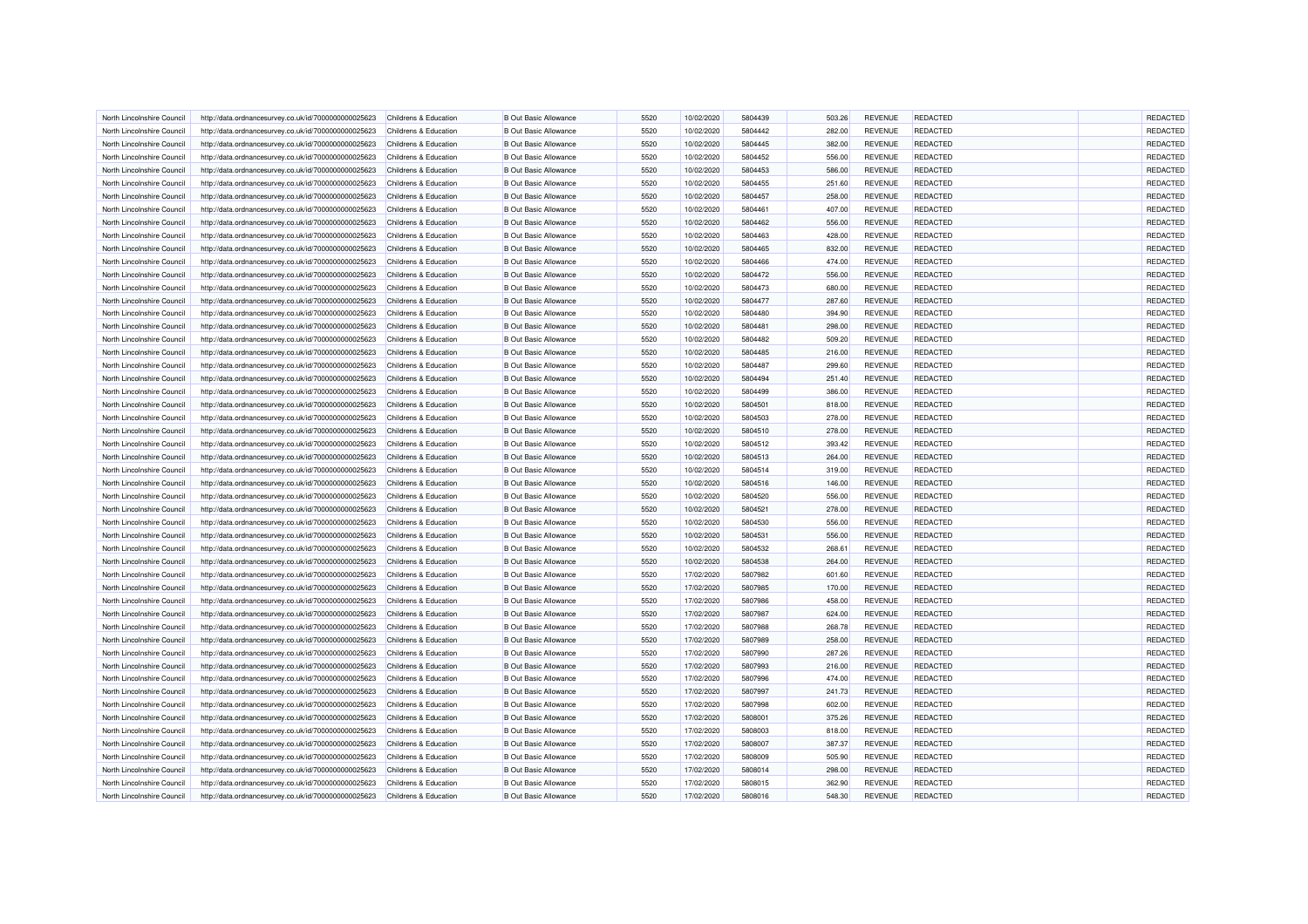| North Lincolnshire Council | http://data.ordnancesurvey.co.uk/id/7000000000025623 | Childrens & Education | B Out Basic Allowance | 5520 | 10/02/2020 | 5804439 | 503.26 | REVENUE | REDACTED | | REDACTED |
|---|---|---|---|---|---|---|---|---|---|---|---|
| North Lincolnshire Council | http://data.ordnancesurvey.co.uk/id/7000000000025623 | Childrens & Education | B Out Basic Allowance | 5520 | 10/02/2020 | 5804442 | 282.00 | REVENUE | REDACTED | | REDACTED |
| North Lincolnshire Council | http://data.ordnancesurvey.co.uk/id/7000000000025623 | Childrens & Education | B Out Basic Allowance | 5520 | 10/02/2020 | 5804445 | 382.00 | REVENUE | REDACTED | | REDACTED |
| North Lincolnshire Council | http://data.ordnancesurvey.co.uk/id/7000000000025623 | Childrens & Education | B Out Basic Allowance | 5520 | 10/02/2020 | 5804452 | 556.00 | REVENUE | REDACTED | | REDACTED |
| North Lincolnshire Council | http://data.ordnancesurvey.co.uk/id/7000000000025623 | Childrens & Education | B Out Basic Allowance | 5520 | 10/02/2020 | 5804453 | 586.00 | REVENUE | REDACTED | | REDACTED |
| North Lincolnshire Council | http://data.ordnancesurvey.co.uk/id/7000000000025623 | Childrens & Education | B Out Basic Allowance | 5520 | 10/02/2020 | 5804455 | 251.60 | REVENUE | REDACTED | | REDACTED |
| North Lincolnshire Council | http://data.ordnancesurvey.co.uk/id/7000000000025623 | Childrens & Education | B Out Basic Allowance | 5520 | 10/02/2020 | 5804457 | 258.00 | REVENUE | REDACTED | | REDACTED |
| North Lincolnshire Council | http://data.ordnancesurvey.co.uk/id/7000000000025623 | Childrens & Education | B Out Basic Allowance | 5520 | 10/02/2020 | 5804461 | 407.00 | REVENUE | REDACTED | | REDACTED |
| North Lincolnshire Council | http://data.ordnancesurvey.co.uk/id/7000000000025623 | Childrens & Education | B Out Basic Allowance | 5520 | 10/02/2020 | 5804462 | 556.00 | REVENUE | REDACTED | | REDACTED |
| North Lincolnshire Council | http://data.ordnancesurvey.co.uk/id/7000000000025623 | Childrens & Education | B Out Basic Allowance | 5520 | 10/02/2020 | 5804463 | 428.00 | REVENUE | REDACTED | | REDACTED |
| North Lincolnshire Council | http://data.ordnancesurvey.co.uk/id/7000000000025623 | Childrens & Education | B Out Basic Allowance | 5520 | 10/02/2020 | 5804465 | 832.00 | REVENUE | REDACTED | | REDACTED |
| North Lincolnshire Council | http://data.ordnancesurvey.co.uk/id/7000000000025623 | Childrens & Education | B Out Basic Allowance | 5520 | 10/02/2020 | 5804466 | 474.00 | REVENUE | REDACTED | | REDACTED |
| North Lincolnshire Council | http://data.ordnancesurvey.co.uk/id/7000000000025623 | Childrens & Education | B Out Basic Allowance | 5520 | 10/02/2020 | 5804472 | 556.00 | REVENUE | REDACTED | | REDACTED |
| North Lincolnshire Council | http://data.ordnancesurvey.co.uk/id/7000000000025623 | Childrens & Education | B Out Basic Allowance | 5520 | 10/02/2020 | 5804473 | 680.00 | REVENUE | REDACTED | | REDACTED |
| North Lincolnshire Council | http://data.ordnancesurvey.co.uk/id/7000000000025623 | Childrens & Education | B Out Basic Allowance | 5520 | 10/02/2020 | 5804477 | 287.60 | REVENUE | REDACTED | | REDACTED |
| North Lincolnshire Council | http://data.ordnancesurvey.co.uk/id/7000000000025623 | Childrens & Education | B Out Basic Allowance | 5520 | 10/02/2020 | 5804480 | 394.90 | REVENUE | REDACTED | | REDACTED |
| North Lincolnshire Council | http://data.ordnancesurvey.co.uk/id/7000000000025623 | Childrens & Education | B Out Basic Allowance | 5520 | 10/02/2020 | 5804481 | 298.00 | REVENUE | REDACTED | | REDACTED |
| North Lincolnshire Council | http://data.ordnancesurvey.co.uk/id/7000000000025623 | Childrens & Education | B Out Basic Allowance | 5520 | 10/02/2020 | 5804482 | 509.20 | REVENUE | REDACTED | | REDACTED |
| North Lincolnshire Council | http://data.ordnancesurvey.co.uk/id/7000000000025623 | Childrens & Education | B Out Basic Allowance | 5520 | 10/02/2020 | 5804485 | 216.00 | REVENUE | REDACTED | | REDACTED |
| North Lincolnshire Council | http://data.ordnancesurvey.co.uk/id/7000000000025623 | Childrens & Education | B Out Basic Allowance | 5520 | 10/02/2020 | 5804487 | 299.60 | REVENUE | REDACTED | | REDACTED |
| North Lincolnshire Council | http://data.ordnancesurvey.co.uk/id/7000000000025623 | Childrens & Education | B Out Basic Allowance | 5520 | 10/02/2020 | 5804494 | 251.40 | REVENUE | REDACTED | | REDACTED |
| North Lincolnshire Council | http://data.ordnancesurvey.co.uk/id/7000000000025623 | Childrens & Education | B Out Basic Allowance | 5520 | 10/02/2020 | 5804499 | 386.00 | REVENUE | REDACTED | | REDACTED |
| North Lincolnshire Council | http://data.ordnancesurvey.co.uk/id/7000000000025623 | Childrens & Education | B Out Basic Allowance | 5520 | 10/02/2020 | 5804501 | 818.00 | REVENUE | REDACTED | | REDACTED |
| North Lincolnshire Council | http://data.ordnancesurvey.co.uk/id/7000000000025623 | Childrens & Education | B Out Basic Allowance | 5520 | 10/02/2020 | 5804503 | 278.00 | REVENUE | REDACTED | | REDACTED |
| North Lincolnshire Council | http://data.ordnancesurvey.co.uk/id/7000000000025623 | Childrens & Education | B Out Basic Allowance | 5520 | 10/02/2020 | 5804510 | 278.00 | REVENUE | REDACTED | | REDACTED |
| North Lincolnshire Council | http://data.ordnancesurvey.co.uk/id/7000000000025623 | Childrens & Education | B Out Basic Allowance | 5520 | 10/02/2020 | 5804512 | 393.42 | REVENUE | REDACTED | | REDACTED |
| North Lincolnshire Council | http://data.ordnancesurvey.co.uk/id/7000000000025623 | Childrens & Education | B Out Basic Allowance | 5520 | 10/02/2020 | 5804513 | 264.00 | REVENUE | REDACTED | | REDACTED |
| North Lincolnshire Council | http://data.ordnancesurvey.co.uk/id/7000000000025623 | Childrens & Education | B Out Basic Allowance | 5520 | 10/02/2020 | 5804514 | 319.00 | REVENUE | REDACTED | | REDACTED |
| North Lincolnshire Council | http://data.ordnancesurvey.co.uk/id/7000000000025623 | Childrens & Education | B Out Basic Allowance | 5520 | 10/02/2020 | 5804516 | 146.00 | REVENUE | REDACTED | | REDACTED |
| North Lincolnshire Council | http://data.ordnancesurvey.co.uk/id/7000000000025623 | Childrens & Education | B Out Basic Allowance | 5520 | 10/02/2020 | 5804520 | 556.00 | REVENUE | REDACTED | | REDACTED |
| North Lincolnshire Council | http://data.ordnancesurvey.co.uk/id/7000000000025623 | Childrens & Education | B Out Basic Allowance | 5520 | 10/02/2020 | 5804521 | 278.00 | REVENUE | REDACTED | | REDACTED |
| North Lincolnshire Council | http://data.ordnancesurvey.co.uk/id/7000000000025623 | Childrens & Education | B Out Basic Allowance | 5520 | 10/02/2020 | 5804530 | 556.00 | REVENUE | REDACTED | | REDACTED |
| North Lincolnshire Council | http://data.ordnancesurvey.co.uk/id/7000000000025623 | Childrens & Education | B Out Basic Allowance | 5520 | 10/02/2020 | 5804531 | 556.00 | REVENUE | REDACTED | | REDACTED |
| North Lincolnshire Council | http://data.ordnancesurvey.co.uk/id/7000000000025623 | Childrens & Education | B Out Basic Allowance | 5520 | 10/02/2020 | 5804532 | 268.61 | REVENUE | REDACTED | | REDACTED |
| North Lincolnshire Council | http://data.ordnancesurvey.co.uk/id/7000000000025623 | Childrens & Education | B Out Basic Allowance | 5520 | 10/02/2020 | 5804538 | 264.00 | REVENUE | REDACTED | | REDACTED |
| North Lincolnshire Council | http://data.ordnancesurvey.co.uk/id/7000000000025623 | Childrens & Education | B Out Basic Allowance | 5520 | 17/02/2020 | 5807982 | 601.60 | REVENUE | REDACTED | | REDACTED |
| North Lincolnshire Council | http://data.ordnancesurvey.co.uk/id/7000000000025623 | Childrens & Education | B Out Basic Allowance | 5520 | 17/02/2020 | 5807985 | 170.00 | REVENUE | REDACTED | | REDACTED |
| North Lincolnshire Council | http://data.ordnancesurvey.co.uk/id/7000000000025623 | Childrens & Education | B Out Basic Allowance | 5520 | 17/02/2020 | 5807986 | 458.00 | REVENUE | REDACTED | | REDACTED |
| North Lincolnshire Council | http://data.ordnancesurvey.co.uk/id/7000000000025623 | Childrens & Education | B Out Basic Allowance | 5520 | 17/02/2020 | 5807987 | 624.00 | REVENUE | REDACTED | | REDACTED |
| North Lincolnshire Council | http://data.ordnancesurvey.co.uk/id/7000000000025623 | Childrens & Education | B Out Basic Allowance | 5520 | 17/02/2020 | 5807988 | 268.78 | REVENUE | REDACTED | | REDACTED |
| North Lincolnshire Council | http://data.ordnancesurvey.co.uk/id/7000000000025623 | Childrens & Education | B Out Basic Allowance | 5520 | 17/02/2020 | 5807989 | 258.00 | REVENUE | REDACTED | | REDACTED |
| North Lincolnshire Council | http://data.ordnancesurvey.co.uk/id/7000000000025623 | Childrens & Education | B Out Basic Allowance | 5520 | 17/02/2020 | 5807990 | 287.26 | REVENUE | REDACTED | | REDACTED |
| North Lincolnshire Council | http://data.ordnancesurvey.co.uk/id/7000000000025623 | Childrens & Education | B Out Basic Allowance | 5520 | 17/02/2020 | 5807993 | 216.00 | REVENUE | REDACTED | | REDACTED |
| North Lincolnshire Council | http://data.ordnancesurvey.co.uk/id/7000000000025623 | Childrens & Education | B Out Basic Allowance | 5520 | 17/02/2020 | 5807996 | 474.00 | REVENUE | REDACTED | | REDACTED |
| North Lincolnshire Council | http://data.ordnancesurvey.co.uk/id/7000000000025623 | Childrens & Education | B Out Basic Allowance | 5520 | 17/02/2020 | 5807997 | 241.73 | REVENUE | REDACTED | | REDACTED |
| North Lincolnshire Council | http://data.ordnancesurvey.co.uk/id/7000000000025623 | Childrens & Education | B Out Basic Allowance | 5520 | 17/02/2020 | 5807998 | 602.00 | REVENUE | REDACTED | | REDACTED |
| North Lincolnshire Council | http://data.ordnancesurvey.co.uk/id/7000000000025623 | Childrens & Education | B Out Basic Allowance | 5520 | 17/02/2020 | 5808001 | 375.26 | REVENUE | REDACTED | | REDACTED |
| North Lincolnshire Council | http://data.ordnancesurvey.co.uk/id/7000000000025623 | Childrens & Education | B Out Basic Allowance | 5520 | 17/02/2020 | 5808003 | 818.00 | REVENUE | REDACTED | | REDACTED |
| North Lincolnshire Council | http://data.ordnancesurvey.co.uk/id/7000000000025623 | Childrens & Education | B Out Basic Allowance | 5520 | 17/02/2020 | 5808007 | 387.37 | REVENUE | REDACTED | | REDACTED |
| North Lincolnshire Council | http://data.ordnancesurvey.co.uk/id/7000000000025623 | Childrens & Education | B Out Basic Allowance | 5520 | 17/02/2020 | 5808009 | 505.90 | REVENUE | REDACTED | | REDACTED |
| North Lincolnshire Council | http://data.ordnancesurvey.co.uk/id/7000000000025623 | Childrens & Education | B Out Basic Allowance | 5520 | 17/02/2020 | 5808014 | 298.00 | REVENUE | REDACTED | | REDACTED |
| North Lincolnshire Council | http://data.ordnancesurvey.co.uk/id/7000000000025623 | Childrens & Education | B Out Basic Allowance | 5520 | 17/02/2020 | 5808015 | 362.90 | REVENUE | REDACTED | | REDACTED |
| North Lincolnshire Council | http://data.ordnancesurvey.co.uk/id/7000000000025623 | Childrens & Education | B Out Basic Allowance | 5520 | 17/02/2020 | 5808016 | 548.30 | REVENUE | REDACTED | | REDACTED |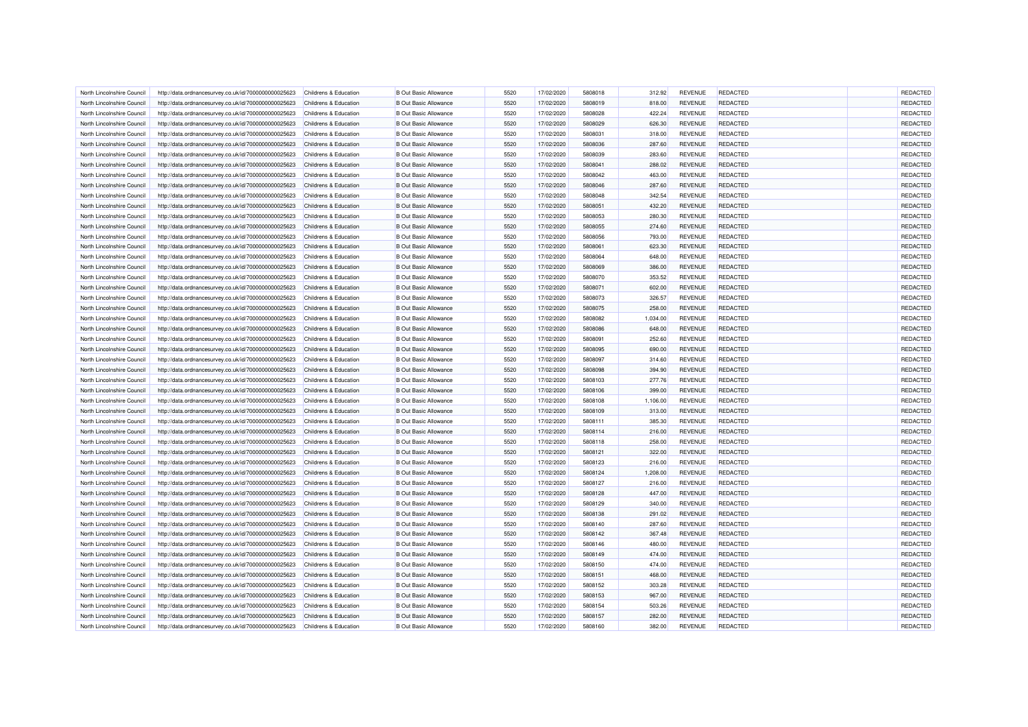| North Lincolnshire Council | http://data.ordnancesurvey.co.uk/id/7000000000025623 | Childrens & Education | B Out Basic Allowance | 5520 | 17/02/2020 | 5808018 | 312.92 | REVENUE | REDACTED | | REDACTED |
|---|---|---|---|---|---|---|---|---|---|---|---|
| North Lincolnshire Council | http://data.ordnancesurvey.co.uk/id/7000000000025623 | Childrens & Education | B Out Basic Allowance | 5520 | 17/02/2020 | 5808019 | 818.00 | REVENUE | REDACTED | | REDACTED |
| North Lincolnshire Council | http://data.ordnancesurvey.co.uk/id/7000000000025623 | Childrens & Education | B Out Basic Allowance | 5520 | 17/02/2020 | 5808028 | 422.24 | REVENUE | REDACTED | | REDACTED |
| North Lincolnshire Council | http://data.ordnancesurvey.co.uk/id/7000000000025623 | Childrens & Education | B Out Basic Allowance | 5520 | 17/02/2020 | 5808029 | 626.30 | REVENUE | REDACTED | | REDACTED |
| North Lincolnshire Council | http://data.ordnancesurvey.co.uk/id/7000000000025623 | Childrens & Education | B Out Basic Allowance | 5520 | 17/02/2020 | 5808031 | 318.00 | REVENUE | REDACTED | | REDACTED |
| North Lincolnshire Council | http://data.ordnancesurvey.co.uk/id/7000000000025623 | Childrens & Education | B Out Basic Allowance | 5520 | 17/02/2020 | 5808036 | 287.60 | REVENUE | REDACTED | | REDACTED |
| North Lincolnshire Council | http://data.ordnancesurvey.co.uk/id/7000000000025623 | Childrens & Education | B Out Basic Allowance | 5520 | 17/02/2020 | 5808039 | 283.60 | REVENUE | REDACTED | | REDACTED |
| North Lincolnshire Council | http://data.ordnancesurvey.co.uk/id/7000000000025623 | Childrens & Education | B Out Basic Allowance | 5520 | 17/02/2020 | 5808041 | 288.02 | REVENUE | REDACTED | | REDACTED |
| North Lincolnshire Council | http://data.ordnancesurvey.co.uk/id/7000000000025623 | Childrens & Education | B Out Basic Allowance | 5520 | 17/02/2020 | 5808042 | 463.00 | REVENUE | REDACTED | | REDACTED |
| North Lincolnshire Council | http://data.ordnancesurvey.co.uk/id/7000000000025623 | Childrens & Education | B Out Basic Allowance | 5520 | 17/02/2020 | 5808046 | 287.60 | REVENUE | REDACTED | | REDACTED |
| North Lincolnshire Council | http://data.ordnancesurvey.co.uk/id/7000000000025623 | Childrens & Education | B Out Basic Allowance | 5520 | 17/02/2020 | 5808048 | 342.54 | REVENUE | REDACTED | | REDACTED |
| North Lincolnshire Council | http://data.ordnancesurvey.co.uk/id/7000000000025623 | Childrens & Education | B Out Basic Allowance | 5520 | 17/02/2020 | 5808051 | 432.20 | REVENUE | REDACTED | | REDACTED |
| North Lincolnshire Council | http://data.ordnancesurvey.co.uk/id/7000000000025623 | Childrens & Education | B Out Basic Allowance | 5520 | 17/02/2020 | 5808053 | 280.30 | REVENUE | REDACTED | | REDACTED |
| North Lincolnshire Council | http://data.ordnancesurvey.co.uk/id/7000000000025623 | Childrens & Education | B Out Basic Allowance | 5520 | 17/02/2020 | 5808055 | 274.60 | REVENUE | REDACTED | | REDACTED |
| North Lincolnshire Council | http://data.ordnancesurvey.co.uk/id/7000000000025623 | Childrens & Education | B Out Basic Allowance | 5520 | 17/02/2020 | 5808056 | 793.00 | REVENUE | REDACTED | | REDACTED |
| North Lincolnshire Council | http://data.ordnancesurvey.co.uk/id/7000000000025623 | Childrens & Education | B Out Basic Allowance | 5520 | 17/02/2020 | 5808061 | 623.30 | REVENUE | REDACTED | | REDACTED |
| North Lincolnshire Council | http://data.ordnancesurvey.co.uk/id/7000000000025623 | Childrens & Education | B Out Basic Allowance | 5520 | 17/02/2020 | 5808064 | 648.00 | REVENUE | REDACTED | | REDACTED |
| North Lincolnshire Council | http://data.ordnancesurvey.co.uk/id/7000000000025623 | Childrens & Education | B Out Basic Allowance | 5520 | 17/02/2020 | 5808069 | 386.00 | REVENUE | REDACTED | | REDACTED |
| North Lincolnshire Council | http://data.ordnancesurvey.co.uk/id/7000000000025623 | Childrens & Education | B Out Basic Allowance | 5520 | 17/02/2020 | 5808070 | 353.52 | REVENUE | REDACTED | | REDACTED |
| North Lincolnshire Council | http://data.ordnancesurvey.co.uk/id/7000000000025623 | Childrens & Education | B Out Basic Allowance | 5520 | 17/02/2020 | 5808071 | 602.00 | REVENUE | REDACTED | | REDACTED |
| North Lincolnshire Council | http://data.ordnancesurvey.co.uk/id/7000000000025623 | Childrens & Education | B Out Basic Allowance | 5520 | 17/02/2020 | 5808073 | 326.57 | REVENUE | REDACTED | | REDACTED |
| North Lincolnshire Council | http://data.ordnancesurvey.co.uk/id/7000000000025623 | Childrens & Education | B Out Basic Allowance | 5520 | 17/02/2020 | 5808075 | 258.00 | REVENUE | REDACTED | | REDACTED |
| North Lincolnshire Council | http://data.ordnancesurvey.co.uk/id/7000000000025623 | Childrens & Education | B Out Basic Allowance | 5520 | 17/02/2020 | 5808082 | 1,034.00 | REVENUE | REDACTED | | REDACTED |
| North Lincolnshire Council | http://data.ordnancesurvey.co.uk/id/7000000000025623 | Childrens & Education | B Out Basic Allowance | 5520 | 17/02/2020 | 5808086 | 648.00 | REVENUE | REDACTED | | REDACTED |
| North Lincolnshire Council | http://data.ordnancesurvey.co.uk/id/7000000000025623 | Childrens & Education | B Out Basic Allowance | 5520 | 17/02/2020 | 5808091 | 252.60 | REVENUE | REDACTED | | REDACTED |
| North Lincolnshire Council | http://data.ordnancesurvey.co.uk/id/7000000000025623 | Childrens & Education | B Out Basic Allowance | 5520 | 17/02/2020 | 5808095 | 690.00 | REVENUE | REDACTED | | REDACTED |
| North Lincolnshire Council | http://data.ordnancesurvey.co.uk/id/7000000000025623 | Childrens & Education | B Out Basic Allowance | 5520 | 17/02/2020 | 5808097 | 314.60 | REVENUE | REDACTED | | REDACTED |
| North Lincolnshire Council | http://data.ordnancesurvey.co.uk/id/7000000000025623 | Childrens & Education | B Out Basic Allowance | 5520 | 17/02/2020 | 5808098 | 394.90 | REVENUE | REDACTED | | REDACTED |
| North Lincolnshire Council | http://data.ordnancesurvey.co.uk/id/7000000000025623 | Childrens & Education | B Out Basic Allowance | 5520 | 17/02/2020 | 5808103 | 277.76 | REVENUE | REDACTED | | REDACTED |
| North Lincolnshire Council | http://data.ordnancesurvey.co.uk/id/7000000000025623 | Childrens & Education | B Out Basic Allowance | 5520 | 17/02/2020 | 5808106 | 399.00 | REVENUE | REDACTED | | REDACTED |
| North Lincolnshire Council | http://data.ordnancesurvey.co.uk/id/7000000000025623 | Childrens & Education | B Out Basic Allowance | 5520 | 17/02/2020 | 5808108 | 1,106.00 | REVENUE | REDACTED | | REDACTED |
| North Lincolnshire Council | http://data.ordnancesurvey.co.uk/id/7000000000025623 | Childrens & Education | B Out Basic Allowance | 5520 | 17/02/2020 | 5808109 | 313.00 | REVENUE | REDACTED | | REDACTED |
| North Lincolnshire Council | http://data.ordnancesurvey.co.uk/id/7000000000025623 | Childrens & Education | B Out Basic Allowance | 5520 | 17/02/2020 | 5808111 | 385.30 | REVENUE | REDACTED | | REDACTED |
| North Lincolnshire Council | http://data.ordnancesurvey.co.uk/id/7000000000025623 | Childrens & Education | B Out Basic Allowance | 5520 | 17/02/2020 | 5808114 | 216.00 | REVENUE | REDACTED | | REDACTED |
| North Lincolnshire Council | http://data.ordnancesurvey.co.uk/id/7000000000025623 | Childrens & Education | B Out Basic Allowance | 5520 | 17/02/2020 | 5808118 | 258.00 | REVENUE | REDACTED | | REDACTED |
| North Lincolnshire Council | http://data.ordnancesurvey.co.uk/id/7000000000025623 | Childrens & Education | B Out Basic Allowance | 5520 | 17/02/2020 | 5808121 | 322.00 | REVENUE | REDACTED | | REDACTED |
| North Lincolnshire Council | http://data.ordnancesurvey.co.uk/id/7000000000025623 | Childrens & Education | B Out Basic Allowance | 5520 | 17/02/2020 | 5808123 | 216.00 | REVENUE | REDACTED | | REDACTED |
| North Lincolnshire Council | http://data.ordnancesurvey.co.uk/id/7000000000025623 | Childrens & Education | B Out Basic Allowance | 5520 | 17/02/2020 | 5808124 | 1,208.00 | REVENUE | REDACTED | | REDACTED |
| North Lincolnshire Council | http://data.ordnancesurvey.co.uk/id/7000000000025623 | Childrens & Education | B Out Basic Allowance | 5520 | 17/02/2020 | 5808127 | 216.00 | REVENUE | REDACTED | | REDACTED |
| North Lincolnshire Council | http://data.ordnancesurvey.co.uk/id/7000000000025623 | Childrens & Education | B Out Basic Allowance | 5520 | 17/02/2020 | 5808128 | 447.00 | REVENUE | REDACTED | | REDACTED |
| North Lincolnshire Council | http://data.ordnancesurvey.co.uk/id/7000000000025623 | Childrens & Education | B Out Basic Allowance | 5520 | 17/02/2020 | 5808129 | 340.00 | REVENUE | REDACTED | | REDACTED |
| North Lincolnshire Council | http://data.ordnancesurvey.co.uk/id/7000000000025623 | Childrens & Education | B Out Basic Allowance | 5520 | 17/02/2020 | 5808138 | 291.02 | REVENUE | REDACTED | | REDACTED |
| North Lincolnshire Council | http://data.ordnancesurvey.co.uk/id/7000000000025623 | Childrens & Education | B Out Basic Allowance | 5520 | 17/02/2020 | 5808140 | 287.60 | REVENUE | REDACTED | | REDACTED |
| North Lincolnshire Council | http://data.ordnancesurvey.co.uk/id/7000000000025623 | Childrens & Education | B Out Basic Allowance | 5520 | 17/02/2020 | 5808142 | 367.48 | REVENUE | REDACTED | | REDACTED |
| North Lincolnshire Council | http://data.ordnancesurvey.co.uk/id/7000000000025623 | Childrens & Education | B Out Basic Allowance | 5520 | 17/02/2020 | 5808146 | 480.00 | REVENUE | REDACTED | | REDACTED |
| North Lincolnshire Council | http://data.ordnancesurvey.co.uk/id/7000000000025623 | Childrens & Education | B Out Basic Allowance | 5520 | 17/02/2020 | 5808149 | 474.00 | REVENUE | REDACTED | | REDACTED |
| North Lincolnshire Council | http://data.ordnancesurvey.co.uk/id/7000000000025623 | Childrens & Education | B Out Basic Allowance | 5520 | 17/02/2020 | 5808150 | 474.00 | REVENUE | REDACTED | | REDACTED |
| North Lincolnshire Council | http://data.ordnancesurvey.co.uk/id/7000000000025623 | Childrens & Education | B Out Basic Allowance | 5520 | 17/02/2020 | 5808151 | 468.00 | REVENUE | REDACTED | | REDACTED |
| North Lincolnshire Council | http://data.ordnancesurvey.co.uk/id/7000000000025623 | Childrens & Education | B Out Basic Allowance | 5520 | 17/02/2020 | 5808152 | 303.28 | REVENUE | REDACTED | | REDACTED |
| North Lincolnshire Council | http://data.ordnancesurvey.co.uk/id/7000000000025623 | Childrens & Education | B Out Basic Allowance | 5520 | 17/02/2020 | 5808153 | 967.00 | REVENUE | REDACTED | | REDACTED |
| North Lincolnshire Council | http://data.ordnancesurvey.co.uk/id/7000000000025623 | Childrens & Education | B Out Basic Allowance | 5520 | 17/02/2020 | 5808154 | 503.26 | REVENUE | REDACTED | | REDACTED |
| North Lincolnshire Council | http://data.ordnancesurvey.co.uk/id/7000000000025623 | Childrens & Education | B Out Basic Allowance | 5520 | 17/02/2020 | 5808157 | 282.00 | REVENUE | REDACTED | | REDACTED |
| North Lincolnshire Council | http://data.ordnancesurvey.co.uk/id/7000000000025623 | Childrens & Education | B Out Basic Allowance | 5520 | 17/02/2020 | 5808160 | 382.00 | REVENUE | REDACTED | | REDACTED |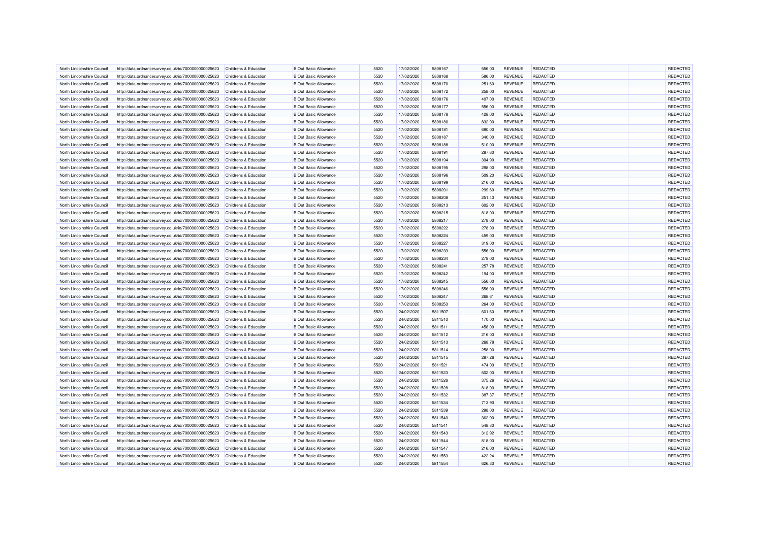| | | | | | | | | | | | | |
|---|---|---|---|---|---|---|---|---|---|---|---|---|
| North Lincolnshire Council | http://data.ordnancesurvey.co.uk/id/7000000000025623 | Childrens & Education | B Out Basic Allowance | 5520 | 17/02/2020 | 5808167 | 556.00 | REVENUE | REDACTED | | REDACTED |
| North Lincolnshire Council | http://data.ordnancesurvey.co.uk/id/7000000000025623 | Childrens & Education | B Out Basic Allowance | 5520 | 17/02/2020 | 5808168 | 586.00 | REVENUE | REDACTED | | REDACTED |
| North Lincolnshire Council | http://data.ordnancesurvey.co.uk/id/7000000000025623 | Childrens & Education | B Out Basic Allowance | 5520 | 17/02/2020 | 5808170 | 251.60 | REVENUE | REDACTED | | REDACTED |
| North Lincolnshire Council | http://data.ordnancesurvey.co.uk/id/7000000000025623 | Childrens & Education | B Out Basic Allowance | 5520 | 17/02/2020 | 5808172 | 258.00 | REVENUE | REDACTED | | REDACTED |
| North Lincolnshire Council | http://data.ordnancesurvey.co.uk/id/7000000000025623 | Childrens & Education | B Out Basic Allowance | 5520 | 17/02/2020 | 5808176 | 407.00 | REVENUE | REDACTED | | REDACTED |
| North Lincolnshire Council | http://data.ordnancesurvey.co.uk/id/7000000000025623 | Childrens & Education | B Out Basic Allowance | 5520 | 17/02/2020 | 5808177 | 556.00 | REVENUE | REDACTED | | REDACTED |
| North Lincolnshire Council | http://data.ordnancesurvey.co.uk/id/7000000000025623 | Childrens & Education | B Out Basic Allowance | 5520 | 17/02/2020 | 5808178 | 428.00 | REVENUE | REDACTED | | REDACTED |
| North Lincolnshire Council | http://data.ordnancesurvey.co.uk/id/7000000000025623 | Childrens & Education | B Out Basic Allowance | 5520 | 17/02/2020 | 5808180 | 832.00 | REVENUE | REDACTED | | REDACTED |
| North Lincolnshire Council | http://data.ordnancesurvey.co.uk/id/7000000000025623 | Childrens & Education | B Out Basic Allowance | 5520 | 17/02/2020 | 5808181 | 690.00 | REVENUE | REDACTED | | REDACTED |
| North Lincolnshire Council | http://data.ordnancesurvey.co.uk/id/7000000000025623 | Childrens & Education | B Out Basic Allowance | 5520 | 17/02/2020 | 5808187 | 340.00 | REVENUE | REDACTED | | REDACTED |
| North Lincolnshire Council | http://data.ordnancesurvey.co.uk/id/7000000000025623 | Childrens & Education | B Out Basic Allowance | 5520 | 17/02/2020 | 5808188 | 510.00 | REVENUE | REDACTED | | REDACTED |
| North Lincolnshire Council | http://data.ordnancesurvey.co.uk/id/7000000000025623 | Childrens & Education | B Out Basic Allowance | 5520 | 17/02/2020 | 5808191 | 287.60 | REVENUE | REDACTED | | REDACTED |
| North Lincolnshire Council | http://data.ordnancesurvey.co.uk/id/7000000000025623 | Childrens & Education | B Out Basic Allowance | 5520 | 17/02/2020 | 5808194 | 394.90 | REVENUE | REDACTED | | REDACTED |
| North Lincolnshire Council | http://data.ordnancesurvey.co.uk/id/7000000000025623 | Childrens & Education | B Out Basic Allowance | 5520 | 17/02/2020 | 5808195 | 298.00 | REVENUE | REDACTED | | REDACTED |
| North Lincolnshire Council | http://data.ordnancesurvey.co.uk/id/7000000000025623 | Childrens & Education | B Out Basic Allowance | 5520 | 17/02/2020 | 5808196 | 509.20 | REVENUE | REDACTED | | REDACTED |
| North Lincolnshire Council | http://data.ordnancesurvey.co.uk/id/7000000000025623 | Childrens & Education | B Out Basic Allowance | 5520 | 17/02/2020 | 5808199 | 216.00 | REVENUE | REDACTED | | REDACTED |
| North Lincolnshire Council | http://data.ordnancesurvey.co.uk/id/7000000000025623 | Childrens & Education | B Out Basic Allowance | 5520 | 17/02/2020 | 5808201 | 299.60 | REVENUE | REDACTED | | REDACTED |
| North Lincolnshire Council | http://data.ordnancesurvey.co.uk/id/7000000000025623 | Childrens & Education | B Out Basic Allowance | 5520 | 17/02/2020 | 5808208 | 251.40 | REVENUE | REDACTED | | REDACTED |
| North Lincolnshire Council | http://data.ordnancesurvey.co.uk/id/7000000000025623 | Childrens & Education | B Out Basic Allowance | 5520 | 17/02/2020 | 5808213 | 602.00 | REVENUE | REDACTED | | REDACTED |
| North Lincolnshire Council | http://data.ordnancesurvey.co.uk/id/7000000000025623 | Childrens & Education | B Out Basic Allowance | 5520 | 17/02/2020 | 5808215 | 818.00 | REVENUE | REDACTED | | REDACTED |
| North Lincolnshire Council | http://data.ordnancesurvey.co.uk/id/7000000000025623 | Childrens & Education | B Out Basic Allowance | 5520 | 17/02/2020 | 5808217 | 278.00 | REVENUE | REDACTED | | REDACTED |
| North Lincolnshire Council | http://data.ordnancesurvey.co.uk/id/7000000000025623 | Childrens & Education | B Out Basic Allowance | 5520 | 17/02/2020 | 5808222 | 278.00 | REVENUE | REDACTED | | REDACTED |
| North Lincolnshire Council | http://data.ordnancesurvey.co.uk/id/7000000000025623 | Childrens & Education | B Out Basic Allowance | 5520 | 17/02/2020 | 5808224 | 459.00 | REVENUE | REDACTED | | REDACTED |
| North Lincolnshire Council | http://data.ordnancesurvey.co.uk/id/7000000000025623 | Childrens & Education | B Out Basic Allowance | 5520 | 17/02/2020 | 5808227 | 319.00 | REVENUE | REDACTED | | REDACTED |
| North Lincolnshire Council | http://data.ordnancesurvey.co.uk/id/7000000000025623 | Childrens & Education | B Out Basic Allowance | 5520 | 17/02/2020 | 5808233 | 556.00 | REVENUE | REDACTED | | REDACTED |
| North Lincolnshire Council | http://data.ordnancesurvey.co.uk/id/7000000000025623 | Childrens & Education | B Out Basic Allowance | 5520 | 17/02/2020 | 5808234 | 278.00 | REVENUE | REDACTED | | REDACTED |
| North Lincolnshire Council | http://data.ordnancesurvey.co.uk/id/7000000000025623 | Childrens & Education | B Out Basic Allowance | 5520 | 17/02/2020 | 5808241 | 257.78 | REVENUE | REDACTED | | REDACTED |
| North Lincolnshire Council | http://data.ordnancesurvey.co.uk/id/7000000000025623 | Childrens & Education | B Out Basic Allowance | 5520 | 17/02/2020 | 5808242 | 194.00 | REVENUE | REDACTED | | REDACTED |
| North Lincolnshire Council | http://data.ordnancesurvey.co.uk/id/7000000000025623 | Childrens & Education | B Out Basic Allowance | 5520 | 17/02/2020 | 5808245 | 556.00 | REVENUE | REDACTED | | REDACTED |
| North Lincolnshire Council | http://data.ordnancesurvey.co.uk/id/7000000000025623 | Childrens & Education | B Out Basic Allowance | 5520 | 17/02/2020 | 5808246 | 556.00 | REVENUE | REDACTED | | REDACTED |
| North Lincolnshire Council | http://data.ordnancesurvey.co.uk/id/7000000000025623 | Childrens & Education | B Out Basic Allowance | 5520 | 17/02/2020 | 5808247 | 268.61 | REVENUE | REDACTED | | REDACTED |
| North Lincolnshire Council | http://data.ordnancesurvey.co.uk/id/7000000000025623 | Childrens & Education | B Out Basic Allowance | 5520 | 17/02/2020 | 5808253 | 264.00 | REVENUE | REDACTED | | REDACTED |
| North Lincolnshire Council | http://data.ordnancesurvey.co.uk/id/7000000000025623 | Childrens & Education | B Out Basic Allowance | 5520 | 24/02/2020 | 5811507 | 601.60 | REVENUE | REDACTED | | REDACTED |
| North Lincolnshire Council | http://data.ordnancesurvey.co.uk/id/7000000000025623 | Childrens & Education | B Out Basic Allowance | 5520 | 24/02/2020 | 5811510 | 170.00 | REVENUE | REDACTED | | REDACTED |
| North Lincolnshire Council | http://data.ordnancesurvey.co.uk/id/7000000000025623 | Childrens & Education | B Out Basic Allowance | 5520 | 24/02/2020 | 5811511 | 458.00 | REVENUE | REDACTED | | REDACTED |
| North Lincolnshire Council | http://data.ordnancesurvey.co.uk/id/7000000000025623 | Childrens & Education | B Out Basic Allowance | 5520 | 24/02/2020 | 5811512 | 216.00 | REVENUE | REDACTED | | REDACTED |
| North Lincolnshire Council | http://data.ordnancesurvey.co.uk/id/7000000000025623 | Childrens & Education | B Out Basic Allowance | 5520 | 24/02/2020 | 5811513 | 268.78 | REVENUE | REDACTED | | REDACTED |
| North Lincolnshire Council | http://data.ordnancesurvey.co.uk/id/7000000000025623 | Childrens & Education | B Out Basic Allowance | 5520 | 24/02/2020 | 5811514 | 258.00 | REVENUE | REDACTED | | REDACTED |
| North Lincolnshire Council | http://data.ordnancesurvey.co.uk/id/7000000000025623 | Childrens & Education | B Out Basic Allowance | 5520 | 24/02/2020 | 5811515 | 287.26 | REVENUE | REDACTED | | REDACTED |
| North Lincolnshire Council | http://data.ordnancesurvey.co.uk/id/7000000000025623 | Childrens & Education | B Out Basic Allowance | 5520 | 24/02/2020 | 5811521 | 474.00 | REVENUE | REDACTED | | REDACTED |
| North Lincolnshire Council | http://data.ordnancesurvey.co.uk/id/7000000000025623 | Childrens & Education | B Out Basic Allowance | 5520 | 24/02/2020 | 5811523 | 602.00 | REVENUE | REDACTED | | REDACTED |
| North Lincolnshire Council | http://data.ordnancesurvey.co.uk/id/7000000000025623 | Childrens & Education | B Out Basic Allowance | 5520 | 24/02/2020 | 5811526 | 375.26 | REVENUE | REDACTED | | REDACTED |
| North Lincolnshire Council | http://data.ordnancesurvey.co.uk/id/7000000000025623 | Childrens & Education | B Out Basic Allowance | 5520 | 24/02/2020 | 5811528 | 818.00 | REVENUE | REDACTED | | REDACTED |
| North Lincolnshire Council | http://data.ordnancesurvey.co.uk/id/7000000000025623 | Childrens & Education | B Out Basic Allowance | 5520 | 24/02/2020 | 5811532 | 387.37 | REVENUE | REDACTED | | REDACTED |
| North Lincolnshire Council | http://data.ordnancesurvey.co.uk/id/7000000000025623 | Childrens & Education | B Out Basic Allowance | 5520 | 24/02/2020 | 5811534 | 713.90 | REVENUE | REDACTED | | REDACTED |
| North Lincolnshire Council | http://data.ordnancesurvey.co.uk/id/7000000000025623 | Childrens & Education | B Out Basic Allowance | 5520 | 24/02/2020 | 5811539 | 298.00 | REVENUE | REDACTED | | REDACTED |
| North Lincolnshire Council | http://data.ordnancesurvey.co.uk/id/7000000000025623 | Childrens & Education | B Out Basic Allowance | 5520 | 24/02/2020 | 5811540 | 362.90 | REVENUE | REDACTED | | REDACTED |
| North Lincolnshire Council | http://data.ordnancesurvey.co.uk/id/7000000000025623 | Childrens & Education | B Out Basic Allowance | 5520 | 24/02/2020 | 5811541 | 548.30 | REVENUE | REDACTED | | REDACTED |
| North Lincolnshire Council | http://data.ordnancesurvey.co.uk/id/7000000000025623 | Childrens & Education | B Out Basic Allowance | 5520 | 24/02/2020 | 5811543 | 312.92 | REVENUE | REDACTED | | REDACTED |
| North Lincolnshire Council | http://data.ordnancesurvey.co.uk/id/7000000000025623 | Childrens & Education | B Out Basic Allowance | 5520 | 24/02/2020 | 5811544 | 818.00 | REVENUE | REDACTED | | REDACTED |
| North Lincolnshire Council | http://data.ordnancesurvey.co.uk/id/7000000000025623 | Childrens & Education | B Out Basic Allowance | 5520 | 24/02/2020 | 5811547 | 216.00 | REVENUE | REDACTED | | REDACTED |
| North Lincolnshire Council | http://data.ordnancesurvey.co.uk/id/7000000000025623 | Childrens & Education | B Out Basic Allowance | 5520 | 24/02/2020 | 5811553 | 422.24 | REVENUE | REDACTED | | REDACTED |
| North Lincolnshire Council | http://data.ordnancesurvey.co.uk/id/7000000000025623 | Childrens & Education | B Out Basic Allowance | 5520 | 24/02/2020 | 5811554 | 626.30 | REVENUE | REDACTED | | REDACTED |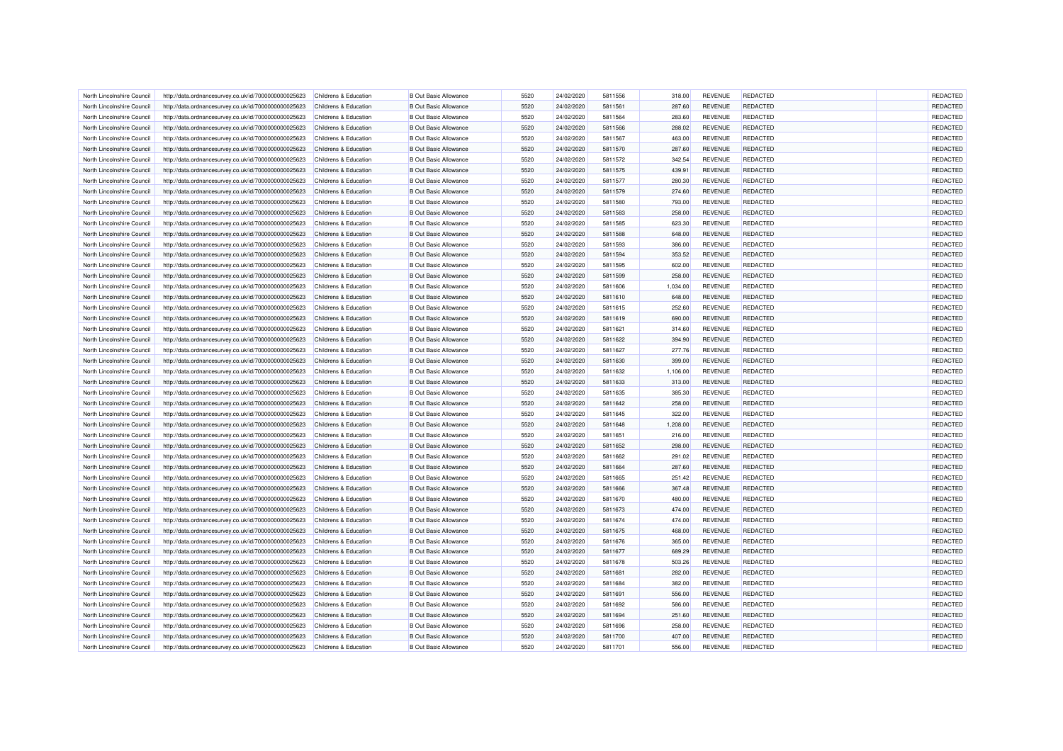| North Lincolnshire Council | http://data.ordnancesurvey.co.uk/id/7000000000025623 | Childrens & Education | B Out Basic Allowance | 5520 | 24/02/2020 | 5811556 | 318.00 | REVENUE | REDACTED | | REDACTED |
|---|---|---|---|---|---|---|---|---|---|---|---|
| North Lincolnshire Council | http://data.ordnancesurvey.co.uk/id/7000000000025623 | Childrens & Education | B Out Basic Allowance | 5520 | 24/02/2020 | 5811561 | 287.60 | REVENUE | REDACTED | | REDACTED |
| North Lincolnshire Council | http://data.ordnancesurvey.co.uk/id/7000000000025623 | Childrens & Education | B Out Basic Allowance | 5520 | 24/02/2020 | 5811564 | 283.60 | REVENUE | REDACTED | | REDACTED |
| North Lincolnshire Council | http://data.ordnancesurvey.co.uk/id/7000000000025623 | Childrens & Education | B Out Basic Allowance | 5520 | 24/02/2020 | 5811566 | 288.02 | REVENUE | REDACTED | | REDACTED |
| North Lincolnshire Council | http://data.ordnancesurvey.co.uk/id/7000000000025623 | Childrens & Education | B Out Basic Allowance | 5520 | 24/02/2020 | 5811567 | 463.00 | REVENUE | REDACTED | | REDACTED |
| North Lincolnshire Council | http://data.ordnancesurvey.co.uk/id/7000000000025623 | Childrens & Education | B Out Basic Allowance | 5520 | 24/02/2020 | 5811570 | 287.60 | REVENUE | REDACTED | | REDACTED |
| North Lincolnshire Council | http://data.ordnancesurvey.co.uk/id/7000000000025623 | Childrens & Education | B Out Basic Allowance | 5520 | 24/02/2020 | 5811572 | 342.54 | REVENUE | REDACTED | | REDACTED |
| North Lincolnshire Council | http://data.ordnancesurvey.co.uk/id/7000000000025623 | Childrens & Education | B Out Basic Allowance | 5520 | 24/02/2020 | 5811575 | 439.91 | REVENUE | REDACTED | | REDACTED |
| North Lincolnshire Council | http://data.ordnancesurvey.co.uk/id/7000000000025623 | Childrens & Education | B Out Basic Allowance | 5520 | 24/02/2020 | 5811577 | 280.30 | REVENUE | REDACTED | | REDACTED |
| North Lincolnshire Council | http://data.ordnancesurvey.co.uk/id/7000000000025623 | Childrens & Education | B Out Basic Allowance | 5520 | 24/02/2020 | 5811579 | 274.60 | REVENUE | REDACTED | | REDACTED |
| North Lincolnshire Council | http://data.ordnancesurvey.co.uk/id/7000000000025623 | Childrens & Education | B Out Basic Allowance | 5520 | 24/02/2020 | 5811580 | 793.00 | REVENUE | REDACTED | | REDACTED |
| North Lincolnshire Council | http://data.ordnancesurvey.co.uk/id/7000000000025623 | Childrens & Education | B Out Basic Allowance | 5520 | 24/02/2020 | 5811583 | 258.00 | REVENUE | REDACTED | | REDACTED |
| North Lincolnshire Council | http://data.ordnancesurvey.co.uk/id/7000000000025623 | Childrens & Education | B Out Basic Allowance | 5520 | 24/02/2020 | 5811585 | 623.30 | REVENUE | REDACTED | | REDACTED |
| North Lincolnshire Council | http://data.ordnancesurvey.co.uk/id/7000000000025623 | Childrens & Education | B Out Basic Allowance | 5520 | 24/02/2020 | 5811588 | 648.00 | REVENUE | REDACTED | | REDACTED |
| North Lincolnshire Council | http://data.ordnancesurvey.co.uk/id/7000000000025623 | Childrens & Education | B Out Basic Allowance | 5520 | 24/02/2020 | 5811593 | 386.00 | REVENUE | REDACTED | | REDACTED |
| North Lincolnshire Council | http://data.ordnancesurvey.co.uk/id/7000000000025623 | Childrens & Education | B Out Basic Allowance | 5520 | 24/02/2020 | 5811594 | 353.52 | REVENUE | REDACTED | | REDACTED |
| North Lincolnshire Council | http://data.ordnancesurvey.co.uk/id/7000000000025623 | Childrens & Education | B Out Basic Allowance | 5520 | 24/02/2020 | 5811595 | 602.00 | REVENUE | REDACTED | | REDACTED |
| North Lincolnshire Council | http://data.ordnancesurvey.co.uk/id/7000000000025623 | Childrens & Education | B Out Basic Allowance | 5520 | 24/02/2020 | 5811599 | 258.00 | REVENUE | REDACTED | | REDACTED |
| North Lincolnshire Council | http://data.ordnancesurvey.co.uk/id/7000000000025623 | Childrens & Education | B Out Basic Allowance | 5520 | 24/02/2020 | 5811606 | 1,034.00 | REVENUE | REDACTED | | REDACTED |
| North Lincolnshire Council | http://data.ordnancesurvey.co.uk/id/7000000000025623 | Childrens & Education | B Out Basic Allowance | 5520 | 24/02/2020 | 5811610 | 648.00 | REVENUE | REDACTED | | REDACTED |
| North Lincolnshire Council | http://data.ordnancesurvey.co.uk/id/7000000000025623 | Childrens & Education | B Out Basic Allowance | 5520 | 24/02/2020 | 5811615 | 252.60 | REVENUE | REDACTED | | REDACTED |
| North Lincolnshire Council | http://data.ordnancesurvey.co.uk/id/7000000000025623 | Childrens & Education | B Out Basic Allowance | 5520 | 24/02/2020 | 5811619 | 690.00 | REVENUE | REDACTED | | REDACTED |
| North Lincolnshire Council | http://data.ordnancesurvey.co.uk/id/7000000000025623 | Childrens & Education | B Out Basic Allowance | 5520 | 24/02/2020 | 5811621 | 314.60 | REVENUE | REDACTED | | REDACTED |
| North Lincolnshire Council | http://data.ordnancesurvey.co.uk/id/7000000000025623 | Childrens & Education | B Out Basic Allowance | 5520 | 24/02/2020 | 5811622 | 394.90 | REVENUE | REDACTED | | REDACTED |
| North Lincolnshire Council | http://data.ordnancesurvey.co.uk/id/7000000000025623 | Childrens & Education | B Out Basic Allowance | 5520 | 24/02/2020 | 5811627 | 277.76 | REVENUE | REDACTED | | REDACTED |
| North Lincolnshire Council | http://data.ordnancesurvey.co.uk/id/7000000000025623 | Childrens & Education | B Out Basic Allowance | 5520 | 24/02/2020 | 5811630 | 399.00 | REVENUE | REDACTED | | REDACTED |
| North Lincolnshire Council | http://data.ordnancesurvey.co.uk/id/7000000000025623 | Childrens & Education | B Out Basic Allowance | 5520 | 24/02/2020 | 5811632 | 1,106.00 | REVENUE | REDACTED | | REDACTED |
| North Lincolnshire Council | http://data.ordnancesurvey.co.uk/id/7000000000025623 | Childrens & Education | B Out Basic Allowance | 5520 | 24/02/2020 | 5811633 | 313.00 | REVENUE | REDACTED | | REDACTED |
| North Lincolnshire Council | http://data.ordnancesurvey.co.uk/id/7000000000025623 | Childrens & Education | B Out Basic Allowance | 5520 | 24/02/2020 | 5811635 | 385.30 | REVENUE | REDACTED | | REDACTED |
| North Lincolnshire Council | http://data.ordnancesurvey.co.uk/id/7000000000025623 | Childrens & Education | B Out Basic Allowance | 5520 | 24/02/2020 | 5811642 | 258.00 | REVENUE | REDACTED | | REDACTED |
| North Lincolnshire Council | http://data.ordnancesurvey.co.uk/id/7000000000025623 | Childrens & Education | B Out Basic Allowance | 5520 | 24/02/2020 | 5811645 | 322.00 | REVENUE | REDACTED | | REDACTED |
| North Lincolnshire Council | http://data.ordnancesurvey.co.uk/id/7000000000025623 | Childrens & Education | B Out Basic Allowance | 5520 | 24/02/2020 | 5811648 | 1,208.00 | REVENUE | REDACTED | | REDACTED |
| North Lincolnshire Council | http://data.ordnancesurvey.co.uk/id/7000000000025623 | Childrens & Education | B Out Basic Allowance | 5520 | 24/02/2020 | 5811651 | 216.00 | REVENUE | REDACTED | | REDACTED |
| North Lincolnshire Council | http://data.ordnancesurvey.co.uk/id/7000000000025623 | Childrens & Education | B Out Basic Allowance | 5520 | 24/02/2020 | 5811652 | 298.00 | REVENUE | REDACTED | | REDACTED |
| North Lincolnshire Council | http://data.ordnancesurvey.co.uk/id/7000000000025623 | Childrens & Education | B Out Basic Allowance | 5520 | 24/02/2020 | 5811662 | 291.02 | REVENUE | REDACTED | | REDACTED |
| North Lincolnshire Council | http://data.ordnancesurvey.co.uk/id/7000000000025623 | Childrens & Education | B Out Basic Allowance | 5520 | 24/02/2020 | 5811664 | 287.60 | REVENUE | REDACTED | | REDACTED |
| North Lincolnshire Council | http://data.ordnancesurvey.co.uk/id/7000000000025623 | Childrens & Education | B Out Basic Allowance | 5520 | 24/02/2020 | 5811665 | 251.42 | REVENUE | REDACTED | | REDACTED |
| North Lincolnshire Council | http://data.ordnancesurvey.co.uk/id/7000000000025623 | Childrens & Education | B Out Basic Allowance | 5520 | 24/02/2020 | 5811666 | 367.48 | REVENUE | REDACTED | | REDACTED |
| North Lincolnshire Council | http://data.ordnancesurvey.co.uk/id/7000000000025623 | Childrens & Education | B Out Basic Allowance | 5520 | 24/02/2020 | 5811670 | 480.00 | REVENUE | REDACTED | | REDACTED |
| North Lincolnshire Council | http://data.ordnancesurvey.co.uk/id/7000000000025623 | Childrens & Education | B Out Basic Allowance | 5520 | 24/02/2020 | 5811673 | 474.00 | REVENUE | REDACTED | | REDACTED |
| North Lincolnshire Council | http://data.ordnancesurvey.co.uk/id/7000000000025623 | Childrens & Education | B Out Basic Allowance | 5520 | 24/02/2020 | 5811674 | 474.00 | REVENUE | REDACTED | | REDACTED |
| North Lincolnshire Council | http://data.ordnancesurvey.co.uk/id/7000000000025623 | Childrens & Education | B Out Basic Allowance | 5520 | 24/02/2020 | 5811675 | 468.00 | REVENUE | REDACTED | | REDACTED |
| North Lincolnshire Council | http://data.ordnancesurvey.co.uk/id/7000000000025623 | Childrens & Education | B Out Basic Allowance | 5520 | 24/02/2020 | 5811676 | 365.00 | REVENUE | REDACTED | | REDACTED |
| North Lincolnshire Council | http://data.ordnancesurvey.co.uk/id/7000000000025623 | Childrens & Education | B Out Basic Allowance | 5520 | 24/02/2020 | 5811677 | 689.29 | REVENUE | REDACTED | | REDACTED |
| North Lincolnshire Council | http://data.ordnancesurvey.co.uk/id/7000000000025623 | Childrens & Education | B Out Basic Allowance | 5520 | 24/02/2020 | 5811678 | 503.26 | REVENUE | REDACTED | | REDACTED |
| North Lincolnshire Council | http://data.ordnancesurvey.co.uk/id/7000000000025623 | Childrens & Education | B Out Basic Allowance | 5520 | 24/02/2020 | 5811681 | 282.00 | REVENUE | REDACTED | | REDACTED |
| North Lincolnshire Council | http://data.ordnancesurvey.co.uk/id/7000000000025623 | Childrens & Education | B Out Basic Allowance | 5520 | 24/02/2020 | 5811684 | 382.00 | REVENUE | REDACTED | | REDACTED |
| North Lincolnshire Council | http://data.ordnancesurvey.co.uk/id/7000000000025623 | Childrens & Education | B Out Basic Allowance | 5520 | 24/02/2020 | 5811691 | 556.00 | REVENUE | REDACTED | | REDACTED |
| North Lincolnshire Council | http://data.ordnancesurvey.co.uk/id/7000000000025623 | Childrens & Education | B Out Basic Allowance | 5520 | 24/02/2020 | 5811692 | 586.00 | REVENUE | REDACTED | | REDACTED |
| North Lincolnshire Council | http://data.ordnancesurvey.co.uk/id/7000000000025623 | Childrens & Education | B Out Basic Allowance | 5520 | 24/02/2020 | 5811694 | 251.60 | REVENUE | REDACTED | | REDACTED |
| North Lincolnshire Council | http://data.ordnancesurvey.co.uk/id/7000000000025623 | Childrens & Education | B Out Basic Allowance | 5520 | 24/02/2020 | 5811696 | 258.00 | REVENUE | REDACTED | | REDACTED |
| North Lincolnshire Council | http://data.ordnancesurvey.co.uk/id/7000000000025623 | Childrens & Education | B Out Basic Allowance | 5520 | 24/02/2020 | 5811700 | 407.00 | REVENUE | REDACTED | | REDACTED |
| North Lincolnshire Council | http://data.ordnancesurvey.co.uk/id/7000000000025623 | Childrens & Education | B Out Basic Allowance | 5520 | 24/02/2020 | 5811701 | 556.00 | REVENUE | REDACTED | | REDACTED |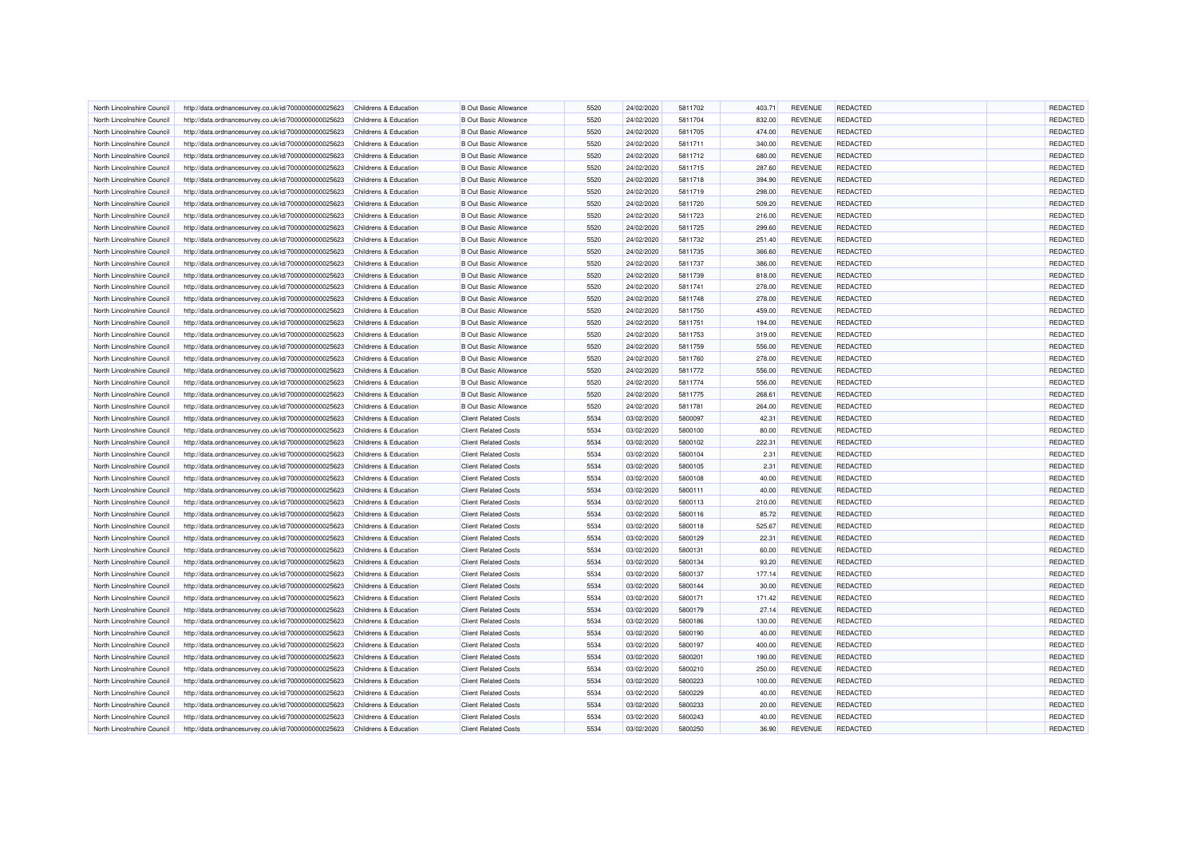| North Lincolnshire Council | http://data.ordnancesurvey.co.uk/id/7000000000025623 | Childrens & Education | B Out Basic Allowance | 5520 | 24/02/2020 | 5811702 | 403.71 | REVENUE | REDACTED | | REDACTED |
|---|---|---|---|---|---|---|---|---|---|---|---|
| North Lincolnshire Council | http://data.ordnancesurvey.co.uk/id/7000000000025623 | Childrens & Education | B Out Basic Allowance | 5520 | 24/02/2020 | 5811704 | 832.00 | REVENUE | REDACTED | | REDACTED |
| North Lincolnshire Council | http://data.ordnancesurvey.co.uk/id/7000000000025623 | Childrens & Education | B Out Basic Allowance | 5520 | 24/02/2020 | 5811705 | 474.00 | REVENUE | REDACTED | | REDACTED |
| North Lincolnshire Council | http://data.ordnancesurvey.co.uk/id/7000000000025623 | Childrens & Education | B Out Basic Allowance | 5520 | 24/02/2020 | 5811711 | 340.00 | REVENUE | REDACTED | | REDACTED |
| North Lincolnshire Council | http://data.ordnancesurvey.co.uk/id/7000000000025623 | Childrens & Education | B Out Basic Allowance | 5520 | 24/02/2020 | 5811712 | 680.00 | REVENUE | REDACTED | | REDACTED |
| North Lincolnshire Council | http://data.ordnancesurvey.co.uk/id/7000000000025623 | Childrens & Education | B Out Basic Allowance | 5520 | 24/02/2020 | 5811715 | 287.60 | REVENUE | REDACTED | | REDACTED |
| North Lincolnshire Council | http://data.ordnancesurvey.co.uk/id/7000000000025623 | Childrens & Education | B Out Basic Allowance | 5520 | 24/02/2020 | 5811718 | 394.90 | REVENUE | REDACTED | | REDACTED |
| North Lincolnshire Council | http://data.ordnancesurvey.co.uk/id/7000000000025623 | Childrens & Education | B Out Basic Allowance | 5520 | 24/02/2020 | 5811719 | 298.00 | REVENUE | REDACTED | | REDACTED |
| North Lincolnshire Council | http://data.ordnancesurvey.co.uk/id/7000000000025623 | Childrens & Education | B Out Basic Allowance | 5520 | 24/02/2020 | 5811720 | 509.20 | REVENUE | REDACTED | | REDACTED |
| North Lincolnshire Council | http://data.ordnancesurvey.co.uk/id/7000000000025623 | Childrens & Education | B Out Basic Allowance | 5520 | 24/02/2020 | 5811723 | 216.00 | REVENUE | REDACTED | | REDACTED |
| North Lincolnshire Council | http://data.ordnancesurvey.co.uk/id/7000000000025623 | Childrens & Education | B Out Basic Allowance | 5520 | 24/02/2020 | 5811725 | 299.60 | REVENUE | REDACTED | | REDACTED |
| North Lincolnshire Council | http://data.ordnancesurvey.co.uk/id/7000000000025623 | Childrens & Education | B Out Basic Allowance | 5520 | 24/02/2020 | 5811732 | 251.40 | REVENUE | REDACTED | | REDACTED |
| North Lincolnshire Council | http://data.ordnancesurvey.co.uk/id/7000000000025623 | Childrens & Education | B Out Basic Allowance | 5520 | 24/02/2020 | 5811735 | 366.60 | REVENUE | REDACTED | | REDACTED |
| North Lincolnshire Council | http://data.ordnancesurvey.co.uk/id/7000000000025623 | Childrens & Education | B Out Basic Allowance | 5520 | 24/02/2020 | 5811737 | 386.00 | REVENUE | REDACTED | | REDACTED |
| North Lincolnshire Council | http://data.ordnancesurvey.co.uk/id/7000000000025623 | Childrens & Education | B Out Basic Allowance | 5520 | 24/02/2020 | 5811739 | 818.00 | REVENUE | REDACTED | | REDACTED |
| North Lincolnshire Council | http://data.ordnancesurvey.co.uk/id/7000000000025623 | Childrens & Education | B Out Basic Allowance | 5520 | 24/02/2020 | 5811741 | 278.00 | REVENUE | REDACTED | | REDACTED |
| North Lincolnshire Council | http://data.ordnancesurvey.co.uk/id/7000000000025623 | Childrens & Education | B Out Basic Allowance | 5520 | 24/02/2020 | 5811748 | 278.00 | REVENUE | REDACTED | | REDACTED |
| North Lincolnshire Council | http://data.ordnancesurvey.co.uk/id/7000000000025623 | Childrens & Education | B Out Basic Allowance | 5520 | 24/02/2020 | 5811750 | 459.00 | REVENUE | REDACTED | | REDACTED |
| North Lincolnshire Council | http://data.ordnancesurvey.co.uk/id/7000000000025623 | Childrens & Education | B Out Basic Allowance | 5520 | 24/02/2020 | 5811751 | 194.00 | REVENUE | REDACTED | | REDACTED |
| North Lincolnshire Council | http://data.ordnancesurvey.co.uk/id/7000000000025623 | Childrens & Education | B Out Basic Allowance | 5520 | 24/02/2020 | 5811753 | 319.00 | REVENUE | REDACTED | | REDACTED |
| North Lincolnshire Council | http://data.ordnancesurvey.co.uk/id/7000000000025623 | Childrens & Education | B Out Basic Allowance | 5520 | 24/02/2020 | 5811759 | 556.00 | REVENUE | REDACTED | | REDACTED |
| North Lincolnshire Council | http://data.ordnancesurvey.co.uk/id/7000000000025623 | Childrens & Education | B Out Basic Allowance | 5520 | 24/02/2020 | 5811760 | 278.00 | REVENUE | REDACTED | | REDACTED |
| North Lincolnshire Council | http://data.ordnancesurvey.co.uk/id/7000000000025623 | Childrens & Education | B Out Basic Allowance | 5520 | 24/02/2020 | 5811772 | 556.00 | REVENUE | REDACTED | | REDACTED |
| North Lincolnshire Council | http://data.ordnancesurvey.co.uk/id/7000000000025623 | Childrens & Education | B Out Basic Allowance | 5520 | 24/02/2020 | 5811774 | 556.00 | REVENUE | REDACTED | | REDACTED |
| North Lincolnshire Council | http://data.ordnancesurvey.co.uk/id/7000000000025623 | Childrens & Education | B Out Basic Allowance | 5520 | 24/02/2020 | 5811775 | 268.61 | REVENUE | REDACTED | | REDACTED |
| North Lincolnshire Council | http://data.ordnancesurvey.co.uk/id/7000000000025623 | Childrens & Education | B Out Basic Allowance | 5520 | 24/02/2020 | 5811781 | 264.00 | REVENUE | REDACTED | | REDACTED |
| North Lincolnshire Council | http://data.ordnancesurvey.co.uk/id/7000000000025623 | Childrens & Education | Client Related Costs | 5534 | 03/02/2020 | 5800097 | 42.31 | REVENUE | REDACTED | | REDACTED |
| North Lincolnshire Council | http://data.ordnancesurvey.co.uk/id/7000000000025623 | Childrens & Education | Client Related Costs | 5534 | 03/02/2020 | 5800100 | 80.00 | REVENUE | REDACTED | | REDACTED |
| North Lincolnshire Council | http://data.ordnancesurvey.co.uk/id/7000000000025623 | Childrens & Education | Client Related Costs | 5534 | 03/02/2020 | 5800102 | 222.31 | REVENUE | REDACTED | | REDACTED |
| North Lincolnshire Council | http://data.ordnancesurvey.co.uk/id/7000000000025623 | Childrens & Education | Client Related Costs | 5534 | 03/02/2020 | 5800104 | 2.31 | REVENUE | REDACTED | | REDACTED |
| North Lincolnshire Council | http://data.ordnancesurvey.co.uk/id/7000000000025623 | Childrens & Education | Client Related Costs | 5534 | 03/02/2020 | 5800105 | 2.31 | REVENUE | REDACTED | | REDACTED |
| North Lincolnshire Council | http://data.ordnancesurvey.co.uk/id/7000000000025623 | Childrens & Education | Client Related Costs | 5534 | 03/02/2020 | 5800108 | 40.00 | REVENUE | REDACTED | | REDACTED |
| North Lincolnshire Council | http://data.ordnancesurvey.co.uk/id/7000000000025623 | Childrens & Education | Client Related Costs | 5534 | 03/02/2020 | 5800111 | 40.00 | REVENUE | REDACTED | | REDACTED |
| North Lincolnshire Council | http://data.ordnancesurvey.co.uk/id/7000000000025623 | Childrens & Education | Client Related Costs | 5534 | 03/02/2020 | 5800113 | 210.00 | REVENUE | REDACTED | | REDACTED |
| North Lincolnshire Council | http://data.ordnancesurvey.co.uk/id/7000000000025623 | Childrens & Education | Client Related Costs | 5534 | 03/02/2020 | 5800116 | 85.72 | REVENUE | REDACTED | | REDACTED |
| North Lincolnshire Council | http://data.ordnancesurvey.co.uk/id/7000000000025623 | Childrens & Education | Client Related Costs | 5534 | 03/02/2020 | 5800118 | 525.67 | REVENUE | REDACTED | | REDACTED |
| North Lincolnshire Council | http://data.ordnancesurvey.co.uk/id/7000000000025623 | Childrens & Education | Client Related Costs | 5534 | 03/02/2020 | 5800129 | 22.31 | REVENUE | REDACTED | | REDACTED |
| North Lincolnshire Council | http://data.ordnancesurvey.co.uk/id/7000000000025623 | Childrens & Education | Client Related Costs | 5534 | 03/02/2020 | 5800131 | 60.00 | REVENUE | REDACTED | | REDACTED |
| North Lincolnshire Council | http://data.ordnancesurvey.co.uk/id/7000000000025623 | Childrens & Education | Client Related Costs | 5534 | 03/02/2020 | 5800134 | 93.20 | REVENUE | REDACTED | | REDACTED |
| North Lincolnshire Council | http://data.ordnancesurvey.co.uk/id/7000000000025623 | Childrens & Education | Client Related Costs | 5534 | 03/02/2020 | 5800137 | 177.14 | REVENUE | REDACTED | | REDACTED |
| North Lincolnshire Council | http://data.ordnancesurvey.co.uk/id/7000000000025623 | Childrens & Education | Client Related Costs | 5534 | 03/02/2020 | 5800144 | 30.00 | REVENUE | REDACTED | | REDACTED |
| North Lincolnshire Council | http://data.ordnancesurvey.co.uk/id/7000000000025623 | Childrens & Education | Client Related Costs | 5534 | 03/02/2020 | 5800171 | 171.42 | REVENUE | REDACTED | | REDACTED |
| North Lincolnshire Council | http://data.ordnancesurvey.co.uk/id/7000000000025623 | Childrens & Education | Client Related Costs | 5534 | 03/02/2020 | 5800179 | 27.14 | REVENUE | REDACTED | | REDACTED |
| North Lincolnshire Council | http://data.ordnancesurvey.co.uk/id/7000000000025623 | Childrens & Education | Client Related Costs | 5534 | 03/02/2020 | 5800186 | 130.00 | REVENUE | REDACTED | | REDACTED |
| North Lincolnshire Council | http://data.ordnancesurvey.co.uk/id/7000000000025623 | Childrens & Education | Client Related Costs | 5534 | 03/02/2020 | 5800190 | 40.00 | REVENUE | REDACTED | | REDACTED |
| North Lincolnshire Council | http://data.ordnancesurvey.co.uk/id/7000000000025623 | Childrens & Education | Client Related Costs | 5534 | 03/02/2020 | 5800197 | 400.00 | REVENUE | REDACTED | | REDACTED |
| North Lincolnshire Council | http://data.ordnancesurvey.co.uk/id/7000000000025623 | Childrens & Education | Client Related Costs | 5534 | 03/02/2020 | 5800201 | 190.00 | REVENUE | REDACTED | | REDACTED |
| North Lincolnshire Council | http://data.ordnancesurvey.co.uk/id/7000000000025623 | Childrens & Education | Client Related Costs | 5534 | 03/02/2020 | 5800210 | 250.00 | REVENUE | REDACTED | | REDACTED |
| North Lincolnshire Council | http://data.ordnancesurvey.co.uk/id/7000000000025623 | Childrens & Education | Client Related Costs | 5534 | 03/02/2020 | 5800223 | 100.00 | REVENUE | REDACTED | | REDACTED |
| North Lincolnshire Council | http://data.ordnancesurvey.co.uk/id/7000000000025623 | Childrens & Education | Client Related Costs | 5534 | 03/02/2020 | 5800229 | 40.00 | REVENUE | REDACTED | | REDACTED |
| North Lincolnshire Council | http://data.ordnancesurvey.co.uk/id/7000000000025623 | Childrens & Education | Client Related Costs | 5534 | 03/02/2020 | 5800233 | 20.00 | REVENUE | REDACTED | | REDACTED |
| North Lincolnshire Council | http://data.ordnancesurvey.co.uk/id/7000000000025623 | Childrens & Education | Client Related Costs | 5534 | 03/02/2020 | 5800243 | 40.00 | REVENUE | REDACTED | | REDACTED |
| North Lincolnshire Council | http://data.ordnancesurvey.co.uk/id/7000000000025623 | Childrens & Education | Client Related Costs | 5534 | 03/02/2020 | 5800250 | 36.90 | REVENUE | REDACTED | | REDACTED |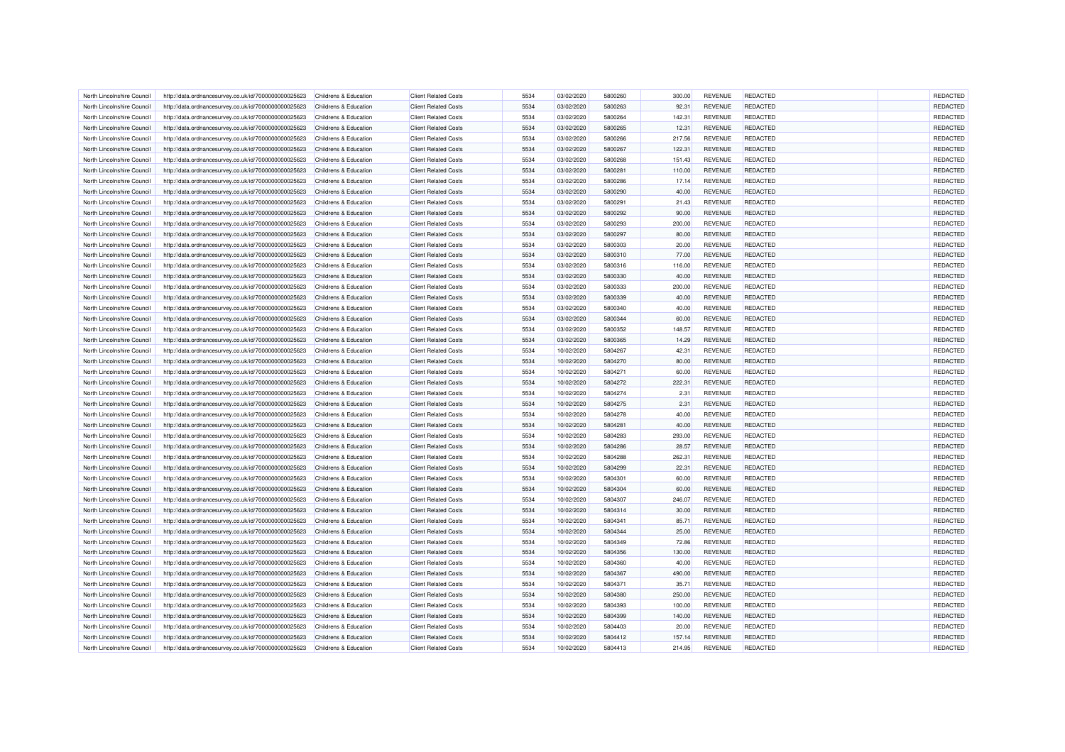| North Lincolnshire Council | http://data.ordnancesurvey.co.uk/id/7000000000025623 | Childrens & Education | Client Related Costs | 5534 | 03/02/2020 | 5800260 | 300.00 | REVENUE | REDACTED | | REDACTED |
|---|---|---|---|---|---|---|---|---|---|---|---|
| North Lincolnshire Council | http://data.ordnancesurvey.co.uk/id/7000000000025623 | Childrens & Education | Client Related Costs | 5534 | 03/02/2020 | 5800263 | 92.31 | REVENUE | REDACTED | | REDACTED |
| North Lincolnshire Council | http://data.ordnancesurvey.co.uk/id/7000000000025623 | Childrens & Education | Client Related Costs | 5534 | 03/02/2020 | 5800264 | 142.31 | REVENUE | REDACTED | | REDACTED |
| North Lincolnshire Council | http://data.ordnancesurvey.co.uk/id/7000000000025623 | Childrens & Education | Client Related Costs | 5534 | 03/02/2020 | 5800265 | 12.31 | REVENUE | REDACTED | | REDACTED |
| North Lincolnshire Council | http://data.ordnancesurvey.co.uk/id/7000000000025623 | Childrens & Education | Client Related Costs | 5534 | 03/02/2020 | 5800266 | 217.56 | REVENUE | REDACTED | | REDACTED |
| North Lincolnshire Council | http://data.ordnancesurvey.co.uk/id/7000000000025623 | Childrens & Education | Client Related Costs | 5534 | 03/02/2020 | 5800267 | 122.31 | REVENUE | REDACTED | | REDACTED |
| North Lincolnshire Council | http://data.ordnancesurvey.co.uk/id/7000000000025623 | Childrens & Education | Client Related Costs | 5534 | 03/02/2020 | 5800268 | 151.43 | REVENUE | REDACTED | | REDACTED |
| North Lincolnshire Council | http://data.ordnancesurvey.co.uk/id/7000000000025623 | Childrens & Education | Client Related Costs | 5534 | 03/02/2020 | 5800281 | 110.00 | REVENUE | REDACTED | | REDACTED |
| North Lincolnshire Council | http://data.ordnancesurvey.co.uk/id/7000000000025623 | Childrens & Education | Client Related Costs | 5534 | 03/02/2020 | 5800286 | 17.14 | REVENUE | REDACTED | | REDACTED |
| North Lincolnshire Council | http://data.ordnancesurvey.co.uk/id/7000000000025623 | Childrens & Education | Client Related Costs | 5534 | 03/02/2020 | 5800290 | 40.00 | REVENUE | REDACTED | | REDACTED |
| North Lincolnshire Council | http://data.ordnancesurvey.co.uk/id/7000000000025623 | Childrens & Education | Client Related Costs | 5534 | 03/02/2020 | 5800291 | 21.43 | REVENUE | REDACTED | | REDACTED |
| North Lincolnshire Council | http://data.ordnancesurvey.co.uk/id/7000000000025623 | Childrens & Education | Client Related Costs | 5534 | 03/02/2020 | 5800292 | 90.00 | REVENUE | REDACTED | | REDACTED |
| North Lincolnshire Council | http://data.ordnancesurvey.co.uk/id/7000000000025623 | Childrens & Education | Client Related Costs | 5534 | 03/02/2020 | 5800293 | 200.00 | REVENUE | REDACTED | | REDACTED |
| North Lincolnshire Council | http://data.ordnancesurvey.co.uk/id/7000000000025623 | Childrens & Education | Client Related Costs | 5534 | 03/02/2020 | 5800297 | 80.00 | REVENUE | REDACTED | | REDACTED |
| North Lincolnshire Council | http://data.ordnancesurvey.co.uk/id/7000000000025623 | Childrens & Education | Client Related Costs | 5534 | 03/02/2020 | 5800303 | 20.00 | REVENUE | REDACTED | | REDACTED |
| North Lincolnshire Council | http://data.ordnancesurvey.co.uk/id/7000000000025623 | Childrens & Education | Client Related Costs | 5534 | 03/02/2020 | 5800310 | 77.00 | REVENUE | REDACTED | | REDACTED |
| North Lincolnshire Council | http://data.ordnancesurvey.co.uk/id/7000000000025623 | Childrens & Education | Client Related Costs | 5534 | 03/02/2020 | 5800316 | 116.00 | REVENUE | REDACTED | | REDACTED |
| North Lincolnshire Council | http://data.ordnancesurvey.co.uk/id/7000000000025623 | Childrens & Education | Client Related Costs | 5534 | 03/02/2020 | 5800330 | 40.00 | REVENUE | REDACTED | | REDACTED |
| North Lincolnshire Council | http://data.ordnancesurvey.co.uk/id/7000000000025623 | Childrens & Education | Client Related Costs | 5534 | 03/02/2020 | 5800333 | 200.00 | REVENUE | REDACTED | | REDACTED |
| North Lincolnshire Council | http://data.ordnancesurvey.co.uk/id/7000000000025623 | Childrens & Education | Client Related Costs | 5534 | 03/02/2020 | 5800339 | 40.00 | REVENUE | REDACTED | | REDACTED |
| North Lincolnshire Council | http://data.ordnancesurvey.co.uk/id/7000000000025623 | Childrens & Education | Client Related Costs | 5534 | 03/02/2020 | 5800340 | 40.00 | REVENUE | REDACTED | | REDACTED |
| North Lincolnshire Council | http://data.ordnancesurvey.co.uk/id/7000000000025623 | Childrens & Education | Client Related Costs | 5534 | 03/02/2020 | 5800344 | 60.00 | REVENUE | REDACTED | | REDACTED |
| North Lincolnshire Council | http://data.ordnancesurvey.co.uk/id/7000000000025623 | Childrens & Education | Client Related Costs | 5534 | 03/02/2020 | 5800352 | 148.57 | REVENUE | REDACTED | | REDACTED |
| North Lincolnshire Council | http://data.ordnancesurvey.co.uk/id/7000000000025623 | Childrens & Education | Client Related Costs | 5534 | 03/02/2020 | 5800365 | 14.29 | REVENUE | REDACTED | | REDACTED |
| North Lincolnshire Council | http://data.ordnancesurvey.co.uk/id/7000000000025623 | Childrens & Education | Client Related Costs | 5534 | 10/02/2020 | 5804267 | 42.31 | REVENUE | REDACTED | | REDACTED |
| North Lincolnshire Council | http://data.ordnancesurvey.co.uk/id/7000000000025623 | Childrens & Education | Client Related Costs | 5534 | 10/02/2020 | 5804270 | 80.00 | REVENUE | REDACTED | | REDACTED |
| North Lincolnshire Council | http://data.ordnancesurvey.co.uk/id/7000000000025623 | Childrens & Education | Client Related Costs | 5534 | 10/02/2020 | 5804271 | 60.00 | REVENUE | REDACTED | | REDACTED |
| North Lincolnshire Council | http://data.ordnancesurvey.co.uk/id/7000000000025623 | Childrens & Education | Client Related Costs | 5534 | 10/02/2020 | 5804272 | 222.31 | REVENUE | REDACTED | | REDACTED |
| North Lincolnshire Council | http://data.ordnancesurvey.co.uk/id/7000000000025623 | Childrens & Education | Client Related Costs | 5534 | 10/02/2020 | 5804274 | 2.31 | REVENUE | REDACTED | | REDACTED |
| North Lincolnshire Council | http://data.ordnancesurvey.co.uk/id/7000000000025623 | Childrens & Education | Client Related Costs | 5534 | 10/02/2020 | 5804275 | 2.31 | REVENUE | REDACTED | | REDACTED |
| North Lincolnshire Council | http://data.ordnancesurvey.co.uk/id/7000000000025623 | Childrens & Education | Client Related Costs | 5534 | 10/02/2020 | 5804278 | 40.00 | REVENUE | REDACTED | | REDACTED |
| North Lincolnshire Council | http://data.ordnancesurvey.co.uk/id/7000000000025623 | Childrens & Education | Client Related Costs | 5534 | 10/02/2020 | 5804281 | 40.00 | REVENUE | REDACTED | | REDACTED |
| North Lincolnshire Council | http://data.ordnancesurvey.co.uk/id/7000000000025623 | Childrens & Education | Client Related Costs | 5534 | 10/02/2020 | 5804283 | 293.00 | REVENUE | REDACTED | | REDACTED |
| North Lincolnshire Council | http://data.ordnancesurvey.co.uk/id/7000000000025623 | Childrens & Education | Client Related Costs | 5534 | 10/02/2020 | 5804286 | 28.57 | REVENUE | REDACTED | | REDACTED |
| North Lincolnshire Council | http://data.ordnancesurvey.co.uk/id/7000000000025623 | Childrens & Education | Client Related Costs | 5534 | 10/02/2020 | 5804288 | 262.31 | REVENUE | REDACTED | | REDACTED |
| North Lincolnshire Council | http://data.ordnancesurvey.co.uk/id/7000000000025623 | Childrens & Education | Client Related Costs | 5534 | 10/02/2020 | 5804299 | 22.31 | REVENUE | REDACTED | | REDACTED |
| North Lincolnshire Council | http://data.ordnancesurvey.co.uk/id/7000000000025623 | Childrens & Education | Client Related Costs | 5534 | 10/02/2020 | 5804301 | 60.00 | REVENUE | REDACTED | | REDACTED |
| North Lincolnshire Council | http://data.ordnancesurvey.co.uk/id/7000000000025623 | Childrens & Education | Client Related Costs | 5534 | 10/02/2020 | 5804304 | 60.00 | REVENUE | REDACTED | | REDACTED |
| North Lincolnshire Council | http://data.ordnancesurvey.co.uk/id/7000000000025623 | Childrens & Education | Client Related Costs | 5534 | 10/02/2020 | 5804307 | 246.07 | REVENUE | REDACTED | | REDACTED |
| North Lincolnshire Council | http://data.ordnancesurvey.co.uk/id/7000000000025623 | Childrens & Education | Client Related Costs | 5534 | 10/02/2020 | 5804314 | 30.00 | REVENUE | REDACTED | | REDACTED |
| North Lincolnshire Council | http://data.ordnancesurvey.co.uk/id/7000000000025623 | Childrens & Education | Client Related Costs | 5534 | 10/02/2020 | 5804341 | 85.71 | REVENUE | REDACTED | | REDACTED |
| North Lincolnshire Council | http://data.ordnancesurvey.co.uk/id/7000000000025623 | Childrens & Education | Client Related Costs | 5534 | 10/02/2020 | 5804344 | 25.00 | REVENUE | REDACTED | | REDACTED |
| North Lincolnshire Council | http://data.ordnancesurvey.co.uk/id/7000000000025623 | Childrens & Education | Client Related Costs | 5534 | 10/02/2020 | 5804349 | 72.86 | REVENUE | REDACTED | | REDACTED |
| North Lincolnshire Council | http://data.ordnancesurvey.co.uk/id/7000000000025623 | Childrens & Education | Client Related Costs | 5534 | 10/02/2020 | 5804356 | 130.00 | REVENUE | REDACTED | | REDACTED |
| North Lincolnshire Council | http://data.ordnancesurvey.co.uk/id/7000000000025623 | Childrens & Education | Client Related Costs | 5534 | 10/02/2020 | 5804360 | 40.00 | REVENUE | REDACTED | | REDACTED |
| North Lincolnshire Council | http://data.ordnancesurvey.co.uk/id/7000000000025623 | Childrens & Education | Client Related Costs | 5534 | 10/02/2020 | 5804367 | 490.00 | REVENUE | REDACTED | | REDACTED |
| North Lincolnshire Council | http://data.ordnancesurvey.co.uk/id/7000000000025623 | Childrens & Education | Client Related Costs | 5534 | 10/02/2020 | 5804371 | 35.71 | REVENUE | REDACTED | | REDACTED |
| North Lincolnshire Council | http://data.ordnancesurvey.co.uk/id/7000000000025623 | Childrens & Education | Client Related Costs | 5534 | 10/02/2020 | 5804380 | 250.00 | REVENUE | REDACTED | | REDACTED |
| North Lincolnshire Council | http://data.ordnancesurvey.co.uk/id/7000000000025623 | Childrens & Education | Client Related Costs | 5534 | 10/02/2020 | 5804393 | 100.00 | REVENUE | REDACTED | | REDACTED |
| North Lincolnshire Council | http://data.ordnancesurvey.co.uk/id/7000000000025623 | Childrens & Education | Client Related Costs | 5534 | 10/02/2020 | 5804399 | 140.00 | REVENUE | REDACTED | | REDACTED |
| North Lincolnshire Council | http://data.ordnancesurvey.co.uk/id/7000000000025623 | Childrens & Education | Client Related Costs | 5534 | 10/02/2020 | 5804403 | 20.00 | REVENUE | REDACTED | | REDACTED |
| North Lincolnshire Council | http://data.ordnancesurvey.co.uk/id/7000000000025623 | Childrens & Education | Client Related Costs | 5534 | 10/02/2020 | 5804412 | 157.14 | REVENUE | REDACTED | | REDACTED |
| North Lincolnshire Council | http://data.ordnancesurvey.co.uk/id/7000000000025623 | Childrens & Education | Client Related Costs | 5534 | 10/02/2020 | 5804413 | 214.95 | REVENUE | REDACTED | | REDACTED |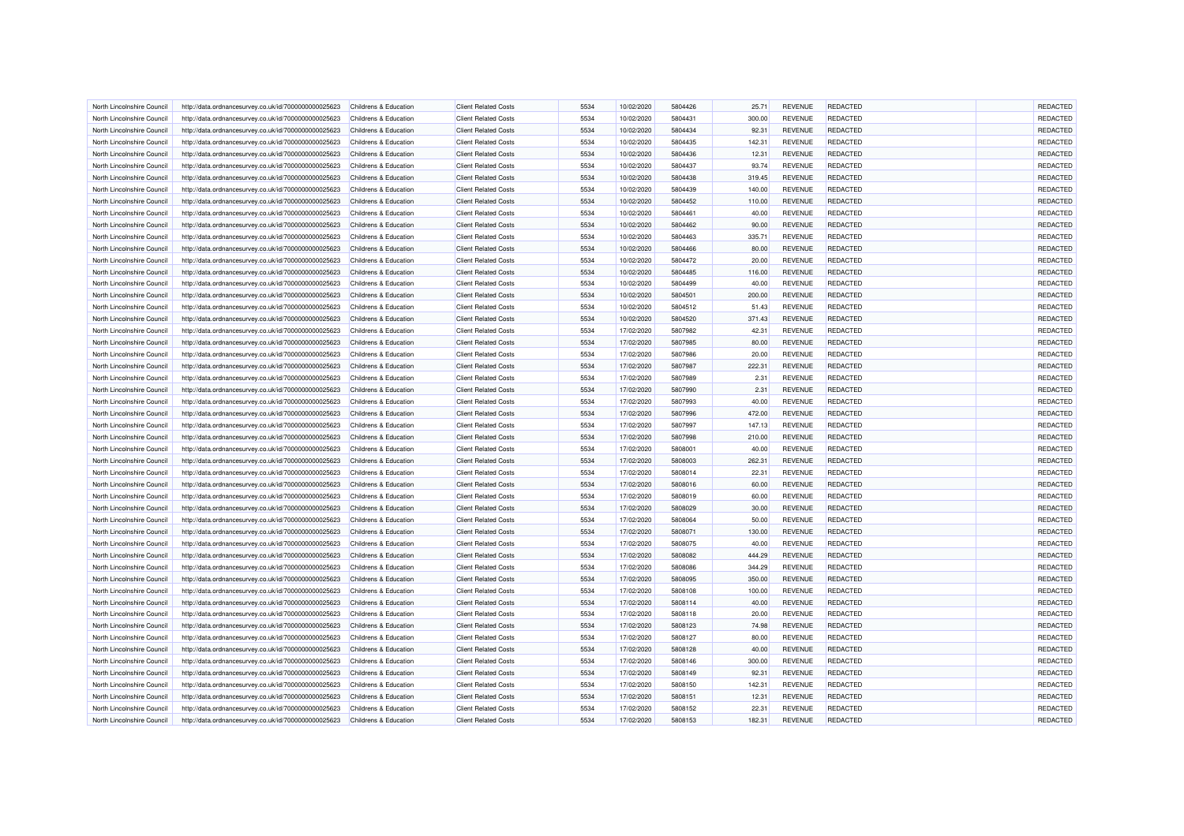| North Lincolnshire Council | http://data.ordnancesurvey.co.uk/id/7000000000025623 | Childrens & Education | Client Related Costs | 5534 | 10/02/2020 | 5804426 | 25.71 | REVENUE | REDACTED | | REDACTED |
|---|---|---|---|---|---|---|---|---|---|---|---|
| North Lincolnshire Council | http://data.ordnancesurvey.co.uk/id/7000000000025623 | Childrens & Education | Client Related Costs | 5534 | 10/02/2020 | 5804431 | 300.00 | REVENUE | REDACTED | | REDACTED |
| North Lincolnshire Council | http://data.ordnancesurvey.co.uk/id/7000000000025623 | Childrens & Education | Client Related Costs | 5534 | 10/02/2020 | 5804434 | 92.31 | REVENUE | REDACTED | | REDACTED |
| North Lincolnshire Council | http://data.ordnancesurvey.co.uk/id/7000000000025623 | Childrens & Education | Client Related Costs | 5534 | 10/02/2020 | 5804435 | 142.31 | REVENUE | REDACTED | | REDACTED |
| North Lincolnshire Council | http://data.ordnancesurvey.co.uk/id/7000000000025623 | Childrens & Education | Client Related Costs | 5534 | 10/02/2020 | 5804436 | 12.31 | REVENUE | REDACTED | | REDACTED |
| North Lincolnshire Council | http://data.ordnancesurvey.co.uk/id/7000000000025623 | Childrens & Education | Client Related Costs | 5534 | 10/02/2020 | 5804437 | 93.74 | REVENUE | REDACTED | | REDACTED |
| North Lincolnshire Council | http://data.ordnancesurvey.co.uk/id/7000000000025623 | Childrens & Education | Client Related Costs | 5534 | 10/02/2020 | 5804438 | 319.45 | REVENUE | REDACTED | | REDACTED |
| North Lincolnshire Council | http://data.ordnancesurvey.co.uk/id/7000000000025623 | Childrens & Education | Client Related Costs | 5534 | 10/02/2020 | 5804439 | 140.00 | REVENUE | REDACTED | | REDACTED |
| North Lincolnshire Council | http://data.ordnancesurvey.co.uk/id/7000000000025623 | Childrens & Education | Client Related Costs | 5534 | 10/02/2020 | 5804452 | 110.00 | REVENUE | REDACTED | | REDACTED |
| North Lincolnshire Council | http://data.ordnancesurvey.co.uk/id/7000000000025623 | Childrens & Education | Client Related Costs | 5534 | 10/02/2020 | 5804461 | 40.00 | REVENUE | REDACTED | | REDACTED |
| North Lincolnshire Council | http://data.ordnancesurvey.co.uk/id/7000000000025623 | Childrens & Education | Client Related Costs | 5534 | 10/02/2020 | 5804462 | 90.00 | REVENUE | REDACTED | | REDACTED |
| North Lincolnshire Council | http://data.ordnancesurvey.co.uk/id/7000000000025623 | Childrens & Education | Client Related Costs | 5534 | 10/02/2020 | 5804463 | 335.71 | REVENUE | REDACTED | | REDACTED |
| North Lincolnshire Council | http://data.ordnancesurvey.co.uk/id/7000000000025623 | Childrens & Education | Client Related Costs | 5534 | 10/02/2020 | 5804466 | 80.00 | REVENUE | REDACTED | | REDACTED |
| North Lincolnshire Council | http://data.ordnancesurvey.co.uk/id/7000000000025623 | Childrens & Education | Client Related Costs | 5534 | 10/02/2020 | 5804472 | 20.00 | REVENUE | REDACTED | | REDACTED |
| North Lincolnshire Council | http://data.ordnancesurvey.co.uk/id/7000000000025623 | Childrens & Education | Client Related Costs | 5534 | 10/02/2020 | 5804485 | 116.00 | REVENUE | REDACTED | | REDACTED |
| North Lincolnshire Council | http://data.ordnancesurvey.co.uk/id/7000000000025623 | Childrens & Education | Client Related Costs | 5534 | 10/02/2020 | 5804499 | 40.00 | REVENUE | REDACTED | | REDACTED |
| North Lincolnshire Council | http://data.ordnancesurvey.co.uk/id/7000000000025623 | Childrens & Education | Client Related Costs | 5534 | 10/02/2020 | 5804501 | 200.00 | REVENUE | REDACTED | | REDACTED |
| North Lincolnshire Council | http://data.ordnancesurvey.co.uk/id/7000000000025623 | Childrens & Education | Client Related Costs | 5534 | 10/02/2020 | 5804512 | 51.43 | REVENUE | REDACTED | | REDACTED |
| North Lincolnshire Council | http://data.ordnancesurvey.co.uk/id/7000000000025623 | Childrens & Education | Client Related Costs | 5534 | 10/02/2020 | 5804520 | 371.43 | REVENUE | REDACTED | | REDACTED |
| North Lincolnshire Council | http://data.ordnancesurvey.co.uk/id/7000000000025623 | Childrens & Education | Client Related Costs | 5534 | 17/02/2020 | 5807982 | 42.31 | REVENUE | REDACTED | | REDACTED |
| North Lincolnshire Council | http://data.ordnancesurvey.co.uk/id/7000000000025623 | Childrens & Education | Client Related Costs | 5534 | 17/02/2020 | 5807985 | 80.00 | REVENUE | REDACTED | | REDACTED |
| North Lincolnshire Council | http://data.ordnancesurvey.co.uk/id/7000000000025623 | Childrens & Education | Client Related Costs | 5534 | 17/02/2020 | 5807986 | 20.00 | REVENUE | REDACTED | | REDACTED |
| North Lincolnshire Council | http://data.ordnancesurvey.co.uk/id/7000000000025623 | Childrens & Education | Client Related Costs | 5534 | 17/02/2020 | 5807987 | 222.31 | REVENUE | REDACTED | | REDACTED |
| North Lincolnshire Council | http://data.ordnancesurvey.co.uk/id/7000000000025623 | Childrens & Education | Client Related Costs | 5534 | 17/02/2020 | 5807989 | 2.31 | REVENUE | REDACTED | | REDACTED |
| North Lincolnshire Council | http://data.ordnancesurvey.co.uk/id/7000000000025623 | Childrens & Education | Client Related Costs | 5534 | 17/02/2020 | 5807990 | 2.31 | REVENUE | REDACTED | | REDACTED |
| North Lincolnshire Council | http://data.ordnancesurvey.co.uk/id/7000000000025623 | Childrens & Education | Client Related Costs | 5534 | 17/02/2020 | 5807993 | 40.00 | REVENUE | REDACTED | | REDACTED |
| North Lincolnshire Council | http://data.ordnancesurvey.co.uk/id/7000000000025623 | Childrens & Education | Client Related Costs | 5534 | 17/02/2020 | 5807996 | 472.00 | REVENUE | REDACTED | | REDACTED |
| North Lincolnshire Council | http://data.ordnancesurvey.co.uk/id/7000000000025623 | Childrens & Education | Client Related Costs | 5534 | 17/02/2020 | 5807997 | 147.13 | REVENUE | REDACTED | | REDACTED |
| North Lincolnshire Council | http://data.ordnancesurvey.co.uk/id/7000000000025623 | Childrens & Education | Client Related Costs | 5534 | 17/02/2020 | 5807998 | 210.00 | REVENUE | REDACTED | | REDACTED |
| North Lincolnshire Council | http://data.ordnancesurvey.co.uk/id/7000000000025623 | Childrens & Education | Client Related Costs | 5534 | 17/02/2020 | 5808001 | 40.00 | REVENUE | REDACTED | | REDACTED |
| North Lincolnshire Council | http://data.ordnancesurvey.co.uk/id/7000000000025623 | Childrens & Education | Client Related Costs | 5534 | 17/02/2020 | 5808003 | 262.31 | REVENUE | REDACTED | | REDACTED |
| North Lincolnshire Council | http://data.ordnancesurvey.co.uk/id/7000000000025623 | Childrens & Education | Client Related Costs | 5534 | 17/02/2020 | 5808014 | 22.31 | REVENUE | REDACTED | | REDACTED |
| North Lincolnshire Council | http://data.ordnancesurvey.co.uk/id/7000000000025623 | Childrens & Education | Client Related Costs | 5534 | 17/02/2020 | 5808016 | 60.00 | REVENUE | REDACTED | | REDACTED |
| North Lincolnshire Council | http://data.ordnancesurvey.co.uk/id/7000000000025623 | Childrens & Education | Client Related Costs | 5534 | 17/02/2020 | 5808019 | 60.00 | REVENUE | REDACTED | | REDACTED |
| North Lincolnshire Council | http://data.ordnancesurvey.co.uk/id/7000000000025623 | Childrens & Education | Client Related Costs | 5534 | 17/02/2020 | 5808029 | 30.00 | REVENUE | REDACTED | | REDACTED |
| North Lincolnshire Council | http://data.ordnancesurvey.co.uk/id/7000000000025623 | Childrens & Education | Client Related Costs | 5534 | 17/02/2020 | 5808064 | 50.00 | REVENUE | REDACTED | | REDACTED |
| North Lincolnshire Council | http://data.ordnancesurvey.co.uk/id/7000000000025623 | Childrens & Education | Client Related Costs | 5534 | 17/02/2020 | 5808071 | 130.00 | REVENUE | REDACTED | | REDACTED |
| North Lincolnshire Council | http://data.ordnancesurvey.co.uk/id/7000000000025623 | Childrens & Education | Client Related Costs | 5534 | 17/02/2020 | 5808075 | 40.00 | REVENUE | REDACTED | | REDACTED |
| North Lincolnshire Council | http://data.ordnancesurvey.co.uk/id/7000000000025623 | Childrens & Education | Client Related Costs | 5534 | 17/02/2020 | 5808082 | 444.29 | REVENUE | REDACTED | | REDACTED |
| North Lincolnshire Council | http://data.ordnancesurvey.co.uk/id/7000000000025623 | Childrens & Education | Client Related Costs | 5534 | 17/02/2020 | 5808086 | 344.29 | REVENUE | REDACTED | | REDACTED |
| North Lincolnshire Council | http://data.ordnancesurvey.co.uk/id/7000000000025623 | Childrens & Education | Client Related Costs | 5534 | 17/02/2020 | 5808095 | 350.00 | REVENUE | REDACTED | | REDACTED |
| North Lincolnshire Council | http://data.ordnancesurvey.co.uk/id/7000000000025623 | Childrens & Education | Client Related Costs | 5534 | 17/02/2020 | 5808108 | 100.00 | REVENUE | REDACTED | | REDACTED |
| North Lincolnshire Council | http://data.ordnancesurvey.co.uk/id/7000000000025623 | Childrens & Education | Client Related Costs | 5534 | 17/02/2020 | 5808114 | 40.00 | REVENUE | REDACTED | | REDACTED |
| North Lincolnshire Council | http://data.ordnancesurvey.co.uk/id/7000000000025623 | Childrens & Education | Client Related Costs | 5534 | 17/02/2020 | 5808118 | 20.00 | REVENUE | REDACTED | | REDACTED |
| North Lincolnshire Council | http://data.ordnancesurvey.co.uk/id/7000000000025623 | Childrens & Education | Client Related Costs | 5534 | 17/02/2020 | 5808123 | 74.98 | REVENUE | REDACTED | | REDACTED |
| North Lincolnshire Council | http://data.ordnancesurvey.co.uk/id/7000000000025623 | Childrens & Education | Client Related Costs | 5534 | 17/02/2020 | 5808127 | 80.00 | REVENUE | REDACTED | | REDACTED |
| North Lincolnshire Council | http://data.ordnancesurvey.co.uk/id/7000000000025623 | Childrens & Education | Client Related Costs | 5534 | 17/02/2020 | 5808128 | 40.00 | REVENUE | REDACTED | | REDACTED |
| North Lincolnshire Council | http://data.ordnancesurvey.co.uk/id/7000000000025623 | Childrens & Education | Client Related Costs | 5534 | 17/02/2020 | 5808146 | 300.00 | REVENUE | REDACTED | | REDACTED |
| North Lincolnshire Council | http://data.ordnancesurvey.co.uk/id/7000000000025623 | Childrens & Education | Client Related Costs | 5534 | 17/02/2020 | 5808149 | 92.31 | REVENUE | REDACTED | | REDACTED |
| North Lincolnshire Council | http://data.ordnancesurvey.co.uk/id/7000000000025623 | Childrens & Education | Client Related Costs | 5534 | 17/02/2020 | 5808150 | 142.31 | REVENUE | REDACTED | | REDACTED |
| North Lincolnshire Council | http://data.ordnancesurvey.co.uk/id/7000000000025623 | Childrens & Education | Client Related Costs | 5534 | 17/02/2020 | 5808151 | 12.31 | REVENUE | REDACTED | | REDACTED |
| North Lincolnshire Council | http://data.ordnancesurvey.co.uk/id/7000000000025623 | Childrens & Education | Client Related Costs | 5534 | 17/02/2020 | 5808152 | 22.31 | REVENUE | REDACTED | | REDACTED |
| North Lincolnshire Council | http://data.ordnancesurvey.co.uk/id/7000000000025623 | Childrens & Education | Client Related Costs | 5534 | 17/02/2020 | 5808153 | 182.31 | REVENUE | REDACTED | | REDACTED |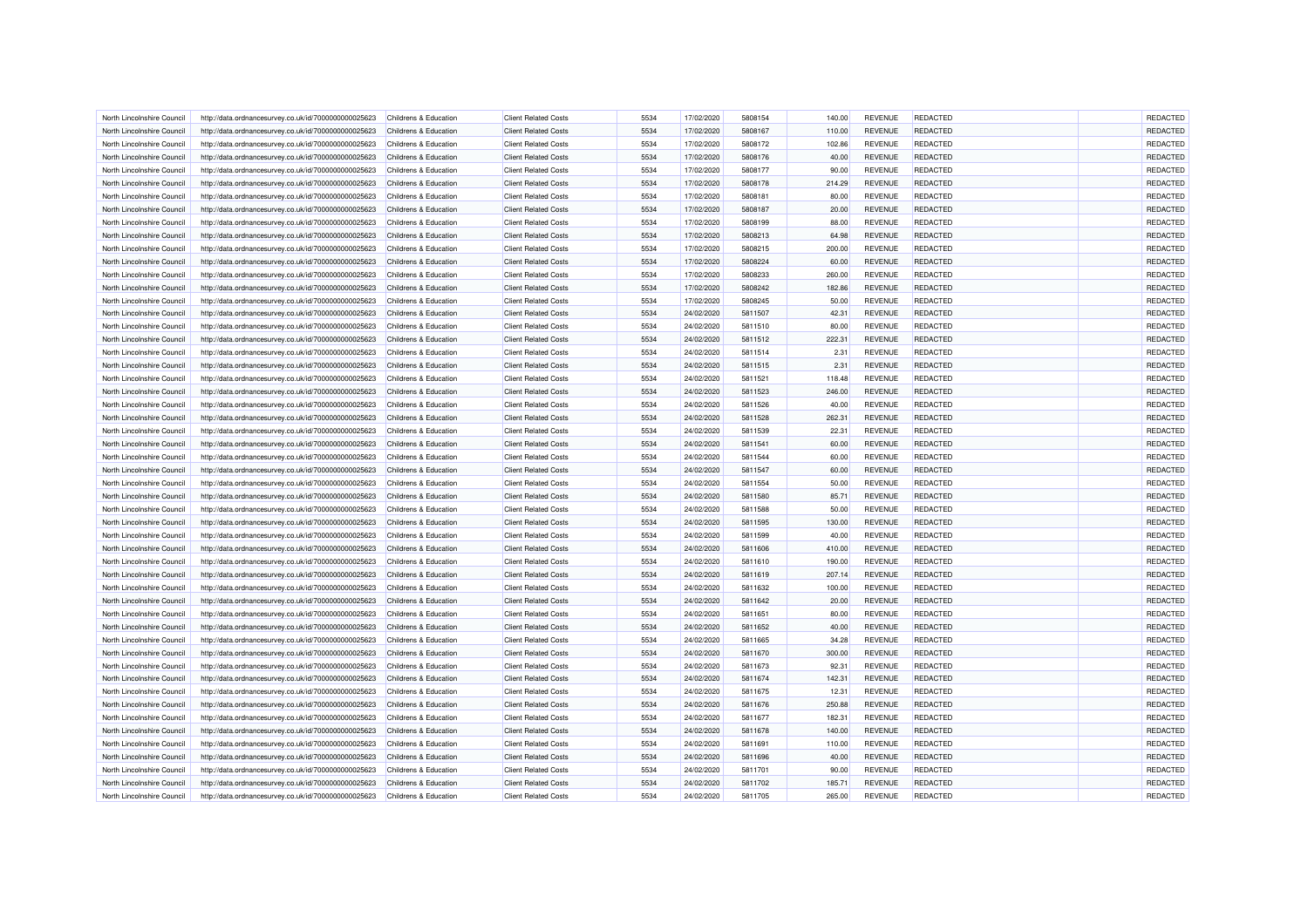| North Lincolnshire Council | http://data.ordnancesurvey.co.uk/id/7000000000025623 | Childrens & Education | Client Related Costs | 5534 | 17/02/2020 | 5808154 | 140.00 | REVENUE | REDACTED | | REDACTED |
|---|---|---|---|---|---|---|---|---|---|---|---|
| North Lincolnshire Council | http://data.ordnancesurvey.co.uk/id/7000000000025623 | Childrens & Education | Client Related Costs | 5534 | 17/02/2020 | 5808167 | 110.00 | REVENUE | REDACTED | | REDACTED |
| North Lincolnshire Council | http://data.ordnancesurvey.co.uk/id/7000000000025623 | Childrens & Education | Client Related Costs | 5534 | 17/02/2020 | 5808172 | 102.86 | REVENUE | REDACTED | | REDACTED |
| North Lincolnshire Council | http://data.ordnancesurvey.co.uk/id/7000000000025623 | Childrens & Education | Client Related Costs | 5534 | 17/02/2020 | 5808176 | 40.00 | REVENUE | REDACTED | | REDACTED |
| North Lincolnshire Council | http://data.ordnancesurvey.co.uk/id/7000000000025623 | Childrens & Education | Client Related Costs | 5534 | 17/02/2020 | 5808177 | 90.00 | REVENUE | REDACTED | | REDACTED |
| North Lincolnshire Council | http://data.ordnancesurvey.co.uk/id/7000000000025623 | Childrens & Education | Client Related Costs | 5534 | 17/02/2020 | 5808178 | 214.29 | REVENUE | REDACTED | | REDACTED |
| North Lincolnshire Council | http://data.ordnancesurvey.co.uk/id/7000000000025623 | Childrens & Education | Client Related Costs | 5534 | 17/02/2020 | 5808181 | 80.00 | REVENUE | REDACTED | | REDACTED |
| North Lincolnshire Council | http://data.ordnancesurvey.co.uk/id/7000000000025623 | Childrens & Education | Client Related Costs | 5534 | 17/02/2020 | 5808187 | 20.00 | REVENUE | REDACTED | | REDACTED |
| North Lincolnshire Council | http://data.ordnancesurvey.co.uk/id/7000000000025623 | Childrens & Education | Client Related Costs | 5534 | 17/02/2020 | 5808199 | 88.00 | REVENUE | REDACTED | | REDACTED |
| North Lincolnshire Council | http://data.ordnancesurvey.co.uk/id/7000000000025623 | Childrens & Education | Client Related Costs | 5534 | 17/02/2020 | 5808213 | 64.98 | REVENUE | REDACTED | | REDACTED |
| North Lincolnshire Council | http://data.ordnancesurvey.co.uk/id/7000000000025623 | Childrens & Education | Client Related Costs | 5534 | 17/02/2020 | 5808215 | 200.00 | REVENUE | REDACTED | | REDACTED |
| North Lincolnshire Council | http://data.ordnancesurvey.co.uk/id/7000000000025623 | Childrens & Education | Client Related Costs | 5534 | 17/02/2020 | 5808224 | 60.00 | REVENUE | REDACTED | | REDACTED |
| North Lincolnshire Council | http://data.ordnancesurvey.co.uk/id/7000000000025623 | Childrens & Education | Client Related Costs | 5534 | 17/02/2020 | 5808233 | 260.00 | REVENUE | REDACTED | | REDACTED |
| North Lincolnshire Council | http://data.ordnancesurvey.co.uk/id/7000000000025623 | Childrens & Education | Client Related Costs | 5534 | 17/02/2020 | 5808242 | 182.86 | REVENUE | REDACTED | | REDACTED |
| North Lincolnshire Council | http://data.ordnancesurvey.co.uk/id/7000000000025623 | Childrens & Education | Client Related Costs | 5534 | 17/02/2020 | 5808245 | 50.00 | REVENUE | REDACTED | | REDACTED |
| North Lincolnshire Council | http://data.ordnancesurvey.co.uk/id/7000000000025623 | Childrens & Education | Client Related Costs | 5534 | 24/02/2020 | 5811507 | 42.31 | REVENUE | REDACTED | | REDACTED |
| North Lincolnshire Council | http://data.ordnancesurvey.co.uk/id/7000000000025623 | Childrens & Education | Client Related Costs | 5534 | 24/02/2020 | 5811510 | 80.00 | REVENUE | REDACTED | | REDACTED |
| North Lincolnshire Council | http://data.ordnancesurvey.co.uk/id/7000000000025623 | Childrens & Education | Client Related Costs | 5534 | 24/02/2020 | 5811512 | 222.31 | REVENUE | REDACTED | | REDACTED |
| North Lincolnshire Council | http://data.ordnancesurvey.co.uk/id/7000000000025623 | Childrens & Education | Client Related Costs | 5534 | 24/02/2020 | 5811514 | 2.31 | REVENUE | REDACTED | | REDACTED |
| North Lincolnshire Council | http://data.ordnancesurvey.co.uk/id/7000000000025623 | Childrens & Education | Client Related Costs | 5534 | 24/02/2020 | 5811515 | 2.31 | REVENUE | REDACTED | | REDACTED |
| North Lincolnshire Council | http://data.ordnancesurvey.co.uk/id/7000000000025623 | Childrens & Education | Client Related Costs | 5534 | 24/02/2020 | 5811521 | 118.48 | REVENUE | REDACTED | | REDACTED |
| North Lincolnshire Council | http://data.ordnancesurvey.co.uk/id/7000000000025623 | Childrens & Education | Client Related Costs | 5534 | 24/02/2020 | 5811523 | 246.00 | REVENUE | REDACTED | | REDACTED |
| North Lincolnshire Council | http://data.ordnancesurvey.co.uk/id/7000000000025623 | Childrens & Education | Client Related Costs | 5534 | 24/02/2020 | 5811526 | 40.00 | REVENUE | REDACTED | | REDACTED |
| North Lincolnshire Council | http://data.ordnancesurvey.co.uk/id/7000000000025623 | Childrens & Education | Client Related Costs | 5534 | 24/02/2020 | 5811528 | 262.31 | REVENUE | REDACTED | | REDACTED |
| North Lincolnshire Council | http://data.ordnancesurvey.co.uk/id/7000000000025623 | Childrens & Education | Client Related Costs | 5534 | 24/02/2020 | 5811539 | 22.31 | REVENUE | REDACTED | | REDACTED |
| North Lincolnshire Council | http://data.ordnancesurvey.co.uk/id/7000000000025623 | Childrens & Education | Client Related Costs | 5534 | 24/02/2020 | 5811541 | 60.00 | REVENUE | REDACTED | | REDACTED |
| North Lincolnshire Council | http://data.ordnancesurvey.co.uk/id/7000000000025623 | Childrens & Education | Client Related Costs | 5534 | 24/02/2020 | 5811544 | 60.00 | REVENUE | REDACTED | | REDACTED |
| North Lincolnshire Council | http://data.ordnancesurvey.co.uk/id/7000000000025623 | Childrens & Education | Client Related Costs | 5534 | 24/02/2020 | 5811547 | 60.00 | REVENUE | REDACTED | | REDACTED |
| North Lincolnshire Council | http://data.ordnancesurvey.co.uk/id/7000000000025623 | Childrens & Education | Client Related Costs | 5534 | 24/02/2020 | 5811554 | 50.00 | REVENUE | REDACTED | | REDACTED |
| North Lincolnshire Council | http://data.ordnancesurvey.co.uk/id/7000000000025623 | Childrens & Education | Client Related Costs | 5534 | 24/02/2020 | 5811580 | 85.71 | REVENUE | REDACTED | | REDACTED |
| North Lincolnshire Council | http://data.ordnancesurvey.co.uk/id/7000000000025623 | Childrens & Education | Client Related Costs | 5534 | 24/02/2020 | 5811588 | 50.00 | REVENUE | REDACTED | | REDACTED |
| North Lincolnshire Council | http://data.ordnancesurvey.co.uk/id/7000000000025623 | Childrens & Education | Client Related Costs | 5534 | 24/02/2020 | 5811595 | 130.00 | REVENUE | REDACTED | | REDACTED |
| North Lincolnshire Council | http://data.ordnancesurvey.co.uk/id/7000000000025623 | Childrens & Education | Client Related Costs | 5534 | 24/02/2020 | 5811599 | 40.00 | REVENUE | REDACTED | | REDACTED |
| North Lincolnshire Council | http://data.ordnancesurvey.co.uk/id/7000000000025623 | Childrens & Education | Client Related Costs | 5534 | 24/02/2020 | 5811606 | 410.00 | REVENUE | REDACTED | | REDACTED |
| North Lincolnshire Council | http://data.ordnancesurvey.co.uk/id/7000000000025623 | Childrens & Education | Client Related Costs | 5534 | 24/02/2020 | 5811610 | 190.00 | REVENUE | REDACTED | | REDACTED |
| North Lincolnshire Council | http://data.ordnancesurvey.co.uk/id/7000000000025623 | Childrens & Education | Client Related Costs | 5534 | 24/02/2020 | 5811619 | 207.14 | REVENUE | REDACTED | | REDACTED |
| North Lincolnshire Council | http://data.ordnancesurvey.co.uk/id/7000000000025623 | Childrens & Education | Client Related Costs | 5534 | 24/02/2020 | 5811632 | 100.00 | REVENUE | REDACTED | | REDACTED |
| North Lincolnshire Council | http://data.ordnancesurvey.co.uk/id/7000000000025623 | Childrens & Education | Client Related Costs | 5534 | 24/02/2020 | 5811642 | 20.00 | REVENUE | REDACTED | | REDACTED |
| North Lincolnshire Council | http://data.ordnancesurvey.co.uk/id/7000000000025623 | Childrens & Education | Client Related Costs | 5534 | 24/02/2020 | 5811651 | 80.00 | REVENUE | REDACTED | | REDACTED |
| North Lincolnshire Council | http://data.ordnancesurvey.co.uk/id/7000000000025623 | Childrens & Education | Client Related Costs | 5534 | 24/02/2020 | 5811652 | 40.00 | REVENUE | REDACTED | | REDACTED |
| North Lincolnshire Council | http://data.ordnancesurvey.co.uk/id/7000000000025623 | Childrens & Education | Client Related Costs | 5534 | 24/02/2020 | 5811665 | 34.28 | REVENUE | REDACTED | | REDACTED |
| North Lincolnshire Council | http://data.ordnancesurvey.co.uk/id/7000000000025623 | Childrens & Education | Client Related Costs | 5534 | 24/02/2020 | 5811670 | 300.00 | REVENUE | REDACTED | | REDACTED |
| North Lincolnshire Council | http://data.ordnancesurvey.co.uk/id/7000000000025623 | Childrens & Education | Client Related Costs | 5534 | 24/02/2020 | 5811673 | 92.31 | REVENUE | REDACTED | | REDACTED |
| North Lincolnshire Council | http://data.ordnancesurvey.co.uk/id/7000000000025623 | Childrens & Education | Client Related Costs | 5534 | 24/02/2020 | 5811674 | 142.31 | REVENUE | REDACTED | | REDACTED |
| North Lincolnshire Council | http://data.ordnancesurvey.co.uk/id/7000000000025623 | Childrens & Education | Client Related Costs | 5534 | 24/02/2020 | 5811675 | 12.31 | REVENUE | REDACTED | | REDACTED |
| North Lincolnshire Council | http://data.ordnancesurvey.co.uk/id/7000000000025623 | Childrens & Education | Client Related Costs | 5534 | 24/02/2020 | 5811676 | 250.88 | REVENUE | REDACTED | | REDACTED |
| North Lincolnshire Council | http://data.ordnancesurvey.co.uk/id/7000000000025623 | Childrens & Education | Client Related Costs | 5534 | 24/02/2020 | 5811677 | 182.31 | REVENUE | REDACTED | | REDACTED |
| North Lincolnshire Council | http://data.ordnancesurvey.co.uk/id/7000000000025623 | Childrens & Education | Client Related Costs | 5534 | 24/02/2020 | 5811678 | 140.00 | REVENUE | REDACTED | | REDACTED |
| North Lincolnshire Council | http://data.ordnancesurvey.co.uk/id/7000000000025623 | Childrens & Education | Client Related Costs | 5534 | 24/02/2020 | 5811691 | 110.00 | REVENUE | REDACTED | | REDACTED |
| North Lincolnshire Council | http://data.ordnancesurvey.co.uk/id/7000000000025623 | Childrens & Education | Client Related Costs | 5534 | 24/02/2020 | 5811696 | 40.00 | REVENUE | REDACTED | | REDACTED |
| North Lincolnshire Council | http://data.ordnancesurvey.co.uk/id/7000000000025623 | Childrens & Education | Client Related Costs | 5534 | 24/02/2020 | 5811701 | 90.00 | REVENUE | REDACTED | | REDACTED |
| North Lincolnshire Council | http://data.ordnancesurvey.co.uk/id/7000000000025623 | Childrens & Education | Client Related Costs | 5534 | 24/02/2020 | 5811702 | 185.71 | REVENUE | REDACTED | | REDACTED |
| North Lincolnshire Council | http://data.ordnancesurvey.co.uk/id/7000000000025623 | Childrens & Education | Client Related Costs | 5534 | 24/02/2020 | 5811705 | 265.00 | REVENUE | REDACTED | | REDACTED |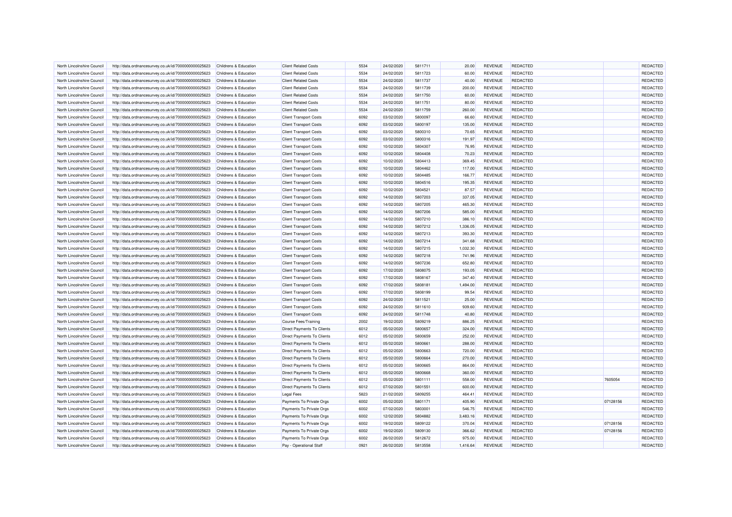| North Lincolnshire Council | http://data.ordnancesurvey.co.uk/id/7000000000025623 | Childrens & Education | Client Related Costs | 5534 | 24/02/2020 | 5811711 | 20.00 | REVENUE | REDACTED | | REDACTED |
|---|---|---|---|---|---|---|---|---|---|---|---|
| North Lincolnshire Council | http://data.ordnancesurvey.co.uk/id/7000000000025623 | Childrens & Education | Client Related Costs | 5534 | 24/02/2020 | 5811723 | 60.00 | REVENUE | REDACTED | | REDACTED |
| North Lincolnshire Council | http://data.ordnancesurvey.co.uk/id/7000000000025623 | Childrens & Education | Client Related Costs | 5534 | 24/02/2020 | 5811737 | 40.00 | REVENUE | REDACTED | | REDACTED |
| North Lincolnshire Council | http://data.ordnancesurvey.co.uk/id/7000000000025623 | Childrens & Education | Client Related Costs | 5534 | 24/02/2020 | 5811739 | 200.00 | REVENUE | REDACTED | | REDACTED |
| North Lincolnshire Council | http://data.ordnancesurvey.co.uk/id/7000000000025623 | Childrens & Education | Client Related Costs | 5534 | 24/02/2020 | 5811750 | 60.00 | REVENUE | REDACTED | | REDACTED |
| North Lincolnshire Council | http://data.ordnancesurvey.co.uk/id/7000000000025623 | Childrens & Education | Client Related Costs | 5534 | 24/02/2020 | 5811751 | 80.00 | REVENUE | REDACTED | | REDACTED |
| North Lincolnshire Council | http://data.ordnancesurvey.co.uk/id/7000000000025623 | Childrens & Education | Client Related Costs | 5534 | 24/02/2020 | 5811759 | 260.00 | REVENUE | REDACTED | | REDACTED |
| North Lincolnshire Council | http://data.ordnancesurvey.co.uk/id/7000000000025623 | Childrens & Education | Client Transport Costs | 6092 | 03/02/2020 | 5800097 | 66.60 | REVENUE | REDACTED | | REDACTED |
| North Lincolnshire Council | http://data.ordnancesurvey.co.uk/id/7000000000025623 | Childrens & Education | Client Transport Costs | 6092 | 03/02/2020 | 5800197 | 135.00 | REVENUE | REDACTED | | REDACTED |
| North Lincolnshire Council | http://data.ordnancesurvey.co.uk/id/7000000000025623 | Childrens & Education | Client Transport Costs | 6092 | 03/02/2020 | 5800310 | 70.65 | REVENUE | REDACTED | | REDACTED |
| North Lincolnshire Council | http://data.ordnancesurvey.co.uk/id/7000000000025623 | Childrens & Education | Client Transport Costs | 6092 | 03/02/2020 | 5800316 | 191.97 | REVENUE | REDACTED | | REDACTED |
| North Lincolnshire Council | http://data.ordnancesurvey.co.uk/id/7000000000025623 | Childrens & Education | Client Transport Costs | 6092 | 10/02/2020 | 5804307 | 76.95 | REVENUE | REDACTED | | REDACTED |
| North Lincolnshire Council | http://data.ordnancesurvey.co.uk/id/7000000000025623 | Childrens & Education | Client Transport Costs | 6092 | 10/02/2020 | 5804408 | 70.23 | REVENUE | REDACTED | | REDACTED |
| North Lincolnshire Council | http://data.ordnancesurvey.co.uk/id/7000000000025623 | Childrens & Education | Client Transport Costs | 6092 | 10/02/2020 | 5804413 | 369.45 | REVENUE | REDACTED | | REDACTED |
| North Lincolnshire Council | http://data.ordnancesurvey.co.uk/id/7000000000025623 | Childrens & Education | Client Transport Costs | 6092 | 10/02/2020 | 5804462 | 117.00 | REVENUE | REDACTED | | REDACTED |
| North Lincolnshire Council | http://data.ordnancesurvey.co.uk/id/7000000000025623 | Childrens & Education | Client Transport Costs | 6092 | 10/02/2020 | 5804485 | 166.77 | REVENUE | REDACTED | | REDACTED |
| North Lincolnshire Council | http://data.ordnancesurvey.co.uk/id/7000000000025623 | Childrens & Education | Client Transport Costs | 6092 | 10/02/2020 | 5804516 | 195.35 | REVENUE | REDACTED | | REDACTED |
| North Lincolnshire Council | http://data.ordnancesurvey.co.uk/id/7000000000025623 | Childrens & Education | Client Transport Costs | 6092 | 10/02/2020 | 5804521 | 87.57 | REVENUE | REDACTED | | REDACTED |
| North Lincolnshire Council | http://data.ordnancesurvey.co.uk/id/7000000000025623 | Childrens & Education | Client Transport Costs | 6092 | 14/02/2020 | 5807203 | 337.05 | REVENUE | REDACTED | | REDACTED |
| North Lincolnshire Council | http://data.ordnancesurvey.co.uk/id/7000000000025623 | Childrens & Education | Client Transport Costs | 6092 | 14/02/2020 | 5807205 | 465.30 | REVENUE | REDACTED | | REDACTED |
| North Lincolnshire Council | http://data.ordnancesurvey.co.uk/id/7000000000025623 | Childrens & Education | Client Transport Costs | 6092 | 14/02/2020 | 5807206 | 585.00 | REVENUE | REDACTED | | REDACTED |
| North Lincolnshire Council | http://data.ordnancesurvey.co.uk/id/7000000000025623 | Childrens & Education | Client Transport Costs | 6092 | 14/02/2020 | 5807210 | 386.10 | REVENUE | REDACTED | | REDACTED |
| North Lincolnshire Council | http://data.ordnancesurvey.co.uk/id/7000000000025623 | Childrens & Education | Client Transport Costs | 6092 | 14/02/2020 | 5807212 | 1,336.05 | REVENUE | REDACTED | | REDACTED |
| North Lincolnshire Council | http://data.ordnancesurvey.co.uk/id/7000000000025623 | Childrens & Education | Client Transport Costs | 6092 | 14/02/2020 | 5807213 | 393.30 | REVENUE | REDACTED | | REDACTED |
| North Lincolnshire Council | http://data.ordnancesurvey.co.uk/id/7000000000025623 | Childrens & Education | Client Transport Costs | 6092 | 14/02/2020 | 5807214 | 341.68 | REVENUE | REDACTED | | REDACTED |
| North Lincolnshire Council | http://data.ordnancesurvey.co.uk/id/7000000000025623 | Childrens & Education | Client Transport Costs | 6092 | 14/02/2020 | 5807215 | 1,032.30 | REVENUE | REDACTED | | REDACTED |
| North Lincolnshire Council | http://data.ordnancesurvey.co.uk/id/7000000000025623 | Childrens & Education | Client Transport Costs | 6092 | 14/02/2020 | 5807218 | 741.96 | REVENUE | REDACTED | | REDACTED |
| North Lincolnshire Council | http://data.ordnancesurvey.co.uk/id/7000000000025623 | Childrens & Education | Client Transport Costs | 6092 | 14/02/2020 | 5807236 | 652.80 | REVENUE | REDACTED | | REDACTED |
| North Lincolnshire Council | http://data.ordnancesurvey.co.uk/id/7000000000025623 | Childrens & Education | Client Transport Costs | 6092 | 17/02/2020 | 5808075 | 193.05 | REVENUE | REDACTED | | REDACTED |
| North Lincolnshire Council | http://data.ordnancesurvey.co.uk/id/7000000000025623 | Childrens & Education | Client Transport Costs | 6092 | 17/02/2020 | 5808167 | 347.40 | REVENUE | REDACTED | | REDACTED |
| North Lincolnshire Council | http://data.ordnancesurvey.co.uk/id/7000000000025623 | Childrens & Education | Client Transport Costs | 6092 | 17/02/2020 | 5808181 | 1,494.00 | REVENUE | REDACTED | | REDACTED |
| North Lincolnshire Council | http://data.ordnancesurvey.co.uk/id/7000000000025623 | Childrens & Education | Client Transport Costs | 6092 | 17/02/2020 | 5808199 | 99.54 | REVENUE | REDACTED | | REDACTED |
| North Lincolnshire Council | http://data.ordnancesurvey.co.uk/id/7000000000025623 | Childrens & Education | Client Transport Costs | 6092 | 24/02/2020 | 5811521 | 25.00 | REVENUE | REDACTED | | REDACTED |
| North Lincolnshire Council | http://data.ordnancesurvey.co.uk/id/7000000000025623 | Childrens & Education | Client Transport Costs | 6092 | 24/02/2020 | 5811610 | 939.60 | REVENUE | REDACTED | | REDACTED |
| North Lincolnshire Council | http://data.ordnancesurvey.co.uk/id/7000000000025623 | Childrens & Education | Client Transport Costs | 6092 | 24/02/2020 | 5811748 | 40.80 | REVENUE | REDACTED | | REDACTED |
| North Lincolnshire Council | http://data.ordnancesurvey.co.uk/id/7000000000025623 | Childrens & Education | Course Fees/Training | 2002 | 19/02/2020 | 5809219 | 886.25 | REVENUE | REDACTED | | REDACTED |
| North Lincolnshire Council | http://data.ordnancesurvey.co.uk/id/7000000000025623 | Childrens & Education | Direct Payments To Clients | 6012 | 05/02/2020 | 5800657 | 324.00 | REVENUE | REDACTED | | REDACTED |
| North Lincolnshire Council | http://data.ordnancesurvey.co.uk/id/7000000000025623 | Childrens & Education | Direct Payments To Clients | 6012 | 05/02/2020 | 5800659 | 252.00 | REVENUE | REDACTED | | REDACTED |
| North Lincolnshire Council | http://data.ordnancesurvey.co.uk/id/7000000000025623 | Childrens & Education | Direct Payments To Clients | 6012 | 05/02/2020 | 5800661 | 288.00 | REVENUE | REDACTED | | REDACTED |
| North Lincolnshire Council | http://data.ordnancesurvey.co.uk/id/7000000000025623 | Childrens & Education | Direct Payments To Clients | 6012 | 05/02/2020 | 5800663 | 720.00 | REVENUE | REDACTED | | REDACTED |
| North Lincolnshire Council | http://data.ordnancesurvey.co.uk/id/7000000000025623 | Childrens & Education | Direct Payments To Clients | 6012 | 05/02/2020 | 5800664 | 270.00 | REVENUE | REDACTED | | REDACTED |
| North Lincolnshire Council | http://data.ordnancesurvey.co.uk/id/7000000000025623 | Childrens & Education | Direct Payments To Clients | 6012 | 05/02/2020 | 5800665 | 864.00 | REVENUE | REDACTED | | REDACTED |
| North Lincolnshire Council | http://data.ordnancesurvey.co.uk/id/7000000000025623 | Childrens & Education | Direct Payments To Clients | 6012 | 05/02/2020 | 5800668 | 360.00 | REVENUE | REDACTED | | REDACTED |
| North Lincolnshire Council | http://data.ordnancesurvey.co.uk/id/7000000000025623 | Childrens & Education | Direct Payments To Clients | 6012 | 05/02/2020 | 5801111 | 558.00 | REVENUE | REDACTED | 7605054 | REDACTED |
| North Lincolnshire Council | http://data.ordnancesurvey.co.uk/id/7000000000025623 | Childrens & Education | Direct Payments To Clients | 6012 | 07/02/2020 | 5801551 | 600.00 | REVENUE | REDACTED | | REDACTED |
| North Lincolnshire Council | http://data.ordnancesurvey.co.uk/id/7000000000025623 | Childrens & Education | Legal Fees | 5823 | 21/02/2020 | 5809255 | 464.41 | REVENUE | REDACTED | | REDACTED |
| North Lincolnshire Council | http://data.ordnancesurvey.co.uk/id/7000000000025623 | Childrens & Education | Payments To Private Orgs | 6002 | 05/02/2020 | 5801171 | 405.90 | REVENUE | REDACTED | 07128156 | REDACTED |
| North Lincolnshire Council | http://data.ordnancesurvey.co.uk/id/7000000000025623 | Childrens & Education | Payments To Private Orgs | 6002 | 07/02/2020 | 5803001 | 546.75 | REVENUE | REDACTED | | REDACTED |
| North Lincolnshire Council | http://data.ordnancesurvey.co.uk/id/7000000000025623 | Childrens & Education | Payments To Private Orgs | 6002 | 12/02/2020 | 5804882 | 3,483.16 | REVENUE | REDACTED | | REDACTED |
| North Lincolnshire Council | http://data.ordnancesurvey.co.uk/id/7000000000025623 | Childrens & Education | Payments To Private Orgs | 6002 | 19/02/2020 | 5809122 | 370.04 | REVENUE | REDACTED | 07128156 | REDACTED |
| North Lincolnshire Council | http://data.ordnancesurvey.co.uk/id/7000000000025623 | Childrens & Education | Payments To Private Orgs | 6002 | 19/02/2020 | 5809130 | 366.62 | REVENUE | REDACTED | 07128156 | REDACTED |
| North Lincolnshire Council | http://data.ordnancesurvey.co.uk/id/7000000000025623 | Childrens & Education | Payments To Private Orgs | 6002 | 26/02/2020 | 5812672 | 975.00 | REVENUE | REDACTED | | REDACTED |
| North Lincolnshire Council | http://data.ordnancesurvey.co.uk/id/7000000000025623 | Childrens & Education | Pay - Operational Staff | 0921 | 26/02/2020 | 5813558 | 1,416.64 | REVENUE | REDACTED | | REDACTED |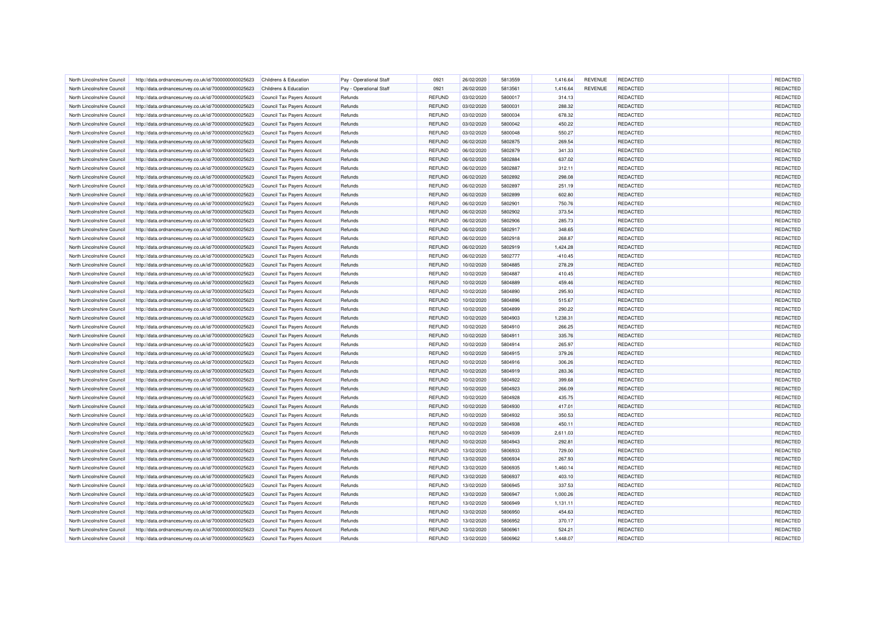| | | | | | | | | | | | |
|---|---|---|---|---|---|---|---|---|---|---|---|
| North Lincolnshire Council | http://data.ordnancesurvey.co.uk/id/7000000000025623 | Childrens & Education | Pay - Operational Staff | 0921 | 26/02/2020 | 5813559 | 1,416.64 | REVENUE | REDACTED | | REDACTED |
| North Lincolnshire Council | http://data.ordnancesurvey.co.uk/id/7000000000025623 | Childrens & Education | Pay - Operational Staff | 0921 | 26/02/2020 | 5813561 | 1,416.64 | REVENUE | REDACTED | | REDACTED |
| North Lincolnshire Council | http://data.ordnancesurvey.co.uk/id/7000000000025623 | Council Tax Payers Account | Refunds | REFUND | 03/02/2020 | 5800017 | 314.13 | | REDACTED | | REDACTED |
| North Lincolnshire Council | http://data.ordnancesurvey.co.uk/id/7000000000025623 | Council Tax Payers Account | Refunds | REFUND | 03/02/2020 | 5800031 | 288.32 | | REDACTED | | REDACTED |
| North Lincolnshire Council | http://data.ordnancesurvey.co.uk/id/7000000000025623 | Council Tax Payers Account | Refunds | REFUND | 03/02/2020 | 5800034 | 678.32 | | REDACTED | | REDACTED |
| North Lincolnshire Council | http://data.ordnancesurvey.co.uk/id/7000000000025623 | Council Tax Payers Account | Refunds | REFUND | 03/02/2020 | 5800042 | 450.22 | | REDACTED | | REDACTED |
| North Lincolnshire Council | http://data.ordnancesurvey.co.uk/id/7000000000025623 | Council Tax Payers Account | Refunds | REFUND | 03/02/2020 | 5800048 | 550.27 | | REDACTED | | REDACTED |
| North Lincolnshire Council | http://data.ordnancesurvey.co.uk/id/7000000000025623 | Council Tax Payers Account | Refunds | REFUND | 06/02/2020 | 5802875 | 269.54 | | REDACTED | | REDACTED |
| North Lincolnshire Council | http://data.ordnancesurvey.co.uk/id/7000000000025623 | Council Tax Payers Account | Refunds | REFUND | 06/02/2020 | 5802879 | 341.33 | | REDACTED | | REDACTED |
| North Lincolnshire Council | http://data.ordnancesurvey.co.uk/id/7000000000025623 | Council Tax Payers Account | Refunds | REFUND | 06/02/2020 | 5802884 | 637.02 | | REDACTED | | REDACTED |
| North Lincolnshire Council | http://data.ordnancesurvey.co.uk/id/7000000000025623 | Council Tax Payers Account | Refunds | REFUND | 06/02/2020 | 5802887 | 312.11 | | REDACTED | | REDACTED |
| North Lincolnshire Council | http://data.ordnancesurvey.co.uk/id/7000000000025623 | Council Tax Payers Account | Refunds | REFUND | 06/02/2020 | 5802892 | 298.08 | | REDACTED | | REDACTED |
| North Lincolnshire Council | http://data.ordnancesurvey.co.uk/id/7000000000025623 | Council Tax Payers Account | Refunds | REFUND | 06/02/2020 | 5802897 | 251.19 | | REDACTED | | REDACTED |
| North Lincolnshire Council | http://data.ordnancesurvey.co.uk/id/7000000000025623 | Council Tax Payers Account | Refunds | REFUND | 06/02/2020 | 5802899 | 602.80 | | REDACTED | | REDACTED |
| North Lincolnshire Council | http://data.ordnancesurvey.co.uk/id/7000000000025623 | Council Tax Payers Account | Refunds | REFUND | 06/02/2020 | 5802901 | 750.76 | | REDACTED | | REDACTED |
| North Lincolnshire Council | http://data.ordnancesurvey.co.uk/id/7000000000025623 | Council Tax Payers Account | Refunds | REFUND | 06/02/2020 | 5802902 | 373.54 | | REDACTED | | REDACTED |
| North Lincolnshire Council | http://data.ordnancesurvey.co.uk/id/7000000000025623 | Council Tax Payers Account | Refunds | REFUND | 06/02/2020 | 5802906 | 285.73 | | REDACTED | | REDACTED |
| North Lincolnshire Council | http://data.ordnancesurvey.co.uk/id/7000000000025623 | Council Tax Payers Account | Refunds | REFUND | 06/02/2020 | 5802917 | 348.65 | | REDACTED | | REDACTED |
| North Lincolnshire Council | http://data.ordnancesurvey.co.uk/id/7000000000025623 | Council Tax Payers Account | Refunds | REFUND | 06/02/2020 | 5802918 | 268.87 | | REDACTED | | REDACTED |
| North Lincolnshire Council | http://data.ordnancesurvey.co.uk/id/7000000000025623 | Council Tax Payers Account | Refunds | REFUND | 06/02/2020 | 5802919 | 1,424.28 | | REDACTED | | REDACTED |
| North Lincolnshire Council | http://data.ordnancesurvey.co.uk/id/7000000000025623 | Council Tax Payers Account | Refunds | REFUND | 06/02/2020 | 5802777 | -410.45 | | REDACTED | | REDACTED |
| North Lincolnshire Council | http://data.ordnancesurvey.co.uk/id/7000000000025623 | Council Tax Payers Account | Refunds | REFUND | 10/02/2020 | 5804885 | 278.29 | | REDACTED | | REDACTED |
| North Lincolnshire Council | http://data.ordnancesurvey.co.uk/id/7000000000025623 | Council Tax Payers Account | Refunds | REFUND | 10/02/2020 | 5804887 | 410.45 | | REDACTED | | REDACTED |
| North Lincolnshire Council | http://data.ordnancesurvey.co.uk/id/7000000000025623 | Council Tax Payers Account | Refunds | REFUND | 10/02/2020 | 5804889 | 459.46 | | REDACTED | | REDACTED |
| North Lincolnshire Council | http://data.ordnancesurvey.co.uk/id/7000000000025623 | Council Tax Payers Account | Refunds | REFUND | 10/02/2020 | 5804890 | 295.93 | | REDACTED | | REDACTED |
| North Lincolnshire Council | http://data.ordnancesurvey.co.uk/id/7000000000025623 | Council Tax Payers Account | Refunds | REFUND | 10/02/2020 | 5804896 | 515.67 | | REDACTED | | REDACTED |
| North Lincolnshire Council | http://data.ordnancesurvey.co.uk/id/7000000000025623 | Council Tax Payers Account | Refunds | REFUND | 10/02/2020 | 5804899 | 290.22 | | REDACTED | | REDACTED |
| North Lincolnshire Council | http://data.ordnancesurvey.co.uk/id/7000000000025623 | Council Tax Payers Account | Refunds | REFUND | 10/02/2020 | 5804903 | 1,238.31 | | REDACTED | | REDACTED |
| North Lincolnshire Council | http://data.ordnancesurvey.co.uk/id/7000000000025623 | Council Tax Payers Account | Refunds | REFUND | 10/02/2020 | 5804910 | 266.25 | | REDACTED | | REDACTED |
| North Lincolnshire Council | http://data.ordnancesurvey.co.uk/id/7000000000025623 | Council Tax Payers Account | Refunds | REFUND | 10/02/2020 | 5804911 | 335.76 | | REDACTED | | REDACTED |
| North Lincolnshire Council | http://data.ordnancesurvey.co.uk/id/7000000000025623 | Council Tax Payers Account | Refunds | REFUND | 10/02/2020 | 5804914 | 265.97 | | REDACTED | | REDACTED |
| North Lincolnshire Council | http://data.ordnancesurvey.co.uk/id/7000000000025623 | Council Tax Payers Account | Refunds | REFUND | 10/02/2020 | 5804915 | 379.26 | | REDACTED | | REDACTED |
| North Lincolnshire Council | http://data.ordnancesurvey.co.uk/id/7000000000025623 | Council Tax Payers Account | Refunds | REFUND | 10/02/2020 | 5804916 | 306.26 | | REDACTED | | REDACTED |
| North Lincolnshire Council | http://data.ordnancesurvey.co.uk/id/7000000000025623 | Council Tax Payers Account | Refunds | REFUND | 10/02/2020 | 5804919 | 283.36 | | REDACTED | | REDACTED |
| North Lincolnshire Council | http://data.ordnancesurvey.co.uk/id/7000000000025623 | Council Tax Payers Account | Refunds | REFUND | 10/02/2020 | 5804922 | 399.68 | | REDACTED | | REDACTED |
| North Lincolnshire Council | http://data.ordnancesurvey.co.uk/id/7000000000025623 | Council Tax Payers Account | Refunds | REFUND | 10/02/2020 | 5804923 | 266.09 | | REDACTED | | REDACTED |
| North Lincolnshire Council | http://data.ordnancesurvey.co.uk/id/7000000000025623 | Council Tax Payers Account | Refunds | REFUND | 10/02/2020 | 5804928 | 435.75 | | REDACTED | | REDACTED |
| North Lincolnshire Council | http://data.ordnancesurvey.co.uk/id/7000000000025623 | Council Tax Payers Account | Refunds | REFUND | 10/02/2020 | 5804930 | 417.01 | | REDACTED | | REDACTED |
| North Lincolnshire Council | http://data.ordnancesurvey.co.uk/id/7000000000025623 | Council Tax Payers Account | Refunds | REFUND | 10/02/2020 | 5804932 | 350.53 | | REDACTED | | REDACTED |
| North Lincolnshire Council | http://data.ordnancesurvey.co.uk/id/7000000000025623 | Council Tax Payers Account | Refunds | REFUND | 10/02/2020 | 5804938 | 450.11 | | REDACTED | | REDACTED |
| North Lincolnshire Council | http://data.ordnancesurvey.co.uk/id/7000000000025623 | Council Tax Payers Account | Refunds | REFUND | 10/02/2020 | 5804939 | 2,611.03 | | REDACTED | | REDACTED |
| North Lincolnshire Council | http://data.ordnancesurvey.co.uk/id/7000000000025623 | Council Tax Payers Account | Refunds | REFUND | 10/02/2020 | 5804943 | 292.81 | | REDACTED | | REDACTED |
| North Lincolnshire Council | http://data.ordnancesurvey.co.uk/id/7000000000025623 | Council Tax Payers Account | Refunds | REFUND | 13/02/2020 | 5806933 | 729.00 | | REDACTED | | REDACTED |
| North Lincolnshire Council | http://data.ordnancesurvey.co.uk/id/7000000000025623 | Council Tax Payers Account | Refunds | REFUND | 13/02/2020 | 5806934 | 267.93 | | REDACTED | | REDACTED |
| North Lincolnshire Council | http://data.ordnancesurvey.co.uk/id/7000000000025623 | Council Tax Payers Account | Refunds | REFUND | 13/02/2020 | 5806935 | 1,460.14 | | REDACTED | | REDACTED |
| North Lincolnshire Council | http://data.ordnancesurvey.co.uk/id/7000000000025623 | Council Tax Payers Account | Refunds | REFUND | 13/02/2020 | 5806937 | 403.10 | | REDACTED | | REDACTED |
| North Lincolnshire Council | http://data.ordnancesurvey.co.uk/id/7000000000025623 | Council Tax Payers Account | Refunds | REFUND | 13/02/2020 | 5806945 | 337.53 | | REDACTED | | REDACTED |
| North Lincolnshire Council | http://data.ordnancesurvey.co.uk/id/7000000000025623 | Council Tax Payers Account | Refunds | REFUND | 13/02/2020 | 5806947 | 1,000.26 | | REDACTED | | REDACTED |
| North Lincolnshire Council | http://data.ordnancesurvey.co.uk/id/7000000000025623 | Council Tax Payers Account | Refunds | REFUND | 13/02/2020 | 5806949 | 1,131.11 | | REDACTED | | REDACTED |
| North Lincolnshire Council | http://data.ordnancesurvey.co.uk/id/7000000000025623 | Council Tax Payers Account | Refunds | REFUND | 13/02/2020 | 5806950 | 454.63 | | REDACTED | | REDACTED |
| North Lincolnshire Council | http://data.ordnancesurvey.co.uk/id/7000000000025623 | Council Tax Payers Account | Refunds | REFUND | 13/02/2020 | 5806952 | 370.17 | | REDACTED | | REDACTED |
| North Lincolnshire Council | http://data.ordnancesurvey.co.uk/id/7000000000025623 | Council Tax Payers Account | Refunds | REFUND | 13/02/2020 | 5806961 | 524.21 | | REDACTED | | REDACTED |
| North Lincolnshire Council | http://data.ordnancesurvey.co.uk/id/7000000000025623 | Council Tax Payers Account | Refunds | REFUND | 13/02/2020 | 5806962 | 1,448.07 | | REDACTED | | REDACTED |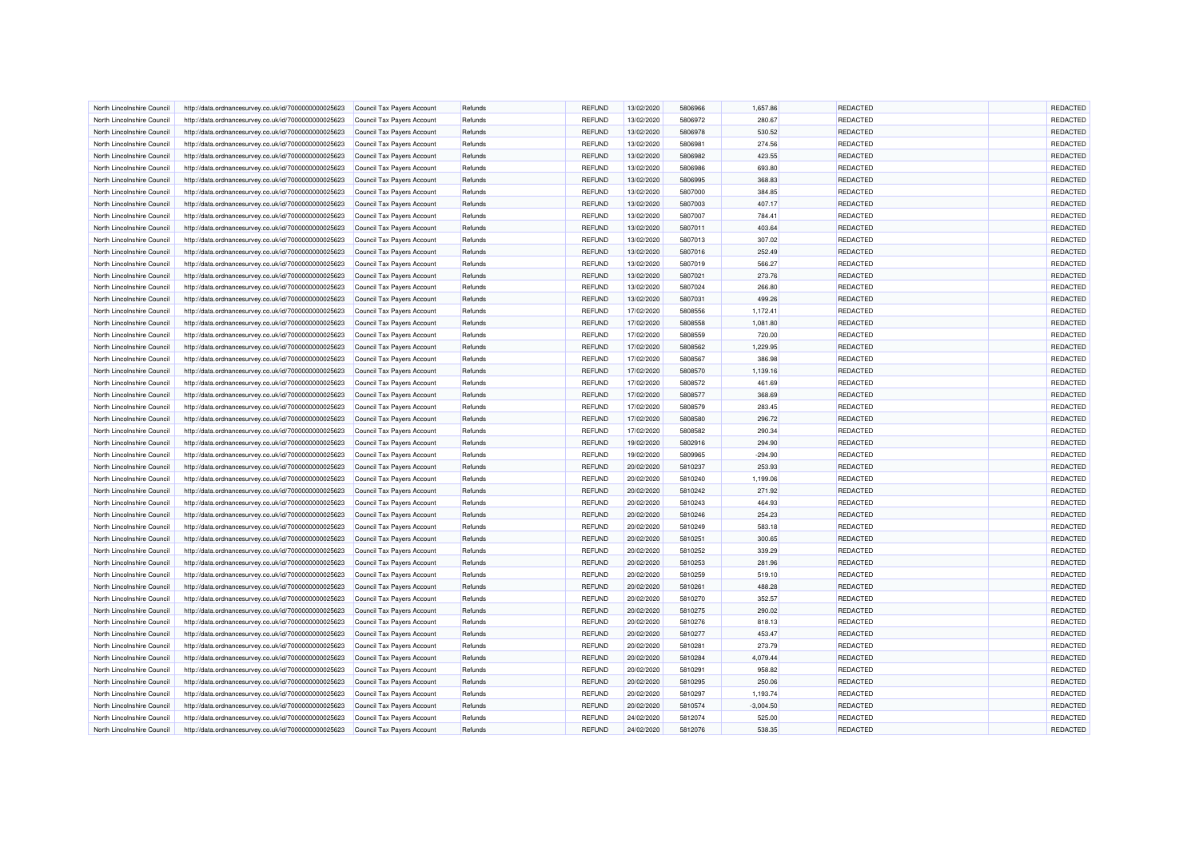| North Lincolnshire Council | http://data.ordnancesurvey.co.uk/id/7000000000025623 | Council Tax Payers Account | Refunds | REFUND | 13/02/2020 | 5806966 | 1,657.86 | REDACTED | REDACTED |
|---|---|---|---|---|---|---|---|---|---|
| North Lincolnshire Council | http://data.ordnancesurvey.co.uk/id/7000000000025623 | Council Tax Payers Account | Refunds | REFUND | 13/02/2020 | 5806972 | 280.67 | REDACTED | REDACTED |
| North Lincolnshire Council | http://data.ordnancesurvey.co.uk/id/7000000000025623 | Council Tax Payers Account | Refunds | REFUND | 13/02/2020 | 5806978 | 530.52 | REDACTED | REDACTED |
| North Lincolnshire Council | http://data.ordnancesurvey.co.uk/id/7000000000025623 | Council Tax Payers Account | Refunds | REFUND | 13/02/2020 | 5806981 | 274.56 | REDACTED | REDACTED |
| North Lincolnshire Council | http://data.ordnancesurvey.co.uk/id/7000000000025623 | Council Tax Payers Account | Refunds | REFUND | 13/02/2020 | 5806982 | 423.55 | REDACTED | REDACTED |
| North Lincolnshire Council | http://data.ordnancesurvey.co.uk/id/7000000000025623 | Council Tax Payers Account | Refunds | REFUND | 13/02/2020 | 5806986 | 693.80 | REDACTED | REDACTED |
| North Lincolnshire Council | http://data.ordnancesurvey.co.uk/id/7000000000025623 | Council Tax Payers Account | Refunds | REFUND | 13/02/2020 | 5806995 | 368.83 | REDACTED | REDACTED |
| North Lincolnshire Council | http://data.ordnancesurvey.co.uk/id/7000000000025623 | Council Tax Payers Account | Refunds | REFUND | 13/02/2020 | 5807000 | 384.85 | REDACTED | REDACTED |
| North Lincolnshire Council | http://data.ordnancesurvey.co.uk/id/7000000000025623 | Council Tax Payers Account | Refunds | REFUND | 13/02/2020 | 5807003 | 407.17 | REDACTED | REDACTED |
| North Lincolnshire Council | http://data.ordnancesurvey.co.uk/id/7000000000025623 | Council Tax Payers Account | Refunds | REFUND | 13/02/2020 | 5807007 | 784.41 | REDACTED | REDACTED |
| North Lincolnshire Council | http://data.ordnancesurvey.co.uk/id/7000000000025623 | Council Tax Payers Account | Refunds | REFUND | 13/02/2020 | 5807011 | 403.64 | REDACTED | REDACTED |
| North Lincolnshire Council | http://data.ordnancesurvey.co.uk/id/7000000000025623 | Council Tax Payers Account | Refunds | REFUND | 13/02/2020 | 5807013 | 307.02 | REDACTED | REDACTED |
| North Lincolnshire Council | http://data.ordnancesurvey.co.uk/id/7000000000025623 | Council Tax Payers Account | Refunds | REFUND | 13/02/2020 | 5807016 | 252.49 | REDACTED | REDACTED |
| North Lincolnshire Council | http://data.ordnancesurvey.co.uk/id/7000000000025623 | Council Tax Payers Account | Refunds | REFUND | 13/02/2020 | 5807019 | 566.27 | REDACTED | REDACTED |
| North Lincolnshire Council | http://data.ordnancesurvey.co.uk/id/7000000000025623 | Council Tax Payers Account | Refunds | REFUND | 13/02/2020 | 5807021 | 273.76 | REDACTED | REDACTED |
| North Lincolnshire Council | http://data.ordnancesurvey.co.uk/id/7000000000025623 | Council Tax Payers Account | Refunds | REFUND | 13/02/2020 | 5807024 | 266.80 | REDACTED | REDACTED |
| North Lincolnshire Council | http://data.ordnancesurvey.co.uk/id/7000000000025623 | Council Tax Payers Account | Refunds | REFUND | 13/02/2020 | 5807031 | 499.26 | REDACTED | REDACTED |
| North Lincolnshire Council | http://data.ordnancesurvey.co.uk/id/7000000000025623 | Council Tax Payers Account | Refunds | REFUND | 17/02/2020 | 5808556 | 1,172.41 | REDACTED | REDACTED |
| North Lincolnshire Council | http://data.ordnancesurvey.co.uk/id/7000000000025623 | Council Tax Payers Account | Refunds | REFUND | 17/02/2020 | 5808558 | 1,081.80 | REDACTED | REDACTED |
| North Lincolnshire Council | http://data.ordnancesurvey.co.uk/id/7000000000025623 | Council Tax Payers Account | Refunds | REFUND | 17/02/2020 | 5808559 | 720.00 | REDACTED | REDACTED |
| North Lincolnshire Council | http://data.ordnancesurvey.co.uk/id/7000000000025623 | Council Tax Payers Account | Refunds | REFUND | 17/02/2020 | 5808562 | 1,229.95 | REDACTED | REDACTED |
| North Lincolnshire Council | http://data.ordnancesurvey.co.uk/id/7000000000025623 | Council Tax Payers Account | Refunds | REFUND | 17/02/2020 | 5808567 | 386.98 | REDACTED | REDACTED |
| North Lincolnshire Council | http://data.ordnancesurvey.co.uk/id/7000000000025623 | Council Tax Payers Account | Refunds | REFUND | 17/02/2020 | 5808570 | 1,139.16 | REDACTED | REDACTED |
| North Lincolnshire Council | http://data.ordnancesurvey.co.uk/id/7000000000025623 | Council Tax Payers Account | Refunds | REFUND | 17/02/2020 | 5808572 | 461.69 | REDACTED | REDACTED |
| North Lincolnshire Council | http://data.ordnancesurvey.co.uk/id/7000000000025623 | Council Tax Payers Account | Refunds | REFUND | 17/02/2020 | 5808577 | 368.69 | REDACTED | REDACTED |
| North Lincolnshire Council | http://data.ordnancesurvey.co.uk/id/7000000000025623 | Council Tax Payers Account | Refunds | REFUND | 17/02/2020 | 5808579 | 283.45 | REDACTED | REDACTED |
| North Lincolnshire Council | http://data.ordnancesurvey.co.uk/id/7000000000025623 | Council Tax Payers Account | Refunds | REFUND | 17/02/2020 | 5808580 | 296.72 | REDACTED | REDACTED |
| North Lincolnshire Council | http://data.ordnancesurvey.co.uk/id/7000000000025623 | Council Tax Payers Account | Refunds | REFUND | 17/02/2020 | 5808582 | 290.34 | REDACTED | REDACTED |
| North Lincolnshire Council | http://data.ordnancesurvey.co.uk/id/7000000000025623 | Council Tax Payers Account | Refunds | REFUND | 19/02/2020 | 5802916 | 294.90 | REDACTED | REDACTED |
| North Lincolnshire Council | http://data.ordnancesurvey.co.uk/id/7000000000025623 | Council Tax Payers Account | Refunds | REFUND | 19/02/2020 | 5809965 | -294.90 | REDACTED | REDACTED |
| North Lincolnshire Council | http://data.ordnancesurvey.co.uk/id/7000000000025623 | Council Tax Payers Account | Refunds | REFUND | 20/02/2020 | 5810237 | 253.93 | REDACTED | REDACTED |
| North Lincolnshire Council | http://data.ordnancesurvey.co.uk/id/7000000000025623 | Council Tax Payers Account | Refunds | REFUND | 20/02/2020 | 5810240 | 1,199.06 | REDACTED | REDACTED |
| North Lincolnshire Council | http://data.ordnancesurvey.co.uk/id/7000000000025623 | Council Tax Payers Account | Refunds | REFUND | 20/02/2020 | 5810242 | 271.92 | REDACTED | REDACTED |
| North Lincolnshire Council | http://data.ordnancesurvey.co.uk/id/7000000000025623 | Council Tax Payers Account | Refunds | REFUND | 20/02/2020 | 5810243 | 464.93 | REDACTED | REDACTED |
| North Lincolnshire Council | http://data.ordnancesurvey.co.uk/id/7000000000025623 | Council Tax Payers Account | Refunds | REFUND | 20/02/2020 | 5810246 | 254.23 | REDACTED | REDACTED |
| North Lincolnshire Council | http://data.ordnancesurvey.co.uk/id/7000000000025623 | Council Tax Payers Account | Refunds | REFUND | 20/02/2020 | 5810249 | 583.18 | REDACTED | REDACTED |
| North Lincolnshire Council | http://data.ordnancesurvey.co.uk/id/7000000000025623 | Council Tax Payers Account | Refunds | REFUND | 20/02/2020 | 5810251 | 300.65 | REDACTED | REDACTED |
| North Lincolnshire Council | http://data.ordnancesurvey.co.uk/id/7000000000025623 | Council Tax Payers Account | Refunds | REFUND | 20/02/2020 | 5810252 | 339.29 | REDACTED | REDACTED |
| North Lincolnshire Council | http://data.ordnancesurvey.co.uk/id/7000000000025623 | Council Tax Payers Account | Refunds | REFUND | 20/02/2020 | 5810253 | 281.96 | REDACTED | REDACTED |
| North Lincolnshire Council | http://data.ordnancesurvey.co.uk/id/7000000000025623 | Council Tax Payers Account | Refunds | REFUND | 20/02/2020 | 5810259 | 519.10 | REDACTED | REDACTED |
| North Lincolnshire Council | http://data.ordnancesurvey.co.uk/id/7000000000025623 | Council Tax Payers Account | Refunds | REFUND | 20/02/2020 | 5810261 | 488.28 | REDACTED | REDACTED |
| North Lincolnshire Council | http://data.ordnancesurvey.co.uk/id/7000000000025623 | Council Tax Payers Account | Refunds | REFUND | 20/02/2020 | 5810270 | 352.57 | REDACTED | REDACTED |
| North Lincolnshire Council | http://data.ordnancesurvey.co.uk/id/7000000000025623 | Council Tax Payers Account | Refunds | REFUND | 20/02/2020 | 5810275 | 290.02 | REDACTED | REDACTED |
| North Lincolnshire Council | http://data.ordnancesurvey.co.uk/id/7000000000025623 | Council Tax Payers Account | Refunds | REFUND | 20/02/2020 | 5810276 | 818.13 | REDACTED | REDACTED |
| North Lincolnshire Council | http://data.ordnancesurvey.co.uk/id/7000000000025623 | Council Tax Payers Account | Refunds | REFUND | 20/02/2020 | 5810277 | 453.47 | REDACTED | REDACTED |
| North Lincolnshire Council | http://data.ordnancesurvey.co.uk/id/7000000000025623 | Council Tax Payers Account | Refunds | REFUND | 20/02/2020 | 5810281 | 273.79 | REDACTED | REDACTED |
| North Lincolnshire Council | http://data.ordnancesurvey.co.uk/id/7000000000025623 | Council Tax Payers Account | Refunds | REFUND | 20/02/2020 | 5810284 | 4,079.44 | REDACTED | REDACTED |
| North Lincolnshire Council | http://data.ordnancesurvey.co.uk/id/7000000000025623 | Council Tax Payers Account | Refunds | REFUND | 20/02/2020 | 5810291 | 958.82 | REDACTED | REDACTED |
| North Lincolnshire Council | http://data.ordnancesurvey.co.uk/id/7000000000025623 | Council Tax Payers Account | Refunds | REFUND | 20/02/2020 | 5810295 | 250.06 | REDACTED | REDACTED |
| North Lincolnshire Council | http://data.ordnancesurvey.co.uk/id/7000000000025623 | Council Tax Payers Account | Refunds | REFUND | 20/02/2020 | 5810297 | 1,193.74 | REDACTED | REDACTED |
| North Lincolnshire Council | http://data.ordnancesurvey.co.uk/id/7000000000025623 | Council Tax Payers Account | Refunds | REFUND | 20/02/2020 | 5810574 | -3,004.50 | REDACTED | REDACTED |
| North Lincolnshire Council | http://data.ordnancesurvey.co.uk/id/7000000000025623 | Council Tax Payers Account | Refunds | REFUND | 24/02/2020 | 5812074 | 525.00 | REDACTED | REDACTED |
| North Lincolnshire Council | http://data.ordnancesurvey.co.uk/id/7000000000025623 | Council Tax Payers Account | Refunds | REFUND | 24/02/2020 | 5812076 | 538.35 | REDACTED | REDACTED |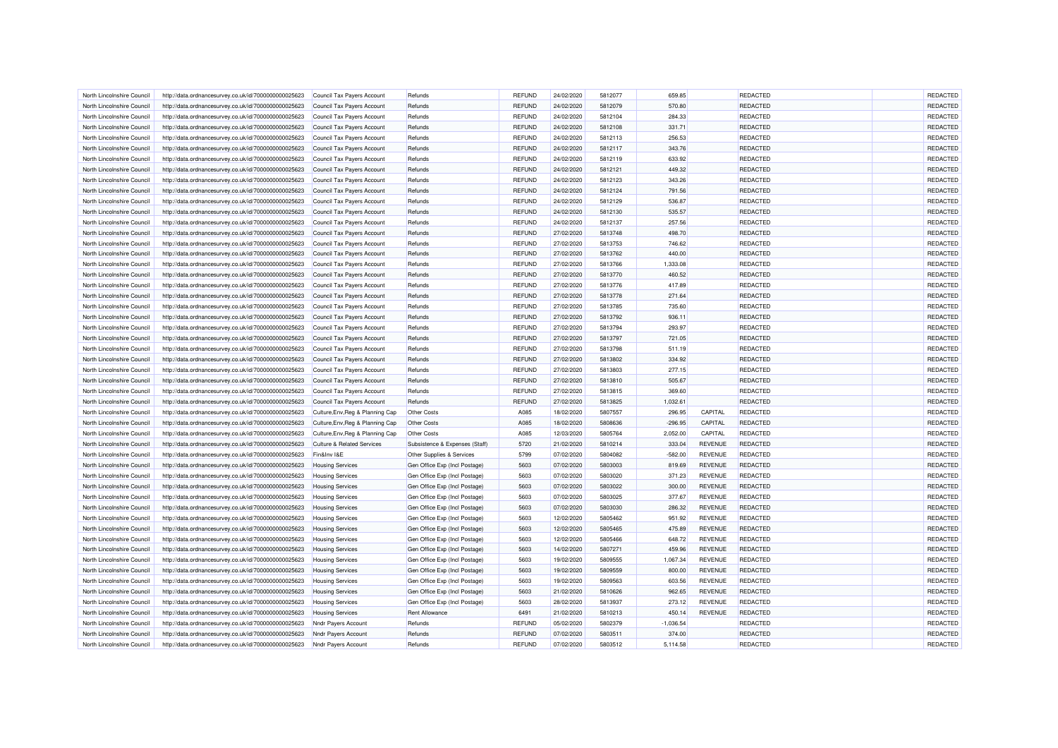| North Lincolnshire Council | http://data.ordnancesurvey.co.uk/id/7000000000025623 | Council Tax Payers Account | Refunds | REFUND | 24/02/2020 | 5812077 | 659.85 | | REDACTED | | REDACTED |
|---|---|---|---|---|---|---|---|---|---|---|---|
| North Lincolnshire Council | http://data.ordnancesurvey.co.uk/id/7000000000025623 | Council Tax Payers Account | Refunds | REFUND | 24/02/2020 | 5812079 | 570.80 | | REDACTED | | REDACTED |
| North Lincolnshire Council | http://data.ordnancesurvey.co.uk/id/7000000000025623 | Council Tax Payers Account | Refunds | REFUND | 24/02/2020 | 5812104 | 284.33 | | REDACTED | | REDACTED |
| North Lincolnshire Council | http://data.ordnancesurvey.co.uk/id/7000000000025623 | Council Tax Payers Account | Refunds | REFUND | 24/02/2020 | 5812108 | 331.71 | | REDACTED | | REDACTED |
| North Lincolnshire Council | http://data.ordnancesurvey.co.uk/id/7000000000025623 | Council Tax Payers Account | Refunds | REFUND | 24/02/2020 | 5812113 | 256.53 | | REDACTED | | REDACTED |
| North Lincolnshire Council | http://data.ordnancesurvey.co.uk/id/7000000000025623 | Council Tax Payers Account | Refunds | REFUND | 24/02/2020 | 5812117 | 343.76 | | REDACTED | | REDACTED |
| North Lincolnshire Council | http://data.ordnancesurvey.co.uk/id/7000000000025623 | Council Tax Payers Account | Refunds | REFUND | 24/02/2020 | 5812119 | 633.92 | | REDACTED | | REDACTED |
| North Lincolnshire Council | http://data.ordnancesurvey.co.uk/id/7000000000025623 | Council Tax Payers Account | Refunds | REFUND | 24/02/2020 | 5812121 | 449.32 | | REDACTED | | REDACTED |
| North Lincolnshire Council | http://data.ordnancesurvey.co.uk/id/7000000000025623 | Council Tax Payers Account | Refunds | REFUND | 24/02/2020 | 5812123 | 343.26 | | REDACTED | | REDACTED |
| North Lincolnshire Council | http://data.ordnancesurvey.co.uk/id/7000000000025623 | Council Tax Payers Account | Refunds | REFUND | 24/02/2020 | 5812124 | 791.56 | | REDACTED | | REDACTED |
| North Lincolnshire Council | http://data.ordnancesurvey.co.uk/id/7000000000025623 | Council Tax Payers Account | Refunds | REFUND | 24/02/2020 | 5812129 | 536.87 | | REDACTED | | REDACTED |
| North Lincolnshire Council | http://data.ordnancesurvey.co.uk/id/7000000000025623 | Council Tax Payers Account | Refunds | REFUND | 24/02/2020 | 5812130 | 535.57 | | REDACTED | | REDACTED |
| North Lincolnshire Council | http://data.ordnancesurvey.co.uk/id/7000000000025623 | Council Tax Payers Account | Refunds | REFUND | 24/02/2020 | 5812137 | 257.56 | | REDACTED | | REDACTED |
| North Lincolnshire Council | http://data.ordnancesurvey.co.uk/id/7000000000025623 | Council Tax Payers Account | Refunds | REFUND | 27/02/2020 | 5813748 | 498.70 | | REDACTED | | REDACTED |
| North Lincolnshire Council | http://data.ordnancesurvey.co.uk/id/7000000000025623 | Council Tax Payers Account | Refunds | REFUND | 27/02/2020 | 5813753 | 746.62 | | REDACTED | | REDACTED |
| North Lincolnshire Council | http://data.ordnancesurvey.co.uk/id/7000000000025623 | Council Tax Payers Account | Refunds | REFUND | 27/02/2020 | 5813762 | 440.00 | | REDACTED | | REDACTED |
| North Lincolnshire Council | http://data.ordnancesurvey.co.uk/id/7000000000025623 | Council Tax Payers Account | Refunds | REFUND | 27/02/2020 | 5813766 | 1,333.08 | | REDACTED | | REDACTED |
| North Lincolnshire Council | http://data.ordnancesurvey.co.uk/id/7000000000025623 | Council Tax Payers Account | Refunds | REFUND | 27/02/2020 | 5813770 | 460.52 | | REDACTED | | REDACTED |
| North Lincolnshire Council | http://data.ordnancesurvey.co.uk/id/7000000000025623 | Council Tax Payers Account | Refunds | REFUND | 27/02/2020 | 5813776 | 417.89 | | REDACTED | | REDACTED |
| North Lincolnshire Council | http://data.ordnancesurvey.co.uk/id/7000000000025623 | Council Tax Payers Account | Refunds | REFUND | 27/02/2020 | 5813778 | 271.64 | | REDACTED | | REDACTED |
| North Lincolnshire Council | http://data.ordnancesurvey.co.uk/id/7000000000025623 | Council Tax Payers Account | Refunds | REFUND | 27/02/2020 | 5813785 | 735.60 | | REDACTED | | REDACTED |
| North Lincolnshire Council | http://data.ordnancesurvey.co.uk/id/7000000000025623 | Council Tax Payers Account | Refunds | REFUND | 27/02/2020 | 5813792 | 936.11 | | REDACTED | | REDACTED |
| North Lincolnshire Council | http://data.ordnancesurvey.co.uk/id/7000000000025623 | Council Tax Payers Account | Refunds | REFUND | 27/02/2020 | 5813794 | 293.97 | | REDACTED | | REDACTED |
| North Lincolnshire Council | http://data.ordnancesurvey.co.uk/id/7000000000025623 | Council Tax Payers Account | Refunds | REFUND | 27/02/2020 | 5813797 | 721.05 | | REDACTED | | REDACTED |
| North Lincolnshire Council | http://data.ordnancesurvey.co.uk/id/7000000000025623 | Council Tax Payers Account | Refunds | REFUND | 27/02/2020 | 5813798 | 511.19 | | REDACTED | | REDACTED |
| North Lincolnshire Council | http://data.ordnancesurvey.co.uk/id/7000000000025623 | Council Tax Payers Account | Refunds | REFUND | 27/02/2020 | 5813802 | 334.92 | | REDACTED | | REDACTED |
| North Lincolnshire Council | http://data.ordnancesurvey.co.uk/id/7000000000025623 | Council Tax Payers Account | Refunds | REFUND | 27/02/2020 | 5813803 | 277.15 | | REDACTED | | REDACTED |
| North Lincolnshire Council | http://data.ordnancesurvey.co.uk/id/7000000000025623 | Council Tax Payers Account | Refunds | REFUND | 27/02/2020 | 5813810 | 505.67 | | REDACTED | | REDACTED |
| North Lincolnshire Council | http://data.ordnancesurvey.co.uk/id/7000000000025623 | Council Tax Payers Account | Refunds | REFUND | 27/02/2020 | 5813815 | 369.60 | | REDACTED | | REDACTED |
| North Lincolnshire Council | http://data.ordnancesurvey.co.uk/id/7000000000025623 | Council Tax Payers Account | Refunds | REFUND | 27/02/2020 | 5813825 | 1,032.61 | | REDACTED | | REDACTED |
| North Lincolnshire Council | http://data.ordnancesurvey.co.uk/id/7000000000025623 | Culture,Env,Reg & Planning Cap | Other Costs | A085 | 18/02/2020 | 5807557 | 296.95 | CAPITAL | REDACTED | | REDACTED |
| North Lincolnshire Council | http://data.ordnancesurvey.co.uk/id/7000000000025623 | Culture,Env,Reg & Planning Cap | Other Costs | A085 | 18/02/2020 | 5808636 | -296.95 | CAPITAL | REDACTED | | REDACTED |
| North Lincolnshire Council | http://data.ordnancesurvey.co.uk/id/7000000000025623 | Culture,Env,Reg & Planning Cap | Other Costs | A085 | 12/03/2020 | 5805764 | 2,052.00 | CAPITAL | REDACTED | | REDACTED |
| North Lincolnshire Council | http://data.ordnancesurvey.co.uk/id/7000000000025623 | Culture & Related Services | Subsistence & Expenses (Staff) | 5720 | 21/02/2020 | 5810214 | 333.04 | REVENUE | REDACTED | | REDACTED |
| North Lincolnshire Council | http://data.ordnancesurvey.co.uk/id/7000000000025623 | Fin&Inv I&E | Other Supplies & Services | 5799 | 07/02/2020 | 5804082 | -582.00 | REVENUE | REDACTED | | REDACTED |
| North Lincolnshire Council | http://data.ordnancesurvey.co.uk/id/7000000000025623 | Housing Services | Gen Office Exp (Incl Postage) | 5603 | 07/02/2020 | 5803003 | 819.69 | REVENUE | REDACTED | | REDACTED |
| North Lincolnshire Council | http://data.ordnancesurvey.co.uk/id/7000000000025623 | Housing Services | Gen Office Exp (Incl Postage) | 5603 | 07/02/2020 | 5803020 | 371.23 | REVENUE | REDACTED | | REDACTED |
| North Lincolnshire Council | http://data.ordnancesurvey.co.uk/id/7000000000025623 | Housing Services | Gen Office Exp (Incl Postage) | 5603 | 07/02/2020 | 5803022 | 300.00 | REVENUE | REDACTED | | REDACTED |
| North Lincolnshire Council | http://data.ordnancesurvey.co.uk/id/7000000000025623 | Housing Services | Gen Office Exp (Incl Postage) | 5603 | 07/02/2020 | 5803025 | 377.67 | REVENUE | REDACTED | | REDACTED |
| North Lincolnshire Council | http://data.ordnancesurvey.co.uk/id/7000000000025623 | Housing Services | Gen Office Exp (Incl Postage) | 5603 | 07/02/2020 | 5803030 | 286.32 | REVENUE | REDACTED | | REDACTED |
| North Lincolnshire Council | http://data.ordnancesurvey.co.uk/id/7000000000025623 | Housing Services | Gen Office Exp (Incl Postage) | 5603 | 12/02/2020 | 5805462 | 951.92 | REVENUE | REDACTED | | REDACTED |
| North Lincolnshire Council | http://data.ordnancesurvey.co.uk/id/7000000000025623 | Housing Services | Gen Office Exp (Incl Postage) | 5603 | 12/02/2020 | 5805465 | 475.89 | REVENUE | REDACTED | | REDACTED |
| North Lincolnshire Council | http://data.ordnancesurvey.co.uk/id/7000000000025623 | Housing Services | Gen Office Exp (Incl Postage) | 5603 | 12/02/2020 | 5805466 | 648.72 | REVENUE | REDACTED | | REDACTED |
| North Lincolnshire Council | http://data.ordnancesurvey.co.uk/id/7000000000025623 | Housing Services | Gen Office Exp (Incl Postage) | 5603 | 14/02/2020 | 5807271 | 459.96 | REVENUE | REDACTED | | REDACTED |
| North Lincolnshire Council | http://data.ordnancesurvey.co.uk/id/7000000000025623 | Housing Services | Gen Office Exp (Incl Postage) | 5603 | 19/02/2020 | 5809555 | 1,067.34 | REVENUE | REDACTED | | REDACTED |
| North Lincolnshire Council | http://data.ordnancesurvey.co.uk/id/7000000000025623 | Housing Services | Gen Office Exp (Incl Postage) | 5603 | 19/02/2020 | 5809559 | 800.00 | REVENUE | REDACTED | | REDACTED |
| North Lincolnshire Council | http://data.ordnancesurvey.co.uk/id/7000000000025623 | Housing Services | Gen Office Exp (Incl Postage) | 5603 | 19/02/2020 | 5809563 | 603.56 | REVENUE | REDACTED | | REDACTED |
| North Lincolnshire Council | http://data.ordnancesurvey.co.uk/id/7000000000025623 | Housing Services | Gen Office Exp (Incl Postage) | 5603 | 21/02/2020 | 5810626 | 962.65 | REVENUE | REDACTED | | REDACTED |
| North Lincolnshire Council | http://data.ordnancesurvey.co.uk/id/7000000000025623 | Housing Services | Gen Office Exp (Incl Postage) | 5603 | 28/02/2020 | 5813937 | 273.12 | REVENUE | REDACTED | | REDACTED |
| North Lincolnshire Council | http://data.ordnancesurvey.co.uk/id/7000000000025623 | Housing Services | Rent Allowance | 6491 | 21/02/2020 | 5810213 | 450.14 | REVENUE | REDACTED | | REDACTED |
| North Lincolnshire Council | http://data.ordnancesurvey.co.uk/id/7000000000025623 | Nndr Payers Account | Refunds | REFUND | 05/02/2020 | 5802379 | -1,036.54 | | REDACTED | | REDACTED |
| North Lincolnshire Council | http://data.ordnancesurvey.co.uk/id/7000000000025623 | Nndr Payers Account | Refunds | REFUND | 07/02/2020 | 5803511 | 374.00 | | REDACTED | | REDACTED |
| North Lincolnshire Council | http://data.ordnancesurvey.co.uk/id/7000000000025623 | Nndr Payers Account | Refunds | REFUND | 07/02/2020 | 5803512 | 5,114.58 | | REDACTED | | REDACTED |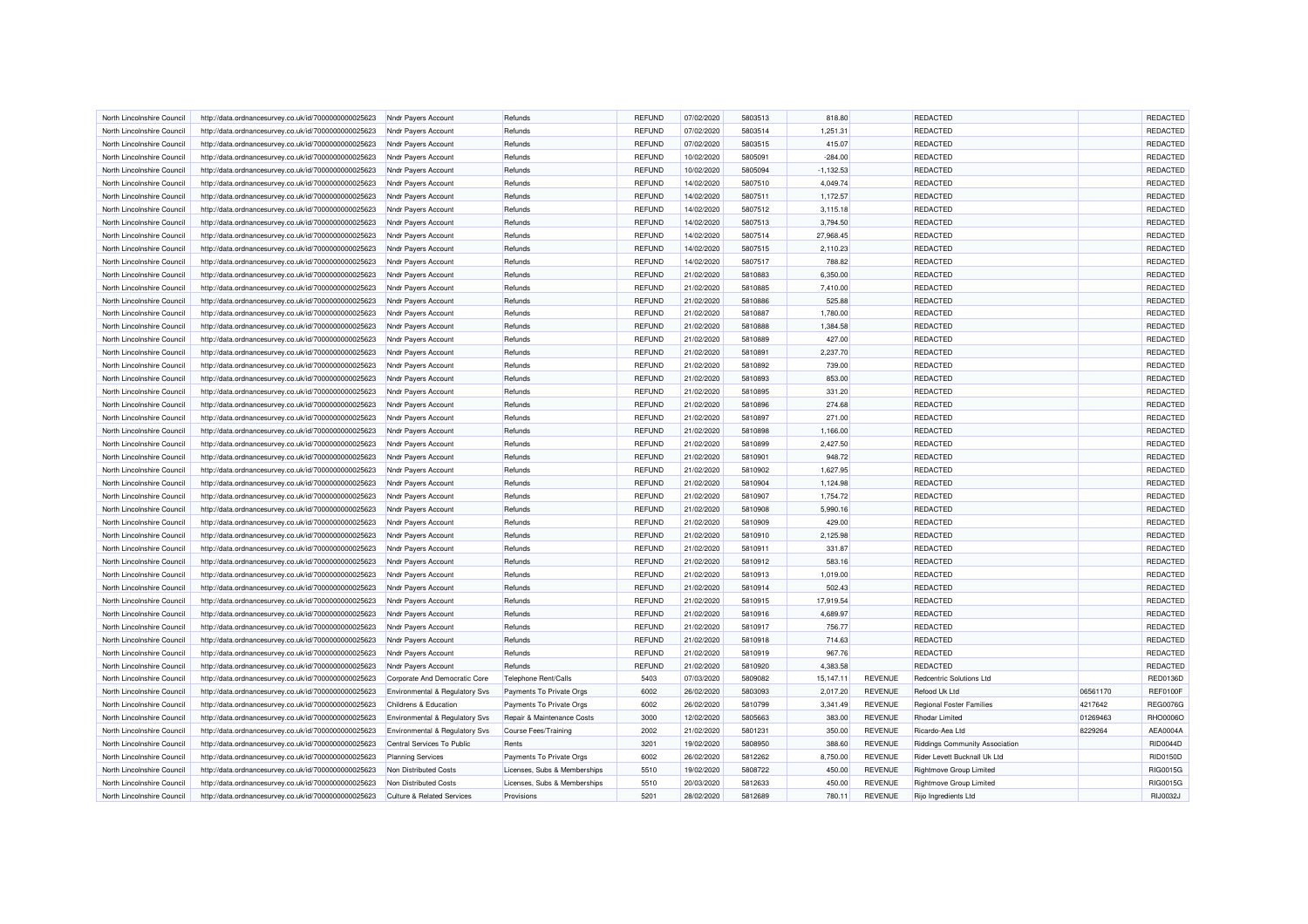| | | | | | | | | | | | |
|---|---|---|---|---|---|---|---|---|---|---|---|
| North Lincolnshire Council | http://data.ordnancesurvey.co.uk/id/7000000000025623 | Nndr Payers Account | Refunds | REFUND | 07/02/2020 | 5803513 | 818.80 | | REDACTED | | REDACTED |
| North Lincolnshire Council | http://data.ordnancesurvey.co.uk/id/7000000000025623 | Nndr Payers Account | Refunds | REFUND | 07/02/2020 | 5803514 | 1,251.31 | | REDACTED | | REDACTED |
| North Lincolnshire Council | http://data.ordnancesurvey.co.uk/id/7000000000025623 | Nndr Payers Account | Refunds | REFUND | 07/02/2020 | 5803515 | 415.07 | | REDACTED | | REDACTED |
| North Lincolnshire Council | http://data.ordnancesurvey.co.uk/id/7000000000025623 | Nndr Payers Account | Refunds | REFUND | 10/02/2020 | 5805091 | -284.00 | | REDACTED | | REDACTED |
| North Lincolnshire Council | http://data.ordnancesurvey.co.uk/id/7000000000025623 | Nndr Payers Account | Refunds | REFUND | 10/02/2020 | 5805094 | -1,132.53 | | REDACTED | | REDACTED |
| North Lincolnshire Council | http://data.ordnancesurvey.co.uk/id/7000000000025623 | Nndr Payers Account | Refunds | REFUND | 14/02/2020 | 5807510 | 4,049.74 | | REDACTED | | REDACTED |
| North Lincolnshire Council | http://data.ordnancesurvey.co.uk/id/7000000000025623 | Nndr Payers Account | Refunds | REFUND | 14/02/2020 | 5807511 | 1,172.57 | | REDACTED | | REDACTED |
| North Lincolnshire Council | http://data.ordnancesurvey.co.uk/id/7000000000025623 | Nndr Payers Account | Refunds | REFUND | 14/02/2020 | 5807512 | 3,115.18 | | REDACTED | | REDACTED |
| North Lincolnshire Council | http://data.ordnancesurvey.co.uk/id/7000000000025623 | Nndr Payers Account | Refunds | REFUND | 14/02/2020 | 5807513 | 3,794.50 | | REDACTED | | REDACTED |
| North Lincolnshire Council | http://data.ordnancesurvey.co.uk/id/7000000000025623 | Nndr Payers Account | Refunds | REFUND | 14/02/2020 | 5807514 | 27,968.45 | | REDACTED | | REDACTED |
| North Lincolnshire Council | http://data.ordnancesurvey.co.uk/id/7000000000025623 | Nndr Payers Account | Refunds | REFUND | 14/02/2020 | 5807515 | 2,110.23 | | REDACTED | | REDACTED |
| North Lincolnshire Council | http://data.ordnancesurvey.co.uk/id/7000000000025623 | Nndr Payers Account | Refunds | REFUND | 14/02/2020 | 5807517 | 788.82 | | REDACTED | | REDACTED |
| North Lincolnshire Council | http://data.ordnancesurvey.co.uk/id/7000000000025623 | Nndr Payers Account | Refunds | REFUND | 21/02/2020 | 5810883 | 6,350.00 | | REDACTED | | REDACTED |
| North Lincolnshire Council | http://data.ordnancesurvey.co.uk/id/7000000000025623 | Nndr Payers Account | Refunds | REFUND | 21/02/2020 | 5810885 | 7,410.00 | | REDACTED | | REDACTED |
| North Lincolnshire Council | http://data.ordnancesurvey.co.uk/id/7000000000025623 | Nndr Payers Account | Refunds | REFUND | 21/02/2020 | 5810886 | 525.88 | | REDACTED | | REDACTED |
| North Lincolnshire Council | http://data.ordnancesurvey.co.uk/id/7000000000025623 | Nndr Payers Account | Refunds | REFUND | 21/02/2020 | 5810887 | 1,780.00 | | REDACTED | | REDACTED |
| North Lincolnshire Council | http://data.ordnancesurvey.co.uk/id/7000000000025623 | Nndr Payers Account | Refunds | REFUND | 21/02/2020 | 5810888 | 1,384.58 | | REDACTED | | REDACTED |
| North Lincolnshire Council | http://data.ordnancesurvey.co.uk/id/7000000000025623 | Nndr Payers Account | Refunds | REFUND | 21/02/2020 | 5810889 | 427.00 | | REDACTED | | REDACTED |
| North Lincolnshire Council | http://data.ordnancesurvey.co.uk/id/7000000000025623 | Nndr Payers Account | Refunds | REFUND | 21/02/2020 | 5810891 | 2,237.70 | | REDACTED | | REDACTED |
| North Lincolnshire Council | http://data.ordnancesurvey.co.uk/id/7000000000025623 | Nndr Payers Account | Refunds | REFUND | 21/02/2020 | 5810892 | 739.00 | | REDACTED | | REDACTED |
| North Lincolnshire Council | http://data.ordnancesurvey.co.uk/id/7000000000025623 | Nndr Payers Account | Refunds | REFUND | 21/02/2020 | 5810893 | 853.00 | | REDACTED | | REDACTED |
| North Lincolnshire Council | http://data.ordnancesurvey.co.uk/id/7000000000025623 | Nndr Payers Account | Refunds | REFUND | 21/02/2020 | 5810895 | 331.20 | | REDACTED | | REDACTED |
| North Lincolnshire Council | http://data.ordnancesurvey.co.uk/id/7000000000025623 | Nndr Payers Account | Refunds | REFUND | 21/02/2020 | 5810896 | 274.68 | | REDACTED | | REDACTED |
| North Lincolnshire Council | http://data.ordnancesurvey.co.uk/id/7000000000025623 | Nndr Payers Account | Refunds | REFUND | 21/02/2020 | 5810897 | 271.00 | | REDACTED | | REDACTED |
| North Lincolnshire Council | http://data.ordnancesurvey.co.uk/id/7000000000025623 | Nndr Payers Account | Refunds | REFUND | 21/02/2020 | 5810898 | 1,166.00 | | REDACTED | | REDACTED |
| North Lincolnshire Council | http://data.ordnancesurvey.co.uk/id/7000000000025623 | Nndr Payers Account | Refunds | REFUND | 21/02/2020 | 5810899 | 2,427.50 | | REDACTED | | REDACTED |
| North Lincolnshire Council | http://data.ordnancesurvey.co.uk/id/7000000000025623 | Nndr Payers Account | Refunds | REFUND | 21/02/2020 | 5810901 | 948.72 | | REDACTED | | REDACTED |
| North Lincolnshire Council | http://data.ordnancesurvey.co.uk/id/7000000000025623 | Nndr Payers Account | Refunds | REFUND | 21/02/2020 | 5810902 | 1,627.95 | | REDACTED | | REDACTED |
| North Lincolnshire Council | http://data.ordnancesurvey.co.uk/id/7000000000025623 | Nndr Payers Account | Refunds | REFUND | 21/02/2020 | 5810904 | 1,124.98 | | REDACTED | | REDACTED |
| North Lincolnshire Council | http://data.ordnancesurvey.co.uk/id/7000000000025623 | Nndr Payers Account | Refunds | REFUND | 21/02/2020 | 5810907 | 1,754.72 | | REDACTED | | REDACTED |
| North Lincolnshire Council | http://data.ordnancesurvey.co.uk/id/7000000000025623 | Nndr Payers Account | Refunds | REFUND | 21/02/2020 | 5810908 | 5,990.16 | | REDACTED | | REDACTED |
| North Lincolnshire Council | http://data.ordnancesurvey.co.uk/id/7000000000025623 | Nndr Payers Account | Refunds | REFUND | 21/02/2020 | 5810909 | 429.00 | | REDACTED | | REDACTED |
| North Lincolnshire Council | http://data.ordnancesurvey.co.uk/id/7000000000025623 | Nndr Payers Account | Refunds | REFUND | 21/02/2020 | 5810910 | 2,125.98 | | REDACTED | | REDACTED |
| North Lincolnshire Council | http://data.ordnancesurvey.co.uk/id/7000000000025623 | Nndr Payers Account | Refunds | REFUND | 21/02/2020 | 5810911 | 331.87 | | REDACTED | | REDACTED |
| North Lincolnshire Council | http://data.ordnancesurvey.co.uk/id/7000000000025623 | Nndr Payers Account | Refunds | REFUND | 21/02/2020 | 5810912 | 583.16 | | REDACTED | | REDACTED |
| North Lincolnshire Council | http://data.ordnancesurvey.co.uk/id/7000000000025623 | Nndr Payers Account | Refunds | REFUND | 21/02/2020 | 5810913 | 1,019.00 | | REDACTED | | REDACTED |
| North Lincolnshire Council | http://data.ordnancesurvey.co.uk/id/7000000000025623 | Nndr Payers Account | Refunds | REFUND | 21/02/2020 | 5810914 | 502.43 | | REDACTED | | REDACTED |
| North Lincolnshire Council | http://data.ordnancesurvey.co.uk/id/7000000000025623 | Nndr Payers Account | Refunds | REFUND | 21/02/2020 | 5810915 | 17,919.54 | | REDACTED | | REDACTED |
| North Lincolnshire Council | http://data.ordnancesurvey.co.uk/id/7000000000025623 | Nndr Payers Account | Refunds | REFUND | 21/02/2020 | 5810916 | 4,689.97 | | REDACTED | | REDACTED |
| North Lincolnshire Council | http://data.ordnancesurvey.co.uk/id/7000000000025623 | Nndr Payers Account | Refunds | REFUND | 21/02/2020 | 5810917 | 756.77 | | REDACTED | | REDACTED |
| North Lincolnshire Council | http://data.ordnancesurvey.co.uk/id/7000000000025623 | Nndr Payers Account | Refunds | REFUND | 21/02/2020 | 5810918 | 714.63 | | REDACTED | | REDACTED |
| North Lincolnshire Council | http://data.ordnancesurvey.co.uk/id/7000000000025623 | Nndr Payers Account | Refunds | REFUND | 21/02/2020 | 5810919 | 967.76 | | REDACTED | | REDACTED |
| North Lincolnshire Council | http://data.ordnancesurvey.co.uk/id/7000000000025623 | Nndr Payers Account | Refunds | REFUND | 21/02/2020 | 5810920 | 4,383.58 | | REDACTED | | REDACTED |
| North Lincolnshire Council | http://data.ordnancesurvey.co.uk/id/7000000000025623 | Corporate And Democratic Core | Telephone Rent/Calls | 5403 | 07/03/2020 | 5809082 | 15,147.11 | REVENUE | Redcentric Solutions Ltd | | RED0136D |
| North Lincolnshire Council | http://data.ordnancesurvey.co.uk/id/7000000000025623 | Environmental & Regulatory Svs | Payments To Private Orgs | 6002 | 26/02/2020 | 5803093 | 2,017.20 | REVENUE | Refood Uk Ltd | 06561170 | REF0100F |
| North Lincolnshire Council | http://data.ordnancesurvey.co.uk/id/7000000000025623 | Childrens & Education | Payments To Private Orgs | 6002 | 26/02/2020 | 5810799 | 3,341.49 | REVENUE | Regional Foster Families | 4217642 | REG0076G |
| North Lincolnshire Council | http://data.ordnancesurvey.co.uk/id/7000000000025623 | Environmental & Regulatory Svs | Repair & Maintenance Costs | 3000 | 12/02/2020 | 5805663 | 383.00 | REVENUE | Rhodar Limited | 01269463 | RHO0006O |
| North Lincolnshire Council | http://data.ordnancesurvey.co.uk/id/7000000000025623 | Environmental & Regulatory Svs | Course Fees/Training | 2002 | 21/02/2020 | 5801231 | 350.00 | REVENUE | Ricardo-Aea Ltd | 8229264 | AEA0004A |
| North Lincolnshire Council | http://data.ordnancesurvey.co.uk/id/7000000000025623 | Central Services To Public | Rents | 3201 | 19/02/2020 | 5808950 | 388.60 | REVENUE | Riddings Community Association | | RID0044D |
| North Lincolnshire Council | http://data.ordnancesurvey.co.uk/id/7000000000025623 | Planning Services | Payments To Private Orgs | 6002 | 26/02/2020 | 5812262 | 8,750.00 | REVENUE | Rider Levett Bucknall Uk Ltd | | RID0150D |
| North Lincolnshire Council | http://data.ordnancesurvey.co.uk/id/7000000000025623 | Non Distributed Costs | Licenses, Subs & Memberships | 5510 | 19/02/2020 | 5808722 | 450.00 | REVENUE | Rightmove Group Limited | | RIG0015G |
| North Lincolnshire Council | http://data.ordnancesurvey.co.uk/id/7000000000025623 | Non Distributed Costs | Licenses, Subs & Memberships | 5510 | 20/03/2020 | 5812633 | 450.00 | REVENUE | Rightmove Group Limited | | RIG0015G |
| North Lincolnshire Council | http://data.ordnancesurvey.co.uk/id/7000000000025623 | Culture & Related Services | Provisions | 5201 | 28/02/2020 | 5812689 | 780.11 | REVENUE | Rijo Ingredients Ltd | | RIJ0032J |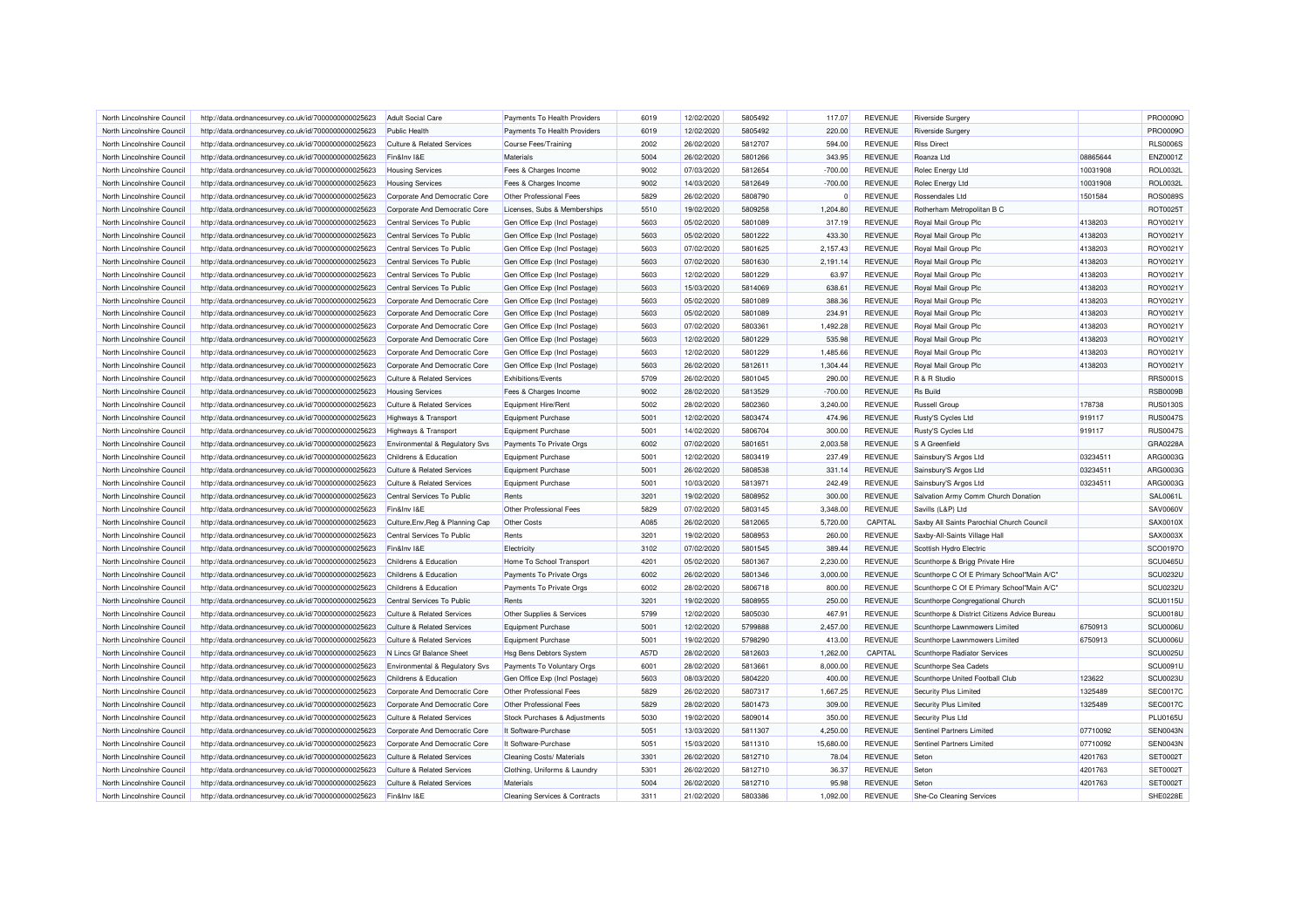| North Lincolnshire Council | http://data.ordnancesurvey.co.uk/id/7000000000025623 | Adult Social Care | Payments To Health Providers | 6019 | 12/02/2020 | 5805492 | 117.07 | REVENUE | Riverside Surgery | | PRO0009O |
|---|---|---|---|---|---|---|---|---|---|---|---|
| North Lincolnshire Council | http://data.ordnancesurvey.co.uk/id/7000000000025623 | Public Health | Payments To Health Providers | 6019 | 12/02/2020 | 5805492 | 220.00 | REVENUE | Riverside Surgery | | PRO0009O |
| North Lincolnshire Council | http://data.ordnancesurvey.co.uk/id/7000000000025623 | Culture & Related Services | Course Fees/Training | 2002 | 26/02/2020 | 5812707 | 594.00 | REVENUE | Rlss Direct | | RLS0006S |
| North Lincolnshire Council | http://data.ordnancesurvey.co.uk/id/7000000000025623 | Fin&Inv I&E | Materials | 5004 | 26/02/2020 | 5801266 | 343.95 | REVENUE | Roanza Ltd | 08865644 | ENZ0001Z |
| North Lincolnshire Council | http://data.ordnancesurvey.co.uk/id/7000000000025623 | Housing Services | Fees & Charges Income | 9002 | 07/03/2020 | 5812654 | -700.00 | REVENUE | Rolec Energy Ltd | 10031908 | ROL0032L |
| North Lincolnshire Council | http://data.ordnancesurvey.co.uk/id/7000000000025623 | Housing Services | Fees & Charges Income | 9002 | 14/03/2020 | 5812649 | -700.00 | REVENUE | Rolec Energy Ltd | 10031908 | ROL0032L |
| North Lincolnshire Council | http://data.ordnancesurvey.co.uk/id/7000000000025623 | Corporate And Democratic Core | Other Professional Fees | 5829 | 26/02/2020 | 5808790 | 0 | REVENUE | Rossendales Ltd | 1501584 | ROS0089S |
| North Lincolnshire Council | http://data.ordnancesurvey.co.uk/id/7000000000025623 | Corporate And Democratic Core | Licenses, Subs & Memberships | 5510 | 19/02/2020 | 5809258 | 1,204.80 | REVENUE | Rotherham Metropolitan B C | | ROT0025T |
| North Lincolnshire Council | http://data.ordnancesurvey.co.uk/id/7000000000025623 | Central Services To Public | Gen Office Exp (Incl Postage) | 5603 | 05/02/2020 | 5801089 | 317.19 | REVENUE | Royal Mail Group Plc | 4138203 | ROY0021Y |
| North Lincolnshire Council | http://data.ordnancesurvey.co.uk/id/7000000000025623 | Central Services To Public | Gen Office Exp (Incl Postage) | 5603 | 05/02/2020 | 5801222 | 433.30 | REVENUE | Royal Mail Group Plc | 4138203 | ROY0021Y |
| North Lincolnshire Council | http://data.ordnancesurvey.co.uk/id/7000000000025623 | Central Services To Public | Gen Office Exp (Incl Postage) | 5603 | 07/02/2020 | 5801625 | 2,157.43 | REVENUE | Royal Mail Group Plc | 4138203 | ROY0021Y |
| North Lincolnshire Council | http://data.ordnancesurvey.co.uk/id/7000000000025623 | Central Services To Public | Gen Office Exp (Incl Postage) | 5603 | 07/02/2020 | 5801630 | 2,191.14 | REVENUE | Royal Mail Group Plc | 4138203 | ROY0021Y |
| North Lincolnshire Council | http://data.ordnancesurvey.co.uk/id/7000000000025623 | Central Services To Public | Gen Office Exp (Incl Postage) | 5603 | 12/02/2020 | 5801229 | 63.97 | REVENUE | Royal Mail Group Plc | 4138203 | ROY0021Y |
| North Lincolnshire Council | http://data.ordnancesurvey.co.uk/id/7000000000025623 | Central Services To Public | Gen Office Exp (Incl Postage) | 5603 | 15/03/2020 | 5814069 | 638.61 | REVENUE | Royal Mail Group Plc | 4138203 | ROY0021Y |
| North Lincolnshire Council | http://data.ordnancesurvey.co.uk/id/7000000000025623 | Corporate And Democratic Core | Gen Office Exp (Incl Postage) | 5603 | 05/02/2020 | 5801089 | 388.36 | REVENUE | Royal Mail Group Plc | 4138203 | ROY0021Y |
| North Lincolnshire Council | http://data.ordnancesurvey.co.uk/id/7000000000025623 | Corporate And Democratic Core | Gen Office Exp (Incl Postage) | 5603 | 05/02/2020 | 5801089 | 234.91 | REVENUE | Royal Mail Group Plc | 4138203 | ROY0021Y |
| North Lincolnshire Council | http://data.ordnancesurvey.co.uk/id/7000000000025623 | Corporate And Democratic Core | Gen Office Exp (Incl Postage) | 5603 | 07/02/2020 | 5803361 | 1,492.28 | REVENUE | Royal Mail Group Plc | 4138203 | ROY0021Y |
| North Lincolnshire Council | http://data.ordnancesurvey.co.uk/id/7000000000025623 | Corporate And Democratic Core | Gen Office Exp (Incl Postage) | 5603 | 12/02/2020 | 5801229 | 535.98 | REVENUE | Royal Mail Group Plc | 4138203 | ROY0021Y |
| North Lincolnshire Council | http://data.ordnancesurvey.co.uk/id/7000000000025623 | Corporate And Democratic Core | Gen Office Exp (Incl Postage) | 5603 | 12/02/2020 | 5801229 | 1,485.66 | REVENUE | Royal Mail Group Plc | 4138203 | ROY0021Y |
| North Lincolnshire Council | http://data.ordnancesurvey.co.uk/id/7000000000025623 | Corporate And Democratic Core | Gen Office Exp (Incl Postage) | 5603 | 26/02/2020 | 5812611 | 1,304.44 | REVENUE | Royal Mail Group Plc | 4138203 | ROY0021Y |
| North Lincolnshire Council | http://data.ordnancesurvey.co.uk/id/7000000000025623 | Culture & Related Services | Exhibitions/Events | 5709 | 26/02/2020 | 5801045 | 290.00 | REVENUE | R & R Studio | | RRS0001S |
| North Lincolnshire Council | http://data.ordnancesurvey.co.uk/id/7000000000025623 | Housing Services | Fees & Charges Income | 9002 | 28/02/2020 | 5813529 | -700.00 | REVENUE | Rs Build | | RSB0009B |
| North Lincolnshire Council | http://data.ordnancesurvey.co.uk/id/7000000000025623 | Culture & Related Services | Equipment Hire/Rent | 5002 | 28/02/2020 | 5802360 | 3,240.00 | REVENUE | Russell Group | 178738 | RUS0130S |
| North Lincolnshire Council | http://data.ordnancesurvey.co.uk/id/7000000000025623 | Highways & Transport | Equipment Purchase | 5001 | 12/02/2020 | 5803474 | 474.96 | REVENUE | Rusty'S Cycles Ltd | 919117 | RUS0047S |
| North Lincolnshire Council | http://data.ordnancesurvey.co.uk/id/7000000000025623 | Highways & Transport | Equipment Purchase | 5001 | 14/02/2020 | 5806704 | 300.00 | REVENUE | Rusty'S Cycles Ltd | 919117 | RUS0047S |
| North Lincolnshire Council | http://data.ordnancesurvey.co.uk/id/7000000000025623 | Environmental & Regulatory Svs | Payments To Private Orgs | 6002 | 07/02/2020 | 5801651 | 2,003.58 | REVENUE | S A Greenfield | | GRA0228A |
| North Lincolnshire Council | http://data.ordnancesurvey.co.uk/id/7000000000025623 | Childrens & Education | Equipment Purchase | 5001 | 12/02/2020 | 5803419 | 237.49 | REVENUE | Sainsbury'S Argos Ltd | 03234511 | ARG0003G |
| North Lincolnshire Council | http://data.ordnancesurvey.co.uk/id/7000000000025623 | Culture & Related Services | Equipment Purchase | 5001 | 26/02/2020 | 5808538 | 331.14 | REVENUE | Sainsbury'S Argos Ltd | 03234511 | ARG0003G |
| North Lincolnshire Council | http://data.ordnancesurvey.co.uk/id/7000000000025623 | Culture & Related Services | Equipment Purchase | 5001 | 10/03/2020 | 5813971 | 242.49 | REVENUE | Sainsbury'S Argos Ltd | 03234511 | ARG0003G |
| North Lincolnshire Council | http://data.ordnancesurvey.co.uk/id/7000000000025623 | Central Services To Public | Rents | 3201 | 19/02/2020 | 5808952 | 300.00 | REVENUE | Salvation Army Comm Church Donation | | SAL0061L |
| North Lincolnshire Council | http://data.ordnancesurvey.co.uk/id/7000000000025623 | Fin&Inv I&E | Other Professional Fees | 5829 | 07/02/2020 | 5803145 | 3,348.00 | REVENUE | Savills (L&P) Ltd | | SAV0060V |
| North Lincolnshire Council | http://data.ordnancesurvey.co.uk/id/7000000000025623 | Culture,Env,Reg & Planning Cap | Other Costs | A085 | 26/02/2020 | 5812065 | 5,720.00 | CAPITAL | Saxby All Saints Parochial Church Council | | SAX0010X |
| North Lincolnshire Council | http://data.ordnancesurvey.co.uk/id/7000000000025623 | Central Services To Public | Rents | 3201 | 19/02/2020 | 5808953 | 260.00 | REVENUE | Saxby-All-Saints Village Hall | | SAX0003X |
| North Lincolnshire Council | http://data.ordnancesurvey.co.uk/id/7000000000025623 | Fin&Inv I&E | Electricity | 3102 | 07/02/2020 | 5801545 | 389.44 | REVENUE | Scottish Hydro Electric | | SCO0197O |
| North Lincolnshire Council | http://data.ordnancesurvey.co.uk/id/7000000000025623 | Childrens & Education | Home To School Transport | 4201 | 05/02/2020 | 5801367 | 2,230.00 | REVENUE | Scunthorpe & Brigg Private Hire | | SCU0465U |
| North Lincolnshire Council | http://data.ordnancesurvey.co.uk/id/7000000000025623 | Childrens & Education | Payments To Private Orgs | 6002 | 26/02/2020 | 5801346 | 3,000.00 | REVENUE | Scunthorpe C Of E Primary School"Main A/C" | | SCU0232U |
| North Lincolnshire Council | http://data.ordnancesurvey.co.uk/id/7000000000025623 | Childrens & Education | Payments To Private Orgs | 6002 | 28/02/2020 | 5806718 | 800.00 | REVENUE | Scunthorpe C Of E Primary School"Main A/C" | | SCU0232U |
| North Lincolnshire Council | http://data.ordnancesurvey.co.uk/id/7000000000025623 | Central Services To Public | Rents | 3201 | 19/02/2020 | 5808955 | 250.00 | REVENUE | Scunthorpe Congregational Church | | SCU0115U |
| North Lincolnshire Council | http://data.ordnancesurvey.co.uk/id/7000000000025623 | Culture & Related Services | Other Supplies & Services | 5799 | 12/02/2020 | 5805030 | 467.91 | REVENUE | Scunthorpe & District Citizens Advice Bureau | | SCU0018U |
| North Lincolnshire Council | http://data.ordnancesurvey.co.uk/id/7000000000025623 | Culture & Related Services | Equipment Purchase | 5001 | 12/02/2020 | 5799888 | 2,457.00 | REVENUE | Scunthorpe Lawnmowers Limited | 6750913 | SCU0006U |
| North Lincolnshire Council | http://data.ordnancesurvey.co.uk/id/7000000000025623 | Culture & Related Services | Equipment Purchase | 5001 | 19/02/2020 | 5798290 | 413.00 | REVENUE | Scunthorpe Lawnmowers Limited | 6750913 | SCU0006U |
| North Lincolnshire Council | http://data.ordnancesurvey.co.uk/id/7000000000025623 | N Lincs Gf Balance Sheet | Hsg Bens Debtors System | A57D | 28/02/2020 | 5812603 | 1,262.00 | CAPITAL | Scunthorpe Radiator Services | | SCU0025U |
| North Lincolnshire Council | http://data.ordnancesurvey.co.uk/id/7000000000025623 | Environmental & Regulatory Svs | Payments To Voluntary Orgs | 6001 | 28/02/2020 | 5813661 | 8,000.00 | REVENUE | Scunthorpe Sea Cadets | | SCU0091U |
| North Lincolnshire Council | http://data.ordnancesurvey.co.uk/id/7000000000025623 | Childrens & Education | Gen Office Exp (Incl Postage) | 5603 | 08/03/2020 | 5804220 | 400.00 | REVENUE | Scunthorpe United Football Club | 123622 | SCU0023U |
| North Lincolnshire Council | http://data.ordnancesurvey.co.uk/id/7000000000025623 | Corporate And Democratic Core | Other Professional Fees | 5829 | 26/02/2020 | 5807317 | 1,667.25 | REVENUE | Security Plus Limited | 1325489 | SEC0017C |
| North Lincolnshire Council | http://data.ordnancesurvey.co.uk/id/7000000000025623 | Corporate And Democratic Core | Other Professional Fees | 5829 | 28/02/2020 | 5801473 | 309.00 | REVENUE | Security Plus Limited | 1325489 | SEC0017C |
| North Lincolnshire Council | http://data.ordnancesurvey.co.uk/id/7000000000025623 | Culture & Related Services | Stock Purchases & Adjustments | 5030 | 19/02/2020 | 5809014 | 350.00 | REVENUE | Security Plus Ltd | | PLU0165U |
| North Lincolnshire Council | http://data.ordnancesurvey.co.uk/id/7000000000025623 | Corporate And Democratic Core | It Software-Purchase | 5051 | 13/03/2020 | 5811307 | 4,250.00 | REVENUE | Sentinel Partners Limited | 07710092 | SEN0043N |
| North Lincolnshire Council | http://data.ordnancesurvey.co.uk/id/7000000000025623 | Corporate And Democratic Core | It Software-Purchase | 5051 | 15/03/2020 | 5811310 | 15,680.00 | REVENUE | Sentinel Partners Limited | 07710092 | SEN0043N |
| North Lincolnshire Council | http://data.ordnancesurvey.co.uk/id/7000000000025623 | Culture & Related Services | Cleaning Costs/ Materials | 3301 | 26/02/2020 | 5812710 | 78.04 | REVENUE | Seton | 4201763 | SET0002T |
| North Lincolnshire Council | http://data.ordnancesurvey.co.uk/id/7000000000025623 | Culture & Related Services | Clothing, Uniforms & Laundry | 5301 | 26/02/2020 | 5812710 | 36.37 | REVENUE | Seton | 4201763 | SET0002T |
| North Lincolnshire Council | http://data.ordnancesurvey.co.uk/id/7000000000025623 | Culture & Related Services | Materials | 5004 | 26/02/2020 | 5812710 | 95.98 | REVENUE | Seton | 4201763 | SET0002T |
| North Lincolnshire Council | http://data.ordnancesurvey.co.uk/id/7000000000025623 | Fin&Inv I&E | Cleaning Services & Contracts | 3311 | 21/02/2020 | 5803386 | 1,092.00 | REVENUE | She-Co Cleaning Services | | SHE0228E |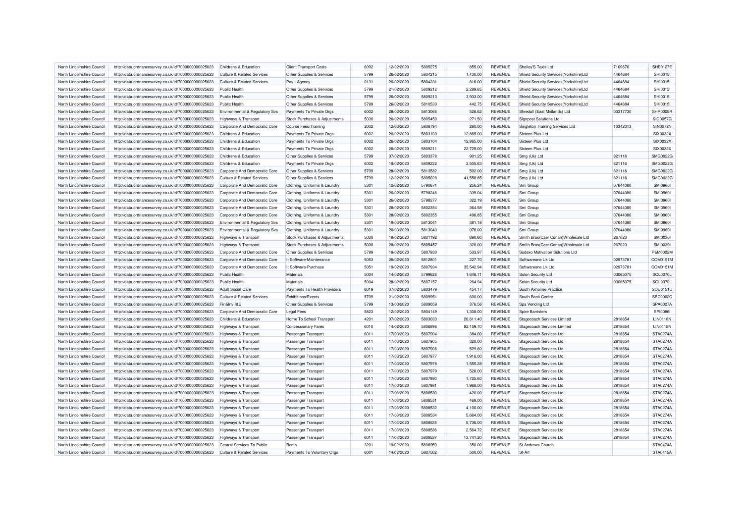| North Lincolnshire Council | http://data.ordnancesurvey.co.uk/id/7000000000025623 | Childrens & Education | Client Transport Costs | 6092 | 12/02/2020 | 5805275 | 855.00 | REVENUE | Shelley'S Taxis Ltd | 7169676 | SHE0127E |
|---|---|---|---|---|---|---|---|---|---|---|---|
| North Lincolnshire Council | http://data.ordnancesurvey.co.uk/id/7000000000025623 | Culture & Related Services | Other Supplies & Services | 5799 | 26/02/2020 | 5804215 | 1,430.00 | REVENUE | Shield Security Services(Yorkshire)Ltd | 4464684 | SHI0015I |
| North Lincolnshire Council | http://data.ordnancesurvey.co.uk/id/7000000000025623 | Culture & Related Services | Pay - Agency | 0131 | 26/02/2020 | 5804231 | 816.00 | REVENUE | Shield Security Services(Yorkshire)Ltd | 4464684 | SHI0015I |
| North Lincolnshire Council | http://data.ordnancesurvey.co.uk/id/7000000000025623 | Public Health | Other Supplies & Services | 5799 | 21/02/2020 | 5809212 | 2,289.65 | REVENUE | Shield Security Services(Yorkshire)Ltd | 4464684 | SHI0015I |
| North Lincolnshire Council | http://data.ordnancesurvey.co.uk/id/7000000000025623 | Public Health | Other Supplies & Services | 5799 | 26/02/2020 | 5809213 | 3,933.00 | REVENUE | Shield Security Services(Yorkshire)Ltd | 4464684 | SHI0015I |
| North Lincolnshire Council | http://data.ordnancesurvey.co.uk/id/7000000000025623 | Public Health | Other Supplies & Services | 5799 | 26/02/2020 | 5810530 | 442.75 | REVENUE | Shield Security Services(Yorkshire)Ltd | 4464684 | SHI0015I |
| North Lincolnshire Council | http://data.ordnancesurvey.co.uk/id/7000000000025623 | Environmental & Regulatory Svs | Payments To Private Orgs | 6002 | 28/02/2020 | 5813066 | 526.62 | REVENUE | Shredall (East Midlands) Ltd | 03317730 | SHR0005R |
| North Lincolnshire Council | http://data.ordnancesurvey.co.uk/id/7000000000025623 | Highways & Transport | Stock Purchases & Adjustments | 5030 | 26/02/2020 | 5805459 | 271.50 | REVENUE | Signpost Solutions Ltd | | SIG0057G |
| North Lincolnshire Council | http://data.ordnancesurvey.co.uk/id/7000000000025623 | Corporate And Democratic Core | Course Fees/Training | 2002 | 12/03/2020 | 5808794 | 280.00 | REVENUE | Singleton Training Services Ltd | 10342013 | SIN0072N |
| North Lincolnshire Council | http://data.ordnancesurvey.co.uk/id/7000000000025623 | Childrens & Education | Payments To Private Orgs | 6002 | 26/02/2020 | 5803100 | 12,865.00 | REVENUE | Sixteen Plus Ltd | | SIX0032X |
| North Lincolnshire Council | http://data.ordnancesurvey.co.uk/id/7000000000025623 | Childrens & Education | Payments To Private Orgs | 6002 | 26/02/2020 | 5803104 | 12,865.00 | REVENUE | Sixteen Plus Ltd | | SIX0032X |
| North Lincolnshire Council | http://data.ordnancesurvey.co.uk/id/7000000000025623 | Childrens & Education | Payments To Private Orgs | 6002 | 26/02/2020 | 5809211 | 22,725.00 | REVENUE | Sixteen Plus Ltd | | SIX0032X |
| North Lincolnshire Council | http://data.ordnancesurvey.co.uk/id/7000000000025623 | Childrens & Education | Other Supplies & Services | 5799 | 07/02/2020 | 5803378 | 901.25 | REVENUE | Smg (Uk) Ltd | 821116 | SMG0022G |
| North Lincolnshire Council | http://data.ordnancesurvey.co.uk/id/7000000000025623 | Childrens & Education | Payments To Private Orgs | 6002 | 19/02/2020 | 5809222 | 2,505.63 | REVENUE | Smg (Uk) Ltd | 821116 | SMG0022G |
| North Lincolnshire Council | http://data.ordnancesurvey.co.uk/id/7000000000025623 | Corporate And Democratic Core | Other Supplies & Services | 5799 | 28/02/2020 | 5813582 | 592.00 | REVENUE | Smg (Uk) Ltd | 821116 | SMG0022G |
| North Lincolnshire Council | http://data.ordnancesurvey.co.uk/id/7000000000025623 | Culture & Related Services | Other Supplies & Services | 5799 | 12/02/2020 | 5805028 | 41,558.85 | REVENUE | Smg (Uk) Ltd | 821116 | SMG0022G |
| North Lincolnshire Council | http://data.ordnancesurvey.co.uk/id/7000000000025623 | Corporate And Democratic Core | Clothing, Uniforms & Laundry | 5301 | 12/02/2020 | 5790671 | 256.24 | REVENUE | Smi Group | 07644080 | SMI0960I |
| North Lincolnshire Council | http://data.ordnancesurvey.co.uk/id/7000000000025623 | Corporate And Democratic Core | Clothing, Uniforms & Laundry | 5301 | 26/02/2020 | 5798246 | 339.04 | REVENUE | Smi Group | 07644080 | SMI0960I |
| North Lincolnshire Council | http://data.ordnancesurvey.co.uk/id/7000000000025623 | Corporate And Democratic Core | Clothing, Uniforms & Laundry | 5301 | 26/02/2020 | 5798277 | 322.19 | REVENUE | Smi Group | 07644080 | SMI0960I |
| North Lincolnshire Council | http://data.ordnancesurvey.co.uk/id/7000000000025623 | Corporate And Democratic Core | Clothing, Uniforms & Laundry | 5301 | 28/02/2020 | 5802354 | 364.58 | REVENUE | Smi Group | 07644080 | SMI0960I |
| North Lincolnshire Council | http://data.ordnancesurvey.co.uk/id/7000000000025623 | Corporate And Democratic Core | Clothing, Uniforms & Laundry | 5301 | 28/02/2020 | 5802355 | 496.85 | REVENUE | Smi Group | 07644080 | SMI0960I |
| North Lincolnshire Council | http://data.ordnancesurvey.co.uk/id/7000000000025623 | Environmental & Regulatory Svs | Clothing, Uniforms & Laundry | 5301 | 19/03/2020 | 5813041 | 381.18 | REVENUE | Smi Group | 07644080 | SMI0960I |
| North Lincolnshire Council | http://data.ordnancesurvey.co.uk/id/7000000000025623 | Environmental & Regulatory Svs | Clothing, Uniforms & Laundry | 5301 | 20/03/2020 | 5813043 | 976.00 | REVENUE | Smi Group | 07644080 | SMI0960I |
| North Lincolnshire Council | http://data.ordnancesurvey.co.uk/id/7000000000025623 | Highways & Transport | Stock Purchases & Adjustments | 5030 | 19/02/2020 | 5801192 | 690.60 | REVENUE | Smith Bros(Caer Conan)Wholesale Ltd | 267023 | SMI0030I |
| North Lincolnshire Council | http://data.ordnancesurvey.co.uk/id/7000000000025623 | Highways & Transport | Stock Purchases & Adjustments | 5030 | 28/02/2020 | 5805457 | 320.00 | REVENUE | Smith Bros(Caer Conan)Wholesale Ltd | 267023 | SMI0030I |
| North Lincolnshire Council | http://data.ordnancesurvey.co.uk/id/7000000000025623 | Corporate And Democratic Core | Other Supplies & Services | 5799 | 19/02/2020 | 5807930 | 533.97 | REVENUE | Sodexo Motivation Solutions Ltd | | P&M0002M |
| North Lincolnshire Council | http://data.ordnancesurvey.co.uk/id/7000000000025623 | Corporate And Democratic Core | It Software-Maintenance | 5053 | 26/02/2020 | 5812801 | 227.70 | REVENUE | Softwareone Uk Ltd | 02973781 | COM0151M |
| North Lincolnshire Council | http://data.ordnancesurvey.co.uk/id/7000000000025623 | Corporate And Democratic Core | It Software-Purchase | 5051 | 19/02/2020 | 5807934 | 35,542.94 | REVENUE | Softwareone Uk Ltd | 02973781 | COM0151M |
| North Lincolnshire Council | http://data.ordnancesurvey.co.uk/id/7000000000025623 | Public Health | Materials | 5004 | 14/02/2020 | 5799626 | 1,648.71 | REVENUE | Solon Security Ltd | 03065075 | SOL0070L |
| North Lincolnshire Council | http://data.ordnancesurvey.co.uk/id/7000000000025623 | Public Health | Materials | 5004 | 28/02/2020 | 5807157 | 264.94 | REVENUE | Solon Security Ltd | 03065075 | SOL0070L |
| North Lincolnshire Council | http://data.ordnancesurvey.co.uk/id/7000000000025623 | Adult Social Care | Payments To Health Providers | 6019 | 07/02/2020 | 5803479 | 454.17 | REVENUE | South Axholme Practice | | SOU0151U |
| North Lincolnshire Council | http://data.ordnancesurvey.co.uk/id/7000000000025623 | Culture & Related Services | Exhibitions/Events | 5709 | 21/02/2020 | 5809951 | 600.00 | REVENUE | South Bank Centre | | SBC0002C |
| North Lincolnshire Council | http://data.ordnancesurvey.co.uk/id/7000000000025623 | Fin&Inv I&E | Other Supplies & Services | 5799 | 13/03/2020 | 5809059 | 376.56 | REVENUE | Spa Vending Ltd | | SPA0027A |
| North Lincolnshire Council | http://data.ordnancesurvey.co.uk/id/7000000000025623 | Corporate And Democratic Core | Legal Fees | 5823 | 12/02/2020 | 5804149 | 1,308.00 | REVENUE | Spire Barristers | | SPI0086I |
| North Lincolnshire Council | http://data.ordnancesurvey.co.uk/id/7000000000025623 | Childrens & Education | Home To School Transport | 4201 | 07/02/2020 | 5803033 | 26,611.40 | REVENUE | Stagecoach Services Limited | 2818654 | LIN0118N |
| North Lincolnshire Council | http://data.ordnancesurvey.co.uk/id/7000000000025623 | Highways & Transport | Concessionary Fares | 6010 | 14/02/2020 | 5806896 | 82,159.70 | REVENUE | Stagecoach Services Limited | 2818654 | LIN0118N |
| North Lincolnshire Council | http://data.ordnancesurvey.co.uk/id/7000000000025623 | Highways & Transport | Passenger Transport | 6011 | 17/03/2020 | 5807904 | 384.00 | REVENUE | Stagecoach Services Ltd | 2818654 | STA0274A |
| North Lincolnshire Council | http://data.ordnancesurvey.co.uk/id/7000000000025623 | Highways & Transport | Passenger Transport | 6011 | 17/03/2020 | 5807905 | 320.00 | REVENUE | Stagecoach Services Ltd | 2818654 | STA0274A |
| North Lincolnshire Council | http://data.ordnancesurvey.co.uk/id/7000000000025623 | Highways & Transport | Passenger Transport | 6011 | 17/03/2020 | 5807906 | 529.60 | REVENUE | Stagecoach Services Ltd | 2818654 | STA0274A |
| North Lincolnshire Council | http://data.ordnancesurvey.co.uk/id/7000000000025623 | Highways & Transport | Passenger Transport | 6011 | 17/03/2020 | 5807977 | 1,916.00 | REVENUE | Stagecoach Services Ltd | 2818654 | STA0274A |
| North Lincolnshire Council | http://data.ordnancesurvey.co.uk/id/7000000000025623 | Highways & Transport | Passenger Transport | 6011 | 17/03/2020 | 5807978 | 1,555.28 | REVENUE | Stagecoach Services Ltd | 2818654 | STA0274A |
| North Lincolnshire Council | http://data.ordnancesurvey.co.uk/id/7000000000025623 | Highways & Transport | Passenger Transport | 6011 | 17/03/2020 | 5807979 | 528.00 | REVENUE | Stagecoach Services Ltd | 2818654 | STA0274A |
| North Lincolnshire Council | http://data.ordnancesurvey.co.uk/id/7000000000025623 | Highways & Transport | Passenger Transport | 6011 | 17/03/2020 | 5807980 | 1,725.60 | REVENUE | Stagecoach Services Ltd | 2818654 | STA0274A |
| North Lincolnshire Council | http://data.ordnancesurvey.co.uk/id/7000000000025623 | Highways & Transport | Passenger Transport | 6011 | 17/03/2020 | 5807981 | 1,968.00 | REVENUE | Stagecoach Services Ltd | 2818654 | STA0274A |
| North Lincolnshire Council | http://data.ordnancesurvey.co.uk/id/7000000000025623 | Highways & Transport | Passenger Transport | 6011 | 17/03/2020 | 5808530 | 420.00 | REVENUE | Stagecoach Services Ltd | 2818654 | STA0274A |
| North Lincolnshire Council | http://data.ordnancesurvey.co.uk/id/7000000000025623 | Highways & Transport | Passenger Transport | 6011 | 17/03/2020 | 5808531 | 468.00 | REVENUE | Stagecoach Services Ltd | 2818654 | STA0274A |
| North Lincolnshire Council | http://data.ordnancesurvey.co.uk/id/7000000000025623 | Highways & Transport | Passenger Transport | 6011 | 17/03/2020 | 5808532 | 4,100.00 | REVENUE | Stagecoach Services Ltd | 2818654 | STA0274A |
| North Lincolnshire Council | http://data.ordnancesurvey.co.uk/id/7000000000025623 | Highways & Transport | Passenger Transport | 6011 | 17/03/2020 | 5808534 | 5,664.00 | REVENUE | Stagecoach Services Ltd | 2818654 | STA0274A |
| North Lincolnshire Council | http://data.ordnancesurvey.co.uk/id/7000000000025623 | Highways & Transport | Passenger Transport | 6011 | 17/03/2020 | 5808535 | 5,736.00 | REVENUE | Stagecoach Services Ltd | 2818654 | STA0274A |
| North Lincolnshire Council | http://data.ordnancesurvey.co.uk/id/7000000000025623 | Highways & Transport | Passenger Transport | 6011 | 17/03/2020 | 5808536 | 2,564.72 | REVENUE | Stagecoach Services Ltd | 2818654 | STA0274A |
| North Lincolnshire Council | http://data.ordnancesurvey.co.uk/id/7000000000025623 | Highways & Transport | Passenger Transport | 6011 | 17/03/2020 | 5808537 | 13,741.20 | REVENUE | Stagecoach Services Ltd | 2818654 | STA0274A |
| North Lincolnshire Council | http://data.ordnancesurvey.co.uk/id/7000000000025623 | Central Services To Public | Rents | 3201 | 19/02/2020 | 5808959 | 350.00 | REVENUE | St Andrews Church | | STA0474A |
| North Lincolnshire Council | http://data.ordnancesurvey.co.uk/id/7000000000025623 | Culture & Related Services | Payments To Voluntary Orgs | 6001 | 14/02/2020 | 5807502 | 500.00 | REVENUE | St-Art | | STA0415A |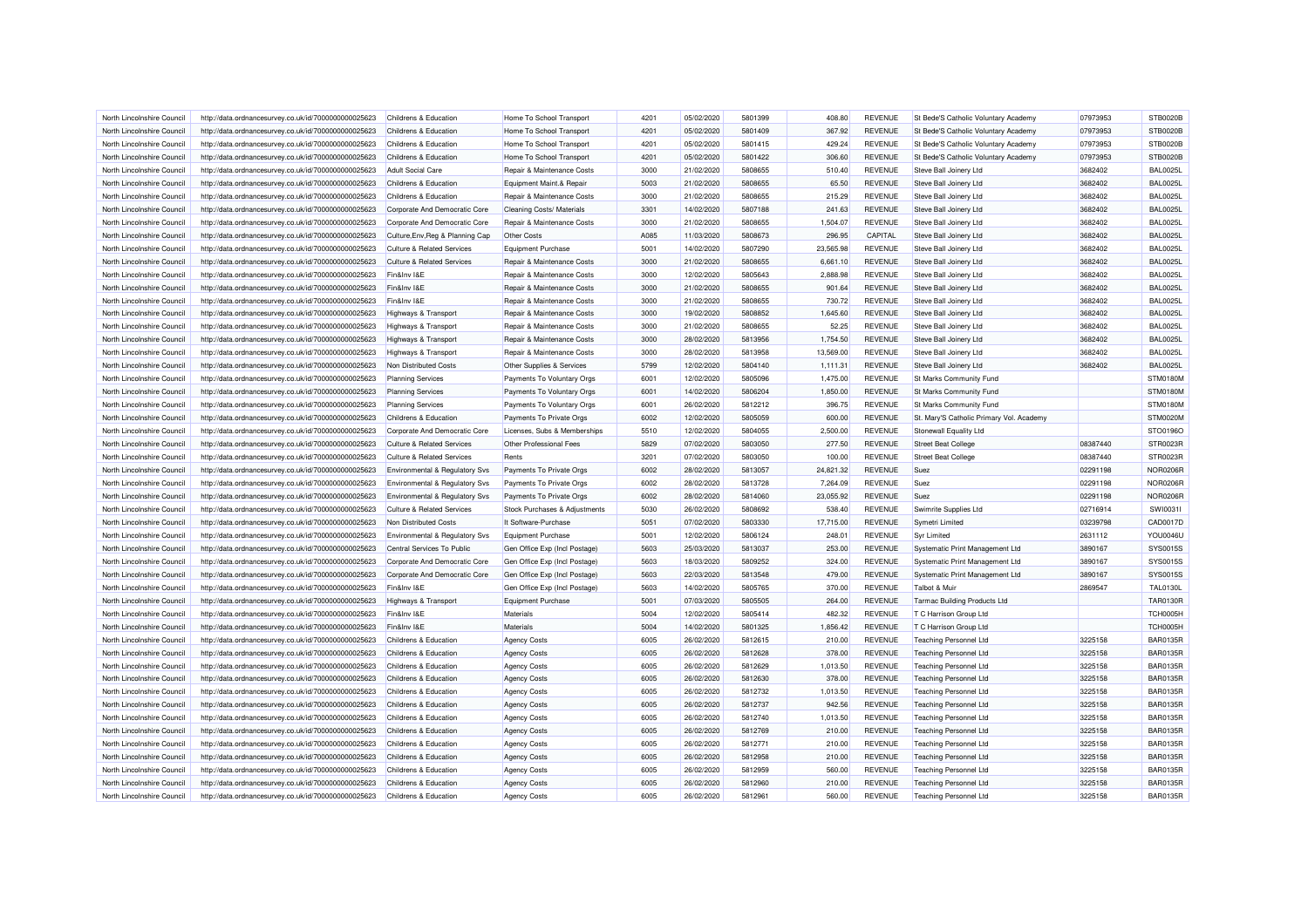| North Lincolnshire Council | http://data.ordnancesurvey.co.uk/id/7000000000025623 | Childrens & Education | Home To School Transport | 4201 | 05/02/2020 | 5801399 | 408.80 | REVENUE | St Bede'S Catholic Voluntary Academy | 07973953 | STB0020B |
|---|---|---|---|---|---|---|---|---|---|---|---|
| North Lincolnshire Council | http://data.ordnancesurvey.co.uk/id/7000000000025623 | Childrens & Education | Home To School Transport | 4201 | 05/02/2020 | 5801409 | 367.92 | REVENUE | St Bede'S Catholic Voluntary Academy | 07973953 | STB0020B |
| North Lincolnshire Council | http://data.ordnancesurvey.co.uk/id/7000000000025623 | Childrens & Education | Home To School Transport | 4201 | 05/02/2020 | 5801415 | 429.24 | REVENUE | St Bede'S Catholic Voluntary Academy | 07973953 | STB0020B |
| North Lincolnshire Council | http://data.ordnancesurvey.co.uk/id/7000000000025623 | Childrens & Education | Home To School Transport | 4201 | 05/02/2020 | 5801422 | 306.60 | REVENUE | St Bede'S Catholic Voluntary Academy | 07973953 | STB0020B |
| North Lincolnshire Council | http://data.ordnancesurvey.co.uk/id/7000000000025623 | Adult Social Care | Repair & Maintenance Costs | 3000 | 21/02/2020 | 5808655 | 510.40 | REVENUE | Steve Ball Joinery Ltd | 3682402 | BAL0025L |
| North Lincolnshire Council | http://data.ordnancesurvey.co.uk/id/7000000000025623 | Childrens & Education | Equipment Maint.& Repair | 5003 | 21/02/2020 | 5808655 | 65.50 | REVENUE | Steve Ball Joinery Ltd | 3682402 | BAL0025L |
| North Lincolnshire Council | http://data.ordnancesurvey.co.uk/id/7000000000025623 | Childrens & Education | Repair & Maintenance Costs | 3000 | 21/02/2020 | 5808655 | 215.29 | REVENUE | Steve Ball Joinery Ltd | 3682402 | BAL0025L |
| North Lincolnshire Council | http://data.ordnancesurvey.co.uk/id/7000000000025623 | Corporate And Democratic Core | Cleaning Costs/ Materials | 3301 | 14/02/2020 | 5807188 | 241.63 | REVENUE | Steve Ball Joinery Ltd | 3682402 | BAL0025L |
| North Lincolnshire Council | http://data.ordnancesurvey.co.uk/id/7000000000025623 | Corporate And Democratic Core | Repair & Maintenance Costs | 3000 | 21/02/2020 | 5808655 | 1,504.07 | REVENUE | Steve Ball Joinery Ltd | 3682402 | BAL0025L |
| North Lincolnshire Council | http://data.ordnancesurvey.co.uk/id/7000000000025623 | Culture,Env,Reg & Planning Cap | Other Costs | A085 | 11/03/2020 | 5808673 | 296.95 | CAPITAL | Steve Ball Joinery Ltd | 3682402 | BAL0025L |
| North Lincolnshire Council | http://data.ordnancesurvey.co.uk/id/7000000000025623 | Culture & Related Services | Equipment Purchase | 5001 | 14/02/2020 | 5807290 | 23,565.98 | REVENUE | Steve Ball Joinery Ltd | 3682402 | BAL0025L |
| North Lincolnshire Council | http://data.ordnancesurvey.co.uk/id/7000000000025623 | Culture & Related Services | Repair & Maintenance Costs | 3000 | 21/02/2020 | 5808655 | 6,661.10 | REVENUE | Steve Ball Joinery Ltd | 3682402 | BAL0025L |
| North Lincolnshire Council | http://data.ordnancesurvey.co.uk/id/7000000000025623 | Fin&Inv I&E | Repair & Maintenance Costs | 3000 | 12/02/2020 | 5805643 | 2,888.98 | REVENUE | Steve Ball Joinery Ltd | 3682402 | BAL0025L |
| North Lincolnshire Council | http://data.ordnancesurvey.co.uk/id/7000000000025623 | Fin&Inv I&E | Repair & Maintenance Costs | 3000 | 21/02/2020 | 5808655 | 901.64 | REVENUE | Steve Ball Joinery Ltd | 3682402 | BAL0025L |
| North Lincolnshire Council | http://data.ordnancesurvey.co.uk/id/7000000000025623 | Fin&Inv I&E | Repair & Maintenance Costs | 3000 | 21/02/2020 | 5808655 | 730.72 | REVENUE | Steve Ball Joinery Ltd | 3682402 | BAL0025L |
| North Lincolnshire Council | http://data.ordnancesurvey.co.uk/id/7000000000025623 | Highways & Transport | Repair & Maintenance Costs | 3000 | 19/02/2020 | 5808852 | 1,645.60 | REVENUE | Steve Ball Joinery Ltd | 3682402 | BAL0025L |
| North Lincolnshire Council | http://data.ordnancesurvey.co.uk/id/7000000000025623 | Highways & Transport | Repair & Maintenance Costs | 3000 | 21/02/2020 | 5808655 | 52.25 | REVENUE | Steve Ball Joinery Ltd | 3682402 | BAL0025L |
| North Lincolnshire Council | http://data.ordnancesurvey.co.uk/id/7000000000025623 | Highways & Transport | Repair & Maintenance Costs | 3000 | 28/02/2020 | 5813956 | 1,754.50 | REVENUE | Steve Ball Joinery Ltd | 3682402 | BAL0025L |
| North Lincolnshire Council | http://data.ordnancesurvey.co.uk/id/7000000000025623 | Highways & Transport | Repair & Maintenance Costs | 3000 | 28/02/2020 | 5813958 | 13,569.00 | REVENUE | Steve Ball Joinery Ltd | 3682402 | BAL0025L |
| North Lincolnshire Council | http://data.ordnancesurvey.co.uk/id/7000000000025623 | Non Distributed Costs | Other Supplies & Services | 5799 | 12/02/2020 | 5804140 | 1,111.31 | REVENUE | Steve Ball Joinery Ltd | 3682402 | BAL0025L |
| North Lincolnshire Council | http://data.ordnancesurvey.co.uk/id/7000000000025623 | Planning Services | Payments To Voluntary Orgs | 6001 | 12/02/2020 | 5805096 | 1,475.00 | REVENUE | St Marks Community Fund | | STM0180M |
| North Lincolnshire Council | http://data.ordnancesurvey.co.uk/id/7000000000025623 | Planning Services | Payments To Voluntary Orgs | 6001 | 14/02/2020 | 5806204 | 1,850.00 | REVENUE | St Marks Community Fund | | STM0180M |
| North Lincolnshire Council | http://data.ordnancesurvey.co.uk/id/7000000000025623 | Planning Services | Payments To Voluntary Orgs | 6001 | 26/02/2020 | 5812212 | 396.75 | REVENUE | St Marks Community Fund | | STM0180M |
| North Lincolnshire Council | http://data.ordnancesurvey.co.uk/id/7000000000025623 | Childrens & Education | Payments To Private Orgs | 6002 | 12/02/2020 | 5805059 | 600.00 | REVENUE | St. Mary'S Catholic Primary Vol. Academy | | STM0020M |
| North Lincolnshire Council | http://data.ordnancesurvey.co.uk/id/7000000000025623 | Corporate And Democratic Core | Licenses, Subs & Memberships | 5510 | 12/02/2020 | 5804055 | 2,500.00 | REVENUE | Stonewall Equality Ltd | | STO0196O |
| North Lincolnshire Council | http://data.ordnancesurvey.co.uk/id/7000000000025623 | Culture & Related Services | Other Professional Fees | 5829 | 07/02/2020 | 5803050 | 277.50 | REVENUE | Street Beat College | 08387440 | STR0023R |
| North Lincolnshire Council | http://data.ordnancesurvey.co.uk/id/7000000000025623 | Culture & Related Services | Rents | 3201 | 07/02/2020 | 5803050 | 100.00 | REVENUE | Street Beat College | 08387440 | STR0023R |
| North Lincolnshire Council | http://data.ordnancesurvey.co.uk/id/7000000000025623 | Environmental & Regulatory Svs | Payments To Private Orgs | 6002 | 28/02/2020 | 5813057 | 24,821.32 | REVENUE | Suez | 02291198 | NOR0206R |
| North Lincolnshire Council | http://data.ordnancesurvey.co.uk/id/7000000000025623 | Environmental & Regulatory Svs | Payments To Private Orgs | 6002 | 28/02/2020 | 5813728 | 7,264.09 | REVENUE | Suez | 02291198 | NOR0206R |
| North Lincolnshire Council | http://data.ordnancesurvey.co.uk/id/7000000000025623 | Environmental & Regulatory Svs | Payments To Private Orgs | 6002 | 28/02/2020 | 5814060 | 23,055.92 | REVENUE | Suez | 02291198 | NOR0206R |
| North Lincolnshire Council | http://data.ordnancesurvey.co.uk/id/7000000000025623 | Culture & Related Services | Stock Purchases & Adjustments | 5030 | 26/02/2020 | 5808692 | 538.40 | REVENUE | Swimrite Supplies Ltd | 02716914 | SWI0031I |
| North Lincolnshire Council | http://data.ordnancesurvey.co.uk/id/7000000000025623 | Non Distributed Costs | It Software-Purchase | 5051 | 07/02/2020 | 5803330 | 17,715.00 | REVENUE | Symetri Limited | 03239798 | CAD0017D |
| North Lincolnshire Council | http://data.ordnancesurvey.co.uk/id/7000000000025623 | Environmental & Regulatory Svs | Equipment Purchase | 5001 | 12/02/2020 | 5806124 | 248.01 | REVENUE | Syr Limited | 2631112 | YOU0046U |
| North Lincolnshire Council | http://data.ordnancesurvey.co.uk/id/7000000000025623 | Central Services To Public | Gen Office Exp (Incl Postage) | 5603 | 25/03/2020 | 5813037 | 253.00 | REVENUE | Systematic Print Management Ltd | 3890167 | SYS0015S |
| North Lincolnshire Council | http://data.ordnancesurvey.co.uk/id/7000000000025623 | Corporate And Democratic Core | Gen Office Exp (Incl Postage) | 5603 | 18/03/2020 | 5809252 | 324.00 | REVENUE | Systematic Print Management Ltd | 3890167 | SYS0015S |
| North Lincolnshire Council | http://data.ordnancesurvey.co.uk/id/7000000000025623 | Corporate And Democratic Core | Gen Office Exp (Incl Postage) | 5603 | 22/03/2020 | 5813548 | 479.00 | REVENUE | Systematic Print Management Ltd | 3890167 | SYS0015S |
| North Lincolnshire Council | http://data.ordnancesurvey.co.uk/id/7000000000025623 | Fin&Inv I&E | Gen Office Exp (Incl Postage) | 5603 | 14/02/2020 | 5805765 | 370.00 | REVENUE | Talbot & Muir | 2869547 | TAL0130L |
| North Lincolnshire Council | http://data.ordnancesurvey.co.uk/id/7000000000025623 | Highways & Transport | Equipment Purchase | 5001 | 07/03/2020 | 5805505 | 264.00 | REVENUE | Tarmac Building Products Ltd | | TAR0130R |
| North Lincolnshire Council | http://data.ordnancesurvey.co.uk/id/7000000000025623 | Fin&Inv I&E | Materials | 5004 | 12/02/2020 | 5805414 | 482.32 | REVENUE | T C Harrison Group Ltd | | TCH0005H |
| North Lincolnshire Council | http://data.ordnancesurvey.co.uk/id/7000000000025623 | Fin&Inv I&E | Materials | 5004 | 14/02/2020 | 5801325 | 1,856.42 | REVENUE | T C Harrison Group Ltd | | TCH0005H |
| North Lincolnshire Council | http://data.ordnancesurvey.co.uk/id/7000000000025623 | Childrens & Education | Agency Costs | 6005 | 26/02/2020 | 5812615 | 210.00 | REVENUE | Teaching Personnel Ltd | 3225158 | BAR0135R |
| North Lincolnshire Council | http://data.ordnancesurvey.co.uk/id/7000000000025623 | Childrens & Education | Agency Costs | 6005 | 26/02/2020 | 5812628 | 378.00 | REVENUE | Teaching Personnel Ltd | 3225158 | BAR0135R |
| North Lincolnshire Council | http://data.ordnancesurvey.co.uk/id/7000000000025623 | Childrens & Education | Agency Costs | 6005 | 26/02/2020 | 5812629 | 1,013.50 | REVENUE | Teaching Personnel Ltd | 3225158 | BAR0135R |
| North Lincolnshire Council | http://data.ordnancesurvey.co.uk/id/7000000000025623 | Childrens & Education | Agency Costs | 6005 | 26/02/2020 | 5812630 | 378.00 | REVENUE | Teaching Personnel Ltd | 3225158 | BAR0135R |
| North Lincolnshire Council | http://data.ordnancesurvey.co.uk/id/7000000000025623 | Childrens & Education | Agency Costs | 6005 | 26/02/2020 | 5812732 | 1,013.50 | REVENUE | Teaching Personnel Ltd | 3225158 | BAR0135R |
| North Lincolnshire Council | http://data.ordnancesurvey.co.uk/id/7000000000025623 | Childrens & Education | Agency Costs | 6005 | 26/02/2020 | 5812737 | 942.56 | REVENUE | Teaching Personnel Ltd | 3225158 | BAR0135R |
| North Lincolnshire Council | http://data.ordnancesurvey.co.uk/id/7000000000025623 | Childrens & Education | Agency Costs | 6005 | 26/02/2020 | 5812740 | 1,013.50 | REVENUE | Teaching Personnel Ltd | 3225158 | BAR0135R |
| North Lincolnshire Council | http://data.ordnancesurvey.co.uk/id/7000000000025623 | Childrens & Education | Agency Costs | 6005 | 26/02/2020 | 5812769 | 210.00 | REVENUE | Teaching Personnel Ltd | 3225158 | BAR0135R |
| North Lincolnshire Council | http://data.ordnancesurvey.co.uk/id/7000000000025623 | Childrens & Education | Agency Costs | 6005 | 26/02/2020 | 5812771 | 210.00 | REVENUE | Teaching Personnel Ltd | 3225158 | BAR0135R |
| North Lincolnshire Council | http://data.ordnancesurvey.co.uk/id/7000000000025623 | Childrens & Education | Agency Costs | 6005 | 26/02/2020 | 5812958 | 210.00 | REVENUE | Teaching Personnel Ltd | 3225158 | BAR0135R |
| North Lincolnshire Council | http://data.ordnancesurvey.co.uk/id/7000000000025623 | Childrens & Education | Agency Costs | 6005 | 26/02/2020 | 5812959 | 560.00 | REVENUE | Teaching Personnel Ltd | 3225158 | BAR0135R |
| North Lincolnshire Council | http://data.ordnancesurvey.co.uk/id/7000000000025623 | Childrens & Education | Agency Costs | 6005 | 26/02/2020 | 5812960 | 210.00 | REVENUE | Teaching Personnel Ltd | 3225158 | BAR0135R |
| North Lincolnshire Council | http://data.ordnancesurvey.co.uk/id/7000000000025623 | Childrens & Education | Agency Costs | 6005 | 26/02/2020 | 5812961 | 560.00 | REVENUE | Teaching Personnel Ltd | 3225158 | BAR0135R |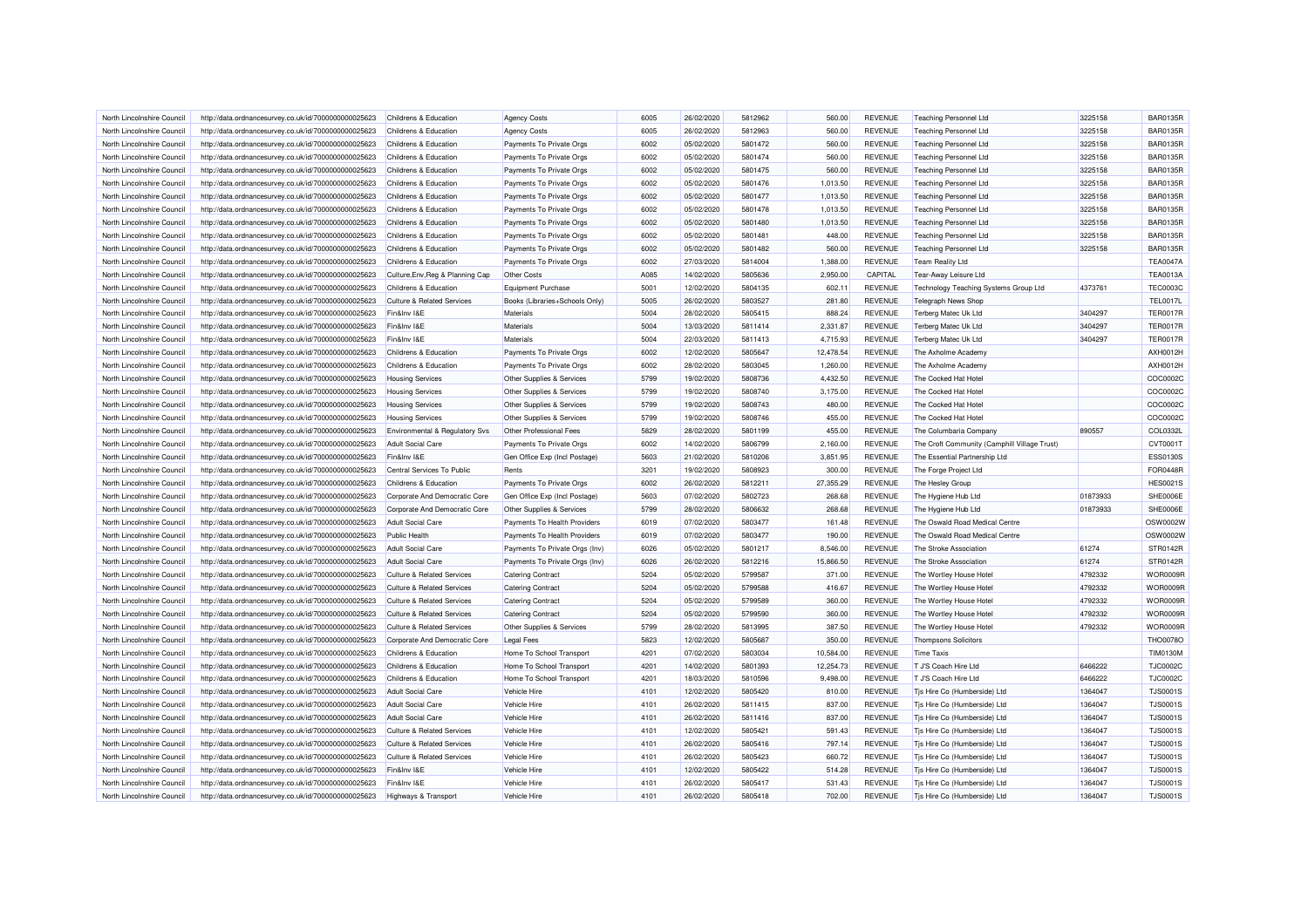| North Lincolnshire Council | http://data.ordnancesurvey.co.uk/id/7000000000025623 | Childrens & Education | Agency Costs | 6005 | 26/02/2020 | 5812962 | 560.00 | REVENUE | Teaching Personnel Ltd | 3225158 | BAR0135R |
|---|---|---|---|---|---|---|---|---|---|---|---|
| North Lincolnshire Council | http://data.ordnancesurvey.co.uk/id/7000000000025623 | Childrens & Education | Agency Costs | 6005 | 26/02/2020 | 5812963 | 560.00 | REVENUE | Teaching Personnel Ltd | 3225158 | BAR0135R |
| North Lincolnshire Council | http://data.ordnancesurvey.co.uk/id/7000000000025623 | Childrens & Education | Payments To Private Orgs | 6002 | 05/02/2020 | 5801472 | 560.00 | REVENUE | Teaching Personnel Ltd | 3225158 | BAR0135R |
| North Lincolnshire Council | http://data.ordnancesurvey.co.uk/id/7000000000025623 | Childrens & Education | Payments To Private Orgs | 6002 | 05/02/2020 | 5801474 | 560.00 | REVENUE | Teaching Personnel Ltd | 3225158 | BAR0135R |
| North Lincolnshire Council | http://data.ordnancesurvey.co.uk/id/7000000000025623 | Childrens & Education | Payments To Private Orgs | 6002 | 05/02/2020 | 5801475 | 560.00 | REVENUE | Teaching Personnel Ltd | 3225158 | BAR0135R |
| North Lincolnshire Council | http://data.ordnancesurvey.co.uk/id/7000000000025623 | Childrens & Education | Payments To Private Orgs | 6002 | 05/02/2020 | 5801476 | 1,013.50 | REVENUE | Teaching Personnel Ltd | 3225158 | BAR0135R |
| North Lincolnshire Council | http://data.ordnancesurvey.co.uk/id/7000000000025623 | Childrens & Education | Payments To Private Orgs | 6002 | 05/02/2020 | 5801477 | 1,013.50 | REVENUE | Teaching Personnel Ltd | 3225158 | BAR0135R |
| North Lincolnshire Council | http://data.ordnancesurvey.co.uk/id/7000000000025623 | Childrens & Education | Payments To Private Orgs | 6002 | 05/02/2020 | 5801478 | 1,013.50 | REVENUE | Teaching Personnel Ltd | 3225158 | BAR0135R |
| North Lincolnshire Council | http://data.ordnancesurvey.co.uk/id/7000000000025623 | Childrens & Education | Payments To Private Orgs | 6002 | 05/02/2020 | 5801480 | 1,013.50 | REVENUE | Teaching Personnel Ltd | 3225158 | BAR0135R |
| North Lincolnshire Council | http://data.ordnancesurvey.co.uk/id/7000000000025623 | Childrens & Education | Payments To Private Orgs | 6002 | 05/02/2020 | 5801481 | 448.00 | REVENUE | Teaching Personnel Ltd | 3225158 | BAR0135R |
| North Lincolnshire Council | http://data.ordnancesurvey.co.uk/id/7000000000025623 | Childrens & Education | Payments To Private Orgs | 6002 | 05/02/2020 | 5801482 | 560.00 | REVENUE | Teaching Personnel Ltd | 3225158 | BAR0135R |
| North Lincolnshire Council | http://data.ordnancesurvey.co.uk/id/7000000000025623 | Childrens & Education | Payments To Private Orgs | 6002 | 27/03/2020 | 5814004 | 1,388.00 | REVENUE | Team Reality Ltd | | TEA0047A |
| North Lincolnshire Council | http://data.ordnancesurvey.co.uk/id/7000000000025623 | Culture,Env,Reg & Planning Cap | Other Costs | A085 | 14/02/2020 | 5805636 | 2,950.00 | CAPITAL | Tear-Away Leisure Ltd | | TEA0013A |
| North Lincolnshire Council | http://data.ordnancesurvey.co.uk/id/7000000000025623 | Childrens & Education | Equipment Purchase | 5001 | 12/02/2020 | 5804135 | 602.11 | REVENUE | Technology Teaching Systems Group Ltd | 4373761 | TEC0003C |
| North Lincolnshire Council | http://data.ordnancesurvey.co.uk/id/7000000000025623 | Culture & Related Services | Books (Libraries+Schools Only) | 5005 | 26/02/2020 | 5803527 | 281.80 | REVENUE | Telegraph News Shop | | TEL0017L |
| North Lincolnshire Council | http://data.ordnancesurvey.co.uk/id/7000000000025623 | Fin&Inv I&E | Materials | 5004 | 28/02/2020 | 5805415 | 888.24 | REVENUE | Terberg Matec Uk Ltd | 3404297 | TER0017R |
| North Lincolnshire Council | http://data.ordnancesurvey.co.uk/id/7000000000025623 | Fin&Inv I&E | Materials | 5004 | 13/03/2020 | 5811414 | 2,331.87 | REVENUE | Terberg Matec Uk Ltd | 3404297 | TER0017R |
| North Lincolnshire Council | http://data.ordnancesurvey.co.uk/id/7000000000025623 | Fin&Inv I&E | Materials | 5004 | 22/03/2020 | 5811413 | 4,715.93 | REVENUE | Terberg Matec Uk Ltd | 3404297 | TER0017R |
| North Lincolnshire Council | http://data.ordnancesurvey.co.uk/id/7000000000025623 | Childrens & Education | Payments To Private Orgs | 6002 | 12/02/2020 | 5805647 | 12,478.54 | REVENUE | The Axholme Academy | | AXH0012H |
| North Lincolnshire Council | http://data.ordnancesurvey.co.uk/id/7000000000025623 | Childrens & Education | Payments To Private Orgs | 6002 | 28/02/2020 | 5803045 | 1,260.00 | REVENUE | The Axholme Academy | | AXH0012H |
| North Lincolnshire Council | http://data.ordnancesurvey.co.uk/id/7000000000025623 | Housing Services | Other Supplies & Services | 5799 | 19/02/2020 | 5808736 | 4,432.50 | REVENUE | The Cocked Hat Hotel | | COC0002C |
| North Lincolnshire Council | http://data.ordnancesurvey.co.uk/id/7000000000025623 | Housing Services | Other Supplies & Services | 5799 | 19/02/2020 | 5808740 | 3,175.00 | REVENUE | The Cocked Hat Hotel | | COC0002C |
| North Lincolnshire Council | http://data.ordnancesurvey.co.uk/id/7000000000025623 | Housing Services | Other Supplies & Services | 5799 | 19/02/2020 | 5808743 | 480.00 | REVENUE | The Cocked Hat Hotel | | COC0002C |
| North Lincolnshire Council | http://data.ordnancesurvey.co.uk/id/7000000000025623 | Housing Services | Other Supplies & Services | 5799 | 19/02/2020 | 5808746 | 455.00 | REVENUE | The Cocked Hat Hotel | | COC0002C |
| North Lincolnshire Council | http://data.ordnancesurvey.co.uk/id/7000000000025623 | Environmental & Regulatory Svs | Other Professional Fees | 5829 | 28/02/2020 | 5801199 | 455.00 | REVENUE | The Columbaria Company | 890557 | COL0332L |
| North Lincolnshire Council | http://data.ordnancesurvey.co.uk/id/7000000000025623 | Adult Social Care | Payments To Private Orgs | 6002 | 14/02/2020 | 5806799 | 2,160.00 | REVENUE | The Croft Community (Camphill Village Trust) | | CVT0001T |
| North Lincolnshire Council | http://data.ordnancesurvey.co.uk/id/7000000000025623 | Fin&Inv I&E | Gen Office Exp (Incl Postage) | 5603 | 21/02/2020 | 5810206 | 3,851.95 | REVENUE | The Essential Partnership Ltd | | ESS0130S |
| North Lincolnshire Council | http://data.ordnancesurvey.co.uk/id/7000000000025623 | Central Services To Public | Rents | 3201 | 19/02/2020 | 5808923 | 300.00 | REVENUE | The Forge Project Ltd | | FOR0448R |
| North Lincolnshire Council | http://data.ordnancesurvey.co.uk/id/7000000000025623 | Childrens & Education | Payments To Private Orgs | 6002 | 26/02/2020 | 5812211 | 27,355.29 | REVENUE | The Hesley Group | | HES0021S |
| North Lincolnshire Council | http://data.ordnancesurvey.co.uk/id/7000000000025623 | Corporate And Democratic Core | Gen Office Exp (Incl Postage) | 5603 | 07/02/2020 | 5802723 | 268.68 | REVENUE | The Hygiene Hub Ltd | 01873933 | SHE0006E |
| North Lincolnshire Council | http://data.ordnancesurvey.co.uk/id/7000000000025623 | Corporate And Democratic Core | Other Supplies & Services | 5799 | 28/02/2020 | 5806632 | 268.68 | REVENUE | The Hygiene Hub Ltd | 01873933 | SHE0006E |
| North Lincolnshire Council | http://data.ordnancesurvey.co.uk/id/7000000000025623 | Adult Social Care | Payments To Health Providers | 6019 | 07/02/2020 | 5803477 | 161.48 | REVENUE | The Oswald Road Medical Centre | | OSW0002W |
| North Lincolnshire Council | http://data.ordnancesurvey.co.uk/id/7000000000025623 | Public Health | Payments To Health Providers | 6019 | 07/02/2020 | 5803477 | 190.00 | REVENUE | The Oswald Road Medical Centre | | OSW0002W |
| North Lincolnshire Council | http://data.ordnancesurvey.co.uk/id/7000000000025623 | Adult Social Care | Payments To Private Orgs (Inv) | 6026 | 05/02/2020 | 5801217 | 8,546.00 | REVENUE | The Stroke Association | 61274 | STR0142R |
| North Lincolnshire Council | http://data.ordnancesurvey.co.uk/id/7000000000025623 | Adult Social Care | Payments To Private Orgs (Inv) | 6026 | 26/02/2020 | 5812216 | 15,866.50 | REVENUE | The Stroke Association | 61274 | STR0142R |
| North Lincolnshire Council | http://data.ordnancesurvey.co.uk/id/7000000000025623 | Culture & Related Services | Catering Contract | 5204 | 05/02/2020 | 5799587 | 371.00 | REVENUE | The Wortley House Hotel | 4792332 | WOR0009R |
| North Lincolnshire Council | http://data.ordnancesurvey.co.uk/id/7000000000025623 | Culture & Related Services | Catering Contract | 5204 | 05/02/2020 | 5799588 | 416.67 | REVENUE | The Wortley House Hotel | 4792332 | WOR0009R |
| North Lincolnshire Council | http://data.ordnancesurvey.co.uk/id/7000000000025623 | Culture & Related Services | Catering Contract | 5204 | 05/02/2020 | 5799589 | 360.00 | REVENUE | The Wortley House Hotel | 4792332 | WOR0009R |
| North Lincolnshire Council | http://data.ordnancesurvey.co.uk/id/7000000000025623 | Culture & Related Services | Catering Contract | 5204 | 05/02/2020 | 5799590 | 360.00 | REVENUE | The Wortley House Hotel | 4792332 | WOR0009R |
| North Lincolnshire Council | http://data.ordnancesurvey.co.uk/id/7000000000025623 | Culture & Related Services | Other Supplies & Services | 5799 | 28/02/2020 | 5813995 | 387.50 | REVENUE | The Wortley House Hotel | 4792332 | WOR0009R |
| North Lincolnshire Council | http://data.ordnancesurvey.co.uk/id/7000000000025623 | Corporate And Democratic Core | Legal Fees | 5823 | 12/02/2020 | 5805687 | 350.00 | REVENUE | Thompsons Solicitors | | THO0078O |
| North Lincolnshire Council | http://data.ordnancesurvey.co.uk/id/7000000000025623 | Childrens & Education | Home To School Transport | 4201 | 07/02/2020 | 5803034 | 10,584.00 | REVENUE | Time Taxis | | TIM0130M |
| North Lincolnshire Council | http://data.ordnancesurvey.co.uk/id/7000000000025623 | Childrens & Education | Home To School Transport | 4201 | 14/02/2020 | 5801393 | 12,254.73 | REVENUE | T J'S Coach Hire Ltd | 6466222 | TJC0002C |
| North Lincolnshire Council | http://data.ordnancesurvey.co.uk/id/7000000000025623 | Childrens & Education | Home To School Transport | 4201 | 18/03/2020 | 5810596 | 9,498.00 | REVENUE | T J'S Coach Hire Ltd | 6466222 | TJC0002C |
| North Lincolnshire Council | http://data.ordnancesurvey.co.uk/id/7000000000025623 | Adult Social Care | Vehicle Hire | 4101 | 12/02/2020 | 5805420 | 810.00 | REVENUE | Tjs Hire Co (Humberside) Ltd | 1364047 | TJS0001S |
| North Lincolnshire Council | http://data.ordnancesurvey.co.uk/id/7000000000025623 | Adult Social Care | Vehicle Hire | 4101 | 26/02/2020 | 5811415 | 837.00 | REVENUE | Tjs Hire Co (Humberside) Ltd | 1364047 | TJS0001S |
| North Lincolnshire Council | http://data.ordnancesurvey.co.uk/id/7000000000025623 | Adult Social Care | Vehicle Hire | 4101 | 26/02/2020 | 5811416 | 837.00 | REVENUE | Tjs Hire Co (Humberside) Ltd | 1364047 | TJS0001S |
| North Lincolnshire Council | http://data.ordnancesurvey.co.uk/id/7000000000025623 | Culture & Related Services | Vehicle Hire | 4101 | 12/02/2020 | 5805421 | 591.43 | REVENUE | Tjs Hire Co (Humberside) Ltd | 1364047 | TJS0001S |
| North Lincolnshire Council | http://data.ordnancesurvey.co.uk/id/7000000000025623 | Culture & Related Services | Vehicle Hire | 4101 | 26/02/2020 | 5805416 | 797.14 | REVENUE | Tjs Hire Co (Humberside) Ltd | 1364047 | TJS0001S |
| North Lincolnshire Council | http://data.ordnancesurvey.co.uk/id/7000000000025623 | Culture & Related Services | Vehicle Hire | 4101 | 26/02/2020 | 5805423 | 660.72 | REVENUE | Tjs Hire Co (Humberside) Ltd | 1364047 | TJS0001S |
| North Lincolnshire Council | http://data.ordnancesurvey.co.uk/id/7000000000025623 | Fin&Inv I&E | Vehicle Hire | 4101 | 12/02/2020 | 5805422 | 514.28 | REVENUE | Tjs Hire Co (Humberside) Ltd | 1364047 | TJS0001S |
| North Lincolnshire Council | http://data.ordnancesurvey.co.uk/id/7000000000025623 | Fin&Inv I&E | Vehicle Hire | 4101 | 26/02/2020 | 5805417 | 531.43 | REVENUE | Tjs Hire Co (Humberside) Ltd | 1364047 | TJS0001S |
| North Lincolnshire Council | http://data.ordnancesurvey.co.uk/id/7000000000025623 | Highways & Transport | Vehicle Hire | 4101 | 26/02/2020 | 5805418 | 702.00 | REVENUE | Tjs Hire Co (Humberside) Ltd | 1364047 | TJS0001S |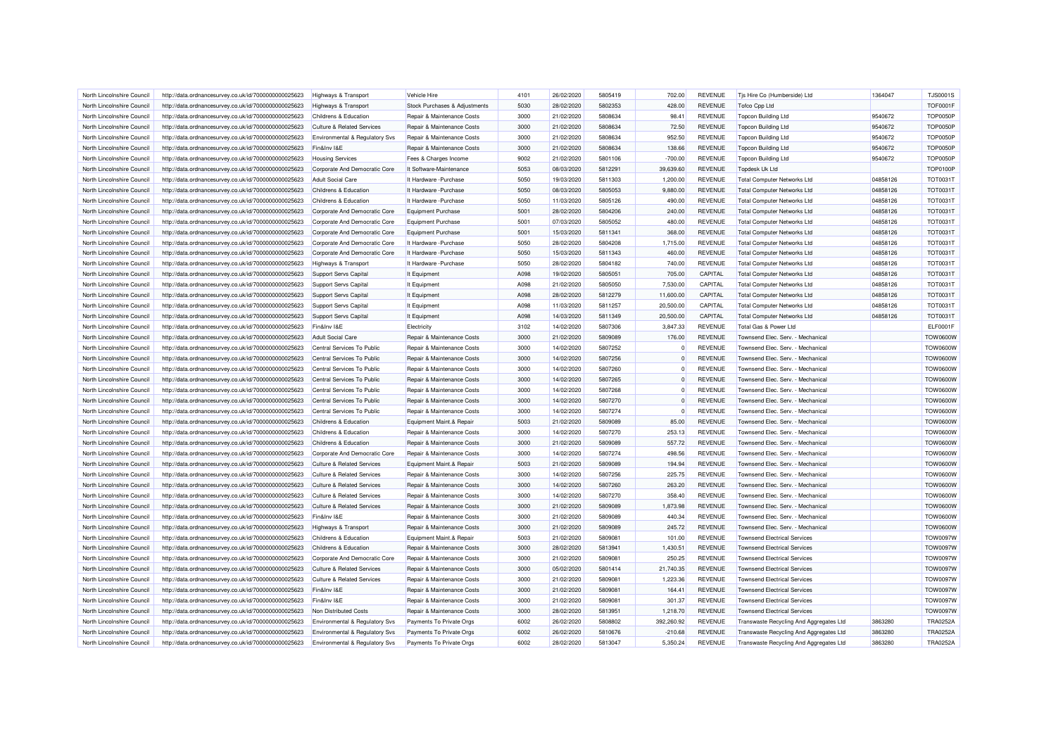| | | | | | | | | | | | | |
|---|---|---|---|---|---|---|---|---|---|---|---|---|
| North Lincolnshire Council | http://data.ordnancesurvey.co.uk/id/7000000000025623 | Highways & Transport | Vehicle Hire | 4101 | 26/02/2020 | 5805419 | 702.00 | REVENUE | Tjs Hire Co (Humberside) Ltd | 1364047 | TJS0001S |
| North Lincolnshire Council | http://data.ordnancesurvey.co.uk/id/7000000000025623 | Highways & Transport | Stock Purchases & Adjustments | 5030 | 28/02/2020 | 5802353 | 428.00 | REVENUE | Tofco Cpp Ltd | | TOF0001F |
| North Lincolnshire Council | http://data.ordnancesurvey.co.uk/id/7000000000025623 | Childrens & Education | Repair & Maintenance Costs | 3000 | 21/02/2020 | 5808634 | 98.41 | REVENUE | Topcon Building Ltd | 9540672 | TOP0050P |
| North Lincolnshire Council | http://data.ordnancesurvey.co.uk/id/7000000000025623 | Culture & Related Services | Repair & Maintenance Costs | 3000 | 21/02/2020 | 5808634 | 72.50 | REVENUE | Topcon Building Ltd | 9540672 | TOP0050P |
| North Lincolnshire Council | http://data.ordnancesurvey.co.uk/id/7000000000025623 | Environmental & Regulatory Svs | Repair & Maintenance Costs | 3000 | 21/02/2020 | 5808634 | 952.50 | REVENUE | Topcon Building Ltd | 9540672 | TOP0050P |
| North Lincolnshire Council | http://data.ordnancesurvey.co.uk/id/7000000000025623 | Fin&Inv I&E | Repair & Maintenance Costs | 3000 | 21/02/2020 | 5808634 | 138.66 | REVENUE | Topcon Building Ltd | 9540672 | TOP0050P |
| North Lincolnshire Council | http://data.ordnancesurvey.co.uk/id/7000000000025623 | Housing Services | Fees & Charges Income | 9002 | 21/02/2020 | 5801106 | -700.00 | REVENUE | Topcon Building Ltd | 9540672 | TOP0050P |
| North Lincolnshire Council | http://data.ordnancesurvey.co.uk/id/7000000000025623 | Corporate And Democratic Core | It Software-Maintenance | 5053 | 08/03/2020 | 5812291 | 39,639.60 | REVENUE | Topdesk Uk Ltd | | TOP0100P |
| North Lincolnshire Council | http://data.ordnancesurvey.co.uk/id/7000000000025623 | Adult Social Care | It Hardware -Purchase | 5050 | 19/03/2020 | 5811303 | 1,200.00 | REVENUE | Total Computer Networks Ltd | 04858126 | TOT0031T |
| North Lincolnshire Council | http://data.ordnancesurvey.co.uk/id/7000000000025623 | Childrens & Education | It Hardware -Purchase | 5050 | 08/03/2020 | 5805053 | 9,880.00 | REVENUE | Total Computer Networks Ltd | 04858126 | TOT0031T |
| North Lincolnshire Council | http://data.ordnancesurvey.co.uk/id/7000000000025623 | Childrens & Education | It Hardware -Purchase | 5050 | 11/03/2020 | 5805126 | 490.00 | REVENUE | Total Computer Networks Ltd | 04858126 | TOT0031T |
| North Lincolnshire Council | http://data.ordnancesurvey.co.uk/id/7000000000025623 | Corporate And Democratic Core | Equipment Purchase | 5001 | 28/02/2020 | 5804206 | 240.00 | REVENUE | Total Computer Networks Ltd | 04858126 | TOT0031T |
| North Lincolnshire Council | http://data.ordnancesurvey.co.uk/id/7000000000025623 | Corporate And Democratic Core | Equipment Purchase | 5001 | 07/03/2020 | 5805052 | 480.00 | REVENUE | Total Computer Networks Ltd | 04858126 | TOT0031T |
| North Lincolnshire Council | http://data.ordnancesurvey.co.uk/id/7000000000025623 | Corporate And Democratic Core | Equipment Purchase | 5001 | 15/03/2020 | 5811341 | 368.00 | REVENUE | Total Computer Networks Ltd | 04858126 | TOT0031T |
| North Lincolnshire Council | http://data.ordnancesurvey.co.uk/id/7000000000025623 | Corporate And Democratic Core | It Hardware -Purchase | 5050 | 28/02/2020 | 5804208 | 1,715.00 | REVENUE | Total Computer Networks Ltd | 04858126 | TOT0031T |
| North Lincolnshire Council | http://data.ordnancesurvey.co.uk/id/7000000000025623 | Corporate And Democratic Core | It Hardware -Purchase | 5050 | 15/03/2020 | 5811343 | 460.00 | REVENUE | Total Computer Networks Ltd | 04858126 | TOT0031T |
| North Lincolnshire Council | http://data.ordnancesurvey.co.uk/id/7000000000025623 | Highways & Transport | It Hardware -Purchase | 5050 | 28/02/2020 | 5804182 | 740.00 | REVENUE | Total Computer Networks Ltd | 04858126 | TOT0031T |
| North Lincolnshire Council | http://data.ordnancesurvey.co.uk/id/7000000000025623 | Support Servs Capital | It Equipment | A098 | 19/02/2020 | 5805051 | 705.00 | CAPITAL | Total Computer Networks Ltd | 04858126 | TOT0031T |
| North Lincolnshire Council | http://data.ordnancesurvey.co.uk/id/7000000000025623 | Support Servs Capital | It Equipment | A098 | 21/02/2020 | 5805050 | 7,530.00 | CAPITAL | Total Computer Networks Ltd | 04858126 | TOT0031T |
| North Lincolnshire Council | http://data.ordnancesurvey.co.uk/id/7000000000025623 | Support Servs Capital | It Equipment | A098 | 28/02/2020 | 5812279 | 11,600.00 | CAPITAL | Total Computer Networks Ltd | 04858126 | TOT0031T |
| North Lincolnshire Council | http://data.ordnancesurvey.co.uk/id/7000000000025623 | Support Servs Capital | It Equipment | A098 | 11/03/2020 | 5811257 | 20,500.00 | CAPITAL | Total Computer Networks Ltd | 04858126 | TOT0031T |
| North Lincolnshire Council | http://data.ordnancesurvey.co.uk/id/7000000000025623 | Support Servs Capital | It Equipment | A098 | 14/03/2020 | 5811349 | 20,500.00 | CAPITAL | Total Computer Networks Ltd | 04858126 | TOT0031T |
| North Lincolnshire Council | http://data.ordnancesurvey.co.uk/id/7000000000025623 | Fin&Inv I&E | Electricity | 3102 | 14/02/2020 | 5807306 | 3,847.33 | REVENUE | Total Gas & Power Ltd | | ELF0001F |
| North Lincolnshire Council | http://data.ordnancesurvey.co.uk/id/7000000000025623 | Adult Social Care | Repair & Maintenance Costs | 3000 | 21/02/2020 | 5809089 | 176.00 | REVENUE | Townsend Elec. Serv. - Mechanical | | TOW0600W |
| North Lincolnshire Council | http://data.ordnancesurvey.co.uk/id/7000000000025623 | Central Services To Public | Repair & Maintenance Costs | 3000 | 14/02/2020 | 5807252 | 0 | REVENUE | Townsend Elec. Serv. - Mechanical | | TOW0600W |
| North Lincolnshire Council | http://data.ordnancesurvey.co.uk/id/7000000000025623 | Central Services To Public | Repair & Maintenance Costs | 3000 | 14/02/2020 | 5807256 | 0 | REVENUE | Townsend Elec. Serv. - Mechanical | | TOW0600W |
| North Lincolnshire Council | http://data.ordnancesurvey.co.uk/id/7000000000025623 | Central Services To Public | Repair & Maintenance Costs | 3000 | 14/02/2020 | 5807260 | 0 | REVENUE | Townsend Elec. Serv. - Mechanical | | TOW0600W |
| North Lincolnshire Council | http://data.ordnancesurvey.co.uk/id/7000000000025623 | Central Services To Public | Repair & Maintenance Costs | 3000 | 14/02/2020 | 5807265 | 0 | REVENUE | Townsend Elec. Serv. - Mechanical | | TOW0600W |
| North Lincolnshire Council | http://data.ordnancesurvey.co.uk/id/7000000000025623 | Central Services To Public | Repair & Maintenance Costs | 3000 | 14/02/2020 | 5807268 | 0 | REVENUE | Townsend Elec. Serv. - Mechanical | | TOW0600W |
| North Lincolnshire Council | http://data.ordnancesurvey.co.uk/id/7000000000025623 | Central Services To Public | Repair & Maintenance Costs | 3000 | 14/02/2020 | 5807270 | 0 | REVENUE | Townsend Elec. Serv. - Mechanical | | TOW0600W |
| North Lincolnshire Council | http://data.ordnancesurvey.co.uk/id/7000000000025623 | Central Services To Public | Repair & Maintenance Costs | 3000 | 14/02/2020 | 5807274 | 0 | REVENUE | Townsend Elec. Serv. - Mechanical | | TOW0600W |
| North Lincolnshire Council | http://data.ordnancesurvey.co.uk/id/7000000000025623 | Childrens & Education | Equipment Maint.& Repair | 5003 | 21/02/2020 | 5809089 | 85.00 | REVENUE | Townsend Elec. Serv. - Mechanical | | TOW0600W |
| North Lincolnshire Council | http://data.ordnancesurvey.co.uk/id/7000000000025623 | Childrens & Education | Repair & Maintenance Costs | 3000 | 14/02/2020 | 5807270 | 253.13 | REVENUE | Townsend Elec. Serv. - Mechanical | | TOW0600W |
| North Lincolnshire Council | http://data.ordnancesurvey.co.uk/id/7000000000025623 | Childrens & Education | Repair & Maintenance Costs | 3000 | 21/02/2020 | 5809089 | 557.72 | REVENUE | Townsend Elec. Serv. - Mechanical | | TOW0600W |
| North Lincolnshire Council | http://data.ordnancesurvey.co.uk/id/7000000000025623 | Corporate And Democratic Core | Repair & Maintenance Costs | 3000 | 14/02/2020 | 5807274 | 498.56 | REVENUE | Townsend Elec. Serv. - Mechanical | | TOW0600W |
| North Lincolnshire Council | http://data.ordnancesurvey.co.uk/id/7000000000025623 | Culture & Related Services | Equipment Maint.& Repair | 5003 | 21/02/2020 | 5809089 | 194.94 | REVENUE | Townsend Elec. Serv. - Mechanical | | TOW0600W |
| North Lincolnshire Council | http://data.ordnancesurvey.co.uk/id/7000000000025623 | Culture & Related Services | Repair & Maintenance Costs | 3000 | 14/02/2020 | 5807256 | 225.75 | REVENUE | Townsend Elec. Serv. - Mechanical | | TOW0600W |
| North Lincolnshire Council | http://data.ordnancesurvey.co.uk/id/7000000000025623 | Culture & Related Services | Repair & Maintenance Costs | 3000 | 14/02/2020 | 5807260 | 263.20 | REVENUE | Townsend Elec. Serv. - Mechanical | | TOW0600W |
| North Lincolnshire Council | http://data.ordnancesurvey.co.uk/id/7000000000025623 | Culture & Related Services | Repair & Maintenance Costs | 3000 | 14/02/2020 | 5807270 | 358.40 | REVENUE | Townsend Elec. Serv. - Mechanical | | TOW0600W |
| North Lincolnshire Council | http://data.ordnancesurvey.co.uk/id/7000000000025623 | Culture & Related Services | Repair & Maintenance Costs | 3000 | 21/02/2020 | 5809089 | 1,873.98 | REVENUE | Townsend Elec. Serv. - Mechanical | | TOW0600W |
| North Lincolnshire Council | http://data.ordnancesurvey.co.uk/id/7000000000025623 | Fin&Inv I&E | Repair & Maintenance Costs | 3000 | 21/02/2020 | 5809089 | 440.34 | REVENUE | Townsend Elec. Serv. - Mechanical | | TOW0600W |
| North Lincolnshire Council | http://data.ordnancesurvey.co.uk/id/7000000000025623 | Highways & Transport | Repair & Maintenance Costs | 3000 | 21/02/2020 | 5809089 | 245.72 | REVENUE | Townsend Elec. Serv. - Mechanical | | TOW0600W |
| North Lincolnshire Council | http://data.ordnancesurvey.co.uk/id/7000000000025623 | Childrens & Education | Equipment Maint.& Repair | 5003 | 21/02/2020 | 5809081 | 101.00 | REVENUE | Townsend Electrical Services | | TOW0097W |
| North Lincolnshire Council | http://data.ordnancesurvey.co.uk/id/7000000000025623 | Childrens & Education | Repair & Maintenance Costs | 3000 | 28/02/2020 | 5813941 | 1,430.51 | REVENUE | Townsend Electrical Services | | TOW0097W |
| North Lincolnshire Council | http://data.ordnancesurvey.co.uk/id/7000000000025623 | Corporate And Democratic Core | Repair & Maintenance Costs | 3000 | 21/02/2020 | 5809081 | 250.25 | REVENUE | Townsend Electrical Services | | TOW0097W |
| North Lincolnshire Council | http://data.ordnancesurvey.co.uk/id/7000000000025623 | Culture & Related Services | Repair & Maintenance Costs | 3000 | 05/02/2020 | 5801414 | 21,740.35 | REVENUE | Townsend Electrical Services | | TOW0097W |
| North Lincolnshire Council | http://data.ordnancesurvey.co.uk/id/7000000000025623 | Culture & Related Services | Repair & Maintenance Costs | 3000 | 21/02/2020 | 5809081 | 1,223.36 | REVENUE | Townsend Electrical Services | | TOW0097W |
| North Lincolnshire Council | http://data.ordnancesurvey.co.uk/id/7000000000025623 | Fin&Inv I&E | Repair & Maintenance Costs | 3000 | 21/02/2020 | 5809081 | 164.41 | REVENUE | Townsend Electrical Services | | TOW0097W |
| North Lincolnshire Council | http://data.ordnancesurvey.co.uk/id/7000000000025623 | Fin&Inv I&E | Repair & Maintenance Costs | 3000 | 21/02/2020 | 5809081 | 301.37 | REVENUE | Townsend Electrical Services | | TOW0097W |
| North Lincolnshire Council | http://data.ordnancesurvey.co.uk/id/7000000000025623 | Non Distributed Costs | Repair & Maintenance Costs | 3000 | 28/02/2020 | 5813951 | 1,218.70 | REVENUE | Townsend Electrical Services | | TOW0097W |
| North Lincolnshire Council | http://data.ordnancesurvey.co.uk/id/7000000000025623 | Environmental & Regulatory Svs | Payments To Private Orgs | 6002 | 26/02/2020 | 5808802 | 392,260.92 | REVENUE | Transwaste Recycling And Aggregates Ltd | 3863280 | TRA0252A |
| North Lincolnshire Council | http://data.ordnancesurvey.co.uk/id/7000000000025623 | Environmental & Regulatory Svs | Payments To Private Orgs | 6002 | 26/02/2020 | 5810676 | -210.68 | REVENUE | Transwaste Recycling And Aggregates Ltd | 3863280 | TRA0252A |
| North Lincolnshire Council | http://data.ordnancesurvey.co.uk/id/7000000000025623 | Environmental & Regulatory Svs | Payments To Private Orgs | 6002 | 28/02/2020 | 5813047 | 5,350.24 | REVENUE | Transwaste Recycling And Aggregates Ltd | 3863280 | TRA0252A |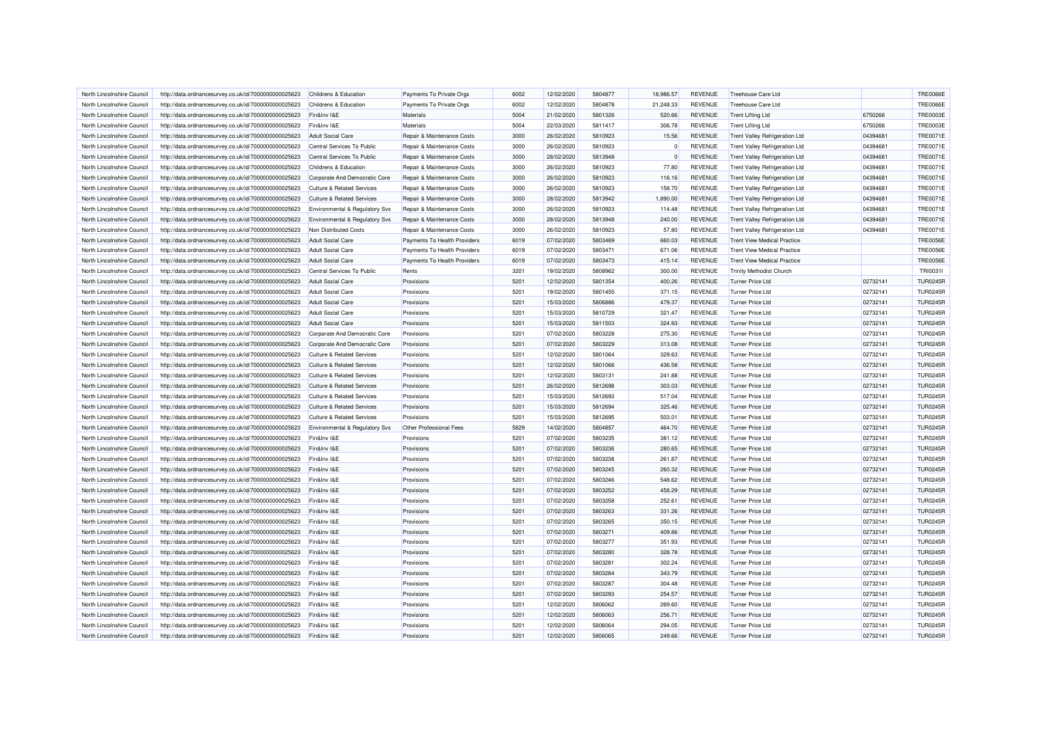| North Lincolnshire Council | http://data.ordnancesurvey.co.uk/id/7000000000025623 | Childrens & Education | Payments To Private Orgs | 6002 | 12/02/2020 | 5804877 | 18,986.57 | REVENUE | Treehouse Care Ltd | | TRE0066E |
|---|---|---|---|---|---|---|---|---|---|---|---|
| North Lincolnshire Council | http://data.ordnancesurvey.co.uk/id/7000000000025623 | Childrens & Education | Payments To Private Orgs | 6002 | 12/02/2020 | 5804878 | 21,248.33 | REVENUE | Treehouse Care Ltd | | TRE0066E |
| North Lincolnshire Council | http://data.ordnancesurvey.co.uk/id/7000000000025623 | Fin&Inv I&E | Materials | 5004 | 21/02/2020 | 5801326 | 520.66 | REVENUE | Trent Lifting Ltd | 6750266 | TRE0003E |
| North Lincolnshire Council | http://data.ordnancesurvey.co.uk/id/7000000000025623 | Fin&Inv I&E | Materials | 5004 | 22/03/2020 | 5811417 | 306.78 | REVENUE | Trent Lifting Ltd | 6750266 | TRE0003E |
| North Lincolnshire Council | http://data.ordnancesurvey.co.uk/id/7000000000025623 | Adult Social Care | Repair & Maintenance Costs | 3000 | 26/02/2020 | 5810923 | 15.56 | REVENUE | Trent Valley Refrigeration Ltd | 04394681 | TRE0071E |
| North Lincolnshire Council | http://data.ordnancesurvey.co.uk/id/7000000000025623 | Central Services To Public | Repair & Maintenance Costs | 3000 | 26/02/2020 | 5810923 | 0 | REVENUE | Trent Valley Refrigeration Ltd | 04394681 | TRE0071E |
| North Lincolnshire Council | http://data.ordnancesurvey.co.uk/id/7000000000025623 | Central Services To Public | Repair & Maintenance Costs | 3000 | 28/02/2020 | 5813948 | 0 | REVENUE | Trent Valley Refrigeration Ltd | 04394681 | TRE0071E |
| North Lincolnshire Council | http://data.ordnancesurvey.co.uk/id/7000000000025623 | Childrens & Education | Repair & Maintenance Costs | 3000 | 26/02/2020 | 5810923 | 77.80 | REVENUE | Trent Valley Refrigeration Ltd | 04394681 | TRE0071E |
| North Lincolnshire Council | http://data.ordnancesurvey.co.uk/id/7000000000025623 | Corporate And Democratic Core | Repair & Maintenance Costs | 3000 | 26/02/2020 | 5810923 | 116.16 | REVENUE | Trent Valley Refrigeration Ltd | 04394681 | TRE0071E |
| North Lincolnshire Council | http://data.ordnancesurvey.co.uk/id/7000000000025623 | Culture & Related Services | Repair & Maintenance Costs | 3000 | 26/02/2020 | 5810923 | 158.70 | REVENUE | Trent Valley Refrigeration Ltd | 04394681 | TRE0071E |
| North Lincolnshire Council | http://data.ordnancesurvey.co.uk/id/7000000000025623 | Culture & Related Services | Repair & Maintenance Costs | 3000 | 28/02/2020 | 5813942 | 1,890.00 | REVENUE | Trent Valley Refrigeration Ltd | 04394681 | TRE0071E |
| North Lincolnshire Council | http://data.ordnancesurvey.co.uk/id/7000000000025623 | Environmental & Regulatory Svs | Repair & Maintenance Costs | 3000 | 26/02/2020 | 5810923 | 114.48 | REVENUE | Trent Valley Refrigeration Ltd | 04394681 | TRE0071E |
| North Lincolnshire Council | http://data.ordnancesurvey.co.uk/id/7000000000025623 | Environmental & Regulatory Svs | Repair & Maintenance Costs | 3000 | 28/02/2020 | 5813948 | 240.00 | REVENUE | Trent Valley Refrigeration Ltd | 04394681 | TRE0071E |
| North Lincolnshire Council | http://data.ordnancesurvey.co.uk/id/7000000000025623 | Non Distributed Costs | Repair & Maintenance Costs | 3000 | 26/02/2020 | 5810923 | 57.80 | REVENUE | Trent Valley Refrigeration Ltd | 04394681 | TRE0071E |
| North Lincolnshire Council | http://data.ordnancesurvey.co.uk/id/7000000000025623 | Adult Social Care | Payments To Health Providers | 6019 | 07/02/2020 | 5803469 | 660.03 | REVENUE | Trent View Medical Practice | | TRE0056E |
| North Lincolnshire Council | http://data.ordnancesurvey.co.uk/id/7000000000025623 | Adult Social Care | Payments To Health Providers | 6019 | 07/02/2020 | 5803471 | 671.06 | REVENUE | Trent View Medical Practice | | TRE0056E |
| North Lincolnshire Council | http://data.ordnancesurvey.co.uk/id/7000000000025623 | Adult Social Care | Payments To Health Providers | 6019 | 07/02/2020 | 5803473 | 415.14 | REVENUE | Trent View Medical Practice | | TRE0056E |
| North Lincolnshire Council | http://data.ordnancesurvey.co.uk/id/7000000000025623 | Central Services To Public | Rents | 3201 | 19/02/2020 | 5808962 | 300.00 | REVENUE | Trinity Methodist Church | | TRI0031I |
| North Lincolnshire Council | http://data.ordnancesurvey.co.uk/id/7000000000025623 | Adult Social Care | Provisions | 5201 | 12/02/2020 | 5801354 | 400.26 | REVENUE | Turner Price Ltd | 02732141 | TUR0245R |
| North Lincolnshire Council | http://data.ordnancesurvey.co.uk/id/7000000000025623 | Adult Social Care | Provisions | 5201 | 19/02/2020 | 5801455 | 371.15 | REVENUE | Turner Price Ltd | 02732141 | TUR0245R |
| North Lincolnshire Council | http://data.ordnancesurvey.co.uk/id/7000000000025623 | Adult Social Care | Provisions | 5201 | 15/03/2020 | 5806886 | 479.37 | REVENUE | Turner Price Ltd | 02732141 | TUR0245R |
| North Lincolnshire Council | http://data.ordnancesurvey.co.uk/id/7000000000025623 | Adult Social Care | Provisions | 5201 | 15/03/2020 | 5810729 | 321.47 | REVENUE | Turner Price Ltd | 02732141 | TUR0245R |
| North Lincolnshire Council | http://data.ordnancesurvey.co.uk/id/7000000000025623 | Adult Social Care | Provisions | 5201 | 15/03/2020 | 5811503 | 324.93 | REVENUE | Turner Price Ltd | 02732141 | TUR0245R |
| North Lincolnshire Council | http://data.ordnancesurvey.co.uk/id/7000000000025623 | Corporate And Democratic Core | Provisions | 5201 | 07/02/2020 | 5803228 | 275.30 | REVENUE | Turner Price Ltd | 02732141 | TUR0245R |
| North Lincolnshire Council | http://data.ordnancesurvey.co.uk/id/7000000000025623 | Corporate And Democratic Core | Provisions | 5201 | 07/02/2020 | 5803229 | 313.08 | REVENUE | Turner Price Ltd | 02732141 | TUR0245R |
| North Lincolnshire Council | http://data.ordnancesurvey.co.uk/id/7000000000025623 | Culture & Related Services | Provisions | 5201 | 12/02/2020 | 5801064 | 329.63 | REVENUE | Turner Price Ltd | 02732141 | TUR0245R |
| North Lincolnshire Council | http://data.ordnancesurvey.co.uk/id/7000000000025623 | Culture & Related Services | Provisions | 5201 | 12/02/2020 | 5801066 | 436.58 | REVENUE | Turner Price Ltd | 02732141 | TUR0245R |
| North Lincolnshire Council | http://data.ordnancesurvey.co.uk/id/7000000000025623 | Culture & Related Services | Provisions | 5201 | 12/02/2020 | 5803131 | 241.88 | REVENUE | Turner Price Ltd | 02732141 | TUR0245R |
| North Lincolnshire Council | http://data.ordnancesurvey.co.uk/id/7000000000025623 | Culture & Related Services | Provisions | 5201 | 26/02/2020 | 5812698 | 303.03 | REVENUE | Turner Price Ltd | 02732141 | TUR0245R |
| North Lincolnshire Council | http://data.ordnancesurvey.co.uk/id/7000000000025623 | Culture & Related Services | Provisions | 5201 | 15/03/2020 | 5812693 | 517.04 | REVENUE | Turner Price Ltd | 02732141 | TUR0245R |
| North Lincolnshire Council | http://data.ordnancesurvey.co.uk/id/7000000000025623 | Culture & Related Services | Provisions | 5201 | 15/03/2020 | 5812694 | 325.46 | REVENUE | Turner Price Ltd | 02732141 | TUR0245R |
| North Lincolnshire Council | http://data.ordnancesurvey.co.uk/id/7000000000025623 | Culture & Related Services | Provisions | 5201 | 15/03/2020 | 5812695 | 503.01 | REVENUE | Turner Price Ltd | 02732141 | TUR0245R |
| North Lincolnshire Council | http://data.ordnancesurvey.co.uk/id/7000000000025623 | Environmental & Regulatory Svs | Other Professional Fees | 5829 | 14/02/2020 | 5804857 | 464.70 | REVENUE | Turner Price Ltd | 02732141 | TUR0245R |
| North Lincolnshire Council | http://data.ordnancesurvey.co.uk/id/7000000000025623 | Fin&Inv I&E | Provisions | 5201 | 07/02/2020 | 5803235 | 381.12 | REVENUE | Turner Price Ltd | 02732141 | TUR0245R |
| North Lincolnshire Council | http://data.ordnancesurvey.co.uk/id/7000000000025623 | Fin&Inv I&E | Provisions | 5201 | 07/02/2020 | 5803236 | 280.65 | REVENUE | Turner Price Ltd | 02732141 | TUR0245R |
| North Lincolnshire Council | http://data.ordnancesurvey.co.uk/id/7000000000025623 | Fin&Inv I&E | Provisions | 5201 | 07/02/2020 | 5803238 | 261.87 | REVENUE | Turner Price Ltd | 02732141 | TUR0245R |
| North Lincolnshire Council | http://data.ordnancesurvey.co.uk/id/7000000000025623 | Fin&Inv I&E | Provisions | 5201 | 07/02/2020 | 5803245 | 260.32 | REVENUE | Turner Price Ltd | 02732141 | TUR0245R |
| North Lincolnshire Council | http://data.ordnancesurvey.co.uk/id/7000000000025623 | Fin&Inv I&E | Provisions | 5201 | 07/02/2020 | 5803246 | 548.62 | REVENUE | Turner Price Ltd | 02732141 | TUR0245R |
| North Lincolnshire Council | http://data.ordnancesurvey.co.uk/id/7000000000025623 | Fin&Inv I&E | Provisions | 5201 | 07/02/2020 | 5803252 | 458.29 | REVENUE | Turner Price Ltd | 02732141 | TUR0245R |
| North Lincolnshire Council | http://data.ordnancesurvey.co.uk/id/7000000000025623 | Fin&Inv I&E | Provisions | 5201 | 07/02/2020 | 5803258 | 252.61 | REVENUE | Turner Price Ltd | 02732141 | TUR0245R |
| North Lincolnshire Council | http://data.ordnancesurvey.co.uk/id/7000000000025623 | Fin&Inv I&E | Provisions | 5201 | 07/02/2020 | 5803263 | 331.26 | REVENUE | Turner Price Ltd | 02732141 | TUR0245R |
| North Lincolnshire Council | http://data.ordnancesurvey.co.uk/id/7000000000025623 | Fin&Inv I&E | Provisions | 5201 | 07/02/2020 | 5803265 | 350.15 | REVENUE | Turner Price Ltd | 02732141 | TUR0245R |
| North Lincolnshire Council | http://data.ordnancesurvey.co.uk/id/7000000000025623 | Fin&Inv I&E | Provisions | 5201 | 07/02/2020 | 5803271 | 409.86 | REVENUE | Turner Price Ltd | 02732141 | TUR0245R |
| North Lincolnshire Council | http://data.ordnancesurvey.co.uk/id/7000000000025623 | Fin&Inv I&E | Provisions | 5201 | 07/02/2020 | 5803277 | 351.93 | REVENUE | Turner Price Ltd | 02732141 | TUR0245R |
| North Lincolnshire Council | http://data.ordnancesurvey.co.uk/id/7000000000025623 | Fin&Inv I&E | Provisions | 5201 | 07/02/2020 | 5803280 | 328.78 | REVENUE | Turner Price Ltd | 02732141 | TUR0245R |
| North Lincolnshire Council | http://data.ordnancesurvey.co.uk/id/7000000000025623 | Fin&Inv I&E | Provisions | 5201 | 07/02/2020 | 5803281 | 302.24 | REVENUE | Turner Price Ltd | 02732141 | TUR0245R |
| North Lincolnshire Council | http://data.ordnancesurvey.co.uk/id/7000000000025623 | Fin&Inv I&E | Provisions | 5201 | 07/02/2020 | 5803284 | 343.79 | REVENUE | Turner Price Ltd | 02732141 | TUR0245R |
| North Lincolnshire Council | http://data.ordnancesurvey.co.uk/id/7000000000025623 | Fin&Inv I&E | Provisions | 5201 | 07/02/2020 | 5803287 | 304.48 | REVENUE | Turner Price Ltd | 02732141 | TUR0245R |
| North Lincolnshire Council | http://data.ordnancesurvey.co.uk/id/7000000000025623 | Fin&Inv I&E | Provisions | 5201 | 07/02/2020 | 5803293 | 254.57 | REVENUE | Turner Price Ltd | 02732141 | TUR0245R |
| North Lincolnshire Council | http://data.ordnancesurvey.co.uk/id/7000000000025623 | Fin&Inv I&E | Provisions | 5201 | 12/02/2020 | 5806062 | 269.60 | REVENUE | Turner Price Ltd | 02732141 | TUR0245R |
| North Lincolnshire Council | http://data.ordnancesurvey.co.uk/id/7000000000025623 | Fin&Inv I&E | Provisions | 5201 | 12/02/2020 | 5806063 | 256.71 | REVENUE | Turner Price Ltd | 02732141 | TUR0245R |
| North Lincolnshire Council | http://data.ordnancesurvey.co.uk/id/7000000000025623 | Fin&Inv I&E | Provisions | 5201 | 12/02/2020 | 5806064 | 294.05 | REVENUE | Turner Price Ltd | 02732141 | TUR0245R |
| North Lincolnshire Council | http://data.ordnancesurvey.co.uk/id/7000000000025623 | Fin&Inv I&E | Provisions | 5201 | 12/02/2020 | 5806065 | 249.66 | REVENUE | Turner Price Ltd | 02732141 | TUR0245R |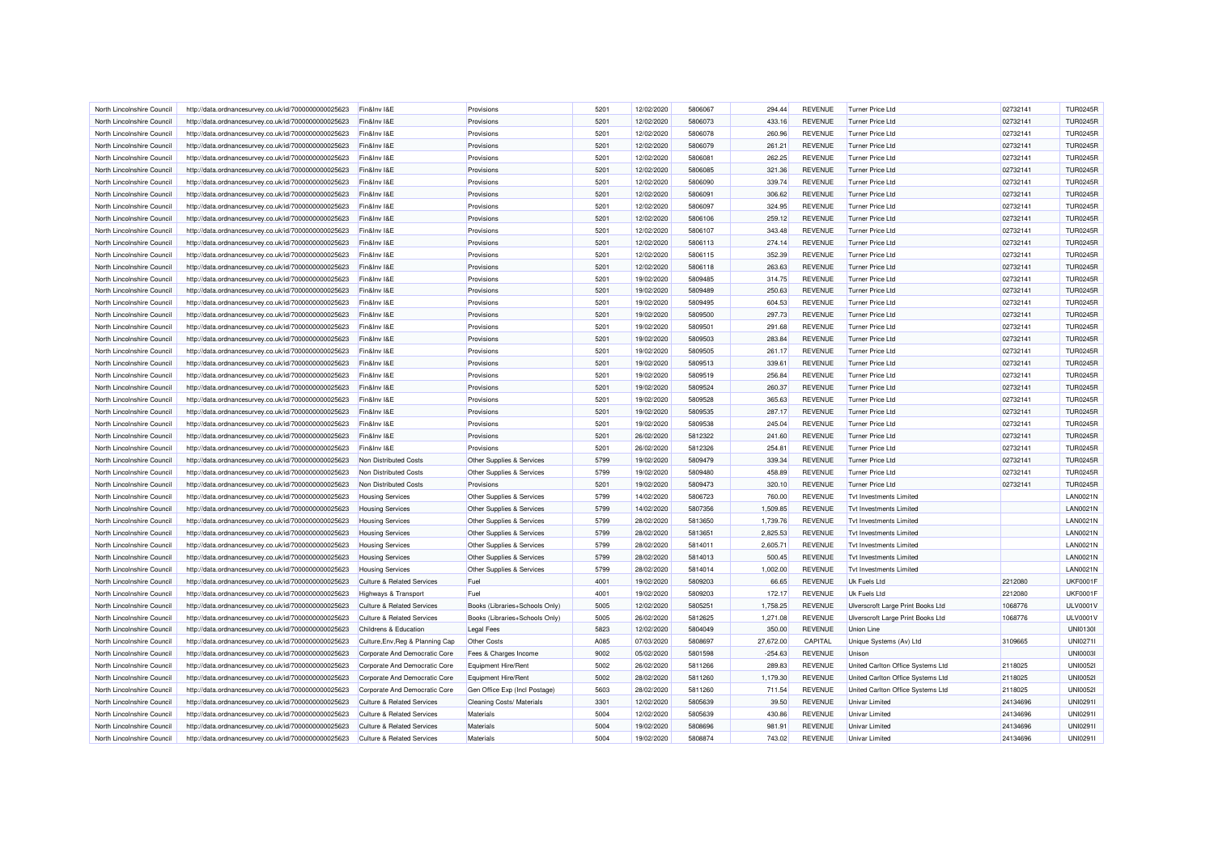| | | | | | | | | | | | |
|---|---|---|---|---|---|---|---|---|---|---|---|
| North Lincolnshire Council | http://data.ordnancesurvey.co.uk/id/7000000000025623 | Fin&Inv I&E | Provisions | 5201 | 12/02/2020 | 5806067 | 294.44 | REVENUE | Turner Price Ltd | 02732141 | TUR0245R |
| North Lincolnshire Council | http://data.ordnancesurvey.co.uk/id/7000000000025623 | Fin&Inv I&E | Provisions | 5201 | 12/02/2020 | 5806073 | 433.16 | REVENUE | Turner Price Ltd | 02732141 | TUR0245R |
| North Lincolnshire Council | http://data.ordnancesurvey.co.uk/id/7000000000025623 | Fin&Inv I&E | Provisions | 5201 | 12/02/2020 | 5806078 | 260.96 | REVENUE | Turner Price Ltd | 02732141 | TUR0245R |
| North Lincolnshire Council | http://data.ordnancesurvey.co.uk/id/7000000000025623 | Fin&Inv I&E | Provisions | 5201 | 12/02/2020 | 5806079 | 261.21 | REVENUE | Turner Price Ltd | 02732141 | TUR0245R |
| North Lincolnshire Council | http://data.ordnancesurvey.co.uk/id/7000000000025623 | Fin&Inv I&E | Provisions | 5201 | 12/02/2020 | 5806081 | 262.25 | REVENUE | Turner Price Ltd | 02732141 | TUR0245R |
| North Lincolnshire Council | http://data.ordnancesurvey.co.uk/id/7000000000025623 | Fin&Inv I&E | Provisions | 5201 | 12/02/2020 | 5806085 | 321.36 | REVENUE | Turner Price Ltd | 02732141 | TUR0245R |
| North Lincolnshire Council | http://data.ordnancesurvey.co.uk/id/7000000000025623 | Fin&Inv I&E | Provisions | 5201 | 12/02/2020 | 5806090 | 339.74 | REVENUE | Turner Price Ltd | 02732141 | TUR0245R |
| North Lincolnshire Council | http://data.ordnancesurvey.co.uk/id/7000000000025623 | Fin&Inv I&E | Provisions | 5201 | 12/02/2020 | 5806091 | 306.62 | REVENUE | Turner Price Ltd | 02732141 | TUR0245R |
| North Lincolnshire Council | http://data.ordnancesurvey.co.uk/id/7000000000025623 | Fin&Inv I&E | Provisions | 5201 | 12/02/2020 | 5806097 | 324.95 | REVENUE | Turner Price Ltd | 02732141 | TUR0245R |
| North Lincolnshire Council | http://data.ordnancesurvey.co.uk/id/7000000000025623 | Fin&Inv I&E | Provisions | 5201 | 12/02/2020 | 5806106 | 259.12 | REVENUE | Turner Price Ltd | 02732141 | TUR0245R |
| North Lincolnshire Council | http://data.ordnancesurvey.co.uk/id/7000000000025623 | Fin&Inv I&E | Provisions | 5201 | 12/02/2020 | 5806107 | 343.48 | REVENUE | Turner Price Ltd | 02732141 | TUR0245R |
| North Lincolnshire Council | http://data.ordnancesurvey.co.uk/id/7000000000025623 | Fin&Inv I&E | Provisions | 5201 | 12/02/2020 | 5806113 | 274.14 | REVENUE | Turner Price Ltd | 02732141 | TUR0245R |
| North Lincolnshire Council | http://data.ordnancesurvey.co.uk/id/7000000000025623 | Fin&Inv I&E | Provisions | 5201 | 12/02/2020 | 5806115 | 352.39 | REVENUE | Turner Price Ltd | 02732141 | TUR0245R |
| North Lincolnshire Council | http://data.ordnancesurvey.co.uk/id/7000000000025623 | Fin&Inv I&E | Provisions | 5201 | 12/02/2020 | 5806118 | 263.63 | REVENUE | Turner Price Ltd | 02732141 | TUR0245R |
| North Lincolnshire Council | http://data.ordnancesurvey.co.uk/id/7000000000025623 | Fin&Inv I&E | Provisions | 5201 | 19/02/2020 | 5809485 | 314.75 | REVENUE | Turner Price Ltd | 02732141 | TUR0245R |
| North Lincolnshire Council | http://data.ordnancesurvey.co.uk/id/7000000000025623 | Fin&Inv I&E | Provisions | 5201 | 19/02/2020 | 5809489 | 250.63 | REVENUE | Turner Price Ltd | 02732141 | TUR0245R |
| North Lincolnshire Council | http://data.ordnancesurvey.co.uk/id/7000000000025623 | Fin&Inv I&E | Provisions | 5201 | 19/02/2020 | 5809495 | 604.53 | REVENUE | Turner Price Ltd | 02732141 | TUR0245R |
| North Lincolnshire Council | http://data.ordnancesurvey.co.uk/id/7000000000025623 | Fin&Inv I&E | Provisions | 5201 | 19/02/2020 | 5809500 | 297.73 | REVENUE | Turner Price Ltd | 02732141 | TUR0245R |
| North Lincolnshire Council | http://data.ordnancesurvey.co.uk/id/7000000000025623 | Fin&Inv I&E | Provisions | 5201 | 19/02/2020 | 5809501 | 291.68 | REVENUE | Turner Price Ltd | 02732141 | TUR0245R |
| North Lincolnshire Council | http://data.ordnancesurvey.co.uk/id/7000000000025623 | Fin&Inv I&E | Provisions | 5201 | 19/02/2020 | 5809503 | 283.84 | REVENUE | Turner Price Ltd | 02732141 | TUR0245R |
| North Lincolnshire Council | http://data.ordnancesurvey.co.uk/id/7000000000025623 | Fin&Inv I&E | Provisions | 5201 | 19/02/2020 | 5809505 | 261.17 | REVENUE | Turner Price Ltd | 02732141 | TUR0245R |
| North Lincolnshire Council | http://data.ordnancesurvey.co.uk/id/7000000000025623 | Fin&Inv I&E | Provisions | 5201 | 19/02/2020 | 5809513 | 339.61 | REVENUE | Turner Price Ltd | 02732141 | TUR0245R |
| North Lincolnshire Council | http://data.ordnancesurvey.co.uk/id/7000000000025623 | Fin&Inv I&E | Provisions | 5201 | 19/02/2020 | 5809519 | 256.84 | REVENUE | Turner Price Ltd | 02732141 | TUR0245R |
| North Lincolnshire Council | http://data.ordnancesurvey.co.uk/id/7000000000025623 | Fin&Inv I&E | Provisions | 5201 | 19/02/2020 | 5809524 | 260.37 | REVENUE | Turner Price Ltd | 02732141 | TUR0245R |
| North Lincolnshire Council | http://data.ordnancesurvey.co.uk/id/7000000000025623 | Fin&Inv I&E | Provisions | 5201 | 19/02/2020 | 5809528 | 365.63 | REVENUE | Turner Price Ltd | 02732141 | TUR0245R |
| North Lincolnshire Council | http://data.ordnancesurvey.co.uk/id/7000000000025623 | Fin&Inv I&E | Provisions | 5201 | 19/02/2020 | 5809535 | 287.17 | REVENUE | Turner Price Ltd | 02732141 | TUR0245R |
| North Lincolnshire Council | http://data.ordnancesurvey.co.uk/id/7000000000025623 | Fin&Inv I&E | Provisions | 5201 | 19/02/2020 | 5809538 | 245.04 | REVENUE | Turner Price Ltd | 02732141 | TUR0245R |
| North Lincolnshire Council | http://data.ordnancesurvey.co.uk/id/7000000000025623 | Fin&Inv I&E | Provisions | 5201 | 26/02/2020 | 5812322 | 241.60 | REVENUE | Turner Price Ltd | 02732141 | TUR0245R |
| North Lincolnshire Council | http://data.ordnancesurvey.co.uk/id/7000000000025623 | Fin&Inv I&E | Provisions | 5201 | 26/02/2020 | 5812326 | 254.81 | REVENUE | Turner Price Ltd | 02732141 | TUR0245R |
| North Lincolnshire Council | http://data.ordnancesurvey.co.uk/id/7000000000025623 | Non Distributed Costs | Other Supplies & Services | 5799 | 19/02/2020 | 5809479 | 339.34 | REVENUE | Turner Price Ltd | 02732141 | TUR0245R |
| North Lincolnshire Council | http://data.ordnancesurvey.co.uk/id/7000000000025623 | Non Distributed Costs | Other Supplies & Services | 5799 | 19/02/2020 | 5809480 | 458.89 | REVENUE | Turner Price Ltd | 02732141 | TUR0245R |
| North Lincolnshire Council | http://data.ordnancesurvey.co.uk/id/7000000000025623 | Non Distributed Costs | Provisions | 5201 | 19/02/2020 | 5809473 | 320.10 | REVENUE | Turner Price Ltd | 02732141 | TUR0245R |
| North Lincolnshire Council | http://data.ordnancesurvey.co.uk/id/7000000000025623 | Housing Services | Other Supplies & Services | 5799 | 14/02/2020 | 5806723 | 760.00 | REVENUE | Tvt Investments Limited | | LAN0021N |
| North Lincolnshire Council | http://data.ordnancesurvey.co.uk/id/7000000000025623 | Housing Services | Other Supplies & Services | 5799 | 14/02/2020 | 5807356 | 1,509.85 | REVENUE | Tvt Investments Limited | | LAN0021N |
| North Lincolnshire Council | http://data.ordnancesurvey.co.uk/id/7000000000025623 | Housing Services | Other Supplies & Services | 5799 | 28/02/2020 | 5813650 | 1,739.76 | REVENUE | Tvt Investments Limited | | LAN0021N |
| North Lincolnshire Council | http://data.ordnancesurvey.co.uk/id/7000000000025623 | Housing Services | Other Supplies & Services | 5799 | 28/02/2020 | 5813651 | 2,825.53 | REVENUE | Tvt Investments Limited | | LAN0021N |
| North Lincolnshire Council | http://data.ordnancesurvey.co.uk/id/7000000000025623 | Housing Services | Other Supplies & Services | 5799 | 28/02/2020 | 5814011 | 2,605.71 | REVENUE | Tvt Investments Limited | | LAN0021N |
| North Lincolnshire Council | http://data.ordnancesurvey.co.uk/id/7000000000025623 | Housing Services | Other Supplies & Services | 5799 | 28/02/2020 | 5814013 | 500.45 | REVENUE | Tvt Investments Limited | | LAN0021N |
| North Lincolnshire Council | http://data.ordnancesurvey.co.uk/id/7000000000025623 | Housing Services | Other Supplies & Services | 5799 | 28/02/2020 | 5814014 | 1,002.00 | REVENUE | Tvt Investments Limited | | LAN0021N |
| North Lincolnshire Council | http://data.ordnancesurvey.co.uk/id/7000000000025623 | Culture & Related Services | Fuel | 4001 | 19/02/2020 | 5809203 | 66.65 | REVENUE | Uk Fuels Ltd | 2212080 | UKF0001F |
| North Lincolnshire Council | http://data.ordnancesurvey.co.uk/id/7000000000025623 | Highways & Transport | Fuel | 4001 | 19/02/2020 | 5809203 | 172.17 | REVENUE | Uk Fuels Ltd | 2212080 | UKF0001F |
| North Lincolnshire Council | http://data.ordnancesurvey.co.uk/id/7000000000025623 | Culture & Related Services | Books (Libraries+Schools Only) | 5005 | 12/02/2020 | 5805251 | 1,758.25 | REVENUE | Ulverscroft Large Print Books Ltd | 1068776 | ULV0001V |
| North Lincolnshire Council | http://data.ordnancesurvey.co.uk/id/7000000000025623 | Culture & Related Services | Books (Libraries+Schools Only) | 5005 | 26/02/2020 | 5812625 | 1,271.08 | REVENUE | Ulverscroft Large Print Books Ltd | 1068776 | ULV0001V |
| North Lincolnshire Council | http://data.ordnancesurvey.co.uk/id/7000000000025623 | Childrens & Education | Legal Fees | 5823 | 12/02/2020 | 5804049 | 350.00 | REVENUE | Union Line | | UNI0130I |
| North Lincolnshire Council | http://data.ordnancesurvey.co.uk/id/7000000000025623 | Culture,Env,Reg & Planning Cap | Other Costs | A085 | 07/03/2020 | 5808697 | 27,672.00 | CAPITAL | Unique Systems (Av) Ltd | 3109665 | UNI0271I |
| North Lincolnshire Council | http://data.ordnancesurvey.co.uk/id/7000000000025623 | Corporate And Democratic Core | Fees & Charges Income | 9002 | 05/02/2020 | 5801598 | -254.63 | REVENUE | Unison | | UNI0003I |
| North Lincolnshire Council | http://data.ordnancesurvey.co.uk/id/7000000000025623 | Corporate And Democratic Core | Equipment Hire/Rent | 5002 | 26/02/2020 | 5811266 | 289.83 | REVENUE | United Carlton Office Systems Ltd | 2118025 | UNI0052I |
| North Lincolnshire Council | http://data.ordnancesurvey.co.uk/id/7000000000025623 | Corporate And Democratic Core | Equipment Hire/Rent | 5002 | 28/02/2020 | 5811260 | 1,179.30 | REVENUE | United Carlton Office Systems Ltd | 2118025 | UNI0052I |
| North Lincolnshire Council | http://data.ordnancesurvey.co.uk/id/7000000000025623 | Corporate And Democratic Core | Gen Office Exp (Incl Postage) | 5603 | 28/02/2020 | 5811260 | 711.54 | REVENUE | United Carlton Office Systems Ltd | 2118025 | UNI0052I |
| North Lincolnshire Council | http://data.ordnancesurvey.co.uk/id/7000000000025623 | Culture & Related Services | Cleaning Costs/ Materials | 3301 | 12/02/2020 | 5805639 | 39.50 | REVENUE | Univar Limited | 24134696 | UNI0291I |
| North Lincolnshire Council | http://data.ordnancesurvey.co.uk/id/7000000000025623 | Culture & Related Services | Materials | 5004 | 12/02/2020 | 5805639 | 430.86 | REVENUE | Univar Limited | 24134696 | UNI0291I |
| North Lincolnshire Council | http://data.ordnancesurvey.co.uk/id/7000000000025623 | Culture & Related Services | Materials | 5004 | 19/02/2020 | 5808696 | 981.91 | REVENUE | Univar Limited | 24134696 | UNI0291I |
| North Lincolnshire Council | http://data.ordnancesurvey.co.uk/id/7000000000025623 | Culture & Related Services | Materials | 5004 | 19/02/2020 | 5808874 | 743.02 | REVENUE | Univar Limited | 24134696 | UNI0291I |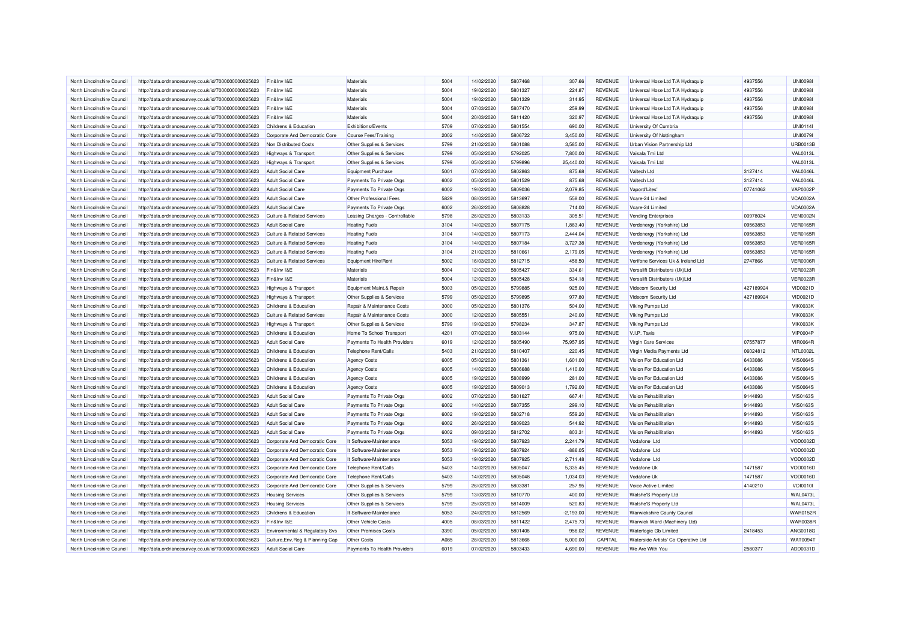| North Lincolnshire Council | http://data.ordnancesurvey.co.uk/id/7000000000025623 | Fin&Inv I&E | Materials | 5004 | 14/02/2020 | 5807468 | 307.66 | REVENUE | Universal Hose Ltd T/A Hydraquip | 4937556 | UNI0098I |
|---|---|---|---|---|---|---|---|---|---|---|---|
| North Lincolnshire Council | http://data.ordnancesurvey.co.uk/id/7000000000025623 | Fin&Inv I&E | Materials | 5004 | 19/02/2020 | 5801327 | 224.87 | REVENUE | Universal Hose Ltd T/A Hydraquip | 4937556 | UNI0098I |
| North Lincolnshire Council | http://data.ordnancesurvey.co.uk/id/7000000000025623 | Fin&Inv I&E | Materials | 5004 | 19/02/2020 | 5801329 | 314.95 | REVENUE | Universal Hose Ltd T/A Hydraquip | 4937556 | UNI0098I |
| North Lincolnshire Council | http://data.ordnancesurvey.co.uk/id/7000000000025623 | Fin&Inv I&E | Materials | 5004 | 07/03/2020 | 5807470 | 259.99 | REVENUE | Universal Hose Ltd T/A Hydraquip | 4937556 | UNI0098I |
| North Lincolnshire Council | http://data.ordnancesurvey.co.uk/id/7000000000025623 | Fin&Inv I&E | Materials | 5004 | 20/03/2020 | 5811420 | 320.97 | REVENUE | Universal Hose Ltd T/A Hydraquip | 4937556 | UNI0098I |
| North Lincolnshire Council | http://data.ordnancesurvey.co.uk/id/7000000000025623 | Childrens & Education | Exhibitions/Events | 5709 | 07/02/2020 | 5801554 | 690.00 | REVENUE | University Of Cumbria | | UNI0114I |
| North Lincolnshire Council | http://data.ordnancesurvey.co.uk/id/7000000000025623 | Corporate And Democratic Core | Course Fees/Training | 2002 | 14/02/2020 | 5806722 | 3,450.00 | REVENUE | University Of Nottingham | | UNI0079I |
| North Lincolnshire Council | http://data.ordnancesurvey.co.uk/id/7000000000025623 | Non Distributed Costs | Other Supplies & Services | 5799 | 21/02/2020 | 5801088 | 3,585.00 | REVENUE | Urban Vision Partnership Ltd | | URB0013B |
| North Lincolnshire Council | http://data.ordnancesurvey.co.uk/id/7000000000025623 | Highways & Transport | Other Supplies & Services | 5799 | 05/02/2020 | 5792025 | 7,800.00 | REVENUE | Vaisala Tmi Ltd | | VAL0013L |
| North Lincolnshire Council | http://data.ordnancesurvey.co.uk/id/7000000000025623 | Highways & Transport | Other Supplies & Services | 5799 | 05/02/2020 | 5799896 | 25,440.00 | REVENUE | Vaisala Tmi Ltd | | VAL0013L |
| North Lincolnshire Council | http://data.ordnancesurvey.co.uk/id/7000000000025623 | Adult Social Care | Equipment Purchase | 5001 | 07/02/2020 | 5802863 | 875.68 | REVENUE | Valtech Ltd | 3127414 | VAL0046L |
| North Lincolnshire Council | http://data.ordnancesurvey.co.uk/id/7000000000025623 | Adult Social Care | Payments To Private Orgs | 6002 | 05/02/2020 | 5801529 | 875.68 | REVENUE | Valtech Ltd | 3127414 | VAL0046L |
| North Lincolnshire Council | http://data.ordnancesurvey.co.uk/id/7000000000025623 | Adult Social Care | Payments To Private Orgs | 6002 | 19/02/2020 | 5809036 | 2,079.85 | REVENUE | Vapord'Lites' | 07741062 | VAP0002P |
| North Lincolnshire Council | http://data.ordnancesurvey.co.uk/id/7000000000025623 | Adult Social Care | Other Professional Fees | 5829 | 08/03/2020 | 5813697 | 558.00 | REVENUE | Vcare-24 Limited | | VCA0002A |
| North Lincolnshire Council | http://data.ordnancesurvey.co.uk/id/7000000000025623 | Adult Social Care | Payments To Private Orgs | 6002 | 26/02/2020 | 5808828 | 714.00 | REVENUE | Vcare-24 Limited | | VCA0002A |
| North Lincolnshire Council | http://data.ordnancesurvey.co.uk/id/7000000000025623 | Culture & Related Services | Leasing Charges - Controllable | 5798 | 26/02/2020 | 5803133 | 305.51 | REVENUE | Vending Enterprises | 00978024 | VEN0002N |
| North Lincolnshire Council | http://data.ordnancesurvey.co.uk/id/7000000000025623 | Adult Social Care | Heating Fuels | 3104 | 14/02/2020 | 5807175 | 1,883.40 | REVENUE | Verdenergy (Yorkshire) Ltd | 09563853 | VER0165R |
| North Lincolnshire Council | http://data.ordnancesurvey.co.uk/id/7000000000025623 | Culture & Related Services | Heating Fuels | 3104 | 14/02/2020 | 5807173 | 2,444.04 | REVENUE | Verdenergy (Yorkshire) Ltd | 09563853 | VER0165R |
| North Lincolnshire Council | http://data.ordnancesurvey.co.uk/id/7000000000025623 | Culture & Related Services | Heating Fuels | 3104 | 14/02/2020 | 5807184 | 3,727.38 | REVENUE | Verdenergy (Yorkshire) Ltd | 09563853 | VER0165R |
| North Lincolnshire Council | http://data.ordnancesurvey.co.uk/id/7000000000025623 | Culture & Related Services | Heating Fuels | 3104 | 21/02/2020 | 5810661 | 2,179.05 | REVENUE | Verdenergy (Yorkshire) Ltd | 09563853 | VER0165R |
| North Lincolnshire Council | http://data.ordnancesurvey.co.uk/id/7000000000025623 | Culture & Related Services | Equipment Hire/Rent | 5002 | 16/03/2020 | 5812715 | 458.50 | REVENUE | Verifone Services Uk & Ireland Ltd | 2747866 | VER0006R |
| North Lincolnshire Council | http://data.ordnancesurvey.co.uk/id/7000000000025623 | Fin&Inv I&E | Materials | 5004 | 12/02/2020 | 5805427 | 334.61 | REVENUE | Versalift Distributers (Uk)Ltd | | VER0023R |
| North Lincolnshire Council | http://data.ordnancesurvey.co.uk/id/7000000000025623 | Fin&Inv I&E | Materials | 5004 | 12/02/2020 | 5805428 | 534.18 | REVENUE | Versalift Distributers (Uk)Ltd | | VER0023R |
| North Lincolnshire Council | http://data.ordnancesurvey.co.uk/id/7000000000025623 | Highways & Transport | Equipment Maint.& Repair | 5003 | 05/02/2020 | 5799885 | 925.00 | REVENUE | Videcom Security Ltd | 427189924 | VID0021D |
| North Lincolnshire Council | http://data.ordnancesurvey.co.uk/id/7000000000025623 | Highways & Transport | Other Supplies & Services | 5799 | 05/02/2020 | 5799895 | 977.80 | REVENUE | Videcom Security Ltd | 427189924 | VID0021D |
| North Lincolnshire Council | http://data.ordnancesurvey.co.uk/id/7000000000025623 | Childrens & Education | Repair & Maintenance Costs | 3000 | 05/02/2020 | 5801376 | 504.00 | REVENUE | Viking Pumps Ltd | | VIK0033K |
| North Lincolnshire Council | http://data.ordnancesurvey.co.uk/id/7000000000025623 | Culture & Related Services | Repair & Maintenance Costs | 3000 | 12/02/2020 | 5805551 | 240.00 | REVENUE | Viking Pumps Ltd | | VIK0033K |
| North Lincolnshire Council | http://data.ordnancesurvey.co.uk/id/7000000000025623 | Highways & Transport | Other Supplies & Services | 5799 | 19/02/2020 | 5798234 | 347.87 | REVENUE | Viking Pumps Ltd | | VIK0033K |
| North Lincolnshire Council | http://data.ordnancesurvey.co.uk/id/7000000000025623 | Childrens & Education | Home To School Transport | 4201 | 07/02/2020 | 5803144 | 975.00 | REVENUE | V.I.P. Taxis | | VIP0004P |
| North Lincolnshire Council | http://data.ordnancesurvey.co.uk/id/7000000000025623 | Adult Social Care | Payments To Health Providers | 6019 | 12/02/2020 | 5805490 | 75,957.95 | REVENUE | Virgin Care Services | 07557877 | VIR0064R |
| North Lincolnshire Council | http://data.ordnancesurvey.co.uk/id/7000000000025623 | Childrens & Education | Telephone Rent/Calls | 5403 | 21/02/2020 | 5810407 | 220.45 | REVENUE | Virgin Media Payments Ltd | 06024812 | NTL0002L |
| North Lincolnshire Council | http://data.ordnancesurvey.co.uk/id/7000000000025623 | Childrens & Education | Agency Costs | 6005 | 05/02/2020 | 5801361 | 1,601.00 | REVENUE | Vision For Education Ltd | 6433086 | VIS0064S |
| North Lincolnshire Council | http://data.ordnancesurvey.co.uk/id/7000000000025623 | Childrens & Education | Agency Costs | 6005 | 14/02/2020 | 5806688 | 1,410.00 | REVENUE | Vision For Education Ltd | 6433086 | VIS0064S |
| North Lincolnshire Council | http://data.ordnancesurvey.co.uk/id/7000000000025623 | Childrens & Education | Agency Costs | 6005 | 19/02/2020 | 5808999 | 281.00 | REVENUE | Vision For Education Ltd | 6433086 | VIS0064S |
| North Lincolnshire Council | http://data.ordnancesurvey.co.uk/id/7000000000025623 | Childrens & Education | Agency Costs | 6005 | 19/02/2020 | 5809013 | 1,792.00 | REVENUE | Vision For Education Ltd | 6433086 | VIS0064S |
| North Lincolnshire Council | http://data.ordnancesurvey.co.uk/id/7000000000025623 | Adult Social Care | Payments To Private Orgs | 6002 | 07/02/2020 | 5801627 | 667.41 | REVENUE | Vision Rehabilitation | 9144893 | VIS0163S |
| North Lincolnshire Council | http://data.ordnancesurvey.co.uk/id/7000000000025623 | Adult Social Care | Payments To Private Orgs | 6002 | 14/02/2020 | 5807355 | 299.10 | REVENUE | Vision Rehabilitation | 9144893 | VIS0163S |
| North Lincolnshire Council | http://data.ordnancesurvey.co.uk/id/7000000000025623 | Adult Social Care | Payments To Private Orgs | 6002 | 19/02/2020 | 5802718 | 559.20 | REVENUE | Vision Rehabilitation | 9144893 | VIS0163S |
| North Lincolnshire Council | http://data.ordnancesurvey.co.uk/id/7000000000025623 | Adult Social Care | Payments To Private Orgs | 6002 | 26/02/2020 | 5809023 | 544.92 | REVENUE | Vision Rehabilitation | 9144893 | VIS0163S |
| North Lincolnshire Council | http://data.ordnancesurvey.co.uk/id/7000000000025623 | Adult Social Care | Payments To Private Orgs | 6002 | 09/03/2020 | 5812702 | 803.31 | REVENUE | Vision Rehabilitation | 9144893 | VIS0163S |
| North Lincolnshire Council | http://data.ordnancesurvey.co.uk/id/7000000000025623 | Corporate And Democratic Core | It Software-Maintenance | 5053 | 19/02/2020 | 5807923 | 2,241.79 | REVENUE | Vodafone Ltd | | VOD0002D |
| North Lincolnshire Council | http://data.ordnancesurvey.co.uk/id/7000000000025623 | Corporate And Democratic Core | It Software-Maintenance | 5053 | 19/02/2020 | 5807924 | -886.05 | REVENUE | Vodafone Ltd | | VOD0002D |
| North Lincolnshire Council | http://data.ordnancesurvey.co.uk/id/7000000000025623 | Corporate And Democratic Core | It Software-Maintenance | 5053 | 19/02/2020 | 5807925 | 2,711.48 | REVENUE | Vodafone Ltd | | VOD0002D |
| North Lincolnshire Council | http://data.ordnancesurvey.co.uk/id/7000000000025623 | Corporate And Democratic Core | Telephone Rent/Calls | 5403 | 14/02/2020 | 5805047 | 5,335.45 | REVENUE | Vodafone Uk | 1471587 | VOD0016D |
| North Lincolnshire Council | http://data.ordnancesurvey.co.uk/id/7000000000025623 | Corporate And Democratic Core | Telephone Rent/Calls | 5403 | 14/02/2020 | 5805048 | 1,034.03 | REVENUE | Vodafone Uk | 1471587 | VOD0016D |
| North Lincolnshire Council | http://data.ordnancesurvey.co.uk/id/7000000000025623 | Corporate And Democratic Core | Other Supplies & Services | 5799 | 26/02/2020 | 5803381 | 257.95 | REVENUE | Voice Active Limited | 4140210 | VOI0010I |
| North Lincolnshire Council | http://data.ordnancesurvey.co.uk/id/7000000000025623 | Housing Services | Other Supplies & Services | 5799 | 13/03/2020 | 5810770 | 400.00 | REVENUE | Walshe'S Property Ltd | | WAL0473L |
| North Lincolnshire Council | http://data.ordnancesurvey.co.uk/id/7000000000025623 | Housing Services | Other Supplies & Services | 5799 | 25/03/2020 | 5814009 | 520.83 | REVENUE | Walshe'S Property Ltd | | WAL0473L |
| North Lincolnshire Council | http://data.ordnancesurvey.co.uk/id/7000000000025623 | Childrens & Education | It Software-Maintenance | 5053 | 24/02/2020 | 5812569 | -2,193.00 | REVENUE | Warwickshire County Council | | WAR0152R |
| North Lincolnshire Council | http://data.ordnancesurvey.co.uk/id/7000000000025623 | Fin&Inv I&E | Other Vehicle Costs | 4005 | 08/03/2020 | 5811422 | 2,475.73 | REVENUE | Warwick Ward (Machinery Ltd) | | WAR0038R |
| North Lincolnshire Council | http://data.ordnancesurvey.co.uk/id/7000000000025623 | Environmental & Regulatory Svs | Other Premises Costs | 3390 | 05/02/2020 | 5801408 | 956.02 | REVENUE | Waterlogic Gb Limited | 2418453 | ANG0018G |
| North Lincolnshire Council | http://data.ordnancesurvey.co.uk/id/7000000000025623 | Culture,Env,Reg & Planning Cap | Other Costs | A085 | 28/02/2020 | 5813668 | 5,000.00 | CAPITAL | Waterside Artists' Co-Operative Ltd | | WAT0094T |
| North Lincolnshire Council | http://data.ordnancesurvey.co.uk/id/7000000000025623 | Adult Social Care | Payments To Health Providers | 6019 | 07/02/2020 | 5803433 | 4,690.00 | REVENUE | We Are With You | 2580377 | ADD0031D |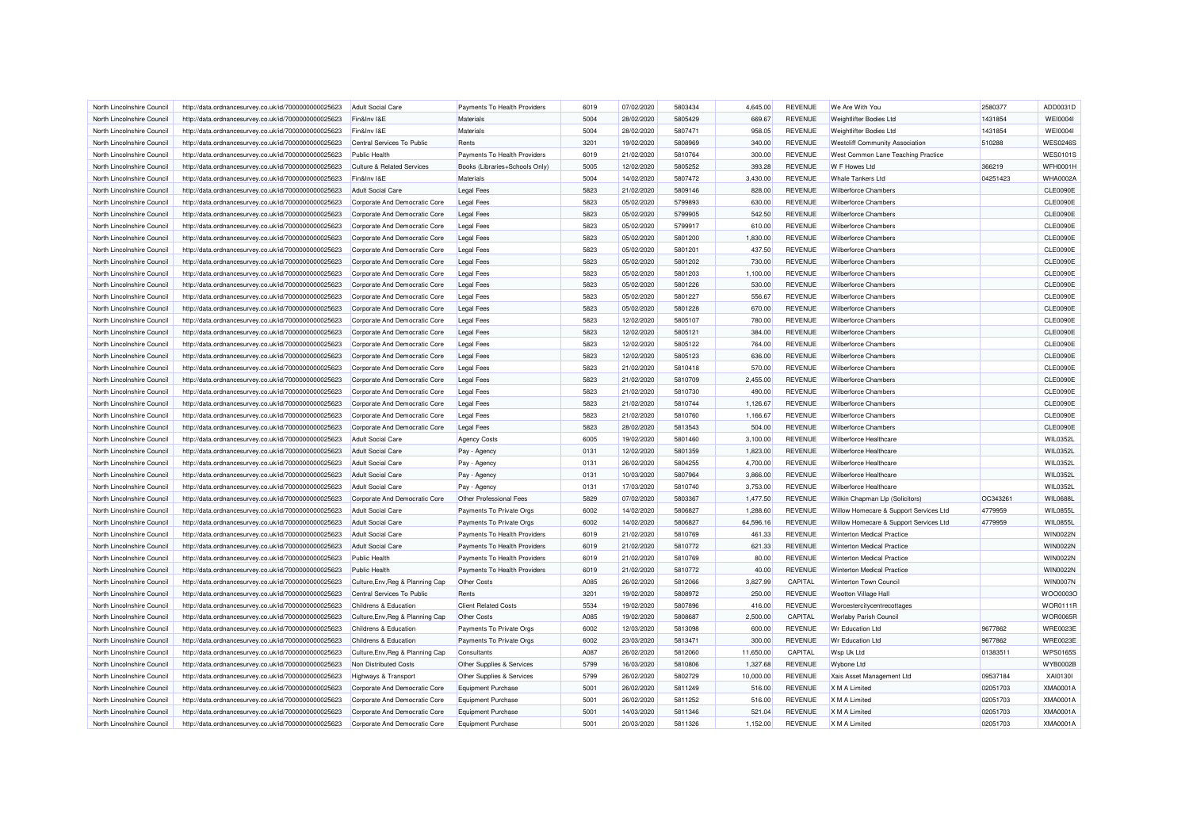| North Lincolnshire Council | http://data.ordnancesurvey.co.uk/id/7000000000025623 | Adult Social Care | Payments To Health Providers | 6019 | 07/02/2020 | 5803434 | 4,645.00 | REVENUE | We Are With You | 2580377 | ADD0031D |
|---|---|---|---|---|---|---|---|---|---|---|---|
| North Lincolnshire Council | http://data.ordnancesurvey.co.uk/id/7000000000025623 | Fin&Inv I&E | Materials | 5004 | 28/02/2020 | 5805429 | 669.67 | REVENUE | Weightlifter Bodies Ltd | 1431854 | WEI0004I |
| North Lincolnshire Council | http://data.ordnancesurvey.co.uk/id/7000000000025623 | Fin&Inv I&E | Materials | 5004 | 28/02/2020 | 5807471 | 958.05 | REVENUE | Weightlifter Bodies Ltd | 1431854 | WEI0004I |
| North Lincolnshire Council | http://data.ordnancesurvey.co.uk/id/7000000000025623 | Central Services To Public | Rents | 3201 | 19/02/2020 | 5808969 | 340.00 | REVENUE | Westcliff Community Association | 510288 | WES0246S |
| North Lincolnshire Council | http://data.ordnancesurvey.co.uk/id/7000000000025623 | Public Health | Payments To Health Providers | 6019 | 21/02/2020 | 5810764 | 300.00 | REVENUE | West Common Lane Teaching Practice | | WES0101S |
| North Lincolnshire Council | http://data.ordnancesurvey.co.uk/id/7000000000025623 | Culture & Related Services | Books (Libraries+Schools Only) | 5005 | 12/02/2020 | 5805252 | 393.28 | REVENUE | W F Howes Ltd | 366219 | WFH0001H |
| North Lincolnshire Council | http://data.ordnancesurvey.co.uk/id/7000000000025623 | Fin&Inv I&E | Materials | 5004 | 14/02/2020 | 5807472 | 3,430.00 | REVENUE | Whale Tankers Ltd | 04251423 | WHA0002A |
| North Lincolnshire Council | http://data.ordnancesurvey.co.uk/id/7000000000025623 | Adult Social Care | Legal Fees | 5823 | 21/02/2020 | 5809146 | 828.00 | REVENUE | Wilberforce Chambers | | CLE0090E |
| North Lincolnshire Council | http://data.ordnancesurvey.co.uk/id/7000000000025623 | Corporate And Democratic Core | Legal Fees | 5823 | 05/02/2020 | 5799893 | 630.00 | REVENUE | Wilberforce Chambers | | CLE0090E |
| North Lincolnshire Council | http://data.ordnancesurvey.co.uk/id/7000000000025623 | Corporate And Democratic Core | Legal Fees | 5823 | 05/02/2020 | 5799905 | 542.50 | REVENUE | Wilberforce Chambers | | CLE0090E |
| North Lincolnshire Council | http://data.ordnancesurvey.co.uk/id/7000000000025623 | Corporate And Democratic Core | Legal Fees | 5823 | 05/02/2020 | 5799917 | 610.00 | REVENUE | Wilberforce Chambers | | CLE0090E |
| North Lincolnshire Council | http://data.ordnancesurvey.co.uk/id/7000000000025623 | Corporate And Democratic Core | Legal Fees | 5823 | 05/02/2020 | 5801200 | 1,830.00 | REVENUE | Wilberforce Chambers | | CLE0090E |
| North Lincolnshire Council | http://data.ordnancesurvey.co.uk/id/7000000000025623 | Corporate And Democratic Core | Legal Fees | 5823 | 05/02/2020 | 5801201 | 437.50 | REVENUE | Wilberforce Chambers | | CLE0090E |
| North Lincolnshire Council | http://data.ordnancesurvey.co.uk/id/7000000000025623 | Corporate And Democratic Core | Legal Fees | 5823 | 05/02/2020 | 5801202 | 730.00 | REVENUE | Wilberforce Chambers | | CLE0090E |
| North Lincolnshire Council | http://data.ordnancesurvey.co.uk/id/7000000000025623 | Corporate And Democratic Core | Legal Fees | 5823 | 05/02/2020 | 5801203 | 1,100.00 | REVENUE | Wilberforce Chambers | | CLE0090E |
| North Lincolnshire Council | http://data.ordnancesurvey.co.uk/id/7000000000025623 | Corporate And Democratic Core | Legal Fees | 5823 | 05/02/2020 | 5801226 | 530.00 | REVENUE | Wilberforce Chambers | | CLE0090E |
| North Lincolnshire Council | http://data.ordnancesurvey.co.uk/id/7000000000025623 | Corporate And Democratic Core | Legal Fees | 5823 | 05/02/2020 | 5801227 | 556.67 | REVENUE | Wilberforce Chambers | | CLE0090E |
| North Lincolnshire Council | http://data.ordnancesurvey.co.uk/id/7000000000025623 | Corporate And Democratic Core | Legal Fees | 5823 | 05/02/2020 | 5801228 | 670.00 | REVENUE | Wilberforce Chambers | | CLE0090E |
| North Lincolnshire Council | http://data.ordnancesurvey.co.uk/id/7000000000025623 | Corporate And Democratic Core | Legal Fees | 5823 | 12/02/2020 | 5805107 | 780.00 | REVENUE | Wilberforce Chambers | | CLE0090E |
| North Lincolnshire Council | http://data.ordnancesurvey.co.uk/id/7000000000025623 | Corporate And Democratic Core | Legal Fees | 5823 | 12/02/2020 | 5805121 | 384.00 | REVENUE | Wilberforce Chambers | | CLE0090E |
| North Lincolnshire Council | http://data.ordnancesurvey.co.uk/id/7000000000025623 | Corporate And Democratic Core | Legal Fees | 5823 | 12/02/2020 | 5805122 | 764.00 | REVENUE | Wilberforce Chambers | | CLE0090E |
| North Lincolnshire Council | http://data.ordnancesurvey.co.uk/id/7000000000025623 | Corporate And Democratic Core | Legal Fees | 5823 | 12/02/2020 | 5805123 | 636.00 | REVENUE | Wilberforce Chambers | | CLE0090E |
| North Lincolnshire Council | http://data.ordnancesurvey.co.uk/id/7000000000025623 | Corporate And Democratic Core | Legal Fees | 5823 | 21/02/2020 | 5810418 | 570.00 | REVENUE | Wilberforce Chambers | | CLE0090E |
| North Lincolnshire Council | http://data.ordnancesurvey.co.uk/id/7000000000025623 | Corporate And Democratic Core | Legal Fees | 5823 | 21/02/2020 | 5810709 | 2,455.00 | REVENUE | Wilberforce Chambers | | CLE0090E |
| North Lincolnshire Council | http://data.ordnancesurvey.co.uk/id/7000000000025623 | Corporate And Democratic Core | Legal Fees | 5823 | 21/02/2020 | 5810730 | 490.00 | REVENUE | Wilberforce Chambers | | CLE0090E |
| North Lincolnshire Council | http://data.ordnancesurvey.co.uk/id/7000000000025623 | Corporate And Democratic Core | Legal Fees | 5823 | 21/02/2020 | 5810744 | 1,126.67 | REVENUE | Wilberforce Chambers | | CLE0090E |
| North Lincolnshire Council | http://data.ordnancesurvey.co.uk/id/7000000000025623 | Corporate And Democratic Core | Legal Fees | 5823 | 21/02/2020 | 5810760 | 1,166.67 | REVENUE | Wilberforce Chambers | | CLE0090E |
| North Lincolnshire Council | http://data.ordnancesurvey.co.uk/id/7000000000025623 | Corporate And Democratic Core | Legal Fees | 5823 | 28/02/2020 | 5813543 | 504.00 | REVENUE | Wilberforce Chambers | | CLE0090E |
| North Lincolnshire Council | http://data.ordnancesurvey.co.uk/id/7000000000025623 | Adult Social Care | Agency Costs | 6005 | 19/02/2020 | 5801460 | 3,100.00 | REVENUE | Wilberforce Healthcare | | WIL0352L |
| North Lincolnshire Council | http://data.ordnancesurvey.co.uk/id/7000000000025623 | Adult Social Care | Pay - Agency | 0131 | 12/02/2020 | 5801359 | 1,823.00 | REVENUE | Wilberforce Healthcare | | WIL0352L |
| North Lincolnshire Council | http://data.ordnancesurvey.co.uk/id/7000000000025623 | Adult Social Care | Pay - Agency | 0131 | 26/02/2020 | 5804255 | 4,700.00 | REVENUE | Wilberforce Healthcare | | WIL0352L |
| North Lincolnshire Council | http://data.ordnancesurvey.co.uk/id/7000000000025623 | Adult Social Care | Pay - Agency | 0131 | 10/03/2020 | 5807964 | 3,866.00 | REVENUE | Wilberforce Healthcare | | WIL0352L |
| North Lincolnshire Council | http://data.ordnancesurvey.co.uk/id/7000000000025623 | Adult Social Care | Pay - Agency | 0131 | 17/03/2020 | 5810740 | 3,753.00 | REVENUE | Wilberforce Healthcare | | WIL0352L |
| North Lincolnshire Council | http://data.ordnancesurvey.co.uk/id/7000000000025623 | Corporate And Democratic Core | Other Professional Fees | 5829 | 07/02/2020 | 5803367 | 1,477.50 | REVENUE | Wilkin Chapman Llp (Solicitors) | OC343261 | WIL0688L |
| North Lincolnshire Council | http://data.ordnancesurvey.co.uk/id/7000000000025623 | Adult Social Care | Payments To Private Orgs | 6002 | 14/02/2020 | 5806827 | 1,288.60 | REVENUE | Willow Homecare & Support Services Ltd | 4779959 | WIL0855L |
| North Lincolnshire Council | http://data.ordnancesurvey.co.uk/id/7000000000025623 | Adult Social Care | Payments To Private Orgs | 6002 | 14/02/2020 | 5806827 | 64,596.16 | REVENUE | Willow Homecare & Support Services Ltd | 4779959 | WIL0855L |
| North Lincolnshire Council | http://data.ordnancesurvey.co.uk/id/7000000000025623 | Adult Social Care | Payments To Health Providers | 6019 | 21/02/2020 | 5810769 | 461.33 | REVENUE | Winterton Medical Practice | | WIN0022N |
| North Lincolnshire Council | http://data.ordnancesurvey.co.uk/id/7000000000025623 | Adult Social Care | Payments To Health Providers | 6019 | 21/02/2020 | 5810772 | 621.33 | REVENUE | Winterton Medical Practice | | WIN0022N |
| North Lincolnshire Council | http://data.ordnancesurvey.co.uk/id/7000000000025623 | Public Health | Payments To Health Providers | 6019 | 21/02/2020 | 5810769 | 80.00 | REVENUE | Winterton Medical Practice | | WIN0022N |
| North Lincolnshire Council | http://data.ordnancesurvey.co.uk/id/7000000000025623 | Public Health | Payments To Health Providers | 6019 | 21/02/2020 | 5810772 | 40.00 | REVENUE | Winterton Medical Practice | | WIN0022N |
| North Lincolnshire Council | http://data.ordnancesurvey.co.uk/id/7000000000025623 | Culture,Env,Reg & Planning Cap | Other Costs | A085 | 26/02/2020 | 5812066 | 3,827.99 | CAPITAL | Winterton Town Council | | WIN0007N |
| North Lincolnshire Council | http://data.ordnancesurvey.co.uk/id/7000000000025623 | Central Services To Public | Rents | 3201 | 19/02/2020 | 5808972 | 250.00 | REVENUE | Wootton Village Hall | | WOO0003O |
| North Lincolnshire Council | http://data.ordnancesurvey.co.uk/id/7000000000025623 | Childrens & Education | Client Related Costs | 5534 | 19/02/2020 | 5807896 | 416.00 | REVENUE | Worcestercitycentrecottages | | WOR0111R |
| North Lincolnshire Council | http://data.ordnancesurvey.co.uk/id/7000000000025623 | Culture,Env,Reg & Planning Cap | Other Costs | A085 | 19/02/2020 | 5808687 | 2,500.00 | CAPITAL | Worlaby Parish Council | | WOR0065R |
| North Lincolnshire Council | http://data.ordnancesurvey.co.uk/id/7000000000025623 | Childrens & Education | Payments To Private Orgs | 6002 | 12/03/2020 | 5813098 | 600.00 | REVENUE | Wr Education Ltd | 9677862 | WRE0023E |
| North Lincolnshire Council | http://data.ordnancesurvey.co.uk/id/7000000000025623 | Childrens & Education | Payments To Private Orgs | 6002 | 23/03/2020 | 5813471 | 300.00 | REVENUE | Wr Education Ltd | 9677862 | WRE0023E |
| North Lincolnshire Council | http://data.ordnancesurvey.co.uk/id/7000000000025623 | Culture,Env,Reg & Planning Cap | Consultants | A087 | 26/02/2020 | 5812060 | 11,650.00 | CAPITAL | Wsp Uk Ltd | 01383511 | WPS0165S |
| North Lincolnshire Council | http://data.ordnancesurvey.co.uk/id/7000000000025623 | Non Distributed Costs | Other Supplies & Services | 5799 | 16/03/2020 | 5810806 | 1,327.68 | REVENUE | Wybone Ltd | | WYB0002B |
| North Lincolnshire Council | http://data.ordnancesurvey.co.uk/id/7000000000025623 | Highways & Transport | Other Supplies & Services | 5799 | 26/02/2020 | 5802729 | 10,000.00 | REVENUE | Xais Asset Management Ltd | 09537184 | XAI0130I |
| North Lincolnshire Council | http://data.ordnancesurvey.co.uk/id/7000000000025623 | Corporate And Democratic Core | Equipment Purchase | 5001 | 26/02/2020 | 5811249 | 516.00 | REVENUE | X M A Limited | 02051703 | XMA0001A |
| North Lincolnshire Council | http://data.ordnancesurvey.co.uk/id/7000000000025623 | Corporate And Democratic Core | Equipment Purchase | 5001 | 26/02/2020 | 5811252 | 516.00 | REVENUE | X M A Limited | 02051703 | XMA0001A |
| North Lincolnshire Council | http://data.ordnancesurvey.co.uk/id/7000000000025623 | Corporate And Democratic Core | Equipment Purchase | 5001 | 14/03/2020 | 5811346 | 521.04 | REVENUE | X M A Limited | 02051703 | XMA0001A |
| North Lincolnshire Council | http://data.ordnancesurvey.co.uk/id/7000000000025623 | Corporate And Democratic Core | Equipment Purchase | 5001 | 20/03/2020 | 5811326 | 1,152.00 | REVENUE | X M A Limited | 02051703 | XMA0001A |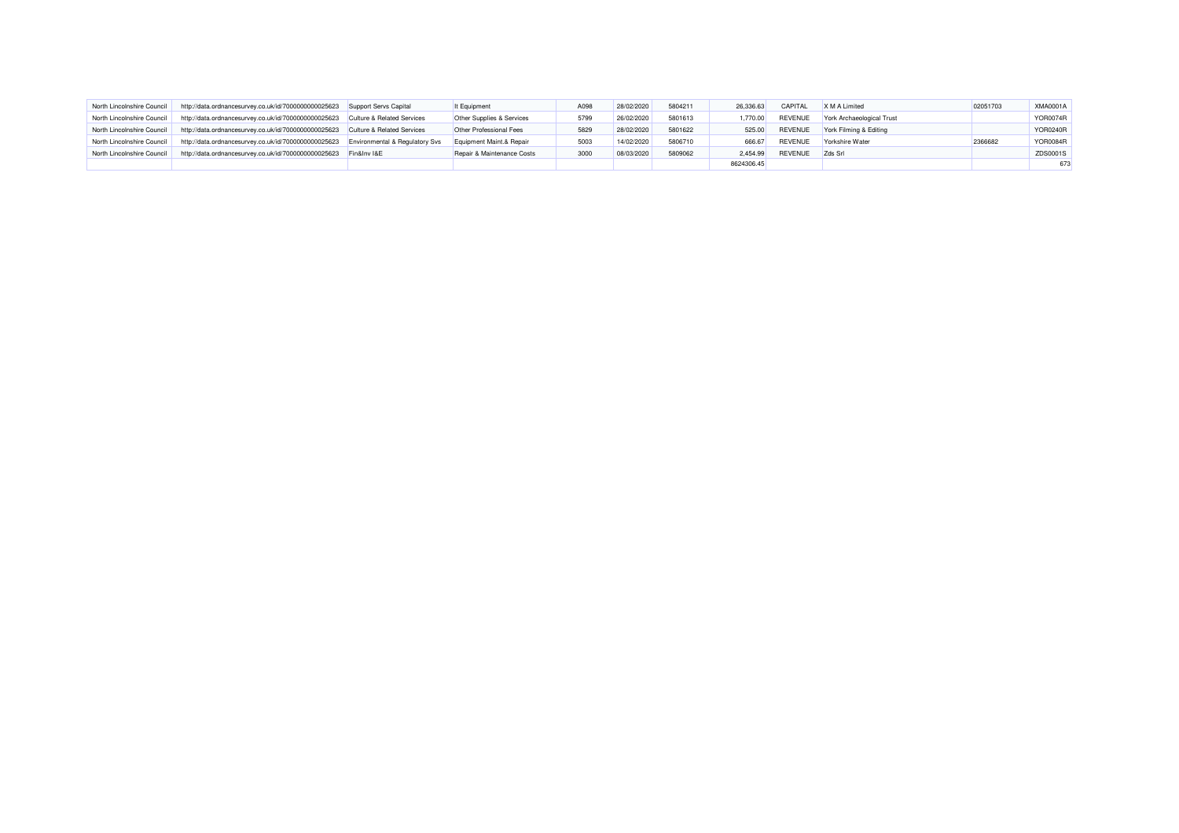| | | | | | | | | | | | |
|---|---|---|---|---|---|---|---|---|---|---|---|
| North Lincolnshire Council | http://data.ordnancesurvey.co.uk/id/7000000000025623 | Support Servs Capital | It Equipment | A098 | 28/02/2020 | 5804211 | 26,336.63 | CAPITAL | X M A Limited | 02051703 | XMA0001A |
| North Lincolnshire Council | http://data.ordnancesurvey.co.uk/id/7000000000025623 | Culture & Related Services | Other Supplies & Services | 5799 | 26/02/2020 | 5801613 | 1,770.00 | REVENUE | York Archaeological Trust | | YOR0074R |
| North Lincolnshire Council | http://data.ordnancesurvey.co.uk/id/7000000000025623 | Culture & Related Services | Other Professional Fees | 5829 | 28/02/2020 | 5801622 | 525.00 | REVENUE | York Filming & Editing | | YOR0240R |
| North Lincolnshire Council | http://data.ordnancesurvey.co.uk/id/7000000000025623 | Environmental & Regulatory Svs | Equipment Maint.& Repair | 5003 | 14/02/2020 | 5806710 | 666.67 | REVENUE | Yorkshire Water | 2366682 | YOR0084R |
| North Lincolnshire Council | http://data.ordnancesurvey.co.uk/id/7000000000025623 | Fin&Inv I&E | Repair & Maintenance Costs | 3000 | 08/03/2020 | 5809062 | 2,454.99 | REVENUE | Zds Srl | | ZDS0001S |
| | | | | | | | 8624306.45 | | | | 673 |